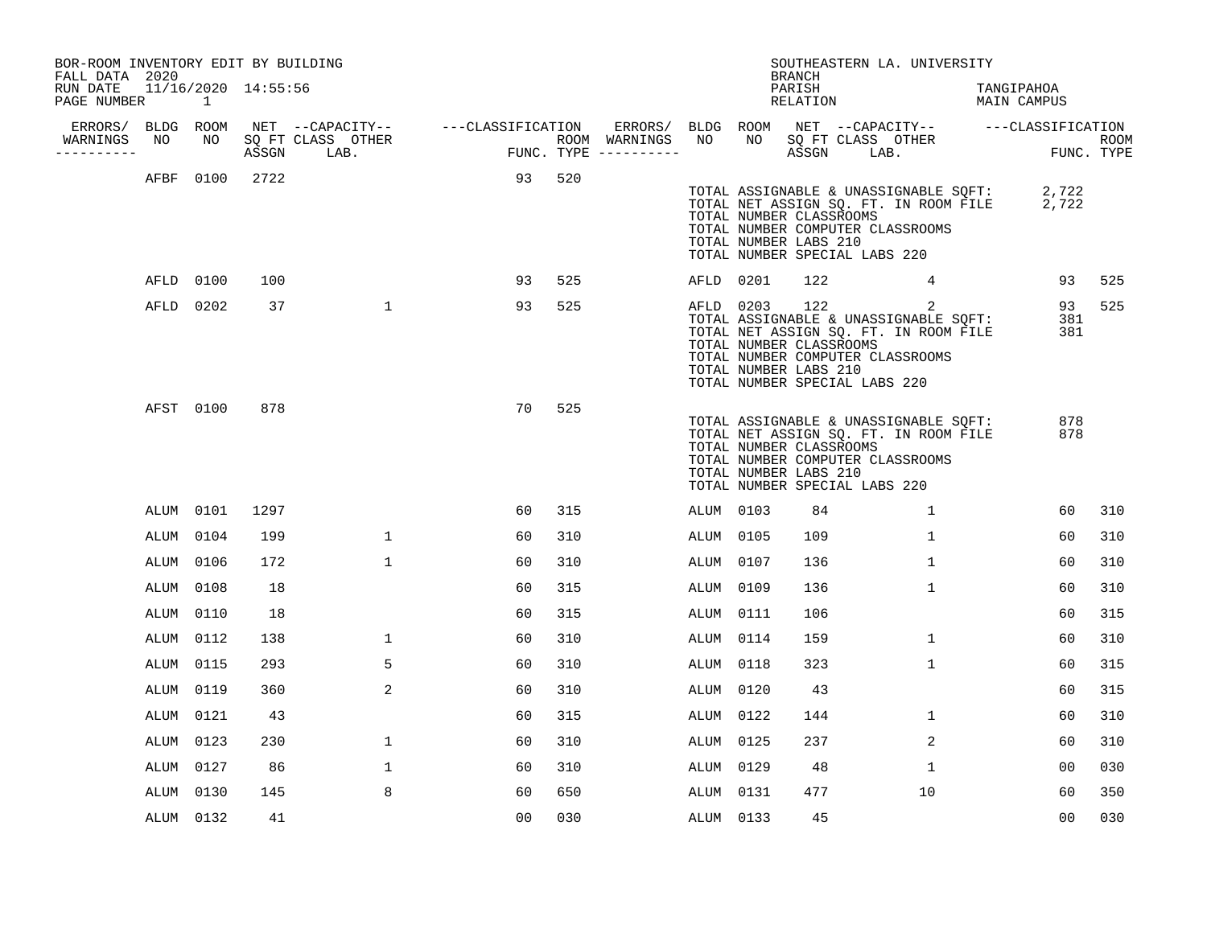BOR-ROOM INVENTORY EDIT BY BUILDING
FALL DATA 2020
RUN DATE 11/16/2020 14:55:56
PAGE NUMBER 1

SOUTHEASTERN LA. UNIVERSITY
BRANCH
PARISH TANGIPAHOA
RELATION MAIN CAMPUS

| ERRORS/ WARNINGS | BLDG NO | ROOM NO | NET SQ FT ASSGN | CAPACITY CLASS LAB. | CAPACITY OTHER | CLASSIFICATION FUNC. | ROOM TYPE | ERRORS/ WARNINGS | BLDG NO | ROOM NO | NET SQ FT ASSGN | CAPACITY CLASS LAB. | CAPACITY OTHER | CLASSIFICATION FUNC. | ROOM TYPE |
|---|---|---|---|---|---|---|---|---|---|---|---|---|---|---|---|
| | AFBF | 0100 | 2722 | | | 93 | 520 | | | | | | | | |

TOTAL ASSIGNABLE & UNASSIGNABLE SQFT: 2,722
TOTAL NET ASSIGN SQ. FT. IN ROOM FILE 2,722
TOTAL NUMBER CLASSROOMS
TOTAL NUMBER COMPUTER CLASSROOMS
TOTAL NUMBER LABS 210
TOTAL NUMBER SPECIAL LABS 220

| ERRORS/ WARNINGS | BLDG NO | ROOM NO | NET SQ FT ASSGN | CAPACITY CLASS LAB. | CAPACITY OTHER | CLASSIFICATION FUNC. | ROOM TYPE | ERRORS/ WARNINGS | BLDG NO | ROOM NO | NET SQ FT ASSGN | CAPACITY CLASS LAB. | CAPACITY OTHER | CLASSIFICATION FUNC. | ROOM TYPE |
|---|---|---|---|---|---|---|---|---|---|---|---|---|---|---|---|
| | AFLD | 0100 | 100 | | | 93 | 525 | | AFLD | 0201 | 122 | | 4 | 93 | 525 |
| | AFLD | 0202 | 37 | | 1 | 93 | 525 | | AFLD | 0203 | 122 | | 2 | 93 | 525 |

TOTAL ASSIGNABLE & UNASSIGNABLE SQFT: 381
TOTAL NET ASSIGN SQ. FT. IN ROOM FILE 381
TOTAL NUMBER CLASSROOMS
TOTAL NUMBER COMPUTER CLASSROOMS
TOTAL NUMBER LABS 210
TOTAL NUMBER SPECIAL LABS 220

| ERRORS/ WARNINGS | BLDG NO | ROOM NO | NET SQ FT ASSGN | CAPACITY CLASS LAB. | CAPACITY OTHER | CLASSIFICATION FUNC. | ROOM TYPE | ERRORS/ WARNINGS | BLDG NO | ROOM NO | NET SQ FT ASSGN | CAPACITY CLASS LAB. | CAPACITY OTHER | CLASSIFICATION FUNC. | ROOM TYPE |
|---|---|---|---|---|---|---|---|---|---|---|---|---|---|---|---|
| | AFST | 0100 | 878 | | | 70 | 525 | | | | | | | | |

TOTAL ASSIGNABLE & UNASSIGNABLE SQFT: 878
TOTAL NET ASSIGN SQ. FT. IN ROOM FILE 878
TOTAL NUMBER CLASSROOMS
TOTAL NUMBER COMPUTER CLASSROOMS
TOTAL NUMBER LABS 210
TOTAL NUMBER SPECIAL LABS 220

| ERRORS/ WARNINGS | BLDG NO | ROOM NO | NET SQ FT ASSGN | CAPACITY CLASS LAB. | CAPACITY OTHER | CLASSIFICATION FUNC. | ROOM TYPE | ERRORS/ WARNINGS | BLDG NO | ROOM NO | NET SQ FT ASSGN | CAPACITY CLASS LAB. | CAPACITY OTHER | CLASSIFICATION FUNC. | ROOM TYPE |
|---|---|---|---|---|---|---|---|---|---|---|---|---|---|---|---|
| | ALUM | 0101 | 1297 | | | 60 | 315 | | ALUM | 0103 | 84 | | 1 | 60 | 310 |
| | ALUM | 0104 | 199 | | 1 | 60 | 310 | | ALUM | 0105 | 109 | | 1 | 60 | 310 |
| | ALUM | 0106 | 172 | | 1 | 60 | 310 | | ALUM | 0107 | 136 | | 1 | 60 | 310 |
| | ALUM | 0108 | 18 | | | 60 | 315 | | ALUM | 0109 | 136 | | 1 | 60 | 310 |
| | ALUM | 0110 | 18 | | | 60 | 315 | | ALUM | 0111 | 106 | | | 60 | 315 |
| | ALUM | 0112 | 138 | | 1 | 60 | 310 | | ALUM | 0114 | 159 | | 1 | 60 | 310 |
| | ALUM | 0115 | 293 | | 5 | 60 | 310 | | ALUM | 0118 | 323 | | 1 | 60 | 315 |
| | ALUM | 0119 | 360 | | 2 | 60 | 310 | | ALUM | 0120 | 43 | | | 60 | 315 |
| | ALUM | 0121 | 43 | | | 60 | 315 | | ALUM | 0122 | 144 | | 1 | 60 | 310 |
| | ALUM | 0123 | 230 | | 1 | 60 | 310 | | ALUM | 0125 | 237 | | 2 | 60 | 310 |
| | ALUM | 0127 | 86 | | 1 | 60 | 310 | | ALUM | 0129 | 48 | | 1 | 00 | 030 |
| | ALUM | 0130 | 145 | | 8 | 60 | 650 | | ALUM | 0131 | 477 | | 10 | 60 | 350 |
| | ALUM | 0132 | 41 | | | 00 | 030 | | ALUM | 0133 | 45 | | | 00 | 030 |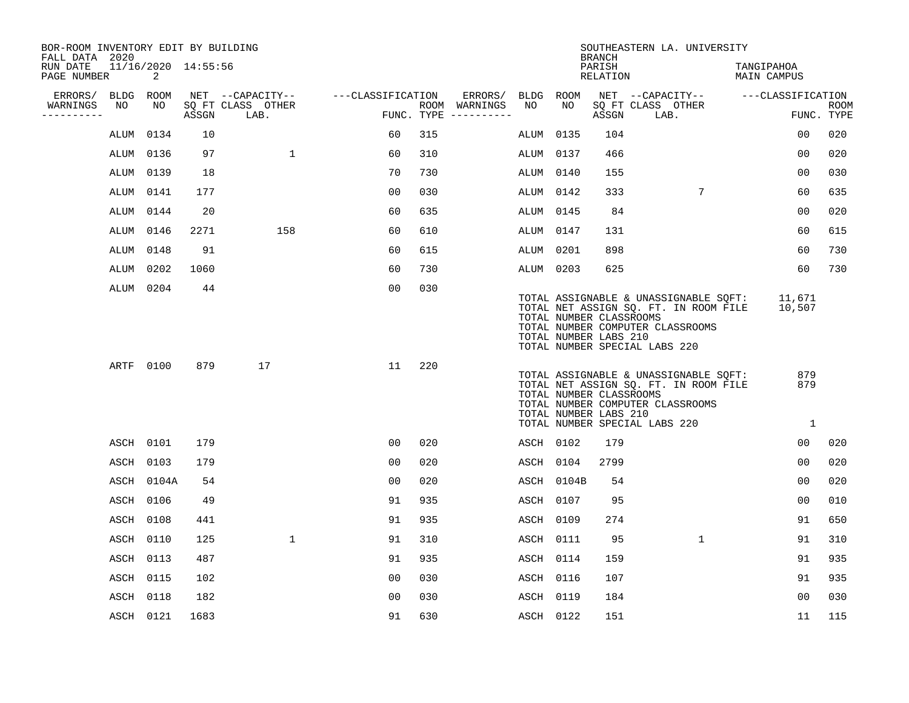BOR-ROOM INVENTORY EDIT BY BUILDING
FALL DATA 2020
RUN DATE 11/16/2020 14:55:56

SOUTHEASTERN LA. UNIVERSITY
BRANCH
PARISH TANGIPAHOA
RELATION MAIN CAMPUS

| ERRORS/ WARNINGS | BLDG NO | ROOM NO | NET SQ FT ASSGN | CAPACITY CLASS LAB. | CAPACITY OTHER | CLASSIFICATION FUNC. | ROOM TYPE | ERRORS/ WARNINGS | BLDG NO | ROOM NO | NET SQ FT ASSGN | CAPACITY CLASS LAB. | CAPACITY OTHER | CLASSIFICATION FUNC. | ROOM TYPE |
|---|---|---|---|---|---|---|---|---|---|---|---|---|---|---|---|
| | ALUM | 0134 | 10 | | | 60 | 315 | | ALUM | 0135 | 104 | | | 00 | 020 |
| | ALUM | 0136 | 97 | | 1 | 60 | 310 | | ALUM | 0137 | 466 | | | 00 | 020 |
| | ALUM | 0139 | 18 | | | 70 | 730 | | ALUM | 0140 | 155 | | | 00 | 030 |
| | ALUM | 0141 | 177 | | | 00 | 030 | | ALUM | 0142 | 333 | | 7 | 60 | 635 |
| | ALUM | 0144 | 20 | | | 60 | 635 | | ALUM | 0145 | 84 | | | 00 | 020 |
| | ALUM | 0146 | 2271 | | 158 | 60 | 610 | | ALUM | 0147 | 131 | | | 60 | 615 |
| | ALUM | 0148 | 91 | | | 60 | 615 | | ALUM | 0201 | 898 | | | 60 | 730 |
| | ALUM | 0202 | 1060 | | | 60 | 730 | | ALUM | 0203 | 625 | | | 60 | 730 |
| | ALUM | 0204 | 44 | | | 00 | 030 | | | | | | | | |

TOTAL ASSIGNABLE & UNASSIGNABLE SQFT: 11,671
TOTAL NET ASSIGN SQ. FT. IN ROOM FILE 10,507
TOTAL NUMBER CLASSROOMS
TOTAL NUMBER COMPUTER CLASSROOMS
TOTAL NUMBER LABS 210
TOTAL NUMBER SPECIAL LABS 220

| ERRORS/ WARNINGS | BLDG NO | ROOM NO | NET SQ FT ASSGN | CAPACITY CLASS LAB. | CAPACITY OTHER | CLASSIFICATION FUNC. | ROOM TYPE |
|---|---|---|---|---|---|---|---|
| | ARTF | 0100 | 879 | 17 | | 11 | 220 |

TOTAL ASSIGNABLE & UNASSIGNABLE SQFT: 879
TOTAL NET ASSIGN SQ. FT. IN ROOM FILE 879
TOTAL NUMBER CLASSROOMS
TOTAL NUMBER COMPUTER CLASSROOMS
TOTAL NUMBER LABS 210
TOTAL NUMBER SPECIAL LABS 220 1

| ERRORS/ WARNINGS | BLDG NO | ROOM NO | NET SQ FT ASSGN | CAPACITY CLASS LAB. | CAPACITY OTHER | CLASSIFICATION FUNC. | ROOM TYPE | ERRORS/ WARNINGS | BLDG NO | ROOM NO | NET SQ FT ASSGN | CAPACITY CLASS LAB. | CAPACITY OTHER | CLASSIFICATION FUNC. | ROOM TYPE |
|---|---|---|---|---|---|---|---|---|---|---|---|---|---|---|---|
| | ASCH | 0101 | 179 | | | 00 | 020 | | ASCH | 0102 | 179 | | | 00 | 020 |
| | ASCH | 0103 | 179 | | | 00 | 020 | | ASCH | 0104 | 2799 | | | 00 | 020 |
| | ASCH | 0104A | 54 | | | 00 | 020 | | ASCH | 0104B | 54 | | | 00 | 020 |
| | ASCH | 0106 | 49 | | | 91 | 935 | | ASCH | 0107 | 95 | | | 00 | 010 |
| | ASCH | 0108 | 441 | | | 91 | 935 | | ASCH | 0109 | 274 | | | 91 | 650 |
| | ASCH | 0110 | 125 | | 1 | 91 | 310 | | ASCH | 0111 | 95 | | 1 | 91 | 310 |
| | ASCH | 0113 | 487 | | | 91 | 935 | | ASCH | 0114 | 159 | | | 91 | 935 |
| | ASCH | 0115 | 102 | | | 00 | 030 | | ASCH | 0116 | 107 | | | 91 | 935 |
| | ASCH | 0118 | 182 | | | 00 | 030 | | ASCH | 0119 | 184 | | | 00 | 030 |
| | ASCH | 0121 | 1683 | | | 91 | 630 | | ASCH | 0122 | 151 | | | 11 | 115 |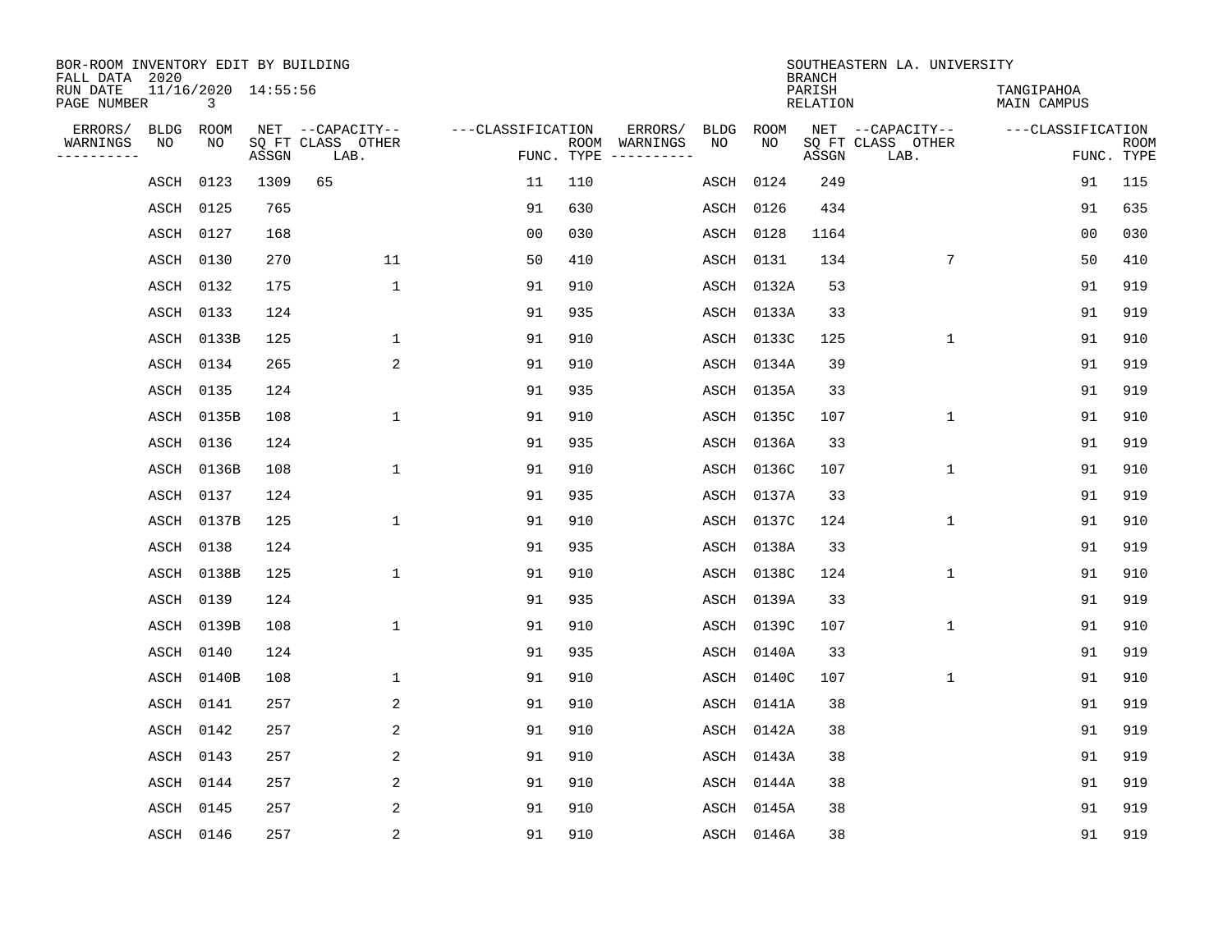BOR-ROOM INVENTORY EDIT BY BUILDING
FALL DATA 2020
RUN DATE 11/16/2020 14:55:56
PAGE NUMBER 3

SOUTHEASTERN LA. UNIVERSITY
BRANCH
PARISH TANGIPAHOA
RELATION MAIN CAMPUS

| ERRORS/ WARNINGS | BLDG NO | ROOM NO | NET SQ FT ASSGN | CAPACITY CLASS LAB. | CAPACITY OTHER | CLASSIFICATION FUNC. | ROOM TYPE | ERRORS/ WARNINGS | BLDG NO | ROOM NO | NET SQ FT ASSGN | CAPACITY CLASS LAB. | CAPACITY OTHER | CLASSIFICATION FUNC. | ROOM TYPE |
|---|---|---|---|---|---|---|---|---|---|---|---|---|---|---|---|
| | ASCH | 0123 | 1309 | 65 | | 11 | 110 | | ASCH | 0124 | 249 | | | 91 | 115 |
| | ASCH | 0125 | 765 | | | 91 | 630 | | ASCH | 0126 | 434 | | | 91 | 635 |
| | ASCH | 0127 | 168 | | | 00 | 030 | | ASCH | 0128 | 1164 | | | 00 | 030 |
| | ASCH | 0130 | 270 | | 11 | 50 | 410 | | ASCH | 0131 | 134 | | 7 | 50 | 410 |
| | ASCH | 0132 | 175 | | 1 | 91 | 910 | | ASCH | 0132A | 53 | | | 91 | 919 |
| | ASCH | 0133 | 124 | | | 91 | 935 | | ASCH | 0133A | 33 | | | 91 | 919 |
| | ASCH | 0133B | 125 | | 1 | 91 | 910 | | ASCH | 0133C | 125 | | 1 | 91 | 910 |
| | ASCH | 0134 | 265 | | 2 | 91 | 910 | | ASCH | 0134A | 39 | | | 91 | 919 |
| | ASCH | 0135 | 124 | | | 91 | 935 | | ASCH | 0135A | 33 | | | 91 | 919 |
| | ASCH | 0135B | 108 | | 1 | 91 | 910 | | ASCH | 0135C | 107 | | 1 | 91 | 910 |
| | ASCH | 0136 | 124 | | | 91 | 935 | | ASCH | 0136A | 33 | | | 91 | 919 |
| | ASCH | 0136B | 108 | | 1 | 91 | 910 | | ASCH | 0136C | 107 | | 1 | 91 | 910 |
| | ASCH | 0137 | 124 | | | 91 | 935 | | ASCH | 0137A | 33 | | | 91 | 919 |
| | ASCH | 0137B | 125 | | 1 | 91 | 910 | | ASCH | 0137C | 124 | | 1 | 91 | 910 |
| | ASCH | 0138 | 124 | | | 91 | 935 | | ASCH | 0138A | 33 | | | 91 | 919 |
| | ASCH | 0138B | 125 | | 1 | 91 | 910 | | ASCH | 0138C | 124 | | 1 | 91 | 910 |
| | ASCH | 0139 | 124 | | | 91 | 935 | | ASCH | 0139A | 33 | | | 91 | 919 |
| | ASCH | 0139B | 108 | | 1 | 91 | 910 | | ASCH | 0139C | 107 | | 1 | 91 | 910 |
| | ASCH | 0140 | 124 | | | 91 | 935 | | ASCH | 0140A | 33 | | | 91 | 919 |
| | ASCH | 0140B | 108 | | 1 | 91 | 910 | | ASCH | 0140C | 107 | | 1 | 91 | 910 |
| | ASCH | 0141 | 257 | | 2 | 91 | 910 | | ASCH | 0141A | 38 | | | 91 | 919 |
| | ASCH | 0142 | 257 | | 2 | 91 | 910 | | ASCH | 0142A | 38 | | | 91 | 919 |
| | ASCH | 0143 | 257 | | 2 | 91 | 910 | | ASCH | 0143A | 38 | | | 91 | 919 |
| | ASCH | 0144 | 257 | | 2 | 91 | 910 | | ASCH | 0144A | 38 | | | 91 | 919 |
| | ASCH | 0145 | 257 | | 2 | 91 | 910 | | ASCH | 0145A | 38 | | | 91 | 919 |
| | ASCH | 0146 | 257 | | 2 | 91 | 910 | | ASCH | 0146A | 38 | | | 91 | 919 |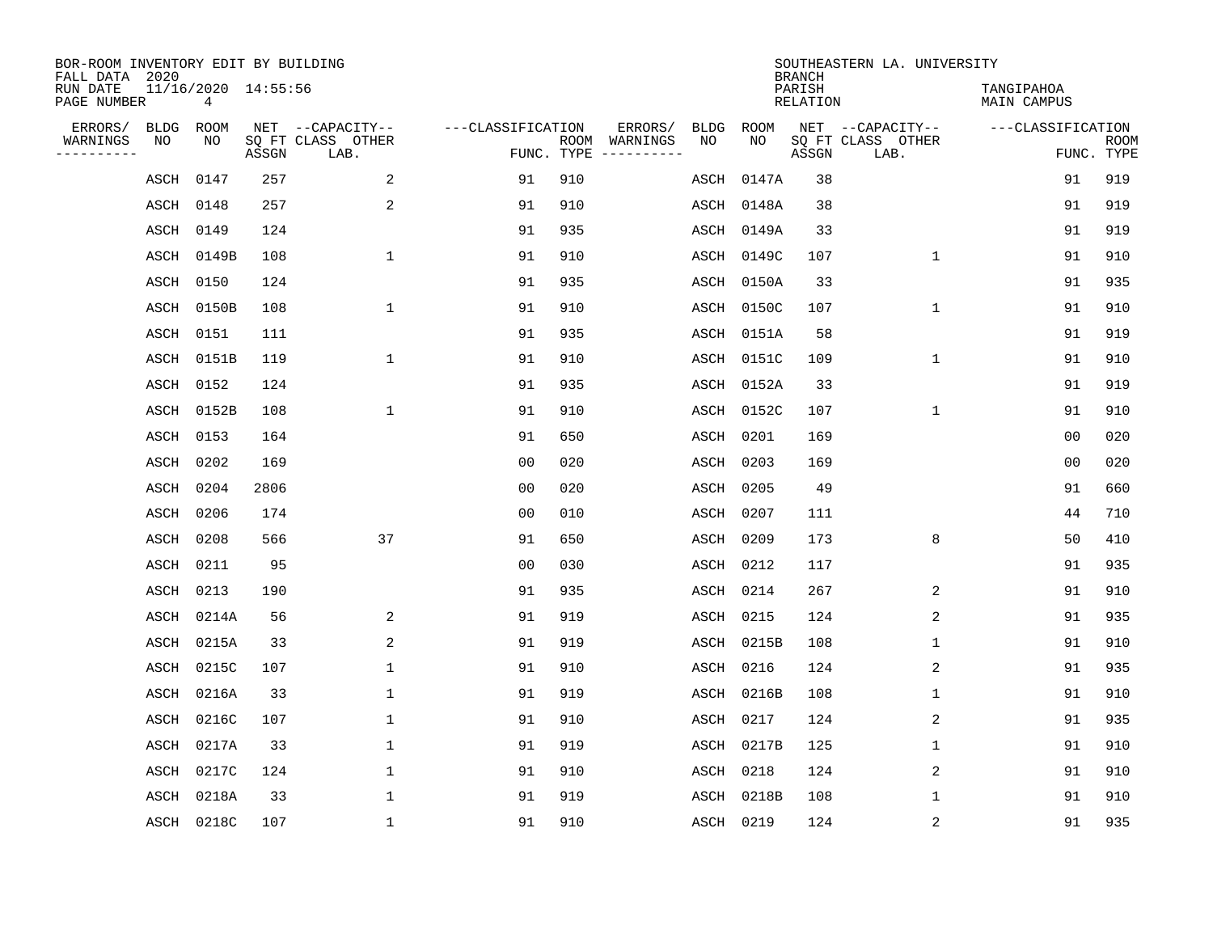BOR-ROOM INVENTORY EDIT BY BUILDING
FALL DATA 2020
RUN DATE 11/16/2020 14:55:56
PAGE NUMBER 4

SOUTHEASTERN LA. UNIVERSITY
BRANCH
PARISH TANGIPAHOA
RELATION MAIN CAMPUS

| ERRORS/ WARNINGS | BLDG NO | ROOM NO | NET SQ FT ASSGN | --CAPACITY-- CLASS LAB. | OTHER | ---CLASSIFICATION FUNC. | ROOM TYPE | ERRORS/ WARNINGS | BLDG NO | ROOM NO | NET SQ FT ASSGN | --CAPACITY-- CLASS LAB. | OTHER | ---CLASSIFICATION FUNC. | ROOM TYPE |
|---|---|---|---|---|---|---|---|---|---|---|---|---|---|---|---|
| | ASCH | 0147 | 257 | | 2 | 91 | 910 | | ASCH | 0147A | 38 | | | 91 | 919 |
| | ASCH | 0148 | 257 | | 2 | 91 | 910 | | ASCH | 0148A | 38 | | | 91 | 919 |
| | ASCH | 0149 | 124 | | | 91 | 935 | | ASCH | 0149A | 33 | | | 91 | 919 |
| | ASCH | 0149B | 108 | | 1 | 91 | 910 | | ASCH | 0149C | 107 | | 1 | 91 | 910 |
| | ASCH | 0150 | 124 | | | 91 | 935 | | ASCH | 0150A | 33 | | | 91 | 935 |
| | ASCH | 0150B | 108 | | 1 | 91 | 910 | | ASCH | 0150C | 107 | | 1 | 91 | 910 |
| | ASCH | 0151 | 111 | | | 91 | 935 | | ASCH | 0151A | 58 | | | 91 | 919 |
| | ASCH | 0151B | 119 | | 1 | 91 | 910 | | ASCH | 0151C | 109 | | 1 | 91 | 910 |
| | ASCH | 0152 | 124 | | | 91 | 935 | | ASCH | 0152A | 33 | | | 91 | 919 |
| | ASCH | 0152B | 108 | | 1 | 91 | 910 | | ASCH | 0152C | 107 | | 1 | 91 | 910 |
| | ASCH | 0153 | 164 | | | 91 | 650 | | ASCH | 0201 | 169 | | | 00 | 020 |
| | ASCH | 0202 | 169 | | | 00 | 020 | | ASCH | 0203 | 169 | | | 00 | 020 |
| | ASCH | 0204 | 2806 | | | 00 | 020 | | ASCH | 0205 | 49 | | | 91 | 660 |
| | ASCH | 0206 | 174 | | | 00 | 010 | | ASCH | 0207 | 111 | | | 44 | 710 |
| | ASCH | 0208 | 566 | | 37 | 91 | 650 | | ASCH | 0209 | 173 | | 8 | 50 | 410 |
| | ASCH | 0211 | 95 | | | 00 | 030 | | ASCH | 0212 | 117 | | | 91 | 935 |
| | ASCH | 0213 | 190 | | | 91 | 935 | | ASCH | 0214 | 267 | | 2 | 91 | 910 |
| | ASCH | 0214A | 56 | | 2 | 91 | 919 | | ASCH | 0215 | 124 | | 2 | 91 | 935 |
| | ASCH | 0215A | 33 | | 2 | 91 | 919 | | ASCH | 0215B | 108 | | 1 | 91 | 910 |
| | ASCH | 0215C | 107 | | 1 | 91 | 910 | | ASCH | 0216 | 124 | | 2 | 91 | 935 |
| | ASCH | 0216A | 33 | | 1 | 91 | 919 | | ASCH | 0216B | 108 | | 1 | 91 | 910 |
| | ASCH | 0216C | 107 | | 1 | 91 | 910 | | ASCH | 0217 | 124 | | 2 | 91 | 935 |
| | ASCH | 0217A | 33 | | 1 | 91 | 919 | | ASCH | 0217B | 125 | | 1 | 91 | 910 |
| | ASCH | 0217C | 124 | | 1 | 91 | 910 | | ASCH | 0218 | 124 | | 2 | 91 | 910 |
| | ASCH | 0218A | 33 | | 1 | 91 | 919 | | ASCH | 0218B | 108 | | 1 | 91 | 910 |
| | ASCH | 0218C | 107 | | 1 | 91 | 910 | | ASCH | 0219 | 124 | | 2 | 91 | 935 |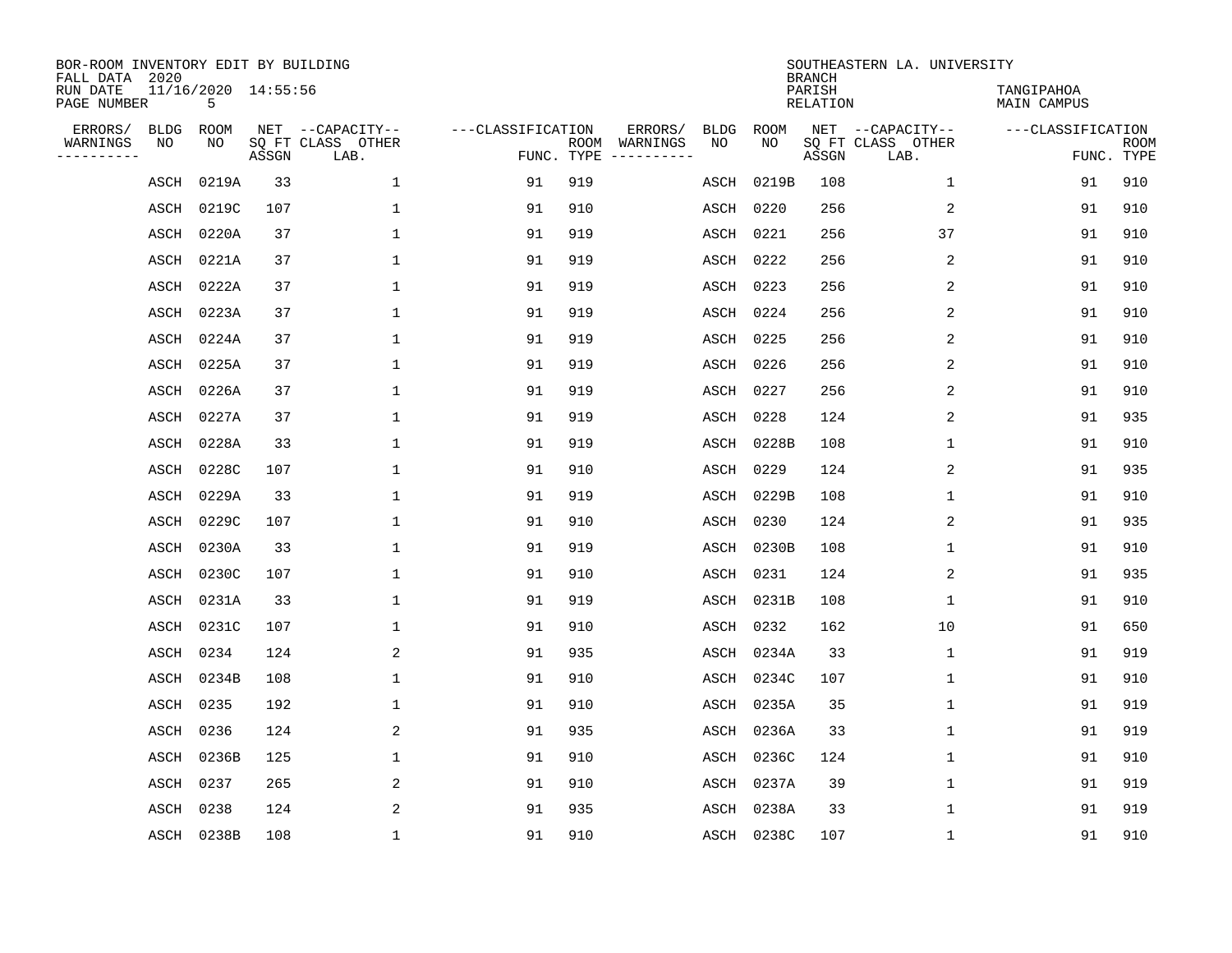BOR-ROOM INVENTORY EDIT BY BUILDING
FALL DATA 2020
RUN DATE 11/16/2020 14:55:56
PAGE NUMBER 5

SOUTHEASTERN LA. UNIVERSITY
BRANCH
PARISH TANGIPAHOA
RELATION MAIN CAMPUS

| ERRORS/ WARNINGS | BLDG NO | ROOM NO | NET SQ FT ASSGN | CAPACITY CLASS LAB. | CAPACITY OTHER | CLASSIFICATION FUNC. | ROOM TYPE | ERRORS/ WARNINGS | BLDG NO | ROOM NO | NET SQ FT ASSGN | CAPACITY CLASS LAB. | CAPACITY OTHER | CLASSIFICATION FUNC. | ROOM TYPE |
|---|---|---|---|---|---|---|---|---|---|---|---|---|---|---|---|
| | ASCH | 0219A | 33 | | 1 | 91 | 919 | | ASCH | 0219B | 108 | | 1 | 91 | 910 |
| | ASCH | 0219C | 107 | | 1 | 91 | 910 | | ASCH | 0220 | 256 | | 2 | 91 | 910 |
| | ASCH | 0220A | 37 | | 1 | 91 | 919 | | ASCH | 0221 | 256 | | 37 | 91 | 910 |
| | ASCH | 0221A | 37 | | 1 | 91 | 919 | | ASCH | 0222 | 256 | | 2 | 91 | 910 |
| | ASCH | 0222A | 37 | | 1 | 91 | 919 | | ASCH | 0223 | 256 | | 2 | 91 | 910 |
| | ASCH | 0223A | 37 | | 1 | 91 | 919 | | ASCH | 0224 | 256 | | 2 | 91 | 910 |
| | ASCH | 0224A | 37 | | 1 | 91 | 919 | | ASCH | 0225 | 256 | | 2 | 91 | 910 |
| | ASCH | 0225A | 37 | | 1 | 91 | 919 | | ASCH | 0226 | 256 | | 2 | 91 | 910 |
| | ASCH | 0226A | 37 | | 1 | 91 | 919 | | ASCH | 0227 | 256 | | 2 | 91 | 910 |
| | ASCH | 0227A | 37 | | 1 | 91 | 919 | | ASCH | 0228 | 124 | | 2 | 91 | 935 |
| | ASCH | 0228A | 33 | | 1 | 91 | 919 | | ASCH | 0228B | 108 | | 1 | 91 | 910 |
| | ASCH | 0228C | 107 | | 1 | 91 | 910 | | ASCH | 0229 | 124 | | 2 | 91 | 935 |
| | ASCH | 0229A | 33 | | 1 | 91 | 919 | | ASCH | 0229B | 108 | | 1 | 91 | 910 |
| | ASCH | 0229C | 107 | | 1 | 91 | 910 | | ASCH | 0230 | 124 | | 2 | 91 | 935 |
| | ASCH | 0230A | 33 | | 1 | 91 | 919 | | ASCH | 0230B | 108 | | 1 | 91 | 910 |
| | ASCH | 0230C | 107 | | 1 | 91 | 910 | | ASCH | 0231 | 124 | | 2 | 91 | 935 |
| | ASCH | 0231A | 33 | | 1 | 91 | 919 | | ASCH | 0231B | 108 | | 1 | 91 | 910 |
| | ASCH | 0231C | 107 | | 1 | 91 | 910 | | ASCH | 0232 | 162 | | 10 | 91 | 650 |
| | ASCH | 0234 | 124 | | 2 | 91 | 935 | | ASCH | 0234A | 33 | | 1 | 91 | 919 |
| | ASCH | 0234B | 108 | | 1 | 91 | 910 | | ASCH | 0234C | 107 | | 1 | 91 | 910 |
| | ASCH | 0235 | 192 | | 1 | 91 | 910 | | ASCH | 0235A | 35 | | 1 | 91 | 919 |
| | ASCH | 0236 | 124 | | 2 | 91 | 935 | | ASCH | 0236A | 33 | | 1 | 91 | 919 |
| | ASCH | 0236B | 125 | | 1 | 91 | 910 | | ASCH | 0236C | 124 | | 1 | 91 | 910 |
| | ASCH | 0237 | 265 | | 2 | 91 | 910 | | ASCH | 0237A | 39 | | 1 | 91 | 919 |
| | ASCH | 0238 | 124 | | 2 | 91 | 935 | | ASCH | 0238A | 33 | | 1 | 91 | 919 |
| | ASCH | 0238B | 108 | | 1 | 91 | 910 | | ASCH | 0238C | 107 | | 1 | 91 | 910 |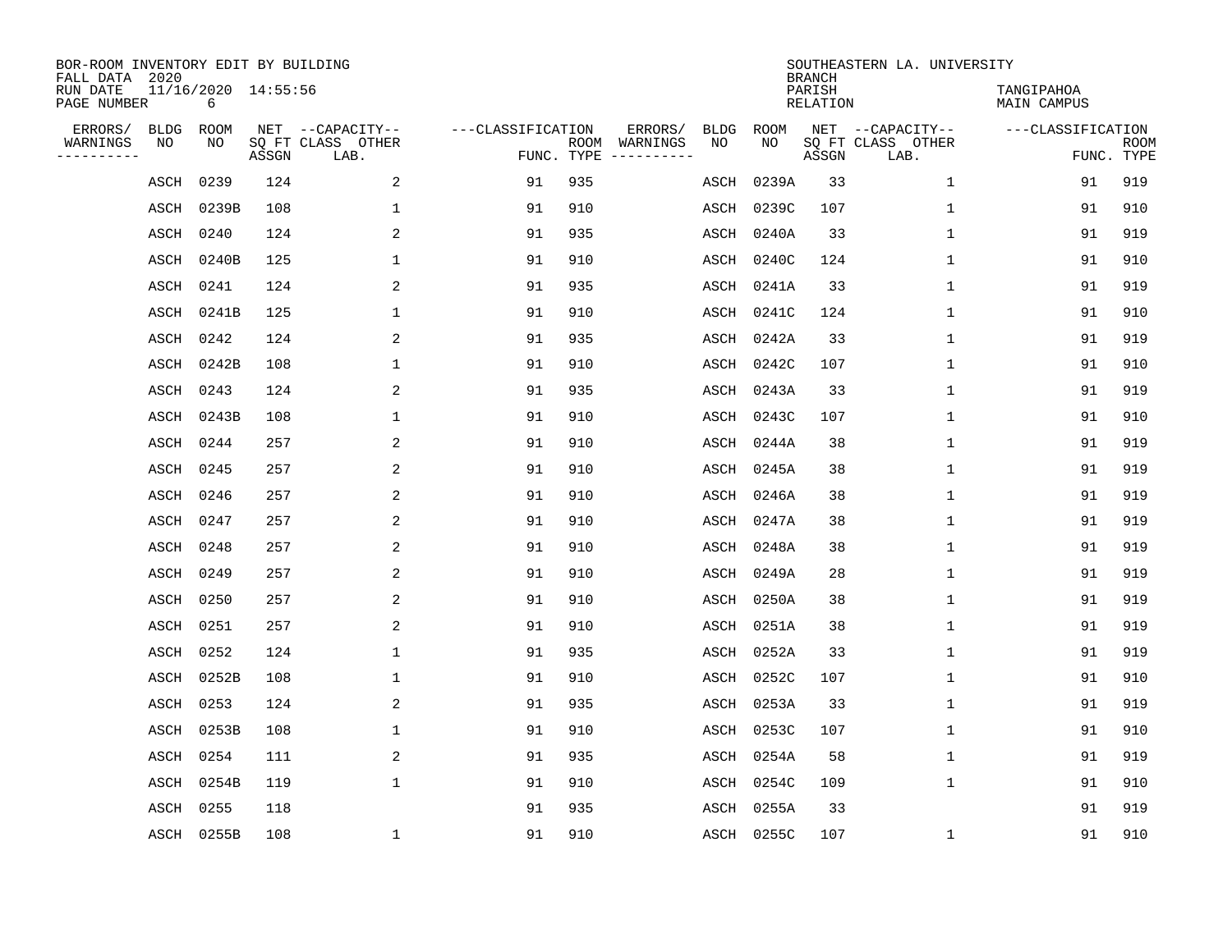BOR-ROOM INVENTORY EDIT BY BUILDING
FALL DATA 2020
RUN DATE 11/16/2020 14:55:56
PAGE NUMBER 6

SOUTHEASTERN LA. UNIVERSITY
BRANCH
PARISH TANGIPAHOA
RELATION MAIN CAMPUS

| ERRORS/ WARNINGS | BLDG NO | ROOM NO | NET SQ FT ASSGN | CAPACITY CLASS LAB. | CAPACITY OTHER | CLASSIFICATION FUNC. | ROOM TYPE | ERRORS/ WARNINGS | BLDG NO | ROOM NO | NET SQ FT ASSGN | CAPACITY CLASS LAB. | CAPACITY OTHER | CLASSIFICATION FUNC. | ROOM TYPE |
|---|---|---|---|---|---|---|---|---|---|---|---|---|---|---|---|
| | ASCH | 0239 | 124 | | 2 | 91 | 935 | | ASCH | 0239A | 33 | | 1 | 91 | 919 |
| | ASCH | 0239B | 108 | | 1 | 91 | 910 | | ASCH | 0239C | 107 | | 1 | 91 | 910 |
| | ASCH | 0240 | 124 | | 2 | 91 | 935 | | ASCH | 0240A | 33 | | 1 | 91 | 919 |
| | ASCH | 0240B | 125 | | 1 | 91 | 910 | | ASCH | 0240C | 124 | | 1 | 91 | 910 |
| | ASCH | 0241 | 124 | | 2 | 91 | 935 | | ASCH | 0241A | 33 | | 1 | 91 | 919 |
| | ASCH | 0241B | 125 | | 1 | 91 | 910 | | ASCH | 0241C | 124 | | 1 | 91 | 910 |
| | ASCH | 0242 | 124 | | 2 | 91 | 935 | | ASCH | 0242A | 33 | | 1 | 91 | 919 |
| | ASCH | 0242B | 108 | | 1 | 91 | 910 | | ASCH | 0242C | 107 | | 1 | 91 | 910 |
| | ASCH | 0243 | 124 | | 2 | 91 | 935 | | ASCH | 0243A | 33 | | 1 | 91 | 919 |
| | ASCH | 0243B | 108 | | 1 | 91 | 910 | | ASCH | 0243C | 107 | | 1 | 91 | 910 |
| | ASCH | 0244 | 257 | | 2 | 91 | 910 | | ASCH | 0244A | 38 | | 1 | 91 | 919 |
| | ASCH | 0245 | 257 | | 2 | 91 | 910 | | ASCH | 0245A | 38 | | 1 | 91 | 919 |
| | ASCH | 0246 | 257 | | 2 | 91 | 910 | | ASCH | 0246A | 38 | | 1 | 91 | 919 |
| | ASCH | 0247 | 257 | | 2 | 91 | 910 | | ASCH | 0247A | 38 | | 1 | 91 | 919 |
| | ASCH | 0248 | 257 | | 2 | 91 | 910 | | ASCH | 0248A | 38 | | 1 | 91 | 919 |
| | ASCH | 0249 | 257 | | 2 | 91 | 910 | | ASCH | 0249A | 28 | | 1 | 91 | 919 |
| | ASCH | 0250 | 257 | | 2 | 91 | 910 | | ASCH | 0250A | 38 | | 1 | 91 | 919 |
| | ASCH | 0251 | 257 | | 2 | 91 | 910 | | ASCH | 0251A | 38 | | 1 | 91 | 919 |
| | ASCH | 0252 | 124 | | 1 | 91 | 935 | | ASCH | 0252A | 33 | | 1 | 91 | 919 |
| | ASCH | 0252B | 108 | | 1 | 91 | 910 | | ASCH | 0252C | 107 | | 1 | 91 | 910 |
| | ASCH | 0253 | 124 | | 2 | 91 | 935 | | ASCH | 0253A | 33 | | 1 | 91 | 919 |
| | ASCH | 0253B | 108 | | 1 | 91 | 910 | | ASCH | 0253C | 107 | | 1 | 91 | 910 |
| | ASCH | 0254 | 111 | | 2 | 91 | 935 | | ASCH | 0254A | 58 | | 1 | 91 | 919 |
| | ASCH | 0254B | 119 | | 1 | 91 | 910 | | ASCH | 0254C | 109 | | 1 | 91 | 910 |
| | ASCH | 0255 | 118 | | | 91 | 935 | | ASCH | 0255A | 33 | | | 91 | 919 |
| | ASCH | 0255B | 108 | | 1 | 91 | 910 | | ASCH | 0255C | 107 | | 1 | 91 | 910 |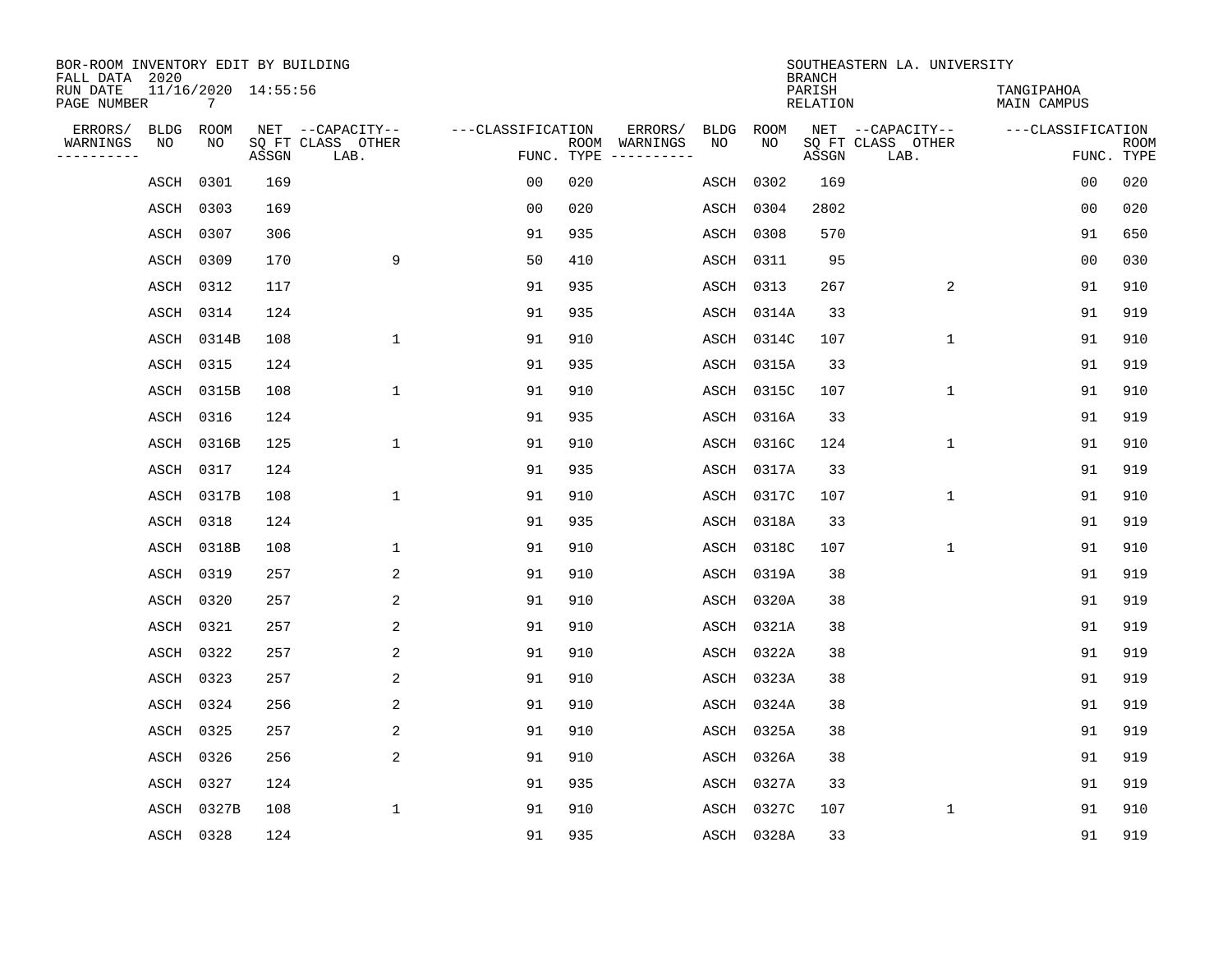BOR-ROOM INVENTORY EDIT BY BUILDING
FALL DATA 2020
RUN DATE 11/16/2020 14:55:56
PAGE NUMBER 7

SOUTHEASTERN LA. UNIVERSITY
BRANCH
PARISH TANGIPAHOA
RELATION MAIN CAMPUS

| ERRORS/ WARNINGS | BLDG NO | ROOM NO | NET SQ FT ASSGN | CAPACITY CLASS LAB. | CAPACITY OTHER | CLASSIFICATION FUNC. | ROOM TYPE | ERRORS/ WARNINGS | BLDG NO | ROOM NO | NET SQ FT ASSGN | CAPACITY CLASS LAB. | CAPACITY OTHER | CLASSIFICATION FUNC. | ROOM TYPE |
|---|---|---|---|---|---|---|---|---|---|---|---|---|---|---|---|
| | ASCH | 0301 | 169 | | | 00 | 020 | | ASCH | 0302 | 169 | | | 00 | 020 |
| | ASCH | 0303 | 169 | | | 00 | 020 | | ASCH | 0304 | 2802 | | | 00 | 020 |
| | ASCH | 0307 | 306 | | | 91 | 935 | | ASCH | 0308 | 570 | | | 91 | 650 |
| | ASCH | 0309 | 170 | | 9 | 50 | 410 | | ASCH | 0311 | 95 | | | 00 | 030 |
| | ASCH | 0312 | 117 | | | 91 | 935 | | ASCH | 0313 | 267 | | 2 | 91 | 910 |
| | ASCH | 0314 | 124 | | | 91 | 935 | | ASCH | 0314A | 33 | | | 91 | 919 |
| | ASCH | 0314B | 108 | | 1 | 91 | 910 | | ASCH | 0314C | 107 | | 1 | 91 | 910 |
| | ASCH | 0315 | 124 | | | 91 | 935 | | ASCH | 0315A | 33 | | | 91 | 919 |
| | ASCH | 0315B | 108 | | 1 | 91 | 910 | | ASCH | 0315C | 107 | | 1 | 91 | 910 |
| | ASCH | 0316 | 124 | | | 91 | 935 | | ASCH | 0316A | 33 | | | 91 | 919 |
| | ASCH | 0316B | 125 | | 1 | 91 | 910 | | ASCH | 0316C | 124 | | 1 | 91 | 910 |
| | ASCH | 0317 | 124 | | | 91 | 935 | | ASCH | 0317A | 33 | | | 91 | 919 |
| | ASCH | 0317B | 108 | | 1 | 91 | 910 | | ASCH | 0317C | 107 | | 1 | 91 | 910 |
| | ASCH | 0318 | 124 | | | 91 | 935 | | ASCH | 0318A | 33 | | | 91 | 919 |
| | ASCH | 0318B | 108 | | 1 | 91 | 910 | | ASCH | 0318C | 107 | | 1 | 91 | 910 |
| | ASCH | 0319 | 257 | | 2 | 91 | 910 | | ASCH | 0319A | 38 | | | 91 | 919 |
| | ASCH | 0320 | 257 | | 2 | 91 | 910 | | ASCH | 0320A | 38 | | | 91 | 919 |
| | ASCH | 0321 | 257 | | 2 | 91 | 910 | | ASCH | 0321A | 38 | | | 91 | 919 |
| | ASCH | 0322 | 257 | | 2 | 91 | 910 | | ASCH | 0322A | 38 | | | 91 | 919 |
| | ASCH | 0323 | 257 | | 2 | 91 | 910 | | ASCH | 0323A | 38 | | | 91 | 919 |
| | ASCH | 0324 | 256 | | 2 | 91 | 910 | | ASCH | 0324A | 38 | | | 91 | 919 |
| | ASCH | 0325 | 257 | | 2 | 91 | 910 | | ASCH | 0325A | 38 | | | 91 | 919 |
| | ASCH | 0326 | 256 | | 2 | 91 | 910 | | ASCH | 0326A | 38 | | | 91 | 919 |
| | ASCH | 0327 | 124 | | | 91 | 935 | | ASCH | 0327A | 33 | | | 91 | 919 |
| | ASCH | 0327B | 108 | | 1 | 91 | 910 | | ASCH | 0327C | 107 | | 1 | 91 | 910 |
| | ASCH | 0328 | 124 | | | 91 | 935 | | ASCH | 0328A | 33 | | | 91 | 919 |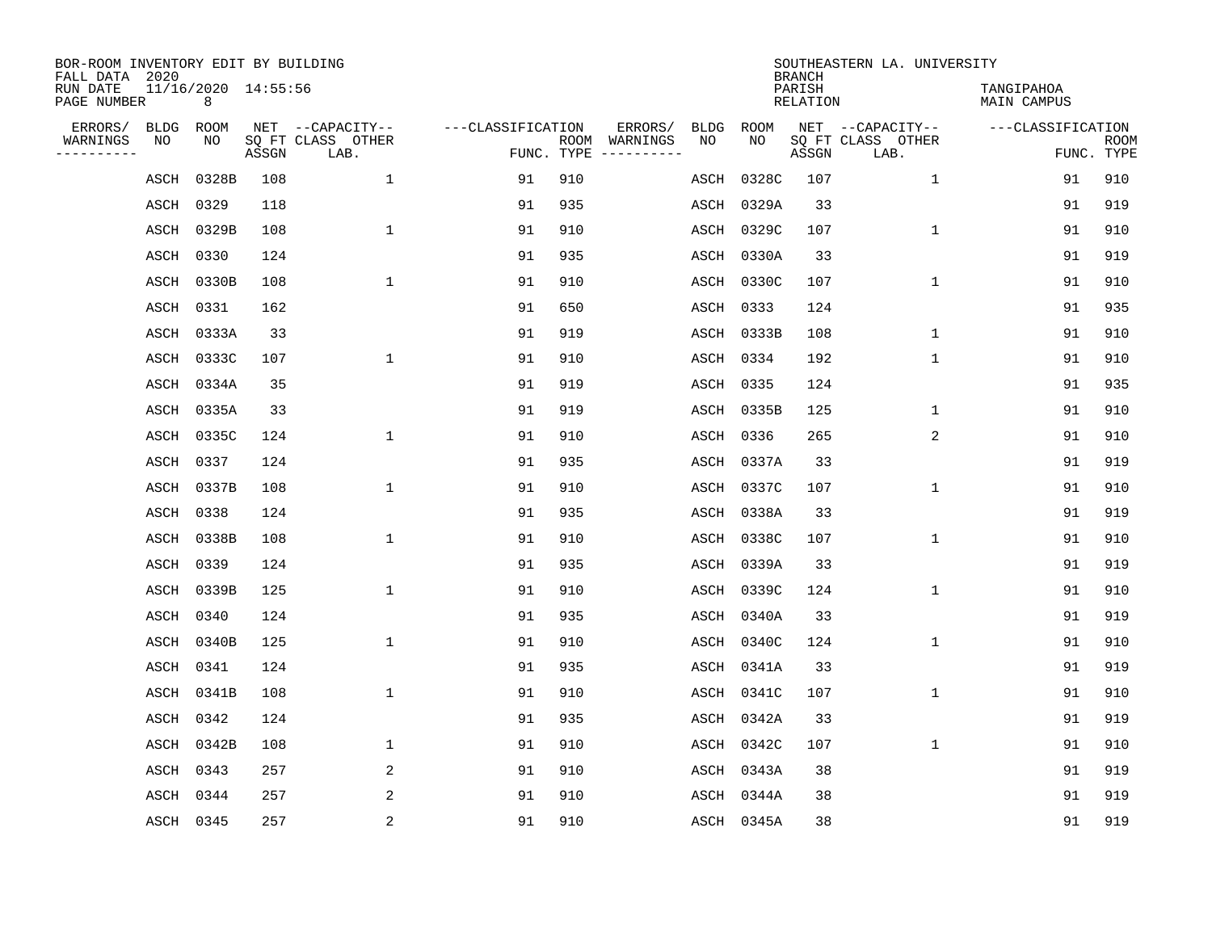BOR-ROOM INVENTORY EDIT BY BUILDING
FALL DATA 2020
RUN DATE 11/16/2020 14:55:56
PAGE NUMBER 8

SOUTHEASTERN LA. UNIVERSITY
BRANCH
PARISH TANGIPAHOA
RELATION MAIN CAMPUS

| ERRORS/ WARNINGS | BLDG NO | ROOM NO | NET SQ FT ASSGN | CAPACITY CLASS LAB. | CAPACITY OTHER | CLASSIFICATION FUNC. | ROOM TYPE | ERRORS/ WARNINGS | BLDG NO | ROOM NO | NET SQ FT ASSGN | CAPACITY CLASS LAB. | CAPACITY OTHER | CLASSIFICATION FUNC. | ROOM TYPE |
|---|---|---|---|---|---|---|---|---|---|---|---|---|---|---|---|
| | ASCH | 0328B | 108 | | 1 | 91 | 910 | | ASCH | 0328C | 107 | | 1 | 91 | 910 |
| | ASCH | 0329 | 118 | | | 91 | 935 | | ASCH | 0329A | 33 | | | 91 | 919 |
| | ASCH | 0329B | 108 | | 1 | 91 | 910 | | ASCH | 0329C | 107 | | 1 | 91 | 910 |
| | ASCH | 0330 | 124 | | | 91 | 935 | | ASCH | 0330A | 33 | | | 91 | 919 |
| | ASCH | 0330B | 108 | | 1 | 91 | 910 | | ASCH | 0330C | 107 | | 1 | 91 | 910 |
| | ASCH | 0331 | 162 | | | 91 | 650 | | ASCH | 0333 | 124 | | | 91 | 935 |
| | ASCH | 0333A | 33 | | | 91 | 919 | | ASCH | 0333B | 108 | | 1 | 91 | 910 |
| | ASCH | 0333C | 107 | | 1 | 91 | 910 | | ASCH | 0334 | 192 | | 1 | 91 | 910 |
| | ASCH | 0334A | 35 | | | 91 | 919 | | ASCH | 0335 | 124 | | | 91 | 935 |
| | ASCH | 0335A | 33 | | | 91 | 919 | | ASCH | 0335B | 125 | | 1 | 91 | 910 |
| | ASCH | 0335C | 124 | | 1 | 91 | 910 | | ASCH | 0336 | 265 | | 2 | 91 | 910 |
| | ASCH | 0337 | 124 | | | 91 | 935 | | ASCH | 0337A | 33 | | | 91 | 919 |
| | ASCH | 0337B | 108 | | 1 | 91 | 910 | | ASCH | 0337C | 107 | | 1 | 91 | 910 |
| | ASCH | 0338 | 124 | | | 91 | 935 | | ASCH | 0338A | 33 | | | 91 | 919 |
| | ASCH | 0338B | 108 | | 1 | 91 | 910 | | ASCH | 0338C | 107 | | 1 | 91 | 910 |
| | ASCH | 0339 | 124 | | | 91 | 935 | | ASCH | 0339A | 33 | | | 91 | 919 |
| | ASCH | 0339B | 125 | | 1 | 91 | 910 | | ASCH | 0339C | 124 | | 1 | 91 | 910 |
| | ASCH | 0340 | 124 | | | 91 | 935 | | ASCH | 0340A | 33 | | | 91 | 919 |
| | ASCH | 0340B | 125 | | 1 | 91 | 910 | | ASCH | 0340C | 124 | | 1 | 91 | 910 |
| | ASCH | 0341 | 124 | | | 91 | 935 | | ASCH | 0341A | 33 | | | 91 | 919 |
| | ASCH | 0341B | 108 | | 1 | 91 | 910 | | ASCH | 0341C | 107 | | 1 | 91 | 910 |
| | ASCH | 0342 | 124 | | | 91 | 935 | | ASCH | 0342A | 33 | | | 91 | 919 |
| | ASCH | 0342B | 108 | | 1 | 91 | 910 | | ASCH | 0342C | 107 | | 1 | 91 | 910 |
| | ASCH | 0343 | 257 | | 2 | 91 | 910 | | ASCH | 0343A | 38 | | | 91 | 919 |
| | ASCH | 0344 | 257 | | 2 | 91 | 910 | | ASCH | 0344A | 38 | | | 91 | 919 |
| | ASCH | 0345 | 257 | | 2 | 91 | 910 | | ASCH | 0345A | 38 | | | 91 | 919 |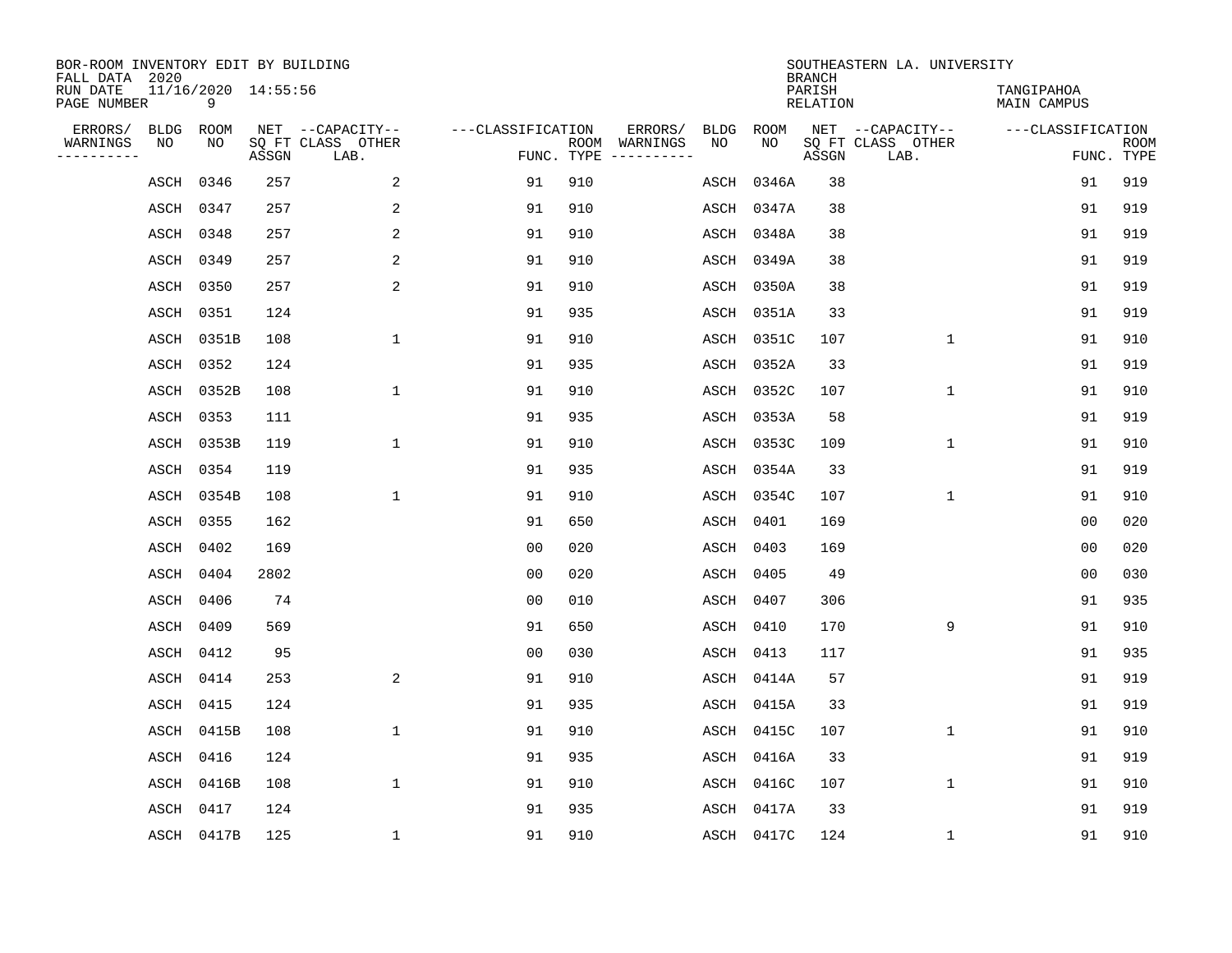BOR-ROOM INVENTORY EDIT BY BUILDING
FALL DATA 2020
RUN DATE 11/16/2020 14:55:56
PAGE NUMBER 9

SOUTHEASTERN LA. UNIVERSITY
BRANCH
PARISH TANGIPAHOA
RELATION MAIN CAMPUS

| ERRORS/ WARNINGS | BLDG NO | ROOM NO | NET SQ FT ASSGN | CAPACITY CLASS LAB. | CAPACITY OTHER | CLASSIFICATION FUNC. | ROOM TYPE | ERRORS/ WARNINGS | BLDG NO | ROOM NO | NET SQ FT ASSGN | CAPACITY CLASS LAB. | CAPACITY OTHER | CLASSIFICATION FUNC. | ROOM TYPE |
|---|---|---|---|---|---|---|---|---|---|---|---|---|---|---|---|
| | ASCH | 0346 | 257 | | 2 | 91 | 910 | | ASCH | 0346A | 38 | | | 91 | 919 |
| | ASCH | 0347 | 257 | | 2 | 91 | 910 | | ASCH | 0347A | 38 | | | 91 | 919 |
| | ASCH | 0348 | 257 | | 2 | 91 | 910 | | ASCH | 0348A | 38 | | | 91 | 919 |
| | ASCH | 0349 | 257 | | 2 | 91 | 910 | | ASCH | 0349A | 38 | | | 91 | 919 |
| | ASCH | 0350 | 257 | | 2 | 91 | 910 | | ASCH | 0350A | 38 | | | 91 | 919 |
| | ASCH | 0351 | 124 | | | 91 | 935 | | ASCH | 0351A | 33 | | | 91 | 919 |
| | ASCH | 0351B | 108 | | 1 | 91 | 910 | | ASCH | 0351C | 107 | | 1 | 91 | 910 |
| | ASCH | 0352 | 124 | | | 91 | 935 | | ASCH | 0352A | 33 | | | 91 | 919 |
| | ASCH | 0352B | 108 | | 1 | 91 | 910 | | ASCH | 0352C | 107 | | 1 | 91 | 910 |
| | ASCH | 0353 | 111 | | | 91 | 935 | | ASCH | 0353A | 58 | | | 91 | 919 |
| | ASCH | 0353B | 119 | | 1 | 91 | 910 | | ASCH | 0353C | 109 | | 1 | 91 | 910 |
| | ASCH | 0354 | 119 | | | 91 | 935 | | ASCH | 0354A | 33 | | | 91 | 919 |
| | ASCH | 0354B | 108 | | 1 | 91 | 910 | | ASCH | 0354C | 107 | | 1 | 91 | 910 |
| | ASCH | 0355 | 162 | | | 91 | 650 | | ASCH | 0401 | 169 | | | 00 | 020 |
| | ASCH | 0402 | 169 | | | 00 | 020 | | ASCH | 0403 | 169 | | | 00 | 020 |
| | ASCH | 0404 | 2802 | | | 00 | 020 | | ASCH | 0405 | 49 | | | 00 | 030 |
| | ASCH | 0406 | 74 | | | 00 | 010 | | ASCH | 0407 | 306 | | | 91 | 935 |
| | ASCH | 0409 | 569 | | | 91 | 650 | | ASCH | 0410 | 170 | | 9 | 91 | 910 |
| | ASCH | 0412 | 95 | | | 00 | 030 | | ASCH | 0413 | 117 | | | 91 | 935 |
| | ASCH | 0414 | 253 | | 2 | 91 | 910 | | ASCH | 0414A | 57 | | | 91 | 919 |
| | ASCH | 0415 | 124 | | | 91 | 935 | | ASCH | 0415A | 33 | | | 91 | 919 |
| | ASCH | 0415B | 108 | | 1 | 91 | 910 | | ASCH | 0415C | 107 | | 1 | 91 | 910 |
| | ASCH | 0416 | 124 | | | 91 | 935 | | ASCH | 0416A | 33 | | | 91 | 919 |
| | ASCH | 0416B | 108 | | 1 | 91 | 910 | | ASCH | 0416C | 107 | | 1 | 91 | 910 |
| | ASCH | 0417 | 124 | | | 91 | 935 | | ASCH | 0417A | 33 | | | 91 | 919 |
| | ASCH | 0417B | 125 | | 1 | 91 | 910 | | ASCH | 0417C | 124 | | 1 | 91 | 910 |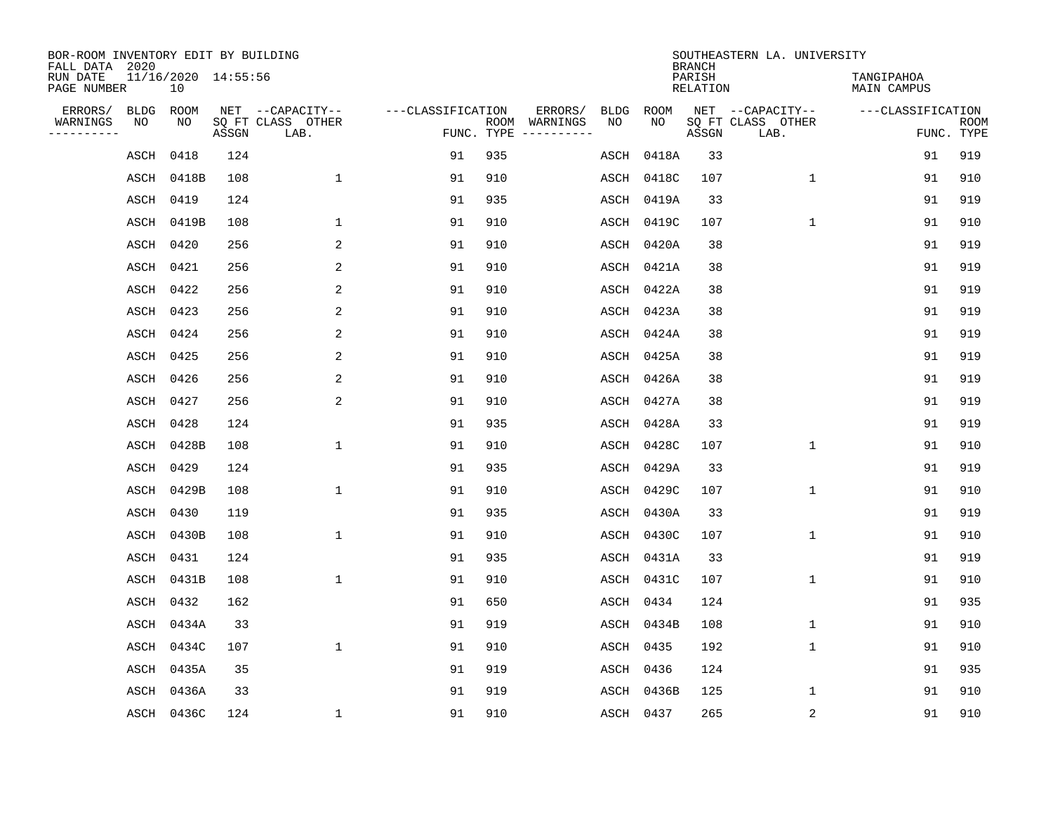BOR-ROOM INVENTORY EDIT BY BUILDING
FALL DATA 2020
RUN DATE 11/16/2020 14:55:56
PAGE NUMBER 10

SOUTHEASTERN LA. UNIVERSITY
BRANCH
PARISH TANGIPAHOA
RELATION MAIN CAMPUS

| ERRORS/ WARNINGS | BLDG NO | ROOM NO | NET SQ FT ASSGN | CAPACITY CLASS LAB. | CAPACITY OTHER | CLASSIFICATION FUNC. | ROOM TYPE | ERRORS/ WARNINGS | BLDG NO | ROOM NO | NET SQ FT ASSGN | CAPACITY CLASS LAB. | CAPACITY OTHER | CLASSIFICATION FUNC. | ROOM TYPE |
|---|---|---|---|---|---|---|---|---|---|---|---|---|---|---|---|
| | ASCH | 0418 | 124 | | | 91 | 935 | | ASCH | 0418A | 33 | | | 91 | 919 |
| | ASCH | 0418B | 108 | | 1 | 91 | 910 | | ASCH | 0418C | 107 | | 1 | 91 | 910 |
| | ASCH | 0419 | 124 | | | 91 | 935 | | ASCH | 0419A | 33 | | | 91 | 919 |
| | ASCH | 0419B | 108 | | 1 | 91 | 910 | | ASCH | 0419C | 107 | | 1 | 91 | 910 |
| | ASCH | 0420 | 256 | | 2 | 91 | 910 | | ASCH | 0420A | 38 | | | 91 | 919 |
| | ASCH | 0421 | 256 | | 2 | 91 | 910 | | ASCH | 0421A | 38 | | | 91 | 919 |
| | ASCH | 0422 | 256 | | 2 | 91 | 910 | | ASCH | 0422A | 38 | | | 91 | 919 |
| | ASCH | 0423 | 256 | | 2 | 91 | 910 | | ASCH | 0423A | 38 | | | 91 | 919 |
| | ASCH | 0424 | 256 | | 2 | 91 | 910 | | ASCH | 0424A | 38 | | | 91 | 919 |
| | ASCH | 0425 | 256 | | 2 | 91 | 910 | | ASCH | 0425A | 38 | | | 91 | 919 |
| | ASCH | 0426 | 256 | | 2 | 91 | 910 | | ASCH | 0426A | 38 | | | 91 | 919 |
| | ASCH | 0427 | 256 | | 2 | 91 | 910 | | ASCH | 0427A | 38 | | | 91 | 919 |
| | ASCH | 0428 | 124 | | | 91 | 935 | | ASCH | 0428A | 33 | | | 91 | 919 |
| | ASCH | 0428B | 108 | | 1 | 91 | 910 | | ASCH | 0428C | 107 | | 1 | 91 | 910 |
| | ASCH | 0429 | 124 | | | 91 | 935 | | ASCH | 0429A | 33 | | | 91 | 919 |
| | ASCH | 0429B | 108 | | 1 | 91 | 910 | | ASCH | 0429C | 107 | | 1 | 91 | 910 |
| | ASCH | 0430 | 119 | | | 91 | 935 | | ASCH | 0430A | 33 | | | 91 | 919 |
| | ASCH | 0430B | 108 | | 1 | 91 | 910 | | ASCH | 0430C | 107 | | 1 | 91 | 910 |
| | ASCH | 0431 | 124 | | | 91 | 935 | | ASCH | 0431A | 33 | | | 91 | 919 |
| | ASCH | 0431B | 108 | | 1 | 91 | 910 | | ASCH | 0431C | 107 | | 1 | 91 | 910 |
| | ASCH | 0432 | 162 | | | 91 | 650 | | ASCH | 0434 | 124 | | | 91 | 935 |
| | ASCH | 0434A | 33 | | | 91 | 919 | | ASCH | 0434B | 108 | | 1 | 91 | 910 |
| | ASCH | 0434C | 107 | | 1 | 91 | 910 | | ASCH | 0435 | 192 | | 1 | 91 | 910 |
| | ASCH | 0435A | 35 | | | 91 | 919 | | ASCH | 0436 | 124 | | | 91 | 935 |
| | ASCH | 0436A | 33 | | | 91 | 919 | | ASCH | 0436B | 125 | | 1 | 91 | 910 |
| | ASCH | 0436C | 124 | | 1 | 91 | 910 | | ASCH | 0437 | 265 | | 2 | 91 | 910 |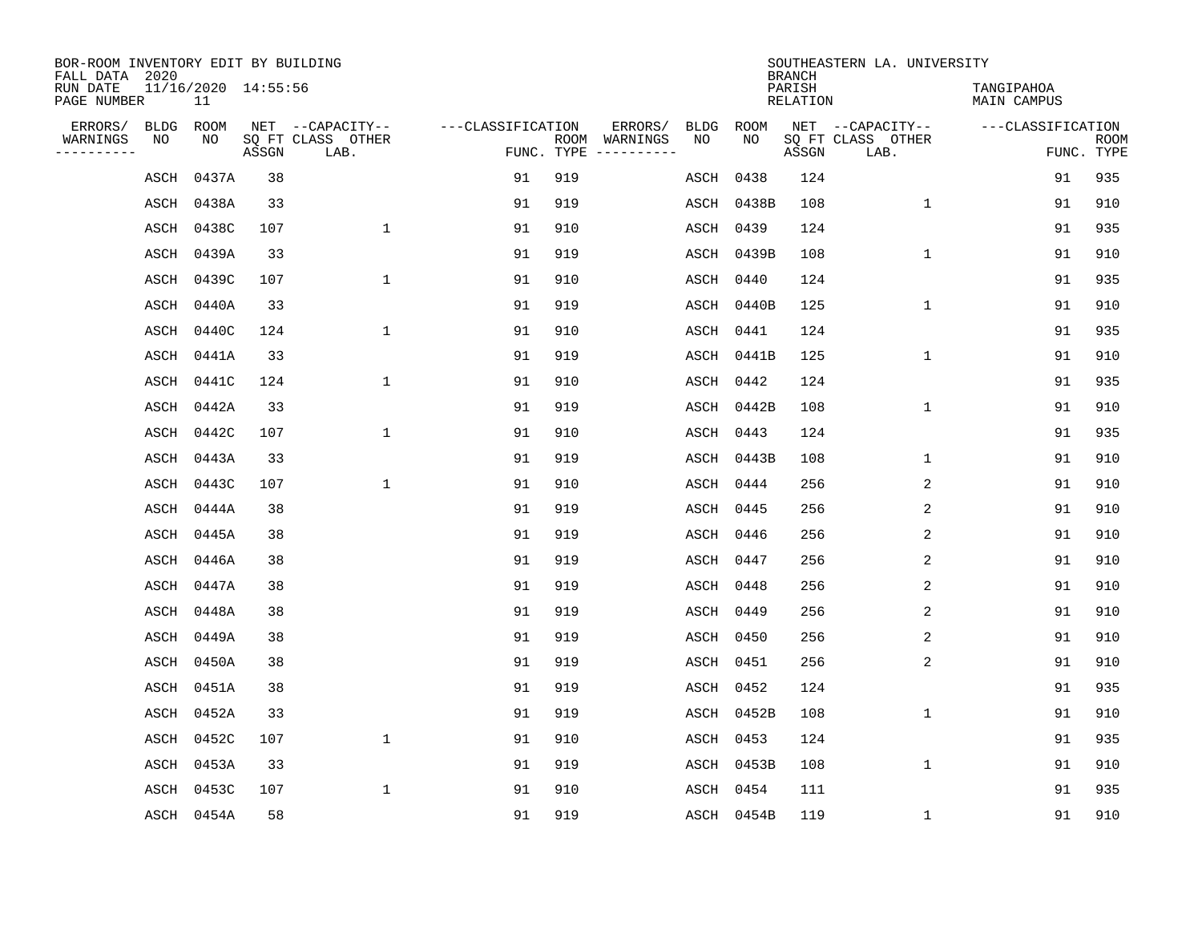BOR-ROOM INVENTORY EDIT BY BUILDING
FALL DATA 2020
RUN DATE 11/16/2020 14:55:56
PAGE NUMBER 11

SOUTHEASTERN LA. UNIVERSITY
BRANCH
PARISH TANGIPAHOA
RELATION MAIN CAMPUS

| ERRORS/ WARNINGS | BLDG NO | ROOM NO | NET SQ FT ASSGN | CAPACITY CLASS LAB. | CAPACITY OTHER | CLASSIFICATION FUNC. | ROOM TYPE | ERRORS/ WARNINGS | BLDG NO | ROOM NO | NET SQ FT ASSGN | CAPACITY CLASS LAB. | CAPACITY OTHER | CLASSIFICATION FUNC. | ROOM TYPE |
|---|---|---|---|---|---|---|---|---|---|---|---|---|---|---|---|
| | ASCH | 0437A | 38 | | | 91 | 919 | | ASCH | 0438 | 124 | | | 91 | 935 |
| | ASCH | 0438A | 33 | | | 91 | 919 | | ASCH | 0438B | 108 | | 1 | 91 | 910 |
| | ASCH | 0438C | 107 | | 1 | 91 | 910 | | ASCH | 0439 | 124 | | | 91 | 935 |
| | ASCH | 0439A | 33 | | | 91 | 919 | | ASCH | 0439B | 108 | | 1 | 91 | 910 |
| | ASCH | 0439C | 107 | | 1 | 91 | 910 | | ASCH | 0440 | 124 | | | 91 | 935 |
| | ASCH | 0440A | 33 | | | 91 | 919 | | ASCH | 0440B | 125 | | 1 | 91 | 910 |
| | ASCH | 0440C | 124 | | 1 | 91 | 910 | | ASCH | 0441 | 124 | | | 91 | 935 |
| | ASCH | 0441A | 33 | | | 91 | 919 | | ASCH | 0441B | 125 | | 1 | 91 | 910 |
| | ASCH | 0441C | 124 | | 1 | 91 | 910 | | ASCH | 0442 | 124 | | | 91 | 935 |
| | ASCH | 0442A | 33 | | | 91 | 919 | | ASCH | 0442B | 108 | | 1 | 91 | 910 |
| | ASCH | 0442C | 107 | | 1 | 91 | 910 | | ASCH | 0443 | 124 | | | 91 | 935 |
| | ASCH | 0443A | 33 | | | 91 | 919 | | ASCH | 0443B | 108 | | 1 | 91 | 910 |
| | ASCH | 0443C | 107 | | 1 | 91 | 910 | | ASCH | 0444 | 256 | | 2 | 91 | 910 |
| | ASCH | 0444A | 38 | | | 91 | 919 | | ASCH | 0445 | 256 | | 2 | 91 | 910 |
| | ASCH | 0445A | 38 | | | 91 | 919 | | ASCH | 0446 | 256 | | 2 | 91 | 910 |
| | ASCH | 0446A | 38 | | | 91 | 919 | | ASCH | 0447 | 256 | | 2 | 91 | 910 |
| | ASCH | 0447A | 38 | | | 91 | 919 | | ASCH | 0448 | 256 | | 2 | 91 | 910 |
| | ASCH | 0448A | 38 | | | 91 | 919 | | ASCH | 0449 | 256 | | 2 | 91 | 910 |
| | ASCH | 0449A | 38 | | | 91 | 919 | | ASCH | 0450 | 256 | | 2 | 91 | 910 |
| | ASCH | 0450A | 38 | | | 91 | 919 | | ASCH | 0451 | 256 | | 2 | 91 | 910 |
| | ASCH | 0451A | 38 | | | 91 | 919 | | ASCH | 0452 | 124 | | | 91 | 935 |
| | ASCH | 0452A | 33 | | | 91 | 919 | | ASCH | 0452B | 108 | | 1 | 91 | 910 |
| | ASCH | 0452C | 107 | | 1 | 91 | 910 | | ASCH | 0453 | 124 | | | 91 | 935 |
| | ASCH | 0453A | 33 | | | 91 | 919 | | ASCH | 0453B | 108 | | 1 | 91 | 910 |
| | ASCH | 0453C | 107 | | 1 | 91 | 910 | | ASCH | 0454 | 111 | | | 91 | 935 |
| | ASCH | 0454A | 58 | | | 91 | 919 | | ASCH | 0454B | 119 | | 1 | 91 | 910 |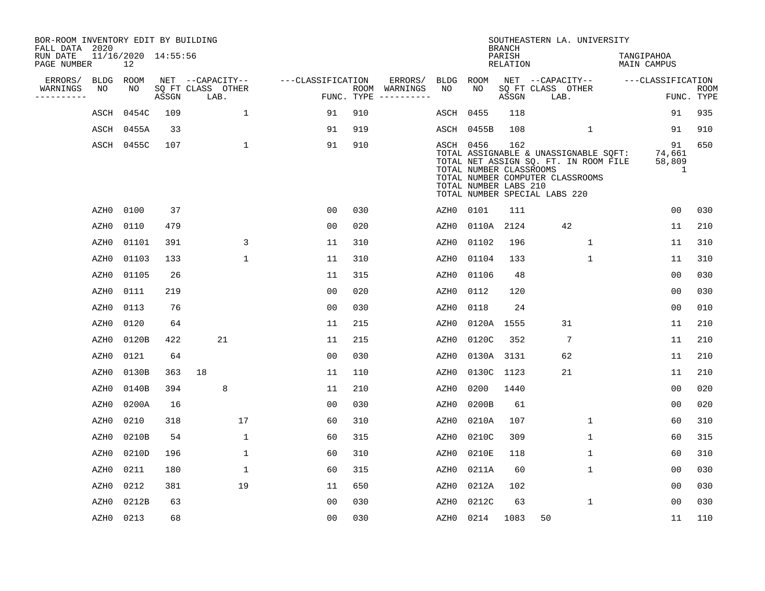BOR-ROOM INVENTORY EDIT BY BUILDING
FALL DATA 2020
RUN DATE 11/16/2020 14:55:56
PAGE NUMBER 12

SOUTHEASTERN LA. UNIVERSITY
BRANCH
PARISH TANGIPAHOA
RELATION MAIN CAMPUS

| ERRORS/ WARNINGS | BLDG NO | ROOM NO | NET SQ FT ASSGN | CAPACITY CLASS | CAPACITY LAB. | CAPACITY OTHER | CLASSIFICATION FUNC. | ROOM TYPE | ERRORS/ WARNINGS | BLDG NO | ROOM NO | NET SQ FT ASSGN | CAPACITY CLASS | CAPACITY LAB. | CAPACITY OTHER | CLASSIFICATION FUNC. | ROOM TYPE |
|---|---|---|---|---|---|---|---|---|---|---|---|---|---|---|---|---|---|
| | ASCH | 0454C | 109 | | | 1 | 91 | 910 | | ASCH | 0455 | 118 | | | | 91 | 935 |
| | ASCH | 0455A | 33 | | | | 91 | 919 | | ASCH | 0455B | 108 | | | 1 | 91 | 910 |
| | ASCH | 0455C | 107 | | | 1 | 91 | 910 | | ASCH | 0456 | 162 | | | | 91 | 650 |

TOTAL ASSIGNABLE & UNASSIGNABLE SQFT: 74,661
TOTAL NET ASSIGN SQ. FT. IN ROOM FILE 58,809
TOTAL NUMBER CLASSROOMS 1
TOTAL NUMBER COMPUTER CLASSROOMS
TOTAL NUMBER LABS 210
TOTAL NUMBER SPECIAL LABS 220

| ERRORS/ WARNINGS | BLDG NO | ROOM NO | NET SQ FT ASSGN | CAPACITY CLASS | CAPACITY LAB. | CAPACITY OTHER | CLASSIFICATION FUNC. | ROOM TYPE | ERRORS/ WARNINGS | BLDG NO | ROOM NO | NET SQ FT ASSGN | CAPACITY CLASS | CAPACITY LAB. | CAPACITY OTHER | CLASSIFICATION FUNC. | ROOM TYPE |
|---|---|---|---|---|---|---|---|---|---|---|---|---|---|---|---|---|---|
| | AZH0 | 0100 | 37 | | | | 00 | 030 | | AZH0 | 0101 | 111 | | | | 00 | 030 |
| | AZH0 | 0110 | 479 | | | | 00 | 020 | | AZH0 | 0110A | 2124 | | 42 | | 11 | 210 |
| | AZH0 | 01101 | 391 | | | 3 | 11 | 310 | | AZH0 | 01102 | 196 | | | 1 | 11 | 310 |
| | AZH0 | 01103 | 133 | | | 1 | 11 | 310 | | AZH0 | 01104 | 133 | | | 1 | 11 | 310 |
| | AZH0 | 01105 | 26 | | | | 11 | 315 | | AZH0 | 01106 | 48 | | | | 00 | 030 |
| | AZH0 | 0111 | 219 | | | | 00 | 020 | | AZH0 | 0112 | 120 | | | | 00 | 030 |
| | AZH0 | 0113 | 76 | | | | 00 | 030 | | AZH0 | 0118 | 24 | | | | 00 | 010 |
| | AZH0 | 0120 | 64 | | | | 11 | 215 | | AZH0 | 0120A | 1555 | | 31 | | 11 | 210 |
| | AZH0 | 0120B | 422 | | 21 | | 11 | 215 | | AZH0 | 0120C | 352 | | 7 | | 11 | 210 |
| | AZH0 | 0121 | 64 | | | | 00 | 030 | | AZH0 | 0130A | 3131 | | 62 | | 11 | 210 |
| | AZH0 | 0130B | 363 | 18 | | | 11 | 110 | | AZH0 | 0130C | 1123 | | 21 | | 11 | 210 |
| | AZH0 | 0140B | 394 | | 8 | | 11 | 210 | | AZH0 | 0200 | 1440 | | | | 00 | 020 |
| | AZH0 | 0200A | 16 | | | | 00 | 030 | | AZH0 | 0200B | 61 | | | | 00 | 020 |
| | AZH0 | 0210 | 318 | | | 17 | 60 | 310 | | AZH0 | 0210A | 107 | | | 1 | 60 | 310 |
| | AZH0 | 0210B | 54 | | | 1 | 60 | 315 | | AZH0 | 0210C | 309 | | | 1 | 60 | 315 |
| | AZH0 | 0210D | 196 | | | 1 | 60 | 310 | | AZH0 | 0210E | 118 | | | 1 | 60 | 310 |
| | AZH0 | 0211 | 180 | | | 1 | 60 | 315 | | AZH0 | 0211A | 60 | | | 1 | 00 | 030 |
| | AZH0 | 0212 | 381 | | | 19 | 11 | 650 | | AZH0 | 0212A | 102 | | | | 00 | 030 |
| | AZH0 | 0212B | 63 | | | | 00 | 030 | | AZH0 | 0212C | 63 | | | 1 | 00 | 030 |
| | AZH0 | 0213 | 68 | | | | 00 | 030 | | AZH0 | 0214 | 1083 | 50 | | | 11 | 110 |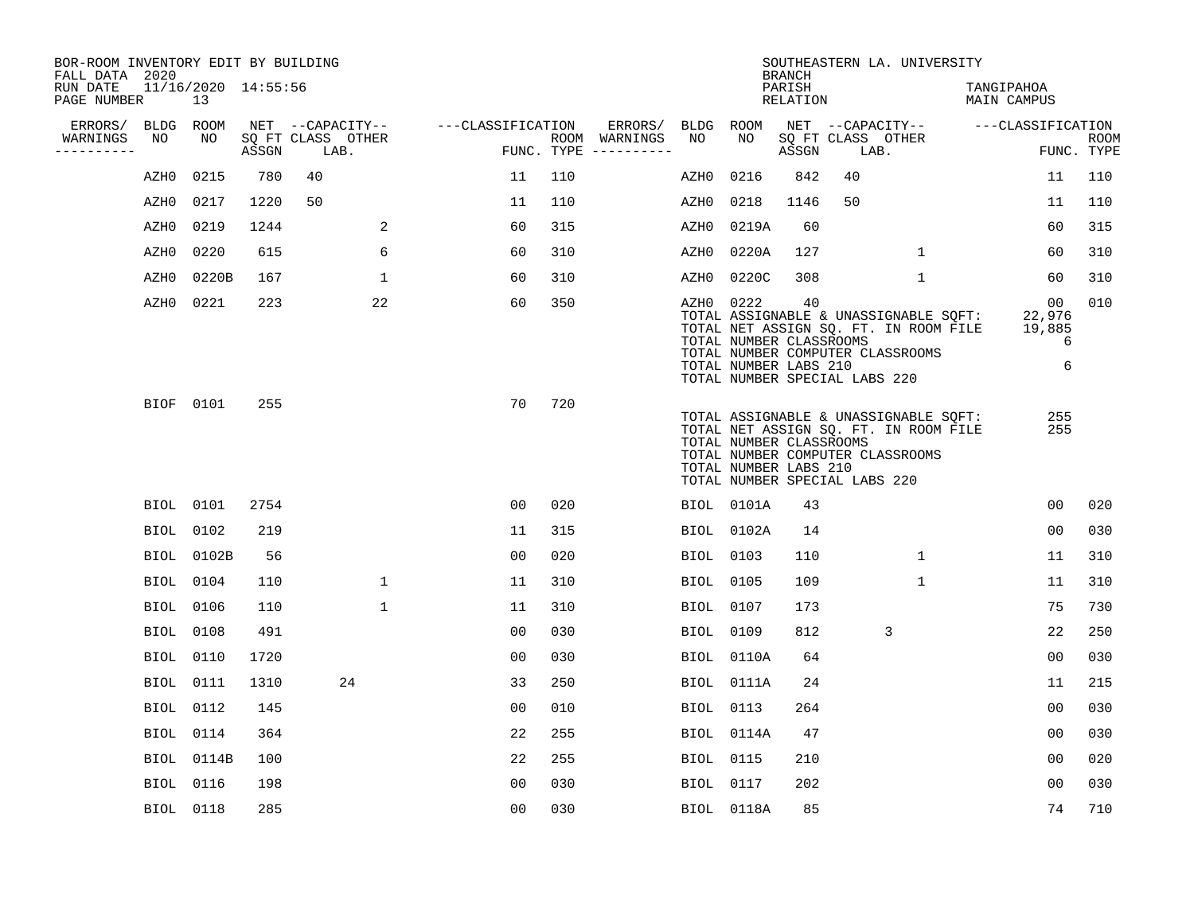BOR-ROOM INVENTORY EDIT BY BUILDING
FALL DATA 2020
RUN DATE 11/16/2020 14:55:56
PAGE NUMBER 13

SOUTHEASTERN LA. UNIVERSITY
BRANCH
PARISH TANGIPAHOA
RELATION MAIN CAMPUS

| ERRORS/ WARNINGS | BLDG NO | ROOM NO | NET SQ FT ASSGN | CAPACITY CLASS | CAPACITY LAB. | CAPACITY OTHER | CLASSIFICATION FUNC. | ROOM TYPE | ERRORS/ WARNINGS | BLDG NO | ROOM NO | NET SQ FT ASSGN | CAPACITY CLASS | CAPACITY LAB. | CAPACITY OTHER | CLASSIFICATION FUNC. | ROOM TYPE |
|---|---|---|---|---|---|---|---|---|---|---|---|---|---|---|---|---|---|
| | AZH0 | 0215 | 780 | 40 | | | 11 | 110 | | AZH0 | 0216 | 842 | 40 | | | 11 | 110 |
| | AZH0 | 0217 | 1220 | 50 | | | 11 | 110 | | AZH0 | 0218 | 1146 | 50 | | | 11 | 110 |
| | AZH0 | 0219 | 1244 | | | 2 | 60 | 315 | | AZH0 | 0219A | 60 | | | | 60 | 315 |
| | AZH0 | 0220 | 615 | | | 6 | 60 | 310 | | AZH0 | 0220A | 127 | | | 1 | 60 | 310 |
| | AZH0 | 0220B | 167 | | | 1 | 60 | 310 | | AZH0 | 0220C | 308 | | | 1 | 60 | 310 |
| | AZH0 | 0221 | 223 | | | 22 | 60 | 350 | | AZH0 | 0222 | 40 | | | | 00 | 010 |

TOTAL ASSIGNABLE & UNASSIGNABLE SQFT: 22,976
TOTAL NET ASSIGN SQ. FT. IN ROOM FILE 19,885
TOTAL NUMBER CLASSROOMS 6
TOTAL NUMBER COMPUTER CLASSROOMS
TOTAL NUMBER LABS 210 6
TOTAL NUMBER SPECIAL LABS 220

| ERRORS/ WARNINGS | BLDG NO | ROOM NO | NET SQ FT ASSGN | CAPACITY CLASS | CAPACITY LAB. | CAPACITY OTHER | CLASSIFICATION FUNC. | ROOM TYPE |
|---|---|---|---|---|---|---|---|---|
| | BIOF | 0101 | 255 | | | | 70 | 720 |

TOTAL ASSIGNABLE & UNASSIGNABLE SQFT: 255
TOTAL NET ASSIGN SQ. FT. IN ROOM FILE 255
TOTAL NUMBER CLASSROOMS
TOTAL NUMBER COMPUTER CLASSROOMS
TOTAL NUMBER LABS 210
TOTAL NUMBER SPECIAL LABS 220

| ERRORS/ WARNINGS | BLDG NO | ROOM NO | NET SQ FT ASSGN | CAPACITY CLASS | CAPACITY LAB. | CAPACITY OTHER | CLASSIFICATION FUNC. | ROOM TYPE | ERRORS/ WARNINGS | BLDG NO | ROOM NO | NET SQ FT ASSGN | CAPACITY CLASS | CAPACITY LAB. | CAPACITY OTHER | CLASSIFICATION FUNC. | ROOM TYPE |
|---|---|---|---|---|---|---|---|---|---|---|---|---|---|---|---|---|---|
| | BIOL | 0101 | 2754 | | | | 00 | 020 | | BIOL | 0101A | 43 | | | | 00 | 020 |
| | BIOL | 0102 | 219 | | | | 11 | 315 | | BIOL | 0102A | 14 | | | | 00 | 030 |
| | BIOL | 0102B | 56 | | | | 00 | 020 | | BIOL | 0103 | 110 | | | 1 | 11 | 310 |
| | BIOL | 0104 | 110 | | | 1 | 11 | 310 | | BIOL | 0105 | 109 | | | 1 | 11 | 310 |
| | BIOL | 0106 | 110 | | | 1 | 11 | 310 | | BIOL | 0107 | 173 | | | | 75 | 730 |
| | BIOL | 0108 | 491 | | | | 00 | 030 | | BIOL | 0109 | 812 | | 3 | | 22 | 250 |
| | BIOL | 0110 | 1720 | | | | 00 | 030 | | BIOL | 0110A | 64 | | | | 00 | 030 |
| | BIOL | 0111 | 1310 | | 24 | | 33 | 250 | | BIOL | 0111A | 24 | | | | 11 | 215 |
| | BIOL | 0112 | 145 | | | | 00 | 010 | | BIOL | 0113 | 264 | | | | 00 | 030 |
| | BIOL | 0114 | 364 | | | | 22 | 255 | | BIOL | 0114A | 47 | | | | 00 | 030 |
| | BIOL | 0114B | 100 | | | | 22 | 255 | | BIOL | 0115 | 210 | | | | 00 | 020 |
| | BIOL | 0116 | 198 | | | | 00 | 030 | | BIOL | 0117 | 202 | | | | 00 | 030 |
| | BIOL | 0118 | 285 | | | | 00 | 030 | | BIOL | 0118A | 85 | | | | 74 | 710 |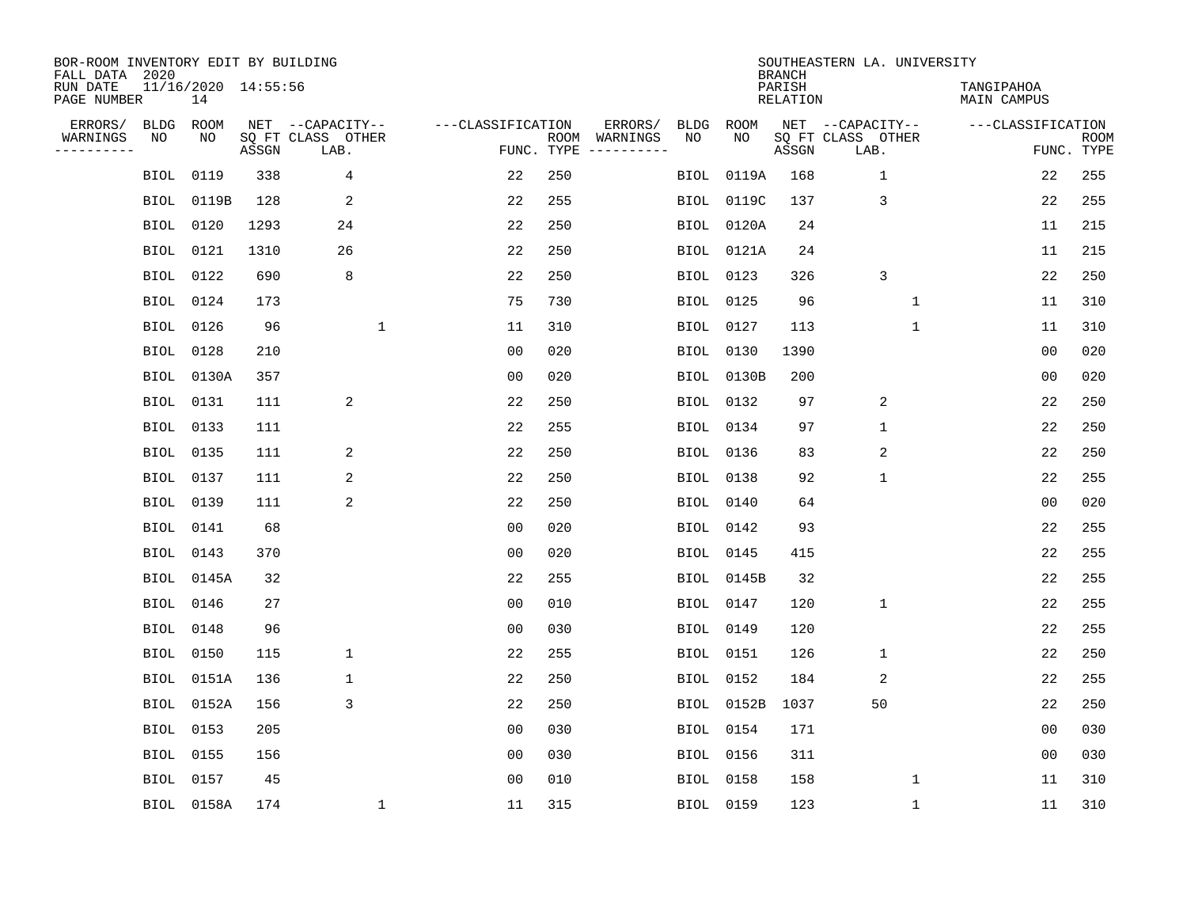BOR-ROOM INVENTORY EDIT BY BUILDING
FALL DATA 2020
RUN DATE 11/16/2020 14:55:56

SOUTHEASTERN LA. UNIVERSITY
BRANCH
PARISH TANGIPAHOA
RELATION MAIN CAMPUS

| ERRORS/ WARNINGS | BLDG NO | ROOM NO | NET SQ FT ASSGN | CAPACITY CLASS LAB. | CAPACITY OTHER | CLASSIFICATION FUNC. | ROOM TYPE | ERRORS/ WARNINGS | BLDG NO | ROOM NO | NET SQ FT ASSGN | CAPACITY CLASS LAB. | CAPACITY OTHER | CLASSIFICATION FUNC. | ROOM TYPE |
|---|---|---|---|---|---|---|---|---|---|---|---|---|---|---|---|
| | BIOL | 0119 | 338 | 4 | | 22 | 250 | | BIOL | 0119A | 168 | 1 | | 22 | 255 |
| | BIOL | 0119B | 128 | 2 | | 22 | 255 | | BIOL | 0119C | 137 | 3 | | 22 | 255 |
| | BIOL | 0120 | 1293 | 24 | | 22 | 250 | | BIOL | 0120A | 24 | | | 11 | 215 |
| | BIOL | 0121 | 1310 | 26 | | 22 | 250 | | BIOL | 0121A | 24 | | | 11 | 215 |
| | BIOL | 0122 | 690 | 8 | | 22 | 250 | | BIOL | 0123 | 326 | 3 | | 22 | 250 |
| | BIOL | 0124 | 173 | | | 75 | 730 | | BIOL | 0125 | 96 | | 1 | 11 | 310 |
| | BIOL | 0126 | 96 | | 1 | 11 | 310 | | BIOL | 0127 | 113 | | 1 | 11 | 310 |
| | BIOL | 0128 | 210 | | | 00 | 020 | | BIOL | 0130 | 1390 | | | 00 | 020 |
| | BIOL | 0130A | 357 | | | 00 | 020 | | BIOL | 0130B | 200 | | | 00 | 020 |
| | BIOL | 0131 | 111 | 2 | | 22 | 250 | | BIOL | 0132 | 97 | 2 | | 22 | 250 |
| | BIOL | 0133 | 111 | | | 22 | 255 | | BIOL | 0134 | 97 | 1 | | 22 | 250 |
| | BIOL | 0135 | 111 | 2 | | 22 | 250 | | BIOL | 0136 | 83 | 2 | | 22 | 250 |
| | BIOL | 0137 | 111 | 2 | | 22 | 250 | | BIOL | 0138 | 92 | 1 | | 22 | 255 |
| | BIOL | 0139 | 111 | 2 | | 22 | 250 | | BIOL | 0140 | 64 | | | 00 | 020 |
| | BIOL | 0141 | 68 | | | 00 | 020 | | BIOL | 0142 | 93 | | | 22 | 255 |
| | BIOL | 0143 | 370 | | | 00 | 020 | | BIOL | 0145 | 415 | | | 22 | 255 |
| | BIOL | 0145A | 32 | | | 22 | 255 | | BIOL | 0145B | 32 | | | 22 | 255 |
| | BIOL | 0146 | 27 | | | 00 | 010 | | BIOL | 0147 | 120 | 1 | | 22 | 255 |
| | BIOL | 0148 | 96 | | | 00 | 030 | | BIOL | 0149 | 120 | | | 22 | 255 |
| | BIOL | 0150 | 115 | 1 | | 22 | 255 | | BIOL | 0151 | 126 | 1 | | 22 | 250 |
| | BIOL | 0151A | 136 | 1 | | 22 | 250 | | BIOL | 0152 | 184 | 2 | | 22 | 255 |
| | BIOL | 0152A | 156 | 3 | | 22 | 250 | | BIOL | 0152B | 1037 | 50 | | 22 | 250 |
| | BIOL | 0153 | 205 | | | 00 | 030 | | BIOL | 0154 | 171 | | | 00 | 030 |
| | BIOL | 0155 | 156 | | | 00 | 030 | | BIOL | 0156 | 311 | | | 00 | 030 |
| | BIOL | 0157 | 45 | | | 00 | 010 | | BIOL | 0158 | 158 | | 1 | 11 | 310 |
| | BIOL | 0158A | 174 | | 1 | 11 | 315 | | BIOL | 0159 | 123 | | 1 | 11 | 310 |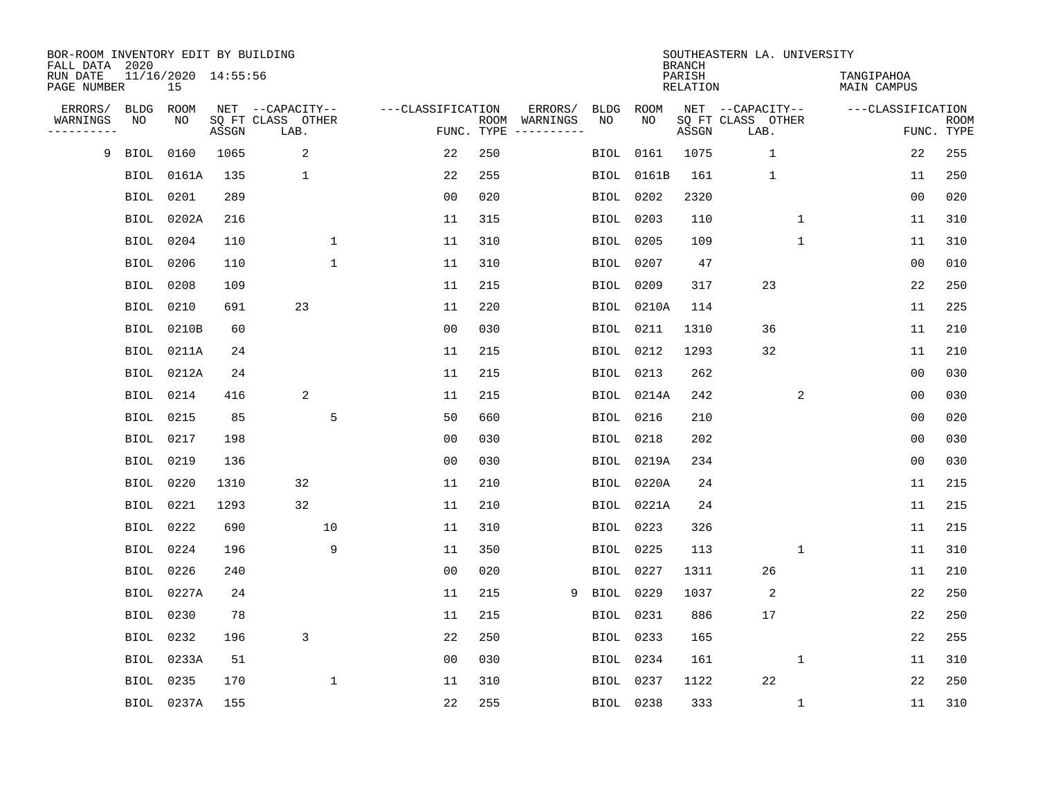BOR-ROOM INVENTORY EDIT BY BUILDING
FALL DATA 2020
RUN DATE 11/16/2020 14:55:56
PAGE NUMBER 15

SOUTHEASTERN LA. UNIVERSITY
BRANCH
PARISH TANGIPAHOA
RELATION MAIN CAMPUS

| ERRORS/ WARNINGS | BLDG NO | ROOM NO | NET SQ FT ASSGN | CAPACITY CLASS LAB. | CAPACITY OTHER | CLASSIFICATION FUNC. | ROOM TYPE | ERRORS/ WARNINGS | BLDG NO | ROOM NO | NET SQ FT ASSGN | CAPACITY CLASS LAB. | CAPACITY OTHER | CLASSIFICATION FUNC. | ROOM TYPE |
|---|---|---|---|---|---|---|---|---|---|---|---|---|---|---|---|
| 9 | BIOL | 0160 | 1065 | 2 | | 22 | 250 | | BIOL | 0161 | 1075 | 1 | | 22 | 255 |
| | BIOL | 0161A | 135 | 1 | | 22 | 255 | | BIOL | 0161B | 161 | 1 | | 11 | 250 |
| | BIOL | 0201 | 289 | | | 00 | 020 | | BIOL | 0202 | 2320 | | | 00 | 020 |
| | BIOL | 0202A | 216 | | | 11 | 315 | | BIOL | 0203 | 110 | | 1 | 11 | 310 |
| | BIOL | 0204 | 110 | | 1 | 11 | 310 | | BIOL | 0205 | 109 | | 1 | 11 | 310 |
| | BIOL | 0206 | 110 | | 1 | 11 | 310 | | BIOL | 0207 | 47 | | | 00 | 010 |
| | BIOL | 0208 | 109 | | | 11 | 215 | | BIOL | 0209 | 317 | 23 | | 22 | 250 |
| | BIOL | 0210 | 691 | 23 | | 11 | 220 | | BIOL | 0210A | 114 | | | 11 | 225 |
| | BIOL | 0210B | 60 | | | 00 | 030 | | BIOL | 0211 | 1310 | 36 | | 11 | 210 |
| | BIOL | 0211A | 24 | | | 11 | 215 | | BIOL | 0212 | 1293 | 32 | | 11 | 210 |
| | BIOL | 0212A | 24 | | | 11 | 215 | | BIOL | 0213 | 262 | | | 00 | 030 |
| | BIOL | 0214 | 416 | 2 | | 11 | 215 | | BIOL | 0214A | 242 | | 2 | 00 | 030 |
| | BIOL | 0215 | 85 | | 5 | 50 | 660 | | BIOL | 0216 | 210 | | | 00 | 020 |
| | BIOL | 0217 | 198 | | | 00 | 030 | | BIOL | 0218 | 202 | | | 00 | 030 |
| | BIOL | 0219 | 136 | | | 00 | 030 | | BIOL | 0219A | 234 | | | 00 | 030 |
| | BIOL | 0220 | 1310 | 32 | | 11 | 210 | | BIOL | 0220A | 24 | | | 11 | 215 |
| | BIOL | 0221 | 1293 | 32 | | 11 | 210 | | BIOL | 0221A | 24 | | | 11 | 215 |
| | BIOL | 0222 | 690 | | 10 | 11 | 310 | | BIOL | 0223 | 326 | | | 11 | 215 |
| | BIOL | 0224 | 196 | | 9 | 11 | 350 | | BIOL | 0225 | 113 | | 1 | 11 | 310 |
| | BIOL | 0226 | 240 | | | 00 | 020 | | BIOL | 0227 | 1311 | 26 | | 11 | 210 |
| | BIOL | 0227A | 24 | | | 11 | 215 | 9 | BIOL | 0229 | 1037 | 2 | | 22 | 250 |
| | BIOL | 0230 | 78 | | | 11 | 215 | | BIOL | 0231 | 886 | 17 | | 22 | 250 |
| | BIOL | 0232 | 196 | 3 | | 22 | 250 | | BIOL | 0233 | 165 | | | 22 | 255 |
| | BIOL | 0233A | 51 | | | 00 | 030 | | BIOL | 0234 | 161 | | 1 | 11 | 310 |
| | BIOL | 0235 | 170 | | 1 | 11 | 310 | | BIOL | 0237 | 1122 | 22 | | 22 | 250 |
| | BIOL | 0237A | 155 | | | 22 | 255 | | BIOL | 0238 | 333 | | 1 | 11 | 310 |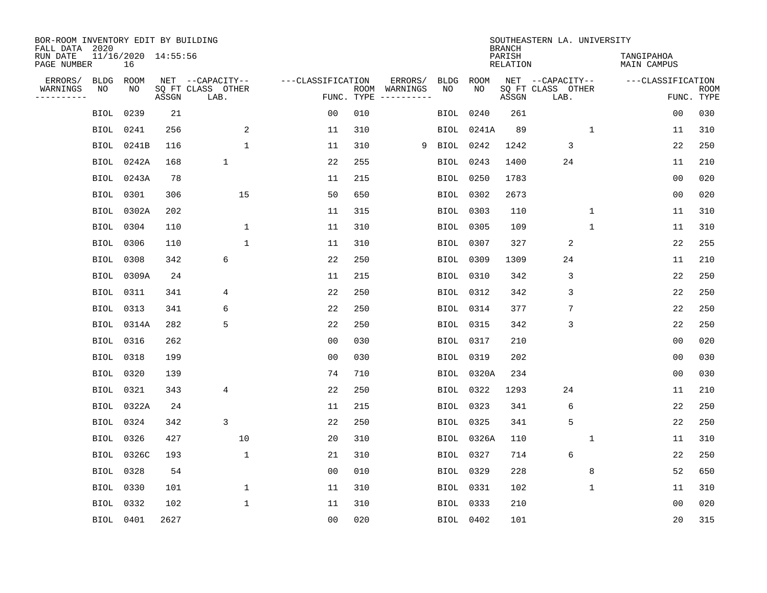BOR-ROOM INVENTORY EDIT BY BUILDING
FALL DATA 2020
RUN DATE 11/16/2020 14:55:56
PAGE NUMBER 16

SOUTHEASTERN LA. UNIVERSITY
BRANCH
PARISH TANGIPAHOA
RELATION MAIN CAMPUS

| ERRORS/ WARNINGS | BLDG NO | ROOM NO | NET SQ FT ASSGN | CAPACITY CLASS LAB. | CAPACITY OTHER | CLASSIFICATION FUNC. | ROOM TYPE | ERRORS/ WARNINGS | BLDG NO | ROOM NO | NET SQ FT ASSGN | CAPACITY CLASS LAB. | CAPACITY OTHER | CLASSIFICATION FUNC. | ROOM TYPE |
|---|---|---|---|---|---|---|---|---|---|---|---|---|---|---|---|
| | BIOL | 0239 | 21 | | | 00 | 010 | | BIOL | 0240 | 261 | | | 00 | 030 |
| | BIOL | 0241 | 256 | | 2 | 11 | 310 | | BIOL | 0241A | 89 | | 1 | 11 | 310 |
| | BIOL | 0241B | 116 | | 1 | 11 | 310 | 9 | BIOL | 0242 | 1242 | 3 | | 22 | 250 |
| | BIOL | 0242A | 168 | 1 | | 22 | 255 | | BIOL | 0243 | 1400 | 24 | | 11 | 210 |
| | BIOL | 0243A | 78 | | | 11 | 215 | | BIOL | 0250 | 1783 | | | 00 | 020 |
| | BIOL | 0301 | 306 | | 15 | 50 | 650 | | BIOL | 0302 | 2673 | | | 00 | 020 |
| | BIOL | 0302A | 202 | | | 11 | 315 | | BIOL | 0303 | 110 | | 1 | 11 | 310 |
| | BIOL | 0304 | 110 | | 1 | 11 | 310 | | BIOL | 0305 | 109 | | 1 | 11 | 310 |
| | BIOL | 0306 | 110 | | 1 | 11 | 310 | | BIOL | 0307 | 327 | 2 | | 22 | 255 |
| | BIOL | 0308 | 342 | 6 | | 22 | 250 | | BIOL | 0309 | 1309 | 24 | | 11 | 210 |
| | BIOL | 0309A | 24 | | | 11 | 215 | | BIOL | 0310 | 342 | 3 | | 22 | 250 |
| | BIOL | 0311 | 341 | 4 | | 22 | 250 | | BIOL | 0312 | 342 | 3 | | 22 | 250 |
| | BIOL | 0313 | 341 | 6 | | 22 | 250 | | BIOL | 0314 | 377 | 7 | | 22 | 250 |
| | BIOL | 0314A | 282 | 5 | | 22 | 250 | | BIOL | 0315 | 342 | 3 | | 22 | 250 |
| | BIOL | 0316 | 262 | | | 00 | 030 | | BIOL | 0317 | 210 | | | 00 | 020 |
| | BIOL | 0318 | 199 | | | 00 | 030 | | BIOL | 0319 | 202 | | | 00 | 030 |
| | BIOL | 0320 | 139 | | | 74 | 710 | | BIOL | 0320A | 234 | | | 00 | 030 |
| | BIOL | 0321 | 343 | 4 | | 22 | 250 | | BIOL | 0322 | 1293 | 24 | | 11 | 210 |
| | BIOL | 0322A | 24 | | | 11 | 215 | | BIOL | 0323 | 341 | 6 | | 22 | 250 |
| | BIOL | 0324 | 342 | 3 | | 22 | 250 | | BIOL | 0325 | 341 | 5 | | 22 | 250 |
| | BIOL | 0326 | 427 | | 10 | 20 | 310 | | BIOL | 0326A | 110 | | 1 | 11 | 310 |
| | BIOL | 0326C | 193 | | 1 | 21 | 310 | | BIOL | 0327 | 714 | 6 | | 22 | 250 |
| | BIOL | 0328 | 54 | | | 00 | 010 | | BIOL | 0329 | 228 | | 8 | 52 | 650 |
| | BIOL | 0330 | 101 | | 1 | 11 | 310 | | BIOL | 0331 | 102 | | 1 | 11 | 310 |
| | BIOL | 0332 | 102 | | 1 | 11 | 310 | | BIOL | 0333 | 210 | | | 00 | 020 |
| | BIOL | 0401 | 2627 | | | 00 | 020 | | BIOL | 0402 | 101 | | | 20 | 315 |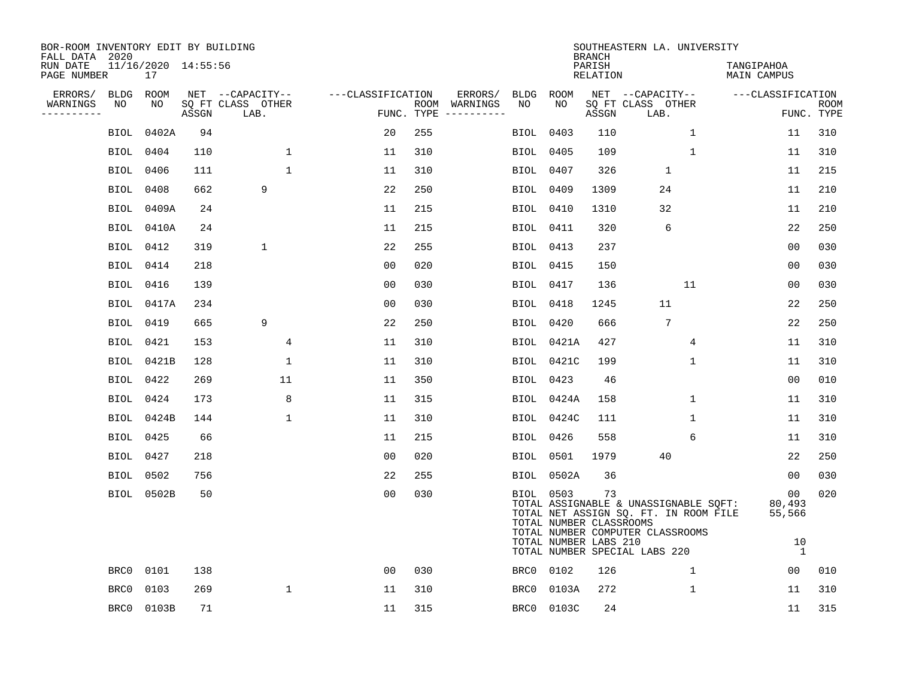BOR-ROOM INVENTORY EDIT BY BUILDING
FALL DATA 2020
RUN DATE 11/16/2020 14:55:56
PAGE NUMBER 17

SOUTHEASTERN LA. UNIVERSITY
BRANCH
PARISH TANGIPAHOA
RELATION MAIN CAMPUS

| ERRORS/ WARNINGS | BLDG NO | ROOM NO | NET SQ FT ASSGN | CAPACITY CLASS LAB. | CAPACITY OTHER | CLASSIFICATION FUNC. | ROOM TYPE | ERRORS/ WARNINGS | BLDG NO | ROOM NO | NET SQ FT ASSGN | CAPACITY CLASS LAB. | CAPACITY OTHER | CLASSIFICATION FUNC. | ROOM TYPE |
|---|---|---|---|---|---|---|---|---|---|---|---|---|---|---|---|
| | BIOL | 0402A | 94 | | | 20 | 255 | | BIOL | 0403 | 110 | | 1 | 11 | 310 |
| | BIOL | 0404 | 110 | | 1 | 11 | 310 | | BIOL | 0405 | 109 | | 1 | 11 | 310 |
| | BIOL | 0406 | 111 | | 1 | 11 | 310 | | BIOL | 0407 | 326 | 1 | | 11 | 215 |
| | BIOL | 0408 | 662 | 9 | | 22 | 250 | | BIOL | 0409 | 1309 | 24 | | 11 | 210 |
| | BIOL | 0409A | 24 | | | 11 | 215 | | BIOL | 0410 | 1310 | 32 | | 11 | 210 |
| | BIOL | 0410A | 24 | | | 11 | 215 | | BIOL | 0411 | 320 | 6 | | 22 | 250 |
| | BIOL | 0412 | 319 | 1 | | 22 | 255 | | BIOL | 0413 | 237 | | | 00 | 030 |
| | BIOL | 0414 | 218 | | | 00 | 020 | | BIOL | 0415 | 150 | | | 00 | 030 |
| | BIOL | 0416 | 139 | | | 00 | 030 | | BIOL | 0417 | 136 | | 11 | 00 | 030 |
| | BIOL | 0417A | 234 | | | 00 | 030 | | BIOL | 0418 | 1245 | 11 | | 22 | 250 |
| | BIOL | 0419 | 665 | 9 | | 22 | 250 | | BIOL | 0420 | 666 | 7 | | 22 | 250 |
| | BIOL | 0421 | 153 | | 4 | 11 | 310 | | BIOL | 0421A | 427 | | 4 | 11 | 310 |
| | BIOL | 0421B | 128 | | 1 | 11 | 310 | | BIOL | 0421C | 199 | | 1 | 11 | 310 |
| | BIOL | 0422 | 269 | | 11 | 11 | 350 | | BIOL | 0423 | 46 | | | 00 | 010 |
| | BIOL | 0424 | 173 | | 8 | 11 | 315 | | BIOL | 0424A | 158 | | 1 | 11 | 310 |
| | BIOL | 0424B | 144 | | 1 | 11 | 310 | | BIOL | 0424C | 111 | | 1 | 11 | 310 |
| | BIOL | 0425 | 66 | | | 11 | 215 | | BIOL | 0426 | 558 | | 6 | 11 | 310 |
| | BIOL | 0427 | 218 | | | 00 | 020 | | BIOL | 0501 | 1979 | 40 | | 22 | 250 |
| | BIOL | 0502 | 756 | | | 22 | 255 | | BIOL | 0502A | 36 | | | 00 | 030 |
| | BIOL | 0502B | 50 | | | 00 | 030 | | BIOL | 0503 | 73 | | | 00 | 020 |
| | BRC0 | 0101 | 138 | | | 00 | 030 | | BRC0 | 0102 | 126 | | 1 | 00 | 010 |
| | BRC0 | 0103 | 269 | | 1 | 11 | 310 | | BRC0 | 0103A | 272 | | 1 | 11 | 310 |
| | BRC0 | 0103B | 71 | | | 11 | 315 | | BRC0 | 0103C | 24 | | | 11 | 315 |

TOTAL ASSIGNABLE & UNASSIGNABLE SQFT: 80,493
TOTAL NET ASSIGN SQ. FT. IN ROOM FILE 55,566
TOTAL NUMBER CLASSROOMS
TOTAL NUMBER COMPUTER CLASSROOMS
TOTAL NUMBER LABS 210 10
TOTAL NUMBER SPECIAL LABS 220 1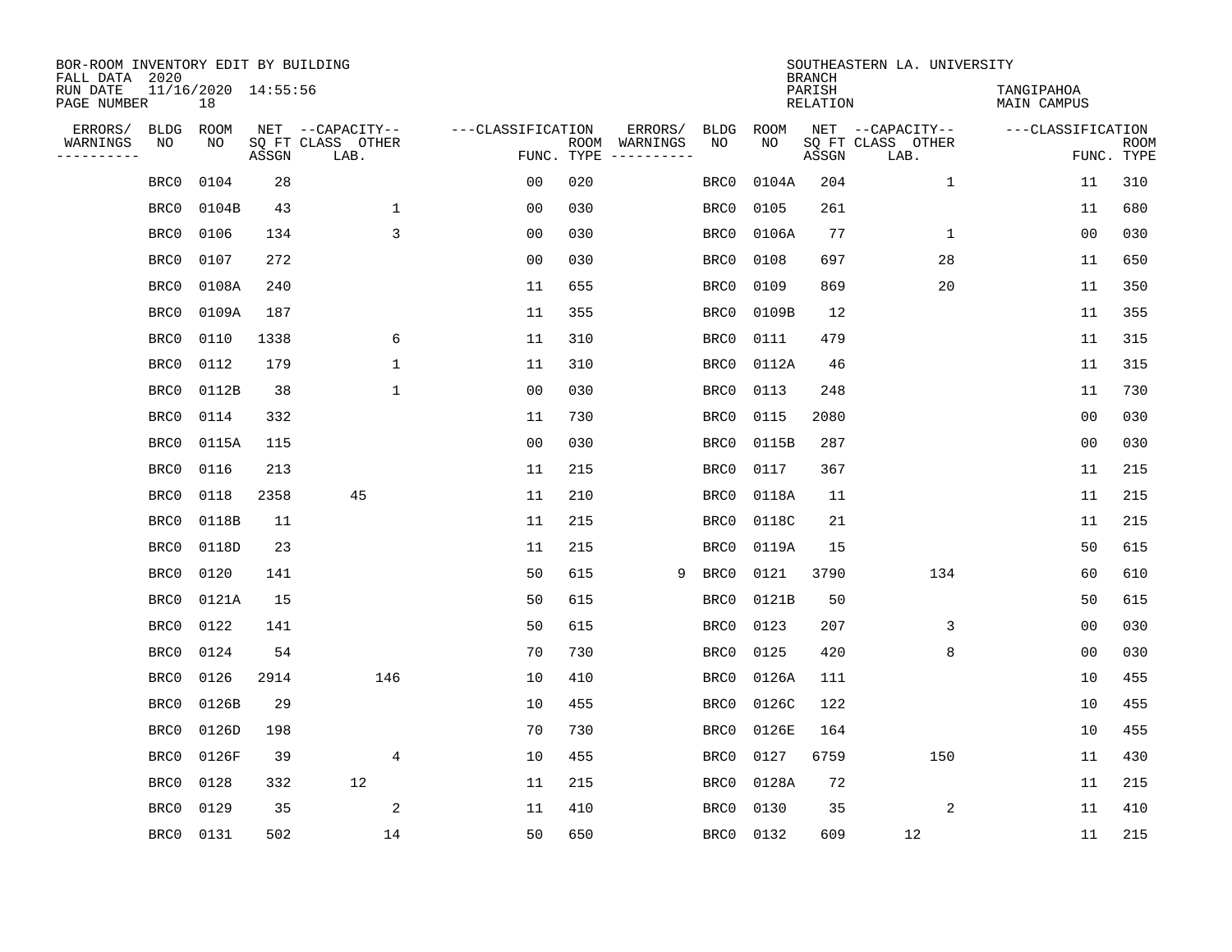BOR-ROOM INVENTORY EDIT BY BUILDING
FALL DATA 2020
RUN DATE 11/16/2020 14:55:56
PAGE NUMBER 18

SOUTHEASTERN LA. UNIVERSITY
BRANCH
PARISH TANGIPAHOA
RELATION MAIN CAMPUS

| ERRORS/ WARNINGS | BLDG NO | ROOM NO | NET SQ FT ASSGN | CAPACITY CLASS LAB. | CAPACITY OTHER | CLASSIFICATION FUNC. | ROOM TYPE | ERRORS/ WARNINGS | BLDG NO | ROOM NO | NET SQ FT ASSGN | CAPACITY CLASS LAB. | CAPACITY OTHER | CLASSIFICATION FUNC. | ROOM TYPE |
|---|---|---|---|---|---|---|---|---|---|---|---|---|---|---|---|
| | BRC0 | 0104 | 28 | | | 00 | 020 | | BRC0 | 0104A | 204 | | 1 | 11 | 310 |
| | BRC0 | 0104B | 43 | | 1 | 00 | 030 | | BRC0 | 0105 | 261 | | | 11 | 680 |
| | BRC0 | 0106 | 134 | | 3 | 00 | 030 | | BRC0 | 0106A | 77 | | 1 | 00 | 030 |
| | BRC0 | 0107 | 272 | | | 00 | 030 | | BRC0 | 0108 | 697 | | 28 | 11 | 650 |
| | BRC0 | 0108A | 240 | | | 11 | 655 | | BRC0 | 0109 | 869 | | 20 | 11 | 350 |
| | BRC0 | 0109A | 187 | | | 11 | 355 | | BRC0 | 0109B | 12 | | | 11 | 355 |
| | BRC0 | 0110 | 1338 | | 6 | 11 | 310 | | BRC0 | 0111 | 479 | | | 11 | 315 |
| | BRC0 | 0112 | 179 | | 1 | 11 | 310 | | BRC0 | 0112A | 46 | | | 11 | 315 |
| | BRC0 | 0112B | 38 | | 1 | 00 | 030 | | BRC0 | 0113 | 248 | | | 11 | 730 |
| | BRC0 | 0114 | 332 | | | 11 | 730 | | BRC0 | 0115 | 2080 | | | 00 | 030 |
| | BRC0 | 0115A | 115 | | | 00 | 030 | | BRC0 | 0115B | 287 | | | 00 | 030 |
| | BRC0 | 0116 | 213 | | | 11 | 215 | | BRC0 | 0117 | 367 | | | 11 | 215 |
| | BRC0 | 0118 | 2358 | 45 | | 11 | 210 | | BRC0 | 0118A | 11 | | | 11 | 215 |
| | BRC0 | 0118B | 11 | | | 11 | 215 | | BRC0 | 0118C | 21 | | | 11 | 215 |
| | BRC0 | 0118D | 23 | | | 11 | 215 | | BRC0 | 0119A | 15 | | | 50 | 615 |
| | BRC0 | 0120 | 141 | | | 50 | 615 | 9 | BRC0 | 0121 | 3790 | | 134 | 60 | 610 |
| | BRC0 | 0121A | 15 | | | 50 | 615 | | BRC0 | 0121B | 50 | | | 50 | 615 |
| | BRC0 | 0122 | 141 | | | 50 | 615 | | BRC0 | 0123 | 207 | | 3 | 00 | 030 |
| | BRC0 | 0124 | 54 | | | 70 | 730 | | BRC0 | 0125 | 420 | | 8 | 00 | 030 |
| | BRC0 | 0126 | 2914 | | 146 | 10 | 410 | | BRC0 | 0126A | 111 | | | 10 | 455 |
| | BRC0 | 0126B | 29 | | | 10 | 455 | | BRC0 | 0126C | 122 | | | 10 | 455 |
| | BRC0 | 0126D | 198 | | | 70 | 730 | | BRC0 | 0126E | 164 | | | 10 | 455 |
| | BRC0 | 0126F | 39 | | 4 | 10 | 455 | | BRC0 | 0127 | 6759 | | 150 | 11 | 430 |
| | BRC0 | 0128 | 332 | 12 | | 11 | 215 | | BRC0 | 0128A | 72 | | | 11 | 215 |
| | BRC0 | 0129 | 35 | | 2 | 11 | 410 | | BRC0 | 0130 | 35 | | 2 | 11 | 410 |
| | BRC0 | 0131 | 502 | | 14 | 50 | 650 | | BRC0 | 0132 | 609 | 12 | | 11 | 215 |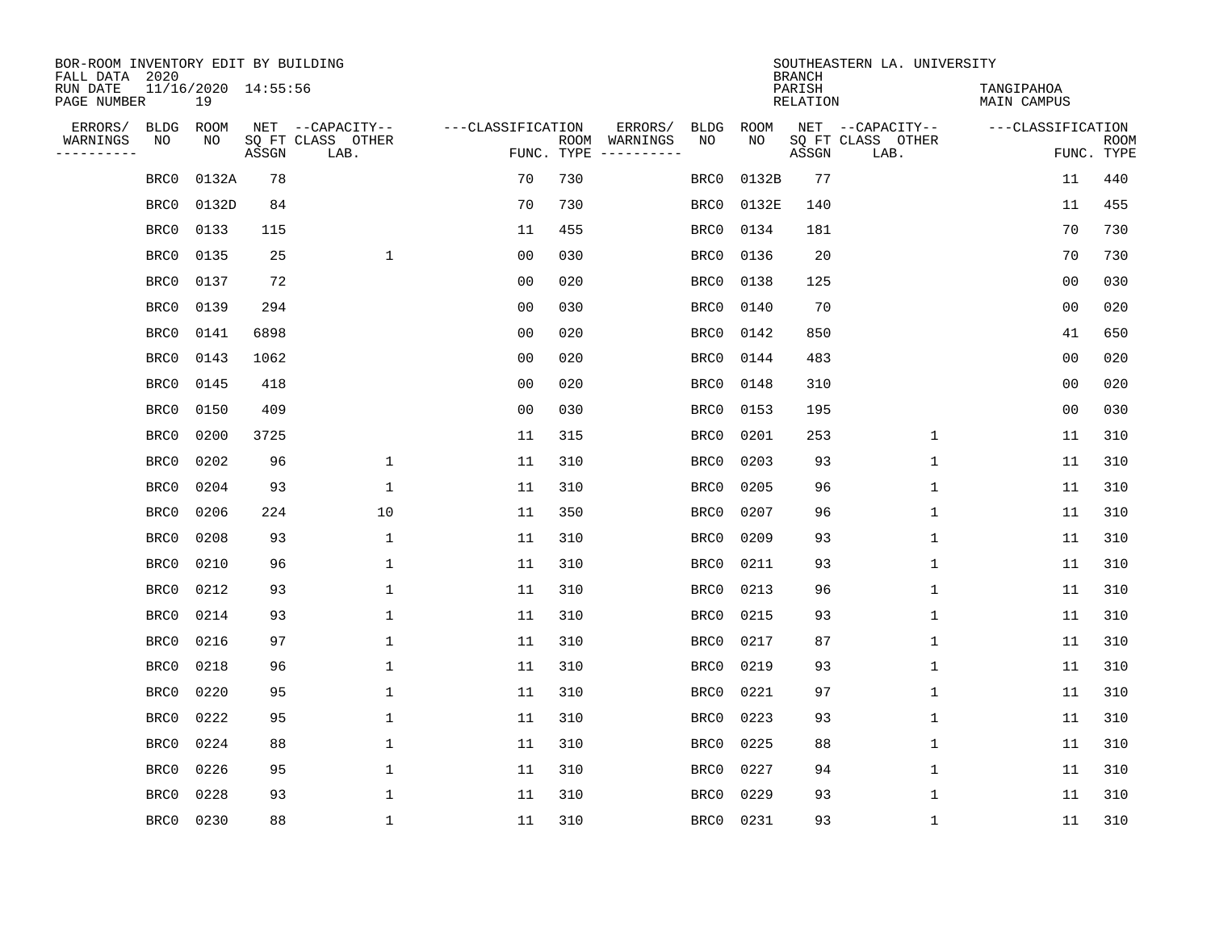BOR-ROOM INVENTORY EDIT BY BUILDING
FALL DATA 2020
RUN DATE 11/16/2020 14:55:56
PAGE NUMBER 19

SOUTHEASTERN LA. UNIVERSITY
BRANCH
PARISH TANGIPAHOA
RELATION MAIN CAMPUS

| ERRORS/ WARNINGS | BLDG NO | ROOM NO | NET SQ FT ASSGN | --CAPACITY-- CLASS LAB. | OTHER | ---CLASSIFICATION FUNC. | ROOM TYPE | ERRORS/ WARNINGS | BLDG NO | ROOM NO | NET SQ FT ASSGN | --CAPACITY-- CLASS LAB. | OTHER | ---CLASSIFICATION FUNC. | ROOM TYPE |
|---|---|---|---|---|---|---|---|---|---|---|---|---|---|---|---|
| | BRC0 | 0132A | 78 | | | 70 | 730 | | BRC0 | 0132B | 77 | | | 11 | 440 |
| | BRC0 | 0132D | 84 | | | 70 | 730 | | BRC0 | 0132E | 140 | | | 11 | 455 |
| | BRC0 | 0133 | 115 | | | 11 | 455 | | BRC0 | 0134 | 181 | | | 70 | 730 |
| | BRC0 | 0135 | 25 | | 1 | 00 | 030 | | BRC0 | 0136 | 20 | | | 70 | 730 |
| | BRC0 | 0137 | 72 | | | 00 | 020 | | BRC0 | 0138 | 125 | | | 00 | 030 |
| | BRC0 | 0139 | 294 | | | 00 | 030 | | BRC0 | 0140 | 70 | | | 00 | 020 |
| | BRC0 | 0141 | 6898 | | | 00 | 020 | | BRC0 | 0142 | 850 | | | 41 | 650 |
| | BRC0 | 0143 | 1062 | | | 00 | 020 | | BRC0 | 0144 | 483 | | | 00 | 020 |
| | BRC0 | 0145 | 418 | | | 00 | 020 | | BRC0 | 0148 | 310 | | | 00 | 020 |
| | BRC0 | 0150 | 409 | | | 00 | 030 | | BRC0 | 0153 | 195 | | | 00 | 030 |
| | BRC0 | 0200 | 3725 | | | 11 | 315 | | BRC0 | 0201 | 253 | | 1 | 11 | 310 |
| | BRC0 | 0202 | 96 | | 1 | 11 | 310 | | BRC0 | 0203 | 93 | | 1 | 11 | 310 |
| | BRC0 | 0204 | 93 | | 1 | 11 | 310 | | BRC0 | 0205 | 96 | | 1 | 11 | 310 |
| | BRC0 | 0206 | 224 | | 10 | 11 | 350 | | BRC0 | 0207 | 96 | | 1 | 11 | 310 |
| | BRC0 | 0208 | 93 | | 1 | 11 | 310 | | BRC0 | 0209 | 93 | | 1 | 11 | 310 |
| | BRC0 | 0210 | 96 | | 1 | 11 | 310 | | BRC0 | 0211 | 93 | | 1 | 11 | 310 |
| | BRC0 | 0212 | 93 | | 1 | 11 | 310 | | BRC0 | 0213 | 96 | | 1 | 11 | 310 |
| | BRC0 | 0214 | 93 | | 1 | 11 | 310 | | BRC0 | 0215 | 93 | | 1 | 11 | 310 |
| | BRC0 | 0216 | 97 | | 1 | 11 | 310 | | BRC0 | 0217 | 87 | | 1 | 11 | 310 |
| | BRC0 | 0218 | 96 | | 1 | 11 | 310 | | BRC0 | 0219 | 93 | | 1 | 11 | 310 |
| | BRC0 | 0220 | 95 | | 1 | 11 | 310 | | BRC0 | 0221 | 97 | | 1 | 11 | 310 |
| | BRC0 | 0222 | 95 | | 1 | 11 | 310 | | BRC0 | 0223 | 93 | | 1 | 11 | 310 |
| | BRC0 | 0224 | 88 | | 1 | 11 | 310 | | BRC0 | 0225 | 88 | | 1 | 11 | 310 |
| | BRC0 | 0226 | 95 | | 1 | 11 | 310 | | BRC0 | 0227 | 94 | | 1 | 11 | 310 |
| | BRC0 | 0228 | 93 | | 1 | 11 | 310 | | BRC0 | 0229 | 93 | | 1 | 11 | 310 |
| | BRC0 | 0230 | 88 | | 1 | 11 | 310 | | BRC0 | 0231 | 93 | | 1 | 11 | 310 |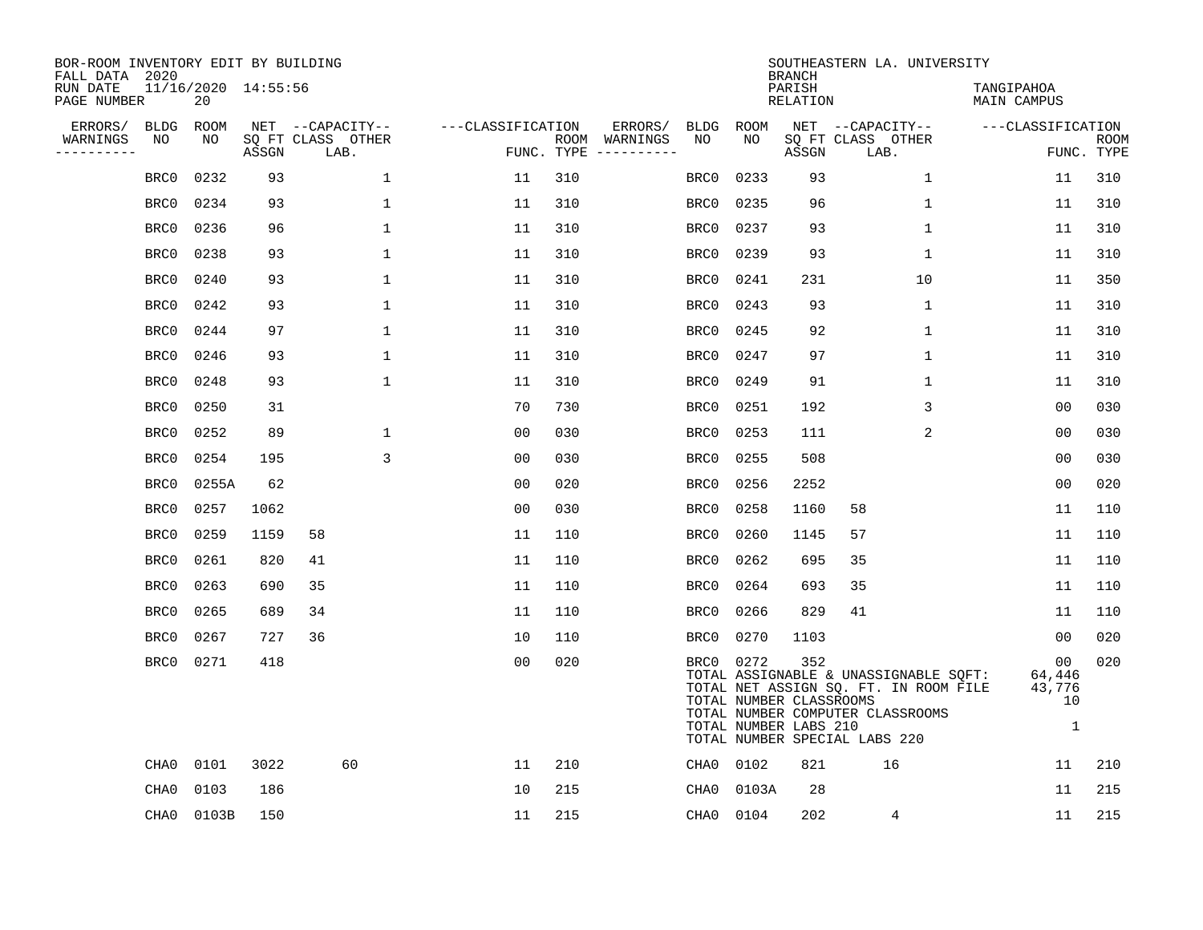BOR-ROOM INVENTORY EDIT BY BUILDING
FALL DATA 2020
RUN DATE 11/16/2020 14:55:56
PAGE NUMBER 20

SOUTHEASTERN LA. UNIVERSITY
BRANCH
PARISH TANGIPAHOA
RELATION MAIN CAMPUS

| ERRORS/ WARNINGS | BLDG NO | ROOM NO | NET SQ FT ASSGN | CAPACITY CLASS LAB. | CAPACITY OTHER | CLASSIFICATION FUNC. | ROOM TYPE | ERRORS/ WARNINGS | BLDG NO | ROOM NO | NET SQ FT ASSGN | CAPACITY CLASS LAB. | CAPACITY OTHER | CLASSIFICATION FUNC. | ROOM TYPE |
|---|---|---|---|---|---|---|---|---|---|---|---|---|---|---|---|
| | BRC0 | 0232 | 93 | | 1 | 11 | 310 | | BRC0 | 0233 | 93 | | 1 | 11 | 310 |
| | BRC0 | 0234 | 93 | | 1 | 11 | 310 | | BRC0 | 0235 | 96 | | 1 | 11 | 310 |
| | BRC0 | 0236 | 96 | | 1 | 11 | 310 | | BRC0 | 0237 | 93 | | 1 | 11 | 310 |
| | BRC0 | 0238 | 93 | | 1 | 11 | 310 | | BRC0 | 0239 | 93 | | 1 | 11 | 310 |
| | BRC0 | 0240 | 93 | | 1 | 11 | 310 | | BRC0 | 0241 | 231 | | 10 | 11 | 350 |
| | BRC0 | 0242 | 93 | | 1 | 11 | 310 | | BRC0 | 0243 | 93 | | 1 | 11 | 310 |
| | BRC0 | 0244 | 97 | | 1 | 11 | 310 | | BRC0 | 0245 | 92 | | 1 | 11 | 310 |
| | BRC0 | 0246 | 93 | | 1 | 11 | 310 | | BRC0 | 0247 | 97 | | 1 | 11 | 310 |
| | BRC0 | 0248 | 93 | | 1 | 11 | 310 | | BRC0 | 0249 | 91 | | 1 | 11 | 310 |
| | BRC0 | 0250 | 31 | | | 70 | 730 | | BRC0 | 0251 | 192 | | 3 | 00 | 030 |
| | BRC0 | 0252 | 89 | | 1 | 00 | 030 | | BRC0 | 0253 | 111 | | 2 | 00 | 030 |
| | BRC0 | 0254 | 195 | | 3 | 00 | 030 | | BRC0 | 0255 | 508 | | | 00 | 030 |
| | BRC0 | 0255A | 62 | | | 00 | 020 | | BRC0 | 0256 | 2252 | | | 00 | 020 |
| | BRC0 | 0257 | 1062 | | | 00 | 030 | | BRC0 | 0258 | 1160 | 58 | | 11 | 110 |
| | BRC0 | 0259 | 1159 | 58 | | 11 | 110 | | BRC0 | 0260 | 1145 | 57 | | 11 | 110 |
| | BRC0 | 0261 | 820 | 41 | | 11 | 110 | | BRC0 | 0262 | 695 | 35 | | 11 | 110 |
| | BRC0 | 0263 | 690 | 35 | | 11 | 110 | | BRC0 | 0264 | 693 | 35 | | 11 | 110 |
| | BRC0 | 0265 | 689 | 34 | | 11 | 110 | | BRC0 | 0266 | 829 | 41 | | 11 | 110 |
| | BRC0 | 0267 | 727 | 36 | | 10 | 110 | | BRC0 | 0270 | 1103 | | | 00 | 020 |
| | BRC0 | 0271 | 418 | | | 00 | 020 | | BRC0 | 0272 | 352 | | | 00 | 020 |

TOTAL ASSIGNABLE & UNASSIGNABLE SQFT: 64,446
TOTAL NET ASSIGN SQ. FT. IN ROOM FILE 43,776
TOTAL NUMBER CLASSROOMS 10
TOTAL NUMBER COMPUTER CLASSROOMS
TOTAL NUMBER LABS 210 1
TOTAL NUMBER SPECIAL LABS 220

| ERRORS/ WARNINGS | BLDG NO | ROOM NO | NET SQ FT ASSGN | CAPACITY CLASS LAB. | CAPACITY OTHER | CLASSIFICATION FUNC. | ROOM TYPE | ERRORS/ WARNINGS | BLDG NO | ROOM NO | NET SQ FT ASSGN | CAPACITY CLASS LAB. | CAPACITY OTHER | CLASSIFICATION FUNC. | ROOM TYPE |
|---|---|---|---|---|---|---|---|---|---|---|---|---|---|---|---|
| | CHA0 | 0101 | 3022 | 60 | | 11 | 210 | | CHA0 | 0102 | 821 | 16 | | 11 | 210 |
| | CHA0 | 0103 | 186 | | | 10 | 215 | | CHA0 | 0103A | 28 | | | 11 | 215 |
| | CHA0 | 0103B | 150 | | | 11 | 215 | | CHA0 | 0104 | 202 | 4 | | 11 | 215 |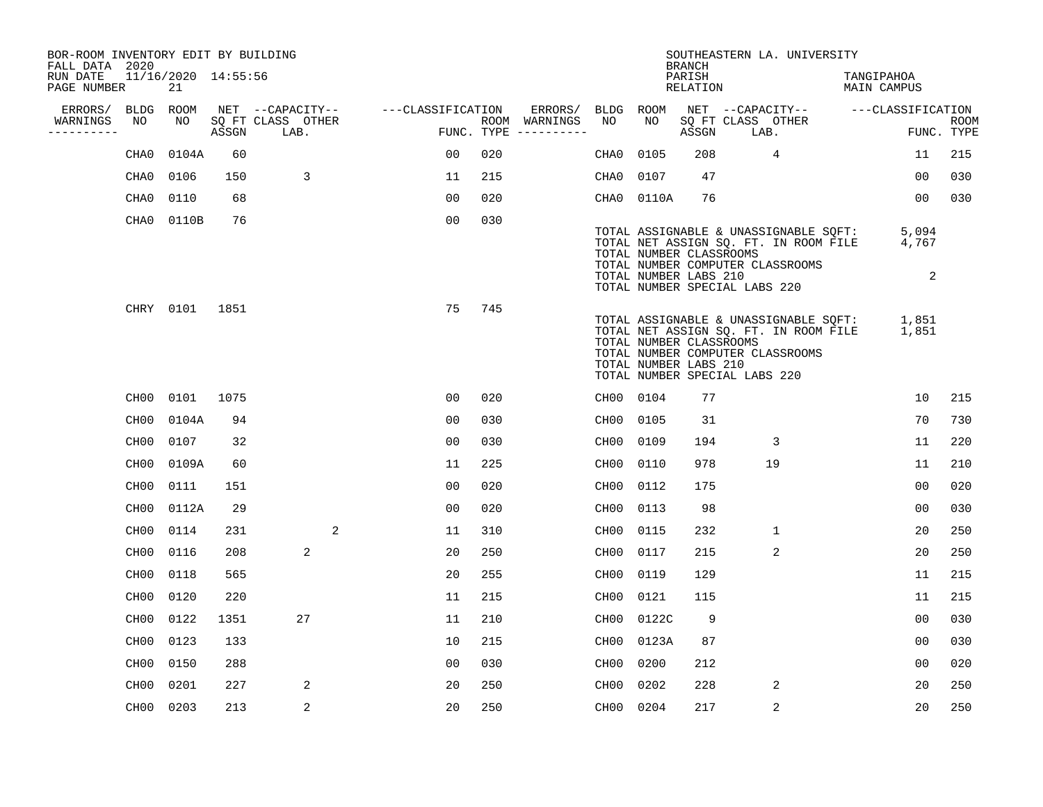BOR-ROOM INVENTORY EDIT BY BUILDING
FALL DATA 2020
RUN DATE 11/16/2020 14:55:56
PAGE NUMBER 21

SOUTHEASTERN LA. UNIVERSITY
BRANCH
PARISH TANGIPAHOA
RELATION MAIN CAMPUS

| ERRORS/ WARNINGS | BLDG NO | ROOM NO | NET SQ FT ASSGN | CAPACITY CLASS LAB. | CAPACITY OTHER | CLASSIFICATION FUNC. | ROOM TYPE | ERRORS/ WARNINGS | BLDG NO | ROOM NO | NET SQ FT ASSGN | CAPACITY CLASS LAB. | CAPACITY OTHER | CLASSIFICATION FUNC. | ROOM TYPE |
|---|---|---|---|---|---|---|---|---|---|---|---|---|---|---|---|
| | CHA0 | 0104A | 60 | | | 00 | 020 | | CHA0 | 0105 | 208 | 4 | | 11 | 215 |
| | CHA0 | 0106 | 150 | 3 | | 11 | 215 | | CHA0 | 0107 | 47 | | | 00 | 030 |
| | CHA0 | 0110 | 68 | | | 00 | 020 | | CHA0 | 0110A | 76 | | | 00 | 030 |
| | CHA0 | 0110B | 76 | | | 00 | 030 | | | | | | | | |

TOTAL ASSIGNABLE & UNASSIGNABLE SQFT: 5,094
TOTAL NET ASSIGN SQ. FT. IN ROOM FILE 4,767
TOTAL NUMBER CLASSROOMS
TOTAL NUMBER COMPUTER CLASSROOMS
TOTAL NUMBER LABS 210 2
TOTAL NUMBER SPECIAL LABS 220

| ERRORS/ WARNINGS | BLDG NO | ROOM NO | NET SQ FT ASSGN | CAPACITY CLASS LAB. | CAPACITY OTHER | CLASSIFICATION FUNC. | ROOM TYPE |
|---|---|---|---|---|---|---|---|
| | CHRY | 0101 | 1851 | | | 75 | 745 |

TOTAL ASSIGNABLE & UNASSIGNABLE SQFT: 1,851
TOTAL NET ASSIGN SQ. FT. IN ROOM FILE 1,851
TOTAL NUMBER CLASSROOMS
TOTAL NUMBER COMPUTER CLASSROOMS
TOTAL NUMBER LABS 210
TOTAL NUMBER SPECIAL LABS 220

| ERRORS/ WARNINGS | BLDG NO | ROOM NO | NET SQ FT ASSGN | CAPACITY CLASS LAB. | CAPACITY OTHER | CLASSIFICATION FUNC. | ROOM TYPE | ERRORS/ WARNINGS | BLDG NO | ROOM NO | NET SQ FT ASSGN | CAPACITY CLASS LAB. | CAPACITY OTHER | CLASSIFICATION FUNC. | ROOM TYPE |
|---|---|---|---|---|---|---|---|---|---|---|---|---|---|---|---|
| | CH00 | 0101 | 1075 | | | 00 | 020 | | CH00 | 0104 | 77 | | | 10 | 215 |
| | CH00 | 0104A | 94 | | | 00 | 030 | | CH00 | 0105 | 31 | | | 70 | 730 |
| | CH00 | 0107 | 32 | | | 00 | 030 | | CH00 | 0109 | 194 | 3 | | 11 | 220 |
| | CH00 | 0109A | 60 | | | 11 | 225 | | CH00 | 0110 | 978 | 19 | | 11 | 210 |
| | CH00 | 0111 | 151 | | | 00 | 020 | | CH00 | 0112 | 175 | | | 00 | 020 |
| | CH00 | 0112A | 29 | | | 00 | 020 | | CH00 | 0113 | 98 | | | 00 | 030 |
| | CH00 | 0114 | 231 | | 2 | 11 | 310 | | CH00 | 0115 | 232 | 1 | | 20 | 250 |
| | CH00 | 0116 | 208 | 2 | | 20 | 250 | | CH00 | 0117 | 215 | 2 | | 20 | 250 |
| | CH00 | 0118 | 565 | | | 20 | 255 | | CH00 | 0119 | 129 | | | 11 | 215 |
| | CH00 | 0120 | 220 | | | 11 | 215 | | CH00 | 0121 | 115 | | | 11 | 215 |
| | CH00 | 0122 | 1351 | 27 | | 11 | 210 | | CH00 | 0122C | 9 | | | 00 | 030 |
| | CH00 | 0123 | 133 | | | 10 | 215 | | CH00 | 0123A | 87 | | | 00 | 030 |
| | CH00 | 0150 | 288 | | | 00 | 030 | | CH00 | 0200 | 212 | | | 00 | 020 |
| | CH00 | 0201 | 227 | 2 | | 20 | 250 | | CH00 | 0202 | 228 | 2 | | 20 | 250 |
| | CH00 | 0203 | 213 | 2 | | 20 | 250 | | CH00 | 0204 | 217 | 2 | | 20 | 250 |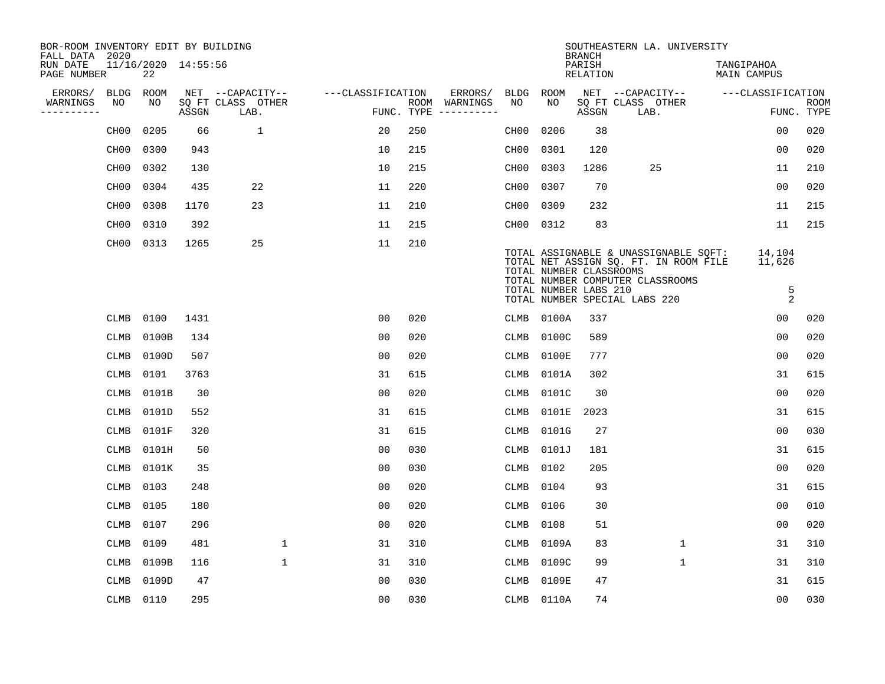BOR-ROOM INVENTORY EDIT BY BUILDING
FALL DATA 2020
RUN DATE 11/16/2020 14:55:56
PAGE NUMBER 22

SOUTHEASTERN LA. UNIVERSITY
BRANCH
PARISH TANGIPAHOA
RELATION MAIN CAMPUS

| ERRORS/ WARNINGS | BLDG NO | ROOM NO | NET SQ FT ASSGN | CAPACITY CLASS | CAPACITY OTHER LAB. | CLASSIFICATION FUNC. | ROOM TYPE | ERRORS/ WARNINGS | BLDG NO | ROOM NO | NET SQ FT ASSGN | CAPACITY CLASS | CAPACITY OTHER LAB. | CLASSIFICATION FUNC. | ROOM TYPE |
|---|---|---|---|---|---|---|---|---|---|---|---|---|---|---|---|
| | CH00 | 0205 | 66 | 1 | | 20 | 250 | | CH00 | 0206 | 38 | | | 00 | 020 |
| | CH00 | 0300 | 943 | | | 10 | 215 | | CH00 | 0301 | 120 | | | 00 | 020 |
| | CH00 | 0302 | 130 | | | 10 | 215 | | CH00 | 0303 | 1286 | 25 | | 11 | 210 |
| | CH00 | 0304 | 435 | 22 | | 11 | 220 | | CH00 | 0307 | 70 | | | 00 | 020 |
| | CH00 | 0308 | 1170 | 23 | | 11 | 210 | | CH00 | 0309 | 232 | | | 11 | 215 |
| | CH00 | 0310 | 392 | | | 11 | 215 | | CH00 | 0312 | 83 | | | 11 | 215 |
| | CH00 | 0313 | 1265 | 25 | | 11 | 210 | | | | | | | | |

TOTAL ASSIGNABLE & UNASSIGNABLE SQFT: 14,104
TOTAL NET ASSIGN SQ. FT. IN ROOM FILE 11,626
TOTAL NUMBER CLASSROOMS
TOTAL NUMBER COMPUTER CLASSROOMS
TOTAL NUMBER LABS 210 5
TOTAL NUMBER SPECIAL LABS 220 2

| ERRORS/ WARNINGS | BLDG NO | ROOM NO | NET SQ FT ASSGN | CAPACITY CLASS | CAPACITY OTHER LAB. | CLASSIFICATION FUNC. | ROOM TYPE | ERRORS/ WARNINGS | BLDG NO | ROOM NO | NET SQ FT ASSGN | CAPACITY CLASS | CAPACITY OTHER LAB. | CLASSIFICATION FUNC. | ROOM TYPE |
|---|---|---|---|---|---|---|---|---|---|---|---|---|---|---|---|
| | CLMB | 0100 | 1431 | | | 00 | 020 | | CLMB | 0100A | 337 | | | 00 | 020 |
| | CLMB | 0100B | 134 | | | 00 | 020 | | CLMB | 0100C | 589 | | | 00 | 020 |
| | CLMB | 0100D | 507 | | | 00 | 020 | | CLMB | 0100E | 777 | | | 00 | 020 |
| | CLMB | 0101 | 3763 | | | 31 | 615 | | CLMB | 0101A | 302 | | | 31 | 615 |
| | CLMB | 0101B | 30 | | | 00 | 020 | | CLMB | 0101C | 30 | | | 00 | 020 |
| | CLMB | 0101D | 552 | | | 31 | 615 | | CLMB | 0101E | 2023 | | | 31 | 615 |
| | CLMB | 0101F | 320 | | | 31 | 615 | | CLMB | 0101G | 27 | | | 00 | 030 |
| | CLMB | 0101H | 50 | | | 00 | 030 | | CLMB | 0101J | 181 | | | 31 | 615 |
| | CLMB | 0101K | 35 | | | 00 | 030 | | CLMB | 0102 | 205 | | | 00 | 020 |
| | CLMB | 0103 | 248 | | | 00 | 020 | | CLMB | 0104 | 93 | | | 31 | 615 |
| | CLMB | 0105 | 180 | | | 00 | 020 | | CLMB | 0106 | 30 | | | 00 | 010 |
| | CLMB | 0107 | 296 | | | 00 | 020 | | CLMB | 0108 | 51 | | | 00 | 020 |
| | CLMB | 0109 | 481 | | 1 | 31 | 310 | | CLMB | 0109A | 83 | | 1 | 31 | 310 |
| | CLMB | 0109B | 116 | | 1 | 31 | 310 | | CLMB | 0109C | 99 | | 1 | 31 | 310 |
| | CLMB | 0109D | 47 | | | 00 | 030 | | CLMB | 0109E | 47 | | | 31 | 615 |
| | CLMB | 0110 | 295 | | | 00 | 030 | | CLMB | 0110A | 74 | | | 00 | 030 |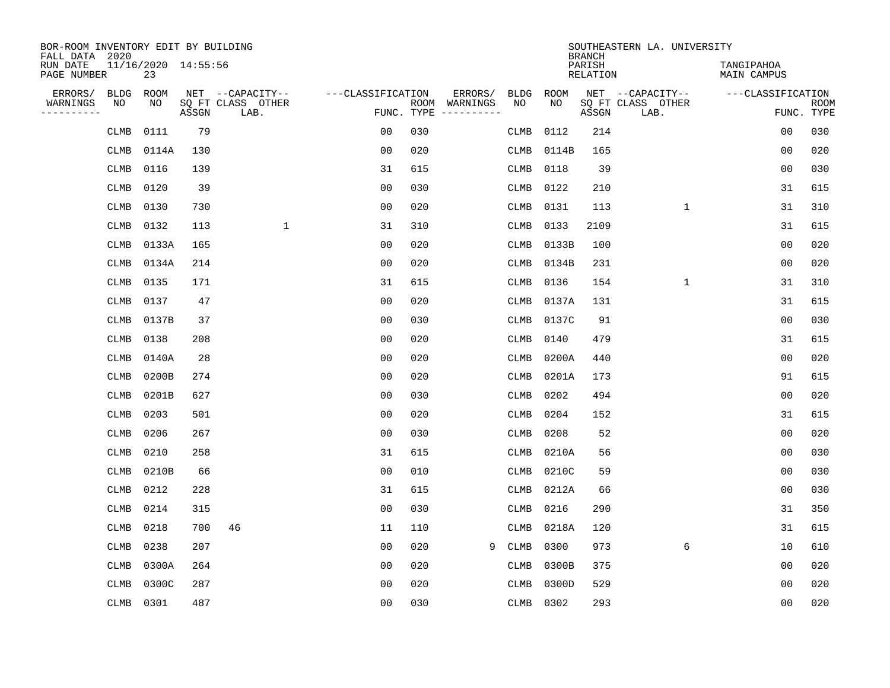BOR-ROOM INVENTORY EDIT BY BUILDING
FALL DATA 2020
RUN DATE 11/16/2020 14:55:56
PAGE NUMBER 23

SOUTHEASTERN LA. UNIVERSITY
BRANCH
PARISH TANGIPAHOA
RELATION MAIN CAMPUS

| ERRORS/ WARNINGS | BLDG NO | ROOM NO | NET SQ FT ASSGN | CAPACITY CLASS LAB. | CAPACITY OTHER | CLASSIFICATION FUNC. | ROOM TYPE | ERRORS/ WARNINGS | BLDG NO | ROOM NO | NET SQ FT ASSGN | CAPACITY CLASS LAB. | CAPACITY OTHER | CLASSIFICATION FUNC. | ROOM TYPE |
|---|---|---|---|---|---|---|---|---|---|---|---|---|---|---|---|
| | CLMB | 0111 | 79 | | | 00 | 030 | | CLMB | 0112 | 214 | | | 00 | 030 |
| | CLMB | 0114A | 130 | | | 00 | 020 | | CLMB | 0114B | 165 | | | 00 | 020 |
| | CLMB | 0116 | 139 | | | 31 | 615 | | CLMB | 0118 | 39 | | | 00 | 030 |
| | CLMB | 0120 | 39 | | | 00 | 030 | | CLMB | 0122 | 210 | | | 31 | 615 |
| | CLMB | 0130 | 730 | | | 00 | 020 | | CLMB | 0131 | 113 | | 1 | 31 | 310 |
| | CLMB | 0132 | 113 | | 1 | 31 | 310 | | CLMB | 0133 | 2109 | | | 31 | 615 |
| | CLMB | 0133A | 165 | | | 00 | 020 | | CLMB | 0133B | 100 | | | 00 | 020 |
| | CLMB | 0134A | 214 | | | 00 | 020 | | CLMB | 0134B | 231 | | | 00 | 020 |
| | CLMB | 0135 | 171 | | | 31 | 615 | | CLMB | 0136 | 154 | | 1 | 31 | 310 |
| | CLMB | 0137 | 47 | | | 00 | 020 | | CLMB | 0137A | 131 | | | 31 | 615 |
| | CLMB | 0137B | 37 | | | 00 | 030 | | CLMB | 0137C | 91 | | | 00 | 030 |
| | CLMB | 0138 | 208 | | | 00 | 020 | | CLMB | 0140 | 479 | | | 31 | 615 |
| | CLMB | 0140A | 28 | | | 00 | 020 | | CLMB | 0200A | 440 | | | 00 | 020 |
| | CLMB | 0200B | 274 | | | 00 | 020 | | CLMB | 0201A | 173 | | | 91 | 615 |
| | CLMB | 0201B | 627 | | | 00 | 030 | | CLMB | 0202 | 494 | | | 00 | 020 |
| | CLMB | 0203 | 501 | | | 00 | 020 | | CLMB | 0204 | 152 | | | 31 | 615 |
| | CLMB | 0206 | 267 | | | 00 | 030 | | CLMB | 0208 | 52 | | | 00 | 020 |
| | CLMB | 0210 | 258 | | | 31 | 615 | | CLMB | 0210A | 56 | | | 00 | 030 |
| | CLMB | 0210B | 66 | | | 00 | 010 | | CLMB | 0210C | 59 | | | 00 | 030 |
| | CLMB | 0212 | 228 | | | 31 | 615 | | CLMB | 0212A | 66 | | | 00 | 030 |
| | CLMB | 0214 | 315 | | | 00 | 030 | | CLMB | 0216 | 290 | | | 31 | 350 |
| | CLMB | 0218 | 700 | 46 | | 11 | 110 | | CLMB | 0218A | 120 | | | 31 | 615 |
| | CLMB | 0238 | 207 | | | 00 | 020 | 9 | CLMB | 0300 | 973 | | 6 | 10 | 610 |
| | CLMB | 0300A | 264 | | | 00 | 020 | | CLMB | 0300B | 375 | | | 00 | 020 |
| | CLMB | 0300C | 287 | | | 00 | 020 | | CLMB | 0300D | 529 | | | 00 | 020 |
| | CLMB | 0301 | 487 | | | 00 | 030 | | CLMB | 0302 | 293 | | | 00 | 020 |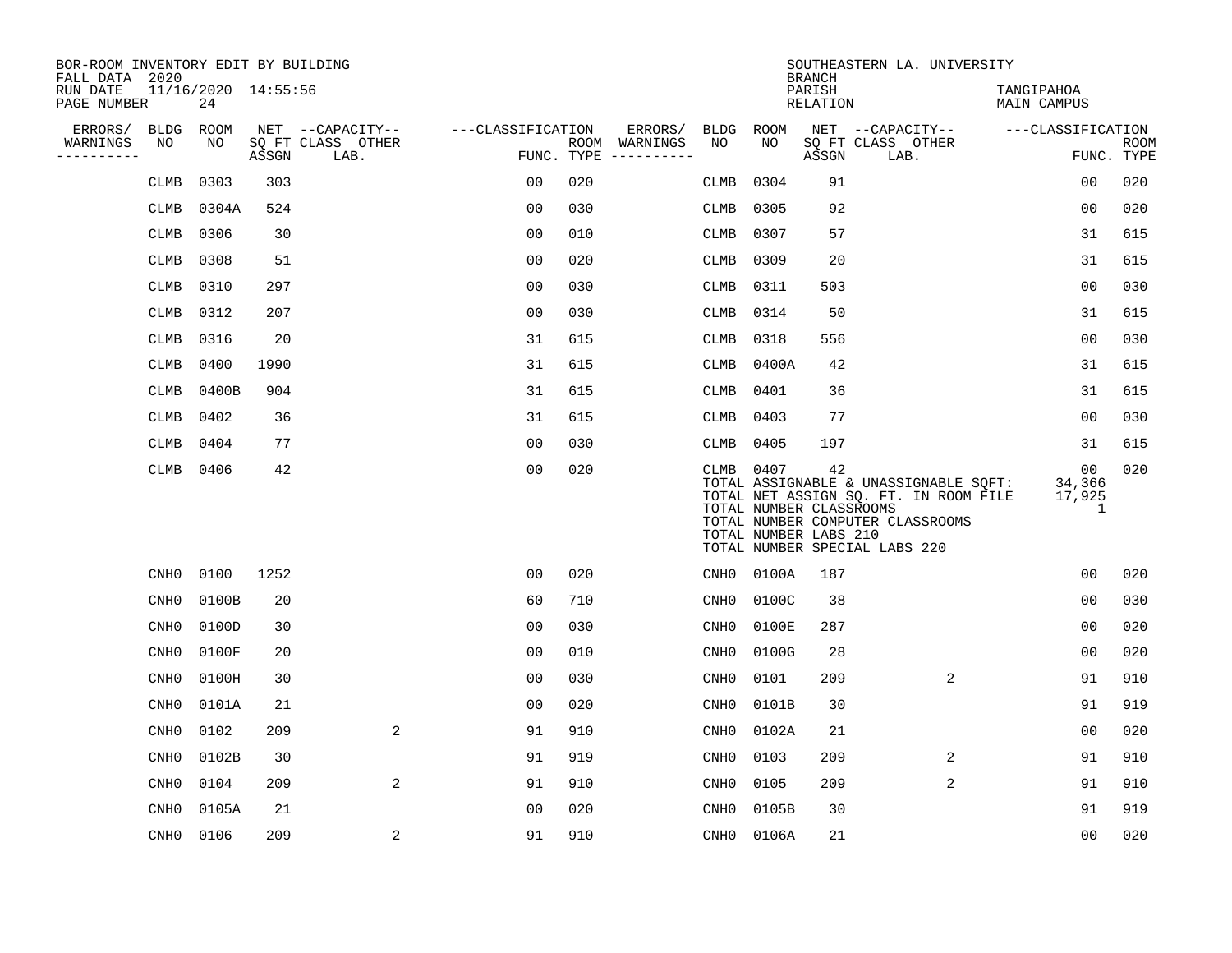BOR-ROOM INVENTORY EDIT BY BUILDING
FALL DATA 2020
RUN DATE 11/16/2020 14:55:56
PAGE NUMBER 24

SOUTHEASTERN LA. UNIVERSITY
BRANCH
PARISH TANGIPAHOA
RELATION MAIN CAMPUS

| ERRORS/ WARNINGS | BLDG NO | ROOM NO | NET SQ FT ASSGN | CAPACITY CLASS LAB. | CAPACITY OTHER | CLASSIFICATION FUNC. | ROOM TYPE | ERRORS/ WARNINGS | BLDG NO | ROOM NO | NET SQ FT ASSGN | CAPACITY CLASS LAB. | CAPACITY OTHER | CLASSIFICATION FUNC. | ROOM TYPE |
|---|---|---|---|---|---|---|---|---|---|---|---|---|---|---|---|
| | CLMB | 0303 | 303 | | | 00 | 020 | | CLMB | 0304 | 91 | | | 00 | 020 |
| | CLMB | 0304A | 524 | | | 00 | 030 | | CLMB | 0305 | 92 | | | 00 | 020 |
| | CLMB | 0306 | 30 | | | 00 | 010 | | CLMB | 0307 | 57 | | | 31 | 615 |
| | CLMB | 0308 | 51 | | | 00 | 020 | | CLMB | 0309 | 20 | | | 31 | 615 |
| | CLMB | 0310 | 297 | | | 00 | 030 | | CLMB | 0311 | 503 | | | 00 | 030 |
| | CLMB | 0312 | 207 | | | 00 | 030 | | CLMB | 0314 | 50 | | | 31 | 615 |
| | CLMB | 0316 | 20 | | | 31 | 615 | | CLMB | 0318 | 556 | | | 00 | 030 |
| | CLMB | 0400 | 1990 | | | 31 | 615 | | CLMB | 0400A | 42 | | | 31 | 615 |
| | CLMB | 0400B | 904 | | | 31 | 615 | | CLMB | 0401 | 36 | | | 31 | 615 |
| | CLMB | 0402 | 36 | | | 31 | 615 | | CLMB | 0403 | 77 | | | 00 | 030 |
| | CLMB | 0404 | 77 | | | 00 | 030 | | CLMB | 0405 | 197 | | | 31 | 615 |
| | CLMB | 0406 | 42 | | | 00 | 020 | | CLMB | 0407 | 42 | | | 00 | 020 |

TOTAL ASSIGNABLE & UNASSIGNABLE SQFT: 34,366
TOTAL NET ASSIGN SQ. FT. IN ROOM FILE 17,925
TOTAL NUMBER CLASSROOMS 1
TOTAL NUMBER COMPUTER CLASSROOMS
TOTAL NUMBER LABS 210
TOTAL NUMBER SPECIAL LABS 220

| ERRORS/ WARNINGS | BLDG NO | ROOM NO | NET SQ FT ASSGN | CAPACITY CLASS LAB. | CAPACITY OTHER | CLASSIFICATION FUNC. | ROOM TYPE | ERRORS/ WARNINGS | BLDG NO | ROOM NO | NET SQ FT ASSGN | CAPACITY CLASS LAB. | CAPACITY OTHER | CLASSIFICATION FUNC. | ROOM TYPE |
|---|---|---|---|---|---|---|---|---|---|---|---|---|---|---|---|
| | CNH0 | 0100 | 1252 | | | 00 | 020 | | CNH0 | 0100A | 187 | | | 00 | 020 |
| | CNH0 | 0100B | 20 | | | 60 | 710 | | CNH0 | 0100C | 38 | | | 00 | 030 |
| | CNH0 | 0100D | 30 | | | 00 | 030 | | CNH0 | 0100E | 287 | | | 00 | 020 |
| | CNH0 | 0100F | 20 | | | 00 | 010 | | CNH0 | 0100G | 28 | | | 00 | 020 |
| | CNH0 | 0100H | 30 | | | 00 | 030 | | CNH0 | 0101 | 209 | | 2 | 91 | 910 |
| | CNH0 | 0101A | 21 | | | 00 | 020 | | CNH0 | 0101B | 30 | | | 91 | 919 |
| | CNH0 | 0102 | 209 | | 2 | 91 | 910 | | CNH0 | 0102A | 21 | | | 00 | 020 |
| | CNH0 | 0102B | 30 | | | 91 | 919 | | CNH0 | 0103 | 209 | | 2 | 91 | 910 |
| | CNH0 | 0104 | 209 | | 2 | 91 | 910 | | CNH0 | 0105 | 209 | | 2 | 91 | 910 |
| | CNH0 | 0105A | 21 | | | 00 | 020 | | CNH0 | 0105B | 30 | | | 91 | 919 |
| | CNH0 | 0106 | 209 | | 2 | 91 | 910 | | CNH0 | 0106A | 21 | | | 00 | 020 |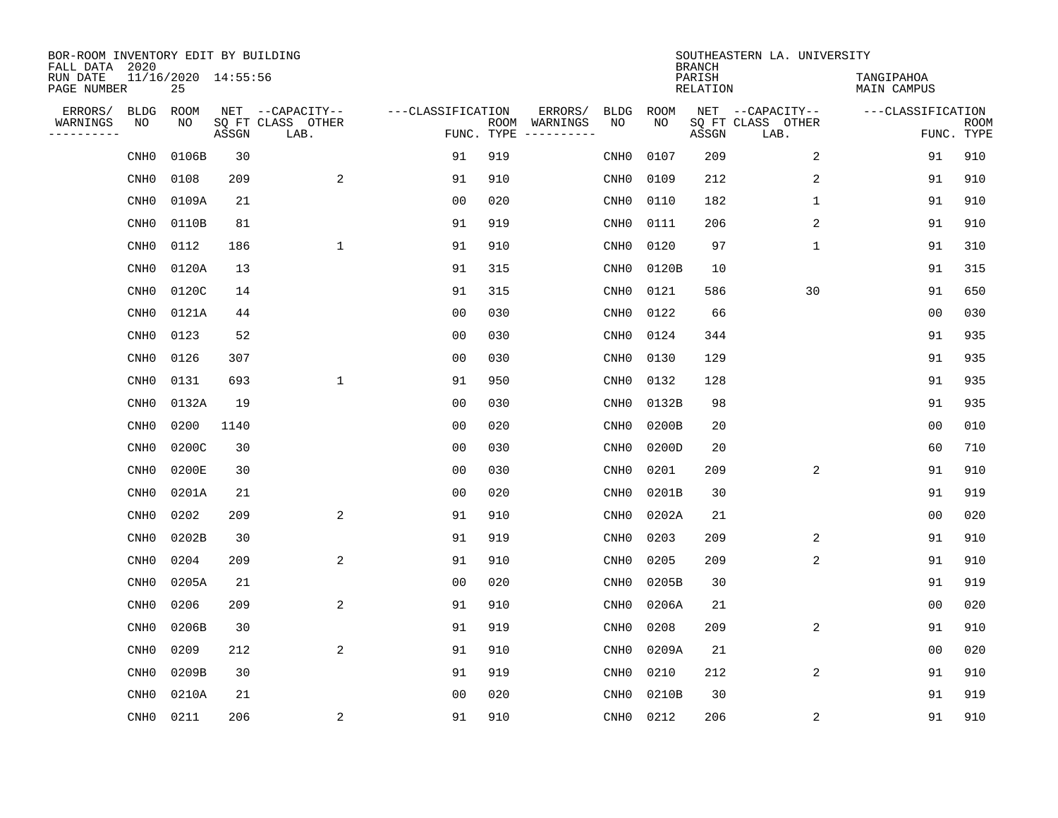BOR-ROOM INVENTORY EDIT BY BUILDING
FALL DATA 2020
RUN DATE 11/16/2020 14:55:56
PAGE NUMBER 25

SOUTHEASTERN LA. UNIVERSITY
BRANCH
PARISH TANGIPAHOA
RELATION MAIN CAMPUS

| ERRORS/ WARNINGS | BLDG NO | ROOM NO | NET SQ FT ASSGN | CAPACITY CLASS LAB. | CAPACITY OTHER | CLASSIFICATION FUNC. | ROOM TYPE | ERRORS/ WARNINGS | BLDG NO | ROOM NO | NET SQ FT ASSGN | CAPACITY CLASS LAB. | CAPACITY OTHER | CLASSIFICATION FUNC. | ROOM TYPE |
|---|---|---|---|---|---|---|---|---|---|---|---|---|---|---|---|
| | CNH0 | 0106B | 30 | | | 91 | 919 | | CNH0 | 0107 | 209 | | 2 | 91 | 910 |
| | CNH0 | 0108 | 209 | | 2 | 91 | 910 | | CNH0 | 0109 | 212 | | 2 | 91 | 910 |
| | CNH0 | 0109A | 21 | | | 00 | 020 | | CNH0 | 0110 | 182 | | 1 | 91 | 910 |
| | CNH0 | 0110B | 81 | | | 91 | 919 | | CNH0 | 0111 | 206 | | 2 | 91 | 910 |
| | CNH0 | 0112 | 186 | | 1 | 91 | 910 | | CNH0 | 0120 | 97 | | 1 | 91 | 310 |
| | CNH0 | 0120A | 13 | | | 91 | 315 | | CNH0 | 0120B | 10 | | | 91 | 315 |
| | CNH0 | 0120C | 14 | | | 91 | 315 | | CNH0 | 0121 | 586 | | 30 | 91 | 650 |
| | CNH0 | 0121A | 44 | | | 00 | 030 | | CNH0 | 0122 | 66 | | | 00 | 030 |
| | CNH0 | 0123 | 52 | | | 00 | 030 | | CNH0 | 0124 | 344 | | | 91 | 935 |
| | CNH0 | 0126 | 307 | | | 00 | 030 | | CNH0 | 0130 | 129 | | | 91 | 935 |
| | CNH0 | 0131 | 693 | | 1 | 91 | 950 | | CNH0 | 0132 | 128 | | | 91 | 935 |
| | CNH0 | 0132A | 19 | | | 00 | 030 | | CNH0 | 0132B | 98 | | | 91 | 935 |
| | CNH0 | 0200 | 1140 | | | 00 | 020 | | CNH0 | 0200B | 20 | | | 00 | 010 |
| | CNH0 | 0200C | 30 | | | 00 | 030 | | CNH0 | 0200D | 20 | | | 60 | 710 |
| | CNH0 | 0200E | 30 | | | 00 | 030 | | CNH0 | 0201 | 209 | | 2 | 91 | 910 |
| | CNH0 | 0201A | 21 | | | 00 | 020 | | CNH0 | 0201B | 30 | | | 91 | 919 |
| | CNH0 | 0202 | 209 | | 2 | 91 | 910 | | CNH0 | 0202A | 21 | | | 00 | 020 |
| | CNH0 | 0202B | 30 | | | 91 | 919 | | CNH0 | 0203 | 209 | | 2 | 91 | 910 |
| | CNH0 | 0204 | 209 | | 2 | 91 | 910 | | CNH0 | 0205 | 209 | | 2 | 91 | 910 |
| | CNH0 | 0205A | 21 | | | 00 | 020 | | CNH0 | 0205B | 30 | | | 91 | 919 |
| | CNH0 | 0206 | 209 | | 2 | 91 | 910 | | CNH0 | 0206A | 21 | | | 00 | 020 |
| | CNH0 | 0206B | 30 | | | 91 | 919 | | CNH0 | 0208 | 209 | | 2 | 91 | 910 |
| | CNH0 | 0209 | 212 | | 2 | 91 | 910 | | CNH0 | 0209A | 21 | | | 00 | 020 |
| | CNH0 | 0209B | 30 | | | 91 | 919 | | CNH0 | 0210 | 212 | | 2 | 91 | 910 |
| | CNH0 | 0210A | 21 | | | 00 | 020 | | CNH0 | 0210B | 30 | | | 91 | 919 |
| | CNH0 | 0211 | 206 | | 2 | 91 | 910 | | CNH0 | 0212 | 206 | | 2 | 91 | 910 |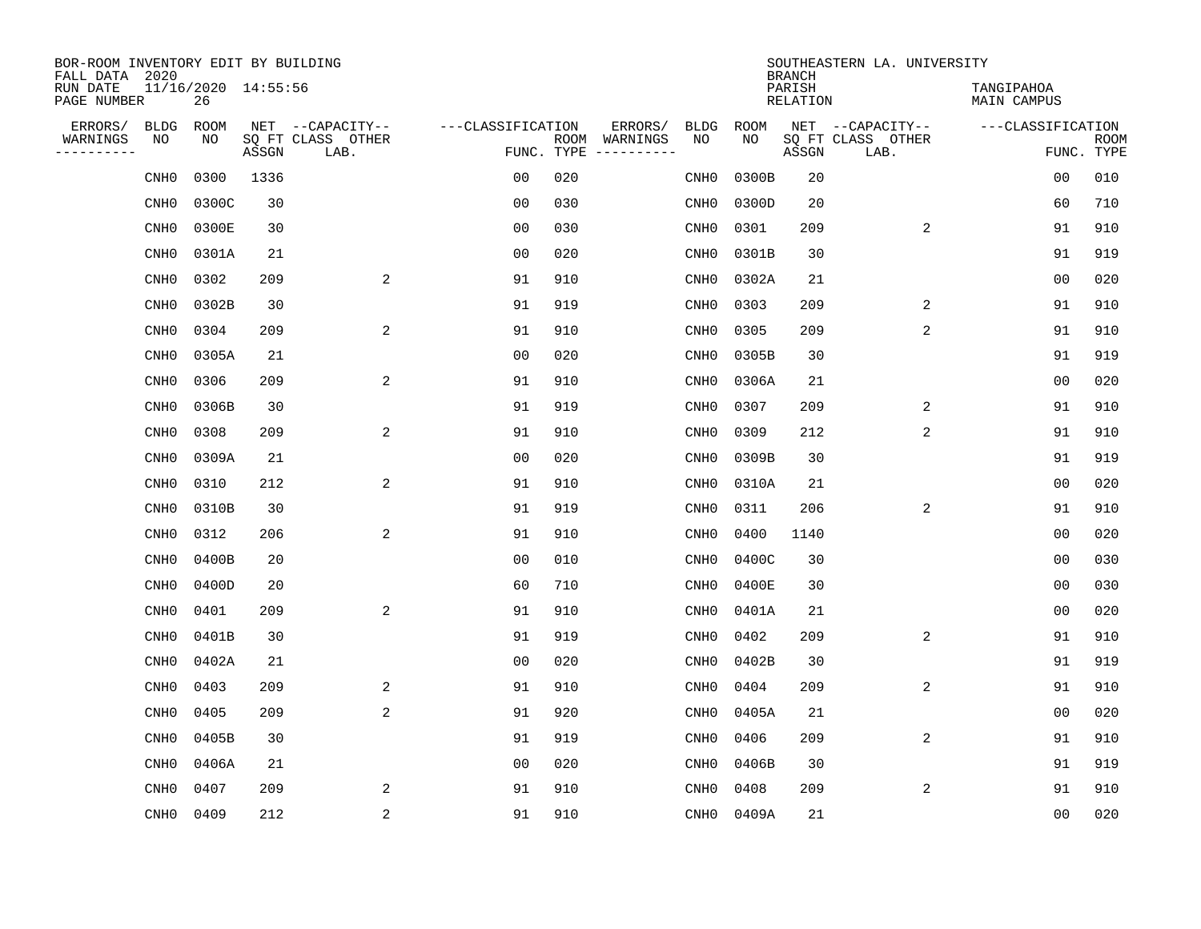BOR-ROOM INVENTORY EDIT BY BUILDING
FALL DATA 2020
RUN DATE 11/16/2020 14:55:56
PAGE NUMBER 26

SOUTHEASTERN LA. UNIVERSITY
BRANCH
PARISH TANGIPAHOA
RELATION MAIN CAMPUS

| ERRORS/ WARNINGS | BLDG NO | ROOM NO | NET SQ FT ASSGN | CAPACITY CLASS LAB. | CAPACITY OTHER | CLASSIFICATION FUNC. | ROOM TYPE | ERRORS/ WARNINGS | BLDG NO | ROOM NO | NET SQ FT ASSGN | CAPACITY CLASS LAB. | CAPACITY OTHER | CLASSIFICATION FUNC. | ROOM TYPE |
|---|---|---|---|---|---|---|---|---|---|---|---|---|---|---|---|
| | CNH0 | 0300 | 1336 | | | 00 | 020 | | CNH0 | 0300B | 20 | | | 00 | 010 |
| | CNH0 | 0300C | 30 | | | 00 | 030 | | CNH0 | 0300D | 20 | | | 60 | 710 |
| | CNH0 | 0300E | 30 | | | 00 | 030 | | CNH0 | 0301 | 209 | | 2 | 91 | 910 |
| | CNH0 | 0301A | 21 | | | 00 | 020 | | CNH0 | 0301B | 30 | | | 91 | 919 |
| | CNH0 | 0302 | 209 | | 2 | 91 | 910 | | CNH0 | 0302A | 21 | | | 00 | 020 |
| | CNH0 | 0302B | 30 | | | 91 | 919 | | CNH0 | 0303 | 209 | | 2 | 91 | 910 |
| | CNH0 | 0304 | 209 | | 2 | 91 | 910 | | CNH0 | 0305 | 209 | | 2 | 91 | 910 |
| | CNH0 | 0305A | 21 | | | 00 | 020 | | CNH0 | 0305B | 30 | | | 91 | 919 |
| | CNH0 | 0306 | 209 | | 2 | 91 | 910 | | CNH0 | 0306A | 21 | | | 00 | 020 |
| | CNH0 | 0306B | 30 | | | 91 | 919 | | CNH0 | 0307 | 209 | | 2 | 91 | 910 |
| | CNH0 | 0308 | 209 | | 2 | 91 | 910 | | CNH0 | 0309 | 212 | | 2 | 91 | 910 |
| | CNH0 | 0309A | 21 | | | 00 | 020 | | CNH0 | 0309B | 30 | | | 91 | 919 |
| | CNH0 | 0310 | 212 | | 2 | 91 | 910 | | CNH0 | 0310A | 21 | | | 00 | 020 |
| | CNH0 | 0310B | 30 | | | 91 | 919 | | CNH0 | 0311 | 206 | | 2 | 91 | 910 |
| | CNH0 | 0312 | 206 | | 2 | 91 | 910 | | CNH0 | 0400 | 1140 | | | 00 | 020 |
| | CNH0 | 0400B | 20 | | | 00 | 010 | | CNH0 | 0400C | 30 | | | 00 | 030 |
| | CNH0 | 0400D | 20 | | | 60 | 710 | | CNH0 | 0400E | 30 | | | 00 | 030 |
| | CNH0 | 0401 | 209 | | 2 | 91 | 910 | | CNH0 | 0401A | 21 | | | 00 | 020 |
| | CNH0 | 0401B | 30 | | | 91 | 919 | | CNH0 | 0402 | 209 | | 2 | 91 | 910 |
| | CNH0 | 0402A | 21 | | | 00 | 020 | | CNH0 | 0402B | 30 | | | 91 | 919 |
| | CNH0 | 0403 | 209 | | 2 | 91 | 910 | | CNH0 | 0404 | 209 | | 2 | 91 | 910 |
| | CNH0 | 0405 | 209 | | 2 | 91 | 920 | | CNH0 | 0405A | 21 | | | 00 | 020 |
| | CNH0 | 0405B | 30 | | | 91 | 919 | | CNH0 | 0406 | 209 | | 2 | 91 | 910 |
| | CNH0 | 0406A | 21 | | | 00 | 020 | | CNH0 | 0406B | 30 | | | 91 | 919 |
| | CNH0 | 0407 | 209 | | 2 | 91 | 910 | | CNH0 | 0408 | 209 | | 2 | 91 | 910 |
| | CNH0 | 0409 | 212 | | 2 | 91 | 910 | | CNH0 | 0409A | 21 | | | 00 | 020 |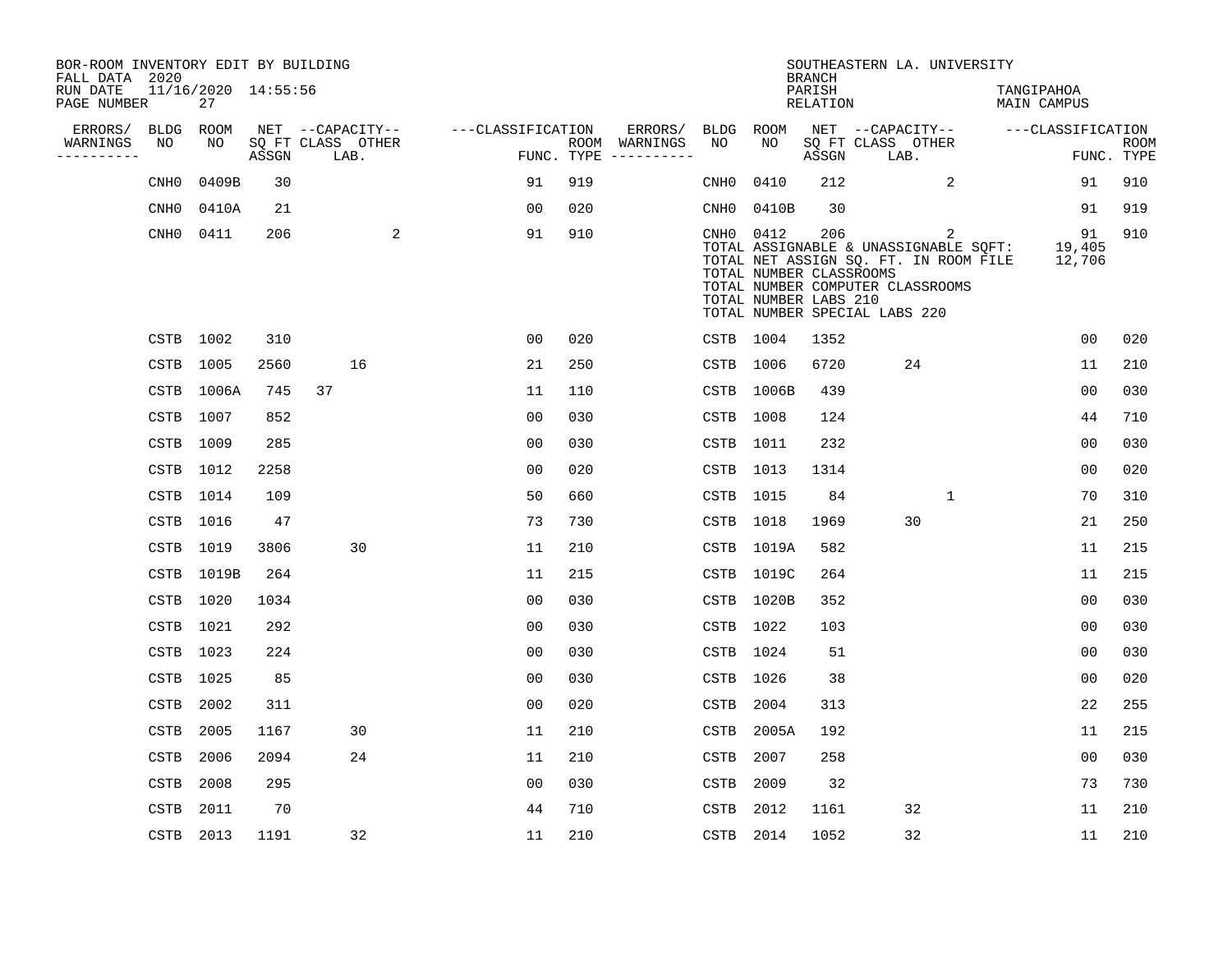BOR-ROOM INVENTORY EDIT BY BUILDING
FALL DATA 2020
RUN DATE 11/16/2020 14:55:56
PAGE NUMBER 27

SOUTHEASTERN LA. UNIVERSITY
BRANCH
PARISH TANGIPAHOA
RELATION MAIN CAMPUS

| ERRORS/ WARNINGS | BLDG NO | ROOM NO | NET SQ FT ASSGN | CAPACITY CLASS | CAPACITY LAB. | CAPACITY OTHER | CLASSIFICATION FUNC. | ROOM TYPE | ERRORS/ WARNINGS | BLDG NO | ROOM NO | NET SQ FT ASSGN | CAPACITY CLASS | CAPACITY LAB. | CAPACITY OTHER | CLASSIFICATION FUNC. | ROOM TYPE |
|---|---|---|---|---|---|---|---|---|---|---|---|---|---|---|---|---|---|
| | CNH0 | 0409B | 30 | | | | 91 | 919 | | CNH0 | 0410 | 212 | | | 2 | 91 | 910 |
| | CNH0 | 0410A | 21 | | | | 00 | 020 | | CNH0 | 0410B | 30 | | | | 91 | 919 |
| | CNH0 | 0411 | 206 | | | 2 | 91 | 910 | | CNH0 | 0412 | 206 | | | 2 | 91 | 910 |

TOTAL ASSIGNABLE & UNASSIGNABLE SQFT: 19,405
TOTAL NET ASSIGN SQ. FT. IN ROOM FILE 12,706
TOTAL NUMBER CLASSROOMS
TOTAL NUMBER COMPUTER CLASSROOMS
TOTAL NUMBER LABS 210
TOTAL NUMBER SPECIAL LABS 220

| ERRORS/ WARNINGS | BLDG NO | ROOM NO | NET SQ FT ASSGN | CAPACITY CLASS | CAPACITY LAB. | CAPACITY OTHER | CLASSIFICATION FUNC. | ROOM TYPE | ERRORS/ WARNINGS | BLDG NO | ROOM NO | NET SQ FT ASSGN | CAPACITY CLASS | CAPACITY LAB. | CAPACITY OTHER | CLASSIFICATION FUNC. | ROOM TYPE |
|---|---|---|---|---|---|---|---|---|---|---|---|---|---|---|---|---|---|
| | CSTB | 1002 | 310 | | | | 00 | 020 | | CSTB | 1004 | 1352 | | | | 00 | 020 |
| | CSTB | 1005 | 2560 | | 16 | | 21 | 250 | | CSTB | 1006 | 6720 | | 24 | | 11 | 210 |
| | CSTB | 1006A | 745 | 37 | | | 11 | 110 | | CSTB | 1006B | 439 | | | | 00 | 030 |
| | CSTB | 1007 | 852 | | | | 00 | 030 | | CSTB | 1008 | 124 | | | | 44 | 710 |
| | CSTB | 1009 | 285 | | | | 00 | 030 | | CSTB | 1011 | 232 | | | | 00 | 030 |
| | CSTB | 1012 | 2258 | | | | 00 | 020 | | CSTB | 1013 | 1314 | | | | 00 | 020 |
| | CSTB | 1014 | 109 | | | | 50 | 660 | | CSTB | 1015 | 84 | | | 1 | 70 | 310 |
| | CSTB | 1016 | 47 | | | | 73 | 730 | | CSTB | 1018 | 1969 | | 30 | | 21 | 250 |
| | CSTB | 1019 | 3806 | | 30 | | 11 | 210 | | CSTB | 1019A | 582 | | | | 11 | 215 |
| | CSTB | 1019B | 264 | | | | 11 | 215 | | CSTB | 1019C | 264 | | | | 11 | 215 |
| | CSTB | 1020 | 1034 | | | | 00 | 030 | | CSTB | 1020B | 352 | | | | 00 | 030 |
| | CSTB | 1021 | 292 | | | | 00 | 030 | | CSTB | 1022 | 103 | | | | 00 | 030 |
| | CSTB | 1023 | 224 | | | | 00 | 030 | | CSTB | 1024 | 51 | | | | 00 | 030 |
| | CSTB | 1025 | 85 | | | | 00 | 030 | | CSTB | 1026 | 38 | | | | 00 | 020 |
| | CSTB | 2002 | 311 | | | | 00 | 020 | | CSTB | 2004 | 313 | | | | 22 | 255 |
| | CSTB | 2005 | 1167 | | 30 | | 11 | 210 | | CSTB | 2005A | 192 | | | | 11 | 215 |
| | CSTB | 2006 | 2094 | | 24 | | 11 | 210 | | CSTB | 2007 | 258 | | | | 00 | 030 |
| | CSTB | 2008 | 295 | | | | 00 | 030 | | CSTB | 2009 | 32 | | | | 73 | 730 |
| | CSTB | 2011 | 70 | | | | 44 | 710 | | CSTB | 2012 | 1161 | | 32 | | 11 | 210 |
| | CSTB | 2013 | 1191 | | 32 | | 11 | 210 | | CSTB | 2014 | 1052 | | 32 | | 11 | 210 |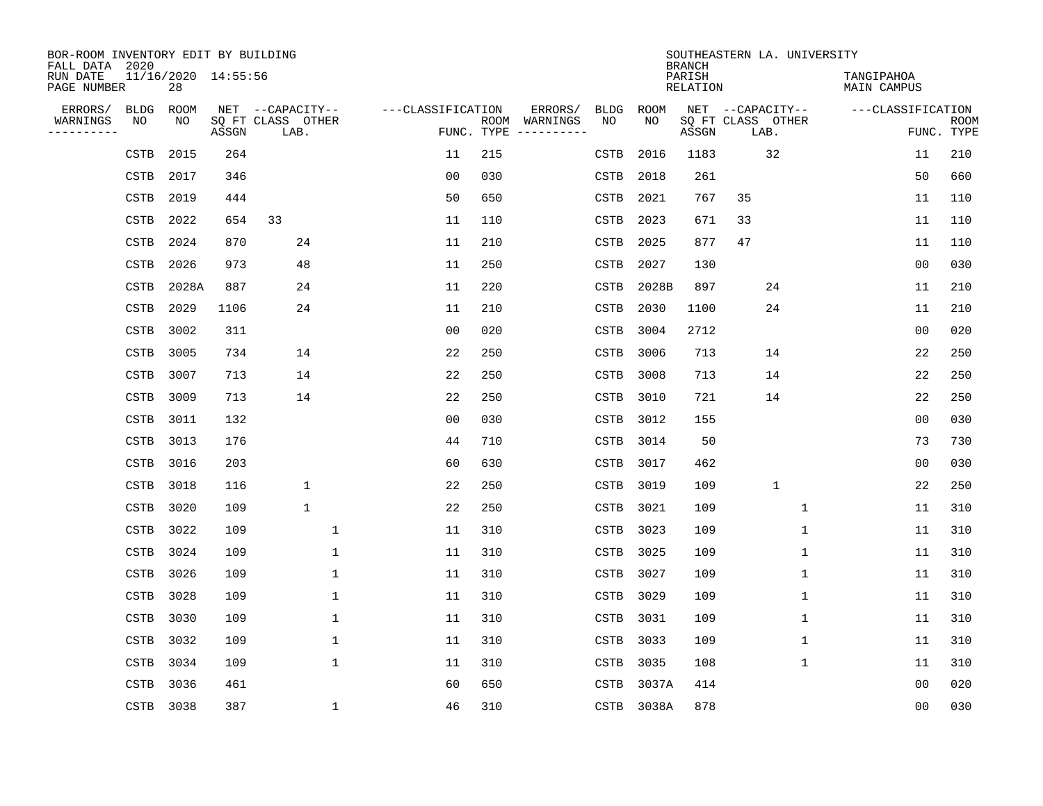BOR-ROOM INVENTORY EDIT BY BUILDING
FALL DATA 2020
RUN DATE 11/16/2020 14:55:56
PAGE NUMBER 28

SOUTHEASTERN LA. UNIVERSITY
BRANCH
PARISH TANGIPAHOA
RELATION MAIN CAMPUS

| ERRORS/ WARNINGS | BLDG NO | ROOM NO | NET SQ FT ASSGN | CAPACITY CLASS | CAPACITY LAB. | CAPACITY OTHER | CLASSIFICATION FUNC. | ROOM TYPE | ERRORS/ WARNINGS | BLDG NO | ROOM NO | NET SQ FT ASSGN | CAPACITY CLASS | CAPACITY LAB. | CAPACITY OTHER | CLASSIFICATION FUNC. | ROOM TYPE |
|---|---|---|---|---|---|---|---|---|---|---|---|---|---|---|---|---|---|
| | CSTB | 2015 | 264 | | | | 11 | 215 | | CSTB | 2016 | 1183 | | 32 | | 11 | 210 |
| | CSTB | 2017 | 346 | | | | 00 | 030 | | CSTB | 2018 | 261 | | | | 50 | 660 |
| | CSTB | 2019 | 444 | | | | 50 | 650 | | CSTB | 2021 | 767 | 35 | | | 11 | 110 |
| | CSTB | 2022 | 654 | 33 | | | 11 | 110 | | CSTB | 2023 | 671 | 33 | | | 11 | 110 |
| | CSTB | 2024 | 870 | | 24 | | 11 | 210 | | CSTB | 2025 | 877 | 47 | | | 11 | 110 |
| | CSTB | 2026 | 973 | | 48 | | 11 | 250 | | CSTB | 2027 | 130 | | | | 00 | 030 |
| | CSTB | 2028A | 887 | | 24 | | 11 | 220 | | CSTB | 2028B | 897 | | 24 | | 11 | 210 |
| | CSTB | 2029 | 1106 | | 24 | | 11 | 210 | | CSTB | 2030 | 1100 | | 24 | | 11 | 210 |
| | CSTB | 3002 | 311 | | | | 00 | 020 | | CSTB | 3004 | 2712 | | | | 00 | 020 |
| | CSTB | 3005 | 734 | | 14 | | 22 | 250 | | CSTB | 3006 | 713 | | 14 | | 22 | 250 |
| | CSTB | 3007 | 713 | | 14 | | 22 | 250 | | CSTB | 3008 | 713 | | 14 | | 22 | 250 |
| | CSTB | 3009 | 713 | | 14 | | 22 | 250 | | CSTB | 3010 | 721 | | 14 | | 22 | 250 |
| | CSTB | 3011 | 132 | | | | 00 | 030 | | CSTB | 3012 | 155 | | | | 00 | 030 |
| | CSTB | 3013 | 176 | | | | 44 | 710 | | CSTB | 3014 | 50 | | | | 73 | 730 |
| | CSTB | 3016 | 203 | | | | 60 | 630 | | CSTB | 3017 | 462 | | | | 00 | 030 |
| | CSTB | 3018 | 116 | | 1 | | 22 | 250 | | CSTB | 3019 | 109 | | 1 | | 22 | 250 |
| | CSTB | 3020 | 109 | | 1 | | 22 | 250 | | CSTB | 3021 | 109 | | | 1 | 11 | 310 |
| | CSTB | 3022 | 109 | | | 1 | 11 | 310 | | CSTB | 3023 | 109 | | | 1 | 11 | 310 |
| | CSTB | 3024 | 109 | | | 1 | 11 | 310 | | CSTB | 3025 | 109 | | | 1 | 11 | 310 |
| | CSTB | 3026 | 109 | | | 1 | 11 | 310 | | CSTB | 3027 | 109 | | | 1 | 11 | 310 |
| | CSTB | 3028 | 109 | | | 1 | 11 | 310 | | CSTB | 3029 | 109 | | | 1 | 11 | 310 |
| | CSTB | 3030 | 109 | | | 1 | 11 | 310 | | CSTB | 3031 | 109 | | | 1 | 11 | 310 |
| | CSTB | 3032 | 109 | | | 1 | 11 | 310 | | CSTB | 3033 | 109 | | | 1 | 11 | 310 |
| | CSTB | 3034 | 109 | | | 1 | 11 | 310 | | CSTB | 3035 | 108 | | | 1 | 11 | 310 |
| | CSTB | 3036 | 461 | | | | 60 | 650 | | CSTB | 3037A | 414 | | | | 00 | 020 |
| | CSTB | 3038 | 387 | | | 1 | 46 | 310 | | CSTB | 3038A | 878 | | | | 00 | 030 |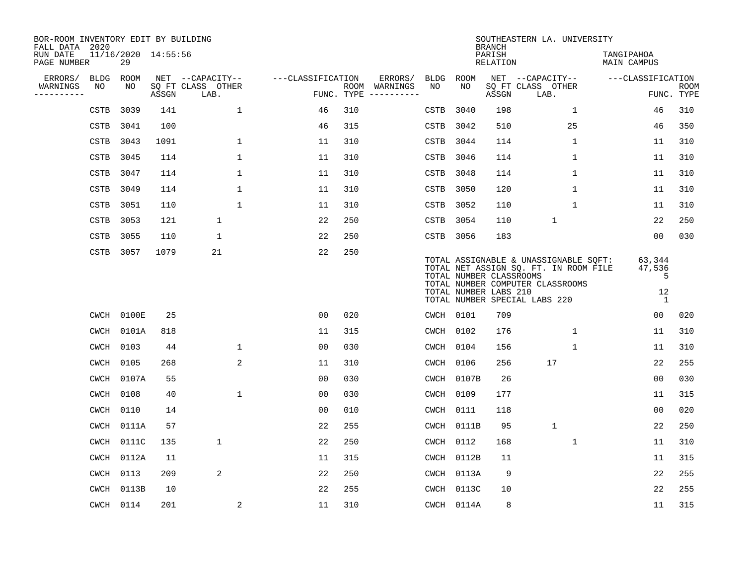BOR-ROOM INVENTORY EDIT BY BUILDING
FALL DATA 2020
RUN DATE 11/16/2020 14:55:56
PAGE NUMBER 29

SOUTHEASTERN LA. UNIVERSITY
BRANCH
PARISH TANGIPAHOA
RELATION MAIN CAMPUS

| ERRORS/ WARNINGS | BLDG NO | ROOM NO | NET SQ FT ASSGN | CAPACITY CLASS LAB. | CAPACITY OTHER | CLASSIFICATION FUNC. | ROOM TYPE | ERRORS/ WARNINGS | BLDG NO | ROOM NO | NET SQ FT ASSGN | CAPACITY CLASS LAB. | CAPACITY OTHER | CLASSIFICATION FUNC. | ROOM TYPE |
|---|---|---|---|---|---|---|---|---|---|---|---|---|---|---|---|
| | CSTB | 3039 | 141 | | 1 | 46 | 310 | | CSTB | 3040 | 198 | | 1 | 46 | 310 |
| | CSTB | 3041 | 100 | | | 46 | 315 | | CSTB | 3042 | 510 | | 25 | 46 | 350 |
| | CSTB | 3043 | 1091 | | 1 | 11 | 310 | | CSTB | 3044 | 114 | | 1 | 11 | 310 |
| | CSTB | 3045 | 114 | | 1 | 11 | 310 | | CSTB | 3046 | 114 | | 1 | 11 | 310 |
| | CSTB | 3047 | 114 | | 1 | 11 | 310 | | CSTB | 3048 | 114 | | 1 | 11 | 310 |
| | CSTB | 3049 | 114 | | 1 | 11 | 310 | | CSTB | 3050 | 120 | | 1 | 11 | 310 |
| | CSTB | 3051 | 110 | | 1 | 11 | 310 | | CSTB | 3052 | 110 | | 1 | 11 | 310 |
| | CSTB | 3053 | 121 | 1 | | 22 | 250 | | CSTB | 3054 | 110 | 1 | | 22 | 250 |
| | CSTB | 3055 | 110 | 1 | | 22 | 250 | | CSTB | 3056 | 183 | | | 00 | 030 |
| | CSTB | 3057 | 1079 | 21 | | 22 | 250 | | | | | | | | |

| TOTALS | |
|---|---|
| TOTAL ASSIGNABLE & UNASSIGNABLE SQFT: | 63,344 |
| TOTAL NET ASSIGN SQ. FT. IN ROOM FILE | 47,536 |
| TOTAL NUMBER CLASSROOMS | 5 |
| TOTAL NUMBER COMPUTER CLASSROOMS | |
| TOTAL NUMBER LABS 210 | 12 |
| TOTAL NUMBER SPECIAL LABS 220 | 1 |

| ERRORS/ WARNINGS | BLDG NO | ROOM NO | NET SQ FT ASSGN | CAPACITY CLASS LAB. | CAPACITY OTHER | CLASSIFICATION FUNC. | ROOM TYPE | ERRORS/ WARNINGS | BLDG NO | ROOM NO | NET SQ FT ASSGN | CAPACITY CLASS LAB. | CAPACITY OTHER | CLASSIFICATION FUNC. | ROOM TYPE |
|---|---|---|---|---|---|---|---|---|---|---|---|---|---|---|---|
| | CWCH | 0100E | 25 | | | 00 | 020 | | CWCH | 0101 | 709 | | | 00 | 020 |
| | CWCH | 0101A | 818 | | | 11 | 315 | | CWCH | 0102 | 176 | | 1 | 11 | 310 |
| | CWCH | 0103 | 44 | | 1 | 00 | 030 | | CWCH | 0104 | 156 | | 1 | 11 | 310 |
| | CWCH | 0105 | 268 | | 2 | 11 | 310 | | CWCH | 0106 | 256 | 17 | | 22 | 255 |
| | CWCH | 0107A | 55 | | | 00 | 030 | | CWCH | 0107B | 26 | | | 00 | 030 |
| | CWCH | 0108 | 40 | | 1 | 00 | 030 | | CWCH | 0109 | 177 | | | 11 | 315 |
| | CWCH | 0110 | 14 | | | 00 | 010 | | CWCH | 0111 | 118 | | | 00 | 020 |
| | CWCH | 0111A | 57 | | | 22 | 255 | | CWCH | 0111B | 95 | 1 | | 22 | 250 |
| | CWCH | 0111C | 135 | 1 | | 22 | 250 | | CWCH | 0112 | 168 | | 1 | 11 | 310 |
| | CWCH | 0112A | 11 | | | 11 | 315 | | CWCH | 0112B | 11 | | | 11 | 315 |
| | CWCH | 0113 | 209 | 2 | | 22 | 250 | | CWCH | 0113A | 9 | | | 22 | 255 |
| | CWCH | 0113B | 10 | | | 22 | 255 | | CWCH | 0113C | 10 | | | 22 | 255 |
| | CWCH | 0114 | 201 | | 2 | 11 | 310 | | CWCH | 0114A | 8 | | | 11 | 315 |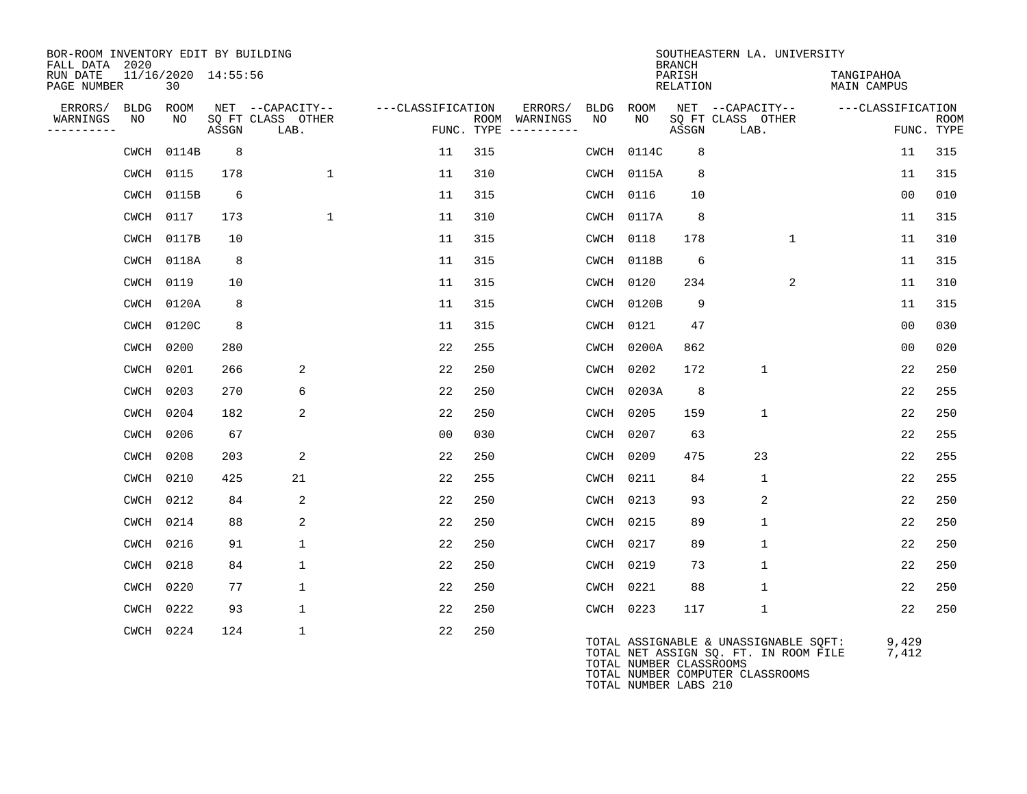BOR-ROOM INVENTORY EDIT BY BUILDING
FALL DATA 2020
RUN DATE 11/16/2020 14:55:56
PAGE NUMBER 30

SOUTHEASTERN LA. UNIVERSITY
BRANCH
PARISH TANGIPAHOA
RELATION MAIN CAMPUS

| ERRORS/ WARNINGS | BLDG NO | ROOM NO | NET SQ FT ASSGN | CAPACITY CLASS LAB. | CAPACITY OTHER | CLASSIFICATION FUNC. | ROOM TYPE | ERRORS/ WARNINGS | BLDG NO | ROOM NO | NET SQ FT ASSGN | CAPACITY CLASS LAB. | CAPACITY OTHER | CLASSIFICATION FUNC. | ROOM TYPE |
|---|---|---|---|---|---|---|---|---|---|---|---|---|---|---|---|
| | CWCH | 0114B | 8 | | | 11 | 315 | | CWCH | 0114C | 8 | | | 11 | 315 |
| | CWCH | 0115 | 178 | | 1 | 11 | 310 | | CWCH | 0115A | 8 | | | 11 | 315 |
| | CWCH | 0115B | 6 | | | 11 | 315 | | CWCH | 0116 | 10 | | | 00 | 010 |
| | CWCH | 0117 | 173 | | 1 | 11 | 310 | | CWCH | 0117A | 8 | | | 11 | 315 |
| | CWCH | 0117B | 10 | | | 11 | 315 | | CWCH | 0118 | 178 | | 1 | 11 | 310 |
| | CWCH | 0118A | 8 | | | 11 | 315 | | CWCH | 0118B | 6 | | | 11 | 315 |
| | CWCH | 0119 | 10 | | | 11 | 315 | | CWCH | 0120 | 234 | | 2 | 11 | 310 |
| | CWCH | 0120A | 8 | | | 11 | 315 | | CWCH | 0120B | 9 | | | 11 | 315 |
| | CWCH | 0120C | 8 | | | 11 | 315 | | CWCH | 0121 | 47 | | | 00 | 030 |
| | CWCH | 0200 | 280 | | | 22 | 255 | | CWCH | 0200A | 862 | | | 00 | 020 |
| | CWCH | 0201 | 266 | 2 | | 22 | 250 | | CWCH | 0202 | 172 | 1 | | 22 | 250 |
| | CWCH | 0203 | 270 | 6 | | 22 | 250 | | CWCH | 0203A | 8 | | | 22 | 255 |
| | CWCH | 0204 | 182 | 2 | | 22 | 250 | | CWCH | 0205 | 159 | 1 | | 22 | 250 |
| | CWCH | 0206 | 67 | | | 00 | 030 | | CWCH | 0207 | 63 | | | 22 | 255 |
| | CWCH | 0208 | 203 | 2 | | 22 | 250 | | CWCH | 0209 | 475 | 23 | | 22 | 255 |
| | CWCH | 0210 | 425 | 21 | | 22 | 255 | | CWCH | 0211 | 84 | 1 | | 22 | 255 |
| | CWCH | 0212 | 84 | 2 | | 22 | 250 | | CWCH | 0213 | 93 | 2 | | 22 | 250 |
| | CWCH | 0214 | 88 | 2 | | 22 | 250 | | CWCH | 0215 | 89 | 1 | | 22 | 250 |
| | CWCH | 0216 | 91 | 1 | | 22 | 250 | | CWCH | 0217 | 89 | 1 | | 22 | 250 |
| | CWCH | 0218 | 84 | 1 | | 22 | 250 | | CWCH | 0219 | 73 | 1 | | 22 | 250 |
| | CWCH | 0220 | 77 | 1 | | 22 | 250 | | CWCH | 0221 | 88 | 1 | | 22 | 250 |
| | CWCH | 0222 | 93 | 1 | | 22 | 250 | | CWCH | 0223 | 117 | 1 | | 22 | 250 |
| | CWCH | 0224 | 124 | 1 | | 22 | 250 | | | | | | | | |

TOTAL ASSIGNABLE & UNASSIGNABLE SQFT: 9,429
TOTAL NET ASSIGN SQ. FT. IN ROOM FILE 7,412
TOTAL NUMBER CLASSROOMS
TOTAL NUMBER COMPUTER CLASSROOMS
TOTAL NUMBER LABS 210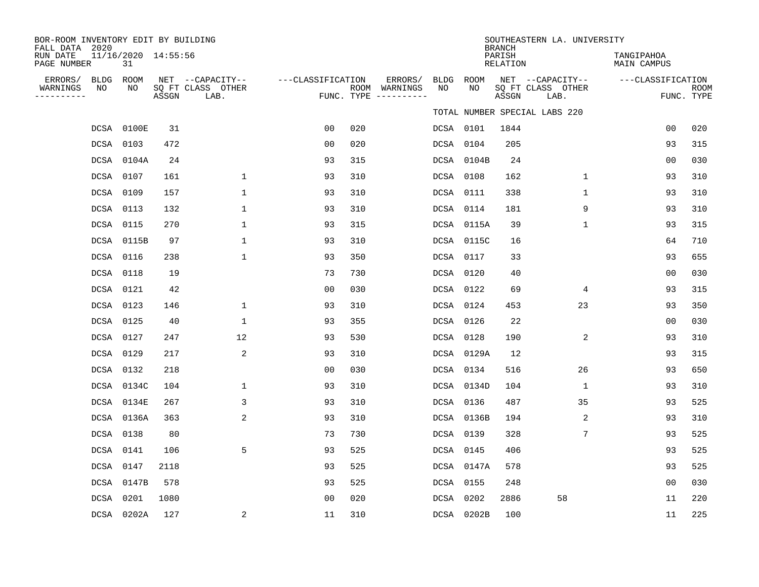BOR-ROOM INVENTORY EDIT BY BUILDING
FALL DATA 2020
RUN DATE 11/16/2020 14:55:56

SOUTHEASTERN LA. UNIVERSITY
BRANCH
PARISH TANGIPAHOA
RELATION MAIN CAMPUS

TOTAL NUMBER SPECIAL LABS 220

| ERRORS/ WARNINGS | BLDG NO | ROOM NO | NET SQ FT ASSGN | CAPACITY CLASS LAB. | CAPACITY OTHER | CLASSIFICATION FUNC. | ROOM TYPE | ERRORS/ WARNINGS | BLDG NO | ROOM NO | NET SQ FT ASSGN | CAPACITY CLASS LAB. | CAPACITY OTHER | CLASSIFICATION FUNC. | ROOM TYPE |
|---|---|---|---|---|---|---|---|---|---|---|---|---|---|---|---|
| | DCSA | 0100E | 31 | | | 00 | 020 | | DCSA | 0101 | 1844 | | | 00 | 020 |
| | DCSA | 0103 | 472 | | | 00 | 020 | | DCSA | 0104 | 205 | | | 93 | 315 |
| | DCSA | 0104A | 24 | | | 93 | 315 | | DCSA | 0104B | 24 | | | 00 | 030 |
| | DCSA | 0107 | 161 | | 1 | 93 | 310 | | DCSA | 0108 | 162 | | 1 | 93 | 310 |
| | DCSA | 0109 | 157 | | 1 | 93 | 310 | | DCSA | 0111 | 338 | | 1 | 93 | 310 |
| | DCSA | 0113 | 132 | | 1 | 93 | 310 | | DCSA | 0114 | 181 | | 9 | 93 | 310 |
| | DCSA | 0115 | 270 | | 1 | 93 | 315 | | DCSA | 0115A | 39 | | 1 | 93 | 315 |
| | DCSA | 0115B | 97 | | 1 | 93 | 310 | | DCSA | 0115C | 16 | | | 64 | 710 |
| | DCSA | 0116 | 238 | | 1 | 93 | 350 | | DCSA | 0117 | 33 | | | 93 | 655 |
| | DCSA | 0118 | 19 | | | 73 | 730 | | DCSA | 0120 | 40 | | | 00 | 030 |
| | DCSA | 0121 | 42 | | | 00 | 030 | | DCSA | 0122 | 69 | | 4 | 93 | 315 |
| | DCSA | 0123 | 146 | | 1 | 93 | 310 | | DCSA | 0124 | 453 | | 23 | 93 | 350 |
| | DCSA | 0125 | 40 | | 1 | 93 | 355 | | DCSA | 0126 | 22 | | | 00 | 030 |
| | DCSA | 0127 | 247 | | 12 | 93 | 530 | | DCSA | 0128 | 190 | | 2 | 93 | 310 |
| | DCSA | 0129 | 217 | | 2 | 93 | 310 | | DCSA | 0129A | 12 | | | 93 | 315 |
| | DCSA | 0132 | 218 | | | 00 | 030 | | DCSA | 0134 | 516 | | 26 | 93 | 650 |
| | DCSA | 0134C | 104 | | 1 | 93 | 310 | | DCSA | 0134D | 104 | | 1 | 93 | 310 |
| | DCSA | 0134E | 267 | | 3 | 93 | 310 | | DCSA | 0136 | 487 | | 35 | 93 | 525 |
| | DCSA | 0136A | 363 | | 2 | 93 | 310 | | DCSA | 0136B | 194 | | 2 | 93 | 310 |
| | DCSA | 0138 | 80 | | | 73 | 730 | | DCSA | 0139 | 328 | | 7 | 93 | 525 |
| | DCSA | 0141 | 106 | | 5 | 93 | 525 | | DCSA | 0145 | 406 | | | 93 | 525 |
| | DCSA | 0147 | 2118 | | | 93 | 525 | | DCSA | 0147A | 578 | | | 93 | 525 |
| | DCSA | 0147B | 578 | | | 93 | 525 | | DCSA | 0155 | 248 | | | 00 | 030 |
| | DCSA | 0201 | 1080 | | | 00 | 020 | | DCSA | 0202 | 2886 | 58 | | 11 | 220 |
| | DCSA | 0202A | 127 | | 2 | 11 | 310 | | DCSA | 0202B | 100 | | | 11 | 225 |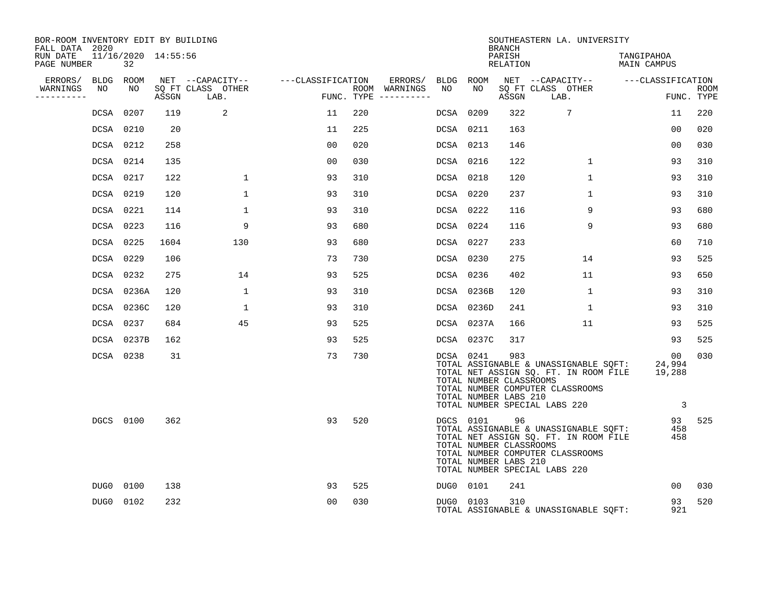BOR-ROOM INVENTORY EDIT BY BUILDING
FALL DATA 2020
RUN DATE 11/16/2020 14:55:56
PAGE NUMBER 32

SOUTHEASTERN LA. UNIVERSITY
BRANCH
PARISH TANGIPAHOA
RELATION MAIN CAMPUS

| ERRORS/ WARNINGS | BLDG NO | ROOM NO | NET SQ FT ASSGN | --CAPACITY-- CLASS LAB. | OTHER | ---CLASSIFICATION FUNC. | ROOM TYPE | ERRORS/ WARNINGS | BLDG NO | ROOM NO | NET SQ FT ASSGN | --CAPACITY-- CLASS LAB. | OTHER | ---CLASSIFICATION FUNC. | ROOM TYPE |
|---|---|---|---|---|---|---|---|---|---|---|---|---|---|---|---|
| | DCSA | 0207 | 119 | 2 | | 11 | 220 | | DCSA | 0209 | 322 | 7 | | 11 | 220 |
| | DCSA | 0210 | 20 | | | 11 | 225 | | DCSA | 0211 | 163 | | | 00 | 020 |
| | DCSA | 0212 | 258 | | | 00 | 020 | | DCSA | 0213 | 146 | | | 00 | 030 |
| | DCSA | 0214 | 135 | | | 00 | 030 | | DCSA | 0216 | 122 | | 1 | 93 | 310 |
| | DCSA | 0217 | 122 | | 1 | 93 | 310 | | DCSA | 0218 | 120 | | 1 | 93 | 310 |
| | DCSA | 0219 | 120 | | 1 | 93 | 310 | | DCSA | 0220 | 237 | | 1 | 93 | 310 |
| | DCSA | 0221 | 114 | | 1 | 93 | 310 | | DCSA | 0222 | 116 | | 9 | 93 | 680 |
| | DCSA | 0223 | 116 | | 9 | 93 | 680 | | DCSA | 0224 | 116 | | 9 | 93 | 680 |
| | DCSA | 0225 | 1604 | | 130 | 93 | 680 | | DCSA | 0227 | 233 | | | 60 | 710 |
| | DCSA | 0229 | 106 | | | 73 | 730 | | DCSA | 0230 | 275 | | 14 | 93 | 525 |
| | DCSA | 0232 | 275 | | 14 | 93 | 525 | | DCSA | 0236 | 402 | | 11 | 93 | 650 |
| | DCSA | 0236A | 120 | | 1 | 93 | 310 | | DCSA | 0236B | 120 | | 1 | 93 | 310 |
| | DCSA | 0236C | 120 | | 1 | 93 | 310 | | DCSA | 0236D | 241 | | 1 | 93 | 310 |
| | DCSA | 0237 | 684 | | 45 | 93 | 525 | | DCSA | 0237A | 166 | | 11 | 93 | 525 |
| | DCSA | 0237B | 162 | | | 93 | 525 | | DCSA | 0237C | 317 | | | 93 | 525 |
| | DCSA | 0238 | 31 | | | 73 | 730 | | DCSA | 0241 | 983 | | | 00 | 030 |
| | | | | | | | | | TOTAL ASSIGNABLE & UNASSIGNABLE SQFT: | | | | | 24,994 | |
| | | | | | | | | | TOTAL NET ASSIGN SQ. FT. IN ROOM FILE | | | | | 19,288 | |
| | | | | | | | | | TOTAL NUMBER CLASSROOMS | | | | | | |
| | | | | | | | | | TOTAL NUMBER COMPUTER CLASSROOMS | | | | | | |
| | | | | | | | | | TOTAL NUMBER LABS 210 | | | | | | |
| | | | | | | | | | TOTAL NUMBER SPECIAL LABS 220 | | | | | 3 | |
| | DGCS | 0100 | 362 | | | 93 | 520 | | DGCS | 0101 | 96 | | | 93 | 525 |
| | | | | | | | | | TOTAL ASSIGNABLE & UNASSIGNABLE SQFT: | | | | | 458 | |
| | | | | | | | | | TOTAL NET ASSIGN SQ. FT. IN ROOM FILE | | | | | 458 | |
| | | | | | | | | | TOTAL NUMBER CLASSROOMS | | | | | | |
| | | | | | | | | | TOTAL NUMBER COMPUTER CLASSROOMS | | | | | | |
| | | | | | | | | | TOTAL NUMBER LABS 210 | | | | | | |
| | | | | | | | | | TOTAL NUMBER SPECIAL LABS 220 | | | | | | |
| | DUG0 | 0100 | 138 | | | 93 | 525 | | DUG0 | 0101 | 241 | | | 00 | 030 |
| | DUG0 | 0102 | 232 | | | 00 | 030 | | DUG0 | 0103 | 310 | | | 93 | 520 |
| | | | | | | | | | TOTAL ASSIGNABLE & UNASSIGNABLE SQFT: | | | | | 921 | |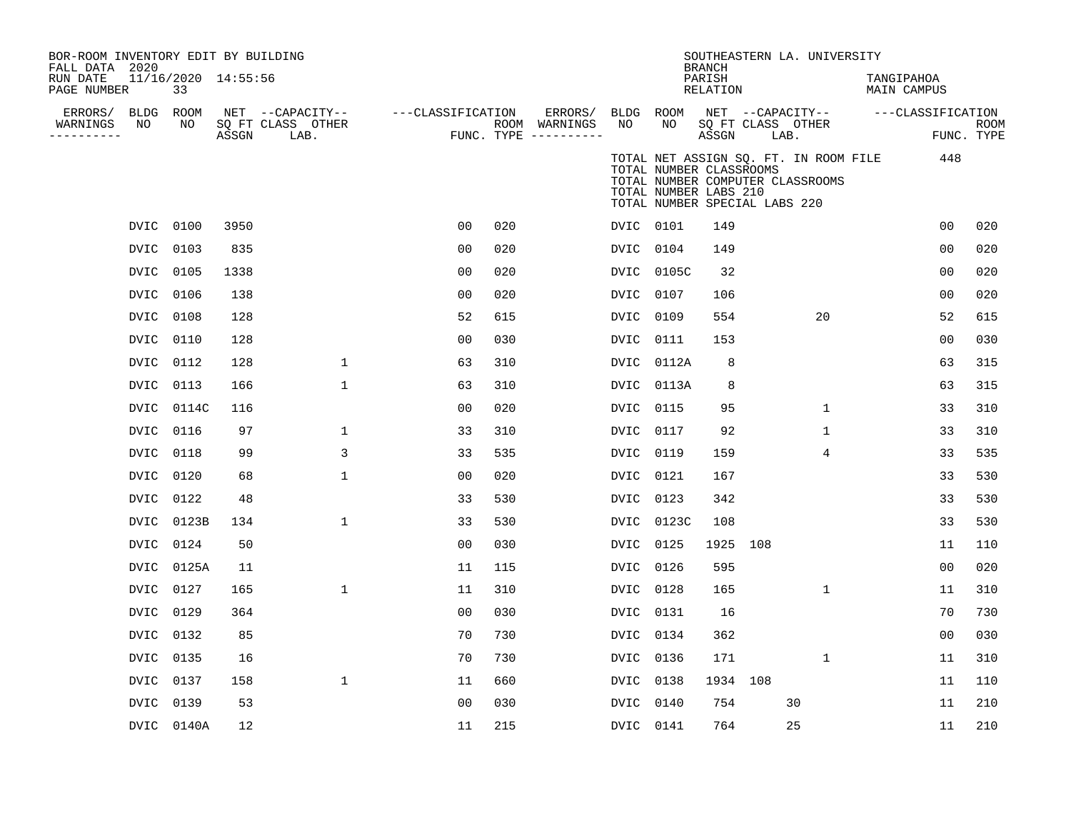BOR-ROOM INVENTORY EDIT BY BUILDING
FALL DATA 2020
RUN DATE 11/16/2020 14:55:56
PAGE NUMBER 33

SOUTHEASTERN LA. UNIVERSITY
BRANCH
PARISH TANGIPAHOA
RELATION MAIN CAMPUS

TOTAL NET ASSIGN SQ. FT. IN ROOM FILE 448
TOTAL NUMBER CLASSROOMS
TOTAL NUMBER COMPUTER CLASSROOMS
TOTAL NUMBER LABS 210
TOTAL NUMBER SPECIAL LABS 220

| ERRORS/ WARNINGS | BLDG NO | ROOM NO | NET SQ FT ASSGN | CAPACITY CLASS | CAPACITY LAB. | CAPACITY OTHER | CLASSIFICATION FUNC. | ROOM TYPE | ERRORS/ WARNINGS | BLDG NO | ROOM NO | NET SQ FT ASSGN | CAPACITY CLASS | CAPACITY LAB. | CAPACITY OTHER | CLASSIFICATION FUNC. | ROOM TYPE |
|---|---|---|---|---|---|---|---|---|---|---|---|---|---|---|---|---|---|
| | DVIC | 0100 | 3950 | | | | 00 | 020 | | DVIC | 0101 | 149 | | | | 00 | 020 |
| | DVIC | 0103 | 835 | | | | 00 | 020 | | DVIC | 0104 | 149 | | | | 00 | 020 |
| | DVIC | 0105 | 1338 | | | | 00 | 020 | | DVIC | 0105C | 32 | | | | 00 | 020 |
| | DVIC | 0106 | 138 | | | | 00 | 020 | | DVIC | 0107 | 106 | | | | 00 | 020 |
| | DVIC | 0108 | 128 | | | | 52 | 615 | | DVIC | 0109 | 554 | | | 20 | 52 | 615 |
| | DVIC | 0110 | 128 | | | | 00 | 030 | | DVIC | 0111 | 153 | | | | 00 | 030 |
| | DVIC | 0112 | 128 | | | 1 | 63 | 310 | | DVIC | 0112A | 8 | | | | 63 | 315 |
| | DVIC | 0113 | 166 | | | 1 | 63 | 310 | | DVIC | 0113A | 8 | | | | 63 | 315 |
| | DVIC | 0114C | 116 | | | | 00 | 020 | | DVIC | 0115 | 95 | | | 1 | 33 | 310 |
| | DVIC | 0116 | 97 | | | 1 | 33 | 310 | | DVIC | 0117 | 92 | | | 1 | 33 | 310 |
| | DVIC | 0118 | 99 | | | 3 | 33 | 535 | | DVIC | 0119 | 159 | | | 4 | 33 | 535 |
| | DVIC | 0120 | 68 | | | 1 | 00 | 020 | | DVIC | 0121 | 167 | | | | 33 | 530 |
| | DVIC | 0122 | 48 | | | | 33 | 530 | | DVIC | 0123 | 342 | | | | 33 | 530 |
| | DVIC | 0123B | 134 | | | 1 | 33 | 530 | | DVIC | 0123C | 108 | | | | 33 | 530 |
| | DVIC | 0124 | 50 | | | | 00 | 030 | | DVIC | 0125 | 1925 | 108 | | | 11 | 110 |
| | DVIC | 0125A | 11 | | | | 11 | 115 | | DVIC | 0126 | 595 | | | | 00 | 020 |
| | DVIC | 0127 | 165 | | | 1 | 11 | 310 | | DVIC | 0128 | 165 | | | 1 | 11 | 310 |
| | DVIC | 0129 | 364 | | | | 00 | 030 | | DVIC | 0131 | 16 | | | | 70 | 730 |
| | DVIC | 0132 | 85 | | | | 70 | 730 | | DVIC | 0134 | 362 | | | | 00 | 030 |
| | DVIC | 0135 | 16 | | | | 70 | 730 | | DVIC | 0136 | 171 | | | 1 | 11 | 310 |
| | DVIC | 0137 | 158 | | | 1 | 11 | 660 | | DVIC | 0138 | 1934 | 108 | | | 11 | 110 |
| | DVIC | 0139 | 53 | | | | 00 | 030 | | DVIC | 0140 | 754 | | 30 | | 11 | 210 |
| | DVIC | 0140A | 12 | | | | 11 | 215 | | DVIC | 0141 | 764 | | 25 | | 11 | 210 |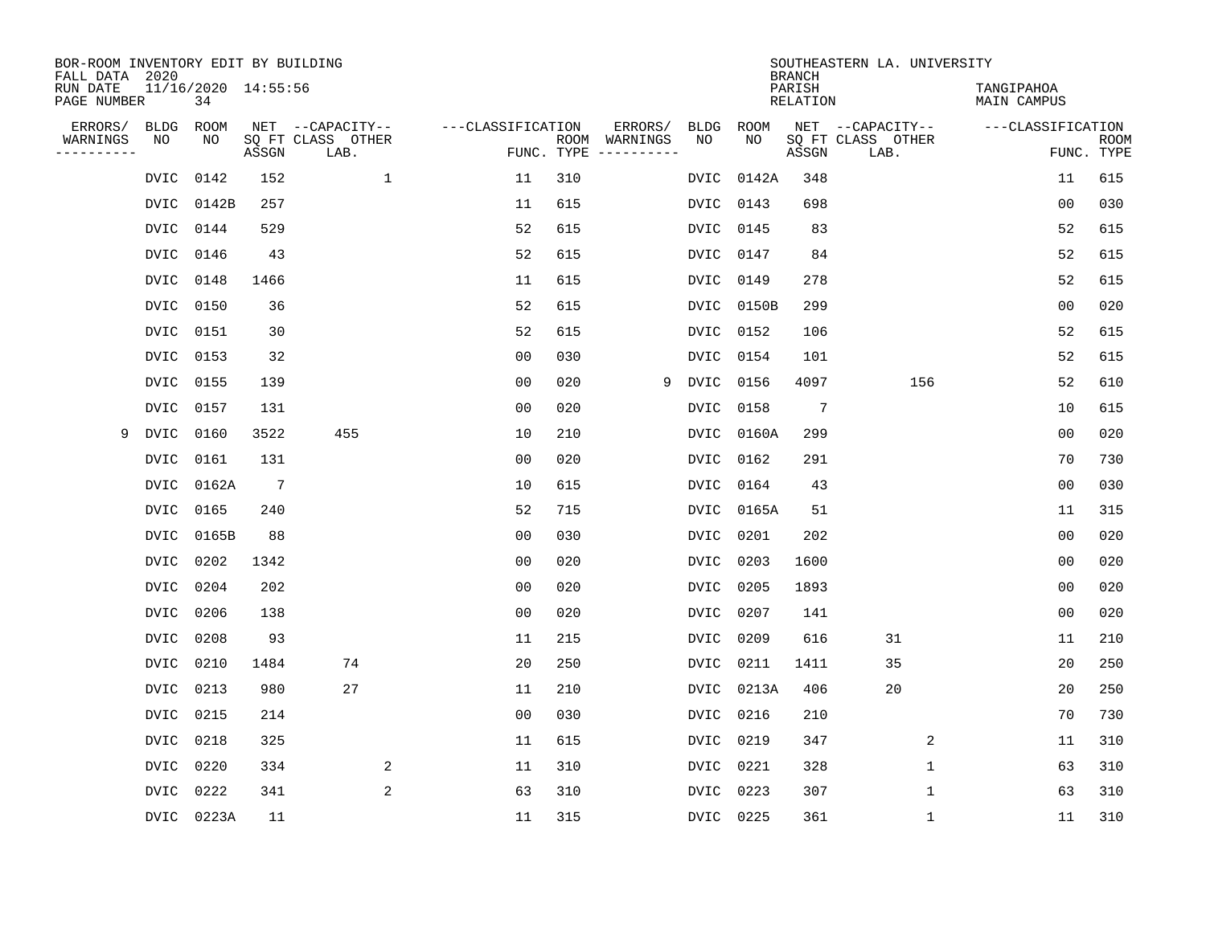BOR-ROOM INVENTORY EDIT BY BUILDING
FALL DATA 2020
RUN DATE 11/16/2020 14:55:56
PAGE NUMBER 34

SOUTHEASTERN LA. UNIVERSITY
BRANCH
PARISH TANGIPAHOA
RELATION MAIN CAMPUS

| ERRORS/ WARNINGS | BLDG NO | ROOM NO | NET SQ FT ASSGN | CAPACITY CLASS LAB. | CAPACITY OTHER | CLASSIFICATION FUNC. | ROOM TYPE | ERRORS/ WARNINGS | BLDG NO | ROOM NO | NET SQ FT ASSGN | CAPACITY CLASS LAB. | CAPACITY OTHER | CLASSIFICATION FUNC. | ROOM TYPE |
|---|---|---|---|---|---|---|---|---|---|---|---|---|---|---|---|
| | DVIC | 0142 | 152 | | 1 | 11 | 310 | | DVIC | 0142A | 348 | | | 11 | 615 |
| | DVIC | 0142B | 257 | | | 11 | 615 | | DVIC | 0143 | 698 | | | 00 | 030 |
| | DVIC | 0144 | 529 | | | 52 | 615 | | DVIC | 0145 | 83 | | | 52 | 615 |
| | DVIC | 0146 | 43 | | | 52 | 615 | | DVIC | 0147 | 84 | | | 52 | 615 |
| | DVIC | 0148 | 1466 | | | 11 | 615 | | DVIC | 0149 | 278 | | | 52 | 615 |
| | DVIC | 0150 | 36 | | | 52 | 615 | | DVIC | 0150B | 299 | | | 00 | 020 |
| | DVIC | 0151 | 30 | | | 52 | 615 | | DVIC | 0152 | 106 | | | 52 | 615 |
| | DVIC | 0153 | 32 | | | 00 | 030 | | DVIC | 0154 | 101 | | | 52 | 615 |
| | DVIC | 0155 | 139 | | | 00 | 020 | 9 | DVIC | 0156 | 4097 | | 156 | 52 | 610 |
| | DVIC | 0157 | 131 | | | 00 | 020 | | DVIC | 0158 | 7 | | | 10 | 615 |
| 9 | DVIC | 0160 | 3522 | 455 | | 10 | 210 | | DVIC | 0160A | 299 | | | 00 | 020 |
| | DVIC | 0161 | 131 | | | 00 | 020 | | DVIC | 0162 | 291 | | | 70 | 730 |
| | DVIC | 0162A | 7 | | | 10 | 615 | | DVIC | 0164 | 43 | | | 00 | 030 |
| | DVIC | 0165 | 240 | | | 52 | 715 | | DVIC | 0165A | 51 | | | 11 | 315 |
| | DVIC | 0165B | 88 | | | 00 | 030 | | DVIC | 0201 | 202 | | | 00 | 020 |
| | DVIC | 0202 | 1342 | | | 00 | 020 | | DVIC | 0203 | 1600 | | | 00 | 020 |
| | DVIC | 0204 | 202 | | | 00 | 020 | | DVIC | 0205 | 1893 | | | 00 | 020 |
| | DVIC | 0206 | 138 | | | 00 | 020 | | DVIC | 0207 | 141 | | | 00 | 020 |
| | DVIC | 0208 | 93 | | | 11 | 215 | | DVIC | 0209 | 616 | 31 | | 11 | 210 |
| | DVIC | 0210 | 1484 | 74 | | 20 | 250 | | DVIC | 0211 | 1411 | 35 | | 20 | 250 |
| | DVIC | 0213 | 980 | 27 | | 11 | 210 | | DVIC | 0213A | 406 | 20 | | 20 | 250 |
| | DVIC | 0215 | 214 | | | 00 | 030 | | DVIC | 0216 | 210 | | | 70 | 730 |
| | DVIC | 0218 | 325 | | | 11 | 615 | | DVIC | 0219 | 347 | | 2 | 11 | 310 |
| | DVIC | 0220 | 334 | | 2 | 11 | 310 | | DVIC | 0221 | 328 | | 1 | 63 | 310 |
| | DVIC | 0222 | 341 | | 2 | 63 | 310 | | DVIC | 0223 | 307 | | 1 | 63 | 310 |
| | DVIC | 0223A | 11 | | | 11 | 315 | | DVIC | 0225 | 361 | | 1 | 11 | 310 |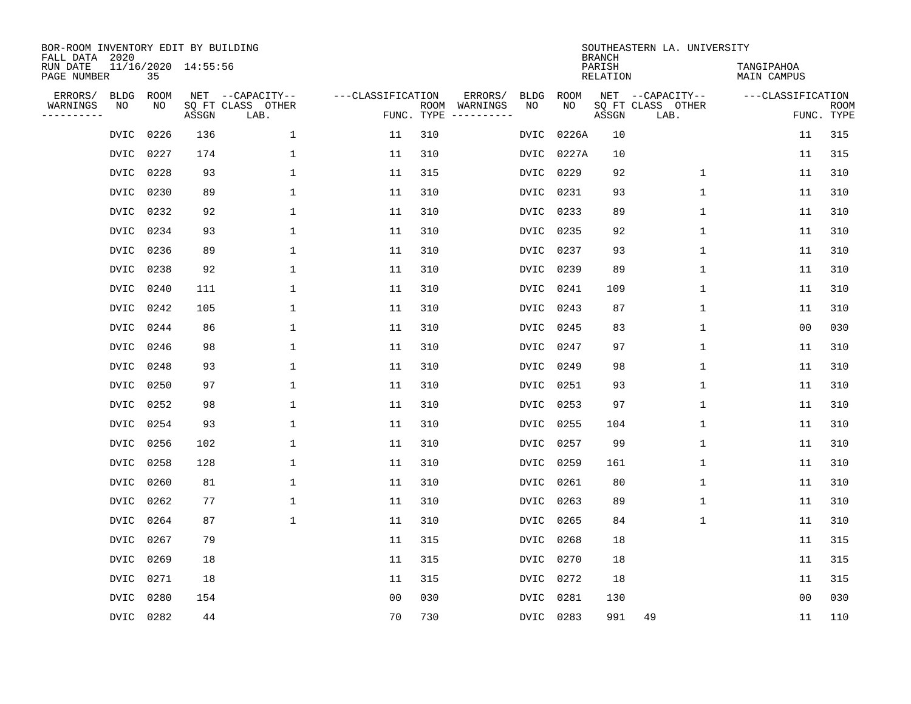BOR-ROOM INVENTORY EDIT BY BUILDING
FALL DATA 2020
RUN DATE 11/16/2020 14:55:56
PAGE NUMBER 35

SOUTHEASTERN LA. UNIVERSITY
BRANCH
PARISH TANGIPAHOA
RELATION MAIN CAMPUS

| ERRORS/ WARNINGS | BLDG NO | ROOM NO | NET SQ FT ASSGN | --CAPACITY-- CLASS LAB. | OTHER | ---CLASSIFICATION FUNC. | ROOM TYPE | ERRORS/ WARNINGS | BLDG NO | ROOM NO | NET SQ FT ASSGN | --CAPACITY-- CLASS LAB. | OTHER | ---CLASSIFICATION FUNC. | ROOM TYPE |
|---|---|---|---|---|---|---|---|---|---|---|---|---|---|---|---|
| | DVIC | 0226 | 136 | | 1 | 11 | 310 | | DVIC | 0226A | 10 | | | 11 | 315 |
| | DVIC | 0227 | 174 | | 1 | 11 | 310 | | DVIC | 0227A | 10 | | | 11 | 315 |
| | DVIC | 0228 | 93 | | 1 | 11 | 315 | | DVIC | 0229 | 92 | | 1 | 11 | 310 |
| | DVIC | 0230 | 89 | | 1 | 11 | 310 | | DVIC | 0231 | 93 | | 1 | 11 | 310 |
| | DVIC | 0232 | 92 | | 1 | 11 | 310 | | DVIC | 0233 | 89 | | 1 | 11 | 310 |
| | DVIC | 0234 | 93 | | 1 | 11 | 310 | | DVIC | 0235 | 92 | | 1 | 11 | 310 |
| | DVIC | 0236 | 89 | | 1 | 11 | 310 | | DVIC | 0237 | 93 | | 1 | 11 | 310 |
| | DVIC | 0238 | 92 | | 1 | 11 | 310 | | DVIC | 0239 | 89 | | 1 | 11 | 310 |
| | DVIC | 0240 | 111 | | 1 | 11 | 310 | | DVIC | 0241 | 109 | | 1 | 11 | 310 |
| | DVIC | 0242 | 105 | | 1 | 11 | 310 | | DVIC | 0243 | 87 | | 1 | 11 | 310 |
| | DVIC | 0244 | 86 | | 1 | 11 | 310 | | DVIC | 0245 | 83 | | 1 | 00 | 030 |
| | DVIC | 0246 | 98 | | 1 | 11 | 310 | | DVIC | 0247 | 97 | | 1 | 11 | 310 |
| | DVIC | 0248 | 93 | | 1 | 11 | 310 | | DVIC | 0249 | 98 | | 1 | 11 | 310 |
| | DVIC | 0250 | 97 | | 1 | 11 | 310 | | DVIC | 0251 | 93 | | 1 | 11 | 310 |
| | DVIC | 0252 | 98 | | 1 | 11 | 310 | | DVIC | 0253 | 97 | | 1 | 11 | 310 |
| | DVIC | 0254 | 93 | | 1 | 11 | 310 | | DVIC | 0255 | 104 | | 1 | 11 | 310 |
| | DVIC | 0256 | 102 | | 1 | 11 | 310 | | DVIC | 0257 | 99 | | 1 | 11 | 310 |
| | DVIC | 0258 | 128 | | 1 | 11 | 310 | | DVIC | 0259 | 161 | | 1 | 11 | 310 |
| | DVIC | 0260 | 81 | | 1 | 11 | 310 | | DVIC | 0261 | 80 | | 1 | 11 | 310 |
| | DVIC | 0262 | 77 | | 1 | 11 | 310 | | DVIC | 0263 | 89 | | 1 | 11 | 310 |
| | DVIC | 0264 | 87 | | 1 | 11 | 310 | | DVIC | 0265 | 84 | | 1 | 11 | 310 |
| | DVIC | 0267 | 79 | | | 11 | 315 | | DVIC | 0268 | 18 | | | 11 | 315 |
| | DVIC | 0269 | 18 | | | 11 | 315 | | DVIC | 0270 | 18 | | | 11 | 315 |
| | DVIC | 0271 | 18 | | | 11 | 315 | | DVIC | 0272 | 18 | | | 11 | 315 |
| | DVIC | 0280 | 154 | | | 00 | 030 | | DVIC | 0281 | 130 | | | 00 | 030 |
| | DVIC | 0282 | 44 | | | 70 | 730 | | DVIC | 0283 | 991 | 49 | | 11 | 110 |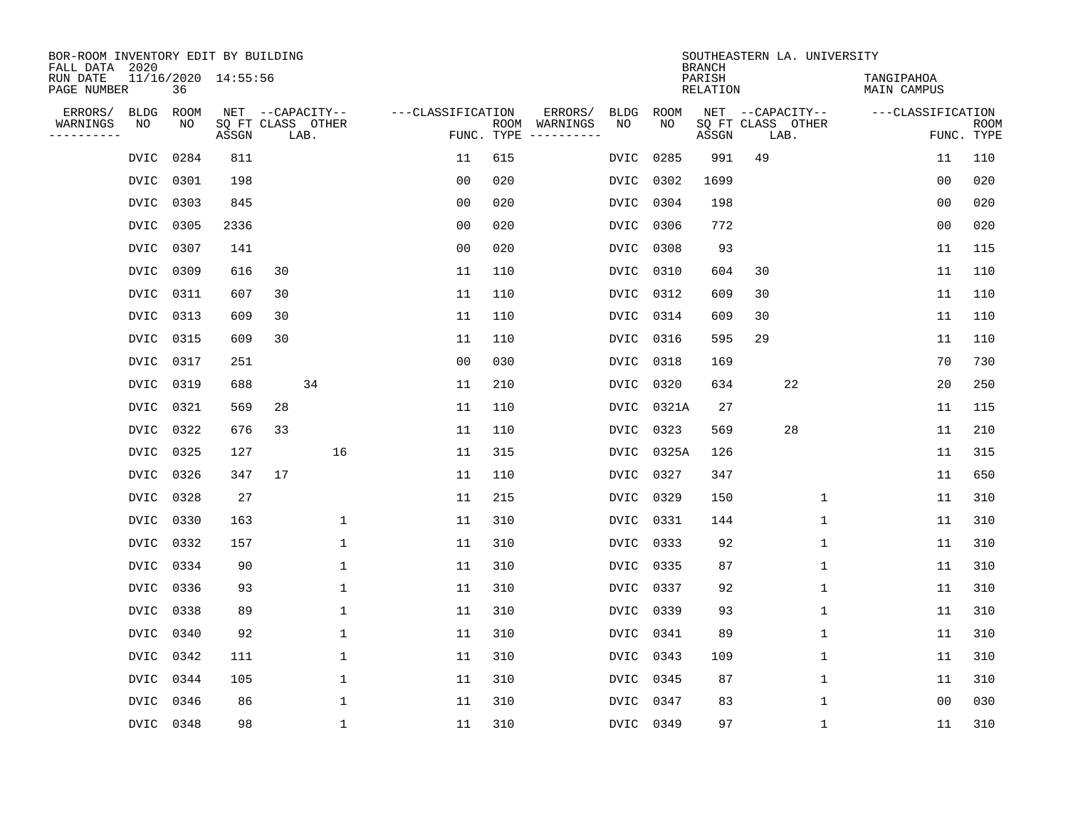BOR-ROOM INVENTORY EDIT BY BUILDING
FALL DATA 2020
RUN DATE 11/16/2020 14:55:56
PAGE NUMBER 36

SOUTHEASTERN LA. UNIVERSITY
BRANCH
PARISH TANGIPAHOA
RELATION MAIN CAMPUS

| ERRORS/ WARNINGS | BLDG NO | ROOM NO | NET SQ FT ASSGN | CAPACITY CLASS | CAPACITY LAB. | CAPACITY OTHER | CLASSIFICATION FUNC. | ROOM TYPE | ERRORS/ WARNINGS | BLDG NO | ROOM NO | NET SQ FT ASSGN | CAPACITY CLASS | CAPACITY LAB. | CAPACITY OTHER | CLASSIFICATION FUNC. | ROOM TYPE |
|---|---|---|---|---|---|---|---|---|---|---|---|---|---|---|---|---|---|
| | DVIC | 0284 | 811 | | | | 11 | 615 | | DVIC | 0285 | 991 | 49 | | | 11 | 110 |
| | DVIC | 0301 | 198 | | | | 00 | 020 | | DVIC | 0302 | 1699 | | | | 00 | 020 |
| | DVIC | 0303 | 845 | | | | 00 | 020 | | DVIC | 0304 | 198 | | | | 00 | 020 |
| | DVIC | 0305 | 2336 | | | | 00 | 020 | | DVIC | 0306 | 772 | | | | 00 | 020 |
| | DVIC | 0307 | 141 | | | | 00 | 020 | | DVIC | 0308 | 93 | | | | 11 | 115 |
| | DVIC | 0309 | 616 | 30 | | | 11 | 110 | | DVIC | 0310 | 604 | 30 | | | 11 | 110 |
| | DVIC | 0311 | 607 | 30 | | | 11 | 110 | | DVIC | 0312 | 609 | 30 | | | 11 | 110 |
| | DVIC | 0313 | 609 | 30 | | | 11 | 110 | | DVIC | 0314 | 609 | 30 | | | 11 | 110 |
| | DVIC | 0315 | 609 | 30 | | | 11 | 110 | | DVIC | 0316 | 595 | 29 | | | 11 | 110 |
| | DVIC | 0317 | 251 | | | | 00 | 030 | | DVIC | 0318 | 169 | | | | 70 | 730 |
| | DVIC | 0319 | 688 | | 34 | | 11 | 210 | | DVIC | 0320 | 634 | | 22 | | 20 | 250 |
| | DVIC | 0321 | 569 | 28 | | | 11 | 110 | | DVIC | 0321A | 27 | | | | 11 | 115 |
| | DVIC | 0322 | 676 | 33 | | | 11 | 110 | | DVIC | 0323 | 569 | | 28 | | 11 | 210 |
| | DVIC | 0325 | 127 | | | 16 | 11 | 315 | | DVIC | 0325A | 126 | | | | 11 | 315 |
| | DVIC | 0326 | 347 | 17 | | | 11 | 110 | | DVIC | 0327 | 347 | | | | 11 | 650 |
| | DVIC | 0328 | 27 | | | | 11 | 215 | | DVIC | 0329 | 150 | | | 1 | 11 | 310 |
| | DVIC | 0330 | 163 | | | 1 | 11 | 310 | | DVIC | 0331 | 144 | | | 1 | 11 | 310 |
| | DVIC | 0332 | 157 | | | 1 | 11 | 310 | | DVIC | 0333 | 92 | | | 1 | 11 | 310 |
| | DVIC | 0334 | 90 | | | 1 | 11 | 310 | | DVIC | 0335 | 87 | | | 1 | 11 | 310 |
| | DVIC | 0336 | 93 | | | 1 | 11 | 310 | | DVIC | 0337 | 92 | | | 1 | 11 | 310 |
| | DVIC | 0338 | 89 | | | 1 | 11 | 310 | | DVIC | 0339 | 93 | | | 1 | 11 | 310 |
| | DVIC | 0340 | 92 | | | 1 | 11 | 310 | | DVIC | 0341 | 89 | | | 1 | 11 | 310 |
| | DVIC | 0342 | 111 | | | 1 | 11 | 310 | | DVIC | 0343 | 109 | | | 1 | 11 | 310 |
| | DVIC | 0344 | 105 | | | 1 | 11 | 310 | | DVIC | 0345 | 87 | | | 1 | 11 | 310 |
| | DVIC | 0346 | 86 | | | 1 | 11 | 310 | | DVIC | 0347 | 83 | | | 1 | 00 | 030 |
| | DVIC | 0348 | 98 | | | 1 | 11 | 310 | | DVIC | 0349 | 97 | | | 1 | 11 | 310 |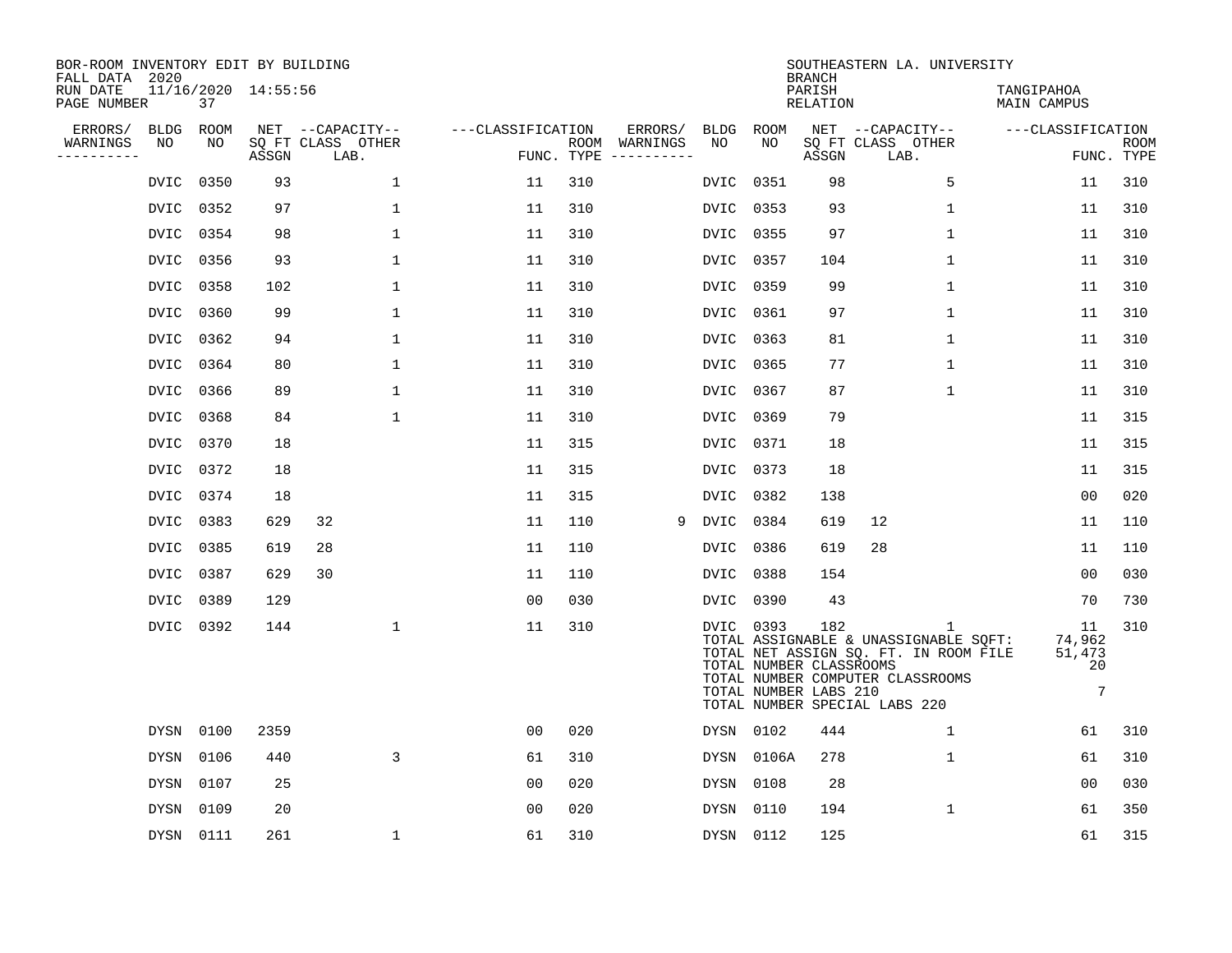BOR-ROOM INVENTORY EDIT BY BUILDING
FALL DATA 2020
RUN DATE 11/16/2020 14:55:56
PAGE NUMBER 37

SOUTHEASTERN LA. UNIVERSITY
BRANCH
PARISH TANGIPAHOA
RELATION MAIN CAMPUS

| ERRORS/ WARNINGS | BLDG NO | ROOM NO | NET SQ FT ASSGN | CAPACITY CLASS | CAPACITY LAB. | CAPACITY OTHER | CLASSIFICATION FUNC. | ROOM TYPE | ERRORS/ WARNINGS | BLDG NO | ROOM NO | NET SQ FT ASSGN | CAPACITY CLASS | CAPACITY LAB. | CAPACITY OTHER | CLASSIFICATION FUNC. | ROOM TYPE |
|---|---|---|---|---|---|---|---|---|---|---|---|---|---|---|---|---|---|
| | DVIC | 0350 | 93 | | | 1 | 11 | 310 | | DVIC | 0351 | 98 | | | 5 | 11 | 310 |
| | DVIC | 0352 | 97 | | | 1 | 11 | 310 | | DVIC | 0353 | 93 | | | 1 | 11 | 310 |
| | DVIC | 0354 | 98 | | | 1 | 11 | 310 | | DVIC | 0355 | 97 | | | 1 | 11 | 310 |
| | DVIC | 0356 | 93 | | | 1 | 11 | 310 | | DVIC | 0357 | 104 | | | 1 | 11 | 310 |
| | DVIC | 0358 | 102 | | | 1 | 11 | 310 | | DVIC | 0359 | 99 | | | 1 | 11 | 310 |
| | DVIC | 0360 | 99 | | | 1 | 11 | 310 | | DVIC | 0361 | 97 | | | 1 | 11 | 310 |
| | DVIC | 0362 | 94 | | | 1 | 11 | 310 | | DVIC | 0363 | 81 | | | 1 | 11 | 310 |
| | DVIC | 0364 | 80 | | | 1 | 11 | 310 | | DVIC | 0365 | 77 | | | 1 | 11 | 310 |
| | DVIC | 0366 | 89 | | | 1 | 11 | 310 | | DVIC | 0367 | 87 | | | 1 | 11 | 310 |
| | DVIC | 0368 | 84 | | | 1 | 11 | 310 | | DVIC | 0369 | 79 | | | | 11 | 315 |
| | DVIC | 0370 | 18 | | | | 11 | 315 | | DVIC | 0371 | 18 | | | | 11 | 315 |
| | DVIC | 0372 | 18 | | | | 11 | 315 | | DVIC | 0373 | 18 | | | | 11 | 315 |
| | DVIC | 0374 | 18 | | | | 11 | 315 | | DVIC | 0382 | 138 | | | | 00 | 020 |
| | DVIC | 0383 | 629 | 32 | | | 11 | 110 | 9 | DVIC | 0384 | 619 | 12 | | | 11 | 110 |
| | DVIC | 0385 | 619 | 28 | | | 11 | 110 | | DVIC | 0386 | 619 | 28 | | | 11 | 110 |
| | DVIC | 0387 | 629 | 30 | | | 11 | 110 | | DVIC | 0388 | 154 | | | | 00 | 030 |
| | DVIC | 0389 | 129 | | | | 00 | 030 | | DVIC | 0390 | 43 | | | | 70 | 730 |
| | DVIC | 0392 | 144 | | | 1 | 11 | 310 | | DVIC | 0393 | 182 | | | 1 | 11 | 310 |

TOTAL ASSIGNABLE & UNASSIGNABLE SQFT: 74,962
TOTAL NET ASSIGN SQ. FT. IN ROOM FILE 51,473
TOTAL NUMBER CLASSROOMS 20
TOTAL NUMBER COMPUTER CLASSROOMS
TOTAL NUMBER LABS 210 7
TOTAL NUMBER SPECIAL LABS 220

| ERRORS/ WARNINGS | BLDG NO | ROOM NO | NET SQ FT ASSGN | CAPACITY CLASS | CAPACITY LAB. | CAPACITY OTHER | CLASSIFICATION FUNC. | ROOM TYPE | ERRORS/ WARNINGS | BLDG NO | ROOM NO | NET SQ FT ASSGN | CAPACITY CLASS | CAPACITY LAB. | CAPACITY OTHER | CLASSIFICATION FUNC. | ROOM TYPE |
|---|---|---|---|---|---|---|---|---|---|---|---|---|---|---|---|---|---|
| | DYSN | 0100 | 2359 | | | | 00 | 020 | | DYSN | 0102 | 444 | | | 1 | 61 | 310 |
| | DYSN | 0106 | 440 | | | 3 | 61 | 310 | | DYSN | 0106A | 278 | | | 1 | 61 | 310 |
| | DYSN | 0107 | 25 | | | | 00 | 020 | | DYSN | 0108 | 28 | | | | 00 | 030 |
| | DYSN | 0109 | 20 | | | | 00 | 020 | | DYSN | 0110 | 194 | | | 1 | 61 | 350 |
| | DYSN | 0111 | 261 | | | 1 | 61 | 310 | | DYSN | 0112 | 125 | | | | 61 | 315 |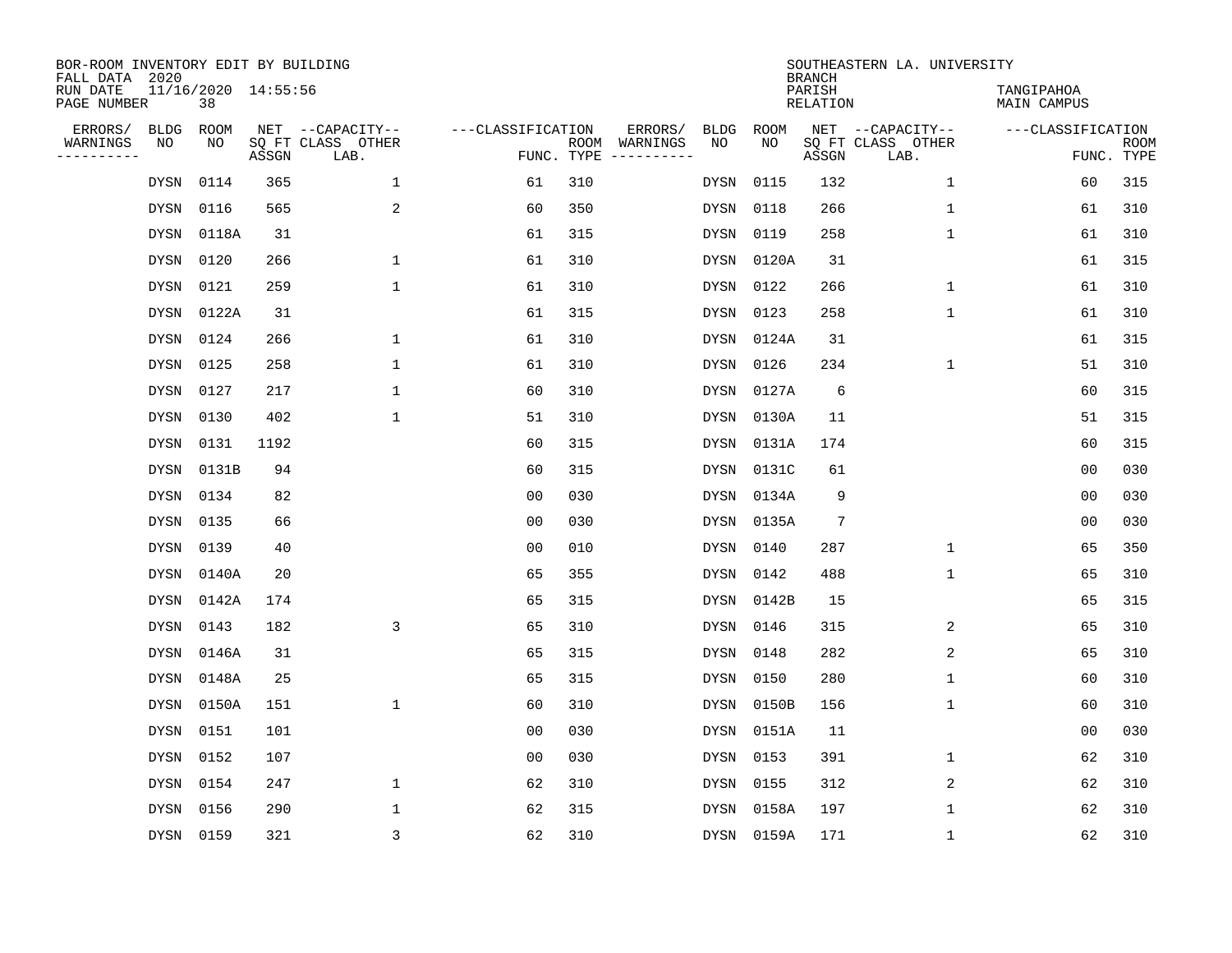BOR-ROOM INVENTORY EDIT BY BUILDING
FALL DATA 2020
RUN DATE 11/16/2020 14:55:56
PAGE NUMBER 38

SOUTHEASTERN LA. UNIVERSITY
BRANCH
PARISH TANGIPAHOA
RELATION MAIN CAMPUS

| ERRORS/ WARNINGS | BLDG NO | ROOM NO | NET SQ FT ASSGN | CAPACITY CLASS LAB. | CAPACITY OTHER | CLASSIFICATION FUNC. | ROOM TYPE | ERRORS/ WARNINGS | BLDG NO | ROOM NO | NET SQ FT ASSGN | CAPACITY CLASS LAB. | CAPACITY OTHER | CLASSIFICATION FUNC. | ROOM TYPE |
|---|---|---|---|---|---|---|---|---|---|---|---|---|---|---|---|
| | DYSN | 0114 | 365 | | 1 | 61 | 310 | | DYSN | 0115 | 132 | | 1 | 60 | 315 |
| | DYSN | 0116 | 565 | | 2 | 60 | 350 | | DYSN | 0118 | 266 | | 1 | 61 | 310 |
| | DYSN | 0118A | 31 | | | 61 | 315 | | DYSN | 0119 | 258 | | 1 | 61 | 310 |
| | DYSN | 0120 | 266 | | 1 | 61 | 310 | | DYSN | 0120A | 31 | | | 61 | 315 |
| | DYSN | 0121 | 259 | | 1 | 61 | 310 | | DYSN | 0122 | 266 | | 1 | 61 | 310 |
| | DYSN | 0122A | 31 | | | 61 | 315 | | DYSN | 0123 | 258 | | 1 | 61 | 310 |
| | DYSN | 0124 | 266 | | 1 | 61 | 310 | | DYSN | 0124A | 31 | | | 61 | 315 |
| | DYSN | 0125 | 258 | | 1 | 61 | 310 | | DYSN | 0126 | 234 | | 1 | 51 | 310 |
| | DYSN | 0127 | 217 | | 1 | 60 | 310 | | DYSN | 0127A | 6 | | | 60 | 315 |
| | DYSN | 0130 | 402 | | 1 | 51 | 310 | | DYSN | 0130A | 11 | | | 51 | 315 |
| | DYSN | 0131 | 1192 | | | 60 | 315 | | DYSN | 0131A | 174 | | | 60 | 315 |
| | DYSN | 0131B | 94 | | | 60 | 315 | | DYSN | 0131C | 61 | | | 00 | 030 |
| | DYSN | 0134 | 82 | | | 00 | 030 | | DYSN | 0134A | 9 | | | 00 | 030 |
| | DYSN | 0135 | 66 | | | 00 | 030 | | DYSN | 0135A | 7 | | | 00 | 030 |
| | DYSN | 0139 | 40 | | | 00 | 010 | | DYSN | 0140 | 287 | | 1 | 65 | 350 |
| | DYSN | 0140A | 20 | | | 65 | 355 | | DYSN | 0142 | 488 | | 1 | 65 | 310 |
| | DYSN | 0142A | 174 | | | 65 | 315 | | DYSN | 0142B | 15 | | | 65 | 315 |
| | DYSN | 0143 | 182 | | 3 | 65 | 310 | | DYSN | 0146 | 315 | | 2 | 65 | 310 |
| | DYSN | 0146A | 31 | | | 65 | 315 | | DYSN | 0148 | 282 | | 2 | 65 | 310 |
| | DYSN | 0148A | 25 | | | 65 | 315 | | DYSN | 0150 | 280 | | 1 | 60 | 310 |
| | DYSN | 0150A | 151 | | 1 | 60 | 310 | | DYSN | 0150B | 156 | | 1 | 60 | 310 |
| | DYSN | 0151 | 101 | | | 00 | 030 | | DYSN | 0151A | 11 | | | 00 | 030 |
| | DYSN | 0152 | 107 | | | 00 | 030 | | DYSN | 0153 | 391 | | 1 | 62 | 310 |
| | DYSN | 0154 | 247 | | 1 | 62 | 310 | | DYSN | 0155 | 312 | | 2 | 62 | 310 |
| | DYSN | 0156 | 290 | | 1 | 62 | 315 | | DYSN | 0158A | 197 | | 1 | 62 | 310 |
| | DYSN | 0159 | 321 | | 3 | 62 | 310 | | DYSN | 0159A | 171 | | 1 | 62 | 310 |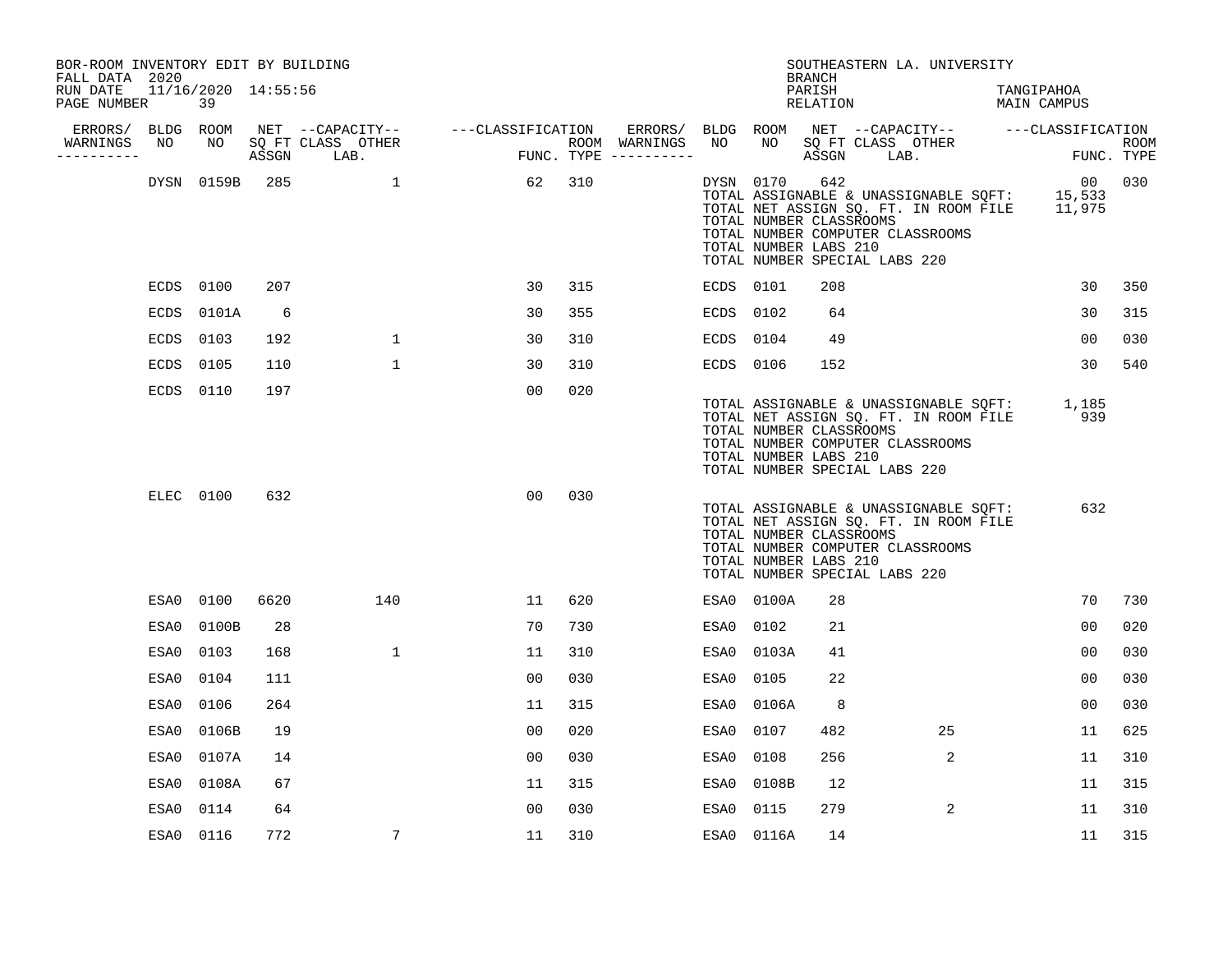BOR-ROOM INVENTORY EDIT BY BUILDING
FALL DATA 2020
RUN DATE 11/16/2020 14:55:56
PAGE NUMBER 39

SOUTHEASTERN LA. UNIVERSITY
BRANCH
PARISH TANGIPAHOA
RELATION MAIN CAMPUS

| ERRORS/ WARNINGS | BLDG NO | ROOM NO | NET SQ FT ASSGN | CAPACITY CLASS LAB. | CAPACITY OTHER | CLASSIFICATION FUNC. | ROOM TYPE | ERRORS/ WARNINGS | BLDG NO | ROOM NO | NET SQ FT ASSGN | CAPACITY CLASS LAB. | CAPACITY OTHER | CLASSIFICATION FUNC. | ROOM TYPE |
|---|---|---|---|---|---|---|---|---|---|---|---|---|---|---|---|
| | DYSN | 0159B | 285 | 1 | | 62 | 310 | | DYSN | 0170 | 642 | | | 00 | 030 |

TOTAL ASSIGNABLE & UNASSIGNABLE SQFT: 15,533
TOTAL NET ASSIGN SQ. FT. IN ROOM FILE 11,975
TOTAL NUMBER CLASSROOMS
TOTAL NUMBER COMPUTER CLASSROOMS
TOTAL NUMBER LABS 210
TOTAL NUMBER SPECIAL LABS 220

| ERRORS/ WARNINGS | BLDG NO | ROOM NO | NET SQ FT ASSGN | CAPACITY CLASS LAB. | CAPACITY OTHER | CLASSIFICATION FUNC. | ROOM TYPE | ERRORS/ WARNINGS | BLDG NO | ROOM NO | NET SQ FT ASSGN | CAPACITY CLASS LAB. | CAPACITY OTHER | CLASSIFICATION FUNC. | ROOM TYPE |
|---|---|---|---|---|---|---|---|---|---|---|---|---|---|---|---|
| | ECDS | 0100 | 207 | | | 30 | 315 | | ECDS | 0101 | 208 | | | 30 | 350 |
| | ECDS | 0101A | 6 | | | 30 | 355 | | ECDS | 0102 | 64 | | | 30 | 315 |
| | ECDS | 0103 | 192 | 1 | | 30 | 310 | | ECDS | 0104 | 49 | | | 00 | 030 |
| | ECDS | 0105 | 110 | 1 | | 30 | 310 | | ECDS | 0106 | 152 | | | 30 | 540 |
| | ECDS | 0110 | 197 | | | 00 | 020 | | | | | | | | |

TOTAL ASSIGNABLE & UNASSIGNABLE SQFT: 1,185
TOTAL NET ASSIGN SQ. FT. IN ROOM FILE 939
TOTAL NUMBER CLASSROOMS
TOTAL NUMBER COMPUTER CLASSROOMS
TOTAL NUMBER LABS 210
TOTAL NUMBER SPECIAL LABS 220

| ERRORS/ WARNINGS | BLDG NO | ROOM NO | NET SQ FT ASSGN | CAPACITY CLASS LAB. | CAPACITY OTHER | CLASSIFICATION FUNC. | ROOM TYPE |
|---|---|---|---|---|---|---|---|
| | ELEC | 0100 | 632 | | | 00 | 030 |

TOTAL ASSIGNABLE & UNASSIGNABLE SQFT: 632
TOTAL NET ASSIGN SQ. FT. IN ROOM FILE
TOTAL NUMBER CLASSROOMS
TOTAL NUMBER COMPUTER CLASSROOMS
TOTAL NUMBER LABS 210
TOTAL NUMBER SPECIAL LABS 220

| ERRORS/ WARNINGS | BLDG NO | ROOM NO | NET SQ FT ASSGN | CAPACITY CLASS LAB. | CAPACITY OTHER | CLASSIFICATION FUNC. | ROOM TYPE | ERRORS/ WARNINGS | BLDG NO | ROOM NO | NET SQ FT ASSGN | CAPACITY CLASS LAB. | CAPACITY OTHER | CLASSIFICATION FUNC. | ROOM TYPE |
|---|---|---|---|---|---|---|---|---|---|---|---|---|---|---|---|
| | ESA0 | 0100 | 6620 | 140 | | 11 | 620 | | ESA0 | 0100A | 28 | | | 70 | 730 |
| | ESA0 | 0100B | 28 | | | 70 | 730 | | ESA0 | 0102 | 21 | | | 00 | 020 |
| | ESA0 | 0103 | 168 | 1 | | 11 | 310 | | ESA0 | 0103A | 41 | | | 00 | 030 |
| | ESA0 | 0104 | 111 | | | 00 | 030 | | ESA0 | 0105 | 22 | | | 00 | 030 |
| | ESA0 | 0106 | 264 | | | 11 | 315 | | ESA0 | 0106A | 8 | | | 00 | 030 |
| | ESA0 | 0106B | 19 | | | 00 | 020 | | ESA0 | 0107 | 482 | 25 | | 11 | 625 |
| | ESA0 | 0107A | 14 | | | 00 | 030 | | ESA0 | 0108 | 256 | 2 | | 11 | 310 |
| | ESA0 | 0108A | 67 | | | 11 | 315 | | ESA0 | 0108B | 12 | | | 11 | 315 |
| | ESA0 | 0114 | 64 | | | 00 | 030 | | ESA0 | 0115 | 279 | 2 | | 11 | 310 |
| | ESA0 | 0116 | 772 | 7 | | 11 | 310 | | ESA0 | 0116A | 14 | | | 11 | 315 |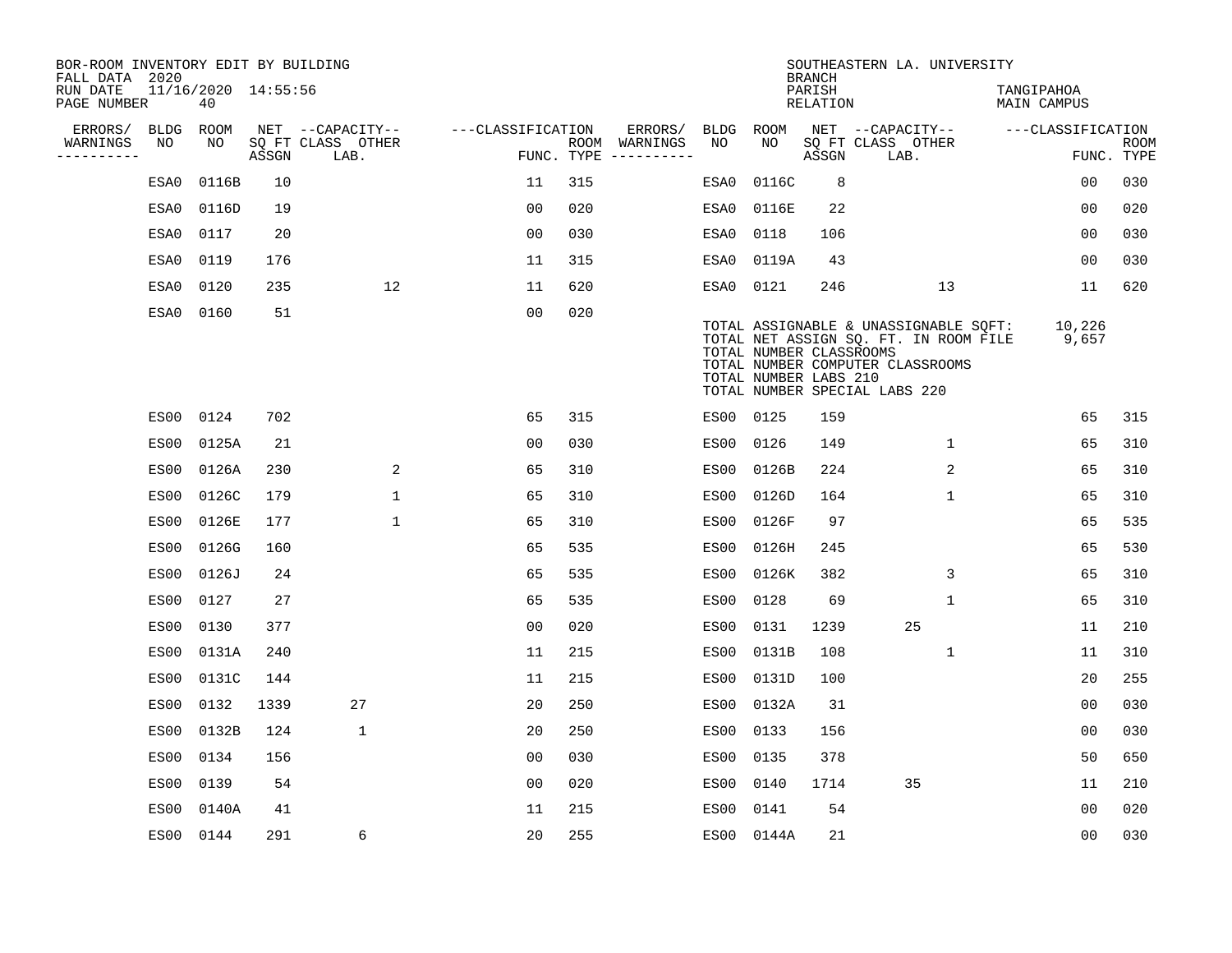BOR-ROOM INVENTORY EDIT BY BUILDING
FALL DATA 2020
RUN DATE 11/16/2020 14:55:56
PAGE NUMBER 40

SOUTHEASTERN LA. UNIVERSITY
BRANCH
PARISH TANGIPAHOA
RELATION MAIN CAMPUS

| ERRORS/ WARNINGS | BLDG NO | ROOM NO | NET SQ FT ASSGN | CAPACITY CLASS LAB. | CAPACITY OTHER | CLASSIFICATION FUNC. | ROOM TYPE | ERRORS/ WARNINGS | BLDG NO | ROOM NO | NET SQ FT ASSGN | CAPACITY CLASS LAB. | CAPACITY OTHER | CLASSIFICATION FUNC. | ROOM TYPE |
|---|---|---|---|---|---|---|---|---|---|---|---|---|---|---|---|
| | ESA0 | 0116B | 10 | | | 11 | 315 | | ESA0 | 0116C | 8 | | | 00 | 030 |
| | ESA0 | 0116D | 19 | | | 00 | 020 | | ESA0 | 0116E | 22 | | | 00 | 020 |
| | ESA0 | 0117 | 20 | | | 00 | 030 | | ESA0 | 0118 | 106 | | | 00 | 030 |
| | ESA0 | 0119 | 176 | | | 11 | 315 | | ESA0 | 0119A | 43 | | | 00 | 030 |
| | ESA0 | 0120 | 235 | | 12 | 11 | 620 | | ESA0 | 0121 | 246 | | 13 | 11 | 620 |
| | ESA0 | 0160 | 51 | | | 00 | 020 | | | | | | | | |

TOTAL ASSIGNABLE & UNASSIGNABLE SQFT: 10,226
TOTAL NET ASSIGN SQ. FT. IN ROOM FILE 9,657
TOTAL NUMBER CLASSROOMS
TOTAL NUMBER COMPUTER CLASSROOMS
TOTAL NUMBER LABS 210
TOTAL NUMBER SPECIAL LABS 220

| ERRORS/ WARNINGS | BLDG NO | ROOM NO | NET SQ FT ASSGN | CAPACITY CLASS LAB. | CAPACITY OTHER | CLASSIFICATION FUNC. | ROOM TYPE | ERRORS/ WARNINGS | BLDG NO | ROOM NO | NET SQ FT ASSGN | CAPACITY CLASS LAB. | CAPACITY OTHER | CLASSIFICATION FUNC. | ROOM TYPE |
|---|---|---|---|---|---|---|---|---|---|---|---|---|---|---|---|
| | ES00 | 0124 | 702 | | | 65 | 315 | | ES00 | 0125 | 159 | | | 65 | 315 |
| | ES00 | 0125A | 21 | | | 00 | 030 | | ES00 | 0126 | 149 | | 1 | 65 | 310 |
| | ES00 | 0126A | 230 | | 2 | 65 | 310 | | ES00 | 0126B | 224 | | 2 | 65 | 310 |
| | ES00 | 0126C | 179 | | 1 | 65 | 310 | | ES00 | 0126D | 164 | | 1 | 65 | 310 |
| | ES00 | 0126E | 177 | | 1 | 65 | 310 | | ES00 | 0126F | 97 | | | 65 | 535 |
| | ES00 | 0126G | 160 | | | 65 | 535 | | ES00 | 0126H | 245 | | | 65 | 530 |
| | ES00 | 0126J | 24 | | | 65 | 535 | | ES00 | 0126K | 382 | | 3 | 65 | 310 |
| | ES00 | 0127 | 27 | | | 65 | 535 | | ES00 | 0128 | 69 | | 1 | 65 | 310 |
| | ES00 | 0130 | 377 | | | 00 | 020 | | ES00 | 0131 | 1239 | 25 | | 11 | 210 |
| | ES00 | 0131A | 240 | | | 11 | 215 | | ES00 | 0131B | 108 | | 1 | 11 | 310 |
| | ES00 | 0131C | 144 | | | 11 | 215 | | ES00 | 0131D | 100 | | | 20 | 255 |
| | ES00 | 0132 | 1339 | 27 | | 20 | 250 | | ES00 | 0132A | 31 | | | 00 | 030 |
| | ES00 | 0132B | 124 | 1 | | 20 | 250 | | ES00 | 0133 | 156 | | | 00 | 030 |
| | ES00 | 0134 | 156 | | | 00 | 030 | | ES00 | 0135 | 378 | | | 50 | 650 |
| | ES00 | 0139 | 54 | | | 00 | 020 | | ES00 | 0140 | 1714 | 35 | | 11 | 210 |
| | ES00 | 0140A | 41 | | | 11 | 215 | | ES00 | 0141 | 54 | | | 00 | 020 |
| | ES00 | 0144 | 291 | 6 | | 20 | 255 | | ES00 | 0144A | 21 | | | 00 | 030 |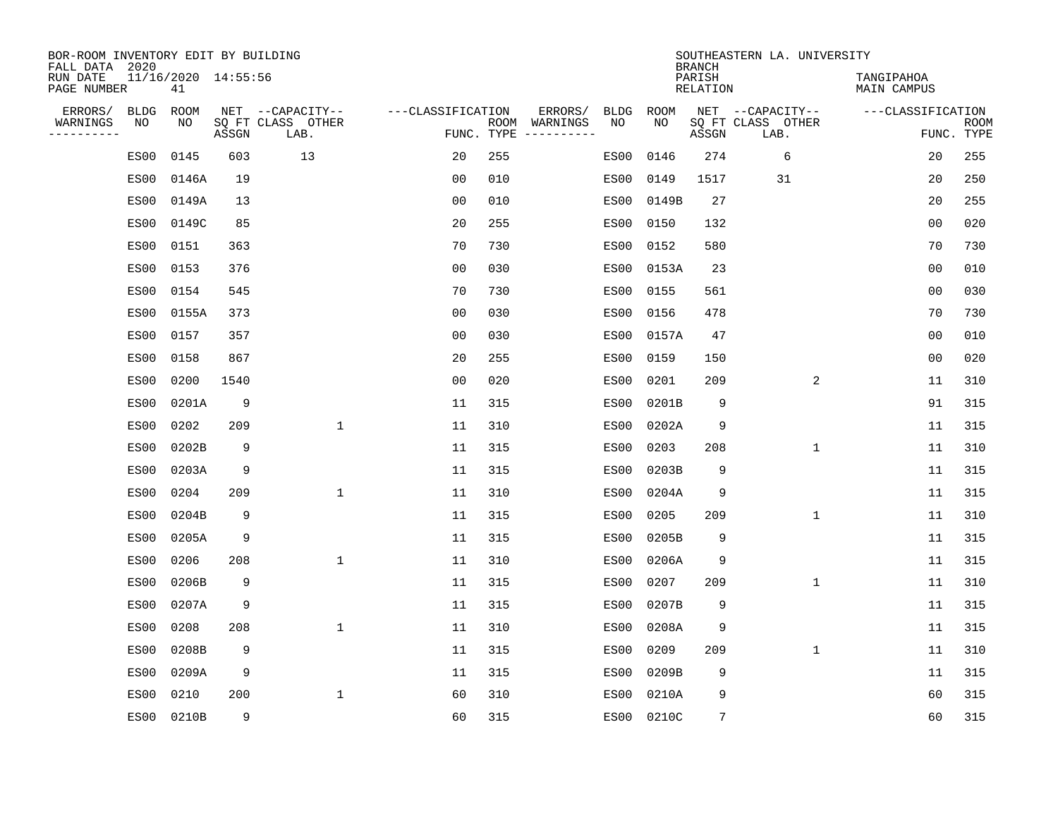BOR-ROOM INVENTORY EDIT BY BUILDING
FALL DATA 2020
RUN DATE 11/16/2020 14:55:56
PAGE NUMBER 41

SOUTHEASTERN LA. UNIVERSITY
BRANCH
PARISH TANGIPAHOA
RELATION MAIN CAMPUS

| ERRORS/ WARNINGS | BLDG NO | ROOM NO | NET SQ FT ASSGN | CAPACITY CLASS LAB. | CAPACITY OTHER | CLASSIFICATION FUNC. | ROOM TYPE | ERRORS/ WARNINGS | BLDG NO | ROOM NO | NET SQ FT ASSGN | CAPACITY CLASS LAB. | CAPACITY OTHER | CLASSIFICATION FUNC. | ROOM TYPE |
|---|---|---|---|---|---|---|---|---|---|---|---|---|---|---|---|
| | ES00 | 0145 | 603 | 13 | | 20 | 255 | | ES00 | 0146 | 274 | 6 | | 20 | 255 |
| | ES00 | 0146A | 19 | | | 00 | 010 | | ES00 | 0149 | 1517 | 31 | | 20 | 250 |
| | ES00 | 0149A | 13 | | | 00 | 010 | | ES00 | 0149B | 27 | | | 20 | 255 |
| | ES00 | 0149C | 85 | | | 20 | 255 | | ES00 | 0150 | 132 | | | 00 | 020 |
| | ES00 | 0151 | 363 | | | 70 | 730 | | ES00 | 0152 | 580 | | | 70 | 730 |
| | ES00 | 0153 | 376 | | | 00 | 030 | | ES00 | 0153A | 23 | | | 00 | 010 |
| | ES00 | 0154 | 545 | | | 70 | 730 | | ES00 | 0155 | 561 | | | 00 | 030 |
| | ES00 | 0155A | 373 | | | 00 | 030 | | ES00 | 0156 | 478 | | | 70 | 730 |
| | ES00 | 0157 | 357 | | | 00 | 030 | | ES00 | 0157A | 47 | | | 00 | 010 |
| | ES00 | 0158 | 867 | | | 20 | 255 | | ES00 | 0159 | 150 | | | 00 | 020 |
| | ES00 | 0200 | 1540 | | | 00 | 020 | | ES00 | 0201 | 209 | | 2 | 11 | 310 |
| | ES00 | 0201A | 9 | | | 11 | 315 | | ES00 | 0201B | 9 | | | 91 | 315 |
| | ES00 | 0202 | 209 | | 1 | 11 | 310 | | ES00 | 0202A | 9 | | | 11 | 315 |
| | ES00 | 0202B | 9 | | | 11 | 315 | | ES00 | 0203 | 208 | | 1 | 11 | 310 |
| | ES00 | 0203A | 9 | | | 11 | 315 | | ES00 | 0203B | 9 | | | 11 | 315 |
| | ES00 | 0204 | 209 | | 1 | 11 | 310 | | ES00 | 0204A | 9 | | | 11 | 315 |
| | ES00 | 0204B | 9 | | | 11 | 315 | | ES00 | 0205 | 209 | | 1 | 11 | 310 |
| | ES00 | 0205A | 9 | | | 11 | 315 | | ES00 | 0205B | 9 | | | 11 | 315 |
| | ES00 | 0206 | 208 | | 1 | 11 | 310 | | ES00 | 0206A | 9 | | | 11 | 315 |
| | ES00 | 0206B | 9 | | | 11 | 315 | | ES00 | 0207 | 209 | | 1 | 11 | 310 |
| | ES00 | 0207A | 9 | | | 11 | 315 | | ES00 | 0207B | 9 | | | 11 | 315 |
| | ES00 | 0208 | 208 | | 1 | 11 | 310 | | ES00 | 0208A | 9 | | | 11 | 315 |
| | ES00 | 0208B | 9 | | | 11 | 315 | | ES00 | 0209 | 209 | | 1 | 11 | 310 |
| | ES00 | 0209A | 9 | | | 11 | 315 | | ES00 | 0209B | 9 | | | 11 | 315 |
| | ES00 | 0210 | 200 | | 1 | 60 | 310 | | ES00 | 0210A | 9 | | | 60 | 315 |
| | ES00 | 0210B | 9 | | | 60 | 315 | | ES00 | 0210C | 7 | | | 60 | 315 |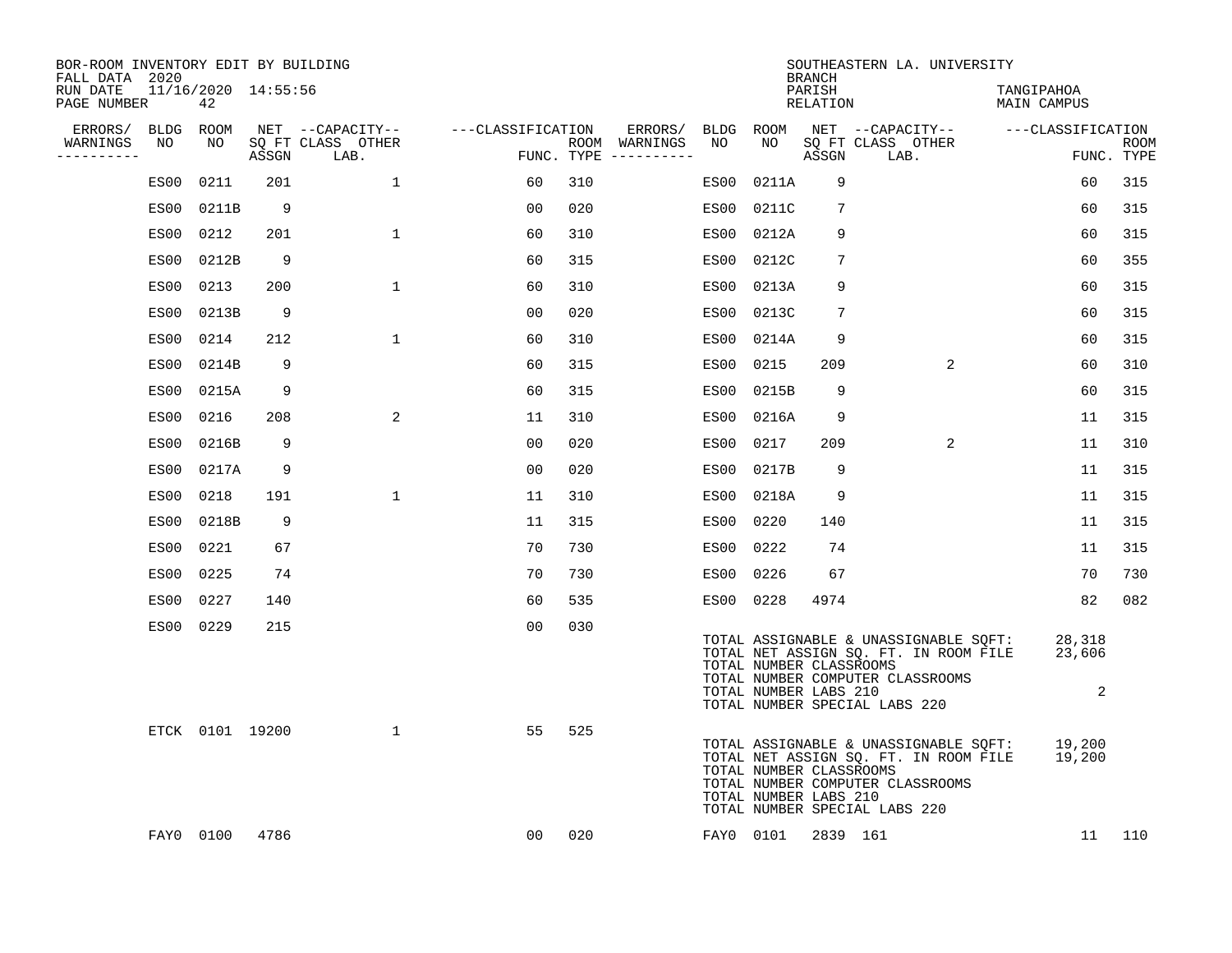BOR-ROOM INVENTORY EDIT BY BUILDING
FALL DATA 2020
RUN DATE 11/16/2020 14:55:56
PAGE NUMBER 42

SOUTHEASTERN LA. UNIVERSITY
BRANCH
PARISH TANGIPAHOA
RELATION MAIN CAMPUS

| ERRORS/ WARNINGS | BLDG NO | ROOM NO | NET ASSGN SQ FT | CAPACITY CLASS LAB. | CAPACITY OTHER | CLASSIFICATION FUNC. | ROOM TYPE | ERRORS/ WARNINGS | BLDG NO | ROOM NO | NET ASSGN SQ FT | CAPACITY CLASS LAB. | CAPACITY OTHER | CLASSIFICATION FUNC. | ROOM TYPE |
|---|---|---|---|---|---|---|---|---|---|---|---|---|---|---|---|
| | ES00 | 0211 | 201 | | 1 | 60 | 310 | | ES00 | 0211A | 9 | | | 60 | 315 |
| | ES00 | 0211B | 9 | | | 00 | 020 | | ES00 | 0211C | 7 | | | 60 | 315 |
| | ES00 | 0212 | 201 | | 1 | 60 | 310 | | ES00 | 0212A | 9 | | | 60 | 315 |
| | ES00 | 0212B | 9 | | | 60 | 315 | | ES00 | 0212C | 7 | | | 60 | 355 |
| | ES00 | 0213 | 200 | | 1 | 60 | 310 | | ES00 | 0213A | 9 | | | 60 | 315 |
| | ES00 | 0213B | 9 | | | 00 | 020 | | ES00 | 0213C | 7 | | | 60 | 315 |
| | ES00 | 0214 | 212 | | 1 | 60 | 310 | | ES00 | 0214A | 9 | | | 60 | 315 |
| | ES00 | 0214B | 9 | | | 60 | 315 | | ES00 | 0215 | 209 | | 2 | 60 | 310 |
| | ES00 | 0215A | 9 | | | 60 | 315 | | ES00 | 0215B | 9 | | | 60 | 315 |
| | ES00 | 0216 | 208 | | 2 | 11 | 310 | | ES00 | 0216A | 9 | | | 11 | 315 |
| | ES00 | 0216B | 9 | | | 00 | 020 | | ES00 | 0217 | 209 | | 2 | 11 | 310 |
| | ES00 | 0217A | 9 | | | 00 | 020 | | ES00 | 0217B | 9 | | | 11 | 315 |
| | ES00 | 0218 | 191 | | 1 | 11 | 310 | | ES00 | 0218A | 9 | | | 11 | 315 |
| | ES00 | 0218B | 9 | | | 11 | 315 | | ES00 | 0220 | 140 | | | 11 | 315 |
| | ES00 | 0221 | 67 | | | 70 | 730 | | ES00 | 0222 | 74 | | | 11 | 315 |
| | ES00 | 0225 | 74 | | | 70 | 730 | | ES00 | 0226 | 67 | | | 70 | 730 |
| | ES00 | 0227 | 140 | | | 60 | 535 | | ES00 | 0228 | 4974 | | | 82 | 082 |
| | ES00 | 0229 | 215 | | | 00 | 030 | | | | | | | | |

TOTAL ASSIGNABLE & UNASSIGNABLE SQFT: 28,318
TOTAL NET ASSIGN SQ. FT. IN ROOM FILE 23,606
TOTAL NUMBER CLASSROOMS
TOTAL NUMBER COMPUTER CLASSROOMS
TOTAL NUMBER LABS 210 2
TOTAL NUMBER SPECIAL LABS 220

| ERRORS/ WARNINGS | BLDG NO | ROOM NO | NET ASSGN SQ FT | CAPACITY CLASS LAB. | CAPACITY OTHER | CLASSIFICATION FUNC. | ROOM TYPE |
|---|---|---|---|---|---|---|---|
| | ETCK | 0101 | 19200 | | 1 | 55 | 525 |

TOTAL ASSIGNABLE & UNASSIGNABLE SQFT: 19,200
TOTAL NET ASSIGN SQ. FT. IN ROOM FILE 19,200
TOTAL NUMBER CLASSROOMS
TOTAL NUMBER COMPUTER CLASSROOMS
TOTAL NUMBER LABS 210
TOTAL NUMBER SPECIAL LABS 220

| ERRORS/ WARNINGS | BLDG NO | ROOM NO | NET ASSGN SQ FT | CAPACITY CLASS LAB. | CAPACITY OTHER | CLASSIFICATION FUNC. | ROOM TYPE | ERRORS/ WARNINGS | BLDG NO | ROOM NO | NET ASSGN SQ FT | CAPACITY CLASS LAB. | CAPACITY OTHER | CLASSIFICATION FUNC. | ROOM TYPE |
|---|---|---|---|---|---|---|---|---|---|---|---|---|---|---|---|
| | FAY0 | 0100 | 4786 | | | 00 | 020 | | FAY0 | 0101 | 2839 | 161 | | 11 | 110 |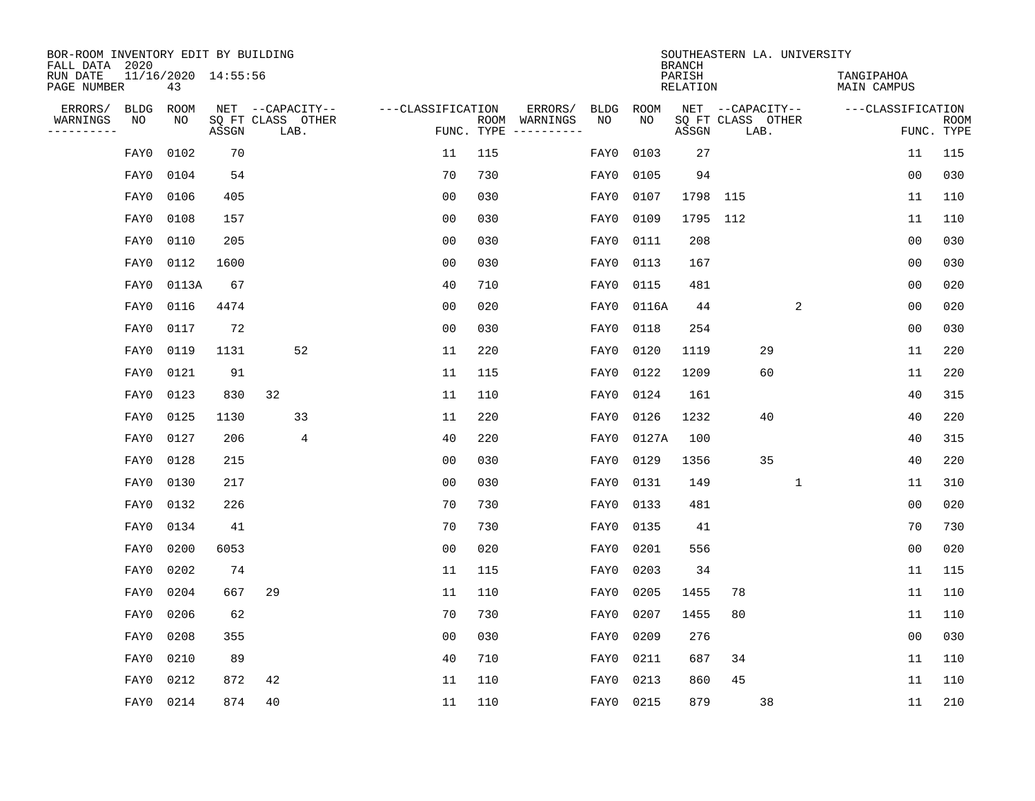BOR-ROOM INVENTORY EDIT BY BUILDING
FALL DATA 2020
RUN DATE 11/16/2020 14:55:56
PAGE NUMBER 43

SOUTHEASTERN LA. UNIVERSITY
BRANCH
PARISH TANGIPAHOA
RELATION MAIN CAMPUS

| ERRORS/ WARNINGS | BLDG NO | ROOM NO | NET SQ FT ASSGN | CAPACITY CLASS | CAPACITY LAB. | CAPACITY OTHER | CLASSIFICATION FUNC. | ROOM TYPE | ERRORS/ WARNINGS | BLDG NO | ROOM NO | NET SQ FT ASSGN | CAPACITY CLASS | CAPACITY LAB. | CAPACITY OTHER | CLASSIFICATION FUNC. | ROOM TYPE |
|---|---|---|---|---|---|---|---|---|---|---|---|---|---|---|---|---|---|
| | FAY0 | 0102 | 70 | | | | 11 | 115 | | FAY0 | 0103 | 27 | | | | 11 | 115 |
| | FAY0 | 0104 | 54 | | | | 70 | 730 | | FAY0 | 0105 | 94 | | | | 00 | 030 |
| | FAY0 | 0106 | 405 | | | | 00 | 030 | | FAY0 | 0107 | 1798 | 115 | | | 11 | 110 |
| | FAY0 | 0108 | 157 | | | | 00 | 030 | | FAY0 | 0109 | 1795 | 112 | | | 11 | 110 |
| | FAY0 | 0110 | 205 | | | | 00 | 030 | | FAY0 | 0111 | 208 | | | | 00 | 030 |
| | FAY0 | 0112 | 1600 | | | | 00 | 030 | | FAY0 | 0113 | 167 | | | | 00 | 030 |
| | FAY0 | 0113A | 67 | | | | 40 | 710 | | FAY0 | 0115 | 481 | | | | 00 | 020 |
| | FAY0 | 0116 | 4474 | | | | 00 | 020 | | FAY0 | 0116A | 44 | | | 2 | 00 | 020 |
| | FAY0 | 0117 | 72 | | | | 00 | 030 | | FAY0 | 0118 | 254 | | | | 00 | 030 |
| | FAY0 | 0119 | 1131 | | 52 | | 11 | 220 | | FAY0 | 0120 | 1119 | | 29 | | 11 | 220 |
| | FAY0 | 0121 | 91 | | | | 11 | 115 | | FAY0 | 0122 | 1209 | | 60 | | 11 | 220 |
| | FAY0 | 0123 | 830 | 32 | | | 11 | 110 | | FAY0 | 0124 | 161 | | | | 40 | 315 |
| | FAY0 | 0125 | 1130 | | 33 | | 11 | 220 | | FAY0 | 0126 | 1232 | | 40 | | 40 | 220 |
| | FAY0 | 0127 | 206 | | 4 | | 40 | 220 | | FAY0 | 0127A | 100 | | | | 40 | 315 |
| | FAY0 | 0128 | 215 | | | | 00 | 030 | | FAY0 | 0129 | 1356 | | 35 | | 40 | 220 |
| | FAY0 | 0130 | 217 | | | | 00 | 030 | | FAY0 | 0131 | 149 | | | 1 | 11 | 310 |
| | FAY0 | 0132 | 226 | | | | 70 | 730 | | FAY0 | 0133 | 481 | | | | 00 | 020 |
| | FAY0 | 0134 | 41 | | | | 70 | 730 | | FAY0 | 0135 | 41 | | | | 70 | 730 |
| | FAY0 | 0200 | 6053 | | | | 00 | 020 | | FAY0 | 0201 | 556 | | | | 00 | 020 |
| | FAY0 | 0202 | 74 | | | | 11 | 115 | | FAY0 | 0203 | 34 | | | | 11 | 115 |
| | FAY0 | 0204 | 667 | 29 | | | 11 | 110 | | FAY0 | 0205 | 1455 | 78 | | | 11 | 110 |
| | FAY0 | 0206 | 62 | | | | 70 | 730 | | FAY0 | 0207 | 1455 | 80 | | | 11 | 110 |
| | FAY0 | 0208 | 355 | | | | 00 | 030 | | FAY0 | 0209 | 276 | | | | 00 | 030 |
| | FAY0 | 0210 | 89 | | | | 40 | 710 | | FAY0 | 0211 | 687 | 34 | | | 11 | 110 |
| | FAY0 | 0212 | 872 | 42 | | | 11 | 110 | | FAY0 | 0213 | 860 | 45 | | | 11 | 110 |
| | FAY0 | 0214 | 874 | 40 | | | 11 | 110 | | FAY0 | 0215 | 879 | | 38 | | 11 | 210 |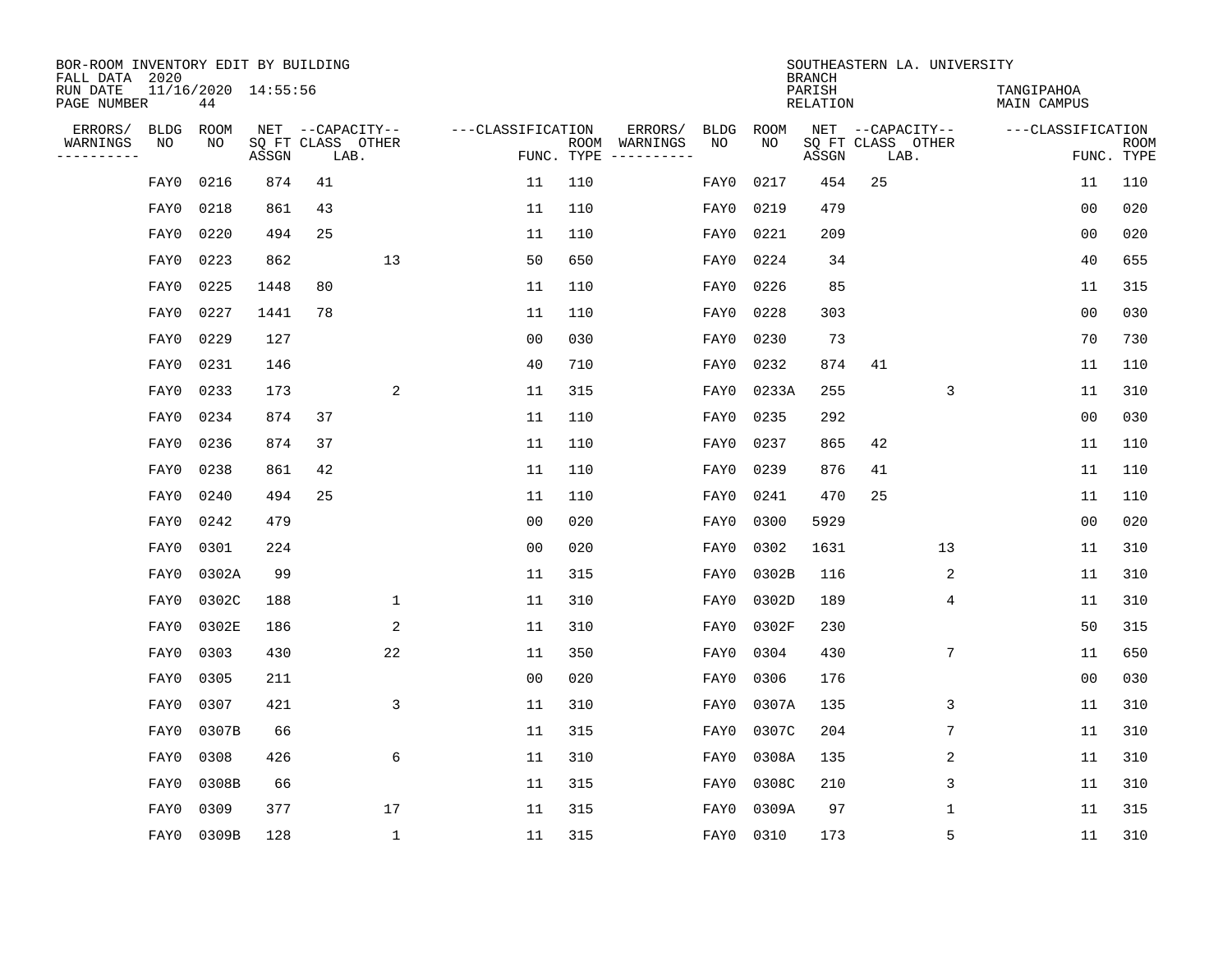BOR-ROOM INVENTORY EDIT BY BUILDING
FALL DATA 2020
RUN DATE 11/16/2020 14:55:56
PAGE NUMBER 44

SOUTHEASTERN LA. UNIVERSITY
BRANCH
PARISH TANGIPAHOA
RELATION MAIN CAMPUS

| ERRORS/ WARNINGS | BLDG NO | ROOM NO | NET SQ FT ASSGN | CAPACITY CLASS LAB. | CAPACITY OTHER | CLASSIFICATION FUNC. | ROOM TYPE | ERRORS/ WARNINGS | BLDG NO | ROOM NO | NET SQ FT ASSGN | CAPACITY CLASS LAB. | CAPACITY OTHER | CLASSIFICATION FUNC. | ROOM TYPE |
|---|---|---|---|---|---|---|---|---|---|---|---|---|---|---|---|
| | FAY0 | 0216 | 874 | 41 | | 11 | 110 | | FAY0 | 0217 | 454 | 25 | | 11 | 110 |
| | FAY0 | 0218 | 861 | 43 | | 11 | 110 | | FAY0 | 0219 | 479 | | | 00 | 020 |
| | FAY0 | 0220 | 494 | 25 | | 11 | 110 | | FAY0 | 0221 | 209 | | | 00 | 020 |
| | FAY0 | 0223 | 862 | | 13 | 50 | 650 | | FAY0 | 0224 | 34 | | | 40 | 655 |
| | FAY0 | 0225 | 1448 | 80 | | 11 | 110 | | FAY0 | 0226 | 85 | | | 11 | 315 |
| | FAY0 | 0227 | 1441 | 78 | | 11 | 110 | | FAY0 | 0228 | 303 | | | 00 | 030 |
| | FAY0 | 0229 | 127 | | | 00 | 030 | | FAY0 | 0230 | 73 | | | 70 | 730 |
| | FAY0 | 0231 | 146 | | | 40 | 710 | | FAY0 | 0232 | 874 | 41 | | 11 | 110 |
| | FAY0 | 0233 | 173 | | 2 | 11 | 315 | | FAY0 | 0233A | 255 | | 3 | 11 | 310 |
| | FAY0 | 0234 | 874 | 37 | | 11 | 110 | | FAY0 | 0235 | 292 | | | 00 | 030 |
| | FAY0 | 0236 | 874 | 37 | | 11 | 110 | | FAY0 | 0237 | 865 | 42 | | 11 | 110 |
| | FAY0 | 0238 | 861 | 42 | | 11 | 110 | | FAY0 | 0239 | 876 | 41 | | 11 | 110 |
| | FAY0 | 0240 | 494 | 25 | | 11 | 110 | | FAY0 | 0241 | 470 | 25 | | 11 | 110 |
| | FAY0 | 0242 | 479 | | | 00 | 020 | | FAY0 | 0300 | 5929 | | | 00 | 020 |
| | FAY0 | 0301 | 224 | | | 00 | 020 | | FAY0 | 0302 | 1631 | | 13 | 11 | 310 |
| | FAY0 | 0302A | 99 | | | 11 | 315 | | FAY0 | 0302B | 116 | | 2 | 11 | 310 |
| | FAY0 | 0302C | 188 | | 1 | 11 | 310 | | FAY0 | 0302D | 189 | | 4 | 11 | 310 |
| | FAY0 | 0302E | 186 | | 2 | 11 | 310 | | FAY0 | 0302F | 230 | | | 50 | 315 |
| | FAY0 | 0303 | 430 | | 22 | 11 | 350 | | FAY0 | 0304 | 430 | | 7 | 11 | 650 |
| | FAY0 | 0305 | 211 | | | 00 | 020 | | FAY0 | 0306 | 176 | | | 00 | 030 |
| | FAY0 | 0307 | 421 | | 3 | 11 | 310 | | FAY0 | 0307A | 135 | | 3 | 11 | 310 |
| | FAY0 | 0307B | 66 | | | 11 | 315 | | FAY0 | 0307C | 204 | | 7 | 11 | 310 |
| | FAY0 | 0308 | 426 | | 6 | 11 | 310 | | FAY0 | 0308A | 135 | | 2 | 11 | 310 |
| | FAY0 | 0308B | 66 | | | 11 | 315 | | FAY0 | 0308C | 210 | | 3 | 11 | 310 |
| | FAY0 | 0309 | 377 | | 17 | 11 | 315 | | FAY0 | 0309A | 97 | | 1 | 11 | 315 |
| | FAY0 | 0309B | 128 | | 1 | 11 | 315 | | FAY0 | 0310 | 173 | | 5 | 11 | 310 |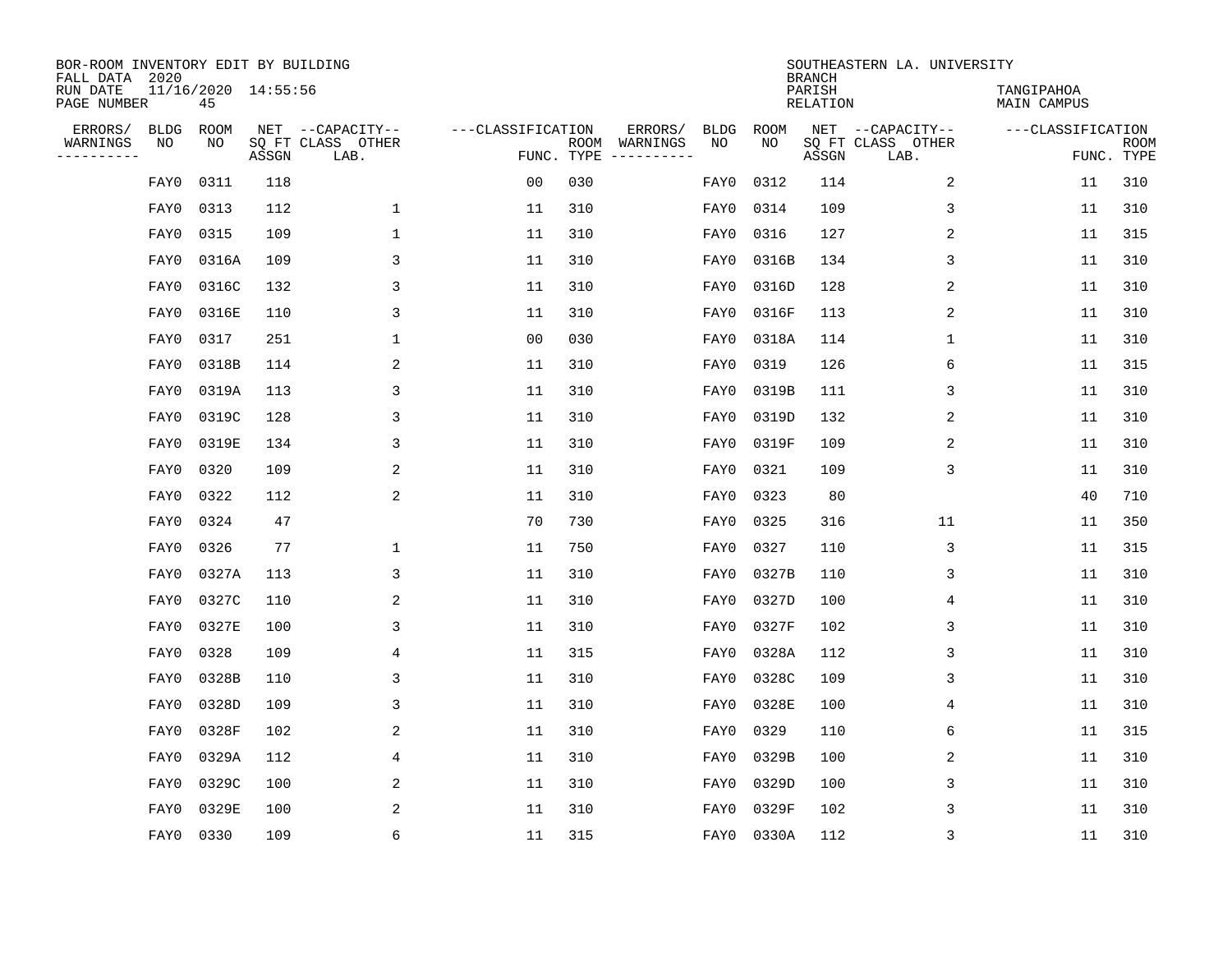BOR-ROOM INVENTORY EDIT BY BUILDING
FALL DATA 2020
RUN DATE 11/16/2020 14:55:56
PAGE NUMBER 45

SOUTHEASTERN LA. UNIVERSITY
BRANCH
PARISH TANGIPAHOA
RELATION MAIN CAMPUS

| ERRORS/ WARNINGS | BLDG NO | ROOM NO | NET SQ FT ASSGN | CAPACITY CLASS LAB. | CAPACITY OTHER | CLASSIFICATION FUNC. | ROOM TYPE | ERRORS/ WARNINGS | BLDG NO | ROOM NO | NET SQ FT ASSGN | CAPACITY CLASS LAB. | CAPACITY OTHER | CLASSIFICATION FUNC. | ROOM TYPE |
|---|---|---|---|---|---|---|---|---|---|---|---|---|---|---|---|
| | FAY0 | 0311 | 118 | | | 00 | 030 | | FAY0 | 0312 | 114 | | 2 | 11 | 310 |
| | FAY0 | 0313 | 112 | | 1 | 11 | 310 | | FAY0 | 0314 | 109 | | 3 | 11 | 310 |
| | FAY0 | 0315 | 109 | | 1 | 11 | 310 | | FAY0 | 0316 | 127 | | 2 | 11 | 315 |
| | FAY0 | 0316A | 109 | | 3 | 11 | 310 | | FAY0 | 0316B | 134 | | 3 | 11 | 310 |
| | FAY0 | 0316C | 132 | | 3 | 11 | 310 | | FAY0 | 0316D | 128 | | 2 | 11 | 310 |
| | FAY0 | 0316E | 110 | | 3 | 11 | 310 | | FAY0 | 0316F | 113 | | 2 | 11 | 310 |
| | FAY0 | 0317 | 251 | | 1 | 00 | 030 | | FAY0 | 0318A | 114 | | 1 | 11 | 310 |
| | FAY0 | 0318B | 114 | | 2 | 11 | 310 | | FAY0 | 0319 | 126 | | 6 | 11 | 315 |
| | FAY0 | 0319A | 113 | | 3 | 11 | 310 | | FAY0 | 0319B | 111 | | 3 | 11 | 310 |
| | FAY0 | 0319C | 128 | | 3 | 11 | 310 | | FAY0 | 0319D | 132 | | 2 | 11 | 310 |
| | FAY0 | 0319E | 134 | | 3 | 11 | 310 | | FAY0 | 0319F | 109 | | 2 | 11 | 310 |
| | FAY0 | 0320 | 109 | | 2 | 11 | 310 | | FAY0 | 0321 | 109 | | 3 | 11 | 310 |
| | FAY0 | 0322 | 112 | | 2 | 11 | 310 | | FAY0 | 0323 | 80 | | | 40 | 710 |
| | FAY0 | 0324 | 47 | | | 70 | 730 | | FAY0 | 0325 | 316 | | 11 | 11 | 350 |
| | FAY0 | 0326 | 77 | | 1 | 11 | 750 | | FAY0 | 0327 | 110 | | 3 | 11 | 315 |
| | FAY0 | 0327A | 113 | | 3 | 11 | 310 | | FAY0 | 0327B | 110 | | 3 | 11 | 310 |
| | FAY0 | 0327C | 110 | | 2 | 11 | 310 | | FAY0 | 0327D | 100 | | 4 | 11 | 310 |
| | FAY0 | 0327E | 100 | | 3 | 11 | 310 | | FAY0 | 0327F | 102 | | 3 | 11 | 310 |
| | FAY0 | 0328 | 109 | | 4 | 11 | 315 | | FAY0 | 0328A | 112 | | 3 | 11 | 310 |
| | FAY0 | 0328B | 110 | | 3 | 11 | 310 | | FAY0 | 0328C | 109 | | 3 | 11 | 310 |
| | FAY0 | 0328D | 109 | | 3 | 11 | 310 | | FAY0 | 0328E | 100 | | 4 | 11 | 310 |
| | FAY0 | 0328F | 102 | | 2 | 11 | 310 | | FAY0 | 0329 | 110 | | 6 | 11 | 315 |
| | FAY0 | 0329A | 112 | | 4 | 11 | 310 | | FAY0 | 0329B | 100 | | 2 | 11 | 310 |
| | FAY0 | 0329C | 100 | | 2 | 11 | 310 | | FAY0 | 0329D | 100 | | 3 | 11 | 310 |
| | FAY0 | 0329E | 100 | | 2 | 11 | 310 | | FAY0 | 0329F | 102 | | 3 | 11 | 310 |
| | FAY0 | 0330 | 109 | | 6 | 11 | 315 | | FAY0 | 0330A | 112 | | 3 | 11 | 310 |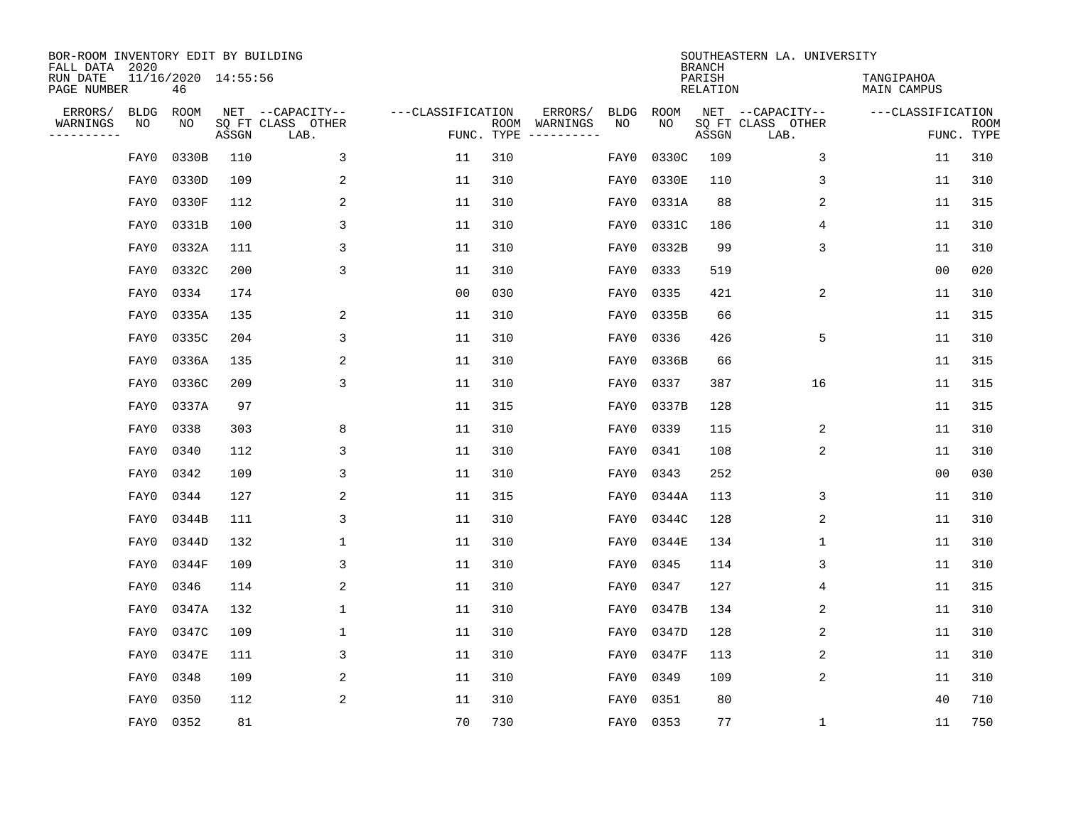BOR-ROOM INVENTORY EDIT BY BUILDING
FALL DATA 2020
RUN DATE 11/16/2020 14:55:56
PAGE NUMBER 46

SOUTHEASTERN LA. UNIVERSITY
BRANCH
PARISH TANGIPAHOA
RELATION MAIN CAMPUS

| ERRORS/ WARNINGS | BLDG NO | ROOM NO | NET SQ FT ASSGN | CAPACITY-- CLASS LAB. | OTHER | CLASSIFICATION FUNC. | ROOM TYPE | ERRORS/ WARNINGS | BLDG NO | ROOM NO | NET SQ FT ASSGN | CAPACITY-- CLASS LAB. | OTHER | CLASSIFICATION FUNC. | ROOM TYPE |
|---|---|---|---|---|---|---|---|---|---|---|---|---|---|---|---|
| | FAY0 | 0330B | 110 | 3 | | 11 | 310 | | FAY0 | 0330C | 109 | 3 | | 11 | 310 |
| | FAY0 | 0330D | 109 | 2 | | 11 | 310 | | FAY0 | 0330E | 110 | 3 | | 11 | 310 |
| | FAY0 | 0330F | 112 | 2 | | 11 | 310 | | FAY0 | 0331A | 88 | 2 | | 11 | 315 |
| | FAY0 | 0331B | 100 | 3 | | 11 | 310 | | FAY0 | 0331C | 186 | 4 | | 11 | 310 |
| | FAY0 | 0332A | 111 | 3 | | 11 | 310 | | FAY0 | 0332B | 99 | 3 | | 11 | 310 |
| | FAY0 | 0332C | 200 | 3 | | 11 | 310 | | FAY0 | 0333 | 519 | | | 00 | 020 |
| | FAY0 | 0334 | 174 | | | 00 | 030 | | FAY0 | 0335 | 421 | 2 | | 11 | 310 |
| | FAY0 | 0335A | 135 | 2 | | 11 | 310 | | FAY0 | 0335B | 66 | | | 11 | 315 |
| | FAY0 | 0335C | 204 | 3 | | 11 | 310 | | FAY0 | 0336 | 426 | 5 | | 11 | 310 |
| | FAY0 | 0336A | 135 | 2 | | 11 | 310 | | FAY0 | 0336B | 66 | | | 11 | 315 |
| | FAY0 | 0336C | 209 | 3 | | 11 | 310 | | FAY0 | 0337 | 387 | 16 | | 11 | 315 |
| | FAY0 | 0337A | 97 | | | 11 | 315 | | FAY0 | 0337B | 128 | | | 11 | 315 |
| | FAY0 | 0338 | 303 | 8 | | 11 | 310 | | FAY0 | 0339 | 115 | 2 | | 11 | 310 |
| | FAY0 | 0340 | 112 | 3 | | 11 | 310 | | FAY0 | 0341 | 108 | 2 | | 11 | 310 |
| | FAY0 | 0342 | 109 | 3 | | 11 | 310 | | FAY0 | 0343 | 252 | | | 00 | 030 |
| | FAY0 | 0344 | 127 | 2 | | 11 | 315 | | FAY0 | 0344A | 113 | 3 | | 11 | 310 |
| | FAY0 | 0344B | 111 | 3 | | 11 | 310 | | FAY0 | 0344C | 128 | 2 | | 11 | 310 |
| | FAY0 | 0344D | 132 | 1 | | 11 | 310 | | FAY0 | 0344E | 134 | 1 | | 11 | 310 |
| | FAY0 | 0344F | 109 | 3 | | 11 | 310 | | FAY0 | 0345 | 114 | 3 | | 11 | 310 |
| | FAY0 | 0346 | 114 | 2 | | 11 | 310 | | FAY0 | 0347 | 127 | 4 | | 11 | 315 |
| | FAY0 | 0347A | 132 | 1 | | 11 | 310 | | FAY0 | 0347B | 134 | 2 | | 11 | 310 |
| | FAY0 | 0347C | 109 | 1 | | 11 | 310 | | FAY0 | 0347D | 128 | 2 | | 11 | 310 |
| | FAY0 | 0347E | 111 | 3 | | 11 | 310 | | FAY0 | 0347F | 113 | 2 | | 11 | 310 |
| | FAY0 | 0348 | 109 | 2 | | 11 | 310 | | FAY0 | 0349 | 109 | 2 | | 11 | 310 |
| | FAY0 | 0350 | 112 | 2 | | 11 | 310 | | FAY0 | 0351 | 80 | | | 40 | 710 |
| | FAY0 | 0352 | 81 | | | 70 | 730 | | FAY0 | 0353 | 77 | 1 | | 11 | 750 |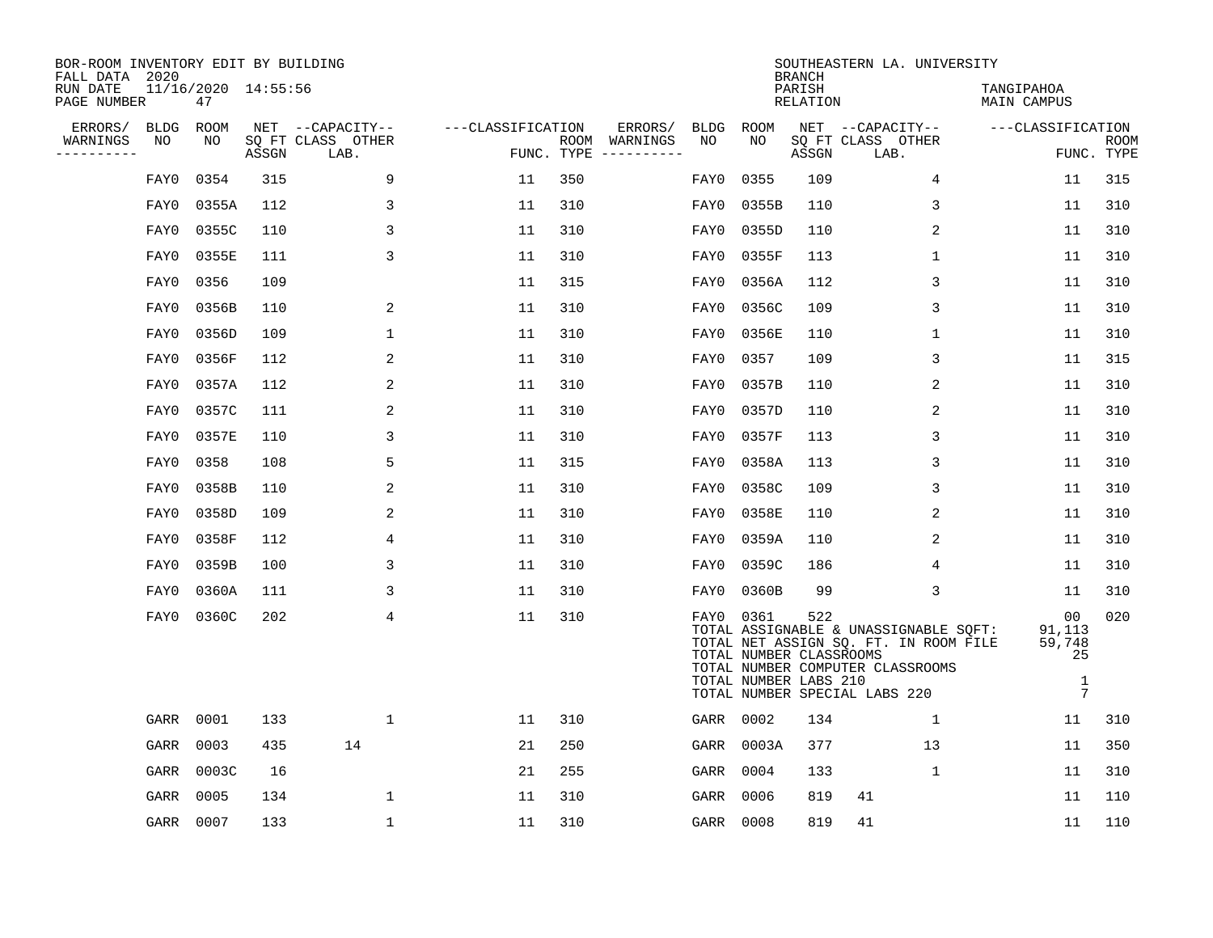BOR-ROOM INVENTORY EDIT BY BUILDING
FALL DATA 2020
RUN DATE 11/16/2020 14:55:56
PAGE NUMBER 47

SOUTHEASTERN LA. UNIVERSITY
BRANCH
PARISH TANGIPAHOA
RELATION MAIN CAMPUS

| ERRORS/ WARNINGS | BLDG NO | ROOM NO | NET SQ FT ASSGN | CAPACITY CLASS | CAPACITY OTHER LAB. | CLASSIFICATION FUNC. | ROOM TYPE | ERRORS/ WARNINGS | BLDG NO | ROOM NO | NET SQ FT ASSGN | CAPACITY CLASS | CAPACITY OTHER LAB. | CLASSIFICATION FUNC. | ROOM TYPE |
|---|---|---|---|---|---|---|---|---|---|---|---|---|---|---|---|
| | FAY0 | 0354 | 315 | | 9 | 11 | 350 | | FAY0 | 0355 | 109 | | 4 | 11 | 315 |
| | FAY0 | 0355A | 112 | | 3 | 11 | 310 | | FAY0 | 0355B | 110 | | 3 | 11 | 310 |
| | FAY0 | 0355C | 110 | | 3 | 11 | 310 | | FAY0 | 0355D | 110 | | 2 | 11 | 310 |
| | FAY0 | 0355E | 111 | | 3 | 11 | 310 | | FAY0 | 0355F | 113 | | 1 | 11 | 310 |
| | FAY0 | 0356 | 109 | | | 11 | 315 | | FAY0 | 0356A | 112 | | 3 | 11 | 310 |
| | FAY0 | 0356B | 110 | | 2 | 11 | 310 | | FAY0 | 0356C | 109 | | 3 | 11 | 310 |
| | FAY0 | 0356D | 109 | | 1 | 11 | 310 | | FAY0 | 0356E | 110 | | 1 | 11 | 310 |
| | FAY0 | 0356F | 112 | | 2 | 11 | 310 | | FAY0 | 0357 | 109 | | 3 | 11 | 315 |
| | FAY0 | 0357A | 112 | | 2 | 11 | 310 | | FAY0 | 0357B | 110 | | 2 | 11 | 310 |
| | FAY0 | 0357C | 111 | | 2 | 11 | 310 | | FAY0 | 0357D | 110 | | 2 | 11 | 310 |
| | FAY0 | 0357E | 110 | | 3 | 11 | 310 | | FAY0 | 0357F | 113 | | 3 | 11 | 310 |
| | FAY0 | 0358 | 108 | | 5 | 11 | 315 | | FAY0 | 0358A | 113 | | 3 | 11 | 310 |
| | FAY0 | 0358B | 110 | | 2 | 11 | 310 | | FAY0 | 0358C | 109 | | 3 | 11 | 310 |
| | FAY0 | 0358D | 109 | | 2 | 11 | 310 | | FAY0 | 0358E | 110 | | 2 | 11 | 310 |
| | FAY0 | 0358F | 112 | | 4 | 11 | 310 | | FAY0 | 0359A | 110 | | 2 | 11 | 310 |
| | FAY0 | 0359B | 100 | | 3 | 11 | 310 | | FAY0 | 0359C | 186 | | 4 | 11 | 310 |
| | FAY0 | 0360A | 111 | | 3 | 11 | 310 | | FAY0 | 0360B | 99 | | 3 | 11 | 310 |
| | FAY0 | 0360C | 202 | | 4 | 11 | 310 | | FAY0 | 0361 | 522 | | | 00 | 020 |
| | GARR | 0001 | 133 | | 1 | 11 | 310 | | GARR | 0002 | 134 | | 1 | 11 | 310 |
| | GARR | 0003 | 435 | 14 | | 21 | 250 | | GARR | 0003A | 377 | | 13 | 11 | 350 |
| | GARR | 0003C | 16 | | | 21 | 255 | | GARR | 0004 | 133 | | 1 | 11 | 310 |
| | GARR | 0005 | 134 | | 1 | 11 | 310 | | GARR | 0006 | 819 | 41 | | 11 | 110 |
| | GARR | 0007 | 133 | | 1 | 11 | 310 | | GARR | 0008 | 819 | 41 | | 11 | 110 |

TOTAL ASSIGNABLE & UNASSIGNABLE SQFT: 91,113
TOTAL NET ASSIGN SQ. FT. IN ROOM FILE 59,748
TOTAL NUMBER CLASSROOMS 25
TOTAL NUMBER COMPUTER CLASSROOMS
TOTAL NUMBER LABS 210 1
TOTAL NUMBER SPECIAL LABS 220 7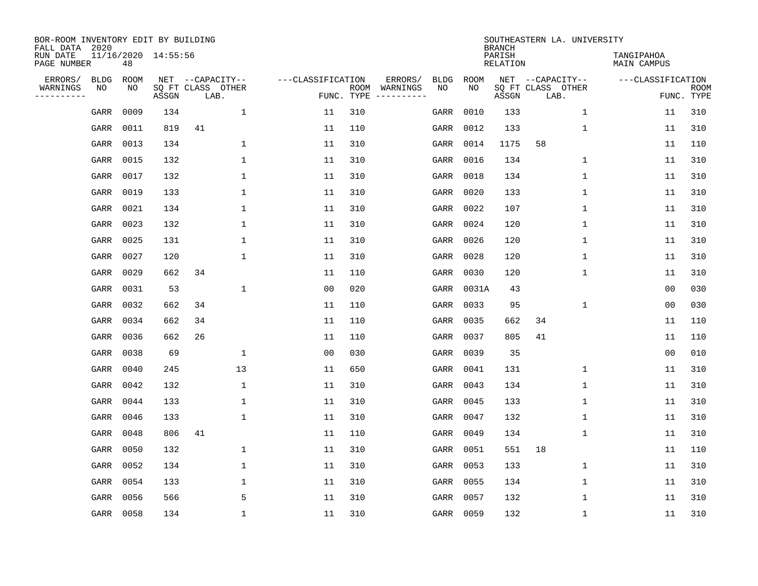BOR-ROOM INVENTORY EDIT BY BUILDING
FALL DATA 2020
RUN DATE 11/16/2020 14:55:56
PAGE NUMBER 48

SOUTHEASTERN LA. UNIVERSITY
BRANCH
PARISH TANGIPAHOA
RELATION MAIN CAMPUS

| ERRORS/ WARNINGS | BLDG NO | ROOM NO | NET SQ FT ASSGN | CAPACITY CLASS LAB. | CAPACITY OTHER | CLASSIFICATION FUNC. | ROOM TYPE | ERRORS/ WARNINGS | BLDG NO | ROOM NO | NET SQ FT ASSGN | CAPACITY CLASS LAB. | CAPACITY OTHER | CLASSIFICATION FUNC. | ROOM TYPE |
|---|---|---|---|---|---|---|---|---|---|---|---|---|---|---|---|
| | GARR | 0009 | 134 | | 1 | 11 | 310 | | GARR | 0010 | 133 | | 1 | 11 | 310 |
| | GARR | 0011 | 819 | 41 | | 11 | 110 | | GARR | 0012 | 133 | | 1 | 11 | 310 |
| | GARR | 0013 | 134 | | 1 | 11 | 310 | | GARR | 0014 | 1175 | 58 | | 11 | 110 |
| | GARR | 0015 | 132 | | 1 | 11 | 310 | | GARR | 0016 | 134 | | 1 | 11 | 310 |
| | GARR | 0017 | 132 | | 1 | 11 | 310 | | GARR | 0018 | 134 | | 1 | 11 | 310 |
| | GARR | 0019 | 133 | | 1 | 11 | 310 | | GARR | 0020 | 133 | | 1 | 11 | 310 |
| | GARR | 0021 | 134 | | 1 | 11 | 310 | | GARR | 0022 | 107 | | 1 | 11 | 310 |
| | GARR | 0023 | 132 | | 1 | 11 | 310 | | GARR | 0024 | 120 | | 1 | 11 | 310 |
| | GARR | 0025 | 131 | | 1 | 11 | 310 | | GARR | 0026 | 120 | | 1 | 11 | 310 |
| | GARR | 0027 | 120 | | 1 | 11 | 310 | | GARR | 0028 | 120 | | 1 | 11 | 310 |
| | GARR | 0029 | 662 | 34 | | 11 | 110 | | GARR | 0030 | 120 | | 1 | 11 | 310 |
| | GARR | 0031 | 53 | | 1 | 00 | 020 | | GARR | 0031A | 43 | | | 00 | 030 |
| | GARR | 0032 | 662 | 34 | | 11 | 110 | | GARR | 0033 | 95 | | 1 | 00 | 030 |
| | GARR | 0034 | 662 | 34 | | 11 | 110 | | GARR | 0035 | 662 | 34 | | 11 | 110 |
| | GARR | 0036 | 662 | 26 | | 11 | 110 | | GARR | 0037 | 805 | 41 | | 11 | 110 |
| | GARR | 0038 | 69 | | 1 | 00 | 030 | | GARR | 0039 | 35 | | | 00 | 010 |
| | GARR | 0040 | 245 | | 13 | 11 | 650 | | GARR | 0041 | 131 | | 1 | 11 | 310 |
| | GARR | 0042 | 132 | | 1 | 11 | 310 | | GARR | 0043 | 134 | | 1 | 11 | 310 |
| | GARR | 0044 | 133 | | 1 | 11 | 310 | | GARR | 0045 | 133 | | 1 | 11 | 310 |
| | GARR | 0046 | 133 | | 1 | 11 | 310 | | GARR | 0047 | 132 | | 1 | 11 | 310 |
| | GARR | 0048 | 806 | 41 | | 11 | 110 | | GARR | 0049 | 134 | | 1 | 11 | 310 |
| | GARR | 0050 | 132 | | 1 | 11 | 310 | | GARR | 0051 | 551 | 18 | | 11 | 110 |
| | GARR | 0052 | 134 | | 1 | 11 | 310 | | GARR | 0053 | 133 | | 1 | 11 | 310 |
| | GARR | 0054 | 133 | | 1 | 11 | 310 | | GARR | 0055 | 134 | | 1 | 11 | 310 |
| | GARR | 0056 | 566 | | 5 | 11 | 310 | | GARR | 0057 | 132 | | 1 | 11 | 310 |
| | GARR | 0058 | 134 | | 1 | 11 | 310 | | GARR | 0059 | 132 | | 1 | 11 | 310 |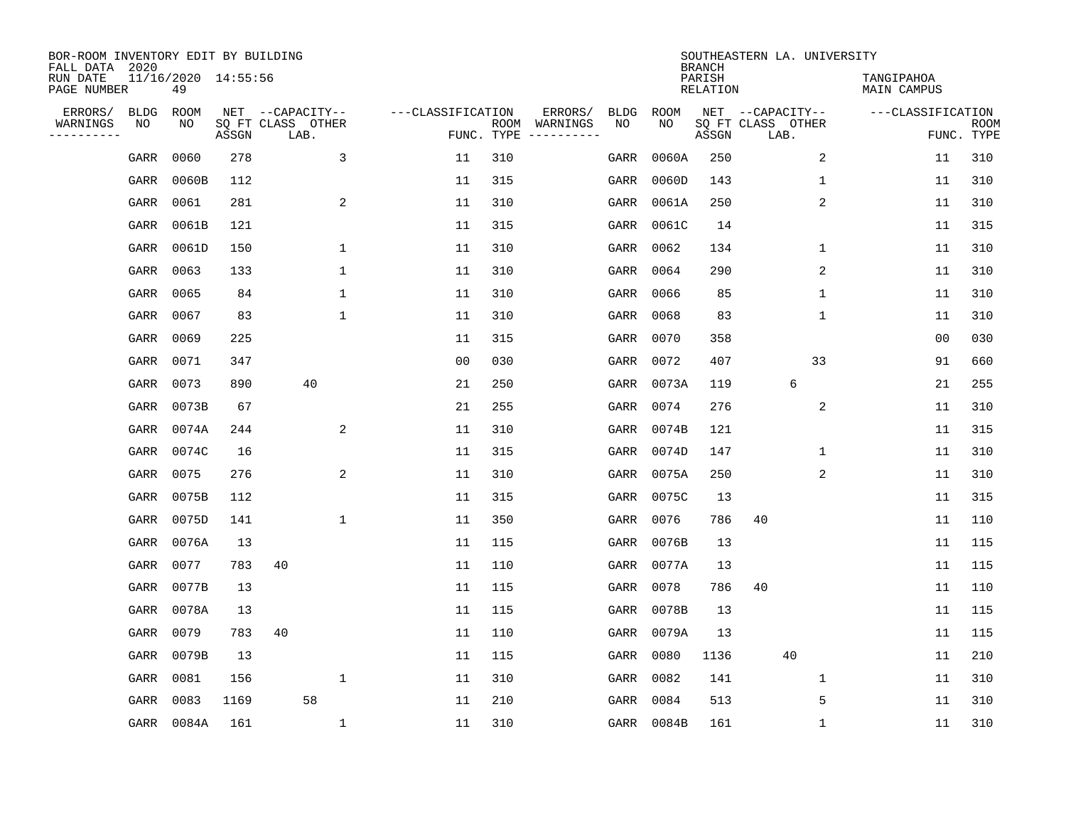BOR-ROOM INVENTORY EDIT BY BUILDING
FALL DATA 2020
RUN DATE 11/16/2020 14:55:56

SOUTHEASTERN LA. UNIVERSITY
BRANCH
PARISH TANGIPAHOA
RELATION MAIN CAMPUS

| ERRORS/ WARNINGS | BLDG NO | ROOM NO | NET SQ FT ASSGN | CAPACITY CLASS | CAPACITY LAB. | CAPACITY OTHER | CLASSIFICATION FUNC. | ROOM TYPE | ERRORS/ WARNINGS | BLDG NO | ROOM NO | NET SQ FT ASSGN | CAPACITY CLASS | CAPACITY LAB. | CAPACITY OTHER | CLASSIFICATION FUNC. | ROOM TYPE |
|---|---|---|---|---|---|---|---|---|---|---|---|---|---|---|---|---|---|
| | GARR | 0060 | 278 | | | 3 | 11 | 310 | | GARR | 0060A | 250 | | | 2 | 11 | 310 |
| | GARR | 0060B | 112 | | | | 11 | 315 | | GARR | 0060D | 143 | | | 1 | 11 | 310 |
| | GARR | 0061 | 281 | | | 2 | 11 | 310 | | GARR | 0061A | 250 | | | 2 | 11 | 310 |
| | GARR | 0061B | 121 | | | | 11 | 315 | | GARR | 0061C | 14 | | | | 11 | 315 |
| | GARR | 0061D | 150 | | | 1 | 11 | 310 | | GARR | 0062 | 134 | | | 1 | 11 | 310 |
| | GARR | 0063 | 133 | | | 1 | 11 | 310 | | GARR | 0064 | 290 | | | 2 | 11 | 310 |
| | GARR | 0065 | 84 | | | 1 | 11 | 310 | | GARR | 0066 | 85 | | | 1 | 11 | 310 |
| | GARR | 0067 | 83 | | | 1 | 11 | 310 | | GARR | 0068 | 83 | | | 1 | 11 | 310 |
| | GARR | 0069 | 225 | | | | 11 | 315 | | GARR | 0070 | 358 | | | | 00 | 030 |
| | GARR | 0071 | 347 | | | | 00 | 030 | | GARR | 0072 | 407 | | | 33 | 91 | 660 |
| | GARR | 0073 | 890 | | 40 | | 21 | 250 | | GARR | 0073A | 119 | | 6 | | 21 | 255 |
| | GARR | 0073B | 67 | | | | 21 | 255 | | GARR | 0074 | 276 | | | 2 | 11 | 310 |
| | GARR | 0074A | 244 | | | 2 | 11 | 310 | | GARR | 0074B | 121 | | | | 11 | 315 |
| | GARR | 0074C | 16 | | | | 11 | 315 | | GARR | 0074D | 147 | | | 1 | 11 | 310 |
| | GARR | 0075 | 276 | | | 2 | 11 | 310 | | GARR | 0075A | 250 | | | 2 | 11 | 310 |
| | GARR | 0075B | 112 | | | | 11 | 315 | | GARR | 0075C | 13 | | | | 11 | 315 |
| | GARR | 0075D | 141 | | | 1 | 11 | 350 | | GARR | 0076 | 786 | 40 | | | 11 | 110 |
| | GARR | 0076A | 13 | | | | 11 | 115 | | GARR | 0076B | 13 | | | | 11 | 115 |
| | GARR | 0077 | 783 | 40 | | | 11 | 110 | | GARR | 0077A | 13 | | | | 11 | 115 |
| | GARR | 0077B | 13 | | | | 11 | 115 | | GARR | 0078 | 786 | 40 | | | 11 | 110 |
| | GARR | 0078A | 13 | | | | 11 | 115 | | GARR | 0078B | 13 | | | | 11 | 115 |
| | GARR | 0079 | 783 | 40 | | | 11 | 110 | | GARR | 0079A | 13 | | | | 11 | 115 |
| | GARR | 0079B | 13 | | | | 11 | 115 | | GARR | 0080 | 1136 | | 40 | | 11 | 210 |
| | GARR | 0081 | 156 | | | 1 | 11 | 310 | | GARR | 0082 | 141 | | | 1 | 11 | 310 |
| | GARR | 0083 | 1169 | | 58 | | 11 | 210 | | GARR | 0084 | 513 | | | 5 | 11 | 310 |
| | GARR | 0084A | 161 | | | 1 | 11 | 310 | | GARR | 0084B | 161 | | | 1 | 11 | 310 |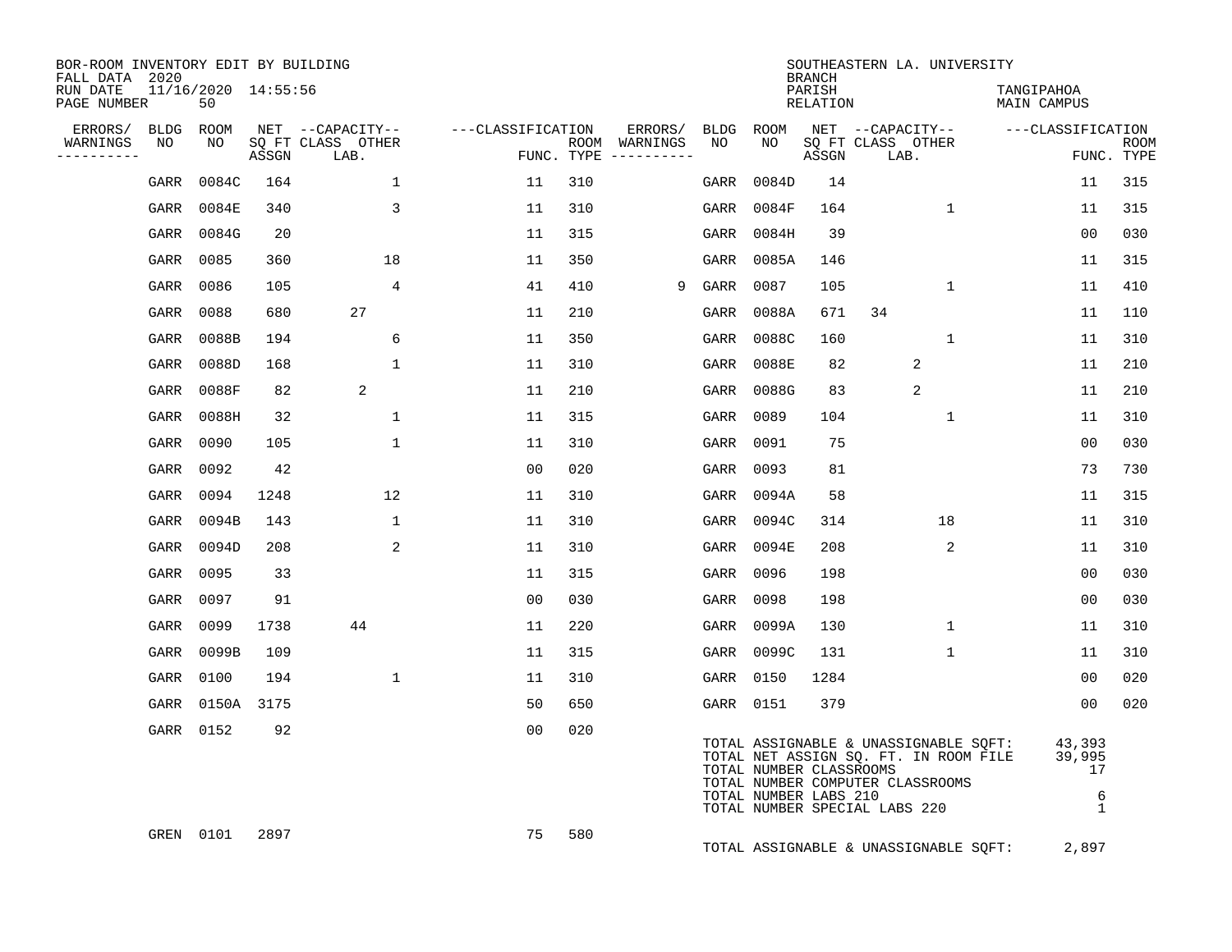BOR-ROOM INVENTORY EDIT BY BUILDING
FALL DATA 2020
RUN DATE 11/16/2020 14:55:56
PAGE NUMBER 50

SOUTHEASTERN LA. UNIVERSITY
BRANCH
PARISH TANGIPAHOA
RELATION MAIN CAMPUS

| ERRORS/ WARNINGS | BLDG NO | ROOM NO | NET SQ FT ASSGN | CAPACITY CLASS LAB. | CAPACITY OTHER | CLASSIFICATION FUNC. | ROOM TYPE | ERRORS/ WARNINGS | BLDG NO | ROOM NO | NET SQ FT ASSGN | CAPACITY CLASS LAB. | CAPACITY OTHER | CLASSIFICATION FUNC. | ROOM TYPE |
|---|---|---|---|---|---|---|---|---|---|---|---|---|---|---|---|
| | GARR | 0084C | 164 | | 1 | 11 | 310 | | GARR | 0084D | 14 | | | 11 | 315 |
| | GARR | 0084E | 340 | | 3 | 11 | 310 | | GARR | 0084F | 164 | | 1 | 11 | 315 |
| | GARR | 0084G | 20 | | | 11 | 315 | | GARR | 0084H | 39 | | | 00 | 030 |
| | GARR | 0085 | 360 | | 18 | 11 | 350 | | GARR | 0085A | 146 | | | 11 | 315 |
| | GARR | 0086 | 105 | | 4 | 41 | 410 | 9 | GARR | 0087 | 105 | | 1 | 11 | 410 |
| | GARR | 0088 | 680 | 27 | | 11 | 210 | | GARR | 0088A | 671 | 34 | | 11 | 110 |
| | GARR | 0088B | 194 | | 6 | 11 | 350 | | GARR | 0088C | 160 | | 1 | 11 | 310 |
| | GARR | 0088D | 168 | | 1 | 11 | 310 | | GARR | 0088E | 82 | 2 | | 11 | 210 |
| | GARR | 0088F | 82 | 2 | | 11 | 210 | | GARR | 0088G | 83 | 2 | | 11 | 210 |
| | GARR | 0088H | 32 | | 1 | 11 | 315 | | GARR | 0089 | 104 | | 1 | 11 | 310 |
| | GARR | 0090 | 105 | | 1 | 11 | 310 | | GARR | 0091 | 75 | | | 00 | 030 |
| | GARR | 0092 | 42 | | | 00 | 020 | | GARR | 0093 | 81 | | | 73 | 730 |
| | GARR | 0094 | 1248 | | 12 | 11 | 310 | | GARR | 0094A | 58 | | | 11 | 315 |
| | GARR | 0094B | 143 | | 1 | 11 | 310 | | GARR | 0094C | 314 | | 18 | 11 | 310 |
| | GARR | 0094D | 208 | | 2 | 11 | 310 | | GARR | 0094E | 208 | | 2 | 11 | 310 |
| | GARR | 0095 | 33 | | | 11 | 315 | | GARR | 0096 | 198 | | | 00 | 030 |
| | GARR | 0097 | 91 | | | 00 | 030 | | GARR | 0098 | 198 | | | 00 | 030 |
| | GARR | 0099 | 1738 | 44 | | 11 | 220 | | GARR | 0099A | 130 | | 1 | 11 | 310 |
| | GARR | 0099B | 109 | | | 11 | 315 | | GARR | 0099C | 131 | | 1 | 11 | 310 |
| | GARR | 0100 | 194 | | 1 | 11 | 310 | | GARR | 0150 | 1284 | | | 00 | 020 |
| | GARR | 0150A | 3175 | | | 50 | 650 | | GARR | 0151 | 379 | | | 00 | 020 |
| | GARR | 0152 | 92 | | | 00 | 020 | | | | | | | | |

TOTAL ASSIGNABLE & UNASSIGNABLE SQFT: 43,393
TOTAL NET ASSIGN SQ. FT. IN ROOM FILE 39,995
TOTAL NUMBER CLASSROOMS 17
TOTAL NUMBER COMPUTER CLASSROOMS
TOTAL NUMBER LABS 210 6
TOTAL NUMBER SPECIAL LABS 220 1

| ERRORS/ WARNINGS | BLDG NO | ROOM NO | NET SQ FT ASSGN | CAPACITY CLASS LAB. | CAPACITY OTHER | CLASSIFICATION FUNC. | ROOM TYPE |
|---|---|---|---|---|---|---|---|
| | GREN | 0101 | 2897 | | | 75 | 580 |

TOTAL ASSIGNABLE & UNASSIGNABLE SQFT: 2,897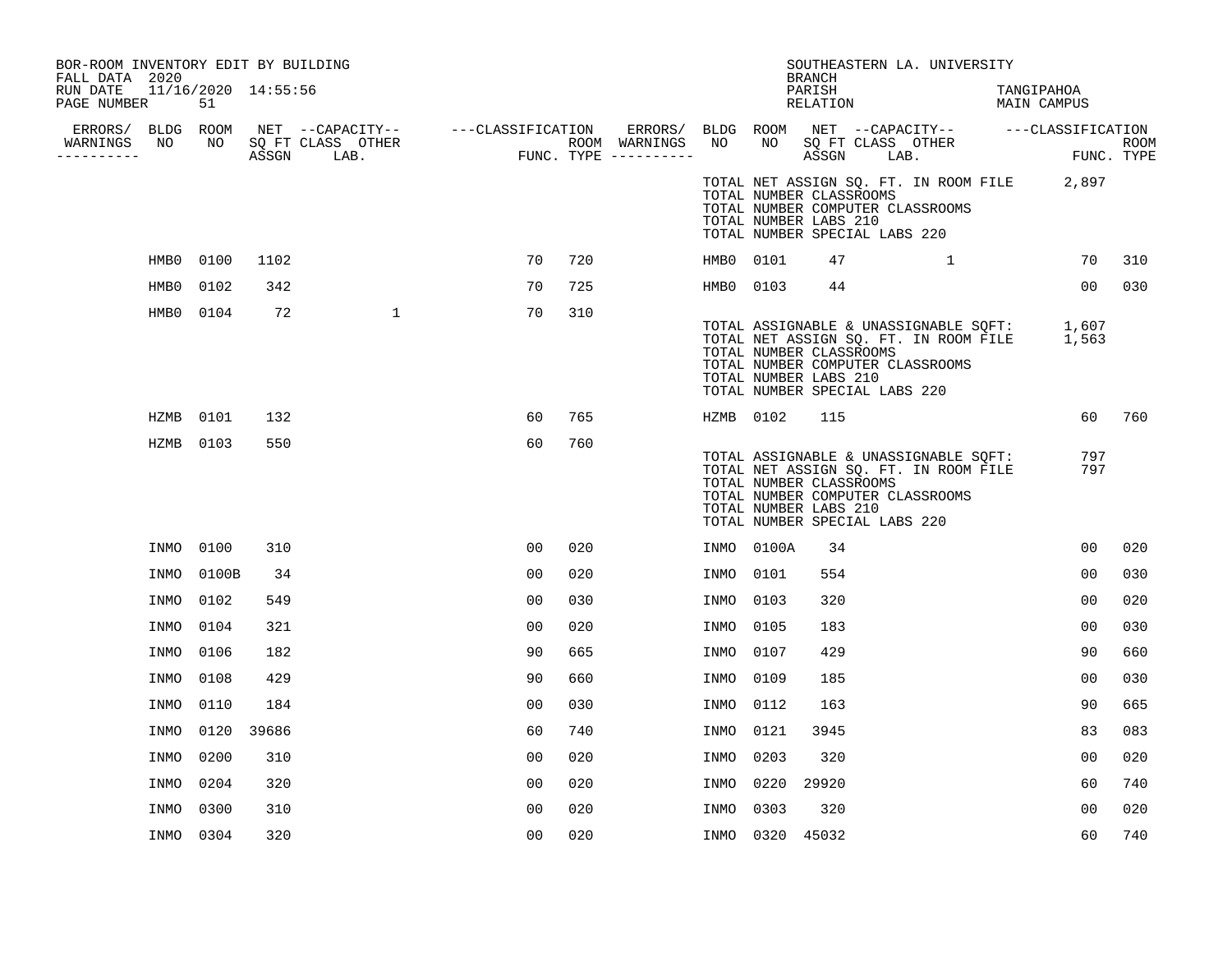BOR-ROOM INVENTORY EDIT BY BUILDING
FALL DATA 2020
RUN DATE 11/16/2020 14:55:56
PAGE NUMBER 51

SOUTHEASTERN LA. UNIVERSITY
BRANCH
PARISH TANGIPAHOA
RELATION MAIN CAMPUS

| ERRORS/ WARNINGS | BLDG NO | ROOM NO | NET SQ FT ASSGN | CAPACITY CLASS | CAPACITY LAB. | CAPACITY OTHER | CLASSIFICATION FUNC. | ROOM TYPE | ERRORS/ WARNINGS | BLDG NO | ROOM NO | NET SQ FT ASSGN | CAPACITY CLASS | CAPACITY LAB. | CAPACITY OTHER | CLASSIFICATION FUNC. | ROOM TYPE |
|---|---|---|---|---|---|---|---|---|---|---|---|---|---|---|---|---|---|
| | | | | | | | | | | TOTAL NET ASSIGN SQ. FT. IN ROOM FILE | | 2,897 | | | | | |
| | | | | | | | | | | TOTAL NUMBER CLASSROOMS | | | | | | | |
| | | | | | | | | | | TOTAL NUMBER COMPUTER CLASSROOMS | | | | | | | |
| | | | | | | | | | | TOTAL NUMBER LABS 210 | | | | | | | |
| | | | | | | | | | | TOTAL NUMBER SPECIAL LABS 220 | | | | | | | |
| | HMB0 | 0100 | 1102 | | | | 70 | 720 | | HMB0 | 0101 | 47 | | 1 | | 70 | 310 |
| | HMB0 | 0102 | 342 | | | | 70 | 725 | | HMB0 | 0103 | 44 | | | | 00 | 030 |
| | HMB0 | 0104 | 72 | | 1 | | 70 | 310 | | | | | | | | | |
| | | | | | | | | | | TOTAL ASSIGNABLE & UNASSIGNABLE SQFT: | | 1,607 | | | | | |
| | | | | | | | | | | TOTAL NET ASSIGN SQ. FT. IN ROOM FILE | | 1,563 | | | | | |
| | | | | | | | | | | TOTAL NUMBER CLASSROOMS | | | | | | | |
| | | | | | | | | | | TOTAL NUMBER COMPUTER CLASSROOMS | | | | | | | |
| | | | | | | | | | | TOTAL NUMBER LABS 210 | | | | | | | |
| | | | | | | | | | | TOTAL NUMBER SPECIAL LABS 220 | | | | | | | |
| | HZMB | 0101 | 132 | | | | 60 | 765 | | HZMB | 0102 | 115 | | | | 60 | 760 |
| | HZMB | 0103 | 550 | | | | 60 | 760 | | | | | | | | | |
| | | | | | | | | | | TOTAL ASSIGNABLE & UNASSIGNABLE SQFT: | | 797 | | | | | |
| | | | | | | | | | | TOTAL NET ASSIGN SQ. FT. IN ROOM FILE | | 797 | | | | | |
| | | | | | | | | | | TOTAL NUMBER CLASSROOMS | | | | | | | |
| | | | | | | | | | | TOTAL NUMBER COMPUTER CLASSROOMS | | | | | | | |
| | | | | | | | | | | TOTAL NUMBER LABS 210 | | | | | | | |
| | | | | | | | | | | TOTAL NUMBER SPECIAL LABS 220 | | | | | | | |
| | INMO | 0100 | 310 | | | | 00 | 020 | | INMO | 0100A | 34 | | | | 00 | 020 |
| | INMO | 0100B | 34 | | | | 00 | 020 | | INMO | 0101 | 554 | | | | 00 | 030 |
| | INMO | 0102 | 549 | | | | 00 | 030 | | INMO | 0103 | 320 | | | | 00 | 020 |
| | INMO | 0104 | 321 | | | | 00 | 020 | | INMO | 0105 | 183 | | | | 00 | 030 |
| | INMO | 0106 | 182 | | | | 90 | 665 | | INMO | 0107 | 429 | | | | 90 | 660 |
| | INMO | 0108 | 429 | | | | 90 | 660 | | INMO | 0109 | 185 | | | | 00 | 030 |
| | INMO | 0110 | 184 | | | | 00 | 030 | | INMO | 0112 | 163 | | | | 90 | 665 |
| | INMO | 0120 | 39686 | | | | 60 | 740 | | INMO | 0121 | 3945 | | | | 83 | 083 |
| | INMO | 0200 | 310 | | | | 00 | 020 | | INMO | 0203 | 320 | | | | 00 | 020 |
| | INMO | 0204 | 320 | | | | 00 | 020 | | INMO | 0220 | 29920 | | | | 60 | 740 |
| | INMO | 0300 | 310 | | | | 00 | 020 | | INMO | 0303 | 320 | | | | 00 | 020 |
| | INMO | 0304 | 320 | | | | 00 | 020 | | INMO | 0320 | 45032 | | | | 60 | 740 |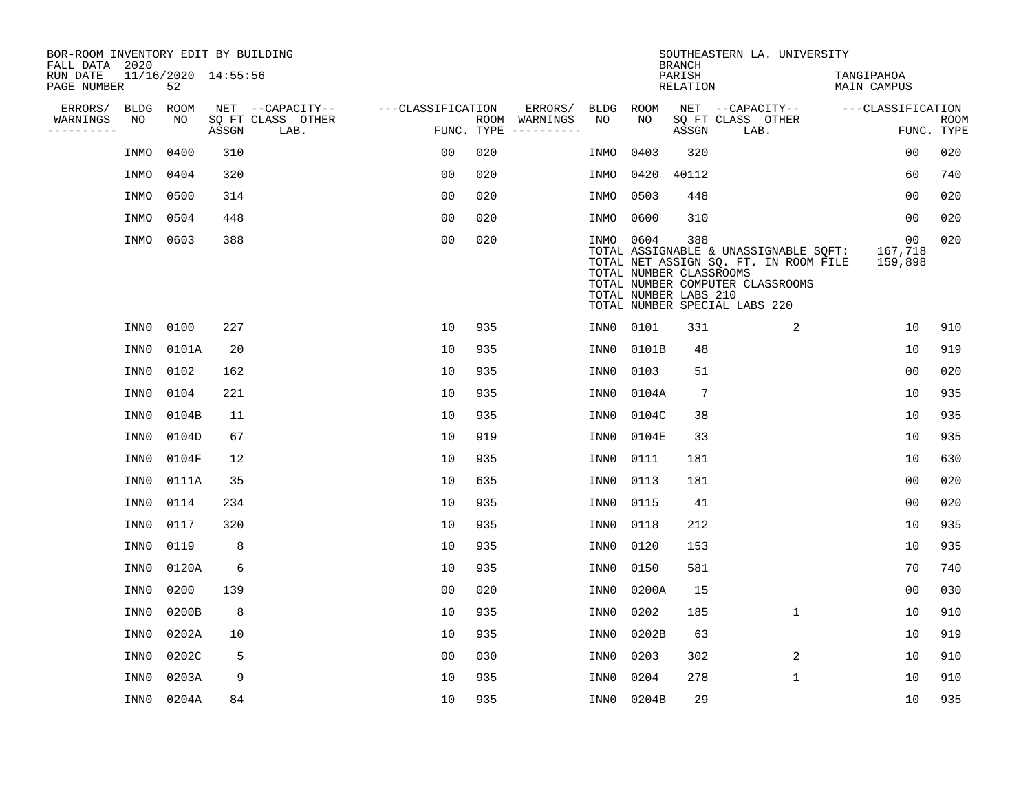BOR-ROOM INVENTORY EDIT BY BUILDING
FALL DATA 2020
RUN DATE 11/16/2020 14:55:56
PAGE NUMBER 52

SOUTHEASTERN LA. UNIVERSITY
BRANCH
PARISH TANGIPAHOA
RELATION MAIN CAMPUS

| ERRORS/ WARNINGS | BLDG NO | ROOM NO | NET SQ FT ASSGN | CAPACITY CLASS | CAPACITY LAB. | CAPACITY OTHER | CLASSIFICATION FUNC. | ROOM TYPE | ERRORS/ WARNINGS | BLDG NO | ROOM NO | NET SQ FT ASSGN | CAPACITY CLASS | CAPACITY LAB. | CAPACITY OTHER | CLASSIFICATION FUNC. | ROOM TYPE |
|---|---|---|---|---|---|---|---|---|---|---|---|---|---|---|---|---|---|
| | INMO | 0400 | 310 | | | | 00 | 020 | | INMO | 0403 | 320 | | | | 00 | 020 |
| | INMO | 0404 | 320 | | | | 00 | 020 | | INMO | 0420 | 40112 | | | | 60 | 740 |
| | INMO | 0500 | 314 | | | | 00 | 020 | | INMO | 0503 | 448 | | | | 00 | 020 |
| | INMO | 0504 | 448 | | | | 00 | 020 | | INMO | 0600 | 310 | | | | 00 | 020 |
| | INMO | 0603 | 388 | | | | 00 | 020 | | INMO | 0604 | 388 | | | | 00 | 020 |

TOTAL ASSIGNABLE & UNASSIGNABLE SQFT: 167,718
TOTAL NET ASSIGN SQ. FT. IN ROOM FILE 159,898
TOTAL NUMBER CLASSROOMS
TOTAL NUMBER COMPUTER CLASSROOMS
TOTAL NUMBER LABS 210
TOTAL NUMBER SPECIAL LABS 220

| ERRORS/ WARNINGS | BLDG NO | ROOM NO | NET SQ FT ASSGN | CAPACITY CLASS | CAPACITY LAB. | CAPACITY OTHER | CLASSIFICATION FUNC. | ROOM TYPE | ERRORS/ WARNINGS | BLDG NO | ROOM NO | NET SQ FT ASSGN | CAPACITY CLASS | CAPACITY LAB. | CAPACITY OTHER | CLASSIFICATION FUNC. | ROOM TYPE |
|---|---|---|---|---|---|---|---|---|---|---|---|---|---|---|---|---|---|
| | INN0 | 0100 | 227 | | | | 10 | 935 | | INN0 | 0101 | 331 | | | 2 | 10 | 910 |
| | INN0 | 0101A | 20 | | | | 10 | 935 | | INN0 | 0101B | 48 | | | | 10 | 919 |
| | INN0 | 0102 | 162 | | | | 10 | 935 | | INN0 | 0103 | 51 | | | | 00 | 020 |
| | INN0 | 0104 | 221 | | | | 10 | 935 | | INN0 | 0104A | 7 | | | | 10 | 935 |
| | INN0 | 0104B | 11 | | | | 10 | 935 | | INN0 | 0104C | 38 | | | | 10 | 935 |
| | INN0 | 0104D | 67 | | | | 10 | 919 | | INN0 | 0104E | 33 | | | | 10 | 935 |
| | INN0 | 0104F | 12 | | | | 10 | 935 | | INN0 | 0111 | 181 | | | | 10 | 630 |
| | INN0 | 0111A | 35 | | | | 10 | 635 | | INN0 | 0113 | 181 | | | | 00 | 020 |
| | INN0 | 0114 | 234 | | | | 10 | 935 | | INN0 | 0115 | 41 | | | | 00 | 020 |
| | INN0 | 0117 | 320 | | | | 10 | 935 | | INN0 | 0118 | 212 | | | | 10 | 935 |
| | INN0 | 0119 | 8 | | | | 10 | 935 | | INN0 | 0120 | 153 | | | | 10 | 935 |
| | INN0 | 0120A | 6 | | | | 10 | 935 | | INN0 | 0150 | 581 | | | | 70 | 740 |
| | INN0 | 0200 | 139 | | | | 00 | 020 | | INN0 | 0200A | 15 | | | | 00 | 030 |
| | INN0 | 0200B | 8 | | | | 10 | 935 | | INN0 | 0202 | 185 | | | 1 | 10 | 910 |
| | INN0 | 0202A | 10 | | | | 10 | 935 | | INN0 | 0202B | 63 | | | | 10 | 919 |
| | INN0 | 0202C | 5 | | | | 00 | 030 | | INN0 | 0203 | 302 | | | 2 | 10 | 910 |
| | INN0 | 0203A | 9 | | | | 10 | 935 | | INN0 | 0204 | 278 | | | 1 | 10 | 910 |
| | INN0 | 0204A | 84 | | | | 10 | 935 | | INN0 | 0204B | 29 | | | | 10 | 935 |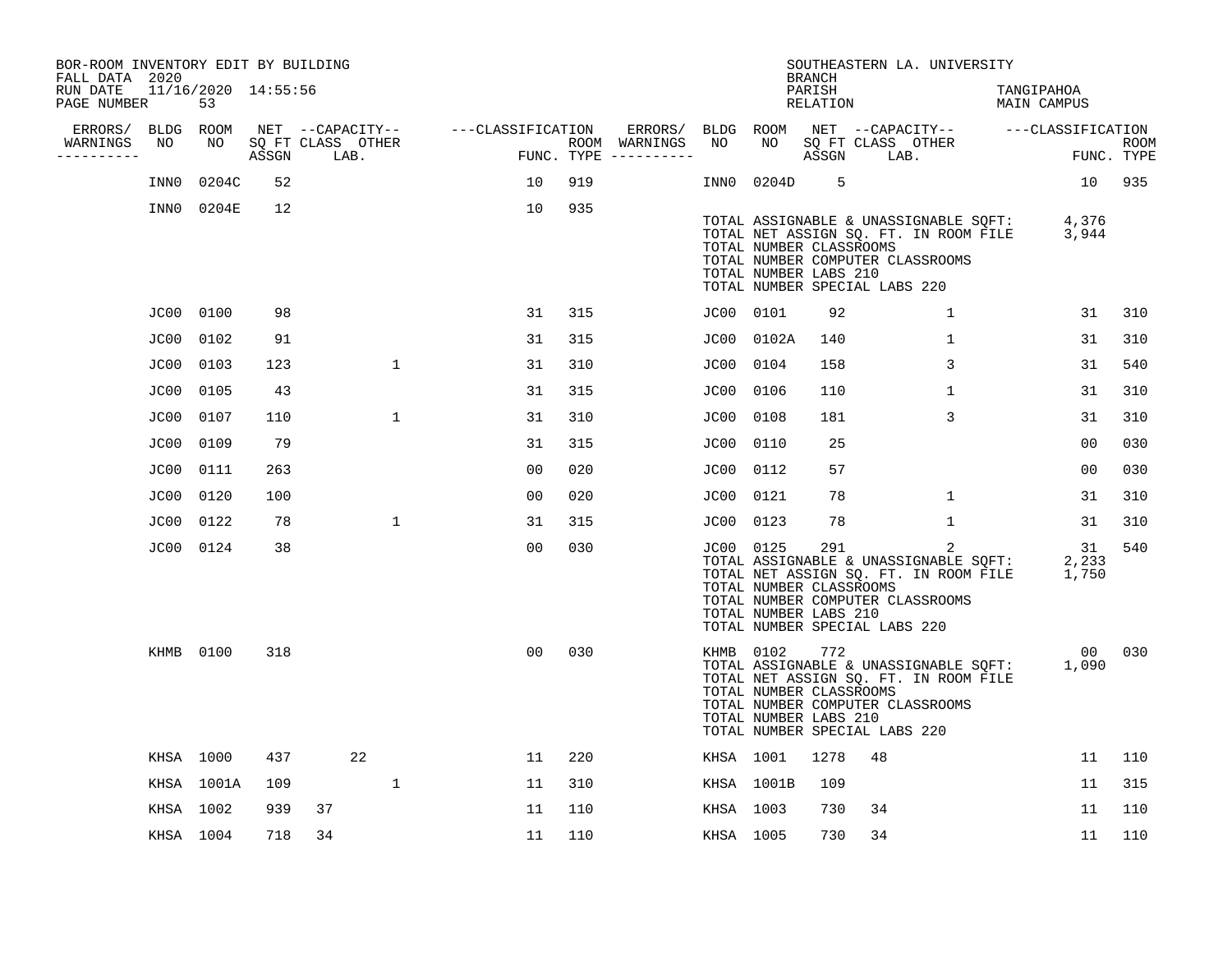BOR-ROOM INVENTORY EDIT BY BUILDING
FALL DATA 2020
RUN DATE 11/16/2020 14:55:56
PAGE NUMBER 53

SOUTHEASTERN LA. UNIVERSITY
BRANCH
PARISH TANGIPAHOA
RELATION MAIN CAMPUS

| ERRORS/ WARNINGS | BLDG NO | ROOM NO | NET SQ FT ASSGN | CAPACITY CLASS | CAPACITY OTHER LAB. | FUNC. | ROOM TYPE | ERRORS/ WARNINGS | BLDG NO | ROOM NO | NET SQ FT ASSGN | CAPACITY CLASS | CAPACITY OTHER LAB. | FUNC. | ROOM TYPE |
|---|---|---|---|---|---|---|---|---|---|---|---|---|---|---|---|
| | INN0 | 0204C | 52 | | | 10 | 919 | | INN0 | 0204D | 5 | | | 10 | 935 |
| | INN0 | 0204E | 12 | | | 10 | 935 | | | | | | | | |

TOTAL ASSIGNABLE & UNASSIGNABLE SQFT: 4,376
TOTAL NET ASSIGN SQ. FT. IN ROOM FILE 3,944
TOTAL NUMBER CLASSROOMS
TOTAL NUMBER COMPUTER CLASSROOMS
TOTAL NUMBER LABS 210
TOTAL NUMBER SPECIAL LABS 220

| ERRORS/ WARNINGS | BLDG NO | ROOM NO | NET SQ FT ASSGN | CAPACITY CLASS | CAPACITY OTHER LAB. | FUNC. | ROOM TYPE | ERRORS/ WARNINGS | BLDG NO | ROOM NO | NET SQ FT ASSGN | CAPACITY CLASS | CAPACITY OTHER LAB. | FUNC. | ROOM TYPE |
|---|---|---|---|---|---|---|---|---|---|---|---|---|---|---|---|
| | JC00 | 0100 | 98 | | | 31 | 315 | | JC00 | 0101 | 92 | | 1 | 31 | 310 |
| | JC00 | 0102 | 91 | | | 31 | 315 | | JC00 | 0102A | 140 | | 1 | 31 | 310 |
| | JC00 | 0103 | 123 | | 1 | 31 | 310 | | JC00 | 0104 | 158 | | 3 | 31 | 540 |
| | JC00 | 0105 | 43 | | | 31 | 315 | | JC00 | 0106 | 110 | | 1 | 31 | 310 |
| | JC00 | 0107 | 110 | | 1 | 31 | 310 | | JC00 | 0108 | 181 | | 3 | 31 | 310 |
| | JC00 | 0109 | 79 | | | 31 | 315 | | JC00 | 0110 | 25 | | | 00 | 030 |
| | JC00 | 0111 | 263 | | | 00 | 020 | | JC00 | 0112 | 57 | | | 00 | 030 |
| | JC00 | 0120 | 100 | | | 00 | 020 | | JC00 | 0121 | 78 | | 1 | 31 | 310 |
| | JC00 | 0122 | 78 | | 1 | 31 | 315 | | JC00 | 0123 | 78 | | 1 | 31 | 310 |
| | JC00 | 0124 | 38 | | | 00 | 030 | | JC00 | 0125 | 291 | | 2 | 31 | 540 |

TOTAL ASSIGNABLE & UNASSIGNABLE SQFT: 2,233
TOTAL NET ASSIGN SQ. FT. IN ROOM FILE 1,750
TOTAL NUMBER CLASSROOMS
TOTAL NUMBER COMPUTER CLASSROOMS
TOTAL NUMBER LABS 210
TOTAL NUMBER SPECIAL LABS 220

| ERRORS/ WARNINGS | BLDG NO | ROOM NO | NET SQ FT ASSGN | CAPACITY CLASS | CAPACITY OTHER LAB. | FUNC. | ROOM TYPE | ERRORS/ WARNINGS | BLDG NO | ROOM NO | NET SQ FT ASSGN | CAPACITY CLASS | CAPACITY OTHER LAB. | FUNC. | ROOM TYPE |
|---|---|---|---|---|---|---|---|---|---|---|---|---|---|---|---|
| | KHMB | 0100 | 318 | | | 00 | 030 | | KHMB | 0102 | 772 | | | 00 | 030 |

TOTAL ASSIGNABLE & UNASSIGNABLE SQFT: 1,090
TOTAL NET ASSIGN SQ. FT. IN ROOM FILE
TOTAL NUMBER CLASSROOMS
TOTAL NUMBER COMPUTER CLASSROOMS
TOTAL NUMBER LABS 210
TOTAL NUMBER SPECIAL LABS 220

| ERRORS/ WARNINGS | BLDG NO | ROOM NO | NET SQ FT ASSGN | CAPACITY CLASS | CAPACITY OTHER LAB. | FUNC. | ROOM TYPE | ERRORS/ WARNINGS | BLDG NO | ROOM NO | NET SQ FT ASSGN | CAPACITY CLASS | CAPACITY OTHER LAB. | FUNC. | ROOM TYPE |
|---|---|---|---|---|---|---|---|---|---|---|---|---|---|---|---|
| | KHSA | 1000 | 437 | 22 | | 11 | 220 | | KHSA | 1001 | 1278 | 48 | | 11 | 110 |
| | KHSA | 1001A | 109 | | 1 | 11 | 310 | | KHSA | 1001B | 109 | | | 11 | 315 |
| | KHSA | 1002 | 939 | 37 | | 11 | 110 | | KHSA | 1003 | 730 | 34 | | 11 | 110 |
| | KHSA | 1004 | 718 | 34 | | 11 | 110 | | KHSA | 1005 | 730 | 34 | | 11 | 110 |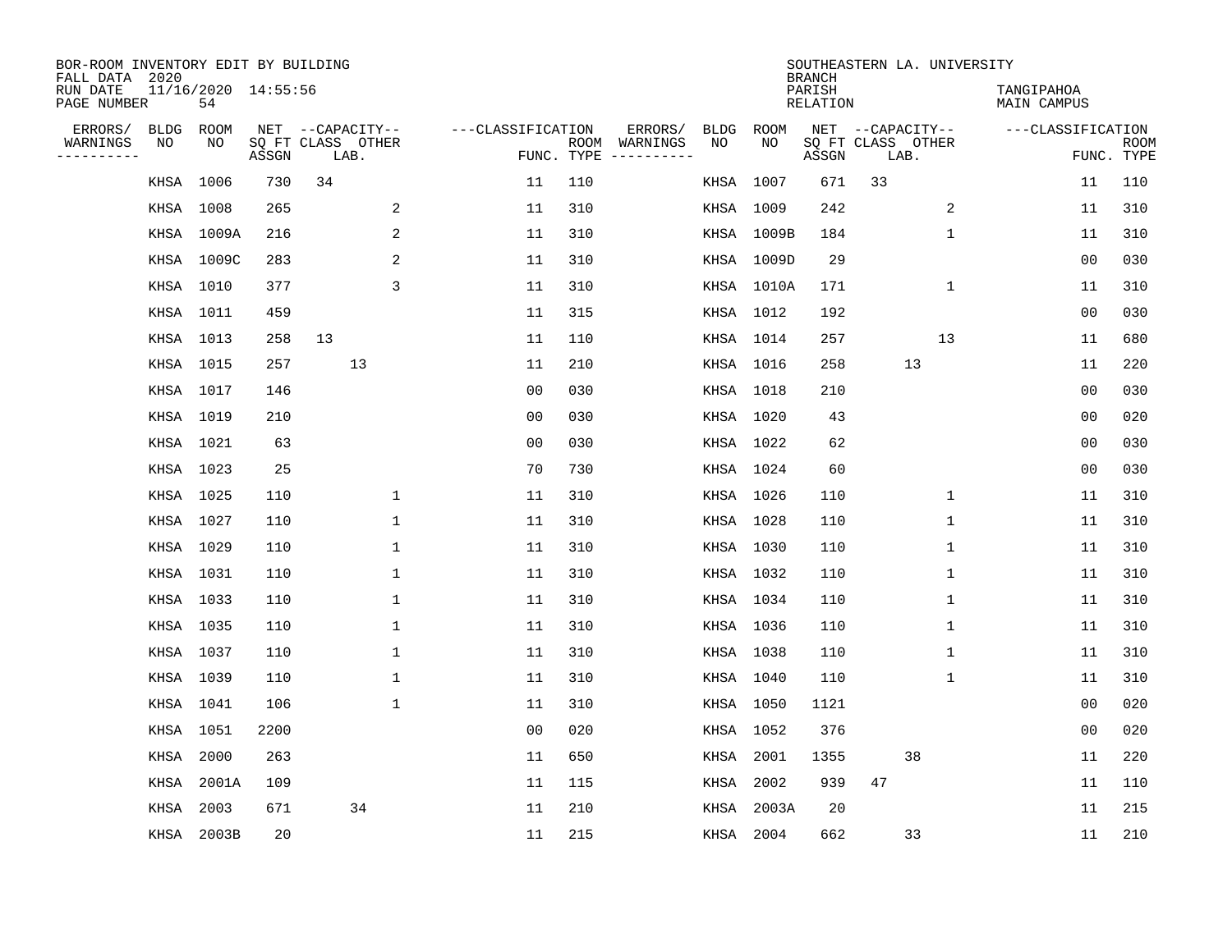BOR-ROOM INVENTORY EDIT BY BUILDING
FALL DATA 2020
RUN DATE 11/16/2020 14:55:56
PAGE NUMBER 54

SOUTHEASTERN LA. UNIVERSITY
BRANCH
PARISH TANGIPAHOA
RELATION MAIN CAMPUS

| ERRORS/ WARNINGS | BLDG NO | ROOM NO | NET SQ FT ASSGN | CAPACITY CLASS | CAPACITY LAB. | CAPACITY OTHER | CLASSIFICATION FUNC. | ROOM TYPE | ERRORS/ WARNINGS | BLDG NO | ROOM NO | NET SQ FT ASSGN | CAPACITY CLASS | CAPACITY LAB. | CAPACITY OTHER | CLASSIFICATION FUNC. | ROOM TYPE |
|---|---|---|---|---|---|---|---|---|---|---|---|---|---|---|---|---|---|
| | KHSA | 1006 | 730 | 34 | | | 11 | 110 | | KHSA | 1007 | 671 | 33 | | | 11 | 110 |
| | KHSA | 1008 | 265 | | | 2 | 11 | 310 | | KHSA | 1009 | 242 | | | 2 | 11 | 310 |
| | KHSA | 1009A | 216 | | | 2 | 11 | 310 | | KHSA | 1009B | 184 | | | 1 | 11 | 310 |
| | KHSA | 1009C | 283 | | | 2 | 11 | 310 | | KHSA | 1009D | 29 | | | | 00 | 030 |
| | KHSA | 1010 | 377 | | | 3 | 11 | 310 | | KHSA | 1010A | 171 | | | 1 | 11 | 310 |
| | KHSA | 1011 | 459 | | | | 11 | 315 | | KHSA | 1012 | 192 | | | | 00 | 030 |
| | KHSA | 1013 | 258 | 13 | | | 11 | 110 | | KHSA | 1014 | 257 | | | 13 | 11 | 680 |
| | KHSA | 1015 | 257 | | 13 | | 11 | 210 | | KHSA | 1016 | 258 | | 13 | | 11 | 220 |
| | KHSA | 1017 | 146 | | | | 00 | 030 | | KHSA | 1018 | 210 | | | | 00 | 030 |
| | KHSA | 1019 | 210 | | | | 00 | 030 | | KHSA | 1020 | 43 | | | | 00 | 020 |
| | KHSA | 1021 | 63 | | | | 00 | 030 | | KHSA | 1022 | 62 | | | | 00 | 030 |
| | KHSA | 1023 | 25 | | | | 70 | 730 | | KHSA | 1024 | 60 | | | | 00 | 030 |
| | KHSA | 1025 | 110 | | | 1 | 11 | 310 | | KHSA | 1026 | 110 | | | 1 | 11 | 310 |
| | KHSA | 1027 | 110 | | | 1 | 11 | 310 | | KHSA | 1028 | 110 | | | 1 | 11 | 310 |
| | KHSA | 1029 | 110 | | | 1 | 11 | 310 | | KHSA | 1030 | 110 | | | 1 | 11 | 310 |
| | KHSA | 1031 | 110 | | | 1 | 11 | 310 | | KHSA | 1032 | 110 | | | 1 | 11 | 310 |
| | KHSA | 1033 | 110 | | | 1 | 11 | 310 | | KHSA | 1034 | 110 | | | 1 | 11 | 310 |
| | KHSA | 1035 | 110 | | | 1 | 11 | 310 | | KHSA | 1036 | 110 | | | 1 | 11 | 310 |
| | KHSA | 1037 | 110 | | | 1 | 11 | 310 | | KHSA | 1038 | 110 | | | 1 | 11 | 310 |
| | KHSA | 1039 | 110 | | | 1 | 11 | 310 | | KHSA | 1040 | 110 | | | 1 | 11 | 310 |
| | KHSA | 1041 | 106 | | | 1 | 11 | 310 | | KHSA | 1050 | 1121 | | | | 00 | 020 |
| | KHSA | 1051 | 2200 | | | | 00 | 020 | | KHSA | 1052 | 376 | | | | 00 | 020 |
| | KHSA | 2000 | 263 | | | | 11 | 650 | | KHSA | 2001 | 1355 | | 38 | | 11 | 220 |
| | KHSA | 2001A | 109 | | | | 11 | 115 | | KHSA | 2002 | 939 | 47 | | | 11 | 110 |
| | KHSA | 2003 | 671 | | 34 | | 11 | 210 | | KHSA | 2003A | 20 | | | | 11 | 215 |
| | KHSA | 2003B | 20 | | | | 11 | 215 | | KHSA | 2004 | 662 | | 33 | | 11 | 210 |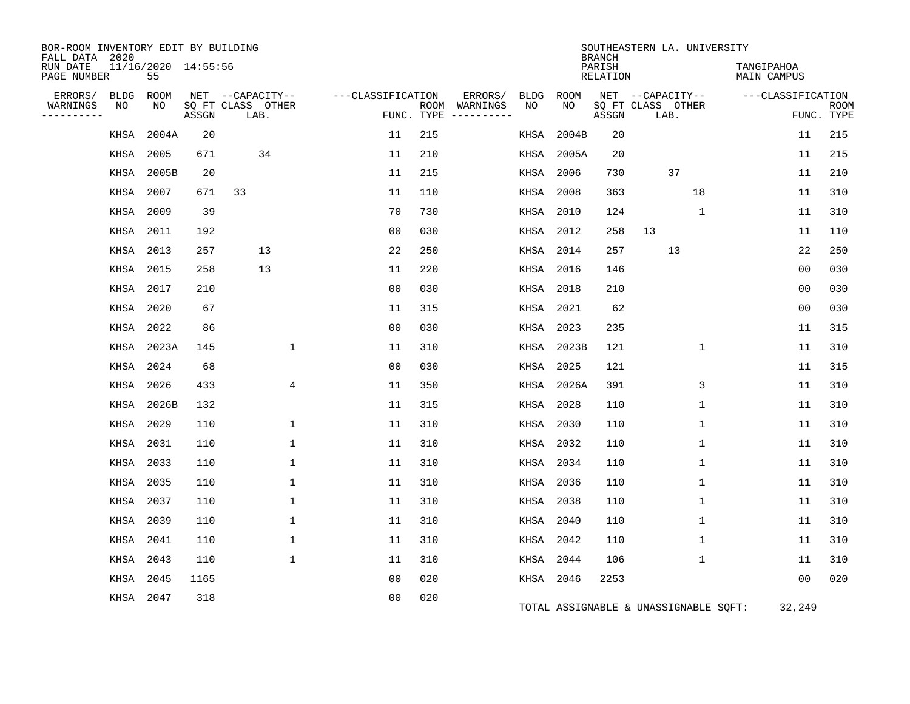BOR-ROOM INVENTORY EDIT BY BUILDING
FALL DATA 2020
RUN DATE 11/16/2020 14:55:56
PAGE NUMBER 55

SOUTHEASTERN LA. UNIVERSITY
BRANCH
PARISH TANGIPAHOA
RELATION MAIN CAMPUS

| ERRORS/ WARNINGS | BLDG NO | ROOM NO | NET SQ FT ASSGN | CAPACITY CLASS | CAPACITY LAB. | CAPACITY OTHER | CLASSIFICATION FUNC. | ROOM TYPE | ERRORS/ WARNINGS | BLDG NO | ROOM NO | NET SQ FT ASSGN | CAPACITY CLASS | CAPACITY LAB. | CAPACITY OTHER | CLASSIFICATION FUNC. | ROOM TYPE |
|---|---|---|---|---|---|---|---|---|---|---|---|---|---|---|---|---|---|
| | KHSA | 2004A | 20 | | | | 11 | 215 | | KHSA | 2004B | 20 | | | | 11 | 215 |
| | KHSA | 2005 | 671 | | 34 | | 11 | 210 | | KHSA | 2005A | 20 | | | | 11 | 215 |
| | KHSA | 2005B | 20 | | | | 11 | 215 | | KHSA | 2006 | 730 | | 37 | | 11 | 210 |
| | KHSA | 2007 | 671 | 33 | | | 11 | 110 | | KHSA | 2008 | 363 | | | 18 | 11 | 310 |
| | KHSA | 2009 | 39 | | | | 70 | 730 | | KHSA | 2010 | 124 | | | 1 | 11 | 310 |
| | KHSA | 2011 | 192 | | | | 00 | 030 | | KHSA | 2012 | 258 | 13 | | | 11 | 110 |
| | KHSA | 2013 | 257 | | 13 | | 22 | 250 | | KHSA | 2014 | 257 | | 13 | | 22 | 250 |
| | KHSA | 2015 | 258 | | 13 | | 11 | 220 | | KHSA | 2016 | 146 | | | | 00 | 030 |
| | KHSA | 2017 | 210 | | | | 00 | 030 | | KHSA | 2018 | 210 | | | | 00 | 030 |
| | KHSA | 2020 | 67 | | | | 11 | 315 | | KHSA | 2021 | 62 | | | | 00 | 030 |
| | KHSA | 2022 | 86 | | | | 00 | 030 | | KHSA | 2023 | 235 | | | | 11 | 315 |
| | KHSA | 2023A | 145 | | | 1 | 11 | 310 | | KHSA | 2023B | 121 | | | 1 | 11 | 310 |
| | KHSA | 2024 | 68 | | | | 00 | 030 | | KHSA | 2025 | 121 | | | | 11 | 315 |
| | KHSA | 2026 | 433 | | | 4 | 11 | 350 | | KHSA | 2026A | 391 | | | 3 | 11 | 310 |
| | KHSA | 2026B | 132 | | | | 11 | 315 | | KHSA | 2028 | 110 | | | 1 | 11 | 310 |
| | KHSA | 2029 | 110 | | | 1 | 11 | 310 | | KHSA | 2030 | 110 | | | 1 | 11 | 310 |
| | KHSA | 2031 | 110 | | | 1 | 11 | 310 | | KHSA | 2032 | 110 | | | 1 | 11 | 310 |
| | KHSA | 2033 | 110 | | | 1 | 11 | 310 | | KHSA | 2034 | 110 | | | 1 | 11 | 310 |
| | KHSA | 2035 | 110 | | | 1 | 11 | 310 | | KHSA | 2036 | 110 | | | 1 | 11 | 310 |
| | KHSA | 2037 | 110 | | | 1 | 11 | 310 | | KHSA | 2038 | 110 | | | 1 | 11 | 310 |
| | KHSA | 2039 | 110 | | | 1 | 11 | 310 | | KHSA | 2040 | 110 | | | 1 | 11 | 310 |
| | KHSA | 2041 | 110 | | | 1 | 11 | 310 | | KHSA | 2042 | 110 | | | 1 | 11 | 310 |
| | KHSA | 2043 | 110 | | | 1 | 11 | 310 | | KHSA | 2044 | 106 | | | 1 | 11 | 310 |
| | KHSA | 2045 | 1165 | | | | 00 | 020 | | KHSA | 2046 | 2253 | | | | 00 | 020 |
| | KHSA | 2047 | 318 | | | | 00 | 020 | | | | | | | | | |

TOTAL ASSIGNABLE & UNASSIGNABLE SQFT: 32,249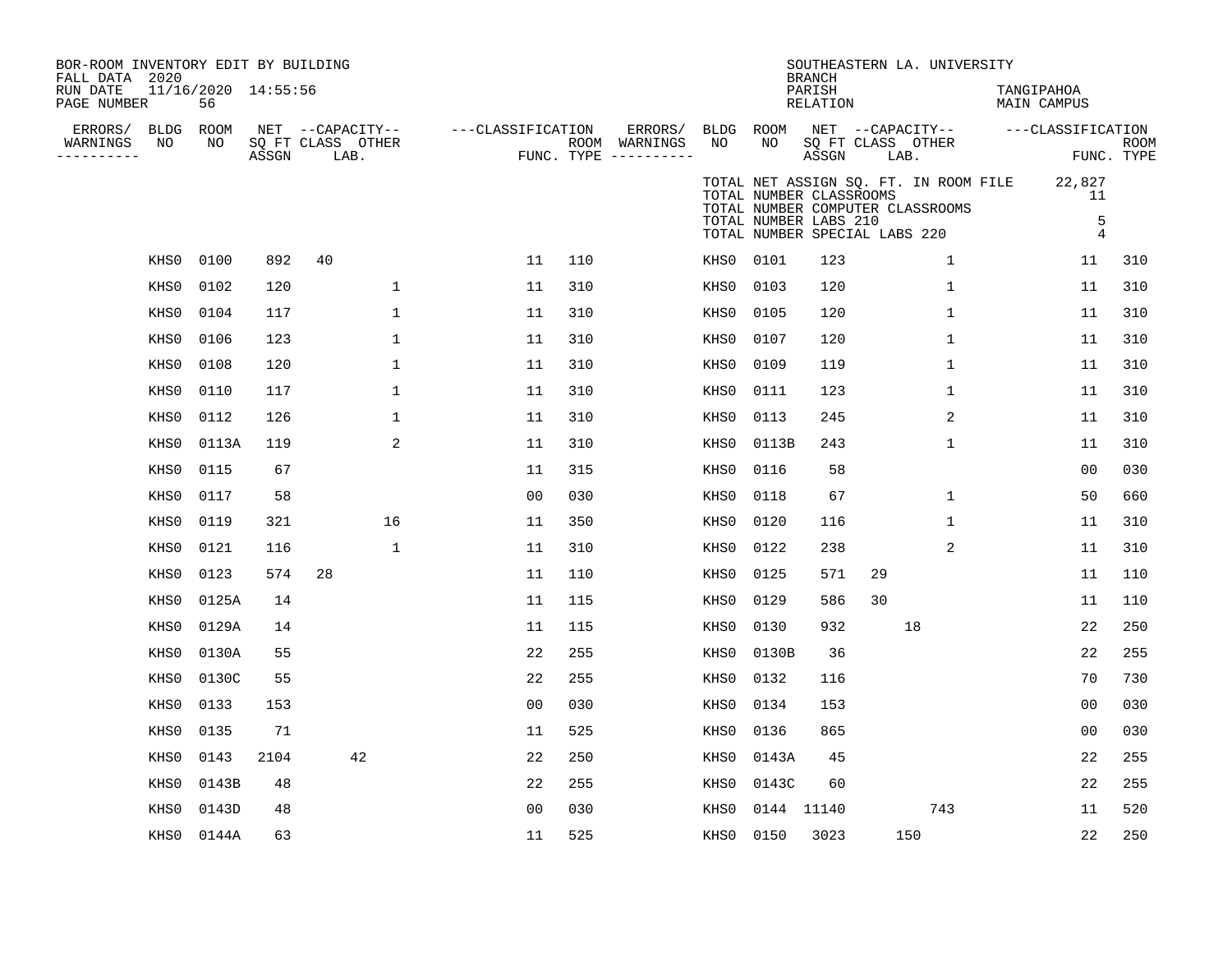BOR-ROOM INVENTORY EDIT BY BUILDING
FALL DATA 2020
RUN DATE 11/16/2020 14:55:56
PAGE NUMBER 56

SOUTHEASTERN LA. UNIVERSITY
BRANCH
PARISH TANGIPAHOA
RELATION MAIN CAMPUS

| TOTAL NET ASSIGN SQ. FT. IN ROOM FILE | 22,827 |
|---|---|
| TOTAL NUMBER CLASSROOMS | 11 |
| TOTAL NUMBER COMPUTER CLASSROOMS | |
| TOTAL NUMBER LABS 210 | 5 |
| TOTAL NUMBER SPECIAL LABS 220 | 4 |

| ERRORS/ WARNINGS | BLDG NO | ROOM NO | NET SQ FT ASSGN | CAPACITY CLASS | CAPACITY LAB. | CAPACITY OTHER | CLASSIFICATION FUNC. | ROOM TYPE | ERRORS/ WARNINGS | BLDG NO | ROOM NO | NET SQ FT ASSGN | CAPACITY CLASS | CAPACITY LAB. | CAPACITY OTHER | CLASSIFICATION FUNC. | ROOM TYPE |
|---|---|---|---|---|---|---|---|---|---|---|---|---|---|---|---|---|---|
| | KHS0 | 0100 | 892 | 40 | | | 11 | 110 | | KHS0 | 0101 | 123 | | | 1 | 11 | 310 |
| | KHS0 | 0102 | 120 | | | 1 | 11 | 310 | | KHS0 | 0103 | 120 | | | 1 | 11 | 310 |
| | KHS0 | 0104 | 117 | | | 1 | 11 | 310 | | KHS0 | 0105 | 120 | | | 1 | 11 | 310 |
| | KHS0 | 0106 | 123 | | | 1 | 11 | 310 | | KHS0 | 0107 | 120 | | | 1 | 11 | 310 |
| | KHS0 | 0108 | 120 | | | 1 | 11 | 310 | | KHS0 | 0109 | 119 | | | 1 | 11 | 310 |
| | KHS0 | 0110 | 117 | | | 1 | 11 | 310 | | KHS0 | 0111 | 123 | | | 1 | 11 | 310 |
| | KHS0 | 0112 | 126 | | | 1 | 11 | 310 | | KHS0 | 0113 | 245 | | | 2 | 11 | 310 |
| | KHS0 | 0113A | 119 | | | 2 | 11 | 310 | | KHS0 | 0113B | 243 | | | 1 | 11 | 310 |
| | KHS0 | 0115 | 67 | | | | 11 | 315 | | KHS0 | 0116 | 58 | | | | 00 | 030 |
| | KHS0 | 0117 | 58 | | | | 00 | 030 | | KHS0 | 0118 | 67 | | | 1 | 50 | 660 |
| | KHS0 | 0119 | 321 | | | 16 | 11 | 350 | | KHS0 | 0120 | 116 | | | 1 | 11 | 310 |
| | KHS0 | 0121 | 116 | | | 1 | 11 | 310 | | KHS0 | 0122 | 238 | | | 2 | 11 | 310 |
| | KHS0 | 0123 | 574 | 28 | | | 11 | 110 | | KHS0 | 0125 | 571 | 29 | | | 11 | 110 |
| | KHS0 | 0125A | 14 | | | | 11 | 115 | | KHS0 | 0129 | 586 | 30 | | | 11 | 110 |
| | KHS0 | 0129A | 14 | | | | 11 | 115 | | KHS0 | 0130 | 932 | | 18 | | 22 | 250 |
| | KHS0 | 0130A | 55 | | | | 22 | 255 | | KHS0 | 0130B | 36 | | | | 22 | 255 |
| | KHS0 | 0130C | 55 | | | | 22 | 255 | | KHS0 | 0132 | 116 | | | | 70 | 730 |
| | KHS0 | 0133 | 153 | | | | 00 | 030 | | KHS0 | 0134 | 153 | | | | 00 | 030 |
| | KHS0 | 0135 | 71 | | | | 11 | 525 | | KHS0 | 0136 | 865 | | | | 00 | 030 |
| | KHS0 | 0143 | 2104 | | 42 | | 22 | 250 | | KHS0 | 0143A | 45 | | | | 22 | 255 |
| | KHS0 | 0143B | 48 | | | | 22 | 255 | | KHS0 | 0143C | 60 | | | | 22 | 255 |
| | KHS0 | 0143D | 48 | | | | 00 | 030 | | KHS0 | 0144 | 11140 | | | 743 | 11 | 520 |
| | KHS0 | 0144A | 63 | | | | 11 | 525 | | KHS0 | 0150 | 3023 | | 150 | | 22 | 250 |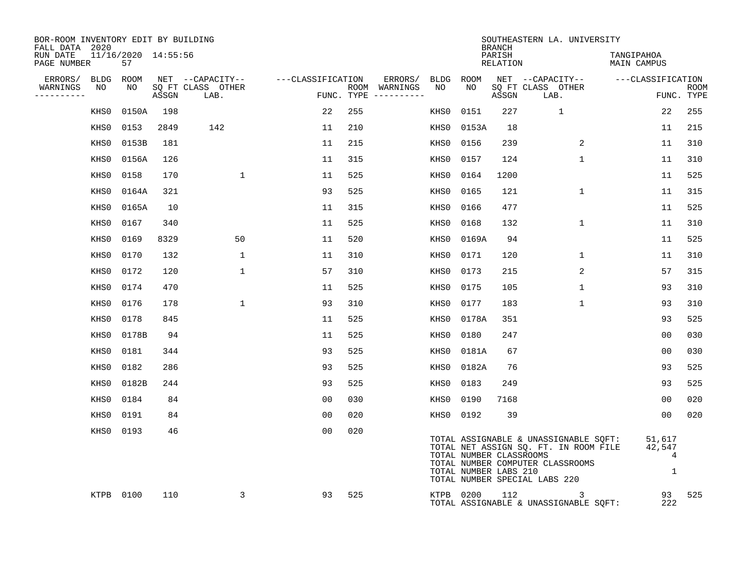BOR-ROOM INVENTORY EDIT BY BUILDING
FALL DATA 2020
RUN DATE 11/16/2020 14:55:56
PAGE NUMBER 57

SOUTHEASTERN LA. UNIVERSITY
BRANCH
PARISH TANGIPAHOA
RELATION MAIN CAMPUS

| ERRORS/ WARNINGS | BLDG NO | ROOM NO | NET SQ FT ASSGN | CAPACITY CLASS LAB. | CAPACITY OTHER | CLASSIFICATION FUNC. | ROOM TYPE | ERRORS/ WARNINGS | BLDG NO | ROOM NO | NET SQ FT ASSGN | CAPACITY CLASS LAB. | CAPACITY OTHER | CLASSIFICATION FUNC. | ROOM TYPE |
|---|---|---|---|---|---|---|---|---|---|---|---|---|---|---|---|
| | KHS0 | 0150A | 198 | | | 22 | 255 | | KHS0 | 0151 | 227 | 1 | | 22 | 255 |
| | KHS0 | 0153 | 2849 | 142 | | 11 | 210 | | KHS0 | 0153A | 18 | | | 11 | 215 |
| | KHS0 | 0153B | 181 | | | 11 | 215 | | KHS0 | 0156 | 239 | | 2 | 11 | 310 |
| | KHS0 | 0156A | 126 | | | 11 | 315 | | KHS0 | 0157 | 124 | | 1 | 11 | 310 |
| | KHS0 | 0158 | 170 | | 1 | 11 | 525 | | KHS0 | 0164 | 1200 | | | 11 | 525 |
| | KHS0 | 0164A | 321 | | | 93 | 525 | | KHS0 | 0165 | 121 | | 1 | 11 | 315 |
| | KHS0 | 0165A | 10 | | | 11 | 315 | | KHS0 | 0166 | 477 | | | 11 | 525 |
| | KHS0 | 0167 | 340 | | | 11 | 525 | | KHS0 | 0168 | 132 | | 1 | 11 | 310 |
| | KHS0 | 0169 | 8329 | | 50 | 11 | 520 | | KHS0 | 0169A | 94 | | | 11 | 525 |
| | KHS0 | 0170 | 132 | | 1 | 11 | 310 | | KHS0 | 0171 | 120 | | 1 | 11 | 310 |
| | KHS0 | 0172 | 120 | | 1 | 57 | 310 | | KHS0 | 0173 | 215 | | 2 | 57 | 315 |
| | KHS0 | 0174 | 470 | | | 11 | 525 | | KHS0 | 0175 | 105 | | 1 | 93 | 310 |
| | KHS0 | 0176 | 178 | | 1 | 93 | 310 | | KHS0 | 0177 | 183 | | 1 | 93 | 310 |
| | KHS0 | 0178 | 845 | | | 11 | 525 | | KHS0 | 0178A | 351 | | | 93 | 525 |
| | KHS0 | 0178B | 94 | | | 11 | 525 | | KHS0 | 0180 | 247 | | | 00 | 030 |
| | KHS0 | 0181 | 344 | | | 93 | 525 | | KHS0 | 0181A | 67 | | | 00 | 030 |
| | KHS0 | 0182 | 286 | | | 93 | 525 | | KHS0 | 0182A | 76 | | | 93 | 525 |
| | KHS0 | 0182B | 244 | | | 93 | 525 | | KHS0 | 0183 | 249 | | | 93 | 525 |
| | KHS0 | 0184 | 84 | | | 00 | 030 | | KHS0 | 0190 | 7168 | | | 00 | 020 |
| | KHS0 | 0191 | 84 | | | 00 | 020 | | KHS0 | 0192 | 39 | | | 00 | 020 |
| | KHS0 | 0193 | 46 | | | 00 | 020 | | | | | | | | |

TOTAL ASSIGNABLE & UNASSIGNABLE SQFT: 51,617
TOTAL NET ASSIGN SQ. FT. IN ROOM FILE 42,547
TOTAL NUMBER CLASSROOMS 4
TOTAL NUMBER COMPUTER CLASSROOMS
TOTAL NUMBER LABS 210 1
TOTAL NUMBER SPECIAL LABS 220

| ERRORS/ WARNINGS | BLDG NO | ROOM NO | NET SQ FT ASSGN | CAPACITY CLASS LAB. | CAPACITY OTHER | CLASSIFICATION FUNC. | ROOM TYPE | ERRORS/ WARNINGS | BLDG NO | ROOM NO | NET SQ FT ASSGN | CAPACITY CLASS LAB. | CAPACITY OTHER | CLASSIFICATION FUNC. | ROOM TYPE |
|---|---|---|---|---|---|---|---|---|---|---|---|---|---|---|---|
| | KTPB | 0100 | 110 | | 3 | 93 | 525 | | KTPB | 0200 | 112 | | 3 | 93 | 525 |

TOTAL ASSIGNABLE & UNASSIGNABLE SQFT: 222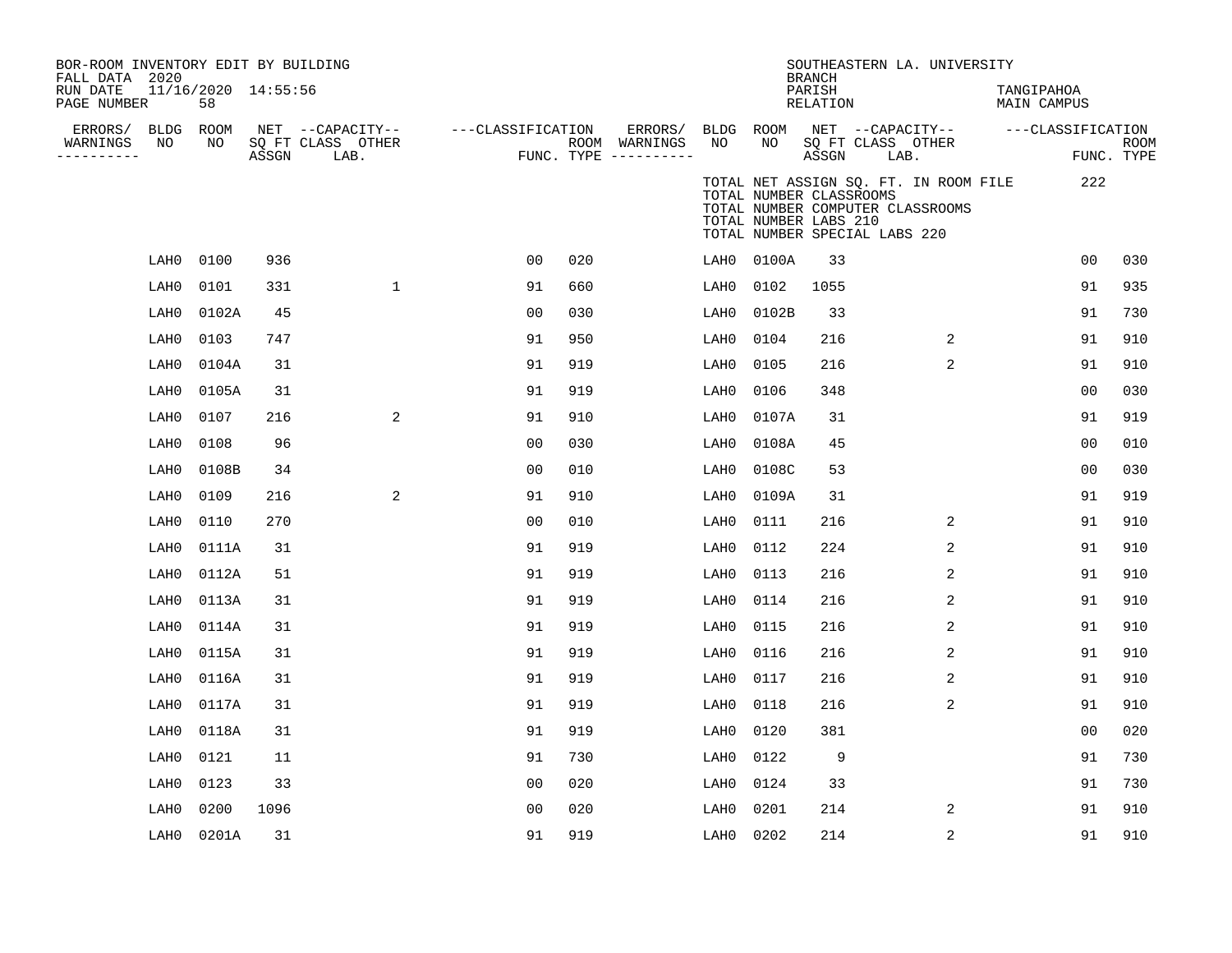BOR-ROOM INVENTORY EDIT BY BUILDING
FALL DATA 2020
RUN DATE 11/16/2020 14:55:56

SOUTHEASTERN LA. UNIVERSITY
BRANCH
PARISH TANGIPAHOA
RELATION MAIN CAMPUS

TOTAL NET ASSIGN SQ. FT. IN ROOM FILE 222
TOTAL NUMBER CLASSROOMS
TOTAL NUMBER COMPUTER CLASSROOMS
TOTAL NUMBER LABS 210
TOTAL NUMBER SPECIAL LABS 220

| ERRORS/ WARNINGS | BLDG NO | ROOM NO | NET SQ FT ASSGN | CAPACITY CLASS LAB. | CAPACITY OTHER | CLASSIFICATION FUNC. | ROOM TYPE | ERRORS/ WARNINGS | BLDG NO | ROOM NO | NET SQ FT ASSGN | CAPACITY CLASS LAB. | CAPACITY OTHER | CLASSIFICATION FUNC. | ROOM TYPE |
|---|---|---|---|---|---|---|---|---|---|---|---|---|---|---|---|
| | LAH0 | 0100 | 936 | | | 00 | 020 | | LAH0 | 0100A | 33 | | | 00 | 030 |
| | LAH0 | 0101 | 331 | | 1 | 91 | 660 | | LAH0 | 0102 | 1055 | | | 91 | 935 |
| | LAH0 | 0102A | 45 | | | 00 | 030 | | LAH0 | 0102B | 33 | | | 91 | 730 |
| | LAH0 | 0103 | 747 | | | 91 | 950 | | LAH0 | 0104 | 216 | | 2 | 91 | 910 |
| | LAH0 | 0104A | 31 | | | 91 | 919 | | LAH0 | 0105 | 216 | | 2 | 91 | 910 |
| | LAH0 | 0105A | 31 | | | 91 | 919 | | LAH0 | 0106 | 348 | | | 00 | 030 |
| | LAH0 | 0107 | 216 | | 2 | 91 | 910 | | LAH0 | 0107A | 31 | | | 91 | 919 |
| | LAH0 | 0108 | 96 | | | 00 | 030 | | LAH0 | 0108A | 45 | | | 00 | 010 |
| | LAH0 | 0108B | 34 | | | 00 | 010 | | LAH0 | 0108C | 53 | | | 00 | 030 |
| | LAH0 | 0109 | 216 | | 2 | 91 | 910 | | LAH0 | 0109A | 31 | | | 91 | 919 |
| | LAH0 | 0110 | 270 | | | 00 | 010 | | LAH0 | 0111 | 216 | | 2 | 91 | 910 |
| | LAH0 | 0111A | 31 | | | 91 | 919 | | LAH0 | 0112 | 224 | | 2 | 91 | 910 |
| | LAH0 | 0112A | 51 | | | 91 | 919 | | LAH0 | 0113 | 216 | | 2 | 91 | 910 |
| | LAH0 | 0113A | 31 | | | 91 | 919 | | LAH0 | 0114 | 216 | | 2 | 91 | 910 |
| | LAH0 | 0114A | 31 | | | 91 | 919 | | LAH0 | 0115 | 216 | | 2 | 91 | 910 |
| | LAH0 | 0115A | 31 | | | 91 | 919 | | LAH0 | 0116 | 216 | | 2 | 91 | 910 |
| | LAH0 | 0116A | 31 | | | 91 | 919 | | LAH0 | 0117 | 216 | | 2 | 91 | 910 |
| | LAH0 | 0117A | 31 | | | 91 | 919 | | LAH0 | 0118 | 216 | | 2 | 91 | 910 |
| | LAH0 | 0118A | 31 | | | 91 | 919 | | LAH0 | 0120 | 381 | | | 00 | 020 |
| | LAH0 | 0121 | 11 | | | 91 | 730 | | LAH0 | 0122 | 9 | | | 91 | 730 |
| | LAH0 | 0123 | 33 | | | 00 | 020 | | LAH0 | 0124 | 33 | | | 91 | 730 |
| | LAH0 | 0200 | 1096 | | | 00 | 020 | | LAH0 | 0201 | 214 | | 2 | 91 | 910 |
| | LAH0 | 0201A | 31 | | | 91 | 919 | | LAH0 | 0202 | 214 | | 2 | 91 | 910 |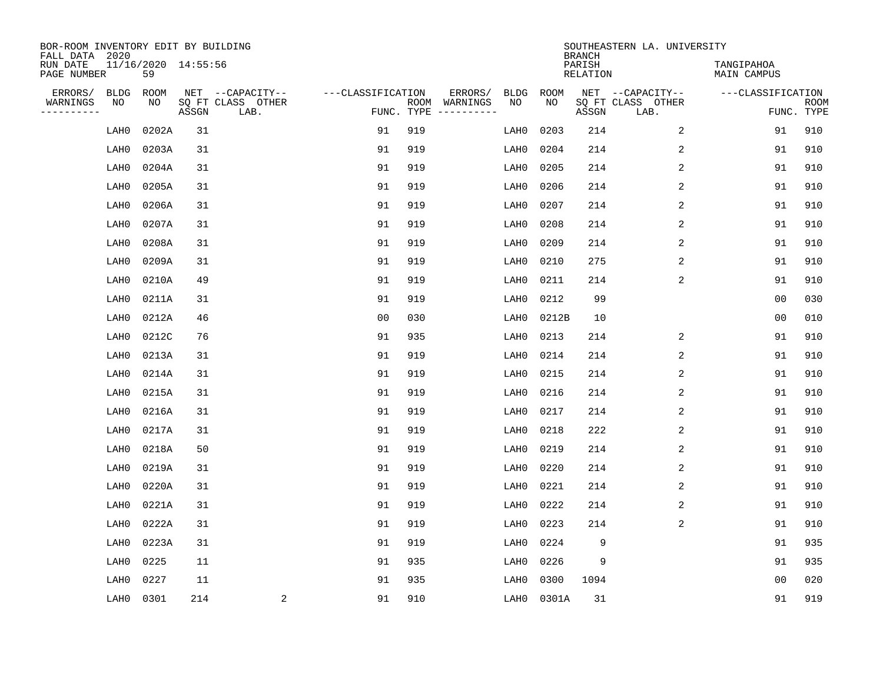BOR-ROOM INVENTORY EDIT BY BUILDING
FALL DATA 2020
RUN DATE 11/16/2020 14:55:56
PAGE NUMBER 59

SOUTHEASTERN LA. UNIVERSITY
BRANCH
PARISH TANGIPAHOA
RELATION MAIN CAMPUS

| ERRORS/ WARNINGS | BLDG NO | ROOM NO | NET SQ FT ASSGN | CAPACITY CLASS LAB. | CAPACITY OTHER | CLASSIFICATION FUNC. | ROOM TYPE | ERRORS/ WARNINGS | BLDG NO | ROOM NO | NET SQ FT ASSGN | CAPACITY CLASS LAB. | CAPACITY OTHER | CLASSIFICATION FUNC. | ROOM TYPE |
|---|---|---|---|---|---|---|---|---|---|---|---|---|---|---|---|
| | LAH0 | 0202A | 31 | | | 91 | 919 | | LAH0 | 0203 | 214 | | 2 | 91 | 910 |
| | LAH0 | 0203A | 31 | | | 91 | 919 | | LAH0 | 0204 | 214 | | 2 | 91 | 910 |
| | LAH0 | 0204A | 31 | | | 91 | 919 | | LAH0 | 0205 | 214 | | 2 | 91 | 910 |
| | LAH0 | 0205A | 31 | | | 91 | 919 | | LAH0 | 0206 | 214 | | 2 | 91 | 910 |
| | LAH0 | 0206A | 31 | | | 91 | 919 | | LAH0 | 0207 | 214 | | 2 | 91 | 910 |
| | LAH0 | 0207A | 31 | | | 91 | 919 | | LAH0 | 0208 | 214 | | 2 | 91 | 910 |
| | LAH0 | 0208A | 31 | | | 91 | 919 | | LAH0 | 0209 | 214 | | 2 | 91 | 910 |
| | LAH0 | 0209A | 31 | | | 91 | 919 | | LAH0 | 0210 | 275 | | 2 | 91 | 910 |
| | LAH0 | 0210A | 49 | | | 91 | 919 | | LAH0 | 0211 | 214 | | 2 | 91 | 910 |
| | LAH0 | 0211A | 31 | | | 91 | 919 | | LAH0 | 0212 | 99 | | | 00 | 030 |
| | LAH0 | 0212A | 46 | | | 00 | 030 | | LAH0 | 0212B | 10 | | | 00 | 010 |
| | LAH0 | 0212C | 76 | | | 91 | 935 | | LAH0 | 0213 | 214 | | 2 | 91 | 910 |
| | LAH0 | 0213A | 31 | | | 91 | 919 | | LAH0 | 0214 | 214 | | 2 | 91 | 910 |
| | LAH0 | 0214A | 31 | | | 91 | 919 | | LAH0 | 0215 | 214 | | 2 | 91 | 910 |
| | LAH0 | 0215A | 31 | | | 91 | 919 | | LAH0 | 0216 | 214 | | 2 | 91 | 910 |
| | LAH0 | 0216A | 31 | | | 91 | 919 | | LAH0 | 0217 | 214 | | 2 | 91 | 910 |
| | LAH0 | 0217A | 31 | | | 91 | 919 | | LAH0 | 0218 | 222 | | 2 | 91 | 910 |
| | LAH0 | 0218A | 50 | | | 91 | 919 | | LAH0 | 0219 | 214 | | 2 | 91 | 910 |
| | LAH0 | 0219A | 31 | | | 91 | 919 | | LAH0 | 0220 | 214 | | 2 | 91 | 910 |
| | LAH0 | 0220A | 31 | | | 91 | 919 | | LAH0 | 0221 | 214 | | 2 | 91 | 910 |
| | LAH0 | 0221A | 31 | | | 91 | 919 | | LAH0 | 0222 | 214 | | 2 | 91 | 910 |
| | LAH0 | 0222A | 31 | | | 91 | 919 | | LAH0 | 0223 | 214 | | 2 | 91 | 910 |
| | LAH0 | 0223A | 31 | | | 91 | 919 | | LAH0 | 0224 | 9 | | | 91 | 935 |
| | LAH0 | 0225 | 11 | | | 91 | 935 | | LAH0 | 0226 | 9 | | | 91 | 935 |
| | LAH0 | 0227 | 11 | | | 91 | 935 | | LAH0 | 0300 | 1094 | | | 00 | 020 |
| | LAH0 | 0301 | 214 | | 2 | 91 | 910 | | LAH0 | 0301A | 31 | | | 91 | 919 |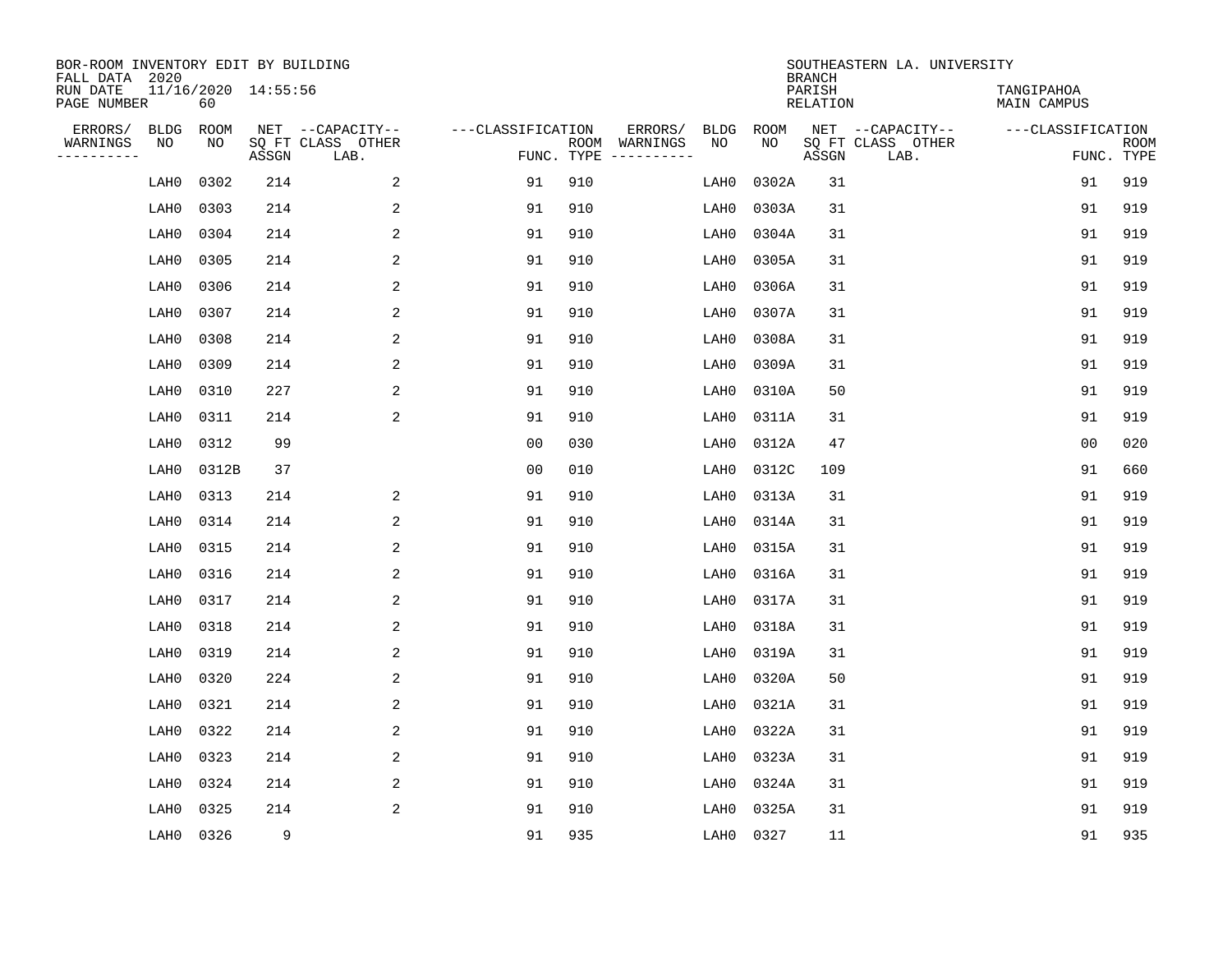BOR-ROOM INVENTORY EDIT BY BUILDING
FALL DATA 2020
RUN DATE 11/16/2020 14:55:56
PAGE NUMBER 60

SOUTHEASTERN LA. UNIVERSITY
BRANCH
PARISH TANGIPAHOA
RELATION MAIN CAMPUS

| ERRORS/ WARNINGS | BLDG NO | ROOM NO | NET SQ FT ASSGN | CAPACITY CLASS LAB. | CAPACITY OTHER | CLASSIFICATION FUNC. | ROOM TYPE | ERRORS/ WARNINGS | BLDG NO | ROOM NO | NET SQ FT ASSGN | CAPACITY CLASS LAB. | CAPACITY OTHER | CLASSIFICATION FUNC. | ROOM TYPE |
|---|---|---|---|---|---|---|---|---|---|---|---|---|---|---|---|
| | LAH0 | 0302 | 214 | | 2 | 91 | 910 | | LAH0 | 0302A | 31 | | | 91 | 919 |
| | LAH0 | 0303 | 214 | | 2 | 91 | 910 | | LAH0 | 0303A | 31 | | | 91 | 919 |
| | LAH0 | 0304 | 214 | | 2 | 91 | 910 | | LAH0 | 0304A | 31 | | | 91 | 919 |
| | LAH0 | 0305 | 214 | | 2 | 91 | 910 | | LAH0 | 0305A | 31 | | | 91 | 919 |
| | LAH0 | 0306 | 214 | | 2 | 91 | 910 | | LAH0 | 0306A | 31 | | | 91 | 919 |
| | LAH0 | 0307 | 214 | | 2 | 91 | 910 | | LAH0 | 0307A | 31 | | | 91 | 919 |
| | LAH0 | 0308 | 214 | | 2 | 91 | 910 | | LAH0 | 0308A | 31 | | | 91 | 919 |
| | LAH0 | 0309 | 214 | | 2 | 91 | 910 | | LAH0 | 0309A | 31 | | | 91 | 919 |
| | LAH0 | 0310 | 227 | | 2 | 91 | 910 | | LAH0 | 0310A | 50 | | | 91 | 919 |
| | LAH0 | 0311 | 214 | | 2 | 91 | 910 | | LAH0 | 0311A | 31 | | | 91 | 919 |
| | LAH0 | 0312 | 99 | | | 00 | 030 | | LAH0 | 0312A | 47 | | | 00 | 020 |
| | LAH0 | 0312B | 37 | | | 00 | 010 | | LAH0 | 0312C | 109 | | | 91 | 660 |
| | LAH0 | 0313 | 214 | | 2 | 91 | 910 | | LAH0 | 0313A | 31 | | | 91 | 919 |
| | LAH0 | 0314 | 214 | | 2 | 91 | 910 | | LAH0 | 0314A | 31 | | | 91 | 919 |
| | LAH0 | 0315 | 214 | | 2 | 91 | 910 | | LAH0 | 0315A | 31 | | | 91 | 919 |
| | LAH0 | 0316 | 214 | | 2 | 91 | 910 | | LAH0 | 0316A | 31 | | | 91 | 919 |
| | LAH0 | 0317 | 214 | | 2 | 91 | 910 | | LAH0 | 0317A | 31 | | | 91 | 919 |
| | LAH0 | 0318 | 214 | | 2 | 91 | 910 | | LAH0 | 0318A | 31 | | | 91 | 919 |
| | LAH0 | 0319 | 214 | | 2 | 91 | 910 | | LAH0 | 0319A | 31 | | | 91 | 919 |
| | LAH0 | 0320 | 224 | | 2 | 91 | 910 | | LAH0 | 0320A | 50 | | | 91 | 919 |
| | LAH0 | 0321 | 214 | | 2 | 91 | 910 | | LAH0 | 0321A | 31 | | | 91 | 919 |
| | LAH0 | 0322 | 214 | | 2 | 91 | 910 | | LAH0 | 0322A | 31 | | | 91 | 919 |
| | LAH0 | 0323 | 214 | | 2 | 91 | 910 | | LAH0 | 0323A | 31 | | | 91 | 919 |
| | LAH0 | 0324 | 214 | | 2 | 91 | 910 | | LAH0 | 0324A | 31 | | | 91 | 919 |
| | LAH0 | 0325 | 214 | | 2 | 91 | 910 | | LAH0 | 0325A | 31 | | | 91 | 919 |
| | LAH0 | 0326 | 9 | | | 91 | 935 | | LAH0 | 0327 | 11 | | | 91 | 935 |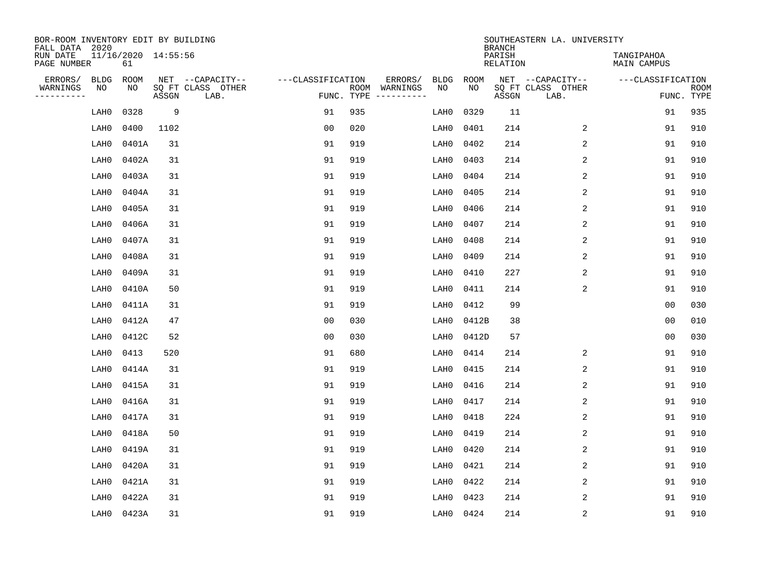BOR-ROOM INVENTORY EDIT BY BUILDING
FALL DATA 2020
RUN DATE 11/16/2020 14:55:56
PAGE NUMBER 61

SOUTHEASTERN LA. UNIVERSITY
BRANCH
PARISH TANGIPAHOA
RELATION MAIN CAMPUS

| ERRORS/ WARNINGS | BLDG NO | ROOM NO | NET SQ FT ASSGN | CAPACITY CLASS | CAPACITY OTHER LAB. | CLASSIFICATION FUNC. | ROOM TYPE | ERRORS/ WARNINGS | BLDG NO | ROOM NO | NET SQ FT ASSGN | CAPACITY CLASS | CAPACITY OTHER LAB. | CLASSIFICATION FUNC. | ROOM TYPE |
|---|---|---|---|---|---|---|---|---|---|---|---|---|---|---|---|
| | LAH0 | 0328 | 9 | | | 91 | 935 | | LAH0 | 0329 | 11 | | | 91 | 935 |
| | LAH0 | 0400 | 1102 | | | 00 | 020 | | LAH0 | 0401 | 214 | | 2 | 91 | 910 |
| | LAH0 | 0401A | 31 | | | 91 | 919 | | LAH0 | 0402 | 214 | | 2 | 91 | 910 |
| | LAH0 | 0402A | 31 | | | 91 | 919 | | LAH0 | 0403 | 214 | | 2 | 91 | 910 |
| | LAH0 | 0403A | 31 | | | 91 | 919 | | LAH0 | 0404 | 214 | | 2 | 91 | 910 |
| | LAH0 | 0404A | 31 | | | 91 | 919 | | LAH0 | 0405 | 214 | | 2 | 91 | 910 |
| | LAH0 | 0405A | 31 | | | 91 | 919 | | LAH0 | 0406 | 214 | | 2 | 91 | 910 |
| | LAH0 | 0406A | 31 | | | 91 | 919 | | LAH0 | 0407 | 214 | | 2 | 91 | 910 |
| | LAH0 | 0407A | 31 | | | 91 | 919 | | LAH0 | 0408 | 214 | | 2 | 91 | 910 |
| | LAH0 | 0408A | 31 | | | 91 | 919 | | LAH0 | 0409 | 214 | | 2 | 91 | 910 |
| | LAH0 | 0409A | 31 | | | 91 | 919 | | LAH0 | 0410 | 227 | | 2 | 91 | 910 |
| | LAH0 | 0410A | 50 | | | 91 | 919 | | LAH0 | 0411 | 214 | | 2 | 91 | 910 |
| | LAH0 | 0411A | 31 | | | 91 | 919 | | LAH0 | 0412 | 99 | | | 00 | 030 |
| | LAH0 | 0412A | 47 | | | 00 | 030 | | LAH0 | 0412B | 38 | | | 00 | 010 |
| | LAH0 | 0412C | 52 | | | 00 | 030 | | LAH0 | 0412D | 57 | | | 00 | 030 |
| | LAH0 | 0413 | 520 | | | 91 | 680 | | LAH0 | 0414 | 214 | | 2 | 91 | 910 |
| | LAH0 | 0414A | 31 | | | 91 | 919 | | LAH0 | 0415 | 214 | | 2 | 91 | 910 |
| | LAH0 | 0415A | 31 | | | 91 | 919 | | LAH0 | 0416 | 214 | | 2 | 91 | 910 |
| | LAH0 | 0416A | 31 | | | 91 | 919 | | LAH0 | 0417 | 214 | | 2 | 91 | 910 |
| | LAH0 | 0417A | 31 | | | 91 | 919 | | LAH0 | 0418 | 224 | | 2 | 91 | 910 |
| | LAH0 | 0418A | 50 | | | 91 | 919 | | LAH0 | 0419 | 214 | | 2 | 91 | 910 |
| | LAH0 | 0419A | 31 | | | 91 | 919 | | LAH0 | 0420 | 214 | | 2 | 91 | 910 |
| | LAH0 | 0420A | 31 | | | 91 | 919 | | LAH0 | 0421 | 214 | | 2 | 91 | 910 |
| | LAH0 | 0421A | 31 | | | 91 | 919 | | LAH0 | 0422 | 214 | | 2 | 91 | 910 |
| | LAH0 | 0422A | 31 | | | 91 | 919 | | LAH0 | 0423 | 214 | | 2 | 91 | 910 |
| | LAH0 | 0423A | 31 | | | 91 | 919 | | LAH0 | 0424 | 214 | | 2 | 91 | 910 |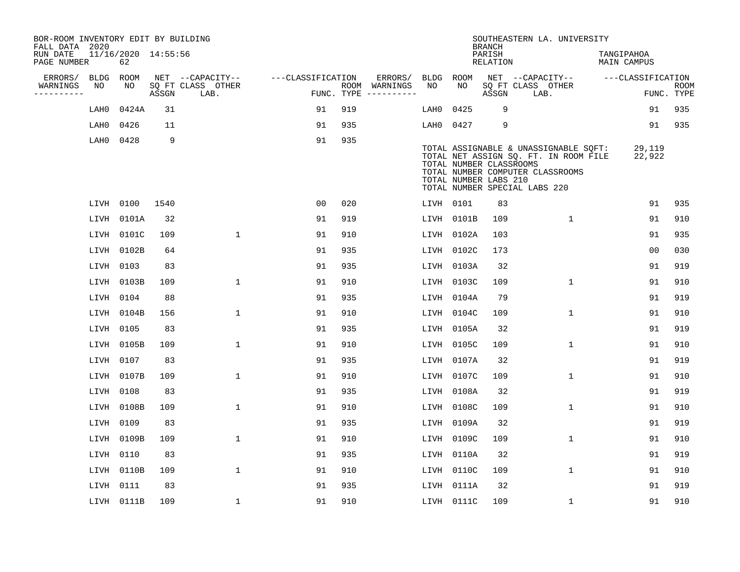BOR-ROOM INVENTORY EDIT BY BUILDING
FALL DATA 2020
RUN DATE 11/16/2020 14:55:56
PAGE NUMBER 62

SOUTHEASTERN LA. UNIVERSITY
BRANCH
PARISH TANGIPAHOA
RELATION MAIN CAMPUS

| ERRORS/ WARNINGS | BLDG NO | ROOM NO | NET SQ FT ASSGN | CAPACITY CLASS | CAPACITY LAB. | CAPACITY OTHER | CLASSIFICATION FUNC. | ROOM TYPE | ERRORS/ WARNINGS | BLDG NO | ROOM NO | NET SQ FT ASSGN | CAPACITY CLASS | CAPACITY LAB. | CAPACITY OTHER | CLASSIFICATION FUNC. | ROOM TYPE |
|---|---|---|---|---|---|---|---|---|---|---|---|---|---|---|---|---|---|
| | LAH0 | 0424A | 31 | | | | 91 | 919 | | LAH0 | 0425 | 9 | | | | 91 | 935 |
| | LAH0 | 0426 | 11 | | | | 91 | 935 | | LAH0 | 0427 | 9 | | | | 91 | 935 |
| | LAH0 | 0428 | 9 | | | | 91 | 935 | | | | | | | | | |

TOTAL ASSIGNABLE & UNASSIGNABLE SQFT: 29,119
TOTAL NET ASSIGN SQ. FT. IN ROOM FILE 22,922
TOTAL NUMBER CLASSROOMS
TOTAL NUMBER COMPUTER CLASSROOMS
TOTAL NUMBER LABS 210
TOTAL NUMBER SPECIAL LABS 220

| ERRORS/ WARNINGS | BLDG NO | ROOM NO | NET SQ FT ASSGN | CAPACITY CLASS | CAPACITY LAB. | CAPACITY OTHER | CLASSIFICATION FUNC. | ROOM TYPE | ERRORS/ WARNINGS | BLDG NO | ROOM NO | NET SQ FT ASSGN | CAPACITY CLASS | CAPACITY LAB. | CAPACITY OTHER | CLASSIFICATION FUNC. | ROOM TYPE |
|---|---|---|---|---|---|---|---|---|---|---|---|---|---|---|---|---|---|
| | LIVH | 0100 | 1540 | | | | 00 | 020 | | LIVH | 0101 | 83 | | | | 91 | 935 |
| | LIVH | 0101A | 32 | | | | 91 | 919 | | LIVH | 0101B | 109 | | | 1 | 91 | 910 |
| | LIVH | 0101C | 109 | | | 1 | 91 | 910 | | LIVH | 0102A | 103 | | | | 91 | 935 |
| | LIVH | 0102B | 64 | | | | 91 | 935 | | LIVH | 0102C | 173 | | | | 00 | 030 |
| | LIVH | 0103 | 83 | | | | 91 | 935 | | LIVH | 0103A | 32 | | | | 91 | 919 |
| | LIVH | 0103B | 109 | | | 1 | 91 | 910 | | LIVH | 0103C | 109 | | | 1 | 91 | 910 |
| | LIVH | 0104 | 88 | | | | 91 | 935 | | LIVH | 0104A | 79 | | | | 91 | 919 |
| | LIVH | 0104B | 156 | | | 1 | 91 | 910 | | LIVH | 0104C | 109 | | | 1 | 91 | 910 |
| | LIVH | 0105 | 83 | | | | 91 | 935 | | LIVH | 0105A | 32 | | | | 91 | 919 |
| | LIVH | 0105B | 109 | | | 1 | 91 | 910 | | LIVH | 0105C | 109 | | | 1 | 91 | 910 |
| | LIVH | 0107 | 83 | | | | 91 | 935 | | LIVH | 0107A | 32 | | | | 91 | 919 |
| | LIVH | 0107B | 109 | | | 1 | 91 | 910 | | LIVH | 0107C | 109 | | | 1 | 91 | 910 |
| | LIVH | 0108 | 83 | | | | 91 | 935 | | LIVH | 0108A | 32 | | | | 91 | 919 |
| | LIVH | 0108B | 109 | | | 1 | 91 | 910 | | LIVH | 0108C | 109 | | | 1 | 91 | 910 |
| | LIVH | 0109 | 83 | | | | 91 | 935 | | LIVH | 0109A | 32 | | | | 91 | 919 |
| | LIVH | 0109B | 109 | | | 1 | 91 | 910 | | LIVH | 0109C | 109 | | | 1 | 91 | 910 |
| | LIVH | 0110 | 83 | | | | 91 | 935 | | LIVH | 0110A | 32 | | | | 91 | 919 |
| | LIVH | 0110B | 109 | | | 1 | 91 | 910 | | LIVH | 0110C | 109 | | | 1 | 91 | 910 |
| | LIVH | 0111 | 83 | | | | 91 | 935 | | LIVH | 0111A | 32 | | | | 91 | 919 |
| | LIVH | 0111B | 109 | | | 1 | 91 | 910 | | LIVH | 0111C | 109 | | | 1 | 91 | 910 |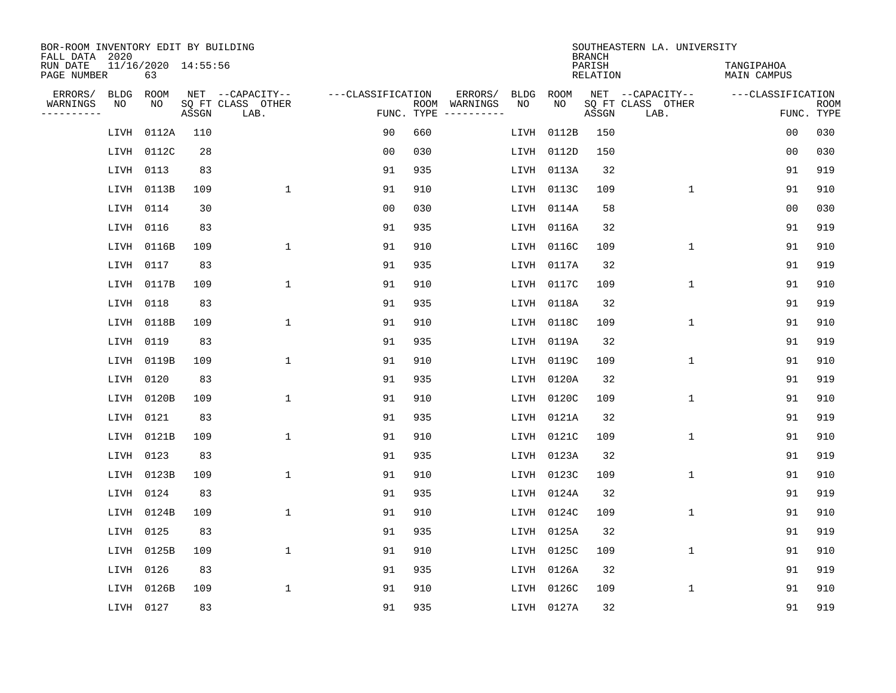BOR-ROOM INVENTORY EDIT BY BUILDING
FALL DATA 2020
RUN DATE 11/16/2020 14:55:56
PAGE NUMBER 63

SOUTHEASTERN LA. UNIVERSITY
BRANCH
PARISH TANGIPAHOA
RELATION MAIN CAMPUS

| ERRORS/ WARNINGS | BLDG NO | ROOM NO | NET SQ FT ASSGN | CAPACITY CLASS LAB. | CAPACITY OTHER | CLASSIFICATION FUNC. | ROOM TYPE | ERRORS/ WARNINGS | BLDG NO | ROOM NO | NET SQ FT ASSGN | CAPACITY CLASS LAB. | CAPACITY OTHER | CLASSIFICATION FUNC. | ROOM TYPE |
|---|---|---|---|---|---|---|---|---|---|---|---|---|---|---|---|
| | LIVH | 0112A | 110 | | | 90 | 660 | | LIVH | 0112B | 150 | | | 00 | 030 |
| | LIVH | 0112C | 28 | | | 00 | 030 | | LIVH | 0112D | 150 | | | 00 | 030 |
| | LIVH | 0113 | 83 | | | 91 | 935 | | LIVH | 0113A | 32 | | | 91 | 919 |
| | LIVH | 0113B | 109 | | 1 | 91 | 910 | | LIVH | 0113C | 109 | | 1 | 91 | 910 |
| | LIVH | 0114 | 30 | | | 00 | 030 | | LIVH | 0114A | 58 | | | 00 | 030 |
| | LIVH | 0116 | 83 | | | 91 | 935 | | LIVH | 0116A | 32 | | | 91 | 919 |
| | LIVH | 0116B | 109 | | 1 | 91 | 910 | | LIVH | 0116C | 109 | | 1 | 91 | 910 |
| | LIVH | 0117 | 83 | | | 91 | 935 | | LIVH | 0117A | 32 | | | 91 | 919 |
| | LIVH | 0117B | 109 | | 1 | 91 | 910 | | LIVH | 0117C | 109 | | 1 | 91 | 910 |
| | LIVH | 0118 | 83 | | | 91 | 935 | | LIVH | 0118A | 32 | | | 91 | 919 |
| | LIVH | 0118B | 109 | | 1 | 91 | 910 | | LIVH | 0118C | 109 | | 1 | 91 | 910 |
| | LIVH | 0119 | 83 | | | 91 | 935 | | LIVH | 0119A | 32 | | | 91 | 919 |
| | LIVH | 0119B | 109 | | 1 | 91 | 910 | | LIVH | 0119C | 109 | | 1 | 91 | 910 |
| | LIVH | 0120 | 83 | | | 91 | 935 | | LIVH | 0120A | 32 | | | 91 | 919 |
| | LIVH | 0120B | 109 | | 1 | 91 | 910 | | LIVH | 0120C | 109 | | 1 | 91 | 910 |
| | LIVH | 0121 | 83 | | | 91 | 935 | | LIVH | 0121A | 32 | | | 91 | 919 |
| | LIVH | 0121B | 109 | | 1 | 91 | 910 | | LIVH | 0121C | 109 | | 1 | 91 | 910 |
| | LIVH | 0123 | 83 | | | 91 | 935 | | LIVH | 0123A | 32 | | | 91 | 919 |
| | LIVH | 0123B | 109 | | 1 | 91 | 910 | | LIVH | 0123C | 109 | | 1 | 91 | 910 |
| | LIVH | 0124 | 83 | | | 91 | 935 | | LIVH | 0124A | 32 | | | 91 | 919 |
| | LIVH | 0124B | 109 | | 1 | 91 | 910 | | LIVH | 0124C | 109 | | 1 | 91 | 910 |
| | LIVH | 0125 | 83 | | | 91 | 935 | | LIVH | 0125A | 32 | | | 91 | 919 |
| | LIVH | 0125B | 109 | | 1 | 91 | 910 | | LIVH | 0125C | 109 | | 1 | 91 | 910 |
| | LIVH | 0126 | 83 | | | 91 | 935 | | LIVH | 0126A | 32 | | | 91 | 919 |
| | LIVH | 0126B | 109 | | 1 | 91 | 910 | | LIVH | 0126C | 109 | | 1 | 91 | 910 |
| | LIVH | 0127 | 83 | | | 91 | 935 | | LIVH | 0127A | 32 | | | 91 | 919 |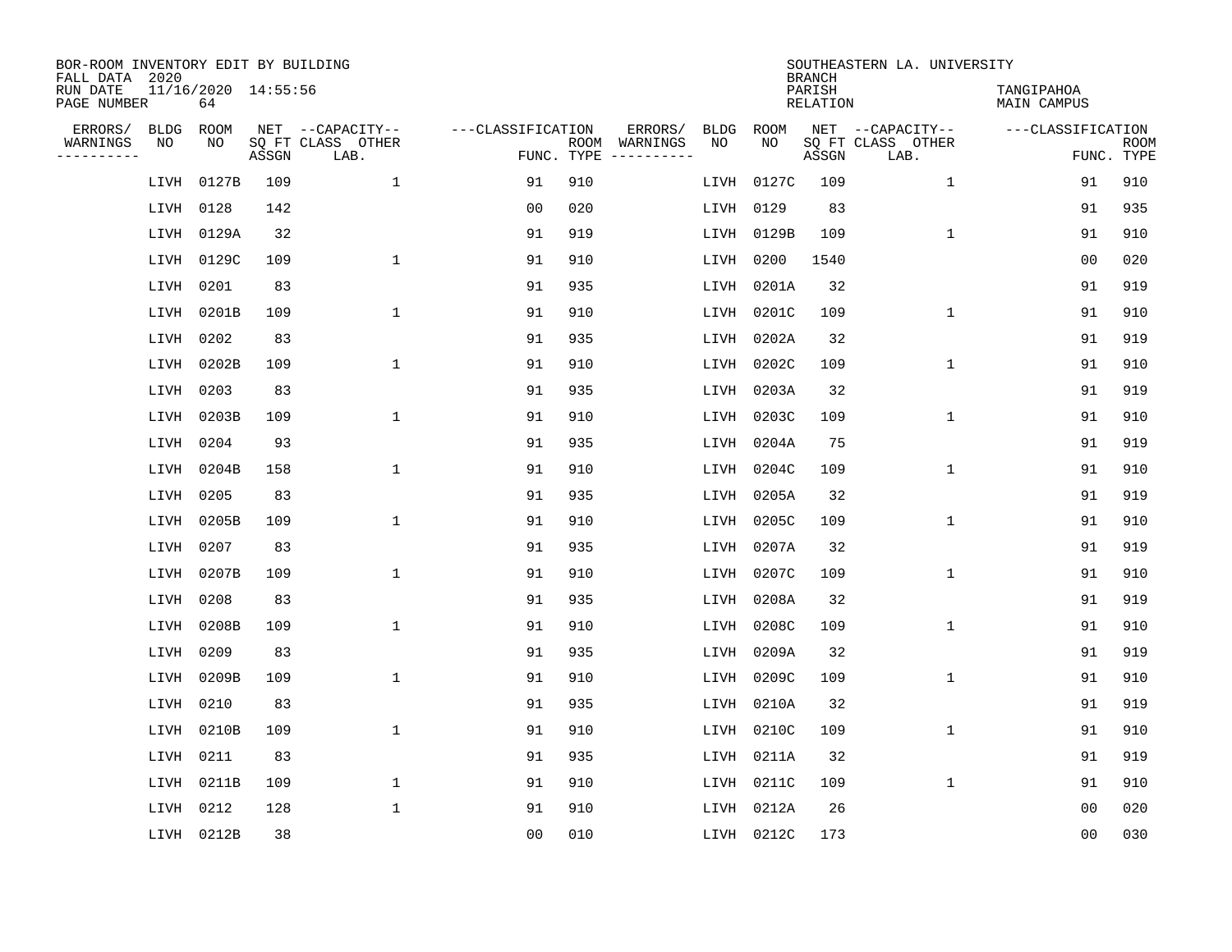BOR-ROOM INVENTORY EDIT BY BUILDING
FALL DATA 2020
RUN DATE 11/16/2020 14:55:56
PAGE NUMBER 64

SOUTHEASTERN LA. UNIVERSITY
BRANCH
PARISH TANGIPAHOA
RELATION MAIN CAMPUS

| ERRORS/ WARNINGS | BLDG NO | ROOM NO | NET SQ FT ASSGN | CAPACITY CLASS LAB. | CAPACITY OTHER | CLASSIFICATION FUNC. | ROOM TYPE | ERRORS/ WARNINGS | BLDG NO | ROOM NO | NET SQ FT ASSGN | CAPACITY CLASS LAB. | CAPACITY OTHER | CLASSIFICATION FUNC. | ROOM TYPE |
|---|---|---|---|---|---|---|---|---|---|---|---|---|---|---|---|
| | LIVH | 0127B | 109 | | 1 | 91 | 910 | | LIVH | 0127C | 109 | | 1 | 91 | 910 |
| | LIVH | 0128 | 142 | | | 00 | 020 | | LIVH | 0129 | 83 | | | 91 | 935 |
| | LIVH | 0129A | 32 | | | 91 | 919 | | LIVH | 0129B | 109 | | 1 | 91 | 910 |
| | LIVH | 0129C | 109 | | 1 | 91 | 910 | | LIVH | 0200 | 1540 | | | 00 | 020 |
| | LIVH | 0201 | 83 | | | 91 | 935 | | LIVH | 0201A | 32 | | | 91 | 919 |
| | LIVH | 0201B | 109 | | 1 | 91 | 910 | | LIVH | 0201C | 109 | | 1 | 91 | 910 |
| | LIVH | 0202 | 83 | | | 91 | 935 | | LIVH | 0202A | 32 | | | 91 | 919 |
| | LIVH | 0202B | 109 | | 1 | 91 | 910 | | LIVH | 0202C | 109 | | 1 | 91 | 910 |
| | LIVH | 0203 | 83 | | | 91 | 935 | | LIVH | 0203A | 32 | | | 91 | 919 |
| | LIVH | 0203B | 109 | | 1 | 91 | 910 | | LIVH | 0203C | 109 | | 1 | 91 | 910 |
| | LIVH | 0204 | 93 | | | 91 | 935 | | LIVH | 0204A | 75 | | | 91 | 919 |
| | LIVH | 0204B | 158 | | 1 | 91 | 910 | | LIVH | 0204C | 109 | | 1 | 91 | 910 |
| | LIVH | 0205 | 83 | | | 91 | 935 | | LIVH | 0205A | 32 | | | 91 | 919 |
| | LIVH | 0205B | 109 | | 1 | 91 | 910 | | LIVH | 0205C | 109 | | 1 | 91 | 910 |
| | LIVH | 0207 | 83 | | | 91 | 935 | | LIVH | 0207A | 32 | | | 91 | 919 |
| | LIVH | 0207B | 109 | | 1 | 91 | 910 | | LIVH | 0207C | 109 | | 1 | 91 | 910 |
| | LIVH | 0208 | 83 | | | 91 | 935 | | LIVH | 0208A | 32 | | | 91 | 919 |
| | LIVH | 0208B | 109 | | 1 | 91 | 910 | | LIVH | 0208C | 109 | | 1 | 91 | 910 |
| | LIVH | 0209 | 83 | | | 91 | 935 | | LIVH | 0209A | 32 | | | 91 | 919 |
| | LIVH | 0209B | 109 | | 1 | 91 | 910 | | LIVH | 0209C | 109 | | 1 | 91 | 910 |
| | LIVH | 0210 | 83 | | | 91 | 935 | | LIVH | 0210A | 32 | | | 91 | 919 |
| | LIVH | 0210B | 109 | | 1 | 91 | 910 | | LIVH | 0210C | 109 | | 1 | 91 | 910 |
| | LIVH | 0211 | 83 | | | 91 | 935 | | LIVH | 0211A | 32 | | | 91 | 919 |
| | LIVH | 0211B | 109 | | 1 | 91 | 910 | | LIVH | 0211C | 109 | | 1 | 91 | 910 |
| | LIVH | 0212 | 128 | | 1 | 91 | 910 | | LIVH | 0212A | 26 | | | 00 | 020 |
| | LIVH | 0212B | 38 | | | 00 | 010 | | LIVH | 0212C | 173 | | | 00 | 030 |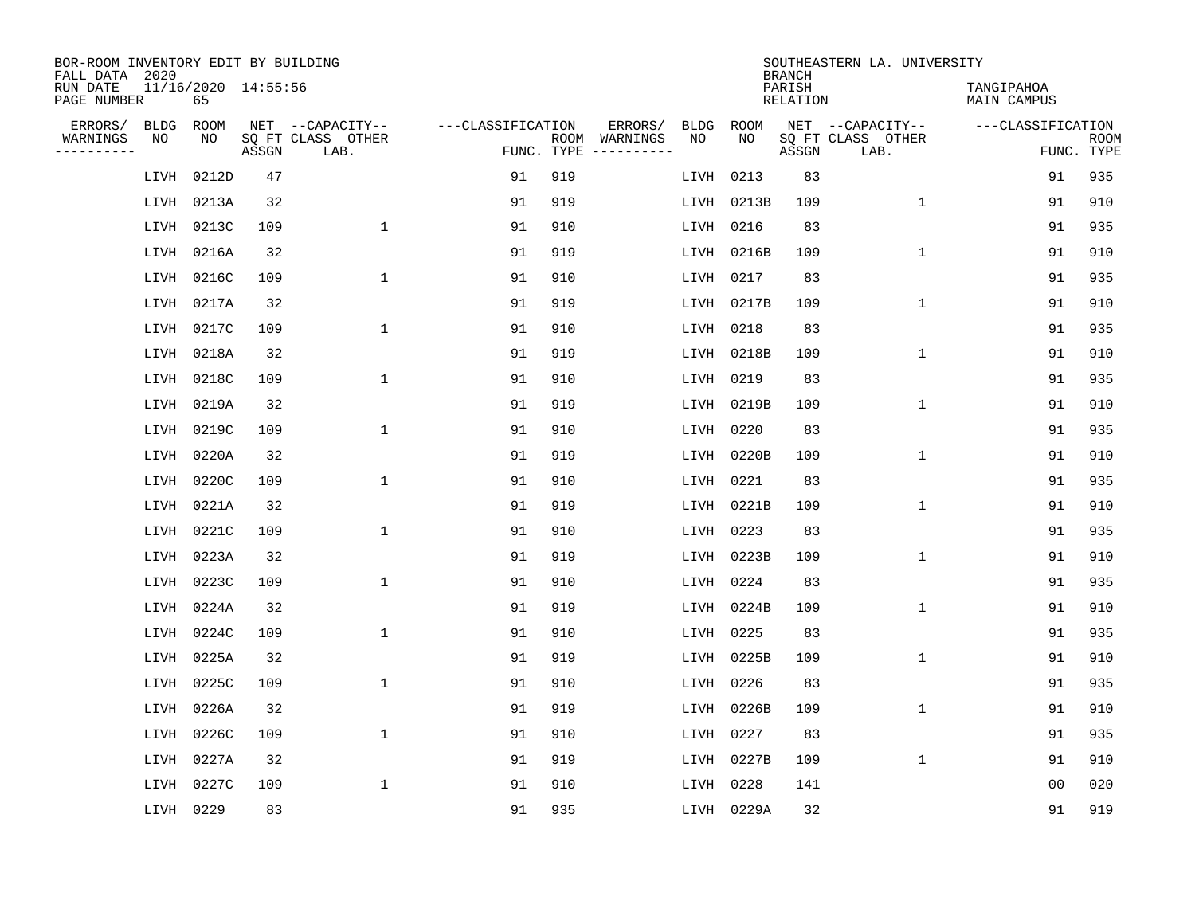BOR-ROOM INVENTORY EDIT BY BUILDING
FALL DATA 2020
RUN DATE 11/16/2020 14:55:56
PAGE NUMBER 65

SOUTHEASTERN LA. UNIVERSITY
BRANCH
PARISH TANGIPAHOA
RELATION MAIN CAMPUS

| ERRORS/ WARNINGS | BLDG NO | ROOM NO | NET SQ FT ASSGN | CAPACITY CLASS LAB. | CAPACITY OTHER | CLASSIFICATION FUNC. | ROOM TYPE | ERRORS/ WARNINGS | BLDG NO | ROOM NO | NET SQ FT ASSGN | CAPACITY CLASS LAB. | CAPACITY OTHER | CLASSIFICATION FUNC. | ROOM TYPE |
|---|---|---|---|---|---|---|---|---|---|---|---|---|---|---|---|
| | LIVH | 0212D | 47 | | | 91 | 919 | | LIVH | 0213 | 83 | | | 91 | 935 |
| | LIVH | 0213A | 32 | | | 91 | 919 | | LIVH | 0213B | 109 | | 1 | 91 | 910 |
| | LIVH | 0213C | 109 | | 1 | 91 | 910 | | LIVH | 0216 | 83 | | | 91 | 935 |
| | LIVH | 0216A | 32 | | | 91 | 919 | | LIVH | 0216B | 109 | | 1 | 91 | 910 |
| | LIVH | 0216C | 109 | | 1 | 91 | 910 | | LIVH | 0217 | 83 | | | 91 | 935 |
| | LIVH | 0217A | 32 | | | 91 | 919 | | LIVH | 0217B | 109 | | 1 | 91 | 910 |
| | LIVH | 0217C | 109 | | 1 | 91 | 910 | | LIVH | 0218 | 83 | | | 91 | 935 |
| | LIVH | 0218A | 32 | | | 91 | 919 | | LIVH | 0218B | 109 | | 1 | 91 | 910 |
| | LIVH | 0218C | 109 | | 1 | 91 | 910 | | LIVH | 0219 | 83 | | | 91 | 935 |
| | LIVH | 0219A | 32 | | | 91 | 919 | | LIVH | 0219B | 109 | | 1 | 91 | 910 |
| | LIVH | 0219C | 109 | | 1 | 91 | 910 | | LIVH | 0220 | 83 | | | 91 | 935 |
| | LIVH | 0220A | 32 | | | 91 | 919 | | LIVH | 0220B | 109 | | 1 | 91 | 910 |
| | LIVH | 0220C | 109 | | 1 | 91 | 910 | | LIVH | 0221 | 83 | | | 91 | 935 |
| | LIVH | 0221A | 32 | | | 91 | 919 | | LIVH | 0221B | 109 | | 1 | 91 | 910 |
| | LIVH | 0221C | 109 | | 1 | 91 | 910 | | LIVH | 0223 | 83 | | | 91 | 935 |
| | LIVH | 0223A | 32 | | | 91 | 919 | | LIVH | 0223B | 109 | | 1 | 91 | 910 |
| | LIVH | 0223C | 109 | | 1 | 91 | 910 | | LIVH | 0224 | 83 | | | 91 | 935 |
| | LIVH | 0224A | 32 | | | 91 | 919 | | LIVH | 0224B | 109 | | 1 | 91 | 910 |
| | LIVH | 0224C | 109 | | 1 | 91 | 910 | | LIVH | 0225 | 83 | | | 91 | 935 |
| | LIVH | 0225A | 32 | | | 91 | 919 | | LIVH | 0225B | 109 | | 1 | 91 | 910 |
| | LIVH | 0225C | 109 | | 1 | 91 | 910 | | LIVH | 0226 | 83 | | | 91 | 935 |
| | LIVH | 0226A | 32 | | | 91 | 919 | | LIVH | 0226B | 109 | | 1 | 91 | 910 |
| | LIVH | 0226C | 109 | | 1 | 91 | 910 | | LIVH | 0227 | 83 | | | 91 | 935 |
| | LIVH | 0227A | 32 | | | 91 | 919 | | LIVH | 0227B | 109 | | 1 | 91 | 910 |
| | LIVH | 0227C | 109 | | 1 | 91 | 910 | | LIVH | 0228 | 141 | | | 00 | 020 |
| | LIVH | 0229 | 83 | | | 91 | 935 | | LIVH | 0229A | 32 | | | 91 | 919 |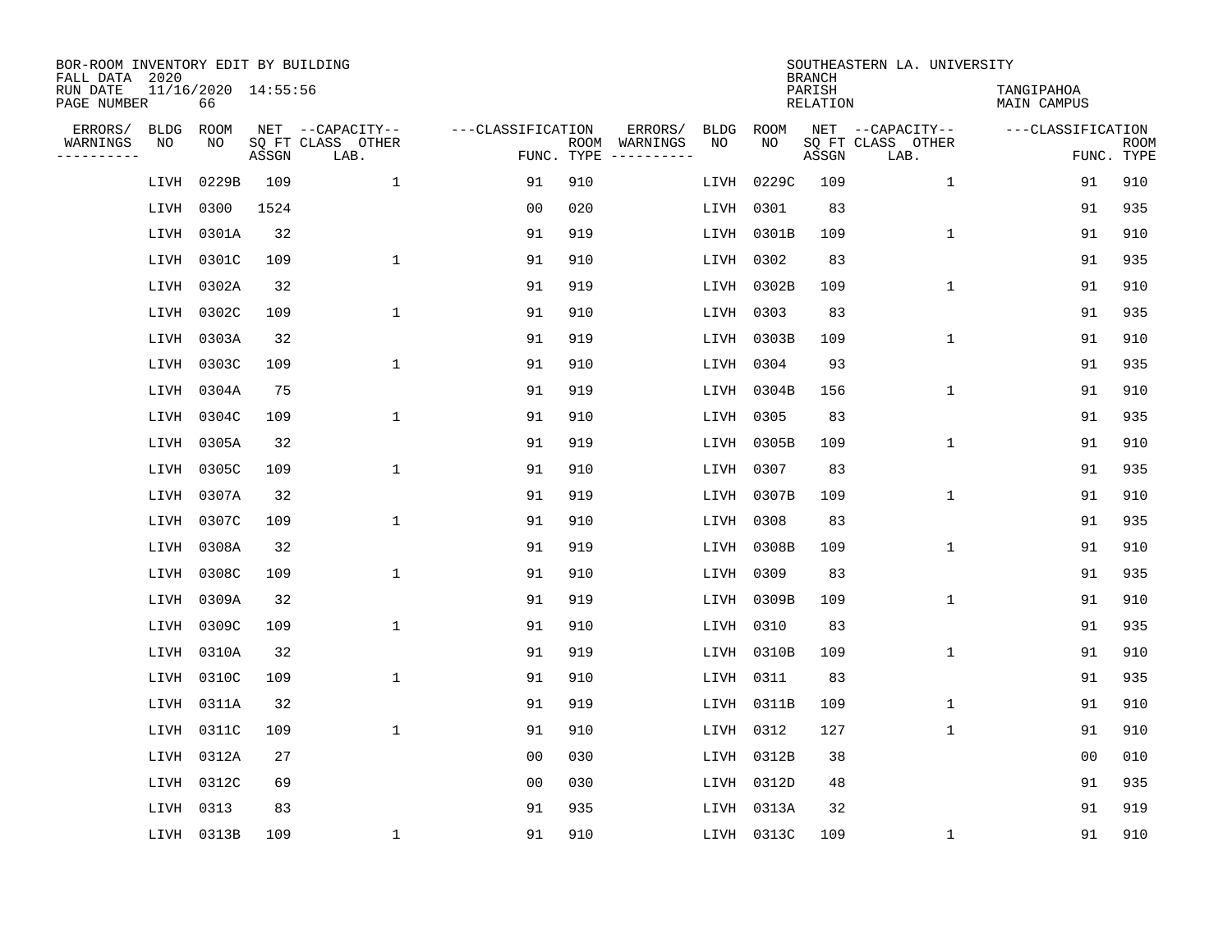BOR-ROOM INVENTORY EDIT BY BUILDING
FALL DATA 2020
RUN DATE 11/16/2020 14:55:56
PAGE NUMBER 66

SOUTHEASTERN LA. UNIVERSITY
BRANCH
PARISH TANGIPAHOA
RELATION MAIN CAMPUS

| ERRORS/ WARNINGS | BLDG NO | ROOM NO | NET SQ FT ASSGN | CAPACITY CLASS LAB. | CAPACITY OTHER | CLASSIFICATION FUNC. | ROOM TYPE | ERRORS/ WARNINGS | BLDG NO | ROOM NO | NET SQ FT ASSGN | CAPACITY CLASS LAB. | CAPACITY OTHER | CLASSIFICATION FUNC. | ROOM TYPE |
|---|---|---|---|---|---|---|---|---|---|---|---|---|---|---|---|
| | LIVH | 0229B | 109 | | 1 | 91 | 910 | | LIVH | 0229C | 109 | | 1 | 91 | 910 |
| | LIVH | 0300 | 1524 | | | 00 | 020 | | LIVH | 0301 | 83 | | | 91 | 935 |
| | LIVH | 0301A | 32 | | | 91 | 919 | | LIVH | 0301B | 109 | | 1 | 91 | 910 |
| | LIVH | 0301C | 109 | | 1 | 91 | 910 | | LIVH | 0302 | 83 | | | 91 | 935 |
| | LIVH | 0302A | 32 | | | 91 | 919 | | LIVH | 0302B | 109 | | 1 | 91 | 910 |
| | LIVH | 0302C | 109 | | 1 | 91 | 910 | | LIVH | 0303 | 83 | | | 91 | 935 |
| | LIVH | 0303A | 32 | | | 91 | 919 | | LIVH | 0303B | 109 | | 1 | 91 | 910 |
| | LIVH | 0303C | 109 | | 1 | 91 | 910 | | LIVH | 0304 | 93 | | | 91 | 935 |
| | LIVH | 0304A | 75 | | | 91 | 919 | | LIVH | 0304B | 156 | | 1 | 91 | 910 |
| | LIVH | 0304C | 109 | | 1 | 91 | 910 | | LIVH | 0305 | 83 | | | 91 | 935 |
| | LIVH | 0305A | 32 | | | 91 | 919 | | LIVH | 0305B | 109 | | 1 | 91 | 910 |
| | LIVH | 0305C | 109 | | 1 | 91 | 910 | | LIVH | 0307 | 83 | | | 91 | 935 |
| | LIVH | 0307A | 32 | | | 91 | 919 | | LIVH | 0307B | 109 | | 1 | 91 | 910 |
| | LIVH | 0307C | 109 | | 1 | 91 | 910 | | LIVH | 0308 | 83 | | | 91 | 935 |
| | LIVH | 0308A | 32 | | | 91 | 919 | | LIVH | 0308B | 109 | | 1 | 91 | 910 |
| | LIVH | 0308C | 109 | | 1 | 91 | 910 | | LIVH | 0309 | 83 | | | 91 | 935 |
| | LIVH | 0309A | 32 | | | 91 | 919 | | LIVH | 0309B | 109 | | 1 | 91 | 910 |
| | LIVH | 0309C | 109 | | 1 | 91 | 910 | | LIVH | 0310 | 83 | | | 91 | 935 |
| | LIVH | 0310A | 32 | | | 91 | 919 | | LIVH | 0310B | 109 | | 1 | 91 | 910 |
| | LIVH | 0310C | 109 | | 1 | 91 | 910 | | LIVH | 0311 | 83 | | | 91 | 935 |
| | LIVH | 0311A | 32 | | | 91 | 919 | | LIVH | 0311B | 109 | | 1 | 91 | 910 |
| | LIVH | 0311C | 109 | | 1 | 91 | 910 | | LIVH | 0312 | 127 | | 1 | 91 | 910 |
| | LIVH | 0312A | 27 | | | 00 | 030 | | LIVH | 0312B | 38 | | | 00 | 010 |
| | LIVH | 0312C | 69 | | | 00 | 030 | | LIVH | 0312D | 48 | | | 91 | 935 |
| | LIVH | 0313 | 83 | | | 91 | 935 | | LIVH | 0313A | 32 | | | 91 | 919 |
| | LIVH | 0313B | 109 | | 1 | 91 | 910 | | LIVH | 0313C | 109 | | 1 | 91 | 910 |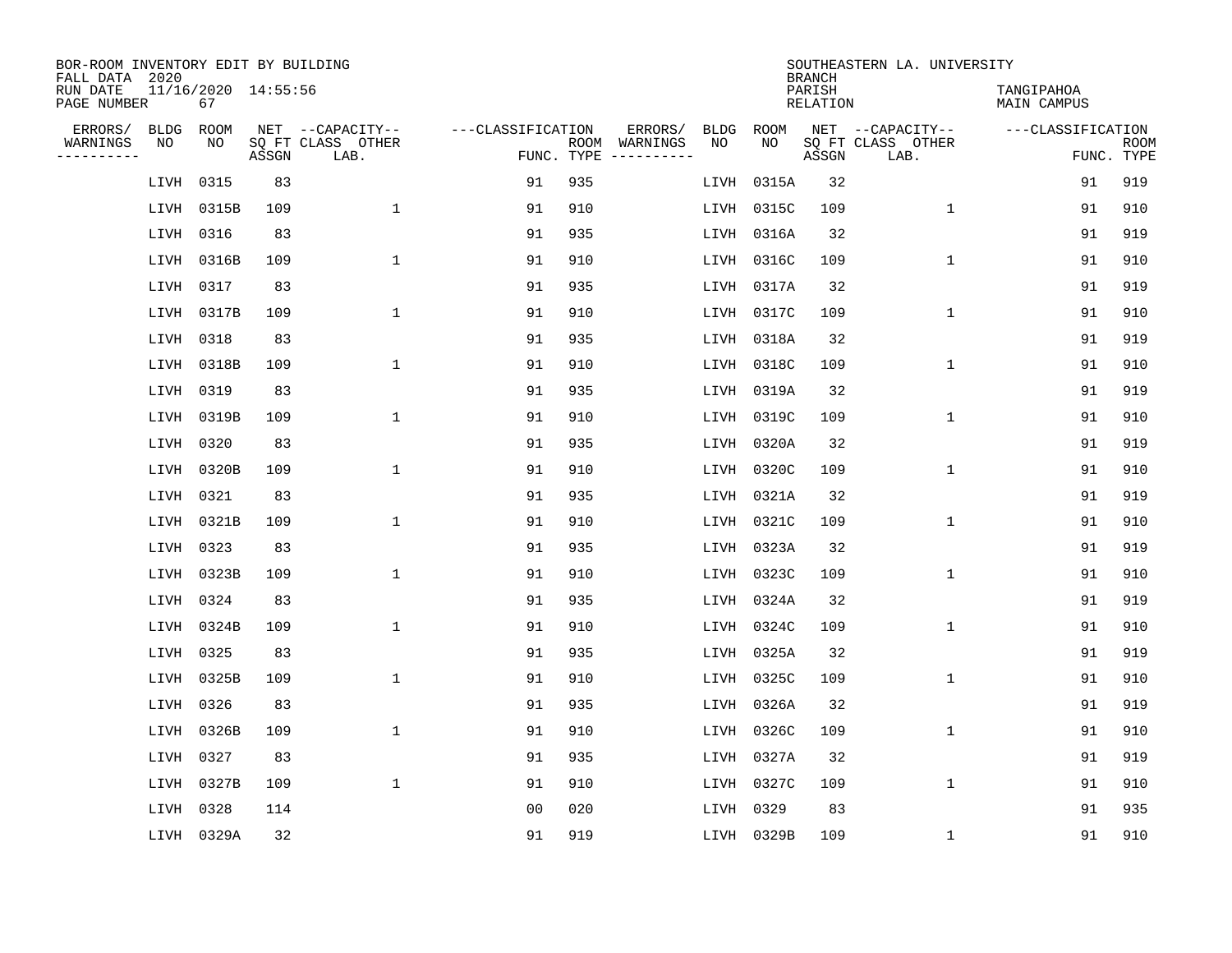BOR-ROOM INVENTORY EDIT BY BUILDING
FALL DATA 2020
RUN DATE 11/16/2020 14:55:56
PAGE NUMBER 67

SOUTHEASTERN LA. UNIVERSITY
BRANCH
PARISH TANGIPAHOA
RELATION MAIN CAMPUS

| ERRORS/ WARNINGS | BLDG NO | ROOM NO | NET SQ FT ASSGN | CAPACITY CLASS LAB. | CAPACITY OTHER | CLASSIFICATION FUNC. | ROOM TYPE | ERRORS/ WARNINGS | BLDG NO | ROOM NO | NET SQ FT ASSGN | CAPACITY CLASS LAB. | CAPACITY OTHER | CLASSIFICATION FUNC. | ROOM TYPE |
|---|---|---|---|---|---|---|---|---|---|---|---|---|---|---|---|
| | LIVH | 0315 | 83 | | | 91 | 935 | | LIVH | 0315A | 32 | | | 91 | 919 |
| | LIVH | 0315B | 109 | | 1 | 91 | 910 | | LIVH | 0315C | 109 | | 1 | 91 | 910 |
| | LIVH | 0316 | 83 | | | 91 | 935 | | LIVH | 0316A | 32 | | | 91 | 919 |
| | LIVH | 0316B | 109 | | 1 | 91 | 910 | | LIVH | 0316C | 109 | | 1 | 91 | 910 |
| | LIVH | 0317 | 83 | | | 91 | 935 | | LIVH | 0317A | 32 | | | 91 | 919 |
| | LIVH | 0317B | 109 | | 1 | 91 | 910 | | LIVH | 0317C | 109 | | 1 | 91 | 910 |
| | LIVH | 0318 | 83 | | | 91 | 935 | | LIVH | 0318A | 32 | | | 91 | 919 |
| | LIVH | 0318B | 109 | | 1 | 91 | 910 | | LIVH | 0318C | 109 | | 1 | 91 | 910 |
| | LIVH | 0319 | 83 | | | 91 | 935 | | LIVH | 0319A | 32 | | | 91 | 919 |
| | LIVH | 0319B | 109 | | 1 | 91 | 910 | | LIVH | 0319C | 109 | | 1 | 91 | 910 |
| | LIVH | 0320 | 83 | | | 91 | 935 | | LIVH | 0320A | 32 | | | 91 | 919 |
| | LIVH | 0320B | 109 | | 1 | 91 | 910 | | LIVH | 0320C | 109 | | 1 | 91 | 910 |
| | LIVH | 0321 | 83 | | | 91 | 935 | | LIVH | 0321A | 32 | | | 91 | 919 |
| | LIVH | 0321B | 109 | | 1 | 91 | 910 | | LIVH | 0321C | 109 | | 1 | 91 | 910 |
| | LIVH | 0323 | 83 | | | 91 | 935 | | LIVH | 0323A | 32 | | | 91 | 919 |
| | LIVH | 0323B | 109 | | 1 | 91 | 910 | | LIVH | 0323C | 109 | | 1 | 91 | 910 |
| | LIVH | 0324 | 83 | | | 91 | 935 | | LIVH | 0324A | 32 | | | 91 | 919 |
| | LIVH | 0324B | 109 | | 1 | 91 | 910 | | LIVH | 0324C | 109 | | 1 | 91 | 910 |
| | LIVH | 0325 | 83 | | | 91 | 935 | | LIVH | 0325A | 32 | | | 91 | 919 |
| | LIVH | 0325B | 109 | | 1 | 91 | 910 | | LIVH | 0325C | 109 | | 1 | 91 | 910 |
| | LIVH | 0326 | 83 | | | 91 | 935 | | LIVH | 0326A | 32 | | | 91 | 919 |
| | LIVH | 0326B | 109 | | 1 | 91 | 910 | | LIVH | 0326C | 109 | | 1 | 91 | 910 |
| | LIVH | 0327 | 83 | | | 91 | 935 | | LIVH | 0327A | 32 | | | 91 | 919 |
| | LIVH | 0327B | 109 | | 1 | 91 | 910 | | LIVH | 0327C | 109 | | 1 | 91 | 910 |
| | LIVH | 0328 | 114 | | | 00 | 020 | | LIVH | 0329 | 83 | | | 91 | 935 |
| | LIVH | 0329A | 32 | | | 91 | 919 | | LIVH | 0329B | 109 | | 1 | 91 | 910 |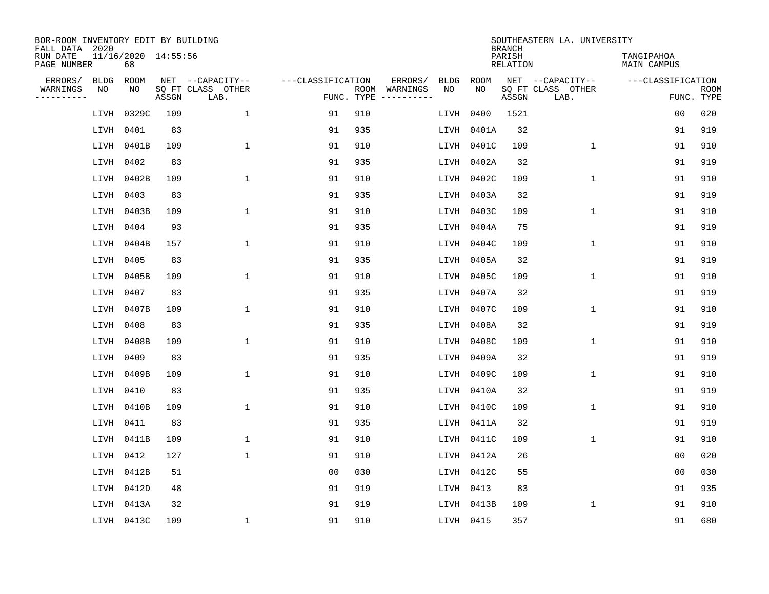BOR-ROOM INVENTORY EDIT BY BUILDING
FALL DATA 2020
RUN DATE 11/16/2020 14:55:56
PAGE NUMBER 68

SOUTHEASTERN LA. UNIVERSITY
BRANCH
PARISH TANGIPAHOA
RELATION MAIN CAMPUS

| ERRORS/ WARNINGS | BLDG NO | ROOM NO | NET SQ FT ASSGN | CAPACITY CLASS LAB. | CAPACITY OTHER | CLASSIFICATION FUNC. | ROOM TYPE | ERRORS/ WARNINGS | BLDG NO | ROOM NO | NET SQ FT ASSGN | CAPACITY CLASS LAB. | CAPACITY OTHER | CLASSIFICATION FUNC. | ROOM TYPE |
|---|---|---|---|---|---|---|---|---|---|---|---|---|---|---|---|
| | LIVH | 0329C | 109 | | 1 | 91 | 910 | | LIVH | 0400 | 1521 | | | 00 | 020 |
| | LIVH | 0401 | 83 | | | 91 | 935 | | LIVH | 0401A | 32 | | | 91 | 919 |
| | LIVH | 0401B | 109 | | 1 | 91 | 910 | | LIVH | 0401C | 109 | | 1 | 91 | 910 |
| | LIVH | 0402 | 83 | | | 91 | 935 | | LIVH | 0402A | 32 | | | 91 | 919 |
| | LIVH | 0402B | 109 | | 1 | 91 | 910 | | LIVH | 0402C | 109 | | 1 | 91 | 910 |
| | LIVH | 0403 | 83 | | | 91 | 935 | | LIVH | 0403A | 32 | | | 91 | 919 |
| | LIVH | 0403B | 109 | | 1 | 91 | 910 | | LIVH | 0403C | 109 | | 1 | 91 | 910 |
| | LIVH | 0404 | 93 | | | 91 | 935 | | LIVH | 0404A | 75 | | | 91 | 919 |
| | LIVH | 0404B | 157 | | 1 | 91 | 910 | | LIVH | 0404C | 109 | | 1 | 91 | 910 |
| | LIVH | 0405 | 83 | | | 91 | 935 | | LIVH | 0405A | 32 | | | 91 | 919 |
| | LIVH | 0405B | 109 | | 1 | 91 | 910 | | LIVH | 0405C | 109 | | 1 | 91 | 910 |
| | LIVH | 0407 | 83 | | | 91 | 935 | | LIVH | 0407A | 32 | | | 91 | 919 |
| | LIVH | 0407B | 109 | | 1 | 91 | 910 | | LIVH | 0407C | 109 | | 1 | 91 | 910 |
| | LIVH | 0408 | 83 | | | 91 | 935 | | LIVH | 0408A | 32 | | | 91 | 919 |
| | LIVH | 0408B | 109 | | 1 | 91 | 910 | | LIVH | 0408C | 109 | | 1 | 91 | 910 |
| | LIVH | 0409 | 83 | | | 91 | 935 | | LIVH | 0409A | 32 | | | 91 | 919 |
| | LIVH | 0409B | 109 | | 1 | 91 | 910 | | LIVH | 0409C | 109 | | 1 | 91 | 910 |
| | LIVH | 0410 | 83 | | | 91 | 935 | | LIVH | 0410A | 32 | | | 91 | 919 |
| | LIVH | 0410B | 109 | | 1 | 91 | 910 | | LIVH | 0410C | 109 | | 1 | 91 | 910 |
| | LIVH | 0411 | 83 | | | 91 | 935 | | LIVH | 0411A | 32 | | | 91 | 919 |
| | LIVH | 0411B | 109 | | 1 | 91 | 910 | | LIVH | 0411C | 109 | | 1 | 91 | 910 |
| | LIVH | 0412 | 127 | | 1 | 91 | 910 | | LIVH | 0412A | 26 | | | 00 | 020 |
| | LIVH | 0412B | 51 | | | 00 | 030 | | LIVH | 0412C | 55 | | | 00 | 030 |
| | LIVH | 0412D | 48 | | | 91 | 919 | | LIVH | 0413 | 83 | | | 91 | 935 |
| | LIVH | 0413A | 32 | | | 91 | 919 | | LIVH | 0413B | 109 | | 1 | 91 | 910 |
| | LIVH | 0413C | 109 | | 1 | 91 | 910 | | LIVH | 0415 | 357 | | | 91 | 680 |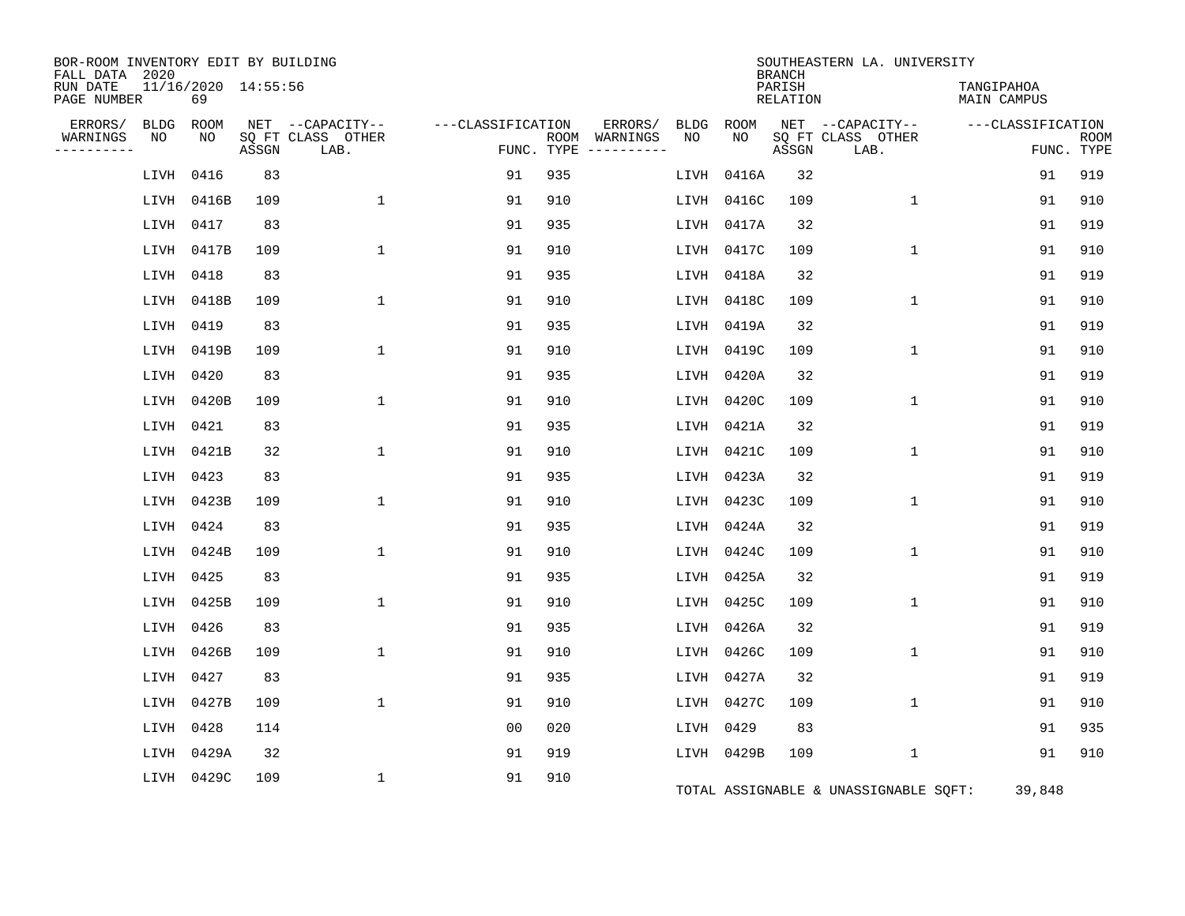BOR-ROOM INVENTORY EDIT BY BUILDING
FALL DATA 2020
RUN DATE 11/16/2020 14:55:56
PAGE NUMBER 69

SOUTHEASTERN LA. UNIVERSITY
BRANCH
PARISH TANGIPAHOA
RELATION MAIN CAMPUS

| ERRORS/ WARNINGS | BLDG NO | ROOM NO | NET SQ FT ASSGN | CAPACITY CLASS LAB. | CAPACITY OTHER | CLASSIFICATION FUNC. | ROOM TYPE | ERRORS/ WARNINGS | BLDG NO | ROOM NO | NET SQ FT ASSGN | CAPACITY CLASS LAB. | CAPACITY OTHER | CLASSIFICATION FUNC. | ROOM TYPE |
|---|---|---|---|---|---|---|---|---|---|---|---|---|---|---|---|
| | LIVH | 0416 | 83 | | | 91 | 935 | | LIVH | 0416A | 32 | | | 91 | 919 |
| | LIVH | 0416B | 109 | | 1 | 91 | 910 | | LIVH | 0416C | 109 | | 1 | 91 | 910 |
| | LIVH | 0417 | 83 | | | 91 | 935 | | LIVH | 0417A | 32 | | | 91 | 919 |
| | LIVH | 0417B | 109 | | 1 | 91 | 910 | | LIVH | 0417C | 109 | | 1 | 91 | 910 |
| | LIVH | 0418 | 83 | | | 91 | 935 | | LIVH | 0418A | 32 | | | 91 | 919 |
| | LIVH | 0418B | 109 | | 1 | 91 | 910 | | LIVH | 0418C | 109 | | 1 | 91 | 910 |
| | LIVH | 0419 | 83 | | | 91 | 935 | | LIVH | 0419A | 32 | | | 91 | 919 |
| | LIVH | 0419B | 109 | | 1 | 91 | 910 | | LIVH | 0419C | 109 | | 1 | 91 | 910 |
| | LIVH | 0420 | 83 | | | 91 | 935 | | LIVH | 0420A | 32 | | | 91 | 919 |
| | LIVH | 0420B | 109 | | 1 | 91 | 910 | | LIVH | 0420C | 109 | | 1 | 91 | 910 |
| | LIVH | 0421 | 83 | | | 91 | 935 | | LIVH | 0421A | 32 | | | 91 | 919 |
| | LIVH | 0421B | 32 | | 1 | 91 | 910 | | LIVH | 0421C | 109 | | 1 | 91 | 910 |
| | LIVH | 0423 | 83 | | | 91 | 935 | | LIVH | 0423A | 32 | | | 91 | 919 |
| | LIVH | 0423B | 109 | | 1 | 91 | 910 | | LIVH | 0423C | 109 | | 1 | 91 | 910 |
| | LIVH | 0424 | 83 | | | 91 | 935 | | LIVH | 0424A | 32 | | | 91 | 919 |
| | LIVH | 0424B | 109 | | 1 | 91 | 910 | | LIVH | 0424C | 109 | | 1 | 91 | 910 |
| | LIVH | 0425 | 83 | | | 91 | 935 | | LIVH | 0425A | 32 | | | 91 | 919 |
| | LIVH | 0425B | 109 | | 1 | 91 | 910 | | LIVH | 0425C | 109 | | 1 | 91 | 910 |
| | LIVH | 0426 | 83 | | | 91 | 935 | | LIVH | 0426A | 32 | | | 91 | 919 |
| | LIVH | 0426B | 109 | | 1 | 91 | 910 | | LIVH | 0426C | 109 | | 1 | 91 | 910 |
| | LIVH | 0427 | 83 | | | 91 | 935 | | LIVH | 0427A | 32 | | | 91 | 919 |
| | LIVH | 0427B | 109 | | 1 | 91 | 910 | | LIVH | 0427C | 109 | | 1 | 91 | 910 |
| | LIVH | 0428 | 114 | | | 00 | 020 | | LIVH | 0429 | 83 | | | 91 | 935 |
| | LIVH | 0429A | 32 | | | 91 | 919 | | LIVH | 0429B | 109 | | 1 | 91 | 910 |
| | LIVH | 0429C | 109 | | 1 | 91 | 910 | | | | | | | | |

TOTAL ASSIGNABLE & UNASSIGNABLE SQFT: 39,848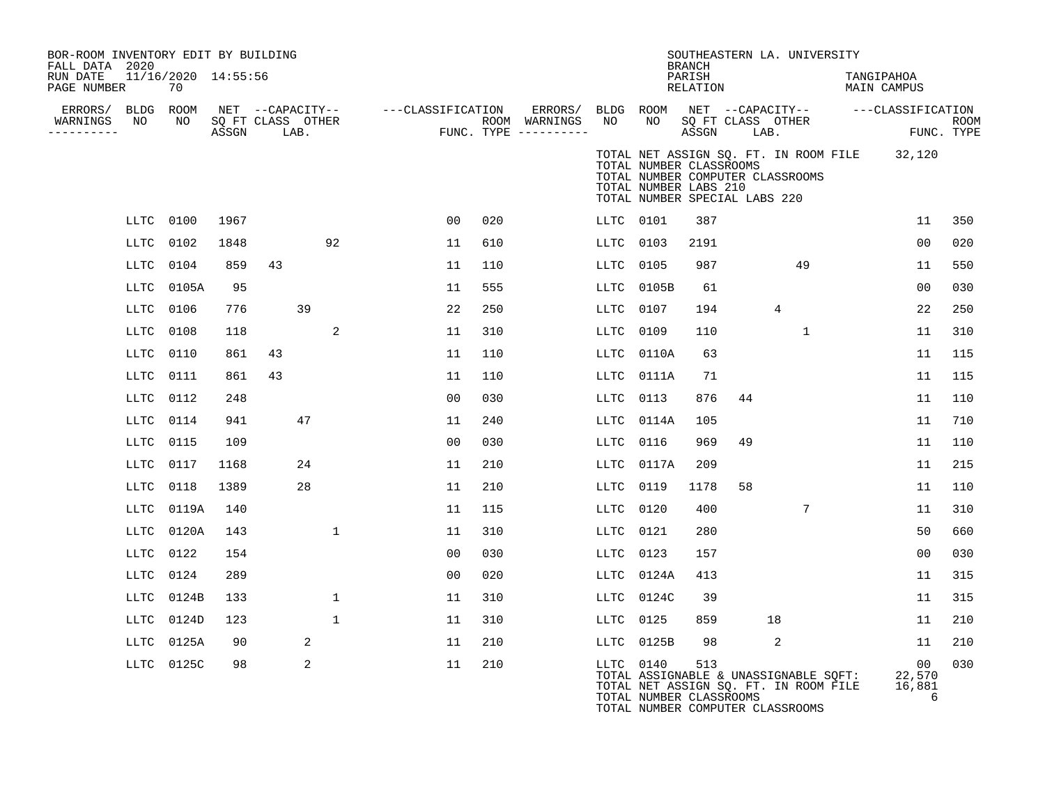BOR-ROOM INVENTORY EDIT BY BUILDING
FALL DATA 2020
RUN DATE 11/16/2020 14:55:56
PAGE NUMBER 70

SOUTHEASTERN LA. UNIVERSITY
BRANCH
PARISH TANGIPAHOA
RELATION MAIN CAMPUS

TOTAL NET ASSIGN SQ. FT. IN ROOM FILE 32,120
TOTAL NUMBER CLASSROOMS
TOTAL NUMBER COMPUTER CLASSROOMS
TOTAL NUMBER LABS 210
TOTAL NUMBER SPECIAL LABS 220

| ERRORS/ WARNINGS | BLDG NO | ROOM NO | NET SQ FT ASSGN | CAPACITY CLASS | CAPACITY LAB. | CAPACITY OTHER | CLASSIFICATION FUNC. | ROOM TYPE | ERRORS/ WARNINGS | BLDG NO | ROOM NO | NET SQ FT ASSGN | CAPACITY CLASS | CAPACITY LAB. | CAPACITY OTHER | CLASSIFICATION FUNC. | ROOM TYPE |
|---|---|---|---|---|---|---|---|---|---|---|---|---|---|---|---|---|---|
| | LLTC | 0100 | 1967 | | | | 00 | 020 | | LLTC | 0101 | 387 | | | | 11 | 350 |
| | LLTC | 0102 | 1848 | | | 92 | 11 | 610 | | LLTC | 0103 | 2191 | | | | 00 | 020 |
| | LLTC | 0104 | 859 | 43 | | | 11 | 110 | | LLTC | 0105 | 987 | | | 49 | 11 | 550 |
| | LLTC | 0105A | 95 | | | | 11 | 555 | | LLTC | 0105B | 61 | | | | 00 | 030 |
| | LLTC | 0106 | 776 | | 39 | | 22 | 250 | | LLTC | 0107 | 194 | | 4 | | 22 | 250 |
| | LLTC | 0108 | 118 | | | 2 | 11 | 310 | | LLTC | 0109 | 110 | | | 1 | 11 | 310 |
| | LLTC | 0110 | 861 | 43 | | | 11 | 110 | | LLTC | 0110A | 63 | | | | 11 | 115 |
| | LLTC | 0111 | 861 | 43 | | | 11 | 110 | | LLTC | 0111A | 71 | | | | 11 | 115 |
| | LLTC | 0112 | 248 | | | | 00 | 030 | | LLTC | 0113 | 876 | 44 | | | 11 | 110 |
| | LLTC | 0114 | 941 | | 47 | | 11 | 240 | | LLTC | 0114A | 105 | | | | 11 | 710 |
| | LLTC | 0115 | 109 | | | | 00 | 030 | | LLTC | 0116 | 969 | 49 | | | 11 | 110 |
| | LLTC | 0117 | 1168 | | 24 | | 11 | 210 | | LLTC | 0117A | 209 | | | | 11 | 215 |
| | LLTC | 0118 | 1389 | | 28 | | 11 | 210 | | LLTC | 0119 | 1178 | 58 | | | 11 | 110 |
| | LLTC | 0119A | 140 | | | | 11 | 115 | | LLTC | 0120 | 400 | | | 7 | 11 | 310 |
| | LLTC | 0120A | 143 | | | 1 | 11 | 310 | | LLTC | 0121 | 280 | | | | 50 | 660 |
| | LLTC | 0122 | 154 | | | | 00 | 030 | | LLTC | 0123 | 157 | | | | 00 | 030 |
| | LLTC | 0124 | 289 | | | | 00 | 020 | | LLTC | 0124A | 413 | | | | 11 | 315 |
| | LLTC | 0124B | 133 | | | 1 | 11 | 310 | | LLTC | 0124C | 39 | | | | 11 | 315 |
| | LLTC | 0124D | 123 | | | 1 | 11 | 310 | | LLTC | 0125 | 859 | | 18 | | 11 | 210 |
| | LLTC | 0125A | 90 | | 2 | | 11 | 210 | | LLTC | 0125B | 98 | | 2 | | 11 | 210 |
| | LLTC | 0125C | 98 | | 2 | | 11 | 210 | | LLTC | 0140 | 513 | | | | 00 | 030 |

TOTAL ASSIGNABLE & UNASSIGNABLE SQFT: 22,570
TOTAL NET ASSIGN SQ. FT. IN ROOM FILE 16,881
TOTAL NUMBER CLASSROOMS 6
TOTAL NUMBER COMPUTER CLASSROOMS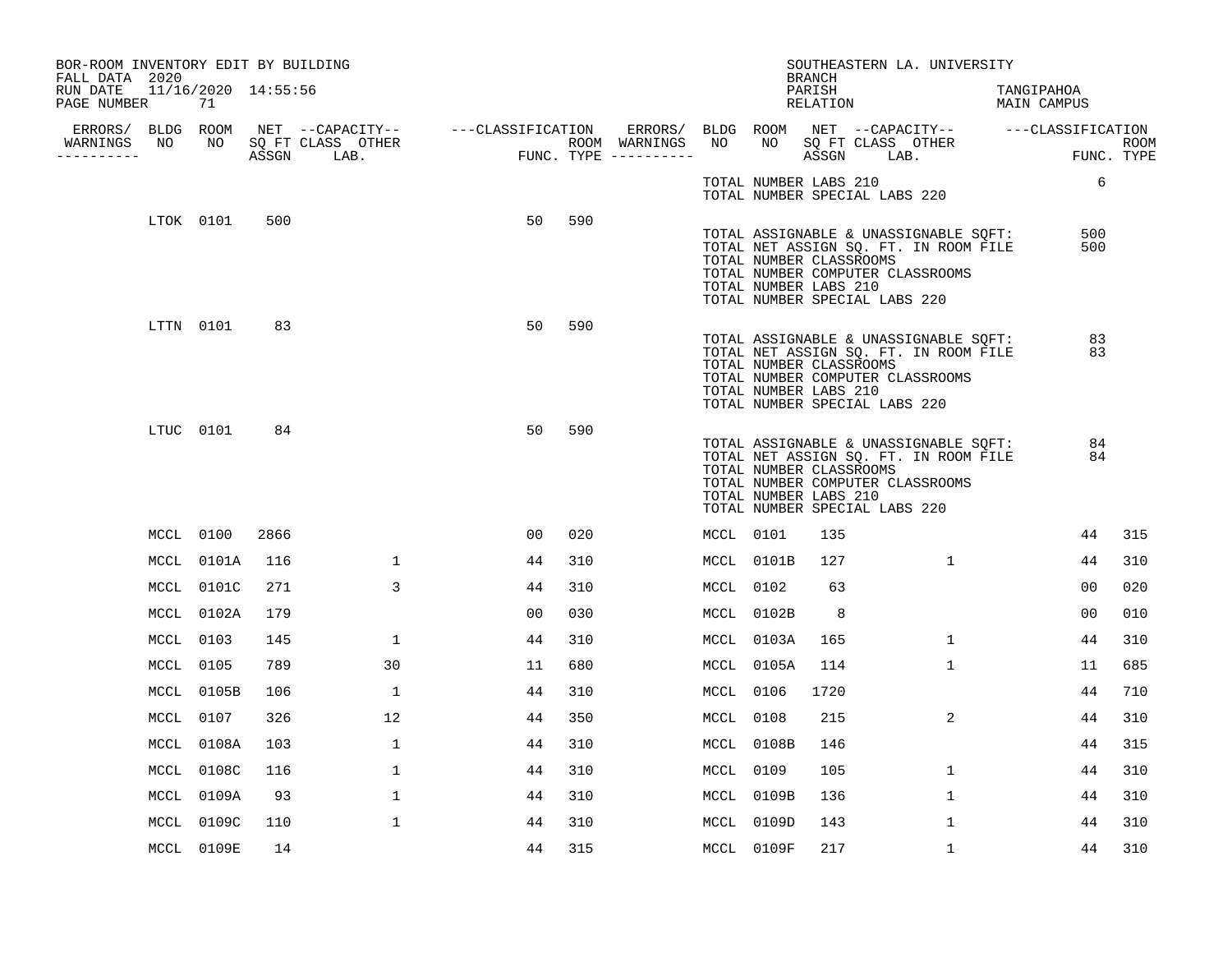BOR-ROOM INVENTORY EDIT BY BUILDING
FALL DATA 2020
RUN DATE 11/16/2020 14:55:56

SOUTHEASTERN LA. UNIVERSITY
BRANCH
PARISH TANGIPAHOA
RELATION MAIN CAMPUS

| ERRORS/ WARNINGS | BLDG NO | ROOM NO | NET SQ FT ASSGN | CAPACITY CLASS LAB. | CAPACITY OTHER | CLASSIFICATION FUNC. | ROOM TYPE | ERRORS/ WARNINGS | BLDG NO | ROOM NO | NET SQ FT ASSGN | CAPACITY CLASS LAB. | CAPACITY OTHER | CLASSIFICATION FUNC. | ROOM TYPE |
|---|---|---|---|---|---|---|---|---|---|---|---|---|---|---|---|
| | | | | | | | | | TOTAL NUMBER LABS 210 | | | | | 6 | |
| | | | | | | | | | TOTAL NUMBER SPECIAL LABS 220 | | | | | | |
| | LTOK | 0101 | 500 | | | 50 | 590 | | | | | | | | |
| | | | | | | | | | TOTAL ASSIGNABLE & UNASSIGNABLE SQFT: | | | | | 500 | |
| | | | | | | | | | TOTAL NET ASSIGN SQ. FT. IN ROOM FILE | | | | | 500 | |
| | | | | | | | | | TOTAL NUMBER CLASSROOMS | | | | | | |
| | | | | | | | | | TOTAL NUMBER COMPUTER CLASSROOMS | | | | | | |
| | | | | | | | | | TOTAL NUMBER LABS 210 | | | | | | |
| | | | | | | | | | TOTAL NUMBER SPECIAL LABS 220 | | | | | | |
| | LTTN | 0101 | 83 | | | 50 | 590 | | | | | | | | |
| | | | | | | | | | TOTAL ASSIGNABLE & UNASSIGNABLE SQFT: | | | | | 83 | |
| | | | | | | | | | TOTAL NET ASSIGN SQ. FT. IN ROOM FILE | | | | | 83 | |
| | | | | | | | | | TOTAL NUMBER CLASSROOMS | | | | | | |
| | | | | | | | | | TOTAL NUMBER COMPUTER CLASSROOMS | | | | | | |
| | | | | | | | | | TOTAL NUMBER LABS 210 | | | | | | |
| | | | | | | | | | TOTAL NUMBER SPECIAL LABS 220 | | | | | | |
| | LTUC | 0101 | 84 | | | 50 | 590 | | | | | | | | |
| | | | | | | | | | TOTAL ASSIGNABLE & UNASSIGNABLE SQFT: | | | | | 84 | |
| | | | | | | | | | TOTAL NET ASSIGN SQ. FT. IN ROOM FILE | | | | | 84 | |
| | | | | | | | | | TOTAL NUMBER CLASSROOMS | | | | | | |
| | | | | | | | | | TOTAL NUMBER COMPUTER CLASSROOMS | | | | | | |
| | | | | | | | | | TOTAL NUMBER LABS 210 | | | | | | |
| | | | | | | | | | TOTAL NUMBER SPECIAL LABS 220 | | | | | | |
| | MCCL | 0100 | 2866 | | | 00 | 020 | | MCCL | 0101 | 135 | | | 44 | 315 |
| | MCCL | 0101A | 116 | | 1 | 44 | 310 | | MCCL | 0101B | 127 | | 1 | 44 | 310 |
| | MCCL | 0101C | 271 | | 3 | 44 | 310 | | MCCL | 0102 | 63 | | | 00 | 020 |
| | MCCL | 0102A | 179 | | | 00 | 030 | | MCCL | 0102B | 8 | | | 00 | 010 |
| | MCCL | 0103 | 145 | | 1 | 44 | 310 | | MCCL | 0103A | 165 | | 1 | 44 | 310 |
| | MCCL | 0105 | 789 | | 30 | 11 | 680 | | MCCL | 0105A | 114 | | 1 | 11 | 685 |
| | MCCL | 0105B | 106 | | 1 | 44 | 310 | | MCCL | 0106 | 1720 | | | 44 | 710 |
| | MCCL | 0107 | 326 | | 12 | 44 | 350 | | MCCL | 0108 | 215 | | 2 | 44 | 310 |
| | MCCL | 0108A | 103 | | 1 | 44 | 310 | | MCCL | 0108B | 146 | | | 44 | 315 |
| | MCCL | 0108C | 116 | | 1 | 44 | 310 | | MCCL | 0109 | 105 | | 1 | 44 | 310 |
| | MCCL | 0109A | 93 | | 1 | 44 | 310 | | MCCL | 0109B | 136 | | 1 | 44 | 310 |
| | MCCL | 0109C | 110 | | 1 | 44 | 310 | | MCCL | 0109D | 143 | | 1 | 44 | 310 |
| | MCCL | 0109E | 14 | | | 44 | 315 | | MCCL | 0109F | 217 | | 1 | 44 | 310 |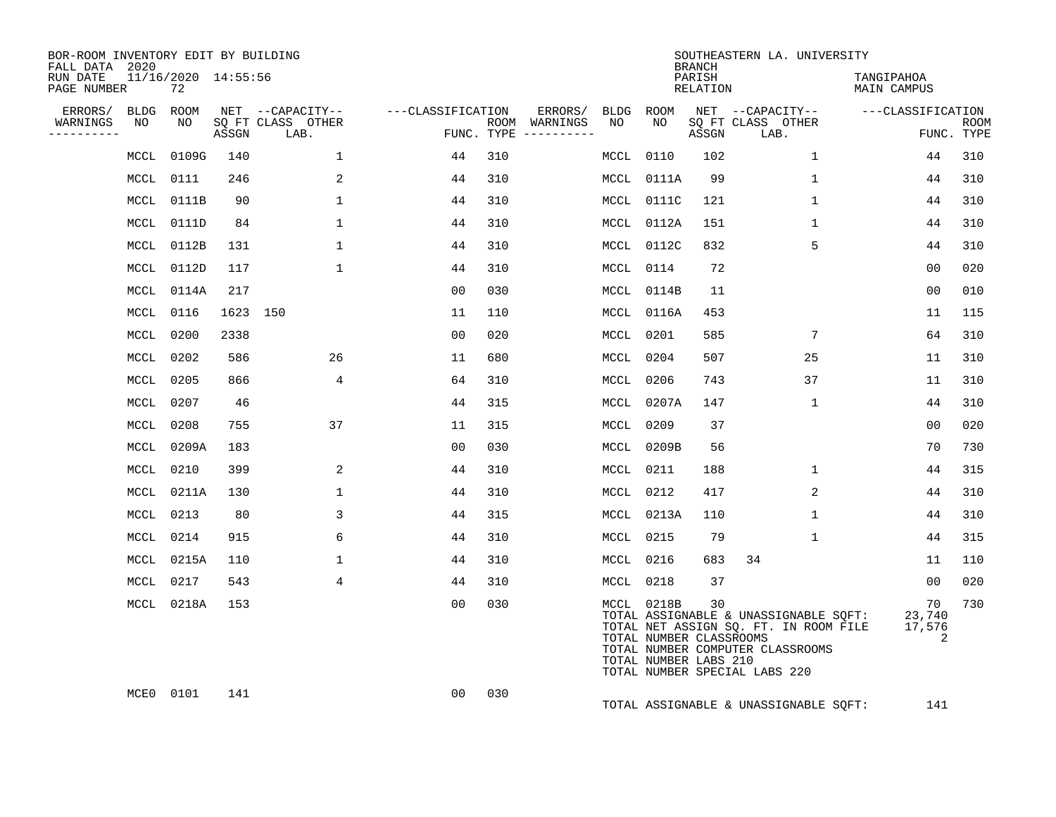BOR-ROOM INVENTORY EDIT BY BUILDING
FALL DATA 2020
RUN DATE 11/16/2020 14:55:56
PAGE NUMBER 72

SOUTHEASTERN LA. UNIVERSITY
BRANCH
PARISH TANGIPAHOA
RELATION MAIN CAMPUS

| ERRORS/ WARNINGS | BLDG NO | ROOM NO | NET ASSGN SQ FT | CAPACITY CLASS | CAPACITY OTHER LAB. | CLASSIFICATION FUNC. | ROOM TYPE | ERRORS/ WARNINGS | BLDG NO | ROOM NO | NET ASSGN SQ FT | CAPACITY CLASS | CAPACITY OTHER LAB. | CLASSIFICATION FUNC. | ROOM TYPE |
|---|---|---|---|---|---|---|---|---|---|---|---|---|---|---|---|
| | MCCL | 0109G | 140 | | 1 | 44 | 310 | | MCCL | 0110 | 102 | | 1 | 44 | 310 |
| | MCCL | 0111 | 246 | | 2 | 44 | 310 | | MCCL | 0111A | 99 | | 1 | 44 | 310 |
| | MCCL | 0111B | 90 | | 1 | 44 | 310 | | MCCL | 0111C | 121 | | 1 | 44 | 310 |
| | MCCL | 0111D | 84 | | 1 | 44 | 310 | | MCCL | 0112A | 151 | | 1 | 44 | 310 |
| | MCCL | 0112B | 131 | | 1 | 44 | 310 | | MCCL | 0112C | 832 | | 5 | 44 | 310 |
| | MCCL | 0112D | 117 | | 1 | 44 | 310 | | MCCL | 0114 | 72 | | | 00 | 020 |
| | MCCL | 0114A | 217 | | | 00 | 030 | | MCCL | 0114B | 11 | | | 00 | 010 |
| | MCCL | 0116 | 1623 | 150 | | 11 | 110 | | MCCL | 0116A | 453 | | | 11 | 115 |
| | MCCL | 0200 | 2338 | | | 00 | 020 | | MCCL | 0201 | 585 | | 7 | 64 | 310 |
| | MCCL | 0202 | 586 | | 26 | 11 | 680 | | MCCL | 0204 | 507 | | 25 | 11 | 310 |
| | MCCL | 0205 | 866 | | 4 | 64 | 310 | | MCCL | 0206 | 743 | | 37 | 11 | 310 |
| | MCCL | 0207 | 46 | | | 44 | 315 | | MCCL | 0207A | 147 | | 1 | 44 | 310 |
| | MCCL | 0208 | 755 | | 37 | 11 | 315 | | MCCL | 0209 | 37 | | | 00 | 020 |
| | MCCL | 0209A | 183 | | | 00 | 030 | | MCCL | 0209B | 56 | | | 70 | 730 |
| | MCCL | 0210 | 399 | | 2 | 44 | 310 | | MCCL | 0211 | 188 | | 1 | 44 | 315 |
| | MCCL | 0211A | 130 | | 1 | 44 | 310 | | MCCL | 0212 | 417 | | 2 | 44 | 310 |
| | MCCL | 0213 | 80 | | 3 | 44 | 315 | | MCCL | 0213A | 110 | | 1 | 44 | 310 |
| | MCCL | 0214 | 915 | | 6 | 44 | 310 | | MCCL | 0215 | 79 | | 1 | 44 | 315 |
| | MCCL | 0215A | 110 | | 1 | 44 | 310 | | MCCL | 0216 | 683 | 34 | | 11 | 110 |
| | MCCL | 0217 | 543 | | 4 | 44 | 310 | | MCCL | 0218 | 37 | | | 00 | 020 |
| | MCCL | 0218A | 153 | | | 00 | 030 | | MCCL | 0218B | 30 | | | 70 | 730 |

TOTAL ASSIGNABLE & UNASSIGNABLE SQFT: 23,740
TOTAL NET ASSIGN SQ. FT. IN ROOM FILE 17,576
TOTAL NUMBER CLASSROOMS 2
TOTAL NUMBER COMPUTER CLASSROOMS
TOTAL NUMBER LABS 210
TOTAL NUMBER SPECIAL LABS 220

| ERRORS/ WARNINGS | BLDG NO | ROOM NO | NET ASSGN SQ FT | CAPACITY CLASS | CAPACITY OTHER LAB. | CLASSIFICATION FUNC. | ROOM TYPE |
|---|---|---|---|---|---|---|---|
| | MCE0 | 0101 | 141 | | | 00 | 030 |

TOTAL ASSIGNABLE & UNASSIGNABLE SQFT: 141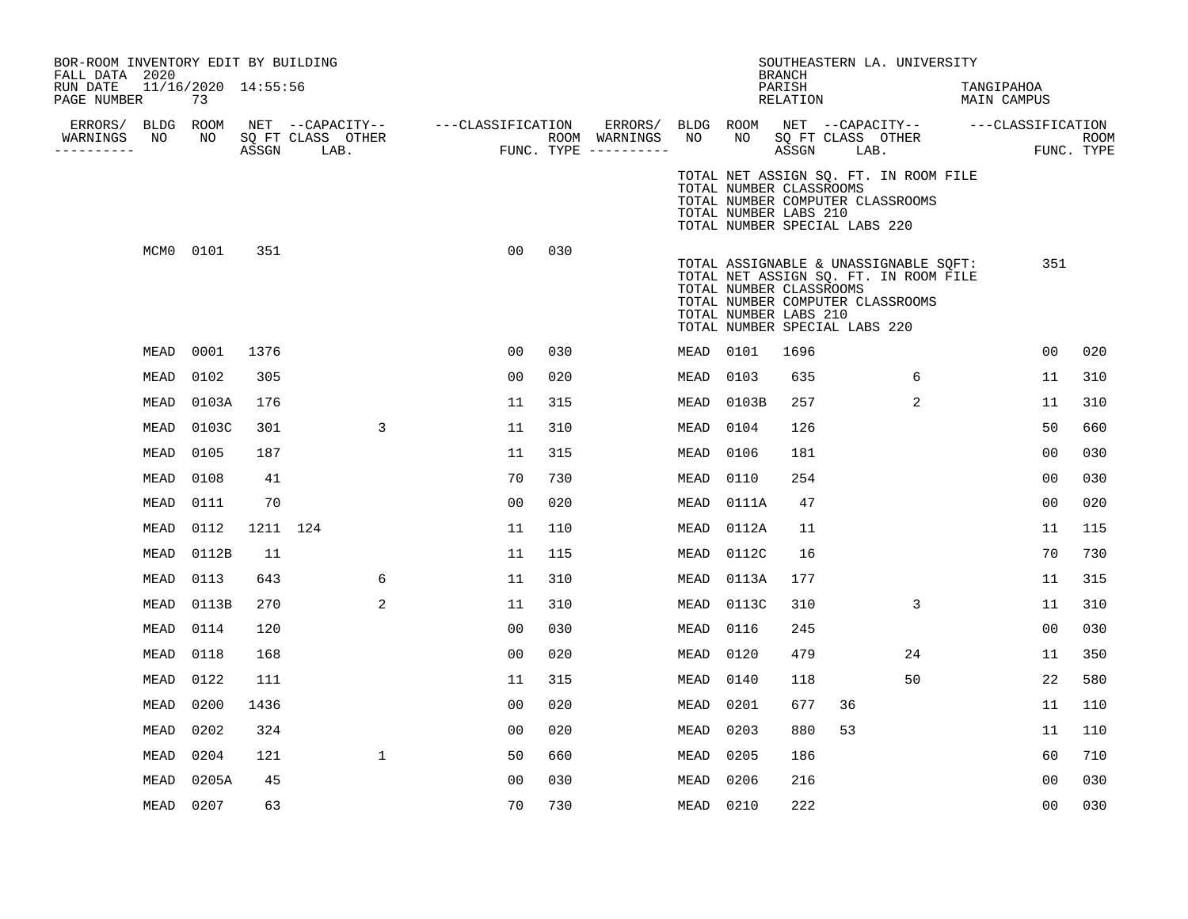BOR-ROOM INVENTORY EDIT BY BUILDING
FALL DATA 2020
RUN DATE 11/16/2020 14:55:56
PAGE NUMBER 73

SOUTHEASTERN LA. UNIVERSITY
BRANCH
PARISH TANGIPAHOA
RELATION MAIN CAMPUS

TOTAL NET ASSIGN SQ. FT. IN ROOM FILE
TOTAL NUMBER CLASSROOMS
TOTAL NUMBER COMPUTER CLASSROOMS
TOTAL NUMBER LABS 210
TOTAL NUMBER SPECIAL LABS 220

| ERRORS/ WARNINGS | BLDG NO | ROOM NO | NET SQ FT ASSGN | CAPACITY CLASS | CAPACITY LAB. | CAPACITY OTHER | CLASSIFICATION FUNC. | ROOM TYPE |
|---|---|---|---|---|---|---|---|---|
| | MCM0 | 0101 | 351 | | | | 00 | 030 |

TOTAL ASSIGNABLE & UNASSIGNABLE SQFT: 351
TOTAL NET ASSIGN SQ. FT. IN ROOM FILE
TOTAL NUMBER CLASSROOMS
TOTAL NUMBER COMPUTER CLASSROOMS
TOTAL NUMBER LABS 210
TOTAL NUMBER SPECIAL LABS 220

| ERRORS/ WARNINGS | BLDG NO | ROOM NO | NET SQ FT ASSGN | CAPACITY CLASS | CAPACITY LAB. | CAPACITY OTHER | CLASSIFICATION FUNC. | ROOM TYPE | ERRORS/ WARNINGS | BLDG NO | ROOM NO | NET SQ FT ASSGN | CAPACITY CLASS | CAPACITY LAB. | CAPACITY OTHER | CLASSIFICATION FUNC. | ROOM TYPE |
|---|---|---|---|---|---|---|---|---|---|---|---|---|---|---|---|---|---|
| | MEAD | 0001 | 1376 | | | | 00 | 030 | | MEAD | 0101 | 1696 | | | | 00 | 020 |
| | MEAD | 0102 | 305 | | | | 00 | 020 | | MEAD | 0103 | 635 | | | 6 | 11 | 310 |
| | MEAD | 0103A | 176 | | | | 11 | 315 | | MEAD | 0103B | 257 | | | 2 | 11 | 310 |
| | MEAD | 0103C | 301 | | | 3 | 11 | 310 | | MEAD | 0104 | 126 | | | | 50 | 660 |
| | MEAD | 0105 | 187 | | | | 11 | 315 | | MEAD | 0106 | 181 | | | | 00 | 030 |
| | MEAD | 0108 | 41 | | | | 70 | 730 | | MEAD | 0110 | 254 | | | | 00 | 030 |
| | MEAD | 0111 | 70 | | | | 00 | 020 | | MEAD | 0111A | 47 | | | | 00 | 020 |
| | MEAD | 0112 | 1211 | 124 | | | 11 | 110 | | MEAD | 0112A | 11 | | | | 11 | 115 |
| | MEAD | 0112B | 11 | | | | 11 | 115 | | MEAD | 0112C | 16 | | | | 70 | 730 |
| | MEAD | 0113 | 643 | | | 6 | 11 | 310 | | MEAD | 0113A | 177 | | | | 11 | 315 |
| | MEAD | 0113B | 270 | | | 2 | 11 | 310 | | MEAD | 0113C | 310 | | | 3 | 11 | 310 |
| | MEAD | 0114 | 120 | | | | 00 | 030 | | MEAD | 0116 | 245 | | | | 00 | 030 |
| | MEAD | 0118 | 168 | | | | 00 | 020 | | MEAD | 0120 | 479 | | | 24 | 11 | 350 |
| | MEAD | 0122 | 111 | | | | 11 | 315 | | MEAD | 0140 | 118 | | | 50 | 22 | 580 |
| | MEAD | 0200 | 1436 | | | | 00 | 020 | | MEAD | 0201 | 677 | 36 | | | 11 | 110 |
| | MEAD | 0202 | 324 | | | | 00 | 020 | | MEAD | 0203 | 880 | 53 | | | 11 | 110 |
| | MEAD | 0204 | 121 | | | 1 | 50 | 660 | | MEAD | 0205 | 186 | | | | 60 | 710 |
| | MEAD | 0205A | 45 | | | | 00 | 030 | | MEAD | 0206 | 216 | | | | 00 | 030 |
| | MEAD | 0207 | 63 | | | | 70 | 730 | | MEAD | 0210 | 222 | | | | 00 | 030 |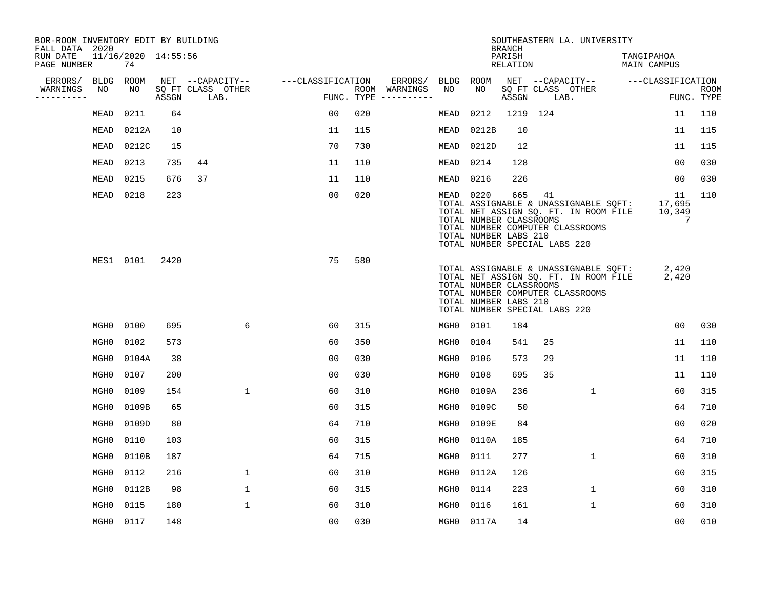BOR-ROOM INVENTORY EDIT BY BUILDING
FALL DATA 2020
RUN DATE 11/16/2020 14:55:56
PAGE NUMBER 74

SOUTHEASTERN LA. UNIVERSITY
BRANCH
PARISH TANGIPAHOA
RELATION MAIN CAMPUS

| ERRORS/ WARNINGS | BLDG NO | ROOM NO | NET SQ FT ASSGN | CAPACITY CLASS | CAPACITY OTHER LAB. | CLASSIFICATION FUNC. | ROOM TYPE | ERRORS/ WARNINGS | BLDG NO | ROOM NO | NET SQ FT ASSGN | CAPACITY CLASS | CAPACITY OTHER LAB. | CLASSIFICATION FUNC. | ROOM TYPE |
|---|---|---|---|---|---|---|---|---|---|---|---|---|---|---|---|
| | MEAD | 0211 | 64 | | | 00 | 020 | | MEAD | 0212 | 1219 | 124 | | 11 | 110 |
| | MEAD | 0212A | 10 | | | 11 | 115 | | MEAD | 0212B | 10 | | | 11 | 115 |
| | MEAD | 0212C | 15 | | | 70 | 730 | | MEAD | 0212D | 12 | | | 11 | 115 |
| | MEAD | 0213 | 735 | 44 | | 11 | 110 | | MEAD | 0214 | 128 | | | 00 | 030 |
| | MEAD | 0215 | 676 | 37 | | 11 | 110 | | MEAD | 0216 | 226 | | | 00 | 030 |
| | MEAD | 0218 | 223 | | | 00 | 020 | | MEAD | 0220 | 665 | 41 | | 11 | 110 |

TOTAL ASSIGNABLE & UNASSIGNABLE SQFT: 17,695
TOTAL NET ASSIGN SQ. FT. IN ROOM FILE 10,349
TOTAL NUMBER CLASSROOMS 7
TOTAL NUMBER COMPUTER CLASSROOMS
TOTAL NUMBER LABS 210
TOTAL NUMBER SPECIAL LABS 220

| ERRORS/ WARNINGS | BLDG NO | ROOM NO | NET SQ FT ASSGN | CAPACITY CLASS | CAPACITY OTHER LAB. | CLASSIFICATION FUNC. | ROOM TYPE |
|---|---|---|---|---|---|---|---|
| | MES1 | 0101 | 2420 | | | 75 | 580 |

TOTAL ASSIGNABLE & UNASSIGNABLE SQFT: 2,420
TOTAL NET ASSIGN SQ. FT. IN ROOM FILE 2,420
TOTAL NUMBER CLASSROOMS
TOTAL NUMBER COMPUTER CLASSROOMS
TOTAL NUMBER LABS 210
TOTAL NUMBER SPECIAL LABS 220

| ERRORS/ WARNINGS | BLDG NO | ROOM NO | NET SQ FT ASSGN | CAPACITY CLASS | CAPACITY OTHER LAB. | CLASSIFICATION FUNC. | ROOM TYPE | ERRORS/ WARNINGS | BLDG NO | ROOM NO | NET SQ FT ASSGN | CAPACITY CLASS | CAPACITY OTHER LAB. | CLASSIFICATION FUNC. | ROOM TYPE |
|---|---|---|---|---|---|---|---|---|---|---|---|---|---|---|---|
| | MGH0 | 0100 | 695 | | 6 | 60 | 315 | | MGH0 | 0101 | 184 | | | 00 | 030 |
| | MGH0 | 0102 | 573 | | | 60 | 350 | | MGH0 | 0104 | 541 | 25 | | 11 | 110 |
| | MGH0 | 0104A | 38 | | | 00 | 030 | | MGH0 | 0106 | 573 | 29 | | 11 | 110 |
| | MGH0 | 0107 | 200 | | | 00 | 030 | | MGH0 | 0108 | 695 | 35 | | 11 | 110 |
| | MGH0 | 0109 | 154 | | 1 | 60 | 310 | | MGH0 | 0109A | 236 | | 1 | 60 | 315 |
| | MGH0 | 0109B | 65 | | | 60 | 315 | | MGH0 | 0109C | 50 | | | 64 | 710 |
| | MGH0 | 0109D | 80 | | | 64 | 710 | | MGH0 | 0109E | 84 | | | 00 | 020 |
| | MGH0 | 0110 | 103 | | | 60 | 315 | | MGH0 | 0110A | 185 | | | 64 | 710 |
| | MGH0 | 0110B | 187 | | | 64 | 715 | | MGH0 | 0111 | 277 | | 1 | 60 | 310 |
| | MGH0 | 0112 | 216 | | 1 | 60 | 310 | | MGH0 | 0112A | 126 | | | 60 | 315 |
| | MGH0 | 0112B | 98 | | 1 | 60 | 315 | | MGH0 | 0114 | 223 | | 1 | 60 | 310 |
| | MGH0 | 0115 | 180 | | 1 | 60 | 310 | | MGH0 | 0116 | 161 | | 1 | 60 | 310 |
| | MGH0 | 0117 | 148 | | | 00 | 030 | | MGH0 | 0117A | 14 | | | 00 | 010 |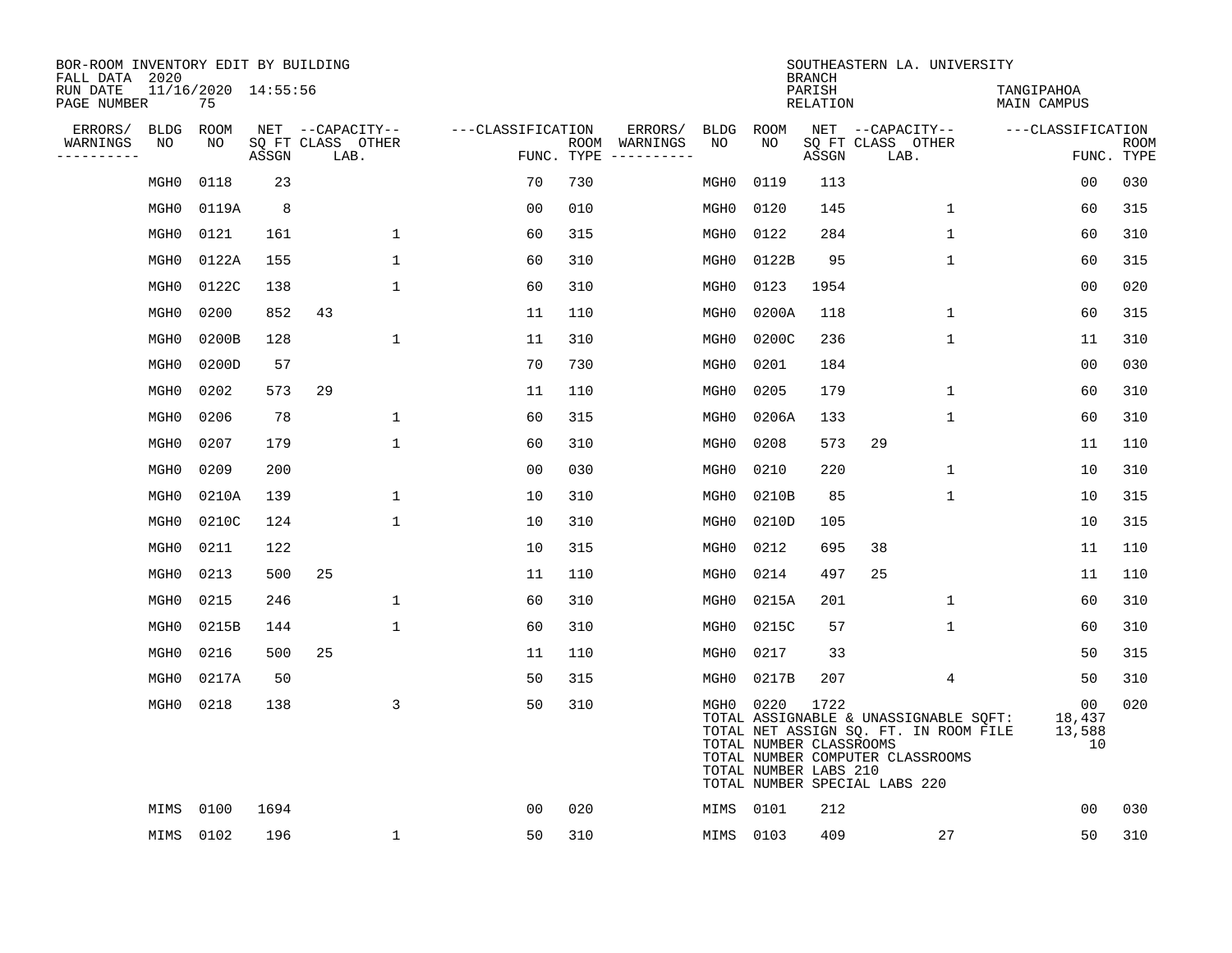BOR-ROOM INVENTORY EDIT BY BUILDING
FALL DATA 2020
RUN DATE 11/16/2020 14:55:56
PAGE NUMBER 75

SOUTHEASTERN LA. UNIVERSITY
BRANCH
PARISH TANGIPAHOA
RELATION MAIN CAMPUS

| ERRORS/ WARNINGS | BLDG NO | ROOM NO | NET SQ FT ASSGN | CAPACITY CLASS | CAPACITY OTHER LAB. | CLASSIFICATION FUNC. | ROOM TYPE | ERRORS/ WARNINGS | BLDG NO | ROOM NO | NET SQ FT ASSGN | CAPACITY CLASS | CAPACITY OTHER LAB. | CLASSIFICATION FUNC. | ROOM TYPE |
|---|---|---|---|---|---|---|---|---|---|---|---|---|---|---|---|
| | MGH0 | 0118 | 23 | | | 70 | 730 | | MGH0 | 0119 | 113 | | | 00 | 030 |
| | MGH0 | 0119A | 8 | | | 00 | 010 | | MGH0 | 0120 | 145 | | 1 | 60 | 315 |
| | MGH0 | 0121 | 161 | | 1 | 60 | 315 | | MGH0 | 0122 | 284 | | 1 | 60 | 310 |
| | MGH0 | 0122A | 155 | | 1 | 60 | 310 | | MGH0 | 0122B | 95 | | 1 | 60 | 315 |
| | MGH0 | 0122C | 138 | | 1 | 60 | 310 | | MGH0 | 0123 | 1954 | | | 00 | 020 |
| | MGH0 | 0200 | 852 | 43 | | 11 | 110 | | MGH0 | 0200A | 118 | | 1 | 60 | 315 |
| | MGH0 | 0200B | 128 | | 1 | 11 | 310 | | MGH0 | 0200C | 236 | | 1 | 11 | 310 |
| | MGH0 | 0200D | 57 | | | 70 | 730 | | MGH0 | 0201 | 184 | | | 00 | 030 |
| | MGH0 | 0202 | 573 | 29 | | 11 | 110 | | MGH0 | 0205 | 179 | | 1 | 60 | 310 |
| | MGH0 | 0206 | 78 | | 1 | 60 | 315 | | MGH0 | 0206A | 133 | | 1 | 60 | 310 |
| | MGH0 | 0207 | 179 | | 1 | 60 | 310 | | MGH0 | 0208 | 573 | 29 | | 11 | 110 |
| | MGH0 | 0209 | 200 | | | 00 | 030 | | MGH0 | 0210 | 220 | | 1 | 10 | 310 |
| | MGH0 | 0210A | 139 | | 1 | 10 | 310 | | MGH0 | 0210B | 85 | | 1 | 10 | 315 |
| | MGH0 | 0210C | 124 | | 1 | 10 | 310 | | MGH0 | 0210D | 105 | | | 10 | 315 |
| | MGH0 | 0211 | 122 | | | 10 | 315 | | MGH0 | 0212 | 695 | 38 | | 11 | 110 |
| | MGH0 | 0213 | 500 | 25 | | 11 | 110 | | MGH0 | 0214 | 497 | 25 | | 11 | 110 |
| | MGH0 | 0215 | 246 | | 1 | 60 | 310 | | MGH0 | 0215A | 201 | | 1 | 60 | 310 |
| | MGH0 | 0215B | 144 | | 1 | 60 | 310 | | MGH0 | 0215C | 57 | | 1 | 60 | 310 |
| | MGH0 | 0216 | 500 | 25 | | 11 | 110 | | MGH0 | 0217 | 33 | | | 50 | 315 |
| | MGH0 | 0217A | 50 | | | 50 | 315 | | MGH0 | 0217B | 207 | | 4 | 50 | 310 |
| | MGH0 | 0218 | 138 | | 3 | 50 | 310 | | MGH0 | 0220 | 1722 | | | 00 | 020 |

TOTAL ASSIGNABLE & UNASSIGNABLE SQFT: 18,437
TOTAL NET ASSIGN SQ. FT. IN ROOM FILE 13,588
TOTAL NUMBER CLASSROOMS 10
TOTAL NUMBER COMPUTER CLASSROOMS
TOTAL NUMBER LABS 210
TOTAL NUMBER SPECIAL LABS 220

| ERRORS/ WARNINGS | BLDG NO | ROOM NO | NET SQ FT ASSGN | CAPACITY CLASS | CAPACITY OTHER LAB. | CLASSIFICATION FUNC. | ROOM TYPE | ERRORS/ WARNINGS | BLDG NO | ROOM NO | NET SQ FT ASSGN | CAPACITY CLASS | CAPACITY OTHER LAB. | CLASSIFICATION FUNC. | ROOM TYPE |
|---|---|---|---|---|---|---|---|---|---|---|---|---|---|---|---|
| | MIMS | 0100 | 1694 | | | 00 | 020 | | MIMS | 0101 | 212 | | | 00 | 030 |
| | MIMS | 0102 | 196 | | 1 | 50 | 310 | | MIMS | 0103 | 409 | | 27 | 50 | 310 |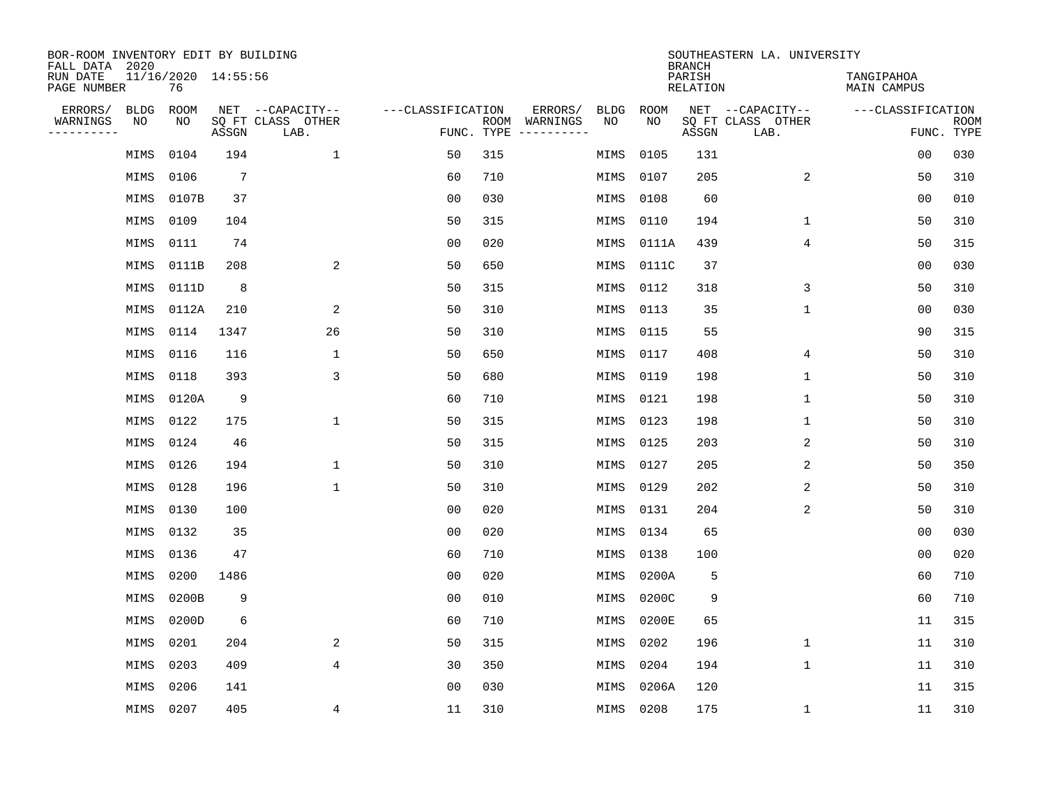BOR-ROOM INVENTORY EDIT BY BUILDING
FALL DATA 2020
RUN DATE 11/16/2020 14:55:56
PAGE NUMBER 76

SOUTHEASTERN LA. UNIVERSITY
BRANCH
PARISH TANGIPAHOA
RELATION MAIN CAMPUS

| ERRORS/ WARNINGS | BLDG NO | ROOM NO | NET SQ FT ASSGN | CAPACITY CLASS | CAPACITY OTHER LAB. | FUNC. | ROOM TYPE | ERRORS/ WARNINGS | BLDG NO | ROOM NO | NET SQ FT ASSGN | CAPACITY CLASS | CAPACITY OTHER LAB. | FUNC. | ROOM TYPE |
|---|---|---|---|---|---|---|---|---|---|---|---|---|---|---|---|
| | MIMS | 0104 | 194 | | 1 | 50 | 315 | | MIMS | 0105 | 131 | | | 00 | 030 |
| | MIMS | 0106 | 7 | | | 60 | 710 | | MIMS | 0107 | 205 | | 2 | 50 | 310 |
| | MIMS | 0107B | 37 | | | 00 | 030 | | MIMS | 0108 | 60 | | | 00 | 010 |
| | MIMS | 0109 | 104 | | | 50 | 315 | | MIMS | 0110 | 194 | | 1 | 50 | 310 |
| | MIMS | 0111 | 74 | | | 00 | 020 | | MIMS | 0111A | 439 | | 4 | 50 | 315 |
| | MIMS | 0111B | 208 | | 2 | 50 | 650 | | MIMS | 0111C | 37 | | | 00 | 030 |
| | MIMS | 0111D | 8 | | | 50 | 315 | | MIMS | 0112 | 318 | | 3 | 50 | 310 |
| | MIMS | 0112A | 210 | | 2 | 50 | 310 | | MIMS | 0113 | 35 | | 1 | 00 | 030 |
| | MIMS | 0114 | 1347 | | 26 | 50 | 310 | | MIMS | 0115 | 55 | | | 90 | 315 |
| | MIMS | 0116 | 116 | | 1 | 50 | 650 | | MIMS | 0117 | 408 | | 4 | 50 | 310 |
| | MIMS | 0118 | 393 | | 3 | 50 | 680 | | MIMS | 0119 | 198 | | 1 | 50 | 310 |
| | MIMS | 0120A | 9 | | | 60 | 710 | | MIMS | 0121 | 198 | | 1 | 50 | 310 |
| | MIMS | 0122 | 175 | | 1 | 50 | 315 | | MIMS | 0123 | 198 | | 1 | 50 | 310 |
| | MIMS | 0124 | 46 | | | 50 | 315 | | MIMS | 0125 | 203 | | 2 | 50 | 310 |
| | MIMS | 0126 | 194 | | 1 | 50 | 310 | | MIMS | 0127 | 205 | | 2 | 50 | 350 |
| | MIMS | 0128 | 196 | | 1 | 50 | 310 | | MIMS | 0129 | 202 | | 2 | 50 | 310 |
| | MIMS | 0130 | 100 | | | 00 | 020 | | MIMS | 0131 | 204 | | 2 | 50 | 310 |
| | MIMS | 0132 | 35 | | | 00 | 020 | | MIMS | 0134 | 65 | | | 00 | 030 |
| | MIMS | 0136 | 47 | | | 60 | 710 | | MIMS | 0138 | 100 | | | 00 | 020 |
| | MIMS | 0200 | 1486 | | | 00 | 020 | | MIMS | 0200A | 5 | | | 60 | 710 |
| | MIMS | 0200B | 9 | | | 00 | 010 | | MIMS | 0200C | 9 | | | 60 | 710 |
| | MIMS | 0200D | 6 | | | 60 | 710 | | MIMS | 0200E | 65 | | | 11 | 315 |
| | MIMS | 0201 | 204 | | 2 | 50 | 315 | | MIMS | 0202 | 196 | | 1 | 11 | 310 |
| | MIMS | 0203 | 409 | | 4 | 30 | 350 | | MIMS | 0204 | 194 | | 1 | 11 | 310 |
| | MIMS | 0206 | 141 | | | 00 | 030 | | MIMS | 0206A | 120 | | | 11 | 315 |
| | MIMS | 0207 | 405 | | 4 | 11 | 310 | | MIMS | 0208 | 175 | | 1 | 11 | 310 |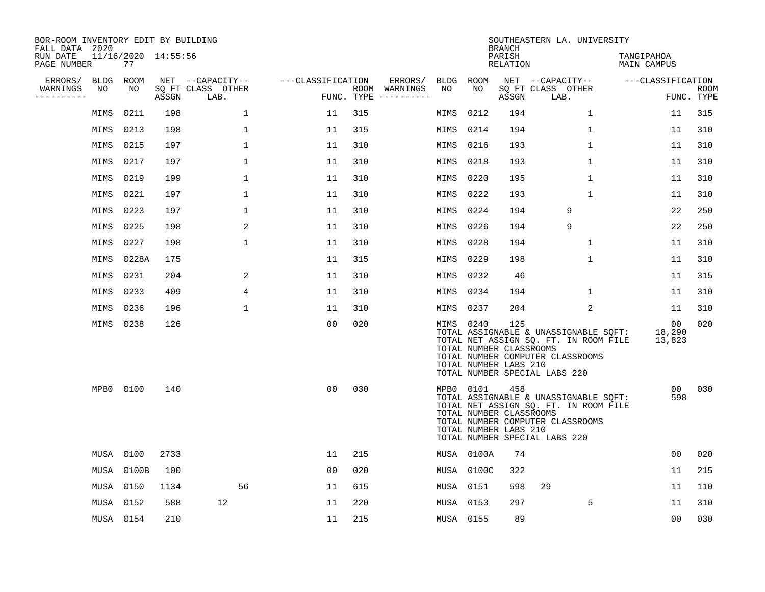BOR-ROOM INVENTORY EDIT BY BUILDING
FALL DATA 2020
RUN DATE 11/16/2020 14:55:56

SOUTHEASTERN LA. UNIVERSITY
BRANCH
PARISH TANGIPAHOA
RELATION MAIN CAMPUS

| ERRORS/ WARNINGS | BLDG NO | ROOM NO | NET SQ FT ASSGN | CAPACITY CLASS LAB. | CAPACITY OTHER | CLASSIFICATION FUNC. | ROOM TYPE | ERRORS/ WARNINGS | BLDG NO | ROOM NO | NET SQ FT ASSGN | CAPACITY CLASS LAB. | CAPACITY OTHER | CLASSIFICATION FUNC. | ROOM TYPE |
|---|---|---|---|---|---|---|---|---|---|---|---|---|---|---|---|
| | MIMS | 0211 | 198 | | 1 | 11 | 315 | | MIMS | 0212 | 194 | | 1 | 11 | 315 |
| | MIMS | 0213 | 198 | | 1 | 11 | 315 | | MIMS | 0214 | 194 | | 1 | 11 | 310 |
| | MIMS | 0215 | 197 | | 1 | 11 | 310 | | MIMS | 0216 | 193 | | 1 | 11 | 310 |
| | MIMS | 0217 | 197 | | 1 | 11 | 310 | | MIMS | 0218 | 193 | | 1 | 11 | 310 |
| | MIMS | 0219 | 199 | | 1 | 11 | 310 | | MIMS | 0220 | 195 | | 1 | 11 | 310 |
| | MIMS | 0221 | 197 | | 1 | 11 | 310 | | MIMS | 0222 | 193 | | 1 | 11 | 310 |
| | MIMS | 0223 | 197 | | 1 | 11 | 310 | | MIMS | 0224 | 194 | 9 | | 22 | 250 |
| | MIMS | 0225 | 198 | | 2 | 11 | 310 | | MIMS | 0226 | 194 | 9 | | 22 | 250 |
| | MIMS | 0227 | 198 | | 1 | 11 | 310 | | MIMS | 0228 | 194 | | 1 | 11 | 310 |
| | MIMS | 0228A | 175 | | | 11 | 315 | | MIMS | 0229 | 198 | | 1 | 11 | 310 |
| | MIMS | 0231 | 204 | | 2 | 11 | 310 | | MIMS | 0232 | 46 | | | 11 | 315 |
| | MIMS | 0233 | 409 | | 4 | 11 | 310 | | MIMS | 0234 | 194 | | 1 | 11 | 310 |
| | MIMS | 0236 | 196 | | 1 | 11 | 310 | | MIMS | 0237 | 204 | | 2 | 11 | 310 |
| | MIMS | 0238 | 126 | | | 00 | 020 | | MIMS | 0240 | 125 | | | 00 | 020 |

TOTAL ASSIGNABLE & UNASSIGNABLE SQFT: 18,290
TOTAL NET ASSIGN SQ. FT. IN ROOM FILE 13,823
TOTAL NUMBER CLASSROOMS
TOTAL NUMBER COMPUTER CLASSROOMS
TOTAL NUMBER LABS 210
TOTAL NUMBER SPECIAL LABS 220

| ERRORS/ WARNINGS | BLDG NO | ROOM NO | NET SQ FT ASSGN | CAPACITY CLASS LAB. | CAPACITY OTHER | CLASSIFICATION FUNC. | ROOM TYPE | ERRORS/ WARNINGS | BLDG NO | ROOM NO | NET SQ FT ASSGN | CAPACITY CLASS LAB. | CAPACITY OTHER | CLASSIFICATION FUNC. | ROOM TYPE |
|---|---|---|---|---|---|---|---|---|---|---|---|---|---|---|---|
| | MPB0 | 0100 | 140 | | | 00 | 030 | | MPB0 | 0101 | 458 | | | 00 | 030 |

TOTAL ASSIGNABLE & UNASSIGNABLE SQFT: 598
TOTAL NET ASSIGN SQ. FT. IN ROOM FILE
TOTAL NUMBER CLASSROOMS
TOTAL NUMBER COMPUTER CLASSROOMS
TOTAL NUMBER LABS 210
TOTAL NUMBER SPECIAL LABS 220

| ERRORS/ WARNINGS | BLDG NO | ROOM NO | NET SQ FT ASSGN | CAPACITY CLASS LAB. | CAPACITY OTHER | CLASSIFICATION FUNC. | ROOM TYPE | ERRORS/ WARNINGS | BLDG NO | ROOM NO | NET SQ FT ASSGN | CAPACITY CLASS LAB. | CAPACITY OTHER | CLASSIFICATION FUNC. | ROOM TYPE |
|---|---|---|---|---|---|---|---|---|---|---|---|---|---|---|---|
| | MUSA | 0100 | 2733 | | | 11 | 215 | | MUSA | 0100A | 74 | | | 00 | 020 |
| | MUSA | 0100B | 100 | | | 00 | 020 | | MUSA | 0100C | 322 | | | 11 | 215 |
| | MUSA | 0150 | 1134 | | 56 | 11 | 615 | | MUSA | 0151 | 598 | 29 | | 11 | 110 |
| | MUSA | 0152 | 588 | 12 | | 11 | 220 | | MUSA | 0153 | 297 | | 5 | 11 | 310 |
| | MUSA | 0154 | 210 | | | 11 | 215 | | MUSA | 0155 | 89 | | | 00 | 030 |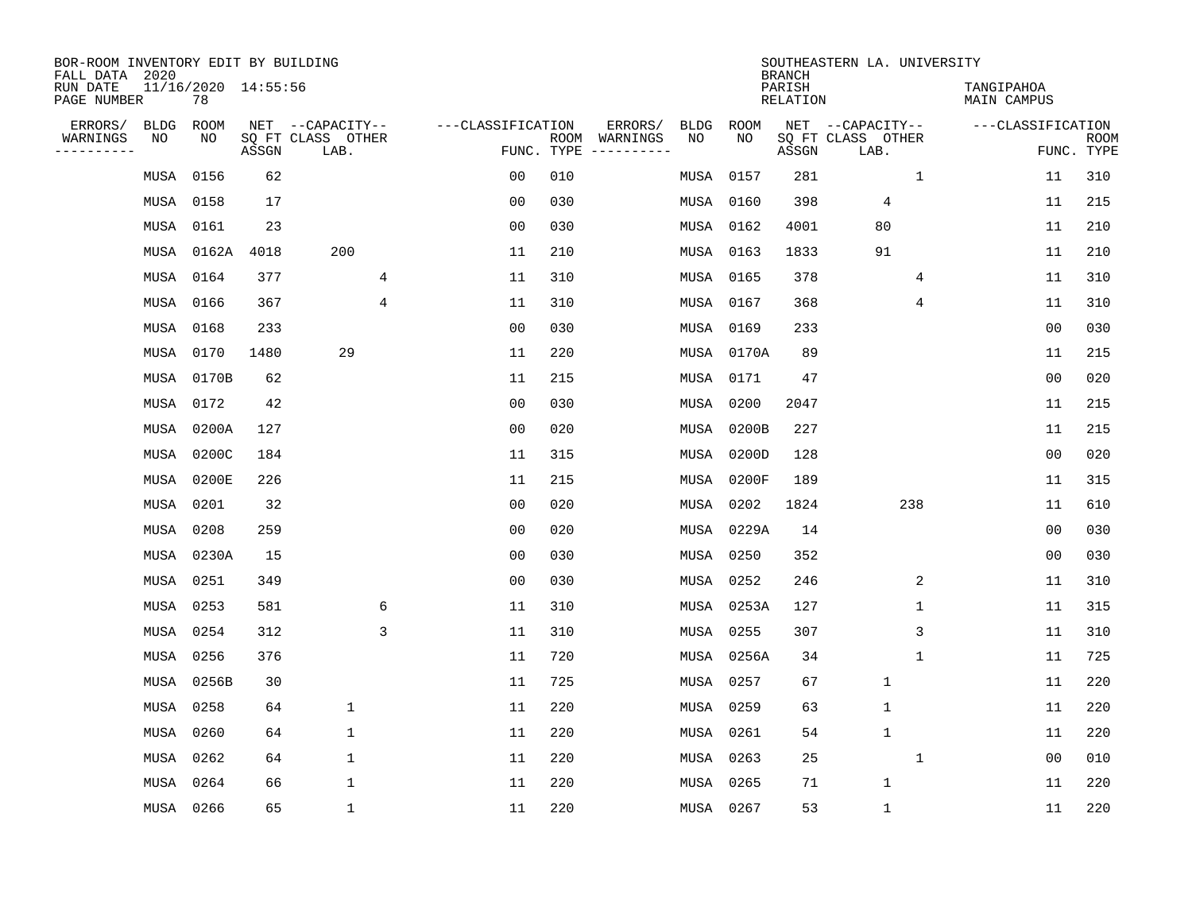BOR-ROOM INVENTORY EDIT BY BUILDING
FALL DATA 2020
RUN DATE 11/16/2020 14:55:56
PAGE NUMBER 78

SOUTHEASTERN LA. UNIVERSITY
BRANCH
PARISH TANGIPAHOA
RELATION MAIN CAMPUS

| ERRORS/ WARNINGS | BLDG NO | ROOM NO | NET SQ FT ASSGN | CAPACITY CLASS LAB. | CAPACITY OTHER | CLASSIFICATION FUNC. | ROOM TYPE | ERRORS/ WARNINGS | BLDG NO | ROOM NO | NET SQ FT ASSGN | CAPACITY CLASS LAB. | CAPACITY OTHER | CLASSIFICATION FUNC. | ROOM TYPE |
|---|---|---|---|---|---|---|---|---|---|---|---|---|---|---|---|
| | MUSA | 0156 | 62 | | | 00 | 010 | | MUSA | 0157 | 281 | | 1 | 11 | 310 |
| | MUSA | 0158 | 17 | | | 00 | 030 | | MUSA | 0160 | 398 | 4 | | 11 | 215 |
| | MUSA | 0161 | 23 | | | 00 | 030 | | MUSA | 0162 | 4001 | 80 | | 11 | 210 |
| | MUSA | 0162A | 4018 | 200 | | 11 | 210 | | MUSA | 0163 | 1833 | 91 | | 11 | 210 |
| | MUSA | 0164 | 377 | | 4 | 11 | 310 | | MUSA | 0165 | 378 | | 4 | 11 | 310 |
| | MUSA | 0166 | 367 | | 4 | 11 | 310 | | MUSA | 0167 | 368 | | 4 | 11 | 310 |
| | MUSA | 0168 | 233 | | | 00 | 030 | | MUSA | 0169 | 233 | | | 00 | 030 |
| | MUSA | 0170 | 1480 | 29 | | 11 | 220 | | MUSA | 0170A | 89 | | | 11 | 215 |
| | MUSA | 0170B | 62 | | | 11 | 215 | | MUSA | 0171 | 47 | | | 00 | 020 |
| | MUSA | 0172 | 42 | | | 00 | 030 | | MUSA | 0200 | 2047 | | | 11 | 215 |
| | MUSA | 0200A | 127 | | | 00 | 020 | | MUSA | 0200B | 227 | | | 11 | 215 |
| | MUSA | 0200C | 184 | | | 11 | 315 | | MUSA | 0200D | 128 | | | 00 | 020 |
| | MUSA | 0200E | 226 | | | 11 | 215 | | MUSA | 0200F | 189 | | | 11 | 315 |
| | MUSA | 0201 | 32 | | | 00 | 020 | | MUSA | 0202 | 1824 | | 238 | 11 | 610 |
| | MUSA | 0208 | 259 | | | 00 | 020 | | MUSA | 0229A | 14 | | | 00 | 030 |
| | MUSA | 0230A | 15 | | | 00 | 030 | | MUSA | 0250 | 352 | | | 00 | 030 |
| | MUSA | 0251 | 349 | | | 00 | 030 | | MUSA | 0252 | 246 | | 2 | 11 | 310 |
| | MUSA | 0253 | 581 | | 6 | 11 | 310 | | MUSA | 0253A | 127 | | 1 | 11 | 315 |
| | MUSA | 0254 | 312 | | 3 | 11 | 310 | | MUSA | 0255 | 307 | | 3 | 11 | 310 |
| | MUSA | 0256 | 376 | | | 11 | 720 | | MUSA | 0256A | 34 | | 1 | 11 | 725 |
| | MUSA | 0256B | 30 | | | 11 | 725 | | MUSA | 0257 | 67 | 1 | | 11 | 220 |
| | MUSA | 0258 | 64 | 1 | | 11 | 220 | | MUSA | 0259 | 63 | 1 | | 11 | 220 |
| | MUSA | 0260 | 64 | 1 | | 11 | 220 | | MUSA | 0261 | 54 | 1 | | 11 | 220 |
| | MUSA | 0262 | 64 | 1 | | 11 | 220 | | MUSA | 0263 | 25 | | 1 | 00 | 010 |
| | MUSA | 0264 | 66 | 1 | | 11 | 220 | | MUSA | 0265 | 71 | 1 | | 11 | 220 |
| | MUSA | 0266 | 65 | 1 | | 11 | 220 | | MUSA | 0267 | 53 | 1 | | 11 | 220 |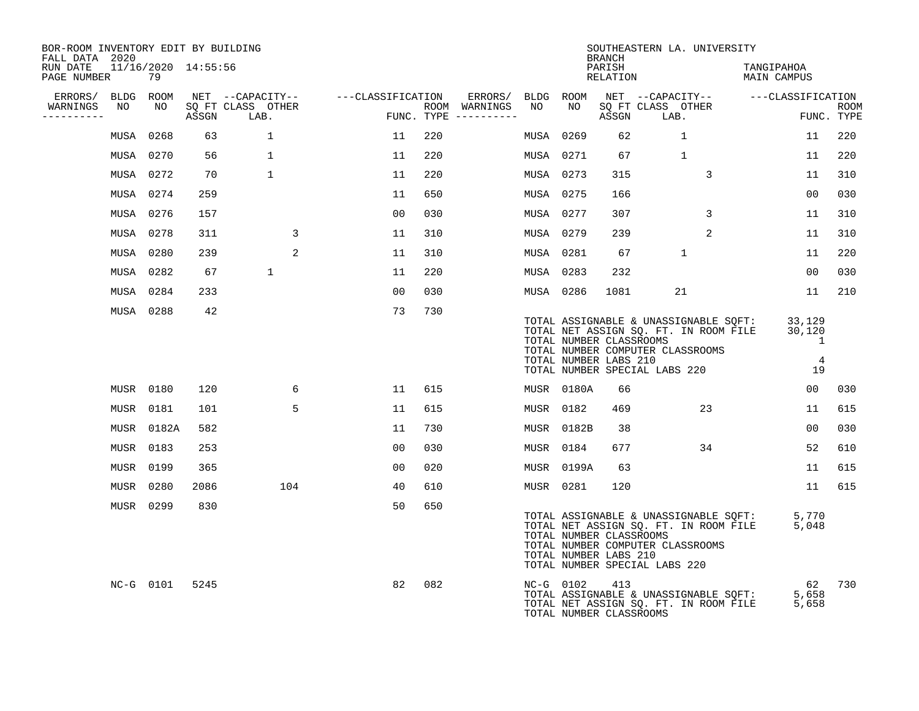BOR-ROOM INVENTORY EDIT BY BUILDING
FALL DATA 2020
RUN DATE 11/16/2020 14:55:56
PAGE NUMBER 79

SOUTHEASTERN LA. UNIVERSITY
BRANCH
PARISH TANGIPAHOA
RELATION MAIN CAMPUS

| ERRORS/ WARNINGS | BLDG NO | ROOM NO | NET SQ FT ASSGN | CAPACITY CLASS LAB. | CAPACITY OTHER | CLASSIFICATION FUNC. | ROOM TYPE | ERRORS/ WARNINGS | BLDG NO | ROOM NO | NET SQ FT ASSGN | CAPACITY CLASS LAB. | CAPACITY OTHER | CLASSIFICATION FUNC. | ROOM TYPE |
|---|---|---|---|---|---|---|---|---|---|---|---|---|---|---|---|
| | MUSA | 0268 | 63 | 1 | | 11 | 220 | | MUSA | 0269 | 62 | 1 | | 11 | 220 |
| | MUSA | 0270 | 56 | 1 | | 11 | 220 | | MUSA | 0271 | 67 | 1 | | 11 | 220 |
| | MUSA | 0272 | 70 | 1 | | 11 | 220 | | MUSA | 0273 | 315 | | 3 | 11 | 310 |
| | MUSA | 0274 | 259 | | | 11 | 650 | | MUSA | 0275 | 166 | | | 00 | 030 |
| | MUSA | 0276 | 157 | | | 00 | 030 | | MUSA | 0277 | 307 | | 3 | 11 | 310 |
| | MUSA | 0278 | 311 | | 3 | 11 | 310 | | MUSA | 0279 | 239 | | 2 | 11 | 310 |
| | MUSA | 0280 | 239 | | 2 | 11 | 310 | | MUSA | 0281 | 67 | 1 | | 11 | 220 |
| | MUSA | 0282 | 67 | 1 | | 11 | 220 | | MUSA | 0283 | 232 | | | 00 | 030 |
| | MUSA | 0284 | 233 | | | 00 | 030 | | MUSA | 0286 | 1081 | 21 | | 11 | 210 |
| | MUSA | 0288 | 42 | | | 73 | 730 | | | | | | | | |

TOTAL ASSIGNABLE & UNASSIGNABLE SQFT: 33,129
TOTAL NET ASSIGN SQ. FT. IN ROOM FILE 30,120
TOTAL NUMBER CLASSROOMS 1
TOTAL NUMBER COMPUTER CLASSROOMS
TOTAL NUMBER LABS 210 4
TOTAL NUMBER SPECIAL LABS 220 19

| ERRORS/ WARNINGS | BLDG NO | ROOM NO | NET SQ FT ASSGN | CAPACITY CLASS LAB. | CAPACITY OTHER | CLASSIFICATION FUNC. | ROOM TYPE | ERRORS/ WARNINGS | BLDG NO | ROOM NO | NET SQ FT ASSGN | CAPACITY CLASS LAB. | CAPACITY OTHER | CLASSIFICATION FUNC. | ROOM TYPE |
|---|---|---|---|---|---|---|---|---|---|---|---|---|---|---|---|
| | MUSR | 0180 | 120 | | 6 | 11 | 615 | | MUSR | 0180A | 66 | | | 00 | 030 |
| | MUSR | 0181 | 101 | | 5 | 11 | 615 | | MUSR | 0182 | 469 | | 23 | 11 | 615 |
| | MUSR | 0182A | 582 | | | 11 | 730 | | MUSR | 0182B | 38 | | | 00 | 030 |
| | MUSR | 0183 | 253 | | | 00 | 030 | | MUSR | 0184 | 677 | | 34 | 52 | 610 |
| | MUSR | 0199 | 365 | | | 00 | 020 | | MUSR | 0199A | 63 | | | 11 | 615 |
| | MUSR | 0280 | 2086 | | 104 | 40 | 610 | | MUSR | 0281 | 120 | | | 11 | 615 |
| | MUSR | 0299 | 830 | | | 50 | 650 | | | | | | | | |

TOTAL ASSIGNABLE & UNASSIGNABLE SQFT: 5,770
TOTAL NET ASSIGN SQ. FT. IN ROOM FILE 5,048
TOTAL NUMBER CLASSROOMS
TOTAL NUMBER COMPUTER CLASSROOMS
TOTAL NUMBER LABS 210
TOTAL NUMBER SPECIAL LABS 220

| ERRORS/ WARNINGS | BLDG NO | ROOM NO | NET SQ FT ASSGN | CAPACITY CLASS LAB. | CAPACITY OTHER | CLASSIFICATION FUNC. | ROOM TYPE | ERRORS/ WARNINGS | BLDG NO | ROOM NO | NET SQ FT ASSGN | CAPACITY CLASS LAB. | CAPACITY OTHER | CLASSIFICATION FUNC. | ROOM TYPE |
|---|---|---|---|---|---|---|---|---|---|---|---|---|---|---|---|
| | NC-G | 0101 | 5245 | | | 82 | 082 | | NC-G | 0102 | 413 | | | 62 | 730 |

TOTAL ASSIGNABLE & UNASSIGNABLE SQFT: 5,658
TOTAL NET ASSIGN SQ. FT. IN ROOM FILE 5,658
TOTAL NUMBER CLASSROOMS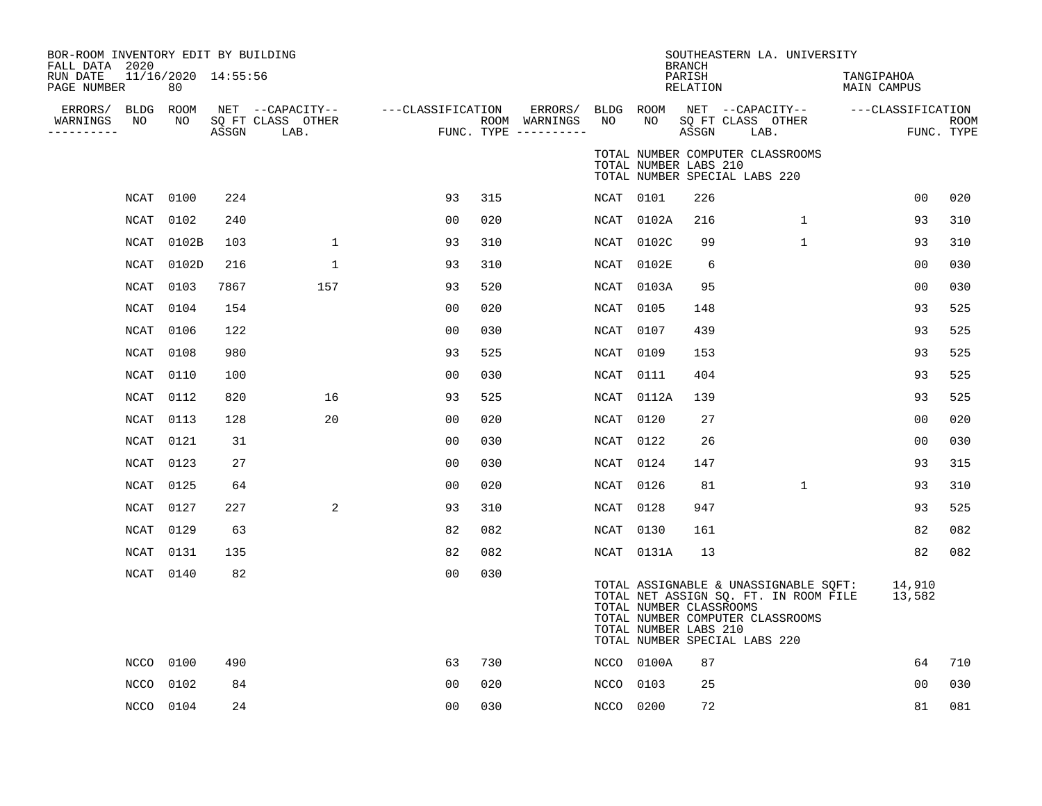BOR-ROOM INVENTORY EDIT BY BUILDING
FALL DATA 2020
RUN DATE 11/16/2020 14:55:56
PAGE NUMBER 80

SOUTHEASTERN LA. UNIVERSITY
BRANCH
PARISH TANGIPAHOA
RELATION MAIN CAMPUS

| ERRORS/ WARNINGS | BLDG NO | ROOM NO | NET SQ FT ASSGN | CAPACITY CLASS LAB. | CAPACITY OTHER | CLASSIFICATION FUNC. | ROOM TYPE | ERRORS/ WARNINGS | BLDG NO | ROOM NO | NET SQ FT ASSGN | CAPACITY CLASS LAB. | CAPACITY OTHER | CLASSIFICATION FUNC. | ROOM TYPE |
|---|---|---|---|---|---|---|---|---|---|---|---|---|---|---|---|
| | | | | | | | | | TOTAL NUMBER COMPUTER CLASSROOMS | | | | | | |
| | | | | | | | | | TOTAL NUMBER LABS 210 | | | | | | |
| | | | | | | | | | TOTAL NUMBER SPECIAL LABS 220 | | | | | | |
| | NCAT | 0100 | 224 | | | 93 | 315 | | NCAT | 0101 | 226 | | | 00 | 020 |
| | NCAT | 0102 | 240 | | | 00 | 020 | | NCAT | 0102A | 216 | | 1 | 93 | 310 |
| | NCAT | 0102B | 103 | | 1 | 93 | 310 | | NCAT | 0102C | 99 | | 1 | 93 | 310 |
| | NCAT | 0102D | 216 | | 1 | 93 | 310 | | NCAT | 0102E | 6 | | | 00 | 030 |
| | NCAT | 0103 | 7867 | | 157 | 93 | 520 | | NCAT | 0103A | 95 | | | 00 | 030 |
| | NCAT | 0104 | 154 | | | 00 | 020 | | NCAT | 0105 | 148 | | | 93 | 525 |
| | NCAT | 0106 | 122 | | | 00 | 030 | | NCAT | 0107 | 439 | | | 93 | 525 |
| | NCAT | 0108 | 980 | | | 93 | 525 | | NCAT | 0109 | 153 | | | 93 | 525 |
| | NCAT | 0110 | 100 | | | 00 | 030 | | NCAT | 0111 | 404 | | | 93 | 525 |
| | NCAT | 0112 | 820 | | 16 | 93 | 525 | | NCAT | 0112A | 139 | | | 93 | 525 |
| | NCAT | 0113 | 128 | | 20 | 00 | 020 | | NCAT | 0120 | 27 | | | 00 | 020 |
| | NCAT | 0121 | 31 | | | 00 | 030 | | NCAT | 0122 | 26 | | | 00 | 030 |
| | NCAT | 0123 | 27 | | | 00 | 030 | | NCAT | 0124 | 147 | | | 93 | 315 |
| | NCAT | 0125 | 64 | | | 00 | 020 | | NCAT | 0126 | 81 | | 1 | 93 | 310 |
| | NCAT | 0127 | 227 | | 2 | 93 | 310 | | NCAT | 0128 | 947 | | | 93 | 525 |
| | NCAT | 0129 | 63 | | | 82 | 082 | | NCAT | 0130 | 161 | | | 82 | 082 |
| | NCAT | 0131 | 135 | | | 82 | 082 | | NCAT | 0131A | 13 | | | 82 | 082 |
| | NCAT | 0140 | 82 | | | 00 | 030 | | | | | | | | |
| | | | | | | | | | TOTAL ASSIGNABLE & UNASSIGNABLE SQFT: | | | | | 14,910 | |
| | | | | | | | | | TOTAL NET ASSIGN SQ. FT. IN ROOM FILE | | | | | 13,582 | |
| | | | | | | | | | TOTAL NUMBER CLASSROOMS | | | | | | |
| | | | | | | | | | TOTAL NUMBER COMPUTER CLASSROOMS | | | | | | |
| | | | | | | | | | TOTAL NUMBER LABS 210 | | | | | | |
| | | | | | | | | | TOTAL NUMBER SPECIAL LABS 220 | | | | | | |
| | NCCO | 0100 | 490 | | | 63 | 730 | | NCCO | 0100A | 87 | | | 64 | 710 |
| | NCCO | 0102 | 84 | | | 00 | 020 | | NCCO | 0103 | 25 | | | 00 | 030 |
| | NCCO | 0104 | 24 | | | 00 | 030 | | NCCO | 0200 | 72 | | | 81 | 081 |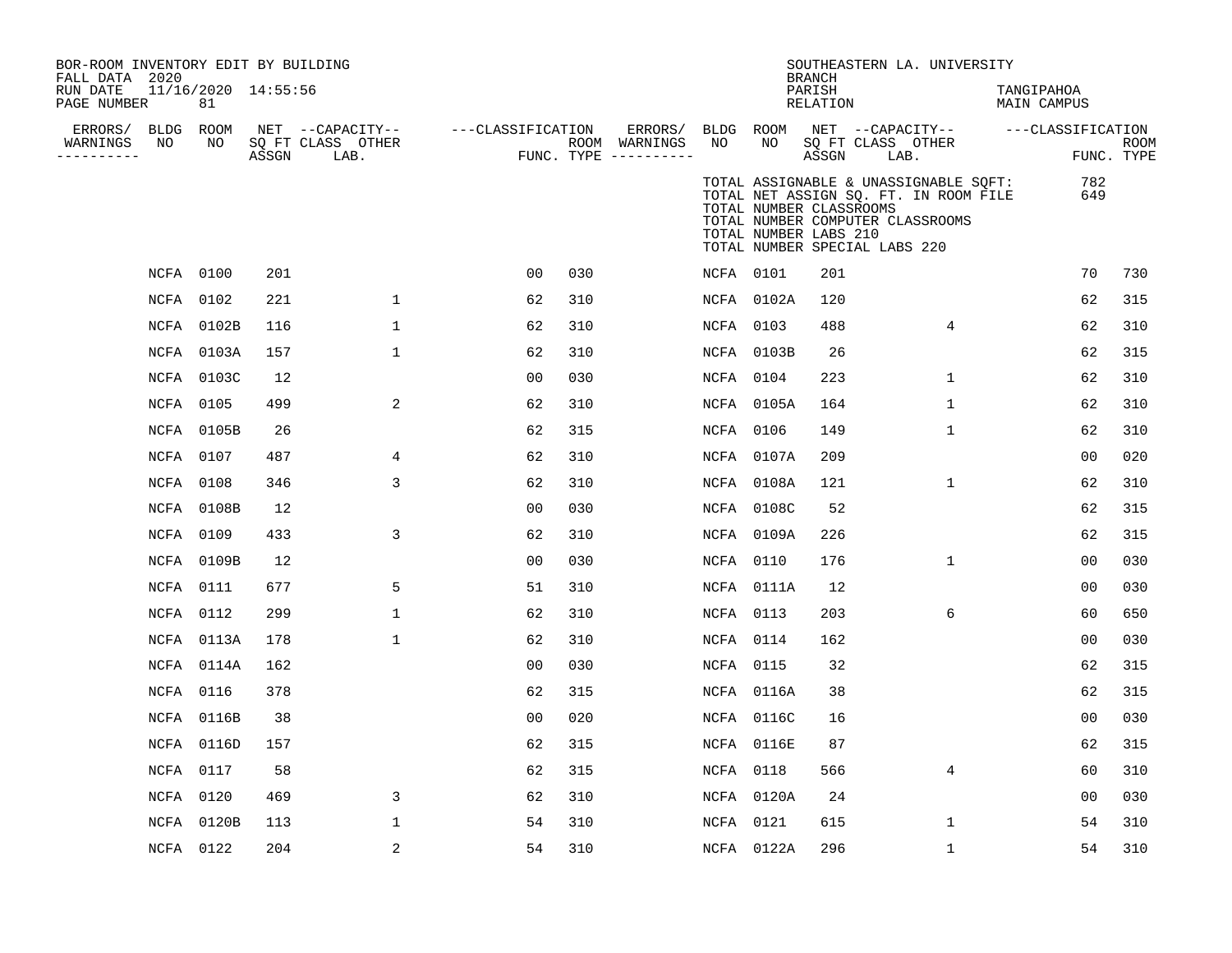BOR-ROOM INVENTORY EDIT BY BUILDING
FALL DATA 2020
RUN DATE 11/16/2020 14:55:56
PAGE NUMBER 81

SOUTHEASTERN LA. UNIVERSITY
BRANCH
PARISH TANGIPAHOA
RELATION MAIN CAMPUS

TOTAL ASSIGNABLE & UNASSIGNABLE SQFT: 782
TOTAL NET ASSIGN SQ. FT. IN ROOM FILE 649
TOTAL NUMBER CLASSROOMS
TOTAL NUMBER COMPUTER CLASSROOMS
TOTAL NUMBER LABS 210
TOTAL NUMBER SPECIAL LABS 220

| ERRORS/ WARNINGS | BLDG NO | ROOM NO | NET SQ FT ASSGN | CAPACITY CLASS LAB. | CAPACITY OTHER | CLASSIFICATION FUNC. | ROOM TYPE | ERRORS/ WARNINGS | BLDG NO | ROOM NO | NET SQ FT ASSGN | CAPACITY CLASS LAB. | CAPACITY OTHER | CLASSIFICATION FUNC. | ROOM TYPE |
|---|---|---|---|---|---|---|---|---|---|---|---|---|---|---|---|
| | NCFA | 0100 | 201 | | | 00 | 030 | | NCFA | 0101 | 201 | | | 70 | 730 |
| | NCFA | 0102 | 221 | | 1 | 62 | 310 | | NCFA | 0102A | 120 | | | 62 | 315 |
| | NCFA | 0102B | 116 | | 1 | 62 | 310 | | NCFA | 0103 | 488 | | 4 | 62 | 310 |
| | NCFA | 0103A | 157 | | 1 | 62 | 310 | | NCFA | 0103B | 26 | | | 62 | 315 |
| | NCFA | 0103C | 12 | | | 00 | 030 | | NCFA | 0104 | 223 | | 1 | 62 | 310 |
| | NCFA | 0105 | 499 | | 2 | 62 | 310 | | NCFA | 0105A | 164 | | 1 | 62 | 310 |
| | NCFA | 0105B | 26 | | | 62 | 315 | | NCFA | 0106 | 149 | | 1 | 62 | 310 |
| | NCFA | 0107 | 487 | | 4 | 62 | 310 | | NCFA | 0107A | 209 | | | 00 | 020 |
| | NCFA | 0108 | 346 | | 3 | 62 | 310 | | NCFA | 0108A | 121 | | 1 | 62 | 310 |
| | NCFA | 0108B | 12 | | | 00 | 030 | | NCFA | 0108C | 52 | | | 62 | 315 |
| | NCFA | 0109 | 433 | | 3 | 62 | 310 | | NCFA | 0109A | 226 | | | 62 | 315 |
| | NCFA | 0109B | 12 | | | 00 | 030 | | NCFA | 0110 | 176 | | 1 | 00 | 030 |
| | NCFA | 0111 | 677 | | 5 | 51 | 310 | | NCFA | 0111A | 12 | | | 00 | 030 |
| | NCFA | 0112 | 299 | | 1 | 62 | 310 | | NCFA | 0113 | 203 | | 6 | 60 | 650 |
| | NCFA | 0113A | 178 | | 1 | 62 | 310 | | NCFA | 0114 | 162 | | | 00 | 030 |
| | NCFA | 0114A | 162 | | | 00 | 030 | | NCFA | 0115 | 32 | | | 62 | 315 |
| | NCFA | 0116 | 378 | | | 62 | 315 | | NCFA | 0116A | 38 | | | 62 | 315 |
| | NCFA | 0116B | 38 | | | 00 | 020 | | NCFA | 0116C | 16 | | | 00 | 030 |
| | NCFA | 0116D | 157 | | | 62 | 315 | | NCFA | 0116E | 87 | | | 62 | 315 |
| | NCFA | 0117 | 58 | | | 62 | 315 | | NCFA | 0118 | 566 | | 4 | 60 | 310 |
| | NCFA | 0120 | 469 | | 3 | 62 | 310 | | NCFA | 0120A | 24 | | | 00 | 030 |
| | NCFA | 0120B | 113 | | 1 | 54 | 310 | | NCFA | 0121 | 615 | | 1 | 54 | 310 |
| | NCFA | 0122 | 204 | | 2 | 54 | 310 | | NCFA | 0122A | 296 | | 1 | 54 | 310 |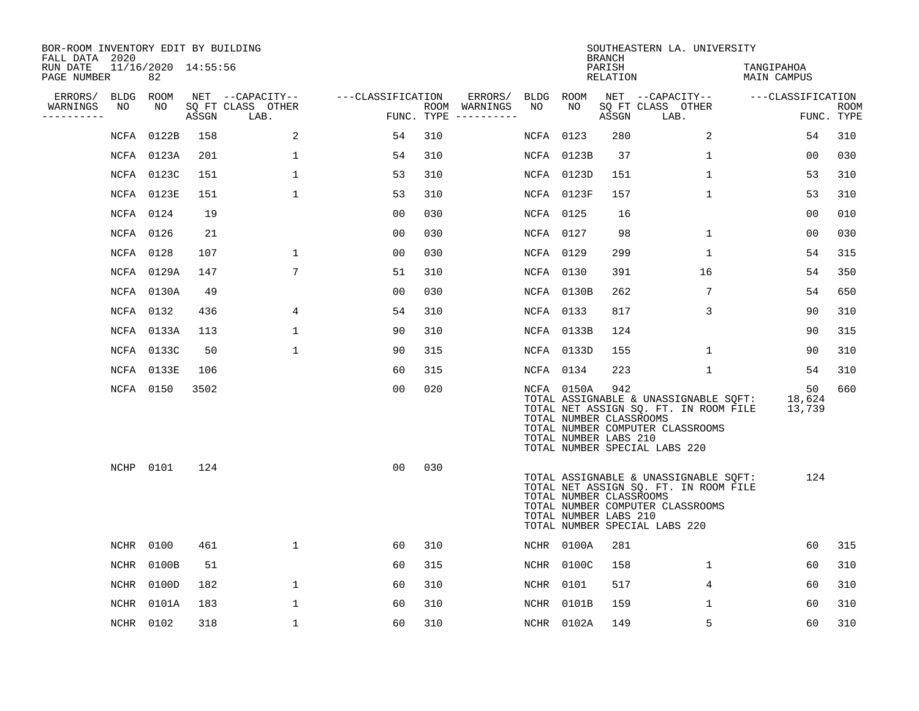BOR-ROOM INVENTORY EDIT BY BUILDING
FALL DATA 2020
RUN DATE 11/16/2020 14:55:56
PAGE NUMBER 82

SOUTHEASTERN LA. UNIVERSITY
BRANCH
PARISH TANGIPAHOA
RELATION MAIN CAMPUS

| ERRORS/ WARNINGS | BLDG NO | ROOM NO | NET SQ FT ASSGN | CAPACITY CLASS | CAPACITY OTHER LAB. | CLASSIFICATION FUNC. | ROOM TYPE | ERRORS/ WARNINGS | BLDG NO | ROOM NO | NET SQ FT ASSGN | CAPACITY CLASS | CAPACITY OTHER LAB. | CLASSIFICATION FUNC. | ROOM TYPE |
|---|---|---|---|---|---|---|---|---|---|---|---|---|---|---|---|
| | NCFA | 0122B | 158 | | 2 | 54 | 310 | | NCFA | 0123 | 280 | | 2 | 54 | 310 |
| | NCFA | 0123A | 201 | | 1 | 54 | 310 | | NCFA | 0123B | 37 | | 1 | 00 | 030 |
| | NCFA | 0123C | 151 | | 1 | 53 | 310 | | NCFA | 0123D | 151 | | 1 | 53 | 310 |
| | NCFA | 0123E | 151 | | 1 | 53 | 310 | | NCFA | 0123F | 157 | | 1 | 53 | 310 |
| | NCFA | 0124 | 19 | | | 00 | 030 | | NCFA | 0125 | 16 | | | 00 | 010 |
| | NCFA | 0126 | 21 | | | 00 | 030 | | NCFA | 0127 | 98 | | 1 | 00 | 030 |
| | NCFA | 0128 | 107 | | 1 | 00 | 030 | | NCFA | 0129 | 299 | | 1 | 54 | 315 |
| | NCFA | 0129A | 147 | | 7 | 51 | 310 | | NCFA | 0130 | 391 | | 16 | 54 | 350 |
| | NCFA | 0130A | 49 | | | 00 | 030 | | NCFA | 0130B | 262 | | 7 | 54 | 650 |
| | NCFA | 0132 | 436 | | 4 | 54 | 310 | | NCFA | 0133 | 817 | | 3 | 90 | 310 |
| | NCFA | 0133A | 113 | | 1 | 90 | 310 | | NCFA | 0133B | 124 | | | 90 | 315 |
| | NCFA | 0133C | 50 | | 1 | 90 | 315 | | NCFA | 0133D | 155 | | 1 | 90 | 310 |
| | NCFA | 0133E | 106 | | | 60 | 315 | | NCFA | 0134 | 223 | | 1 | 54 | 310 |
| | NCFA | 0150 | 3502 | | | 00 | 020 | | NCFA | 0150A | 942 | | | 50 | 660 |

TOTAL ASSIGNABLE & UNASSIGNABLE SQFT: 18,624
TOTAL NET ASSIGN SQ. FT. IN ROOM FILE 13,739
TOTAL NUMBER CLASSROOMS
TOTAL NUMBER COMPUTER CLASSROOMS
TOTAL NUMBER LABS 210
TOTAL NUMBER SPECIAL LABS 220

| ERRORS/ WARNINGS | BLDG NO | ROOM NO | NET SQ FT ASSGN | CAPACITY CLASS | CAPACITY OTHER LAB. | CLASSIFICATION FUNC. | ROOM TYPE |
|---|---|---|---|---|---|---|---|
| | NCHP | 0101 | 124 | | | 00 | 030 |

TOTAL ASSIGNABLE & UNASSIGNABLE SQFT: 124
TOTAL NET ASSIGN SQ. FT. IN ROOM FILE
TOTAL NUMBER CLASSROOMS
TOTAL NUMBER COMPUTER CLASSROOMS
TOTAL NUMBER LABS 210
TOTAL NUMBER SPECIAL LABS 220

| ERRORS/ WARNINGS | BLDG NO | ROOM NO | NET SQ FT ASSGN | CAPACITY CLASS | CAPACITY OTHER LAB. | CLASSIFICATION FUNC. | ROOM TYPE | ERRORS/ WARNINGS | BLDG NO | ROOM NO | NET SQ FT ASSGN | CAPACITY CLASS | CAPACITY OTHER LAB. | CLASSIFICATION FUNC. | ROOM TYPE |
|---|---|---|---|---|---|---|---|---|---|---|---|---|---|---|---|
| | NCHR | 0100 | 461 | | 1 | 60 | 310 | | NCHR | 0100A | 281 | | | 60 | 315 |
| | NCHR | 0100B | 51 | | | 60 | 315 | | NCHR | 0100C | 158 | | 1 | 60 | 310 |
| | NCHR | 0100D | 182 | | 1 | 60 | 310 | | NCHR | 0101 | 517 | | 4 | 60 | 310 |
| | NCHR | 0101A | 183 | | 1 | 60 | 310 | | NCHR | 0101B | 159 | | 1 | 60 | 310 |
| | NCHR | 0102 | 318 | | 1 | 60 | 310 | | NCHR | 0102A | 149 | | 5 | 60 | 310 |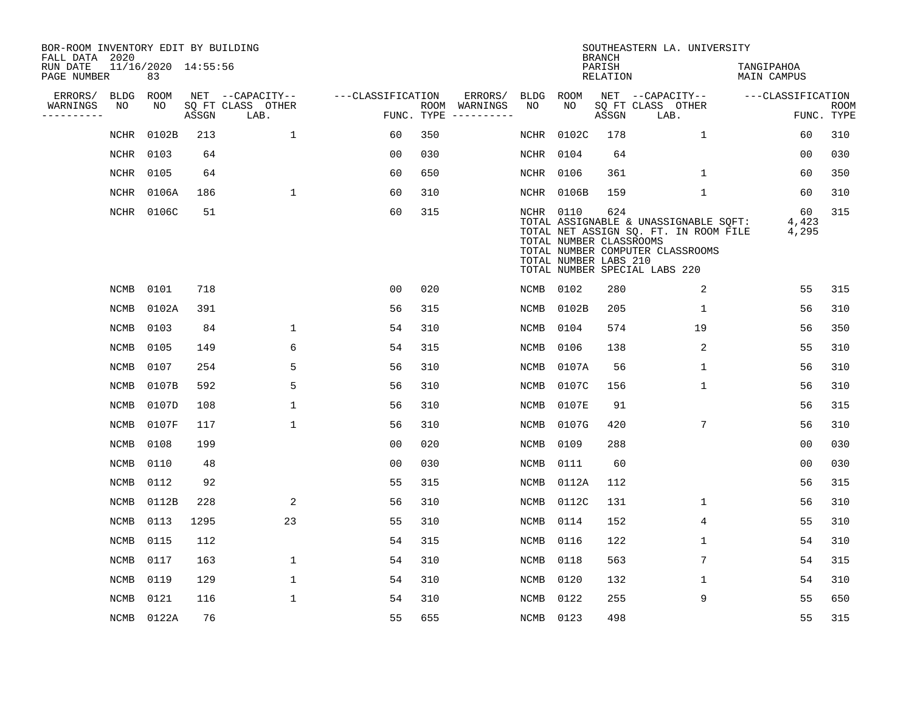BOR-ROOM INVENTORY EDIT BY BUILDING
FALL DATA 2020
RUN DATE 11/16/2020 14:55:56
PAGE NUMBER 83

SOUTHEASTERN LA. UNIVERSITY
BRANCH
PARISH TANGIPAHOA
RELATION MAIN CAMPUS

| ERRORS/ WARNINGS | BLDG NO | ROOM NO | NET SQ FT ASSGN | CAPACITY CLASS | CAPACITY OTHER LAB. | FUNC. | ROOM TYPE | ERRORS/ WARNINGS | BLDG NO | ROOM NO | NET SQ FT ASSGN | CAPACITY CLASS | CAPACITY OTHER LAB. | FUNC. | ROOM TYPE |
|---|---|---|---|---|---|---|---|---|---|---|---|---|---|---|---|
| | NCHR | 0102B | 213 | | 1 | 60 | 350 | | NCHR | 0102C | 178 | | 1 | 60 | 310 |
| | NCHR | 0103 | 64 | | | 00 | 030 | | NCHR | 0104 | 64 | | | 00 | 030 |
| | NCHR | 0105 | 64 | | | 60 | 650 | | NCHR | 0106 | 361 | | 1 | 60 | 350 |
| | NCHR | 0106A | 186 | | 1 | 60 | 310 | | NCHR | 0106B | 159 | | 1 | 60 | 310 |
| | NCHR | 0106C | 51 | | | 60 | 315 | | NCHR | 0110 | 624 | | | 60 | 315 |

TOTAL ASSIGNABLE & UNASSIGNABLE SQFT: 4,423
TOTAL NET ASSIGN SQ. FT. IN ROOM FILE 4,295
TOTAL NUMBER CLASSROOMS
TOTAL NUMBER COMPUTER CLASSROOMS
TOTAL NUMBER LABS 210
TOTAL NUMBER SPECIAL LABS 220

| ERRORS/ WARNINGS | BLDG NO | ROOM NO | NET SQ FT ASSGN | CAPACITY CLASS | CAPACITY OTHER LAB. | FUNC. | ROOM TYPE | ERRORS/ WARNINGS | BLDG NO | ROOM NO | NET SQ FT ASSGN | CAPACITY CLASS | CAPACITY OTHER LAB. | FUNC. | ROOM TYPE |
|---|---|---|---|---|---|---|---|---|---|---|---|---|---|---|---|
| | NCMB | 0101 | 718 | | | 00 | 020 | | NCMB | 0102 | 280 | | 2 | 55 | 315 |
| | NCMB | 0102A | 391 | | | 56 | 315 | | NCMB | 0102B | 205 | | 1 | 56 | 310 |
| | NCMB | 0103 | 84 | | 1 | 54 | 310 | | NCMB | 0104 | 574 | | 19 | 56 | 350 |
| | NCMB | 0105 | 149 | | 6 | 54 | 315 | | NCMB | 0106 | 138 | | 2 | 55 | 310 |
| | NCMB | 0107 | 254 | | 5 | 56 | 310 | | NCMB | 0107A | 56 | | 1 | 56 | 310 |
| | NCMB | 0107B | 592 | | 5 | 56 | 310 | | NCMB | 0107C | 156 | | 1 | 56 | 310 |
| | NCMB | 0107D | 108 | | 1 | 56 | 310 | | NCMB | 0107E | 91 | | | 56 | 315 |
| | NCMB | 0107F | 117 | | 1 | 56 | 310 | | NCMB | 0107G | 420 | | 7 | 56 | 310 |
| | NCMB | 0108 | 199 | | | 00 | 020 | | NCMB | 0109 | 288 | | | 00 | 030 |
| | NCMB | 0110 | 48 | | | 00 | 030 | | NCMB | 0111 | 60 | | | 00 | 030 |
| | NCMB | 0112 | 92 | | | 55 | 315 | | NCMB | 0112A | 112 | | | 56 | 315 |
| | NCMB | 0112B | 228 | | 2 | 56 | 310 | | NCMB | 0112C | 131 | | 1 | 56 | 310 |
| | NCMB | 0113 | 1295 | | 23 | 55 | 310 | | NCMB | 0114 | 152 | | 4 | 55 | 310 |
| | NCMB | 0115 | 112 | | | 54 | 315 | | NCMB | 0116 | 122 | | 1 | 54 | 310 |
| | NCMB | 0117 | 163 | | 1 | 54 | 310 | | NCMB | 0118 | 563 | | 7 | 54 | 315 |
| | NCMB | 0119 | 129 | | 1 | 54 | 310 | | NCMB | 0120 | 132 | | 1 | 54 | 310 |
| | NCMB | 0121 | 116 | | 1 | 54 | 310 | | NCMB | 0122 | 255 | | 9 | 55 | 650 |
| | NCMB | 0122A | 76 | | | 55 | 655 | | NCMB | 0123 | 498 | | | 55 | 315 |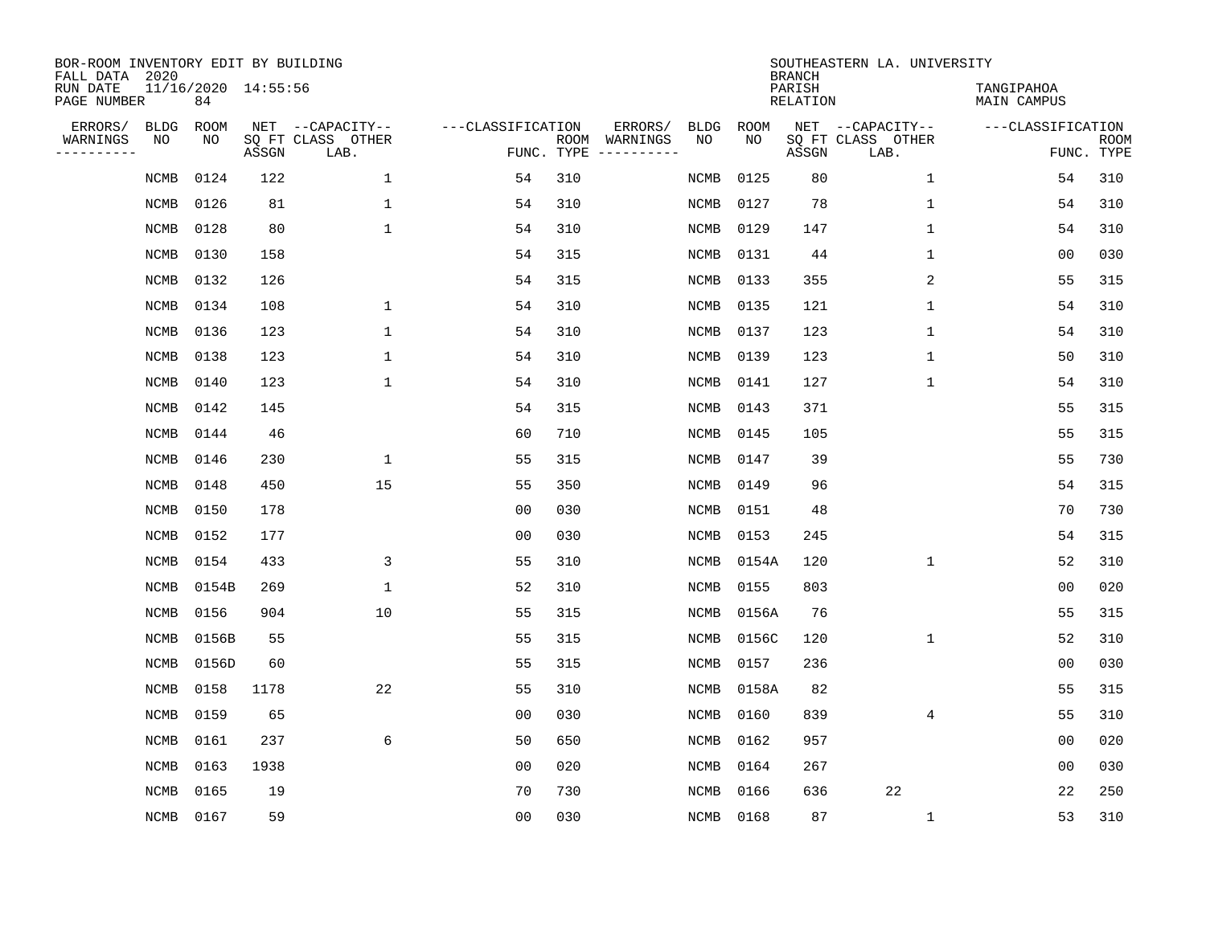BOR-ROOM INVENTORY EDIT BY BUILDING
FALL DATA 2020
RUN DATE 11/16/2020 14:55:56
PAGE NUMBER 84

SOUTHEASTERN LA. UNIVERSITY
BRANCH
PARISH TANGIPAHOA
RELATION MAIN CAMPUS

| ERRORS/ WARNINGS | BLDG NO | ROOM NO | NET SQ FT ASSGN | CAPACITY CLASS LAB. | CAPACITY OTHER | FUNC. | ROOM TYPE | ERRORS/ WARNINGS | BLDG NO | ROOM NO | NET SQ FT ASSGN | CAPACITY CLASS LAB. | CAPACITY OTHER | FUNC. | ROOM TYPE |
|---|---|---|---|---|---|---|---|---|---|---|---|---|---|---|---|
| | NCMB | 0124 | 122 | | 1 | 54 | 310 | | NCMB | 0125 | 80 | | 1 | 54 | 310 |
| | NCMB | 0126 | 81 | | 1 | 54 | 310 | | NCMB | 0127 | 78 | | 1 | 54 | 310 |
| | NCMB | 0128 | 80 | | 1 | 54 | 310 | | NCMB | 0129 | 147 | | 1 | 54 | 310 |
| | NCMB | 0130 | 158 | | | 54 | 315 | | NCMB | 0131 | 44 | | 1 | 00 | 030 |
| | NCMB | 0132 | 126 | | | 54 | 315 | | NCMB | 0133 | 355 | | 2 | 55 | 315 |
| | NCMB | 0134 | 108 | | 1 | 54 | 310 | | NCMB | 0135 | 121 | | 1 | 54 | 310 |
| | NCMB | 0136 | 123 | | 1 | 54 | 310 | | NCMB | 0137 | 123 | | 1 | 54 | 310 |
| | NCMB | 0138 | 123 | | 1 | 54 | 310 | | NCMB | 0139 | 123 | | 1 | 50 | 310 |
| | NCMB | 0140 | 123 | | 1 | 54 | 310 | | NCMB | 0141 | 127 | | 1 | 54 | 310 |
| | NCMB | 0142 | 145 | | | 54 | 315 | | NCMB | 0143 | 371 | | | 55 | 315 |
| | NCMB | 0144 | 46 | | | 60 | 710 | | NCMB | 0145 | 105 | | | 55 | 315 |
| | NCMB | 0146 | 230 | | 1 | 55 | 315 | | NCMB | 0147 | 39 | | | 55 | 730 |
| | NCMB | 0148 | 450 | | 15 | 55 | 350 | | NCMB | 0149 | 96 | | | 54 | 315 |
| | NCMB | 0150 | 178 | | | 00 | 030 | | NCMB | 0151 | 48 | | | 70 | 730 |
| | NCMB | 0152 | 177 | | | 00 | 030 | | NCMB | 0153 | 245 | | | 54 | 315 |
| | NCMB | 0154 | 433 | | 3 | 55 | 310 | | NCMB | 0154A | 120 | | 1 | 52 | 310 |
| | NCMB | 0154B | 269 | | 1 | 52 | 310 | | NCMB | 0155 | 803 | | | 00 | 020 |
| | NCMB | 0156 | 904 | | 10 | 55 | 315 | | NCMB | 0156A | 76 | | | 55 | 315 |
| | NCMB | 0156B | 55 | | | 55 | 315 | | NCMB | 0156C | 120 | | 1 | 52 | 310 |
| | NCMB | 0156D | 60 | | | 55 | 315 | | NCMB | 0157 | 236 | | | 00 | 030 |
| | NCMB | 0158 | 1178 | | 22 | 55 | 310 | | NCMB | 0158A | 82 | | | 55 | 315 |
| | NCMB | 0159 | 65 | | | 00 | 030 | | NCMB | 0160 | 839 | | 4 | 55 | 310 |
| | NCMB | 0161 | 237 | | 6 | 50 | 650 | | NCMB | 0162 | 957 | | | 00 | 020 |
| | NCMB | 0163 | 1938 | | | 00 | 020 | | NCMB | 0164 | 267 | | | 00 | 030 |
| | NCMB | 0165 | 19 | | | 70 | 730 | | NCMB | 0166 | 636 | 22 | | 22 | 250 |
| | NCMB | 0167 | 59 | | | 00 | 030 | | NCMB | 0168 | 87 | | 1 | 53 | 310 |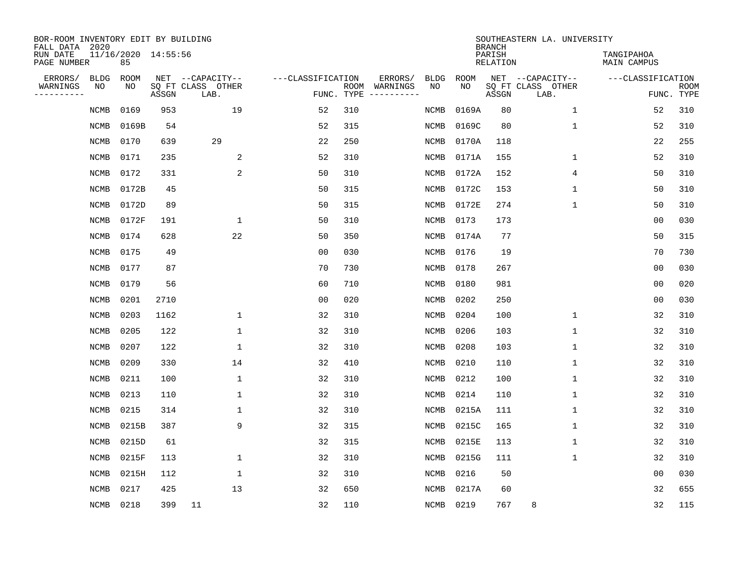BOR-ROOM INVENTORY EDIT BY BUILDING
FALL DATA 2020
RUN DATE 11/16/2020 14:55:56
PAGE NUMBER 85

SOUTHEASTERN LA. UNIVERSITY
BRANCH
PARISH TANGIPAHOA
RELATION MAIN CAMPUS

| ERRORS/ WARNINGS | BLDG NO | ROOM NO | NET SQ FT ASSGN | CAPACITY CLASS LAB. | CAPACITY OTHER | CLASSIFICATION FUNC. | ROOM TYPE | ERRORS/ WARNINGS | BLDG NO | ROOM NO | NET SQ FT ASSGN | CAPACITY CLASS LAB. | CAPACITY OTHER | CLASSIFICATION FUNC. | ROOM TYPE |
|---|---|---|---|---|---|---|---|---|---|---|---|---|---|---|---|
| | NCMB | 0169 | 953 | | 19 | 52 | 310 | | NCMB | 0169A | 80 | | 1 | 52 | 310 |
| | NCMB | 0169B | 54 | | | 52 | 315 | | NCMB | 0169C | 80 | | 1 | 52 | 310 |
| | NCMB | 0170 | 639 | 29 | | 22 | 250 | | NCMB | 0170A | 118 | | | 22 | 255 |
| | NCMB | 0171 | 235 | | 2 | 52 | 310 | | NCMB | 0171A | 155 | | 1 | 52 | 310 |
| | NCMB | 0172 | 331 | | 2 | 50 | 310 | | NCMB | 0172A | 152 | | 4 | 50 | 310 |
| | NCMB | 0172B | 45 | | | 50 | 315 | | NCMB | 0172C | 153 | | 1 | 50 | 310 |
| | NCMB | 0172D | 89 | | | 50 | 315 | | NCMB | 0172E | 274 | | 1 | 50 | 310 |
| | NCMB | 0172F | 191 | | 1 | 50 | 310 | | NCMB | 0173 | 173 | | | 00 | 030 |
| | NCMB | 0174 | 628 | | 22 | 50 | 350 | | NCMB | 0174A | 77 | | | 50 | 315 |
| | NCMB | 0175 | 49 | | | 00 | 030 | | NCMB | 0176 | 19 | | | 70 | 730 |
| | NCMB | 0177 | 87 | | | 70 | 730 | | NCMB | 0178 | 267 | | | 00 | 030 |
| | NCMB | 0179 | 56 | | | 60 | 710 | | NCMB | 0180 | 981 | | | 00 | 020 |
| | NCMB | 0201 | 2710 | | | 00 | 020 | | NCMB | 0202 | 250 | | | 00 | 030 |
| | NCMB | 0203 | 1162 | | 1 | 32 | 310 | | NCMB | 0204 | 100 | | 1 | 32 | 310 |
| | NCMB | 0205 | 122 | | 1 | 32 | 310 | | NCMB | 0206 | 103 | | 1 | 32 | 310 |
| | NCMB | 0207 | 122 | | 1 | 32 | 310 | | NCMB | 0208 | 103 | | 1 | 32 | 310 |
| | NCMB | 0209 | 330 | | 14 | 32 | 410 | | NCMB | 0210 | 110 | | 1 | 32 | 310 |
| | NCMB | 0211 | 100 | | 1 | 32 | 310 | | NCMB | 0212 | 100 | | 1 | 32 | 310 |
| | NCMB | 0213 | 110 | | 1 | 32 | 310 | | NCMB | 0214 | 110 | | 1 | 32 | 310 |
| | NCMB | 0215 | 314 | | 1 | 32 | 310 | | NCMB | 0215A | 111 | | 1 | 32 | 310 |
| | NCMB | 0215B | 387 | | 9 | 32 | 315 | | NCMB | 0215C | 165 | | 1 | 32 | 310 |
| | NCMB | 0215D | 61 | | | 32 | 315 | | NCMB | 0215E | 113 | | 1 | 32 | 310 |
| | NCMB | 0215F | 113 | | 1 | 32 | 310 | | NCMB | 0215G | 111 | | 1 | 32 | 310 |
| | NCMB | 0215H | 112 | | 1 | 32 | 310 | | NCMB | 0216 | 50 | | | 00 | 030 |
| | NCMB | 0217 | 425 | | 13 | 32 | 650 | | NCMB | 0217A | 60 | | | 32 | 655 |
| | NCMB | 0218 | 399 | 11 | | 32 | 110 | | NCMB | 0219 | 767 | 8 | | 32 | 115 |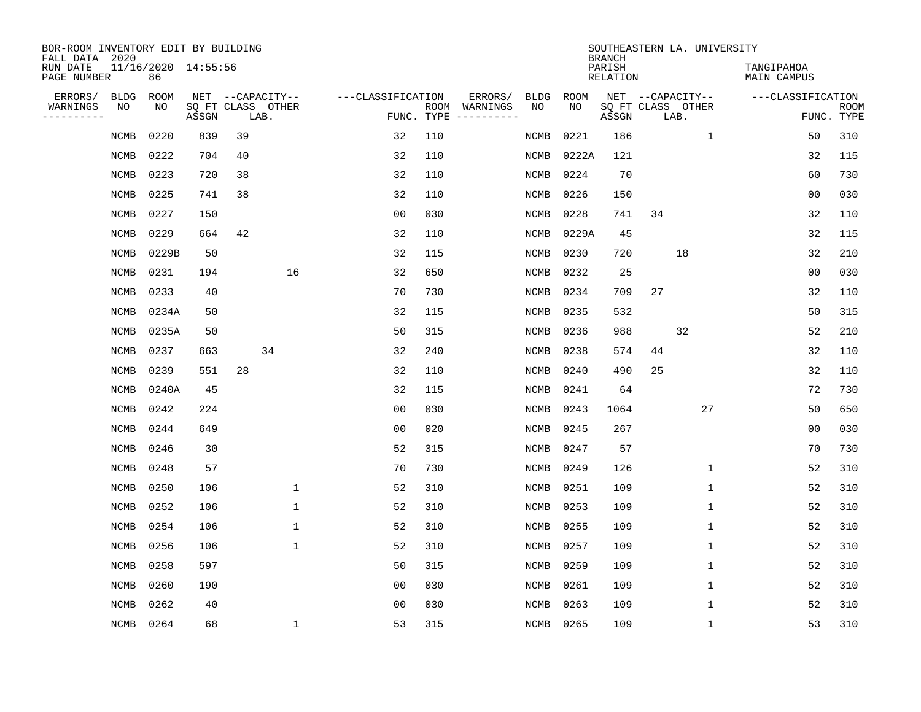BOR-ROOM INVENTORY EDIT BY BUILDING
FALL DATA 2020
RUN DATE 11/16/2020 14:55:56
PAGE NUMBER 86

SOUTHEASTERN LA. UNIVERSITY
BRANCH
PARISH TANGIPAHOA
RELATION MAIN CAMPUS

| ERRORS/ WARNINGS | BLDG NO | ROOM NO | NET SQ FT ASSGN | CAPACITY CLASS | CAPACITY LAB. | CAPACITY OTHER | CLASSIFICATION FUNC. | ROOM TYPE | ERRORS/ WARNINGS | BLDG NO | ROOM NO | NET SQ FT ASSGN | CAPACITY CLASS | CAPACITY LAB. | CAPACITY OTHER | CLASSIFICATION FUNC. | ROOM TYPE |
|---|---|---|---|---|---|---|---|---|---|---|---|---|---|---|---|---|---|
| | NCMB | 0220 | 839 | 39 | | | 32 | 110 | | NCMB | 0221 | 186 | | | 1 | 50 | 310 |
| | NCMB | 0222 | 704 | 40 | | | 32 | 110 | | NCMB | 0222A | 121 | | | | 32 | 115 |
| | NCMB | 0223 | 720 | 38 | | | 32 | 110 | | NCMB | 0224 | 70 | | | | 60 | 730 |
| | NCMB | 0225 | 741 | 38 | | | 32 | 110 | | NCMB | 0226 | 150 | | | | 00 | 030 |
| | NCMB | 0227 | 150 | | | | 00 | 030 | | NCMB | 0228 | 741 | 34 | | | 32 | 110 |
| | NCMB | 0229 | 664 | 42 | | | 32 | 110 | | NCMB | 0229A | 45 | | | | 32 | 115 |
| | NCMB | 0229B | 50 | | | | 32 | 115 | | NCMB | 0230 | 720 | | 18 | | 32 | 210 |
| | NCMB | 0231 | 194 | | | 16 | 32 | 650 | | NCMB | 0232 | 25 | | | | 00 | 030 |
| | NCMB | 0233 | 40 | | | | 70 | 730 | | NCMB | 0234 | 709 | 27 | | | 32 | 110 |
| | NCMB | 0234A | 50 | | | | 32 | 115 | | NCMB | 0235 | 532 | | | | 50 | 315 |
| | NCMB | 0235A | 50 | | | | 50 | 315 | | NCMB | 0236 | 988 | | 32 | | 52 | 210 |
| | NCMB | 0237 | 663 | | 34 | | 32 | 240 | | NCMB | 0238 | 574 | 44 | | | 32 | 110 |
| | NCMB | 0239 | 551 | 28 | | | 32 | 110 | | NCMB | 0240 | 490 | 25 | | | 32 | 110 |
| | NCMB | 0240A | 45 | | | | 32 | 115 | | NCMB | 0241 | 64 | | | | 72 | 730 |
| | NCMB | 0242 | 224 | | | | 00 | 030 | | NCMB | 0243 | 1064 | | | 27 | 50 | 650 |
| | NCMB | 0244 | 649 | | | | 00 | 020 | | NCMB | 0245 | 267 | | | | 00 | 030 |
| | NCMB | 0246 | 30 | | | | 52 | 315 | | NCMB | 0247 | 57 | | | | 70 | 730 |
| | NCMB | 0248 | 57 | | | | 70 | 730 | | NCMB | 0249 | 126 | | | 1 | 52 | 310 |
| | NCMB | 0250 | 106 | | | 1 | 52 | 310 | | NCMB | 0251 | 109 | | | 1 | 52 | 310 |
| | NCMB | 0252 | 106 | | | 1 | 52 | 310 | | NCMB | 0253 | 109 | | | 1 | 52 | 310 |
| | NCMB | 0254 | 106 | | | 1 | 52 | 310 | | NCMB | 0255 | 109 | | | 1 | 52 | 310 |
| | NCMB | 0256 | 106 | | | 1 | 52 | 310 | | NCMB | 0257 | 109 | | | 1 | 52 | 310 |
| | NCMB | 0258 | 597 | | | | 50 | 315 | | NCMB | 0259 | 109 | | | 1 | 52 | 310 |
| | NCMB | 0260 | 190 | | | | 00 | 030 | | NCMB | 0261 | 109 | | | 1 | 52 | 310 |
| | NCMB | 0262 | 40 | | | | 00 | 030 | | NCMB | 0263 | 109 | | | 1 | 52 | 310 |
| | NCMB | 0264 | 68 | | | 1 | 53 | 315 | | NCMB | 0265 | 109 | | | 1 | 53 | 310 |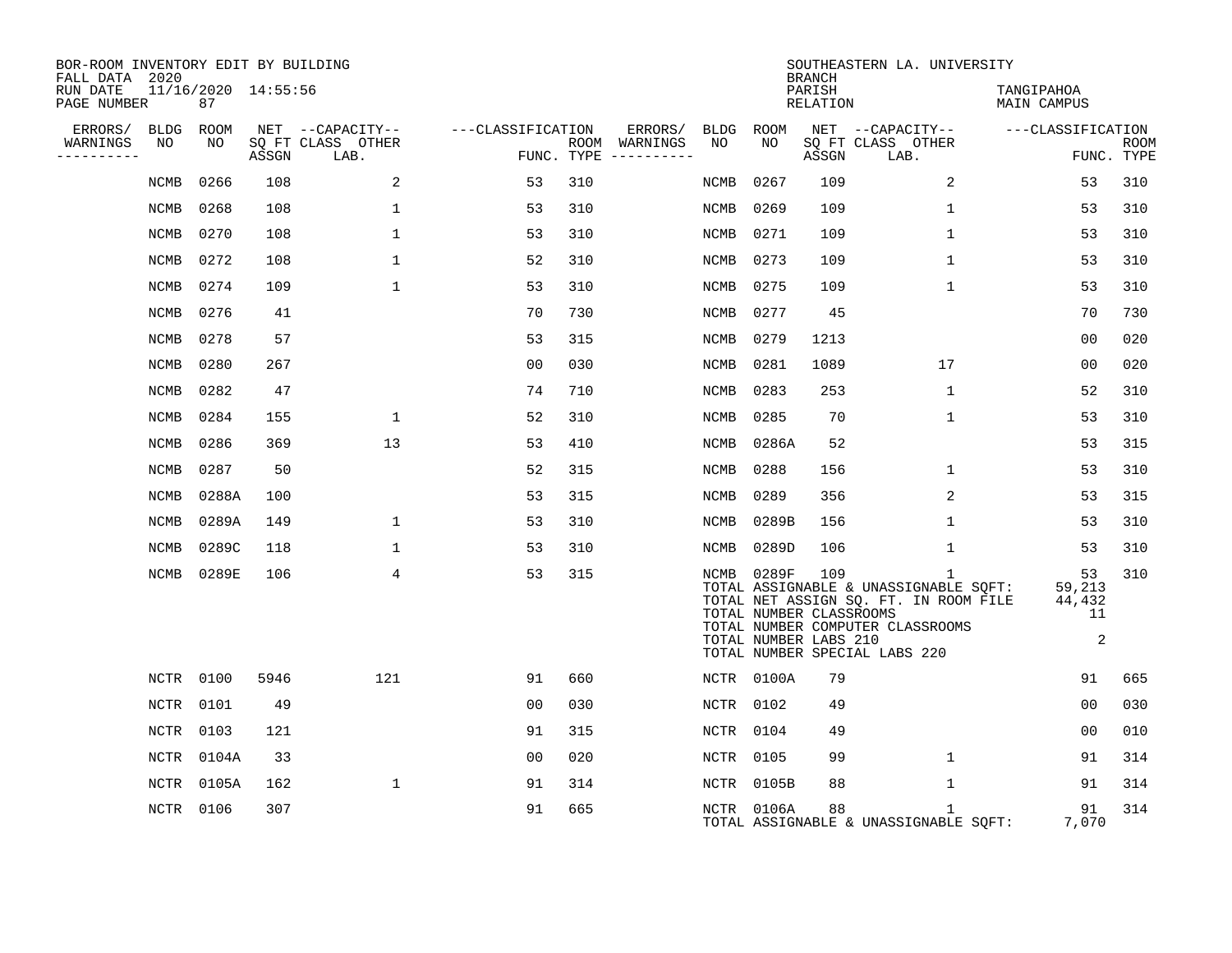BOR-ROOM INVENTORY EDIT BY BUILDING
FALL DATA 2020
RUN DATE 11/16/2020 14:55:56
PAGE NUMBER 87

SOUTHEASTERN LA. UNIVERSITY
BRANCH
PARISH TANGIPAHOA
RELATION MAIN CAMPUS

| ERRORS/ WARNINGS | BLDG NO | ROOM NO | NET SQ FT ASSGN | --CAPACITY-- CLASS LAB. | OTHER | ---CLASSIFICATION FUNC. | ROOM TYPE | ERRORS/ WARNINGS | BLDG NO | ROOM NO | NET SQ FT ASSGN | --CAPACITY-- CLASS LAB. | OTHER | ---CLASSIFICATION FUNC. | ROOM TYPE |
|---|---|---|---|---|---|---|---|---|---|---|---|---|---|---|---|
| | NCMB | 0266 | 108 | 2 | | 53 | 310 | | NCMB | 0267 | 109 | 2 | | 53 | 310 |
| | NCMB | 0268 | 108 | 1 | | 53 | 310 | | NCMB | 0269 | 109 | 1 | | 53 | 310 |
| | NCMB | 0270 | 108 | 1 | | 53 | 310 | | NCMB | 0271 | 109 | 1 | | 53 | 310 |
| | NCMB | 0272 | 108 | 1 | | 52 | 310 | | NCMB | 0273 | 109 | 1 | | 53 | 310 |
| | NCMB | 0274 | 109 | 1 | | 53 | 310 | | NCMB | 0275 | 109 | 1 | | 53 | 310 |
| | NCMB | 0276 | 41 | | | 70 | 730 | | NCMB | 0277 | 45 | | | 70 | 730 |
| | NCMB | 0278 | 57 | | | 53 | 315 | | NCMB | 0279 | 1213 | | | 00 | 020 |
| | NCMB | 0280 | 267 | | | 00 | 030 | | NCMB | 0281 | 1089 | 17 | | 00 | 020 |
| | NCMB | 0282 | 47 | | | 74 | 710 | | NCMB | 0283 | 253 | 1 | | 52 | 310 |
| | NCMB | 0284 | 155 | 1 | | 52 | 310 | | NCMB | 0285 | 70 | 1 | | 53 | 310 |
| | NCMB | 0286 | 369 | 13 | | 53 | 410 | | NCMB | 0286A | 52 | | | 53 | 315 |
| | NCMB | 0287 | 50 | | | 52 | 315 | | NCMB | 0288 | 156 | 1 | | 53 | 310 |
| | NCMB | 0288A | 100 | | | 53 | 315 | | NCMB | 0289 | 356 | 2 | | 53 | 315 |
| | NCMB | 0289A | 149 | 1 | | 53 | 310 | | NCMB | 0289B | 156 | 1 | | 53 | 310 |
| | NCMB | 0289C | 118 | 1 | | 53 | 310 | | NCMB | 0289D | 106 | 1 | | 53 | 310 |
| | NCMB | 0289E | 106 | 4 | | 53 | 315 | | NCMB | 0289F | 109 | 1 | | 53 | 310 |

TOTAL ASSIGNABLE & UNASSIGNABLE SQFT: 59,213
TOTAL NET ASSIGN SQ. FT. IN ROOM FILE 44,432
TOTAL NUMBER CLASSROOMS 11
TOTAL NUMBER COMPUTER CLASSROOMS
TOTAL NUMBER LABS 210 2
TOTAL NUMBER SPECIAL LABS 220

| ERRORS/ WARNINGS | BLDG NO | ROOM NO | NET SQ FT ASSGN | --CAPACITY-- CLASS LAB. | OTHER | ---CLASSIFICATION FUNC. | ROOM TYPE | ERRORS/ WARNINGS | BLDG NO | ROOM NO | NET SQ FT ASSGN | --CAPACITY-- CLASS LAB. | OTHER | ---CLASSIFICATION FUNC. | ROOM TYPE |
|---|---|---|---|---|---|---|---|---|---|---|---|---|---|---|---|
| | NCTR | 0100 | 5946 | 121 | | 91 | 660 | | NCTR | 0100A | 79 | | | 91 | 665 |
| | NCTR | 0101 | 49 | | | 00 | 030 | | NCTR | 0102 | 49 | | | 00 | 030 |
| | NCTR | 0103 | 121 | | | 91 | 315 | | NCTR | 0104 | 49 | | | 00 | 010 |
| | NCTR | 0104A | 33 | | | 00 | 020 | | NCTR | 0105 | 99 | 1 | | 91 | 314 |
| | NCTR | 0105A | 162 | 1 | | 91 | 314 | | NCTR | 0105B | 88 | 1 | | 91 | 314 |
| | NCTR | 0106 | 307 | | | 91 | 665 | | NCTR | 0106A | 88 | 1 | | 91 | 314 |

TOTAL ASSIGNABLE & UNASSIGNABLE SQFT: 7,070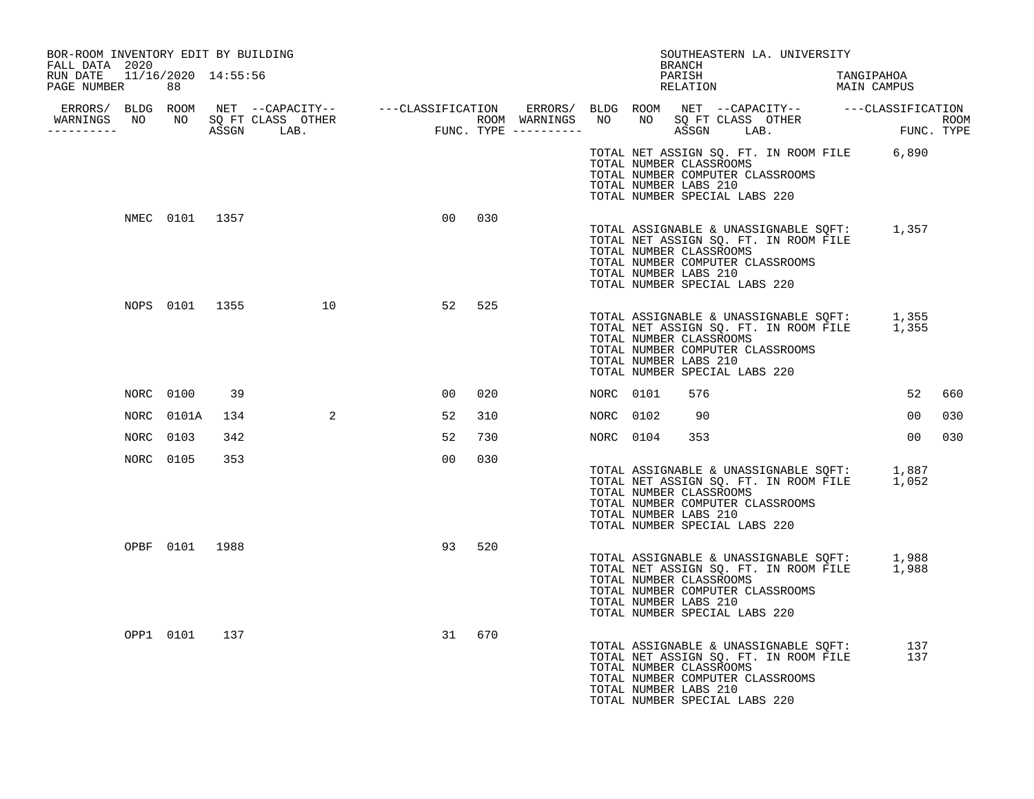BOR-ROOM INVENTORY EDIT BY BUILDING
FALL DATA 2020
RUN DATE 11/16/2020 14:55:56

SOUTHEASTERN LA. UNIVERSITY
BRANCH
PARISH TANGIPAHOA
RELATION MAIN CAMPUS

| ERRORS/ WARNINGS | BLDG NO | ROOM NO | NET SQ FT ASSGN | CAPACITY CLASS | CAPACITY LAB. | CAPACITY OTHER | CLASSIFICATION FUNC. | ROOM TYPE | ERRORS/ WARNINGS | BLDG NO | ROOM NO | NET SQ FT ASSGN | CAPACITY CLASS | CAPACITY LAB. | CAPACITY OTHER | CLASSIFICATION FUNC. | ROOM TYPE |
|---|---|---|---|---|---|---|---|---|---|---|---|---|---|---|---|---|---|
| | | | | | | | | | | | | | | | | | |
| | NMEC | 0101 | 1357 | | | | 00 | 030 | | | | | | | | | |
| | NOPS | 0101 | 1355 | | | 10 | 52 | 525 | | | | | | | | | |
| | NORC | 0100 | 39 | | | | 00 | 020 | | NORC | 0101 | 576 | | | | 52 | 660 |
| | NORC | 0101A | 134 | | | 2 | 52 | 310 | | NORC | 0102 | 90 | | | | 00 | 030 |
| | NORC | 0103 | 342 | | | | 52 | 730 | | NORC | 0104 | 353 | | | | 00 | 030 |
| | NORC | 0105 | 353 | | | | 00 | 030 | | | | | | | | | |
| | OPBF | 0101 | 1988 | | | | 93 | 520 | | | | | | | | | |
| | OPP1 | 0101 | 137 | | | | 31 | 670 | | | | | | | | | |

(Preceding building totals)
TOTAL NET ASSIGN SQ. FT. IN ROOM FILE 6,890
TOTAL NUMBER CLASSROOMS
TOTAL NUMBER COMPUTER CLASSROOMS
TOTAL NUMBER LABS 210
TOTAL NUMBER SPECIAL LABS 220

(NMEC totals)
TOTAL ASSIGNABLE & UNASSIGNABLE SQFT: 1,357
TOTAL NET ASSIGN SQ. FT. IN ROOM FILE
TOTAL NUMBER CLASSROOMS
TOTAL NUMBER COMPUTER CLASSROOMS
TOTAL NUMBER LABS 210
TOTAL NUMBER SPECIAL LABS 220

(NOPS totals)
TOTAL ASSIGNABLE & UNASSIGNABLE SQFT: 1,355
TOTAL NET ASSIGN SQ. FT. IN ROOM FILE 1,355
TOTAL NUMBER CLASSROOMS
TOTAL NUMBER COMPUTER CLASSROOMS
TOTAL NUMBER LABS 210
TOTAL NUMBER SPECIAL LABS 220

(NORC totals)
TOTAL ASSIGNABLE & UNASSIGNABLE SQFT: 1,887
TOTAL NET ASSIGN SQ. FT. IN ROOM FILE 1,052
TOTAL NUMBER CLASSROOMS
TOTAL NUMBER COMPUTER CLASSROOMS
TOTAL NUMBER LABS 210
TOTAL NUMBER SPECIAL LABS 220

(OPBF totals)
TOTAL ASSIGNABLE & UNASSIGNABLE SQFT: 1,988
TOTAL NET ASSIGN SQ. FT. IN ROOM FILE 1,988
TOTAL NUMBER CLASSROOMS
TOTAL NUMBER COMPUTER CLASSROOMS
TOTAL NUMBER LABS 210
TOTAL NUMBER SPECIAL LABS 220

(OPP1 totals)
TOTAL ASSIGNABLE & UNASSIGNABLE SQFT: 137
TOTAL NET ASSIGN SQ. FT. IN ROOM FILE 137
TOTAL NUMBER CLASSROOMS
TOTAL NUMBER COMPUTER CLASSROOMS
TOTAL NUMBER LABS 210
TOTAL NUMBER SPECIAL LABS 220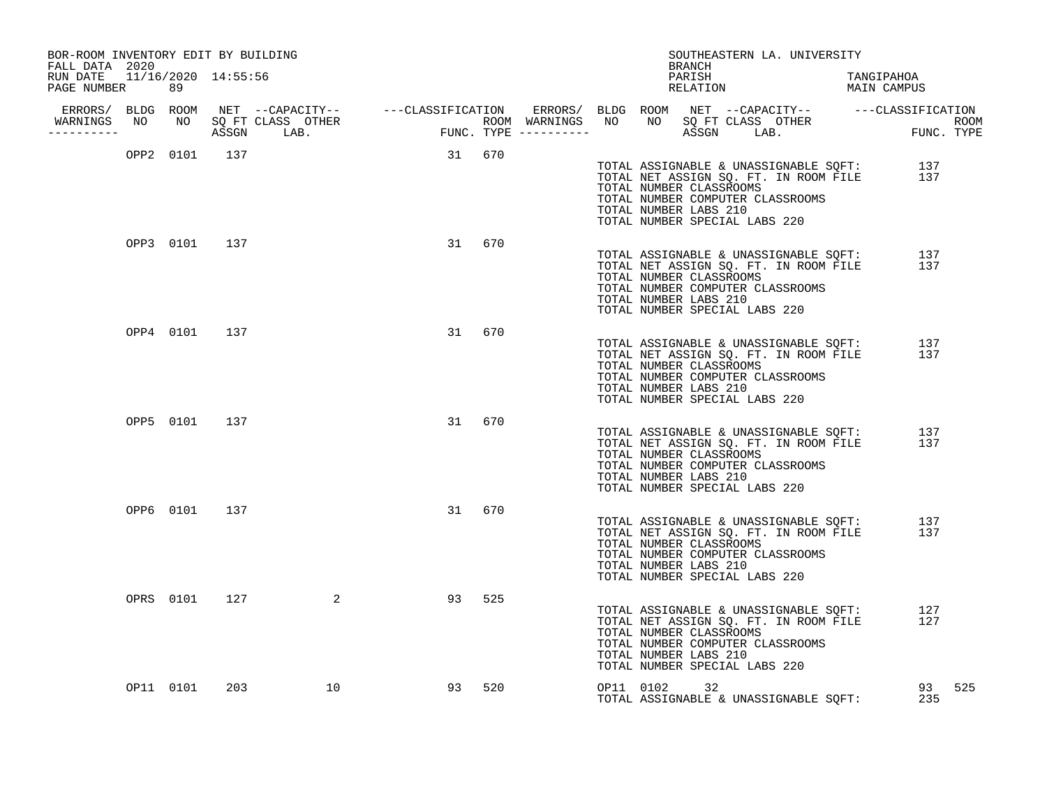BOR-ROOM INVENTORY EDIT BY BUILDING
FALL DATA 2020
RUN DATE 11/16/2020 14:55:56

SOUTHEASTERN LA. UNIVERSITY
BRANCH
PARISH TANGIPAHOA
RELATION MAIN CAMPUS

| ERRORS/ WARNINGS | BLDG NO | ROOM NO | NET SQ FT ASSGN | CAPACITY CLASS | CAPACITY OTHER LAB. | CLASSIFICATION FUNC. | ROOM TYPE |
|---|---|---|---|---|---|---|---|
| | OPP2 | 0101 | 137 | | | 31 | 670 |

TOTAL ASSIGNABLE & UNASSIGNABLE SQFT: 137
TOTAL NET ASSIGN SQ. FT. IN ROOM FILE 137
TOTAL NUMBER CLASSROOMS
TOTAL NUMBER COMPUTER CLASSROOMS
TOTAL NUMBER LABS 210
TOTAL NUMBER SPECIAL LABS 220

| ERRORS/ WARNINGS | BLDG NO | ROOM NO | NET SQ FT ASSGN | CAPACITY CLASS | CAPACITY OTHER LAB. | CLASSIFICATION FUNC. | ROOM TYPE |
|---|---|---|---|---|---|---|---|
| | OPP3 | 0101 | 137 | | | 31 | 670 |

TOTAL ASSIGNABLE & UNASSIGNABLE SQFT: 137
TOTAL NET ASSIGN SQ. FT. IN ROOM FILE 137
TOTAL NUMBER CLASSROOMS
TOTAL NUMBER COMPUTER CLASSROOMS
TOTAL NUMBER LABS 210
TOTAL NUMBER SPECIAL LABS 220

| ERRORS/ WARNINGS | BLDG NO | ROOM NO | NET SQ FT ASSGN | CAPACITY CLASS | CAPACITY OTHER LAB. | CLASSIFICATION FUNC. | ROOM TYPE |
|---|---|---|---|---|---|---|---|
| | OPP4 | 0101 | 137 | | | 31 | 670 |

TOTAL ASSIGNABLE & UNASSIGNABLE SQFT: 137
TOTAL NET ASSIGN SQ. FT. IN ROOM FILE 137
TOTAL NUMBER CLASSROOMS
TOTAL NUMBER COMPUTER CLASSROOMS
TOTAL NUMBER LABS 210
TOTAL NUMBER SPECIAL LABS 220

| ERRORS/ WARNINGS | BLDG NO | ROOM NO | NET SQ FT ASSGN | CAPACITY CLASS | CAPACITY OTHER LAB. | CLASSIFICATION FUNC. | ROOM TYPE |
|---|---|---|---|---|---|---|---|
| | OPP5 | 0101 | 137 | | | 31 | 670 |

TOTAL ASSIGNABLE & UNASSIGNABLE SQFT: 137
TOTAL NET ASSIGN SQ. FT. IN ROOM FILE 137
TOTAL NUMBER CLASSROOMS
TOTAL NUMBER COMPUTER CLASSROOMS
TOTAL NUMBER LABS 210
TOTAL NUMBER SPECIAL LABS 220

| ERRORS/ WARNINGS | BLDG NO | ROOM NO | NET SQ FT ASSGN | CAPACITY CLASS | CAPACITY OTHER LAB. | CLASSIFICATION FUNC. | ROOM TYPE |
|---|---|---|---|---|---|---|---|
| | OPP6 | 0101 | 137 | | | 31 | 670 |

TOTAL ASSIGNABLE & UNASSIGNABLE SQFT: 137
TOTAL NET ASSIGN SQ. FT. IN ROOM FILE 137
TOTAL NUMBER CLASSROOMS
TOTAL NUMBER COMPUTER CLASSROOMS
TOTAL NUMBER LABS 210
TOTAL NUMBER SPECIAL LABS 220

| ERRORS/ WARNINGS | BLDG NO | ROOM NO | NET SQ FT ASSGN | CAPACITY CLASS | CAPACITY OTHER LAB. | CLASSIFICATION FUNC. | ROOM TYPE |
|---|---|---|---|---|---|---|---|
| | OPRS | 0101 | 127 | | 2 | 93 | 525 |

TOTAL ASSIGNABLE & UNASSIGNABLE SQFT: 127
TOTAL NET ASSIGN SQ. FT. IN ROOM FILE 127
TOTAL NUMBER CLASSROOMS
TOTAL NUMBER COMPUTER CLASSROOMS
TOTAL NUMBER LABS 210
TOTAL NUMBER SPECIAL LABS 220

| ERRORS/ WARNINGS | BLDG NO | ROOM NO | NET SQ FT ASSGN | CAPACITY CLASS | CAPACITY OTHER LAB. | CLASSIFICATION FUNC. | ROOM TYPE |
|---|---|---|---|---|---|---|---|
| | OP11 | 0101 | 203 | | 10 | 93 | 520 |
| | OP11 | 0102 | 32 | | | 93 | 525 |

TOTAL ASSIGNABLE & UNASSIGNABLE SQFT: 235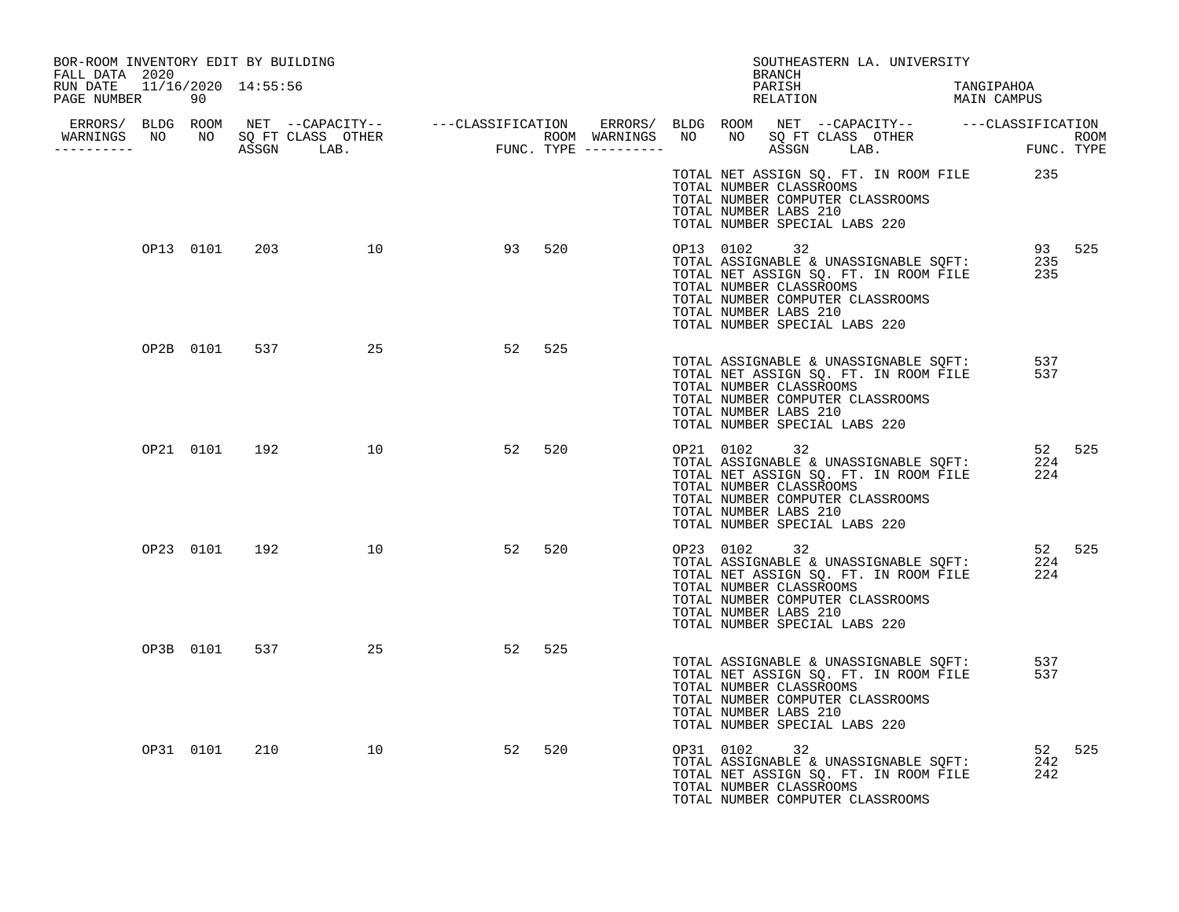BOR-ROOM INVENTORY EDIT BY BUILDING
FALL DATA 2020
RUN DATE 11/16/2020 14:55:56
PAGE NUMBER 90

SOUTHEASTERN LA. UNIVERSITY
BRANCH
PARISH TANGIPAHOA
RELATION MAIN CAMPUS

| ERRORS/ WARNINGS | BLDG NO | ROOM NO | NET SQ FT ASSGN | CAPACITY CLASS | CAPACITY LAB. | CAPACITY OTHER | CLASSIFICATION FUNC. | ROOM TYPE | ERRORS/ WARNINGS | BLDG NO | ROOM NO | NET SQ FT ASSGN | CAPACITY CLASS | CAPACITY LAB. | CAPACITY OTHER | CLASSIFICATION FUNC. | ROOM TYPE |
|---|---|---|---|---|---|---|---|---|---|---|---|---|---|---|---|---|---|
| | | | | | | | | | | | | | | | | | |
| | OP13 | 0101 | 203 | | | 10 | 93 | 520 | | OP13 | 0102 | 32 | | | | 93 | 525 |
| | OP2B | 0101 | 537 | | | 25 | 52 | 525 | | | | | | | | | |
| | OP21 | 0101 | 192 | | | 10 | 52 | 520 | | OP21 | 0102 | 32 | | | | 52 | 525 |
| | OP23 | 0101 | 192 | | | 10 | 52 | 520 | | OP23 | 0102 | 32 | | | | 52 | 525 |
| | OP3B | 0101 | 537 | | | 25 | 52 | 525 | | | | | | | | | |
| | OP31 | 0101 | 210 | | | 10 | 52 | 520 | | OP31 | 0102 | 32 | | | | 52 | 525 |

TOTAL NET ASSIGN SQ. FT. IN ROOM FILE 235
TOTAL NUMBER CLASSROOMS
TOTAL NUMBER COMPUTER CLASSROOMS
TOTAL NUMBER LABS 210
TOTAL NUMBER SPECIAL LABS 220

OP13:
TOTAL ASSIGNABLE & UNASSIGNABLE SQFT: 235
TOTAL NET ASSIGN SQ. FT. IN ROOM FILE 235
TOTAL NUMBER CLASSROOMS
TOTAL NUMBER COMPUTER CLASSROOMS
TOTAL NUMBER LABS 210
TOTAL NUMBER SPECIAL LABS 220

OP2B:
TOTAL ASSIGNABLE & UNASSIGNABLE SQFT: 537
TOTAL NET ASSIGN SQ. FT. IN ROOM FILE 537
TOTAL NUMBER CLASSROOMS
TOTAL NUMBER COMPUTER CLASSROOMS
TOTAL NUMBER LABS 210
TOTAL NUMBER SPECIAL LABS 220

OP21:
TOTAL ASSIGNABLE & UNASSIGNABLE SQFT: 224
TOTAL NET ASSIGN SQ. FT. IN ROOM FILE 224
TOTAL NUMBER CLASSROOMS
TOTAL NUMBER COMPUTER CLASSROOMS
TOTAL NUMBER LABS 210
TOTAL NUMBER SPECIAL LABS 220

OP23:
TOTAL ASSIGNABLE & UNASSIGNABLE SQFT: 224
TOTAL NET ASSIGN SQ. FT. IN ROOM FILE 224
TOTAL NUMBER CLASSROOMS
TOTAL NUMBER COMPUTER CLASSROOMS
TOTAL NUMBER LABS 210
TOTAL NUMBER SPECIAL LABS 220

OP3B:
TOTAL ASSIGNABLE & UNASSIGNABLE SQFT: 537
TOTAL NET ASSIGN SQ. FT. IN ROOM FILE 537
TOTAL NUMBER CLASSROOMS
TOTAL NUMBER COMPUTER CLASSROOMS
TOTAL NUMBER LABS 210
TOTAL NUMBER SPECIAL LABS 220

OP31:
TOTAL ASSIGNABLE & UNASSIGNABLE SQFT: 242
TOTAL NET ASSIGN SQ. FT. IN ROOM FILE 242
TOTAL NUMBER CLASSROOMS
TOTAL NUMBER COMPUTER CLASSROOMS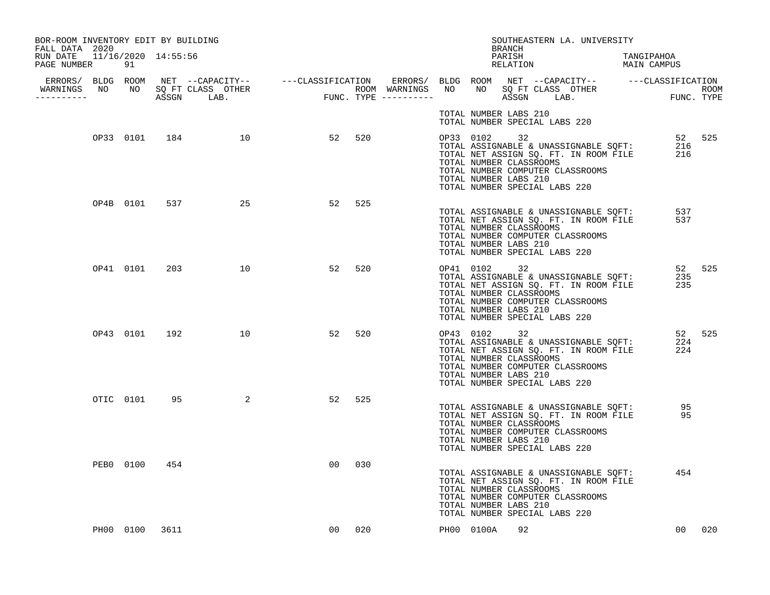BOR-ROOM INVENTORY EDIT BY BUILDING
FALL DATA 2020
RUN DATE 11/16/2020 14:55:56

SOUTHEASTERN LA. UNIVERSITY
BRANCH
PARISH TANGIPAHOA
RELATION MAIN CAMPUS

| ERRORS/ WARNINGS | BLDG NO | ROOM NO | NET SQ FT ASSGN | CAPACITY CLASS LAB. | CAPACITY OTHER | CLASSIFICATION FUNC. | ROOM TYPE | ERRORS/ WARNINGS | BLDG NO | ROOM NO | NET SQ FT ASSGN | CAPACITY CLASS LAB. | CAPACITY OTHER | CLASSIFICATION FUNC. | ROOM TYPE |
|---|---|---|---|---|---|---|---|---|---|---|---|---|---|---|---|
| | | | | | | | | | TOTAL NUMBER LABS 210 | | | | | | |
| | | | | | | | | | TOTAL NUMBER SPECIAL LABS 220 | | | | | | |
| | OP33 | 0101 | 184 | | 10 | 52 | 520 | | OP33 | 0102 | 32 | | | 52 | 525 |
| | | | | | | | | | TOTAL ASSIGNABLE & UNASSIGNABLE SQFT: | | | | | 216 | |
| | | | | | | | | | TOTAL NET ASSIGN SQ. FT. IN ROOM FILE | | | | | 216 | |
| | | | | | | | | | TOTAL NUMBER CLASSROOMS | | | | | | |
| | | | | | | | | | TOTAL NUMBER COMPUTER CLASSROOMS | | | | | | |
| | | | | | | | | | TOTAL NUMBER LABS 210 | | | | | | |
| | | | | | | | | | TOTAL NUMBER SPECIAL LABS 220 | | | | | | |
| | OP4B | 0101 | 537 | | 25 | 52 | 525 | | | | | | | | |
| | | | | | | | | | TOTAL ASSIGNABLE & UNASSIGNABLE SQFT: | | | | | 537 | |
| | | | | | | | | | TOTAL NET ASSIGN SQ. FT. IN ROOM FILE | | | | | 537 | |
| | | | | | | | | | TOTAL NUMBER CLASSROOMS | | | | | | |
| | | | | | | | | | TOTAL NUMBER COMPUTER CLASSROOMS | | | | | | |
| | | | | | | | | | TOTAL NUMBER LABS 210 | | | | | | |
| | | | | | | | | | TOTAL NUMBER SPECIAL LABS 220 | | | | | | |
| | OP41 | 0101 | 203 | | 10 | 52 | 520 | | OP41 | 0102 | 32 | | | 52 | 525 |
| | | | | | | | | | TOTAL ASSIGNABLE & UNASSIGNABLE SQFT: | | | | | 235 | |
| | | | | | | | | | TOTAL NET ASSIGN SQ. FT. IN ROOM FILE | | | | | 235 | |
| | | | | | | | | | TOTAL NUMBER CLASSROOMS | | | | | | |
| | | | | | | | | | TOTAL NUMBER COMPUTER CLASSROOMS | | | | | | |
| | | | | | | | | | TOTAL NUMBER LABS 210 | | | | | | |
| | | | | | | | | | TOTAL NUMBER SPECIAL LABS 220 | | | | | | |
| | OP43 | 0101 | 192 | | 10 | 52 | 520 | | OP43 | 0102 | 32 | | | 52 | 525 |
| | | | | | | | | | TOTAL ASSIGNABLE & UNASSIGNABLE SQFT: | | | | | 224 | |
| | | | | | | | | | TOTAL NET ASSIGN SQ. FT. IN ROOM FILE | | | | | 224 | |
| | | | | | | | | | TOTAL NUMBER CLASSROOMS | | | | | | |
| | | | | | | | | | TOTAL NUMBER COMPUTER CLASSROOMS | | | | | | |
| | | | | | | | | | TOTAL NUMBER LABS 210 | | | | | | |
| | | | | | | | | | TOTAL NUMBER SPECIAL LABS 220 | | | | | | |
| | OTIC | 0101 | 95 | | 2 | 52 | 525 | | | | | | | | |
| | | | | | | | | | TOTAL ASSIGNABLE & UNASSIGNABLE SQFT: | | | | | 95 | |
| | | | | | | | | | TOTAL NET ASSIGN SQ. FT. IN ROOM FILE | | | | | 95 | |
| | | | | | | | | | TOTAL NUMBER CLASSROOMS | | | | | | |
| | | | | | | | | | TOTAL NUMBER COMPUTER CLASSROOMS | | | | | | |
| | | | | | | | | | TOTAL NUMBER LABS 210 | | | | | | |
| | | | | | | | | | TOTAL NUMBER SPECIAL LABS 220 | | | | | | |
| | PEB0 | 0100 | 454 | | | 00 | 030 | | | | | | | | |
| | | | | | | | | | TOTAL ASSIGNABLE & UNASSIGNABLE SQFT: | | | | | 454 | |
| | | | | | | | | | TOTAL NET ASSIGN SQ. FT. IN ROOM FILE | | | | | | |
| | | | | | | | | | TOTAL NUMBER CLASSROOMS | | | | | | |
| | | | | | | | | | TOTAL NUMBER COMPUTER CLASSROOMS | | | | | | |
| | | | | | | | | | TOTAL NUMBER LABS 210 | | | | | | |
| | | | | | | | | | TOTAL NUMBER SPECIAL LABS 220 | | | | | | |
| | PH00 | 0100 | 3611 | | | 00 | 020 | | PH00 | 0100A | 92 | | | 00 | 020 |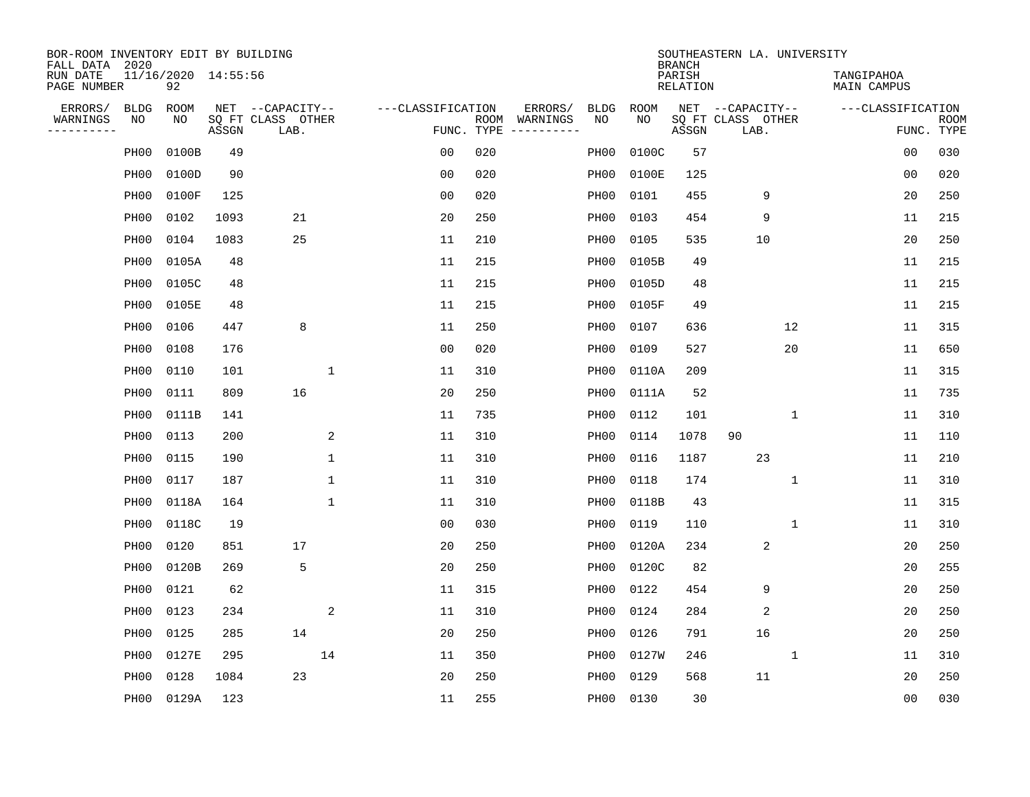BOR-ROOM INVENTORY EDIT BY BUILDING
FALL DATA 2020
RUN DATE 11/16/2020 14:55:56
PAGE NUMBER 92

SOUTHEASTERN LA. UNIVERSITY
BRANCH
PARISH TANGIPAHOA
RELATION MAIN CAMPUS

| ERRORS/ WARNINGS | BLDG NO | ROOM NO | NET SQ FT ASSGN | CAPACITY CLASS | CAPACITY LAB. | CAPACITY OTHER | CLASSIFICATION FUNC. | ROOM TYPE | ERRORS/ WARNINGS | BLDG NO | ROOM NO | NET SQ FT ASSGN | CAPACITY CLASS | CAPACITY LAB. | CAPACITY OTHER | CLASSIFICATION FUNC. | ROOM TYPE |
|---|---|---|---|---|---|---|---|---|---|---|---|---|---|---|---|---|---|
| | PH00 | 0100B | 49 | | | | 00 | 020 | | PH00 | 0100C | 57 | | | | 00 | 030 |
| | PH00 | 0100D | 90 | | | | 00 | 020 | | PH00 | 0100E | 125 | | | | 00 | 020 |
| | PH00 | 0100F | 125 | | | | 00 | 020 | | PH00 | 0101 | 455 | | 9 | | 20 | 250 |
| | PH00 | 0102 | 1093 | | 21 | | 20 | 250 | | PH00 | 0103 | 454 | | 9 | | 11 | 215 |
| | PH00 | 0104 | 1083 | | 25 | | 11 | 210 | | PH00 | 0105 | 535 | | 10 | | 20 | 250 |
| | PH00 | 0105A | 48 | | | | 11 | 215 | | PH00 | 0105B | 49 | | | | 11 | 215 |
| | PH00 | 0105C | 48 | | | | 11 | 215 | | PH00 | 0105D | 48 | | | | 11 | 215 |
| | PH00 | 0105E | 48 | | | | 11 | 215 | | PH00 | 0105F | 49 | | | | 11 | 215 |
| | PH00 | 0106 | 447 | | 8 | | 11 | 250 | | PH00 | 0107 | 636 | | | 12 | 11 | 315 |
| | PH00 | 0108 | 176 | | | | 00 | 020 | | PH00 | 0109 | 527 | | | 20 | 11 | 650 |
| | PH00 | 0110 | 101 | | | 1 | 11 | 310 | | PH00 | 0110A | 209 | | | | 11 | 315 |
| | PH00 | 0111 | 809 | | 16 | | 20 | 250 | | PH00 | 0111A | 52 | | | | 11 | 735 |
| | PH00 | 0111B | 141 | | | | 11 | 735 | | PH00 | 0112 | 101 | | | 1 | 11 | 310 |
| | PH00 | 0113 | 200 | | | 2 | 11 | 310 | | PH00 | 0114 | 1078 | 90 | | | 11 | 110 |
| | PH00 | 0115 | 190 | | | 1 | 11 | 310 | | PH00 | 0116 | 1187 | | 23 | | 11 | 210 |
| | PH00 | 0117 | 187 | | | 1 | 11 | 310 | | PH00 | 0118 | 174 | | | 1 | 11 | 310 |
| | PH00 | 0118A | 164 | | | 1 | 11 | 310 | | PH00 | 0118B | 43 | | | | 11 | 315 |
| | PH00 | 0118C | 19 | | | | 00 | 030 | | PH00 | 0119 | 110 | | | 1 | 11 | 310 |
| | PH00 | 0120 | 851 | | 17 | | 20 | 250 | | PH00 | 0120A | 234 | | 2 | | 20 | 250 |
| | PH00 | 0120B | 269 | | 5 | | 20 | 250 | | PH00 | 0120C | 82 | | | | 20 | 255 |
| | PH00 | 0121 | 62 | | | | 11 | 315 | | PH00 | 0122 | 454 | | 9 | | 20 | 250 |
| | PH00 | 0123 | 234 | | | 2 | 11 | 310 | | PH00 | 0124 | 284 | | 2 | | 20 | 250 |
| | PH00 | 0125 | 285 | | 14 | | 20 | 250 | | PH00 | 0126 | 791 | | 16 | | 20 | 250 |
| | PH00 | 0127E | 295 | | | 14 | 11 | 350 | | PH00 | 0127W | 246 | | | 1 | 11 | 310 |
| | PH00 | 0128 | 1084 | | 23 | | 20 | 250 | | PH00 | 0129 | 568 | | 11 | | 20 | 250 |
| | PH00 | 0129A | 123 | | | | 11 | 255 | | PH00 | 0130 | 30 | | | | 00 | 030 |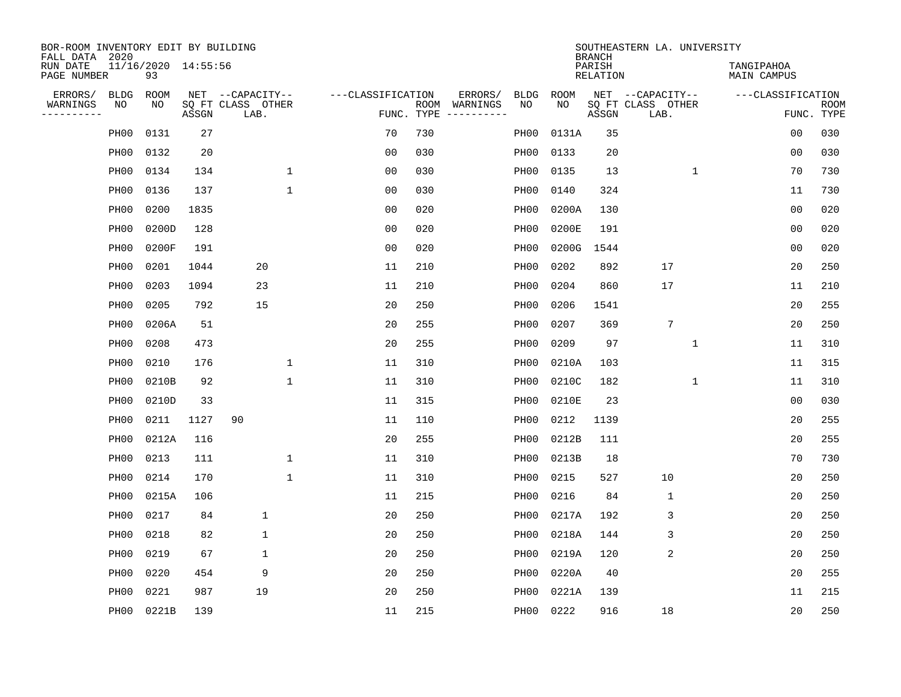BOR-ROOM INVENTORY EDIT BY BUILDING
FALL DATA 2020
RUN DATE 11/16/2020 14:55:56
PAGE NUMBER 93

SOUTHEASTERN LA. UNIVERSITY
BRANCH
PARISH TANGIPAHOA
RELATION MAIN CAMPUS

| ERRORS/ WARNINGS | BLDG NO | ROOM NO | NET SQ FT ASSGN | CAPACITY CLASS LAB. | CAPACITY OTHER | CLASSIFICATION FUNC. | ROOM TYPE | ERRORS/ WARNINGS | BLDG NO | ROOM NO | NET SQ FT ASSGN | CAPACITY CLASS LAB. | CAPACITY OTHER | CLASSIFICATION FUNC. | ROOM TYPE |
|---|---|---|---|---|---|---|---|---|---|---|---|---|---|---|---|
| | PH00 | 0131 | 27 | | | 70 | 730 | | PH00 | 0131A | 35 | | | 00 | 030 |
| | PH00 | 0132 | 20 | | | 00 | 030 | | PH00 | 0133 | 20 | | | 00 | 030 |
| | PH00 | 0134 | 134 | | 1 | 00 | 030 | | PH00 | 0135 | 13 | | 1 | 70 | 730 |
| | PH00 | 0136 | 137 | | 1 | 00 | 030 | | PH00 | 0140 | 324 | | | 11 | 730 |
| | PH00 | 0200 | 1835 | | | 00 | 020 | | PH00 | 0200A | 130 | | | 00 | 020 |
| | PH00 | 0200D | 128 | | | 00 | 020 | | PH00 | 0200E | 191 | | | 00 | 020 |
| | PH00 | 0200F | 191 | | | 00 | 020 | | PH00 | 0200G | 1544 | | | 00 | 020 |
| | PH00 | 0201 | 1044 | 20 | | 11 | 210 | | PH00 | 0202 | 892 | 17 | | 20 | 250 |
| | PH00 | 0203 | 1094 | 23 | | 11 | 210 | | PH00 | 0204 | 860 | 17 | | 11 | 210 |
| | PH00 | 0205 | 792 | 15 | | 20 | 250 | | PH00 | 0206 | 1541 | | | 20 | 255 |
| | PH00 | 0206A | 51 | | | 20 | 255 | | PH00 | 0207 | 369 | 7 | | 20 | 250 |
| | PH00 | 0208 | 473 | | | 20 | 255 | | PH00 | 0209 | 97 | | 1 | 11 | 310 |
| | PH00 | 0210 | 176 | | 1 | 11 | 310 | | PH00 | 0210A | 103 | | | 11 | 315 |
| | PH00 | 0210B | 92 | | 1 | 11 | 310 | | PH00 | 0210C | 182 | | 1 | 11 | 310 |
| | PH00 | 0210D | 33 | | | 11 | 315 | | PH00 | 0210E | 23 | | | 00 | 030 |
| | PH00 | 0211 | 1127 | 90 | | 11 | 110 | | PH00 | 0212 | 1139 | | | 20 | 255 |
| | PH00 | 0212A | 116 | | | 20 | 255 | | PH00 | 0212B | 111 | | | 20 | 255 |
| | PH00 | 0213 | 111 | | 1 | 11 | 310 | | PH00 | 0213B | 18 | | | 70 | 730 |
| | PH00 | 0214 | 170 | | 1 | 11 | 310 | | PH00 | 0215 | 527 | 10 | | 20 | 250 |
| | PH00 | 0215A | 106 | | | 11 | 215 | | PH00 | 0216 | 84 | 1 | | 20 | 250 |
| | PH00 | 0217 | 84 | 1 | | 20 | 250 | | PH00 | 0217A | 192 | 3 | | 20 | 250 |
| | PH00 | 0218 | 82 | 1 | | 20 | 250 | | PH00 | 0218A | 144 | 3 | | 20 | 250 |
| | PH00 | 0219 | 67 | 1 | | 20 | 250 | | PH00 | 0219A | 120 | 2 | | 20 | 250 |
| | PH00 | 0220 | 454 | 9 | | 20 | 250 | | PH00 | 0220A | 40 | | | 20 | 255 |
| | PH00 | 0221 | 987 | 19 | | 20 | 250 | | PH00 | 0221A | 139 | | | 11 | 215 |
| | PH00 | 0221B | 139 | | | 11 | 215 | | PH00 | 0222 | 916 | 18 | | 20 | 250 |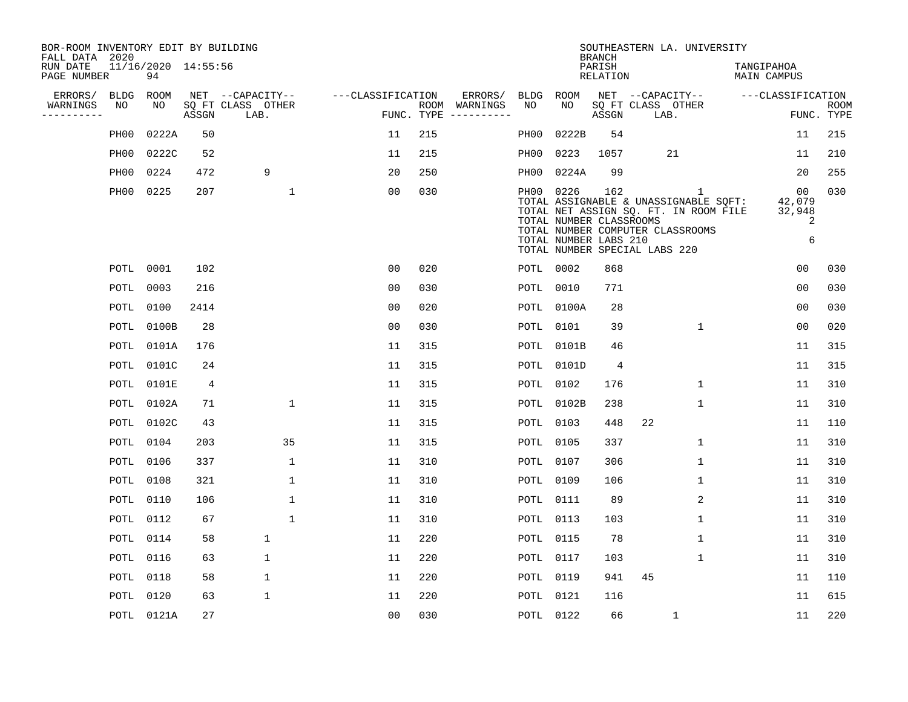BOR-ROOM INVENTORY EDIT BY BUILDING
FALL DATA 2020
RUN DATE 11/16/2020 14:55:56
PAGE NUMBER 94

SOUTHEASTERN LA. UNIVERSITY
BRANCH
PARISH TANGIPAHOA
RELATION MAIN CAMPUS

| ERRORS/ WARNINGS | BLDG NO | ROOM NO | NET SQ FT ASSGN | CAPACITY CLASS LAB. | CAPACITY OTHER | CLASSIFICATION FUNC. | ROOM TYPE | ERRORS/ WARNINGS | BLDG NO | ROOM NO | NET SQ FT ASSGN | CAPACITY CLASS LAB. | CAPACITY OTHER | CLASSIFICATION FUNC. | ROOM TYPE |
|---|---|---|---|---|---|---|---|---|---|---|---|---|---|---|---|
| | PH00 | 0222A | 50 | | | 11 | 215 | | PH00 | 0222B | 54 | | | 11 | 215 |
| | PH00 | 0222C | 52 | | | 11 | 215 | | PH00 | 0223 | 1057 | 21 | | 11 | 210 |
| | PH00 | 0224 | 472 | 9 | | 20 | 250 | | PH00 | 0224A | 99 | | | 20 | 255 |
| | PH00 | 0225 | 207 | | 1 | 00 | 030 | | PH00 | 0226 | 162 | | 1 | 00 | 030 |

TOTAL ASSIGNABLE & UNASSIGNABLE SQFT: 42,079
TOTAL NET ASSIGN SQ. FT. IN ROOM FILE 32,948
TOTAL NUMBER CLASSROOMS 2
TOTAL NUMBER COMPUTER CLASSROOMS
TOTAL NUMBER LABS 210 6
TOTAL NUMBER SPECIAL LABS 220

| ERRORS/ WARNINGS | BLDG NO | ROOM NO | NET SQ FT ASSGN | CAPACITY CLASS LAB. | CAPACITY OTHER | CLASSIFICATION FUNC. | ROOM TYPE | ERRORS/ WARNINGS | BLDG NO | ROOM NO | NET SQ FT ASSGN | CAPACITY CLASS LAB. | CAPACITY OTHER | CLASSIFICATION FUNC. | ROOM TYPE |
|---|---|---|---|---|---|---|---|---|---|---|---|---|---|---|---|
| | POTL | 0001 | 102 | | | 00 | 020 | | POTL | 0002 | 868 | | | 00 | 030 |
| | POTL | 0003 | 216 | | | 00 | 030 | | POTL | 0010 | 771 | | | 00 | 030 |
| | POTL | 0100 | 2414 | | | 00 | 020 | | POTL | 0100A | 28 | | | 00 | 030 |
| | POTL | 0100B | 28 | | | 00 | 030 | | POTL | 0101 | 39 | | 1 | 00 | 020 |
| | POTL | 0101A | 176 | | | 11 | 315 | | POTL | 0101B | 46 | | | 11 | 315 |
| | POTL | 0101C | 24 | | | 11 | 315 | | POTL | 0101D | 4 | | | 11 | 315 |
| | POTL | 0101E | 4 | | | 11 | 315 | | POTL | 0102 | 176 | | 1 | 11 | 310 |
| | POTL | 0102A | 71 | | 1 | 11 | 315 | | POTL | 0102B | 238 | | 1 | 11 | 310 |
| | POTL | 0102C | 43 | | | 11 | 315 | | POTL | 0103 | 448 | 22 | | 11 | 110 |
| | POTL | 0104 | 203 | | 35 | 11 | 315 | | POTL | 0105 | 337 | | 1 | 11 | 310 |
| | POTL | 0106 | 337 | | 1 | 11 | 310 | | POTL | 0107 | 306 | | 1 | 11 | 310 |
| | POTL | 0108 | 321 | | 1 | 11 | 310 | | POTL | 0109 | 106 | | 1 | 11 | 310 |
| | POTL | 0110 | 106 | | 1 | 11 | 310 | | POTL | 0111 | 89 | | 2 | 11 | 310 |
| | POTL | 0112 | 67 | | 1 | 11 | 310 | | POTL | 0113 | 103 | | 1 | 11 | 310 |
| | POTL | 0114 | 58 | 1 | | 11 | 220 | | POTL | 0115 | 78 | | 1 | 11 | 310 |
| | POTL | 0116 | 63 | 1 | | 11 | 220 | | POTL | 0117 | 103 | | 1 | 11 | 310 |
| | POTL | 0118 | 58 | 1 | | 11 | 220 | | POTL | 0119 | 941 | 45 | | 11 | 110 |
| | POTL | 0120 | 63 | 1 | | 11 | 220 | | POTL | 0121 | 116 | | | 11 | 615 |
| | POTL | 0121A | 27 | | | 00 | 030 | | POTL | 0122 | 66 | 1 | | 11 | 220 |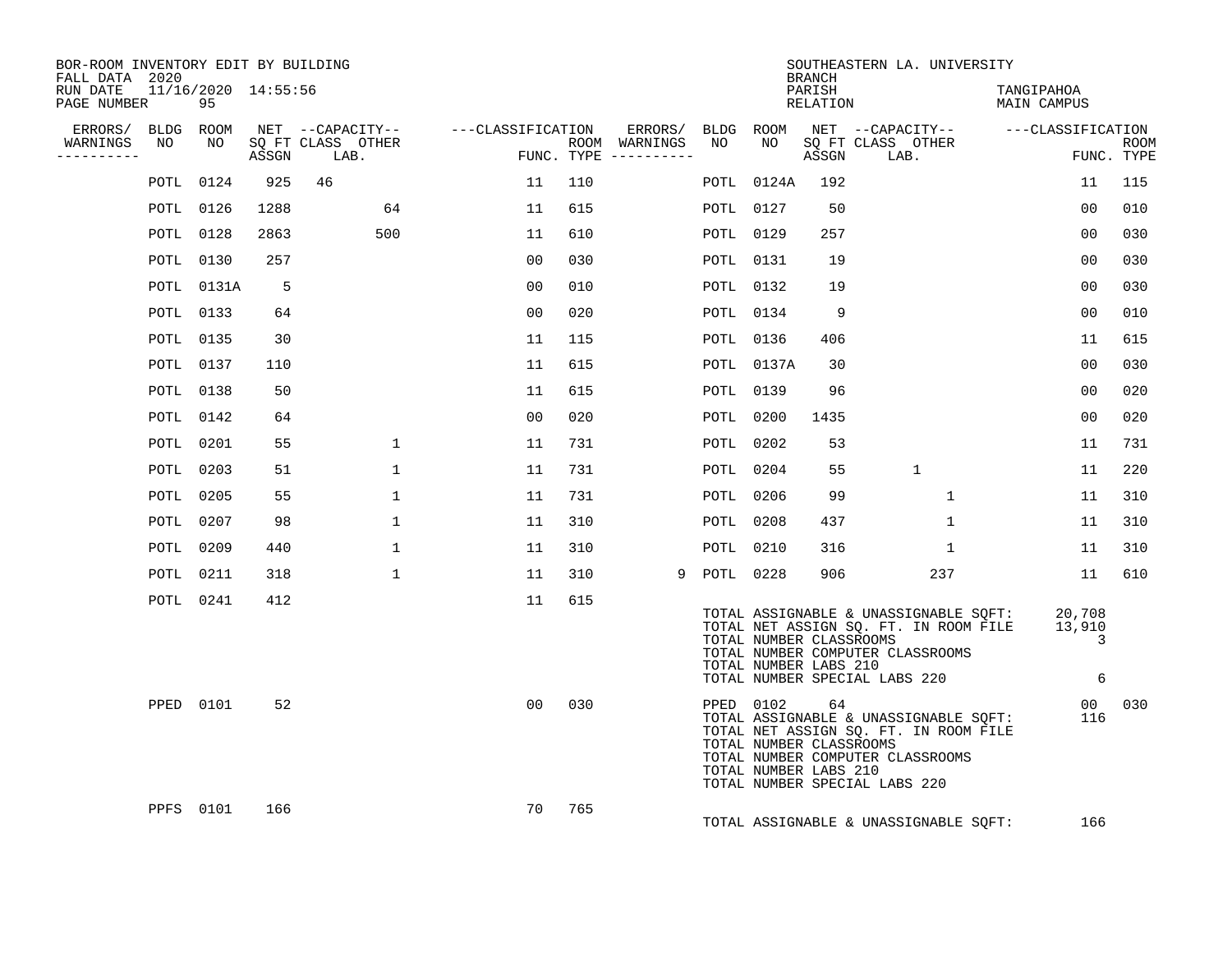BOR-ROOM INVENTORY EDIT BY BUILDING
FALL DATA 2020
RUN DATE 11/16/2020 14:55:56
PAGE NUMBER 95

SOUTHEASTERN LA. UNIVERSITY
BRANCH
PARISH TANGIPAHOA
RELATION MAIN CAMPUS

| ERRORS/ WARNINGS | BLDG NO | ROOM NO | NET SQ FT ASSGN | CAPACITY CLASS LAB. | CAPACITY OTHER | CLASSIFICATION FUNC. | ROOM TYPE | ERRORS/ WARNINGS | BLDG NO | ROOM NO | NET SQ FT ASSGN | CAPACITY CLASS LAB. | CAPACITY OTHER | CLASSIFICATION FUNC. | ROOM TYPE |
|---|---|---|---|---|---|---|---|---|---|---|---|---|---|---|---|
| | POTL | 0124 | 925 | 46 | | 11 | 110 | | POTL | 0124A | 192 | | | 11 | 115 |
| | POTL | 0126 | 1288 | | 64 | 11 | 615 | | POTL | 0127 | 50 | | | 00 | 010 |
| | POTL | 0128 | 2863 | | 500 | 11 | 610 | | POTL | 0129 | 257 | | | 00 | 030 |
| | POTL | 0130 | 257 | | | 00 | 030 | | POTL | 0131 | 19 | | | 00 | 030 |
| | POTL | 0131A | 5 | | | 00 | 010 | | POTL | 0132 | 19 | | | 00 | 030 |
| | POTL | 0133 | 64 | | | 00 | 020 | | POTL | 0134 | 9 | | | 00 | 010 |
| | POTL | 0135 | 30 | | | 11 | 115 | | POTL | 0136 | 406 | | | 11 | 615 |
| | POTL | 0137 | 110 | | | 11 | 615 | | POTL | 0137A | 30 | | | 00 | 030 |
| | POTL | 0138 | 50 | | | 11 | 615 | | POTL | 0139 | 96 | | | 00 | 020 |
| | POTL | 0142 | 64 | | | 00 | 020 | | POTL | 0200 | 1435 | | | 00 | 020 |
| | POTL | 0201 | 55 | | 1 | 11 | 731 | | POTL | 0202 | 53 | | | 11 | 731 |
| | POTL | 0203 | 51 | | 1 | 11 | 731 | | POTL | 0204 | 55 | 1 | | 11 | 220 |
| | POTL | 0205 | 55 | | 1 | 11 | 731 | | POTL | 0206 | 99 | | 1 | 11 | 310 |
| | POTL | 0207 | 98 | | 1 | 11 | 310 | | POTL | 0208 | 437 | | 1 | 11 | 310 |
| | POTL | 0209 | 440 | | 1 | 11 | 310 | | POTL | 0210 | 316 | | 1 | 11 | 310 |
| | POTL | 0211 | 318 | | 1 | 11 | 310 | 9 | POTL | 0228 | 906 | | 237 | 11 | 610 |
| | POTL | 0241 | 412 | | | 11 | 615 | | | | | | | | |

TOTAL ASSIGNABLE & UNASSIGNABLE SQFT: 20,708
TOTAL NET ASSIGN SQ. FT. IN ROOM FILE 13,910
TOTAL NUMBER CLASSROOMS 3
TOTAL NUMBER COMPUTER CLASSROOMS
TOTAL NUMBER LABS 210
TOTAL NUMBER SPECIAL LABS 220 6

| ERRORS/ WARNINGS | BLDG NO | ROOM NO | NET SQ FT ASSGN | CAPACITY CLASS LAB. | CAPACITY OTHER | CLASSIFICATION FUNC. | ROOM TYPE | ERRORS/ WARNINGS | BLDG NO | ROOM NO | NET SQ FT ASSGN | CAPACITY CLASS LAB. | CAPACITY OTHER | CLASSIFICATION FUNC. | ROOM TYPE |
|---|---|---|---|---|---|---|---|---|---|---|---|---|---|---|---|
| | PPED | 0101 | 52 | | | 00 | 030 | | PPED | 0102 | 64 | | | 00 | 030 |

TOTAL ASSIGNABLE & UNASSIGNABLE SQFT: 116
TOTAL NET ASSIGN SQ. FT. IN ROOM FILE
TOTAL NUMBER CLASSROOMS
TOTAL NUMBER COMPUTER CLASSROOMS
TOTAL NUMBER LABS 210
TOTAL NUMBER SPECIAL LABS 220

| ERRORS/ WARNINGS | BLDG NO | ROOM NO | NET SQ FT ASSGN | CAPACITY CLASS LAB. | CAPACITY OTHER | CLASSIFICATION FUNC. | ROOM TYPE |
|---|---|---|---|---|---|---|---|
| | PPFS | 0101 | 166 | | | 70 | 765 |

TOTAL ASSIGNABLE & UNASSIGNABLE SQFT: 166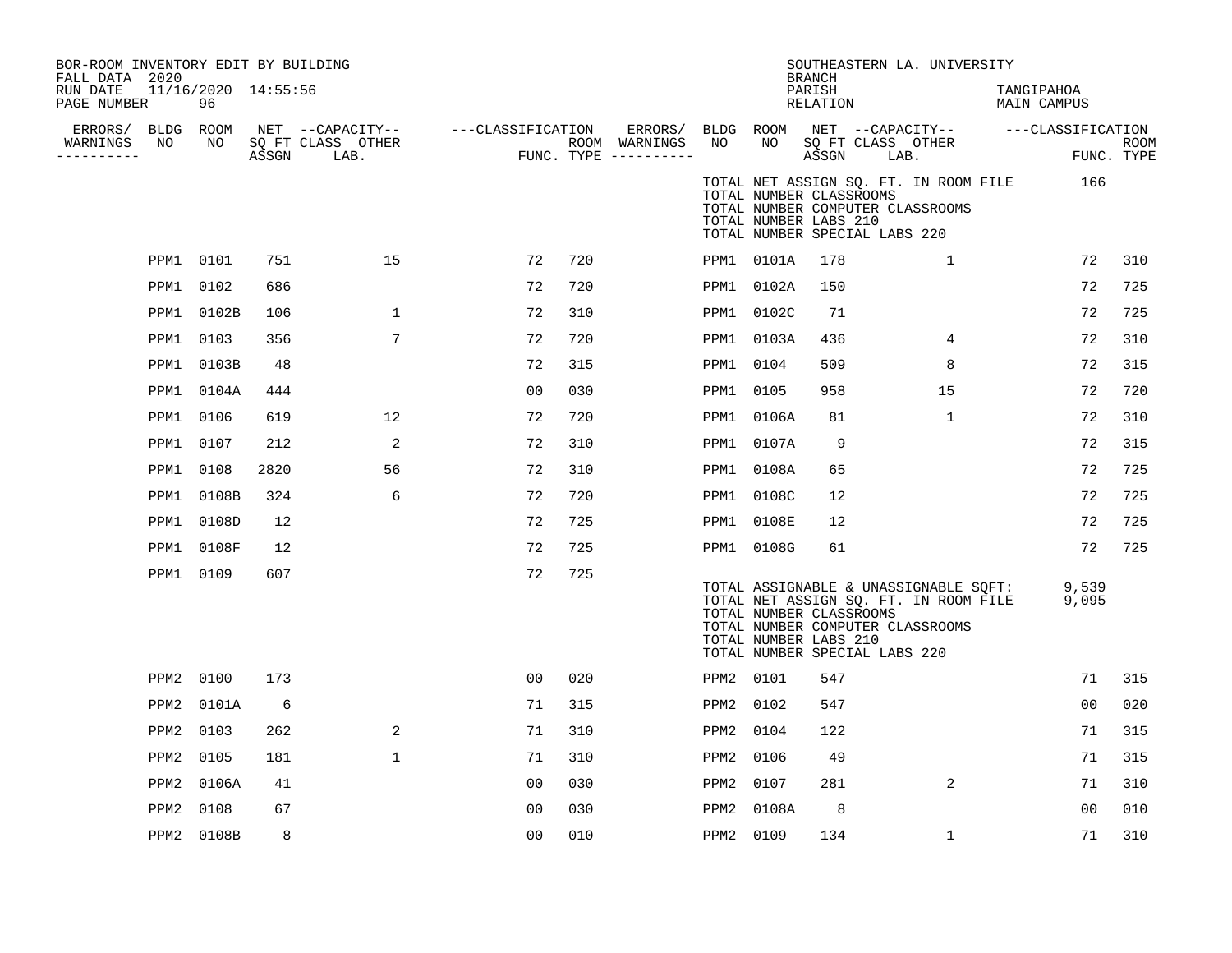BOR-ROOM INVENTORY EDIT BY BUILDING
FALL DATA 2020
RUN DATE 11/16/2020 14:55:56
PAGE NUMBER 96

SOUTHEASTERN LA. UNIVERSITY
BRANCH
PARISH TANGIPAHOA
RELATION MAIN CAMPUS

| ERRORS/ WARNINGS | BLDG NO | ROOM NO | NET SQ FT ASSGN | CAPACITY CLASS LAB. | CAPACITY OTHER | CLASSIFICATION FUNC. | ROOM TYPE | ERRORS/ WARNINGS | BLDG NO | ROOM NO | NET SQ FT ASSGN | CAPACITY CLASS LAB. | CAPACITY OTHER | CLASSIFICATION FUNC. | ROOM TYPE |
|---|---|---|---|---|---|---|---|---|---|---|---|---|---|---|---|
| | | | | | | | | | TOTAL NET ASSIGN SQ. FT. IN ROOM FILE | | 166 | | | | |
| | | | | | | | | | TOTAL NUMBER CLASSROOMS | | | | | | |
| | | | | | | | | | TOTAL NUMBER COMPUTER CLASSROOMS | | | | | | |
| | | | | | | | | | TOTAL NUMBER LABS 210 | | | | | | |
| | | | | | | | | | TOTAL NUMBER SPECIAL LABS 220 | | | | | | |
| | PPM1 | 0101 | 751 | | 15 | 72 | 720 | | PPM1 | 0101A | 178 | | 1 | 72 | 310 |
| | PPM1 | 0102 | 686 | | | 72 | 720 | | PPM1 | 0102A | 150 | | | 72 | 725 |
| | PPM1 | 0102B | 106 | | 1 | 72 | 310 | | PPM1 | 0102C | 71 | | | 72 | 725 |
| | PPM1 | 0103 | 356 | | 7 | 72 | 720 | | PPM1 | 0103A | 436 | | 4 | 72 | 310 |
| | PPM1 | 0103B | 48 | | | 72 | 315 | | PPM1 | 0104 | 509 | | 8 | 72 | 315 |
| | PPM1 | 0104A | 444 | | | 00 | 030 | | PPM1 | 0105 | 958 | | 15 | 72 | 720 |
| | PPM1 | 0106 | 619 | | 12 | 72 | 720 | | PPM1 | 0106A | 81 | | 1 | 72 | 310 |
| | PPM1 | 0107 | 212 | | 2 | 72 | 310 | | PPM1 | 0107A | 9 | | | 72 | 315 |
| | PPM1 | 0108 | 2820 | | 56 | 72 | 310 | | PPM1 | 0108A | 65 | | | 72 | 725 |
| | PPM1 | 0108B | 324 | | 6 | 72 | 720 | | PPM1 | 0108C | 12 | | | 72 | 725 |
| | PPM1 | 0108D | 12 | | | 72 | 725 | | PPM1 | 0108E | 12 | | | 72 | 725 |
| | PPM1 | 0108F | 12 | | | 72 | 725 | | PPM1 | 0108G | 61 | | | 72 | 725 |
| | PPM1 | 0109 | 607 | | | 72 | 725 | | | | | | | | |
| | | | | | | | | | TOTAL ASSIGNABLE & UNASSIGNABLE SQFT: | | 9,539 | | | | |
| | | | | | | | | | TOTAL NET ASSIGN SQ. FT. IN ROOM FILE | | 9,095 | | | | |
| | | | | | | | | | TOTAL NUMBER CLASSROOMS | | | | | | |
| | | | | | | | | | TOTAL NUMBER COMPUTER CLASSROOMS | | | | | | |
| | | | | | | | | | TOTAL NUMBER LABS 210 | | | | | | |
| | | | | | | | | | TOTAL NUMBER SPECIAL LABS 220 | | | | | | |
| | PPM2 | 0100 | 173 | | | 00 | 020 | | PPM2 | 0101 | 547 | | | 71 | 315 |
| | PPM2 | 0101A | 6 | | | 71 | 315 | | PPM2 | 0102 | 547 | | | 00 | 020 |
| | PPM2 | 0103 | 262 | | 2 | 71 | 310 | | PPM2 | 0104 | 122 | | | 71 | 315 |
| | PPM2 | 0105 | 181 | | 1 | 71 | 310 | | PPM2 | 0106 | 49 | | | 71 | 315 |
| | PPM2 | 0106A | 41 | | | 00 | 030 | | PPM2 | 0107 | 281 | | 2 | 71 | 310 |
| | PPM2 | 0108 | 67 | | | 00 | 030 | | PPM2 | 0108A | 8 | | | 00 | 010 |
| | PPM2 | 0108B | 8 | | | 00 | 010 | | PPM2 | 0109 | 134 | | 1 | 71 | 310 |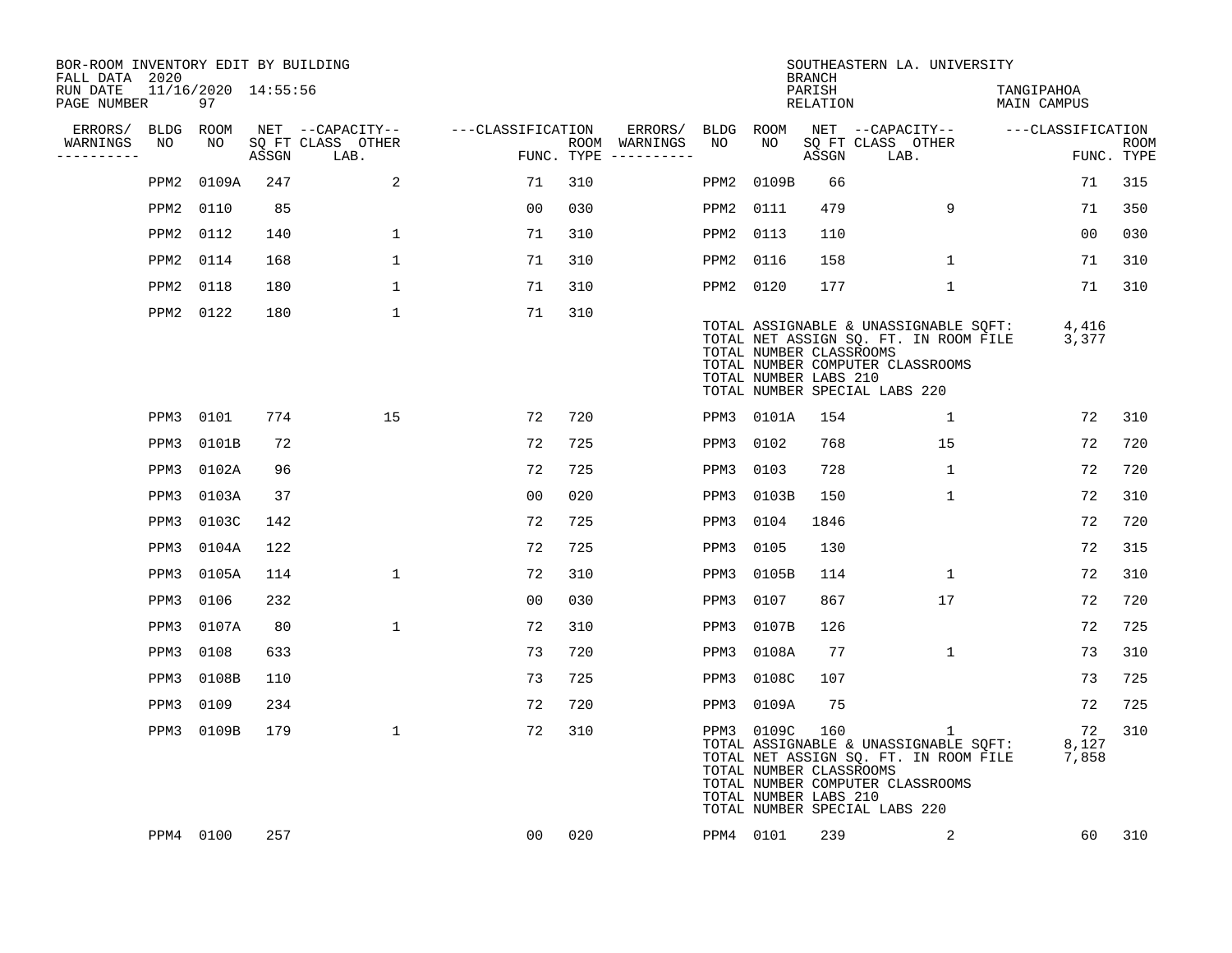BOR-ROOM INVENTORY EDIT BY BUILDING
FALL DATA 2020
RUN DATE 11/16/2020 14:55:56

SOUTHEASTERN LA. UNIVERSITY
BRANCH
PARISH TANGIPAHOA
RELATION MAIN CAMPUS

| ERRORS/ WARNINGS | BLDG NO | ROOM NO | NET ASSGN SQ FT | CAPACITY CLASS | CAPACITY OTHER LAB. | CLASSIFICATION FUNC. | ROOM TYPE | ERRORS/ WARNINGS | BLDG NO | ROOM NO | NET ASSGN SQ FT | CAPACITY CLASS | CAPACITY OTHER LAB. | CLASSIFICATION FUNC. | ROOM TYPE |
|---|---|---|---|---|---|---|---|---|---|---|---|---|---|---|---|
| | PPM2 | 0109A | 247 | | 2 | 71 | 310 | | PPM2 | 0109B | 66 | | | 71 | 315 |
| | PPM2 | 0110 | 85 | | | 00 | 030 | | PPM2 | 0111 | 479 | | 9 | 71 | 350 |
| | PPM2 | 0112 | 140 | | 1 | 71 | 310 | | PPM2 | 0113 | 110 | | | 00 | 030 |
| | PPM2 | 0114 | 168 | | 1 | 71 | 310 | | PPM2 | 0116 | 158 | | 1 | 71 | 310 |
| | PPM2 | 0118 | 180 | | 1 | 71 | 310 | | PPM2 | 0120 | 177 | | 1 | 71 | 310 |
| | PPM2 | 0122 | 180 | | 1 | 71 | 310 | | | | | | | | |

TOTAL ASSIGNABLE & UNASSIGNABLE SQFT: 4,416
TOTAL NET ASSIGN SQ. FT. IN ROOM FILE 3,377
TOTAL NUMBER CLASSROOMS
TOTAL NUMBER COMPUTER CLASSROOMS
TOTAL NUMBER LABS 210
TOTAL NUMBER SPECIAL LABS 220

| ERRORS/ WARNINGS | BLDG NO | ROOM NO | NET ASSGN SQ FT | CAPACITY CLASS | CAPACITY OTHER LAB. | CLASSIFICATION FUNC. | ROOM TYPE | ERRORS/ WARNINGS | BLDG NO | ROOM NO | NET ASSGN SQ FT | CAPACITY CLASS | CAPACITY OTHER LAB. | CLASSIFICATION FUNC. | ROOM TYPE |
|---|---|---|---|---|---|---|---|---|---|---|---|---|---|---|---|
| | PPM3 | 0101 | 774 | | 15 | 72 | 720 | | PPM3 | 0101A | 154 | | 1 | 72 | 310 |
| | PPM3 | 0101B | 72 | | | 72 | 725 | | PPM3 | 0102 | 768 | | 15 | 72 | 720 |
| | PPM3 | 0102A | 96 | | | 72 | 725 | | PPM3 | 0103 | 728 | | 1 | 72 | 720 |
| | PPM3 | 0103A | 37 | | | 00 | 020 | | PPM3 | 0103B | 150 | | 1 | 72 | 310 |
| | PPM3 | 0103C | 142 | | | 72 | 725 | | PPM3 | 0104 | 1846 | | | 72 | 720 |
| | PPM3 | 0104A | 122 | | | 72 | 725 | | PPM3 | 0105 | 130 | | | 72 | 315 |
| | PPM3 | 0105A | 114 | | 1 | 72 | 310 | | PPM3 | 0105B | 114 | | 1 | 72 | 310 |
| | PPM3 | 0106 | 232 | | | 00 | 030 | | PPM3 | 0107 | 867 | | 17 | 72 | 720 |
| | PPM3 | 0107A | 80 | | 1 | 72 | 310 | | PPM3 | 0107B | 126 | | | 72 | 725 |
| | PPM3 | 0108 | 633 | | | 73 | 720 | | PPM3 | 0108A | 77 | | 1 | 73 | 310 |
| | PPM3 | 0108B | 110 | | | 73 | 725 | | PPM3 | 0108C | 107 | | | 73 | 725 |
| | PPM3 | 0109 | 234 | | | 72 | 720 | | PPM3 | 0109A | 75 | | | 72 | 725 |
| | PPM3 | 0109B | 179 | | 1 | 72 | 310 | | PPM3 | 0109C | 160 | | 1 | 72 | 310 |

TOTAL ASSIGNABLE & UNASSIGNABLE SQFT: 8,127
TOTAL NET ASSIGN SQ. FT. IN ROOM FILE 7,858
TOTAL NUMBER CLASSROOMS
TOTAL NUMBER COMPUTER CLASSROOMS
TOTAL NUMBER LABS 210
TOTAL NUMBER SPECIAL LABS 220

| ERRORS/ WARNINGS | BLDG NO | ROOM NO | NET ASSGN SQ FT | CAPACITY CLASS | CAPACITY OTHER LAB. | CLASSIFICATION FUNC. | ROOM TYPE | ERRORS/ WARNINGS | BLDG NO | ROOM NO | NET ASSGN SQ FT | CAPACITY CLASS | CAPACITY OTHER LAB. | CLASSIFICATION FUNC. | ROOM TYPE |
|---|---|---|---|---|---|---|---|---|---|---|---|---|---|---|---|
| | PPM4 | 0100 | 257 | | | 00 | 020 | | PPM4 | 0101 | 239 | | 2 | 60 | 310 |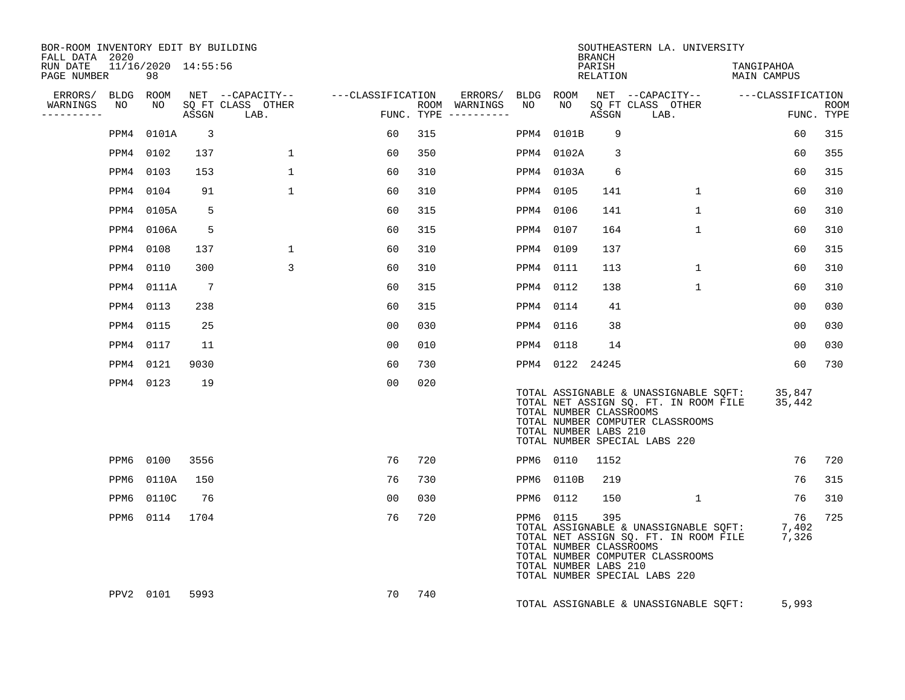BOR-ROOM INVENTORY EDIT BY BUILDING
FALL DATA 2020
RUN DATE 11/16/2020 14:55:56
PAGE NUMBER 98

SOUTHEASTERN LA. UNIVERSITY
BRANCH
PARISH TANGIPAHOA
RELATION MAIN CAMPUS

| ERRORS/ WARNINGS | BLDG NO | ROOM NO | NET SQ FT ASSGN | CAPACITY CLASS LAB. | CAPACITY OTHER | CLASSIFICATION FUNC. | ROOM TYPE | ERRORS/ WARNINGS | BLDG NO | ROOM NO | NET SQ FT ASSGN | CAPACITY CLASS LAB. | CAPACITY OTHER | CLASSIFICATION FUNC. | ROOM TYPE |
|---|---|---|---|---|---|---|---|---|---|---|---|---|---|---|---|
| | PPM4 | 0101A | 3 | | | 60 | 315 | | PPM4 | 0101B | 9 | | | 60 | 315 |
| | PPM4 | 0102 | 137 | | 1 | 60 | 350 | | PPM4 | 0102A | 3 | | | 60 | 355 |
| | PPM4 | 0103 | 153 | | 1 | 60 | 310 | | PPM4 | 0103A | 6 | | | 60 | 315 |
| | PPM4 | 0104 | 91 | | 1 | 60 | 310 | | PPM4 | 0105 | 141 | | 1 | 60 | 310 |
| | PPM4 | 0105A | 5 | | | 60 | 315 | | PPM4 | 0106 | 141 | | 1 | 60 | 310 |
| | PPM4 | 0106A | 5 | | | 60 | 315 | | PPM4 | 0107 | 164 | | 1 | 60 | 310 |
| | PPM4 | 0108 | 137 | | 1 | 60 | 310 | | PPM4 | 0109 | 137 | | | 60 | 315 |
| | PPM4 | 0110 | 300 | | 3 | 60 | 310 | | PPM4 | 0111 | 113 | | 1 | 60 | 310 |
| | PPM4 | 0111A | 7 | | | 60 | 315 | | PPM4 | 0112 | 138 | | 1 | 60 | 310 |
| | PPM4 | 0113 | 238 | | | 60 | 315 | | PPM4 | 0114 | 41 | | | 00 | 030 |
| | PPM4 | 0115 | 25 | | | 00 | 030 | | PPM4 | 0116 | 38 | | | 00 | 030 |
| | PPM4 | 0117 | 11 | | | 00 | 010 | | PPM4 | 0118 | 14 | | | 00 | 030 |
| | PPM4 | 0121 | 9030 | | | 60 | 730 | | PPM4 | 0122 | 24245 | | | 60 | 730 |
| | PPM4 | 0123 | 19 | | | 00 | 020 | | | | | | | | |

TOTAL ASSIGNABLE & UNASSIGNABLE SQFT: 35,847
TOTAL NET ASSIGN SQ. FT. IN ROOM FILE 35,442
TOTAL NUMBER CLASSROOMS
TOTAL NUMBER COMPUTER CLASSROOMS
TOTAL NUMBER LABS 210
TOTAL NUMBER SPECIAL LABS 220

| ERRORS/ WARNINGS | BLDG NO | ROOM NO | NET SQ FT ASSGN | CAPACITY CLASS LAB. | CAPACITY OTHER | CLASSIFICATION FUNC. | ROOM TYPE | ERRORS/ WARNINGS | BLDG NO | ROOM NO | NET SQ FT ASSGN | CAPACITY CLASS LAB. | CAPACITY OTHER | CLASSIFICATION FUNC. | ROOM TYPE |
|---|---|---|---|---|---|---|---|---|---|---|---|---|---|---|---|
| | PPM6 | 0100 | 3556 | | | 76 | 720 | | PPM6 | 0110 | 1152 | | | 76 | 720 |
| | PPM6 | 0110A | 150 | | | 76 | 730 | | PPM6 | 0110B | 219 | | | 76 | 315 |
| | PPM6 | 0110C | 76 | | | 00 | 030 | | PPM6 | 0112 | 150 | | 1 | 76 | 310 |
| | PPM6 | 0114 | 1704 | | | 76 | 720 | | PPM6 | 0115 | 395 | | | 76 | 725 |

TOTAL ASSIGNABLE & UNASSIGNABLE SQFT: 7,402
TOTAL NET ASSIGN SQ. FT. IN ROOM FILE 7,326
TOTAL NUMBER CLASSROOMS
TOTAL NUMBER COMPUTER CLASSROOMS
TOTAL NUMBER LABS 210
TOTAL NUMBER SPECIAL LABS 220

| ERRORS/ WARNINGS | BLDG NO | ROOM NO | NET SQ FT ASSGN | CAPACITY CLASS LAB. | CAPACITY OTHER | CLASSIFICATION FUNC. | ROOM TYPE |
|---|---|---|---|---|---|---|---|
| | PPV2 | 0101 | 5993 | | | 70 | 740 |

TOTAL ASSIGNABLE & UNASSIGNABLE SQFT: 5,993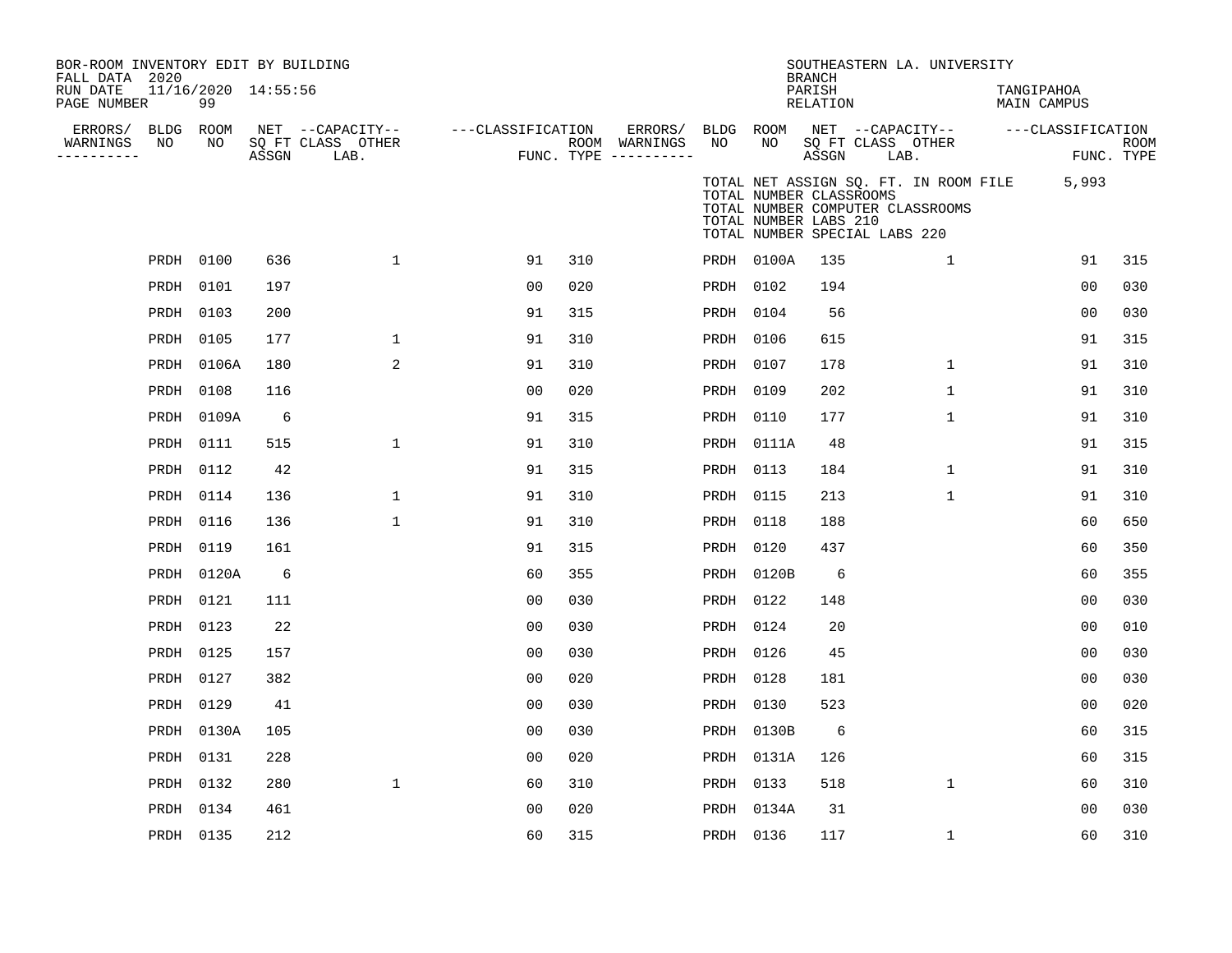BOR-ROOM INVENTORY EDIT BY BUILDING
FALL DATA 2020
RUN DATE 11/16/2020 14:55:56
PAGE NUMBER 99

SOUTHEASTERN LA. UNIVERSITY
BRANCH
PARISH TANGIPAHOA
RELATION MAIN CAMPUS

TOTAL NET ASSIGN SQ. FT. IN ROOM FILE 5,993
TOTAL NUMBER CLASSROOMS
TOTAL NUMBER COMPUTER CLASSROOMS
TOTAL NUMBER LABS 210
TOTAL NUMBER SPECIAL LABS 220

| ERRORS/ WARNINGS | BLDG NO | ROOM NO | NET SQ FT ASSGN | CAPACITY CLASS LAB. | CAPACITY OTHER | CLASSIFICATION FUNC. | ROOM TYPE | ERRORS/ WARNINGS | BLDG NO | ROOM NO | NET SQ FT ASSGN | CAPACITY CLASS LAB. | CAPACITY OTHER | CLASSIFICATION FUNC. | ROOM TYPE |
|---|---|---|---|---|---|---|---|---|---|---|---|---|---|---|---|
| | PRDH | 0100 | 636 | | 1 | 91 | 310 | | PRDH | 0100A | 135 | | 1 | 91 | 315 |
| | PRDH | 0101 | 197 | | | 00 | 020 | | PRDH | 0102 | 194 | | | 00 | 030 |
| | PRDH | 0103 | 200 | | | 91 | 315 | | PRDH | 0104 | 56 | | | 00 | 030 |
| | PRDH | 0105 | 177 | | 1 | 91 | 310 | | PRDH | 0106 | 615 | | | 91 | 315 |
| | PRDH | 0106A | 180 | | 2 | 91 | 310 | | PRDH | 0107 | 178 | | 1 | 91 | 310 |
| | PRDH | 0108 | 116 | | | 00 | 020 | | PRDH | 0109 | 202 | | 1 | 91 | 310 |
| | PRDH | 0109A | 6 | | | 91 | 315 | | PRDH | 0110 | 177 | | 1 | 91 | 310 |
| | PRDH | 0111 | 515 | | 1 | 91 | 310 | | PRDH | 0111A | 48 | | | 91 | 315 |
| | PRDH | 0112 | 42 | | | 91 | 315 | | PRDH | 0113 | 184 | | 1 | 91 | 310 |
| | PRDH | 0114 | 136 | | 1 | 91 | 310 | | PRDH | 0115 | 213 | | 1 | 91 | 310 |
| | PRDH | 0116 | 136 | | 1 | 91 | 310 | | PRDH | 0118 | 188 | | | 60 | 650 |
| | PRDH | 0119 | 161 | | | 91 | 315 | | PRDH | 0120 | 437 | | | 60 | 350 |
| | PRDH | 0120A | 6 | | | 60 | 355 | | PRDH | 0120B | 6 | | | 60 | 355 |
| | PRDH | 0121 | 111 | | | 00 | 030 | | PRDH | 0122 | 148 | | | 00 | 030 |
| | PRDH | 0123 | 22 | | | 00 | 030 | | PRDH | 0124 | 20 | | | 00 | 010 |
| | PRDH | 0125 | 157 | | | 00 | 030 | | PRDH | 0126 | 45 | | | 00 | 030 |
| | PRDH | 0127 | 382 | | | 00 | 020 | | PRDH | 0128 | 181 | | | 00 | 030 |
| | PRDH | 0129 | 41 | | | 00 | 030 | | PRDH | 0130 | 523 | | | 00 | 020 |
| | PRDH | 0130A | 105 | | | 00 | 030 | | PRDH | 0130B | 6 | | | 60 | 315 |
| | PRDH | 0131 | 228 | | | 00 | 020 | | PRDH | 0131A | 126 | | | 60 | 315 |
| | PRDH | 0132 | 280 | | 1 | 60 | 310 | | PRDH | 0133 | 518 | | 1 | 60 | 310 |
| | PRDH | 0134 | 461 | | | 00 | 020 | | PRDH | 0134A | 31 | | | 00 | 030 |
| | PRDH | 0135 | 212 | | | 60 | 315 | | PRDH | 0136 | 117 | | 1 | 60 | 310 |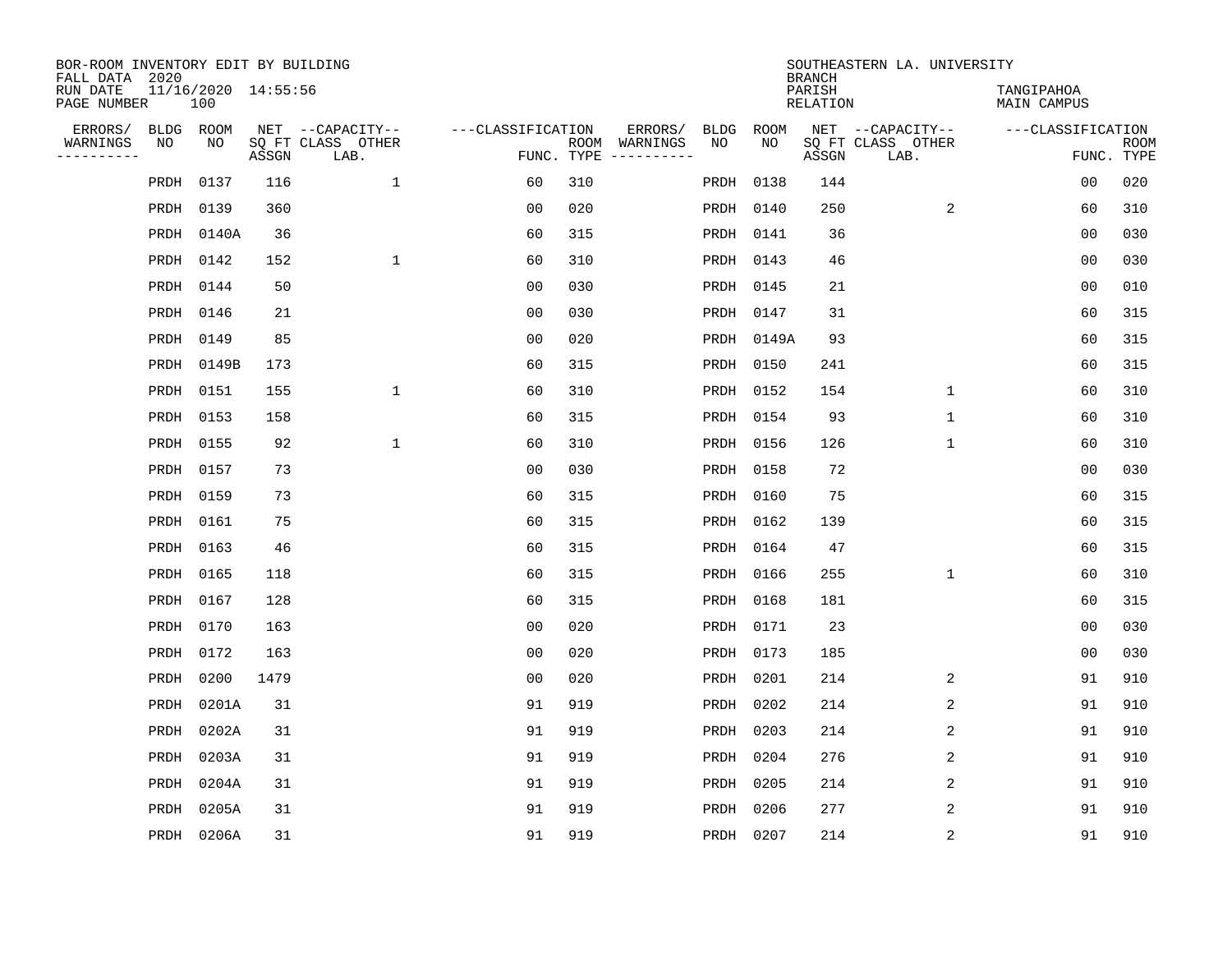BOR-ROOM INVENTORY EDIT BY BUILDING
FALL DATA 2020
RUN DATE 11/16/2020 14:55:56
PAGE NUMBER 100

SOUTHEASTERN LA. UNIVERSITY
BRANCH
PARISH TANGIPAHOA
RELATION MAIN CAMPUS

| ERRORS/ WARNINGS | BLDG NO | ROOM NO | NET SQ FT ASSGN | CAPACITY CLASS LAB. | CAPACITY OTHER | CLASSIFICATION FUNC. | ROOM TYPE | ERRORS/ WARNINGS | BLDG NO | ROOM NO | NET SQ FT ASSGN | CAPACITY CLASS LAB. | CAPACITY OTHER | CLASSIFICATION FUNC. | ROOM TYPE |
|---|---|---|---|---|---|---|---|---|---|---|---|---|---|---|---|
| | PRDH | 0137 | 116 | | 1 | 60 | 310 | | PRDH | 0138 | 144 | | | 00 | 020 |
| | PRDH | 0139 | 360 | | | 00 | 020 | | PRDH | 0140 | 250 | | 2 | 60 | 310 |
| | PRDH | 0140A | 36 | | | 60 | 315 | | PRDH | 0141 | 36 | | | 00 | 030 |
| | PRDH | 0142 | 152 | | 1 | 60 | 310 | | PRDH | 0143 | 46 | | | 00 | 030 |
| | PRDH | 0144 | 50 | | | 00 | 030 | | PRDH | 0145 | 21 | | | 00 | 010 |
| | PRDH | 0146 | 21 | | | 00 | 030 | | PRDH | 0147 | 31 | | | 60 | 315 |
| | PRDH | 0149 | 85 | | | 00 | 020 | | PRDH | 0149A | 93 | | | 60 | 315 |
| | PRDH | 0149B | 173 | | | 60 | 315 | | PRDH | 0150 | 241 | | | 60 | 315 |
| | PRDH | 0151 | 155 | | 1 | 60 | 310 | | PRDH | 0152 | 154 | | 1 | 60 | 310 |
| | PRDH | 0153 | 158 | | | 60 | 315 | | PRDH | 0154 | 93 | | 1 | 60 | 310 |
| | PRDH | 0155 | 92 | | 1 | 60 | 310 | | PRDH | 0156 | 126 | | 1 | 60 | 310 |
| | PRDH | 0157 | 73 | | | 00 | 030 | | PRDH | 0158 | 72 | | | 00 | 030 |
| | PRDH | 0159 | 73 | | | 60 | 315 | | PRDH | 0160 | 75 | | | 60 | 315 |
| | PRDH | 0161 | 75 | | | 60 | 315 | | PRDH | 0162 | 139 | | | 60 | 315 |
| | PRDH | 0163 | 46 | | | 60 | 315 | | PRDH | 0164 | 47 | | | 60 | 315 |
| | PRDH | 0165 | 118 | | | 60 | 315 | | PRDH | 0166 | 255 | | 1 | 60 | 310 |
| | PRDH | 0167 | 128 | | | 60 | 315 | | PRDH | 0168 | 181 | | | 60 | 315 |
| | PRDH | 0170 | 163 | | | 00 | 020 | | PRDH | 0171 | 23 | | | 00 | 030 |
| | PRDH | 0172 | 163 | | | 00 | 020 | | PRDH | 0173 | 185 | | | 00 | 030 |
| | PRDH | 0200 | 1479 | | | 00 | 020 | | PRDH | 0201 | 214 | | 2 | 91 | 910 |
| | PRDH | 0201A | 31 | | | 91 | 919 | | PRDH | 0202 | 214 | | 2 | 91 | 910 |
| | PRDH | 0202A | 31 | | | 91 | 919 | | PRDH | 0203 | 214 | | 2 | 91 | 910 |
| | PRDH | 0203A | 31 | | | 91 | 919 | | PRDH | 0204 | 276 | | 2 | 91 | 910 |
| | PRDH | 0204A | 31 | | | 91 | 919 | | PRDH | 0205 | 214 | | 2 | 91 | 910 |
| | PRDH | 0205A | 31 | | | 91 | 919 | | PRDH | 0206 | 277 | | 2 | 91 | 910 |
| | PRDH | 0206A | 31 | | | 91 | 919 | | PRDH | 0207 | 214 | | 2 | 91 | 910 |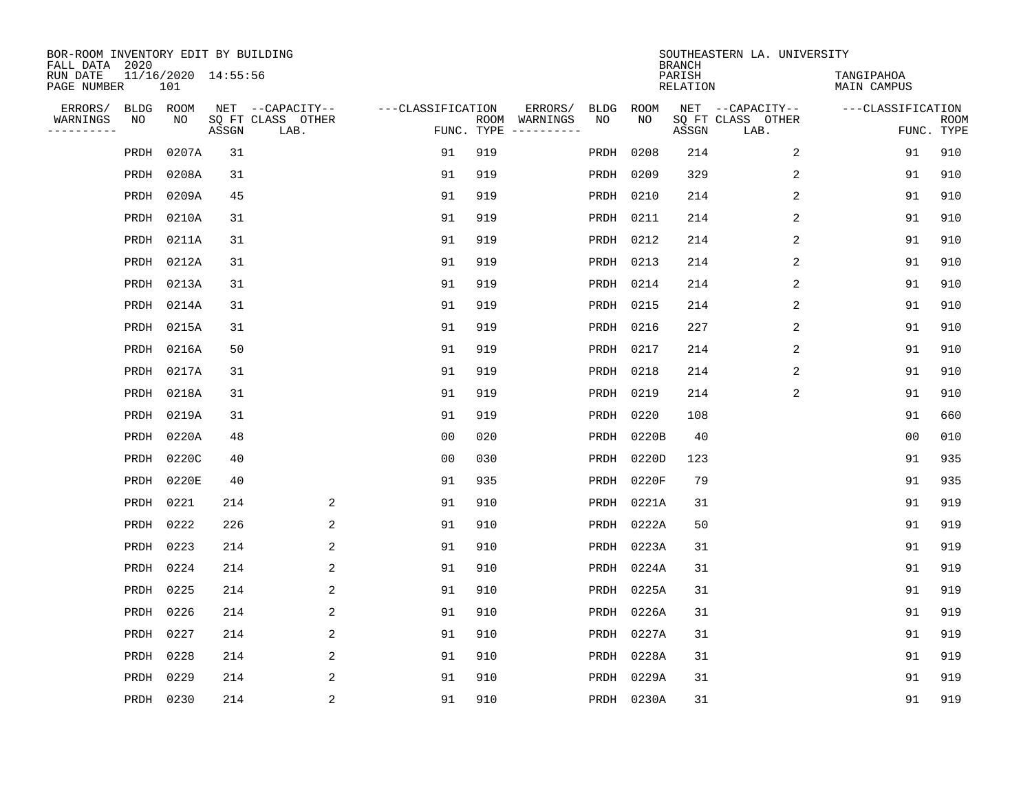BOR-ROOM INVENTORY EDIT BY BUILDING
FALL DATA 2020
RUN DATE 11/16/2020 14:55:56
PAGE NUMBER 101

SOUTHEASTERN LA. UNIVERSITY
BRANCH
PARISH TANGIPAHOA
RELATION MAIN CAMPUS

| ERRORS/ WARNINGS | BLDG NO | ROOM NO | NET SQ FT ASSGN | CAPACITY CLASS LAB. | CAPACITY OTHER | CLASSIFICATION FUNC. | ROOM TYPE | ERRORS/ WARNINGS | BLDG NO | ROOM NO | NET SQ FT ASSGN | CAPACITY CLASS LAB. | CAPACITY OTHER | CLASSIFICATION FUNC. | ROOM TYPE |
|---|---|---|---|---|---|---|---|---|---|---|---|---|---|---|---|
| | PRDH | 0207A | 31 | | | 91 | 919 | | PRDH | 0208 | 214 | | 2 | 91 | 910 |
| | PRDH | 0208A | 31 | | | 91 | 919 | | PRDH | 0209 | 329 | | 2 | 91 | 910 |
| | PRDH | 0209A | 45 | | | 91 | 919 | | PRDH | 0210 | 214 | | 2 | 91 | 910 |
| | PRDH | 0210A | 31 | | | 91 | 919 | | PRDH | 0211 | 214 | | 2 | 91 | 910 |
| | PRDH | 0211A | 31 | | | 91 | 919 | | PRDH | 0212 | 214 | | 2 | 91 | 910 |
| | PRDH | 0212A | 31 | | | 91 | 919 | | PRDH | 0213 | 214 | | 2 | 91 | 910 |
| | PRDH | 0213A | 31 | | | 91 | 919 | | PRDH | 0214 | 214 | | 2 | 91 | 910 |
| | PRDH | 0214A | 31 | | | 91 | 919 | | PRDH | 0215 | 214 | | 2 | 91 | 910 |
| | PRDH | 0215A | 31 | | | 91 | 919 | | PRDH | 0216 | 227 | | 2 | 91 | 910 |
| | PRDH | 0216A | 50 | | | 91 | 919 | | PRDH | 0217 | 214 | | 2 | 91 | 910 |
| | PRDH | 0217A | 31 | | | 91 | 919 | | PRDH | 0218 | 214 | | 2 | 91 | 910 |
| | PRDH | 0218A | 31 | | | 91 | 919 | | PRDH | 0219 | 214 | | 2 | 91 | 910 |
| | PRDH | 0219A | 31 | | | 91 | 919 | | PRDH | 0220 | 108 | | | 91 | 660 |
| | PRDH | 0220A | 48 | | | 00 | 020 | | PRDH | 0220B | 40 | | | 00 | 010 |
| | PRDH | 0220C | 40 | | | 00 | 030 | | PRDH | 0220D | 123 | | | 91 | 935 |
| | PRDH | 0220E | 40 | | | 91 | 935 | | PRDH | 0220F | 79 | | | 91 | 935 |
| | PRDH | 0221 | 214 | | 2 | 91 | 910 | | PRDH | 0221A | 31 | | | 91 | 919 |
| | PRDH | 0222 | 226 | | 2 | 91 | 910 | | PRDH | 0222A | 50 | | | 91 | 919 |
| | PRDH | 0223 | 214 | | 2 | 91 | 910 | | PRDH | 0223A | 31 | | | 91 | 919 |
| | PRDH | 0224 | 214 | | 2 | 91 | 910 | | PRDH | 0224A | 31 | | | 91 | 919 |
| | PRDH | 0225 | 214 | | 2 | 91 | 910 | | PRDH | 0225A | 31 | | | 91 | 919 |
| | PRDH | 0226 | 214 | | 2 | 91 | 910 | | PRDH | 0226A | 31 | | | 91 | 919 |
| | PRDH | 0227 | 214 | | 2 | 91 | 910 | | PRDH | 0227A | 31 | | | 91 | 919 |
| | PRDH | 0228 | 214 | | 2 | 91 | 910 | | PRDH | 0228A | 31 | | | 91 | 919 |
| | PRDH | 0229 | 214 | | 2 | 91 | 910 | | PRDH | 0229A | 31 | | | 91 | 919 |
| | PRDH | 0230 | 214 | | 2 | 91 | 910 | | PRDH | 0230A | 31 | | | 91 | 919 |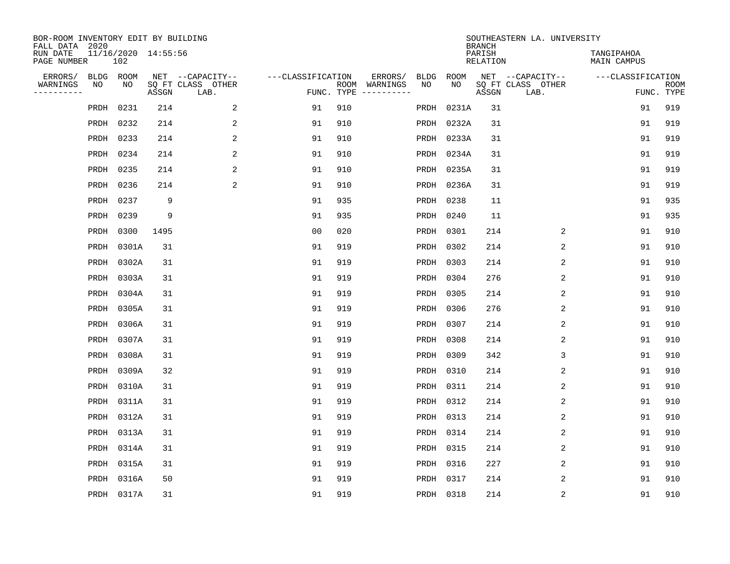BOR-ROOM INVENTORY EDIT BY BUILDING
FALL DATA 2020
RUN DATE 11/16/2020 14:55:56
PAGE NUMBER 102

SOUTHEASTERN LA. UNIVERSITY
BRANCH
PARISH TANGIPAHOA
RELATION MAIN CAMPUS

| ERRORS/ WARNINGS | BLDG NO | ROOM NO | NET SQ FT ASSGN | CAPACITY CLASS LAB. | CAPACITY OTHER | CLASSIFICATION FUNC. | ROOM TYPE | ERRORS/ WARNINGS | BLDG NO | ROOM NO | NET SQ FT ASSGN | CAPACITY CLASS LAB. | CAPACITY OTHER | CLASSIFICATION FUNC. | ROOM TYPE |
|---|---|---|---|---|---|---|---|---|---|---|---|---|---|---|---|
| | PRDH | 0231 | 214 | | 2 | 91 | 910 | | PRDH | 0231A | 31 | | | 91 | 919 |
| | PRDH | 0232 | 214 | | 2 | 91 | 910 | | PRDH | 0232A | 31 | | | 91 | 919 |
| | PRDH | 0233 | 214 | | 2 | 91 | 910 | | PRDH | 0233A | 31 | | | 91 | 919 |
| | PRDH | 0234 | 214 | | 2 | 91 | 910 | | PRDH | 0234A | 31 | | | 91 | 919 |
| | PRDH | 0235 | 214 | | 2 | 91 | 910 | | PRDH | 0235A | 31 | | | 91 | 919 |
| | PRDH | 0236 | 214 | | 2 | 91 | 910 | | PRDH | 0236A | 31 | | | 91 | 919 |
| | PRDH | 0237 | 9 | | | 91 | 935 | | PRDH | 0238 | 11 | | | 91 | 935 |
| | PRDH | 0239 | 9 | | | 91 | 935 | | PRDH | 0240 | 11 | | | 91 | 935 |
| | PRDH | 0300 | 1495 | | | 00 | 020 | | PRDH | 0301 | 214 | | 2 | 91 | 910 |
| | PRDH | 0301A | 31 | | | 91 | 919 | | PRDH | 0302 | 214 | | 2 | 91 | 910 |
| | PRDH | 0302A | 31 | | | 91 | 919 | | PRDH | 0303 | 214 | | 2 | 91 | 910 |
| | PRDH | 0303A | 31 | | | 91 | 919 | | PRDH | 0304 | 276 | | 2 | 91 | 910 |
| | PRDH | 0304A | 31 | | | 91 | 919 | | PRDH | 0305 | 214 | | 2 | 91 | 910 |
| | PRDH | 0305A | 31 | | | 91 | 919 | | PRDH | 0306 | 276 | | 2 | 91 | 910 |
| | PRDH | 0306A | 31 | | | 91 | 919 | | PRDH | 0307 | 214 | | 2 | 91 | 910 |
| | PRDH | 0307A | 31 | | | 91 | 919 | | PRDH | 0308 | 214 | | 2 | 91 | 910 |
| | PRDH | 0308A | 31 | | | 91 | 919 | | PRDH | 0309 | 342 | | 3 | 91 | 910 |
| | PRDH | 0309A | 32 | | | 91 | 919 | | PRDH | 0310 | 214 | | 2 | 91 | 910 |
| | PRDH | 0310A | 31 | | | 91 | 919 | | PRDH | 0311 | 214 | | 2 | 91 | 910 |
| | PRDH | 0311A | 31 | | | 91 | 919 | | PRDH | 0312 | 214 | | 2 | 91 | 910 |
| | PRDH | 0312A | 31 | | | 91 | 919 | | PRDH | 0313 | 214 | | 2 | 91 | 910 |
| | PRDH | 0313A | 31 | | | 91 | 919 | | PRDH | 0314 | 214 | | 2 | 91 | 910 |
| | PRDH | 0314A | 31 | | | 91 | 919 | | PRDH | 0315 | 214 | | 2 | 91 | 910 |
| | PRDH | 0315A | 31 | | | 91 | 919 | | PRDH | 0316 | 227 | | 2 | 91 | 910 |
| | PRDH | 0316A | 50 | | | 91 | 919 | | PRDH | 0317 | 214 | | 2 | 91 | 910 |
| | PRDH | 0317A | 31 | | | 91 | 919 | | PRDH | 0318 | 214 | | 2 | 91 | 910 |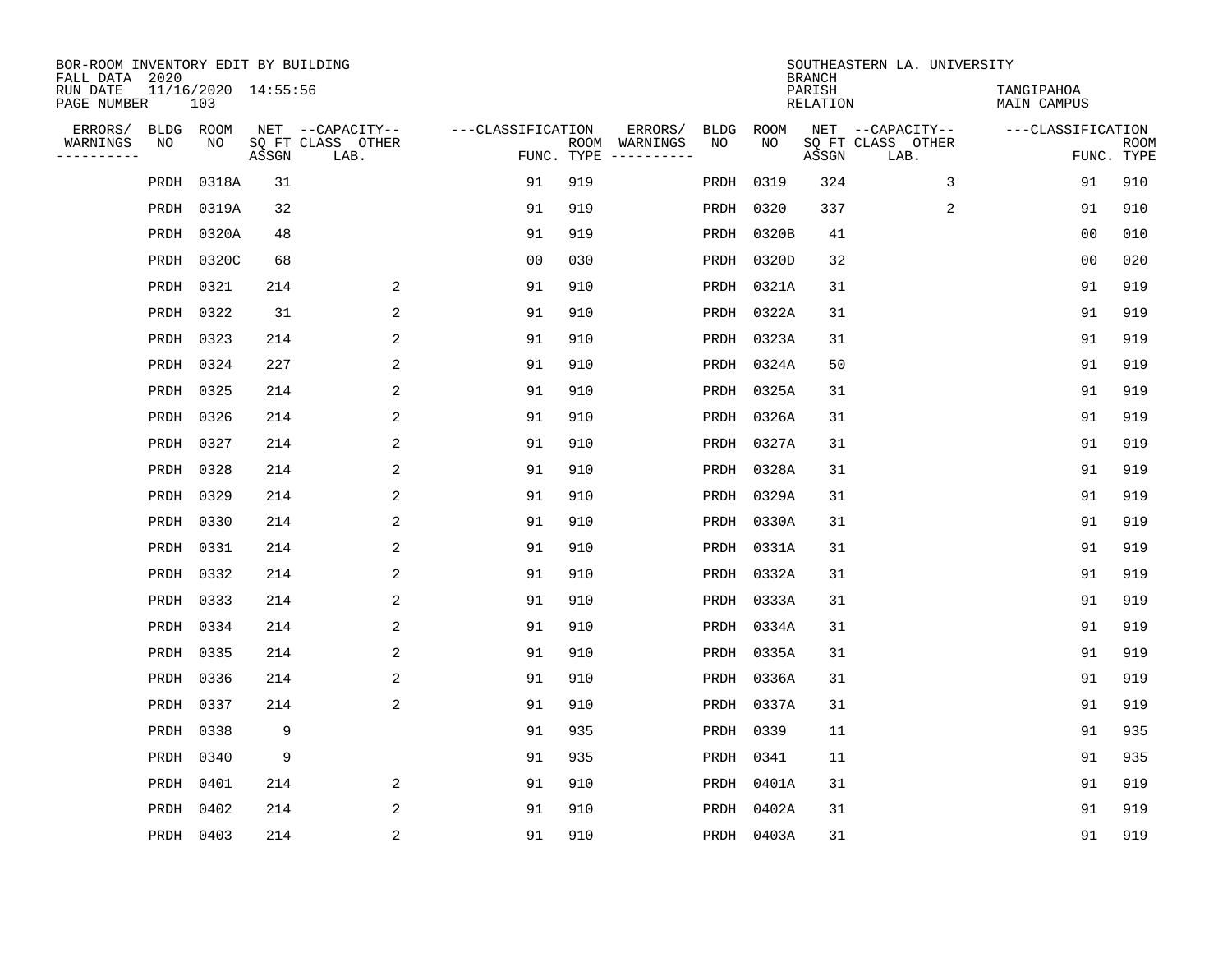BOR-ROOM INVENTORY EDIT BY BUILDING
FALL DATA 2020
RUN DATE 11/16/2020 14:55:56
PAGE NUMBER 103

SOUTHEASTERN LA. UNIVERSITY
BRANCH
PARISH TANGIPAHOA
RELATION MAIN CAMPUS

| ERRORS/ WARNINGS | BLDG NO | ROOM NO | NET SQ FT ASSGN | CAPACITY CLASS LAB. | CAPACITY OTHER | CLASSIFICATION FUNC. | ROOM TYPE | ERRORS/ WARNINGS | BLDG NO | ROOM NO | NET SQ FT ASSGN | CAPACITY CLASS LAB. | CAPACITY OTHER | CLASSIFICATION FUNC. | ROOM TYPE |
|---|---|---|---|---|---|---|---|---|---|---|---|---|---|---|---|
| | PRDH | 0318A | 31 | | | 91 | 919 | | PRDH | 0319 | 324 | | 3 | 91 | 910 |
| | PRDH | 0319A | 32 | | | 91 | 919 | | PRDH | 0320 | 337 | | 2 | 91 | 910 |
| | PRDH | 0320A | 48 | | | 91 | 919 | | PRDH | 0320B | 41 | | | 00 | 010 |
| | PRDH | 0320C | 68 | | | 00 | 030 | | PRDH | 0320D | 32 | | | 00 | 020 |
| | PRDH | 0321 | 214 | | 2 | 91 | 910 | | PRDH | 0321A | 31 | | | 91 | 919 |
| | PRDH | 0322 | 31 | | 2 | 91 | 910 | | PRDH | 0322A | 31 | | | 91 | 919 |
| | PRDH | 0323 | 214 | | 2 | 91 | 910 | | PRDH | 0323A | 31 | | | 91 | 919 |
| | PRDH | 0324 | 227 | | 2 | 91 | 910 | | PRDH | 0324A | 50 | | | 91 | 919 |
| | PRDH | 0325 | 214 | | 2 | 91 | 910 | | PRDH | 0325A | 31 | | | 91 | 919 |
| | PRDH | 0326 | 214 | | 2 | 91 | 910 | | PRDH | 0326A | 31 | | | 91 | 919 |
| | PRDH | 0327 | 214 | | 2 | 91 | 910 | | PRDH | 0327A | 31 | | | 91 | 919 |
| | PRDH | 0328 | 214 | | 2 | 91 | 910 | | PRDH | 0328A | 31 | | | 91 | 919 |
| | PRDH | 0329 | 214 | | 2 | 91 | 910 | | PRDH | 0329A | 31 | | | 91 | 919 |
| | PRDH | 0330 | 214 | | 2 | 91 | 910 | | PRDH | 0330A | 31 | | | 91 | 919 |
| | PRDH | 0331 | 214 | | 2 | 91 | 910 | | PRDH | 0331A | 31 | | | 91 | 919 |
| | PRDH | 0332 | 214 | | 2 | 91 | 910 | | PRDH | 0332A | 31 | | | 91 | 919 |
| | PRDH | 0333 | 214 | | 2 | 91 | 910 | | PRDH | 0333A | 31 | | | 91 | 919 |
| | PRDH | 0334 | 214 | | 2 | 91 | 910 | | PRDH | 0334A | 31 | | | 91 | 919 |
| | PRDH | 0335 | 214 | | 2 | 91 | 910 | | PRDH | 0335A | 31 | | | 91 | 919 |
| | PRDH | 0336 | 214 | | 2 | 91 | 910 | | PRDH | 0336A | 31 | | | 91 | 919 |
| | PRDH | 0337 | 214 | | 2 | 91 | 910 | | PRDH | 0337A | 31 | | | 91 | 919 |
| | PRDH | 0338 | 9 | | | 91 | 935 | | PRDH | 0339 | 11 | | | 91 | 935 |
| | PRDH | 0340 | 9 | | | 91 | 935 | | PRDH | 0341 | 11 | | | 91 | 935 |
| | PRDH | 0401 | 214 | | 2 | 91 | 910 | | PRDH | 0401A | 31 | | | 91 | 919 |
| | PRDH | 0402 | 214 | | 2 | 91 | 910 | | PRDH | 0402A | 31 | | | 91 | 919 |
| | PRDH | 0403 | 214 | | 2 | 91 | 910 | | PRDH | 0403A | 31 | | | 91 | 919 |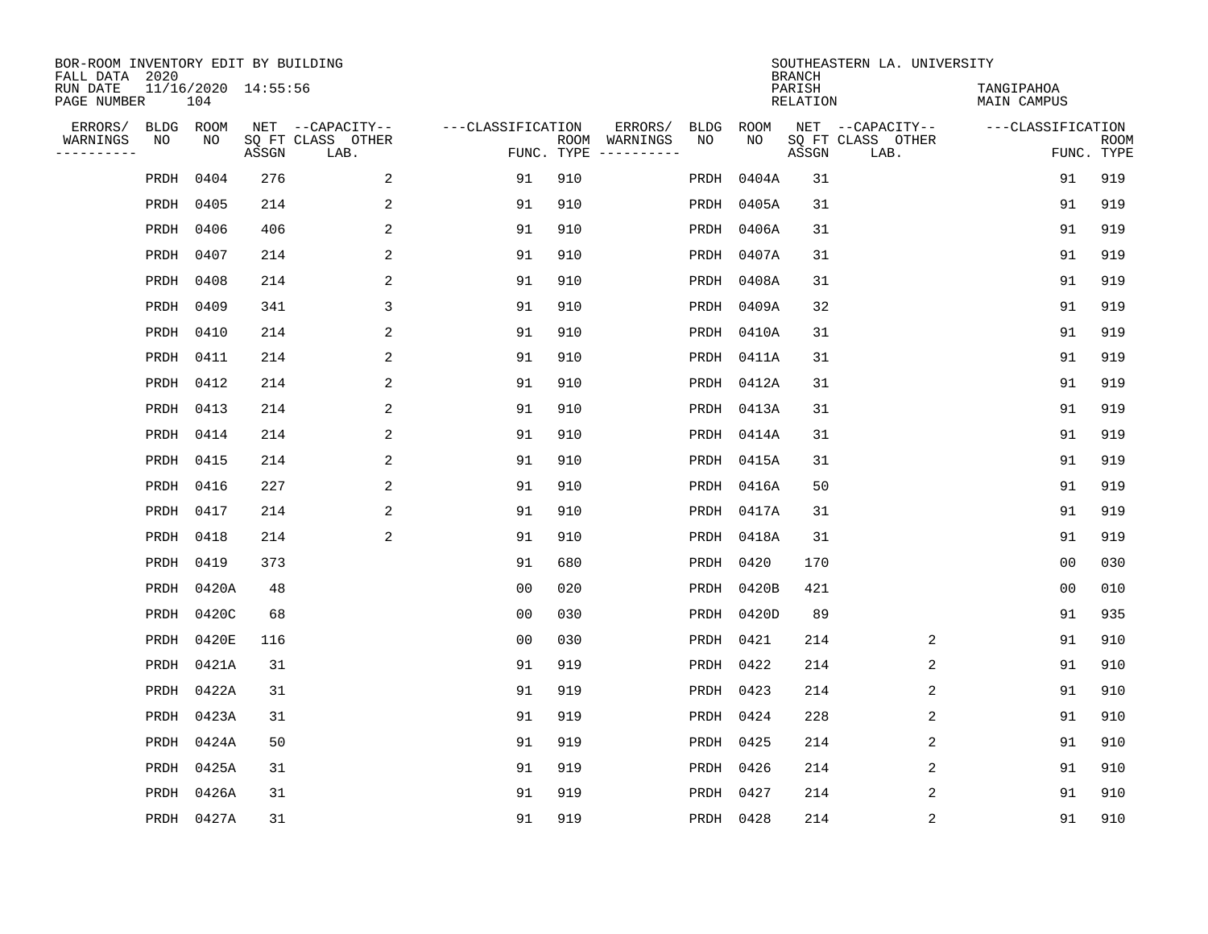BOR-ROOM INVENTORY EDIT BY BUILDING
FALL DATA 2020
RUN DATE 11/16/2020 14:55:56
PAGE NUMBER 104

SOUTHEASTERN LA. UNIVERSITY
BRANCH
PARISH TANGIPAHOA
RELATION MAIN CAMPUS

| ERRORS/ WARNINGS | BLDG NO | ROOM NO | NET SQ FT ASSGN | CAPACITY CLASS LAB. | CAPACITY OTHER | FUNC. | ROOM TYPE | ERRORS/ WARNINGS | BLDG NO | ROOM NO | NET SQ FT ASSGN | CAPACITY CLASS LAB. | CAPACITY OTHER | FUNC. | ROOM TYPE |
|---|---|---|---|---|---|---|---|---|---|---|---|---|---|---|---|
| | PRDH | 0404 | 276 | | 2 | 91 | 910 | | PRDH | 0404A | 31 | | | 91 | 919 |
| | PRDH | 0405 | 214 | | 2 | 91 | 910 | | PRDH | 0405A | 31 | | | 91 | 919 |
| | PRDH | 0406 | 406 | | 2 | 91 | 910 | | PRDH | 0406A | 31 | | | 91 | 919 |
| | PRDH | 0407 | 214 | | 2 | 91 | 910 | | PRDH | 0407A | 31 | | | 91 | 919 |
| | PRDH | 0408 | 214 | | 2 | 91 | 910 | | PRDH | 0408A | 31 | | | 91 | 919 |
| | PRDH | 0409 | 341 | | 3 | 91 | 910 | | PRDH | 0409A | 32 | | | 91 | 919 |
| | PRDH | 0410 | 214 | | 2 | 91 | 910 | | PRDH | 0410A | 31 | | | 91 | 919 |
| | PRDH | 0411 | 214 | | 2 | 91 | 910 | | PRDH | 0411A | 31 | | | 91 | 919 |
| | PRDH | 0412 | 214 | | 2 | 91 | 910 | | PRDH | 0412A | 31 | | | 91 | 919 |
| | PRDH | 0413 | 214 | | 2 | 91 | 910 | | PRDH | 0413A | 31 | | | 91 | 919 |
| | PRDH | 0414 | 214 | | 2 | 91 | 910 | | PRDH | 0414A | 31 | | | 91 | 919 |
| | PRDH | 0415 | 214 | | 2 | 91 | 910 | | PRDH | 0415A | 31 | | | 91 | 919 |
| | PRDH | 0416 | 227 | | 2 | 91 | 910 | | PRDH | 0416A | 50 | | | 91 | 919 |
| | PRDH | 0417 | 214 | | 2 | 91 | 910 | | PRDH | 0417A | 31 | | | 91 | 919 |
| | PRDH | 0418 | 214 | | 2 | 91 | 910 | | PRDH | 0418A | 31 | | | 91 | 919 |
| | PRDH | 0419 | 373 | | | 91 | 680 | | PRDH | 0420 | 170 | | | 00 | 030 |
| | PRDH | 0420A | 48 | | | 00 | 020 | | PRDH | 0420B | 421 | | | 00 | 010 |
| | PRDH | 0420C | 68 | | | 00 | 030 | | PRDH | 0420D | 89 | | | 91 | 935 |
| | PRDH | 0420E | 116 | | | 00 | 030 | | PRDH | 0421 | 214 | | 2 | 91 | 910 |
| | PRDH | 0421A | 31 | | | 91 | 919 | | PRDH | 0422 | 214 | | 2 | 91 | 910 |
| | PRDH | 0422A | 31 | | | 91 | 919 | | PRDH | 0423 | 214 | | 2 | 91 | 910 |
| | PRDH | 0423A | 31 | | | 91 | 919 | | PRDH | 0424 | 228 | | 2 | 91 | 910 |
| | PRDH | 0424A | 50 | | | 91 | 919 | | PRDH | 0425 | 214 | | 2 | 91 | 910 |
| | PRDH | 0425A | 31 | | | 91 | 919 | | PRDH | 0426 | 214 | | 2 | 91 | 910 |
| | PRDH | 0426A | 31 | | | 91 | 919 | | PRDH | 0427 | 214 | | 2 | 91 | 910 |
| | PRDH | 0427A | 31 | | | 91 | 919 | | PRDH | 0428 | 214 | | 2 | 91 | 910 |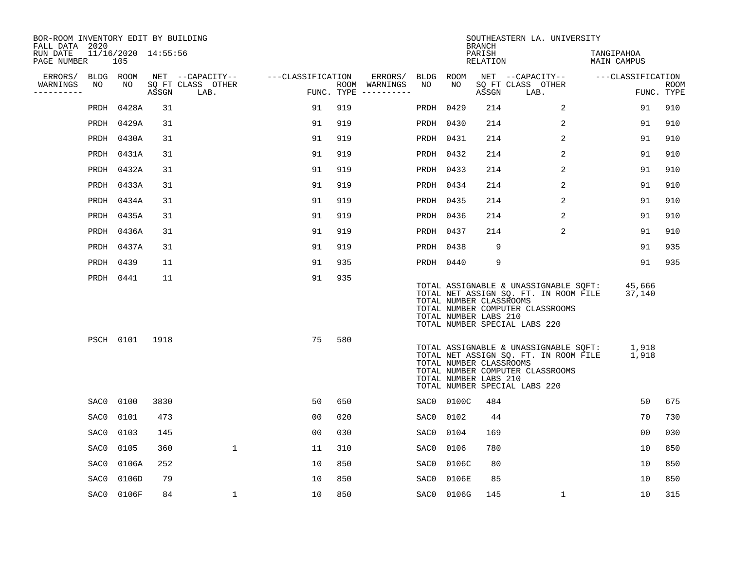BOR-ROOM INVENTORY EDIT BY BUILDING
FALL DATA 2020
RUN DATE 11/16/2020 14:55:56
PAGE NUMBER 105

SOUTHEASTERN LA. UNIVERSITY
BRANCH
PARISH TANGIPAHOA
RELATION MAIN CAMPUS

| ERRORS/ WARNINGS | BLDG NO | ROOM NO | NET SQ FT ASSGN | CAPACITY CLASS LAB. | CAPACITY OTHER | CLASSIFICATION FUNC. | ROOM TYPE | ERRORS/ WARNINGS | BLDG NO | ROOM NO | NET SQ FT ASSGN | CAPACITY CLASS LAB. | CAPACITY OTHER | CLASSIFICATION FUNC. | ROOM TYPE |
|---|---|---|---|---|---|---|---|---|---|---|---|---|---|---|---|
| | PRDH | 0428A | 31 | | | 91 | 919 | | PRDH | 0429 | 214 | | 2 | 91 | 910 |
| | PRDH | 0429A | 31 | | | 91 | 919 | | PRDH | 0430 | 214 | | 2 | 91 | 910 |
| | PRDH | 0430A | 31 | | | 91 | 919 | | PRDH | 0431 | 214 | | 2 | 91 | 910 |
| | PRDH | 0431A | 31 | | | 91 | 919 | | PRDH | 0432 | 214 | | 2 | 91 | 910 |
| | PRDH | 0432A | 31 | | | 91 | 919 | | PRDH | 0433 | 214 | | 2 | 91 | 910 |
| | PRDH | 0433A | 31 | | | 91 | 919 | | PRDH | 0434 | 214 | | 2 | 91 | 910 |
| | PRDH | 0434A | 31 | | | 91 | 919 | | PRDH | 0435 | 214 | | 2 | 91 | 910 |
| | PRDH | 0435A | 31 | | | 91 | 919 | | PRDH | 0436 | 214 | | 2 | 91 | 910 |
| | PRDH | 0436A | 31 | | | 91 | 919 | | PRDH | 0437 | 214 | | 2 | 91 | 910 |
| | PRDH | 0437A | 31 | | | 91 | 919 | | PRDH | 0438 | 9 | | | 91 | 935 |
| | PRDH | 0439 | 11 | | | 91 | 935 | | PRDH | 0440 | 9 | | | 91 | 935 |
| | PRDH | 0441 | 11 | | | 91 | 935 | | | | | | | | |

TOTAL ASSIGNABLE & UNASSIGNABLE SQFT: 45,666
TOTAL NET ASSIGN SQ. FT. IN ROOM FILE 37,140
TOTAL NUMBER CLASSROOMS
TOTAL NUMBER COMPUTER CLASSROOMS
TOTAL NUMBER LABS 210
TOTAL NUMBER SPECIAL LABS 220

| ERRORS/ WARNINGS | BLDG NO | ROOM NO | NET SQ FT ASSGN | CAPACITY CLASS LAB. | CAPACITY OTHER | CLASSIFICATION FUNC. | ROOM TYPE |
|---|---|---|---|---|---|---|---|
| | PSCH | 0101 | 1918 | | | 75 | 580 |

TOTAL ASSIGNABLE & UNASSIGNABLE SQFT: 1,918
TOTAL NET ASSIGN SQ. FT. IN ROOM FILE 1,918
TOTAL NUMBER CLASSROOMS
TOTAL NUMBER COMPUTER CLASSROOMS
TOTAL NUMBER LABS 210
TOTAL NUMBER SPECIAL LABS 220

| ERRORS/ WARNINGS | BLDG NO | ROOM NO | NET SQ FT ASSGN | CAPACITY CLASS LAB. | CAPACITY OTHER | CLASSIFICATION FUNC. | ROOM TYPE | ERRORS/ WARNINGS | BLDG NO | ROOM NO | NET SQ FT ASSGN | CAPACITY CLASS LAB. | CAPACITY OTHER | CLASSIFICATION FUNC. | ROOM TYPE |
|---|---|---|---|---|---|---|---|---|---|---|---|---|---|---|---|
| | SAC0 | 0100 | 3830 | | | 50 | 650 | | SAC0 | 0100C | 484 | | | 50 | 675 |
| | SAC0 | 0101 | 473 | | | 00 | 020 | | SAC0 | 0102 | 44 | | | 70 | 730 |
| | SAC0 | 0103 | 145 | | | 00 | 030 | | SAC0 | 0104 | 169 | | | 00 | 030 |
| | SAC0 | 0105 | 360 | | 1 | 11 | 310 | | SAC0 | 0106 | 780 | | | 10 | 850 |
| | SAC0 | 0106A | 252 | | | 10 | 850 | | SAC0 | 0106C | 80 | | | 10 | 850 |
| | SAC0 | 0106D | 79 | | | 10 | 850 | | SAC0 | 0106E | 85 | | | 10 | 850 |
| | SAC0 | 0106F | 84 | | 1 | 10 | 850 | | SAC0 | 0106G | 145 | | 1 | 10 | 315 |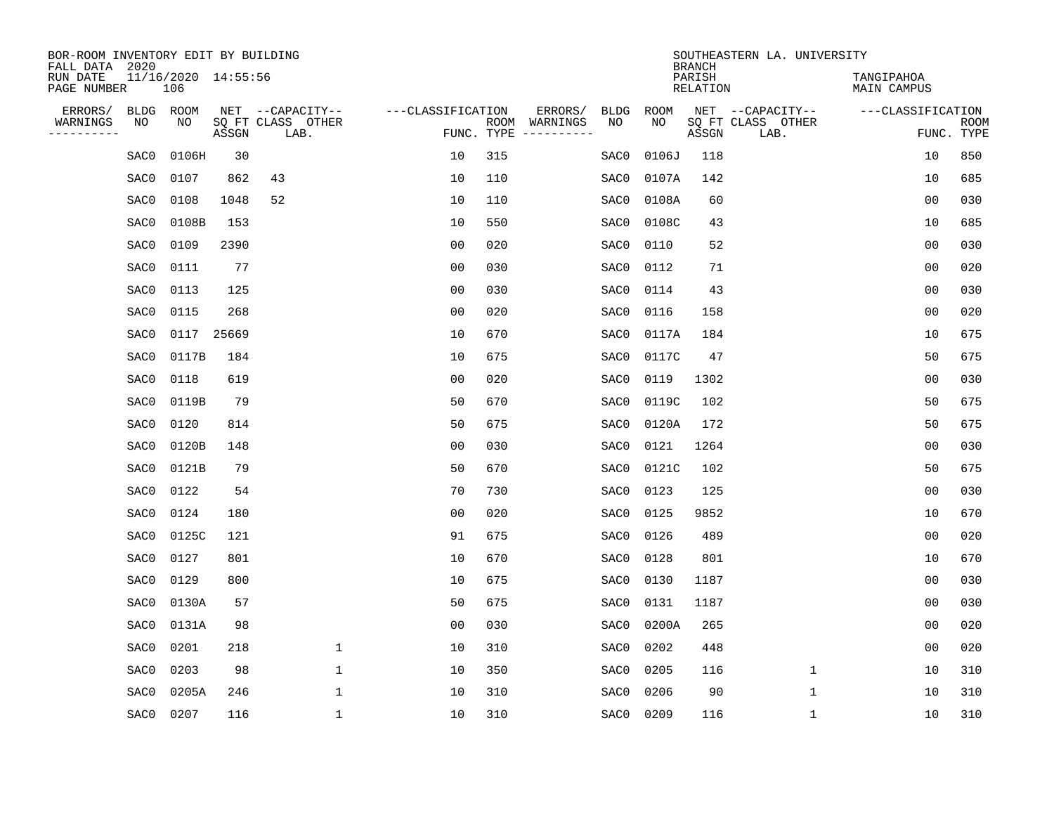BOR-ROOM INVENTORY EDIT BY BUILDING
FALL DATA 2020
RUN DATE 11/16/2020 14:55:56
PAGE NUMBER 106

SOUTHEASTERN LA. UNIVERSITY
BRANCH
PARISH TANGIPAHOA
RELATION MAIN CAMPUS

| ERRORS/ WARNINGS | BLDG NO | ROOM NO | NET SQ FT ASSGN | CAPACITY CLASS LAB. | CAPACITY OTHER | CLASSIFICATION FUNC. | ROOM TYPE | ERRORS/ WARNINGS | BLDG NO | ROOM NO | NET SQ FT ASSGN | CAPACITY CLASS LAB. | CAPACITY OTHER | CLASSIFICATION FUNC. | ROOM TYPE |
|---|---|---|---|---|---|---|---|---|---|---|---|---|---|---|---|
| | SAC0 | 0106H | 30 | | | 10 | 315 | | SAC0 | 0106J | 118 | | | 10 | 850 |
| | SAC0 | 0107 | 862 | 43 | | 10 | 110 | | SAC0 | 0107A | 142 | | | 10 | 685 |
| | SAC0 | 0108 | 1048 | 52 | | 10 | 110 | | SAC0 | 0108A | 60 | | | 00 | 030 |
| | SAC0 | 0108B | 153 | | | 10 | 550 | | SAC0 | 0108C | 43 | | | 10 | 685 |
| | SAC0 | 0109 | 2390 | | | 00 | 020 | | SAC0 | 0110 | 52 | | | 00 | 030 |
| | SAC0 | 0111 | 77 | | | 00 | 030 | | SAC0 | 0112 | 71 | | | 00 | 020 |
| | SAC0 | 0113 | 125 | | | 00 | 030 | | SAC0 | 0114 | 43 | | | 00 | 030 |
| | SAC0 | 0115 | 268 | | | 00 | 020 | | SAC0 | 0116 | 158 | | | 00 | 020 |
| | SAC0 | 0117 | 25669 | | | 10 | 670 | | SAC0 | 0117A | 184 | | | 10 | 675 |
| | SAC0 | 0117B | 184 | | | 10 | 675 | | SAC0 | 0117C | 47 | | | 50 | 675 |
| | SAC0 | 0118 | 619 | | | 00 | 020 | | SAC0 | 0119 | 1302 | | | 00 | 030 |
| | SAC0 | 0119B | 79 | | | 50 | 670 | | SAC0 | 0119C | 102 | | | 50 | 675 |
| | SAC0 | 0120 | 814 | | | 50 | 675 | | SAC0 | 0120A | 172 | | | 50 | 675 |
| | SAC0 | 0120B | 148 | | | 00 | 030 | | SAC0 | 0121 | 1264 | | | 00 | 030 |
| | SAC0 | 0121B | 79 | | | 50 | 670 | | SAC0 | 0121C | 102 | | | 50 | 675 |
| | SAC0 | 0122 | 54 | | | 70 | 730 | | SAC0 | 0123 | 125 | | | 00 | 030 |
| | SAC0 | 0124 | 180 | | | 00 | 020 | | SAC0 | 0125 | 9852 | | | 10 | 670 |
| | SAC0 | 0125C | 121 | | | 91 | 675 | | SAC0 | 0126 | 489 | | | 00 | 020 |
| | SAC0 | 0127 | 801 | | | 10 | 670 | | SAC0 | 0128 | 801 | | | 10 | 670 |
| | SAC0 | 0129 | 800 | | | 10 | 675 | | SAC0 | 0130 | 1187 | | | 00 | 030 |
| | SAC0 | 0130A | 57 | | | 50 | 675 | | SAC0 | 0131 | 1187 | | | 00 | 030 |
| | SAC0 | 0131A | 98 | | | 00 | 030 | | SAC0 | 0200A | 265 | | | 00 | 020 |
| | SAC0 | 0201 | 218 | | 1 | 10 | 310 | | SAC0 | 0202 | 448 | | | 00 | 020 |
| | SAC0 | 0203 | 98 | | 1 | 10 | 350 | | SAC0 | 0205 | 116 | | 1 | 10 | 310 |
| | SAC0 | 0205A | 246 | | 1 | 10 | 310 | | SAC0 | 0206 | 90 | | 1 | 10 | 310 |
| | SAC0 | 0207 | 116 | | 1 | 10 | 310 | | SAC0 | 0209 | 116 | | 1 | 10 | 310 |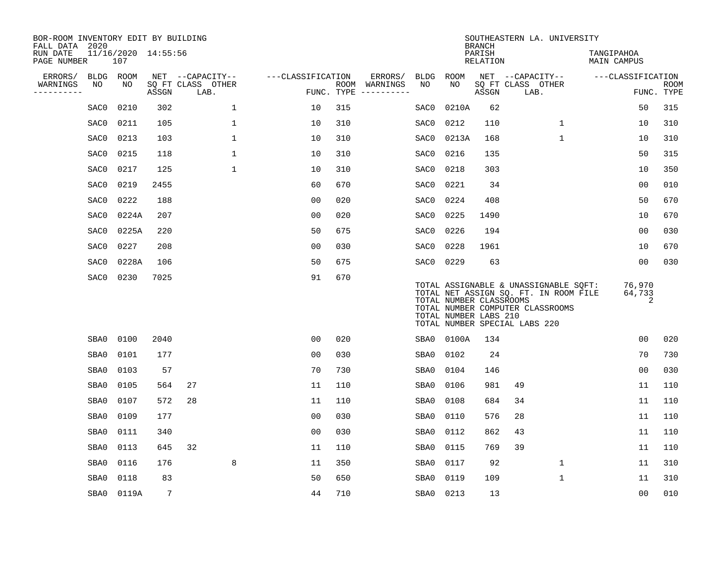BOR-ROOM INVENTORY EDIT BY BUILDING
FALL DATA 2020
RUN DATE 11/16/2020 14:55:56
PAGE NUMBER 107

SOUTHEASTERN LA. UNIVERSITY
BRANCH
PARISH TANGIPAHOA
RELATION MAIN CAMPUS

| ERRORS/ WARNINGS | BLDG NO | ROOM NO | NET SQ FT ASSGN | CAPACITY CLASS LAB. | CAPACITY OTHER | CLASSIFICATION FUNC. | ROOM TYPE | ERRORS/ WARNINGS | BLDG NO | ROOM NO | NET SQ FT ASSGN | CAPACITY CLASS LAB. | CAPACITY OTHER | CLASSIFICATION FUNC. | ROOM TYPE |
|---|---|---|---|---|---|---|---|---|---|---|---|---|---|---|---|
| | SAC0 | 0210 | 302 | | 1 | 10 | 315 | | SAC0 | 0210A | 62 | | | 50 | 315 |
| | SAC0 | 0211 | 105 | | 1 | 10 | 310 | | SAC0 | 0212 | 110 | | 1 | 10 | 310 |
| | SAC0 | 0213 | 103 | | 1 | 10 | 310 | | SAC0 | 0213A | 168 | | 1 | 10 | 310 |
| | SAC0 | 0215 | 118 | | 1 | 10 | 310 | | SAC0 | 0216 | 135 | | | 50 | 315 |
| | SAC0 | 0217 | 125 | | 1 | 10 | 310 | | SAC0 | 0218 | 303 | | | 10 | 350 |
| | SAC0 | 0219 | 2455 | | | 60 | 670 | | SAC0 | 0221 | 34 | | | 00 | 010 |
| | SAC0 | 0222 | 188 | | | 00 | 020 | | SAC0 | 0224 | 408 | | | 50 | 670 |
| | SAC0 | 0224A | 207 | | | 00 | 020 | | SAC0 | 0225 | 1490 | | | 10 | 670 |
| | SAC0 | 0225A | 220 | | | 50 | 675 | | SAC0 | 0226 | 194 | | | 00 | 030 |
| | SAC0 | 0227 | 208 | | | 00 | 030 | | SAC0 | 0228 | 1961 | | | 10 | 670 |
| | SAC0 | 0228A | 106 | | | 50 | 675 | | SAC0 | 0229 | 63 | | | 00 | 030 |
| | SAC0 | 0230 | 7025 | | | 91 | 670 | | | | | | | | |

TOTAL ASSIGNABLE & UNASSIGNABLE SQFT: 76,970
TOTAL NET ASSIGN SQ. FT. IN ROOM FILE 64,733
TOTAL NUMBER CLASSROOMS 2
TOTAL NUMBER COMPUTER CLASSROOMS
TOTAL NUMBER LABS 210
TOTAL NUMBER SPECIAL LABS 220

| ERRORS/ WARNINGS | BLDG NO | ROOM NO | NET SQ FT ASSGN | CAPACITY CLASS LAB. | CAPACITY OTHER | CLASSIFICATION FUNC. | ROOM TYPE | ERRORS/ WARNINGS | BLDG NO | ROOM NO | NET SQ FT ASSGN | CAPACITY CLASS LAB. | CAPACITY OTHER | CLASSIFICATION FUNC. | ROOM TYPE |
|---|---|---|---|---|---|---|---|---|---|---|---|---|---|---|---|
| | SBA0 | 0100 | 2040 | | | 00 | 020 | | SBA0 | 0100A | 134 | | | 00 | 020 |
| | SBA0 | 0101 | 177 | | | 00 | 030 | | SBA0 | 0102 | 24 | | | 70 | 730 |
| | SBA0 | 0103 | 57 | | | 70 | 730 | | SBA0 | 0104 | 146 | | | 00 | 030 |
| | SBA0 | 0105 | 564 | 27 | | 11 | 110 | | SBA0 | 0106 | 981 | 49 | | 11 | 110 |
| | SBA0 | 0107 | 572 | 28 | | 11 | 110 | | SBA0 | 0108 | 684 | 34 | | 11 | 110 |
| | SBA0 | 0109 | 177 | | | 00 | 030 | | SBA0 | 0110 | 576 | 28 | | 11 | 110 |
| | SBA0 | 0111 | 340 | | | 00 | 030 | | SBA0 | 0112 | 862 | 43 | | 11 | 110 |
| | SBA0 | 0113 | 645 | 32 | | 11 | 110 | | SBA0 | 0115 | 769 | 39 | | 11 | 110 |
| | SBA0 | 0116 | 176 | | 8 | 11 | 350 | | SBA0 | 0117 | 92 | | 1 | 11 | 310 |
| | SBA0 | 0118 | 83 | | | 50 | 650 | | SBA0 | 0119 | 109 | | 1 | 11 | 310 |
| | SBA0 | 0119A | 7 | | | 44 | 710 | | SBA0 | 0213 | 13 | | | 00 | 010 |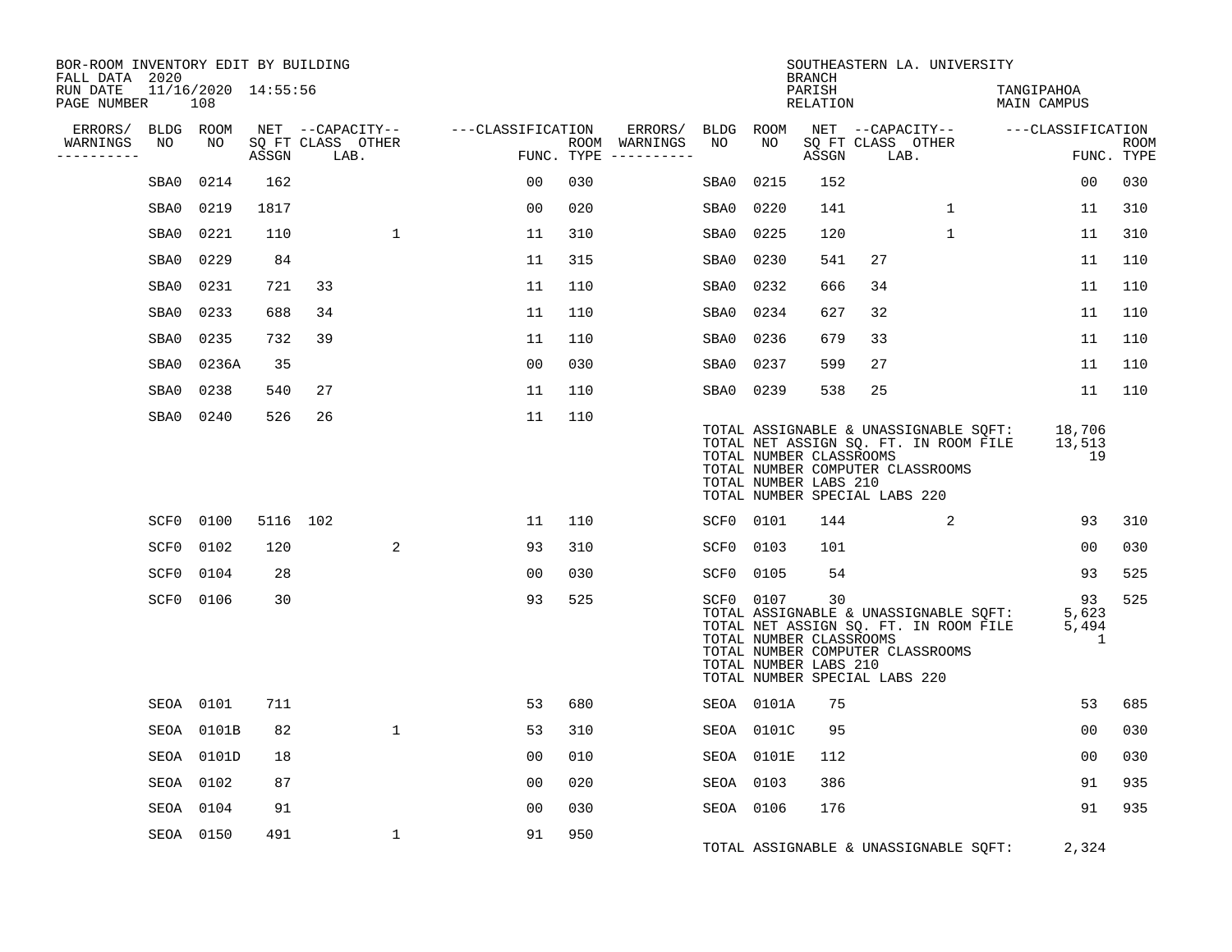BOR-ROOM INVENTORY EDIT BY BUILDING
FALL DATA 2020
RUN DATE 11/16/2020 14:55:56
PAGE NUMBER 108

SOUTHEASTERN LA. UNIVERSITY
BRANCH
PARISH TANGIPAHOA
RELATION MAIN CAMPUS

| ERRORS/ WARNINGS | BLDG NO | ROOM NO | NET SQ FT ASSGN | CAPACITY CLASS LAB. | CAPACITY OTHER | CLASSIFICATION FUNC. | ROOM TYPE | ERRORS/ WARNINGS | BLDG NO | ROOM NO | NET SQ FT ASSGN | CAPACITY CLASS LAB. | CAPACITY OTHER | CLASSIFICATION FUNC. | ROOM TYPE |
|---|---|---|---|---|---|---|---|---|---|---|---|---|---|---|---|
| | SBA0 | 0214 | 162 | | | 00 | 030 | | SBA0 | 0215 | 152 | | | 00 | 030 |
| | SBA0 | 0219 | 1817 | | | 00 | 020 | | SBA0 | 0220 | 141 | | 1 | 11 | 310 |
| | SBA0 | 0221 | 110 | | 1 | 11 | 310 | | SBA0 | 0225 | 120 | | 1 | 11 | 310 |
| | SBA0 | 0229 | 84 | | | 11 | 315 | | SBA0 | 0230 | 541 | 27 | | 11 | 110 |
| | SBA0 | 0231 | 721 | 33 | | 11 | 110 | | SBA0 | 0232 | 666 | 34 | | 11 | 110 |
| | SBA0 | 0233 | 688 | 34 | | 11 | 110 | | SBA0 | 0234 | 627 | 32 | | 11 | 110 |
| | SBA0 | 0235 | 732 | 39 | | 11 | 110 | | SBA0 | 0236 | 679 | 33 | | 11 | 110 |
| | SBA0 | 0236A | 35 | | | 00 | 030 | | SBA0 | 0237 | 599 | 27 | | 11 | 110 |
| | SBA0 | 0238 | 540 | 27 | | 11 | 110 | | SBA0 | 0239 | 538 | 25 | | 11 | 110 |
| | SBA0 | 0240 | 526 | 26 | | 11 | 110 | | | | | | | | |

TOTAL ASSIGNABLE & UNASSIGNABLE SQFT: 18,706
TOTAL NET ASSIGN SQ. FT. IN ROOM FILE 13,513
TOTAL NUMBER CLASSROOMS 19
TOTAL NUMBER COMPUTER CLASSROOMS
TOTAL NUMBER LABS 210
TOTAL NUMBER SPECIAL LABS 220

| ERRORS/ WARNINGS | BLDG NO | ROOM NO | NET SQ FT ASSGN | CAPACITY CLASS LAB. | CAPACITY OTHER | CLASSIFICATION FUNC. | ROOM TYPE | ERRORS/ WARNINGS | BLDG NO | ROOM NO | NET SQ FT ASSGN | CAPACITY CLASS LAB. | CAPACITY OTHER | CLASSIFICATION FUNC. | ROOM TYPE |
|---|---|---|---|---|---|---|---|---|---|---|---|---|---|---|---|
| | SCF0 | 0100 | 5116 | 102 | | 11 | 110 | | SCF0 | 0101 | 144 | | 2 | 93 | 310 |
| | SCF0 | 0102 | 120 | | 2 | 93 | 310 | | SCF0 | 0103 | 101 | | | 00 | 030 |
| | SCF0 | 0104 | 28 | | | 00 | 030 | | SCF0 | 0105 | 54 | | | 93 | 525 |
| | SCF0 | 0106 | 30 | | | 93 | 525 | | SCF0 | 0107 | 30 | | | 93 | 525 |

TOTAL ASSIGNABLE & UNASSIGNABLE SQFT: 5,623
TOTAL NET ASSIGN SQ. FT. IN ROOM FILE 5,494
TOTAL NUMBER CLASSROOMS 1
TOTAL NUMBER COMPUTER CLASSROOMS
TOTAL NUMBER LABS 210
TOTAL NUMBER SPECIAL LABS 220

| ERRORS/ WARNINGS | BLDG NO | ROOM NO | NET SQ FT ASSGN | CAPACITY CLASS LAB. | CAPACITY OTHER | CLASSIFICATION FUNC. | ROOM TYPE | ERRORS/ WARNINGS | BLDG NO | ROOM NO | NET SQ FT ASSGN | CAPACITY CLASS LAB. | CAPACITY OTHER | CLASSIFICATION FUNC. | ROOM TYPE |
|---|---|---|---|---|---|---|---|---|---|---|---|---|---|---|---|
| | SEOA | 0101 | 711 | | | 53 | 680 | | SEOA | 0101A | 75 | | | 53 | 685 |
| | SEOA | 0101B | 82 | | 1 | 53 | 310 | | SEOA | 0101C | 95 | | | 00 | 030 |
| | SEOA | 0101D | 18 | | | 00 | 010 | | SEOA | 0101E | 112 | | | 00 | 030 |
| | SEOA | 0102 | 87 | | | 00 | 020 | | SEOA | 0103 | 386 | | | 91 | 935 |
| | SEOA | 0104 | 91 | | | 00 | 030 | | SEOA | 0106 | 176 | | | 91 | 935 |
| | SEOA | 0150 | 491 | | 1 | 91 | 950 | | | | | | | | |

TOTAL ASSIGNABLE & UNASSIGNABLE SQFT: 2,324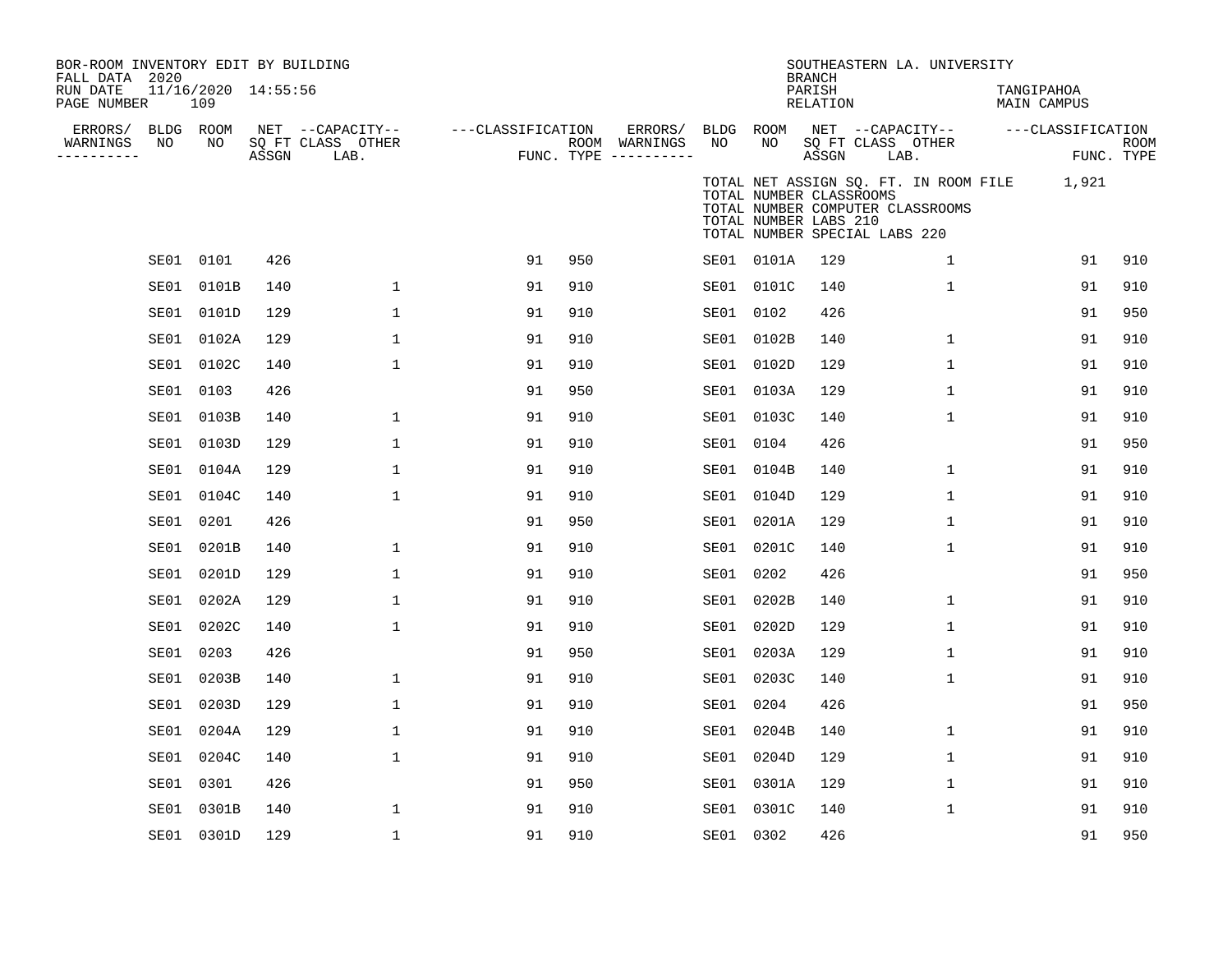BOR-ROOM INVENTORY EDIT BY BUILDING
FALL DATA 2020
RUN DATE 11/16/2020 14:55:56
PAGE NUMBER 109

SOUTHEASTERN LA. UNIVERSITY
BRANCH
PARISH TANGIPAHOA
RELATION MAIN CAMPUS

TOTAL NET ASSIGN SQ. FT. IN ROOM FILE 1,921
TOTAL NUMBER CLASSROOMS
TOTAL NUMBER COMPUTER CLASSROOMS
TOTAL NUMBER LABS 210
TOTAL NUMBER SPECIAL LABS 220

| ERRORS/ WARNINGS | BLDG NO | ROOM NO | NET SQ FT ASSGN | CAPACITY CLASS LAB. | CAPACITY OTHER | CLASSIFICATION FUNC. | ROOM TYPE | ERRORS/ WARNINGS | BLDG NO | ROOM NO | NET SQ FT ASSGN | CAPACITY CLASS LAB. | CAPACITY OTHER | CLASSIFICATION FUNC. | ROOM TYPE |
|---|---|---|---|---|---|---|---|---|---|---|---|---|---|---|---|
| | SE01 | 0101 | 426 | | | 91 | 950 | | SE01 | 0101A | 129 | | 1 | 91 | 910 |
| | SE01 | 0101B | 140 | | 1 | 91 | 910 | | SE01 | 0101C | 140 | | 1 | 91 | 910 |
| | SE01 | 0101D | 129 | | 1 | 91 | 910 | | SE01 | 0102 | 426 | | | 91 | 950 |
| | SE01 | 0102A | 129 | | 1 | 91 | 910 | | SE01 | 0102B | 140 | | 1 | 91 | 910 |
| | SE01 | 0102C | 140 | | 1 | 91 | 910 | | SE01 | 0102D | 129 | | 1 | 91 | 910 |
| | SE01 | 0103 | 426 | | | 91 | 950 | | SE01 | 0103A | 129 | | 1 | 91 | 910 |
| | SE01 | 0103B | 140 | | 1 | 91 | 910 | | SE01 | 0103C | 140 | | 1 | 91 | 910 |
| | SE01 | 0103D | 129 | | 1 | 91 | 910 | | SE01 | 0104 | 426 | | | 91 | 950 |
| | SE01 | 0104A | 129 | | 1 | 91 | 910 | | SE01 | 0104B | 140 | | 1 | 91 | 910 |
| | SE01 | 0104C | 140 | | 1 | 91 | 910 | | SE01 | 0104D | 129 | | 1 | 91 | 910 |
| | SE01 | 0201 | 426 | | | 91 | 950 | | SE01 | 0201A | 129 | | 1 | 91 | 910 |
| | SE01 | 0201B | 140 | | 1 | 91 | 910 | | SE01 | 0201C | 140 | | 1 | 91 | 910 |
| | SE01 | 0201D | 129 | | 1 | 91 | 910 | | SE01 | 0202 | 426 | | | 91 | 950 |
| | SE01 | 0202A | 129 | | 1 | 91 | 910 | | SE01 | 0202B | 140 | | 1 | 91 | 910 |
| | SE01 | 0202C | 140 | | 1 | 91 | 910 | | SE01 | 0202D | 129 | | 1 | 91 | 910 |
| | SE01 | 0203 | 426 | | | 91 | 950 | | SE01 | 0203A | 129 | | 1 | 91 | 910 |
| | SE01 | 0203B | 140 | | 1 | 91 | 910 | | SE01 | 0203C | 140 | | 1 | 91 | 910 |
| | SE01 | 0203D | 129 | | 1 | 91 | 910 | | SE01 | 0204 | 426 | | | 91 | 950 |
| | SE01 | 0204A | 129 | | 1 | 91 | 910 | | SE01 | 0204B | 140 | | 1 | 91 | 910 |
| | SE01 | 0204C | 140 | | 1 | 91 | 910 | | SE01 | 0204D | 129 | | 1 | 91 | 910 |
| | SE01 | 0301 | 426 | | | 91 | 950 | | SE01 | 0301A | 129 | | 1 | 91 | 910 |
| | SE01 | 0301B | 140 | | 1 | 91 | 910 | | SE01 | 0301C | 140 | | 1 | 91 | 910 |
| | SE01 | 0301D | 129 | | 1 | 91 | 910 | | SE01 | 0302 | 426 | | | 91 | 950 |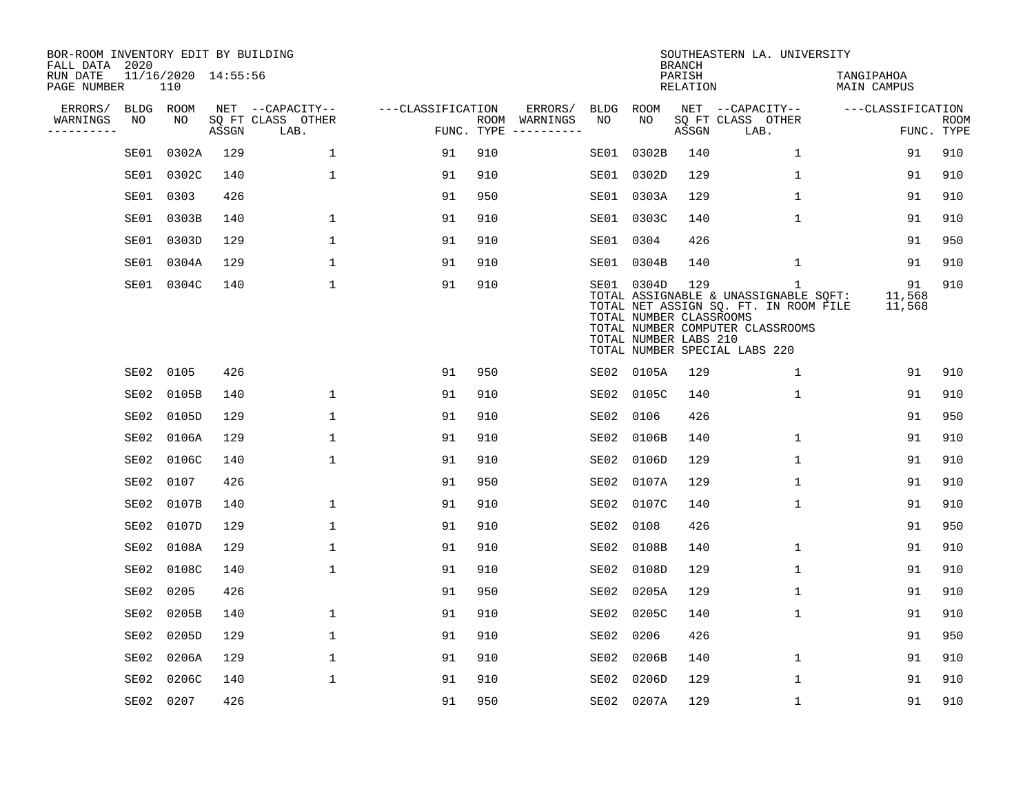BOR-ROOM INVENTORY EDIT BY BUILDING
FALL DATA 2020
RUN DATE 11/16/2020 14:55:56
PAGE NUMBER 110

SOUTHEASTERN LA. UNIVERSITY
BRANCH
PARISH TANGIPAHOA
RELATION MAIN CAMPUS

| ERRORS/ WARNINGS | BLDG NO | ROOM NO | NET SQ FT ASSGN | CAPACITY CLASS LAB. | CAPACITY OTHER | CLASSIFICATION FUNC. | ROOM TYPE | ERRORS/ WARNINGS | BLDG NO | ROOM NO | NET SQ FT ASSGN | CAPACITY CLASS LAB. | CAPACITY OTHER | CLASSIFICATION FUNC. | ROOM TYPE |
|---|---|---|---|---|---|---|---|---|---|---|---|---|---|---|---|
| | SE01 | 0302A | 129 | | 1 | 91 | 910 | | SE01 | 0302B | 140 | | 1 | 91 | 910 |
| | SE01 | 0302C | 140 | | 1 | 91 | 910 | | SE01 | 0302D | 129 | | 1 | 91 | 910 |
| | SE01 | 0303 | 426 | | | 91 | 950 | | SE01 | 0303A | 129 | | 1 | 91 | 910 |
| | SE01 | 0303B | 140 | | 1 | 91 | 910 | | SE01 | 0303C | 140 | | 1 | 91 | 910 |
| | SE01 | 0303D | 129 | | 1 | 91 | 910 | | SE01 | 0304 | 426 | | | 91 | 950 |
| | SE01 | 0304A | 129 | | 1 | 91 | 910 | | SE01 | 0304B | 140 | | 1 | 91 | 910 |
| | SE01 | 0304C | 140 | | 1 | 91 | 910 | | SE01 | 0304D | 129 | | 1 | 91 | 910 |

TOTAL ASSIGNABLE & UNASSIGNABLE SQFT: 11,568
TOTAL NET ASSIGN SQ. FT. IN ROOM FILE 11,568
TOTAL NUMBER CLASSROOMS
TOTAL NUMBER COMPUTER CLASSROOMS
TOTAL NUMBER LABS 210
TOTAL NUMBER SPECIAL LABS 220

| ERRORS/ WARNINGS | BLDG NO | ROOM NO | NET SQ FT ASSGN | CAPACITY CLASS LAB. | CAPACITY OTHER | CLASSIFICATION FUNC. | ROOM TYPE | ERRORS/ WARNINGS | BLDG NO | ROOM NO | NET SQ FT ASSGN | CAPACITY CLASS LAB. | CAPACITY OTHER | CLASSIFICATION FUNC. | ROOM TYPE |
|---|---|---|---|---|---|---|---|---|---|---|---|---|---|---|---|
| | SE02 | 0105 | 426 | | | 91 | 950 | | SE02 | 0105A | 129 | | 1 | 91 | 910 |
| | SE02 | 0105B | 140 | | 1 | 91 | 910 | | SE02 | 0105C | 140 | | 1 | 91 | 910 |
| | SE02 | 0105D | 129 | | 1 | 91 | 910 | | SE02 | 0106 | 426 | | | 91 | 950 |
| | SE02 | 0106A | 129 | | 1 | 91 | 910 | | SE02 | 0106B | 140 | | 1 | 91 | 910 |
| | SE02 | 0106C | 140 | | 1 | 91 | 910 | | SE02 | 0106D | 129 | | 1 | 91 | 910 |
| | SE02 | 0107 | 426 | | | 91 | 950 | | SE02 | 0107A | 129 | | 1 | 91 | 910 |
| | SE02 | 0107B | 140 | | 1 | 91 | 910 | | SE02 | 0107C | 140 | | 1 | 91 | 910 |
| | SE02 | 0107D | 129 | | 1 | 91 | 910 | | SE02 | 0108 | 426 | | | 91 | 950 |
| | SE02 | 0108A | 129 | | 1 | 91 | 910 | | SE02 | 0108B | 140 | | 1 | 91 | 910 |
| | SE02 | 0108C | 140 | | 1 | 91 | 910 | | SE02 | 0108D | 129 | | 1 | 91 | 910 |
| | SE02 | 0205 | 426 | | | 91 | 950 | | SE02 | 0205A | 129 | | 1 | 91 | 910 |
| | SE02 | 0205B | 140 | | 1 | 91 | 910 | | SE02 | 0205C | 140 | | 1 | 91 | 910 |
| | SE02 | 0205D | 129 | | 1 | 91 | 910 | | SE02 | 0206 | 426 | | | 91 | 950 |
| | SE02 | 0206A | 129 | | 1 | 91 | 910 | | SE02 | 0206B | 140 | | 1 | 91 | 910 |
| | SE02 | 0206C | 140 | | 1 | 91 | 910 | | SE02 | 0206D | 129 | | 1 | 91 | 910 |
| | SE02 | 0207 | 426 | | | 91 | 950 | | SE02 | 0207A | 129 | | 1 | 91 | 910 |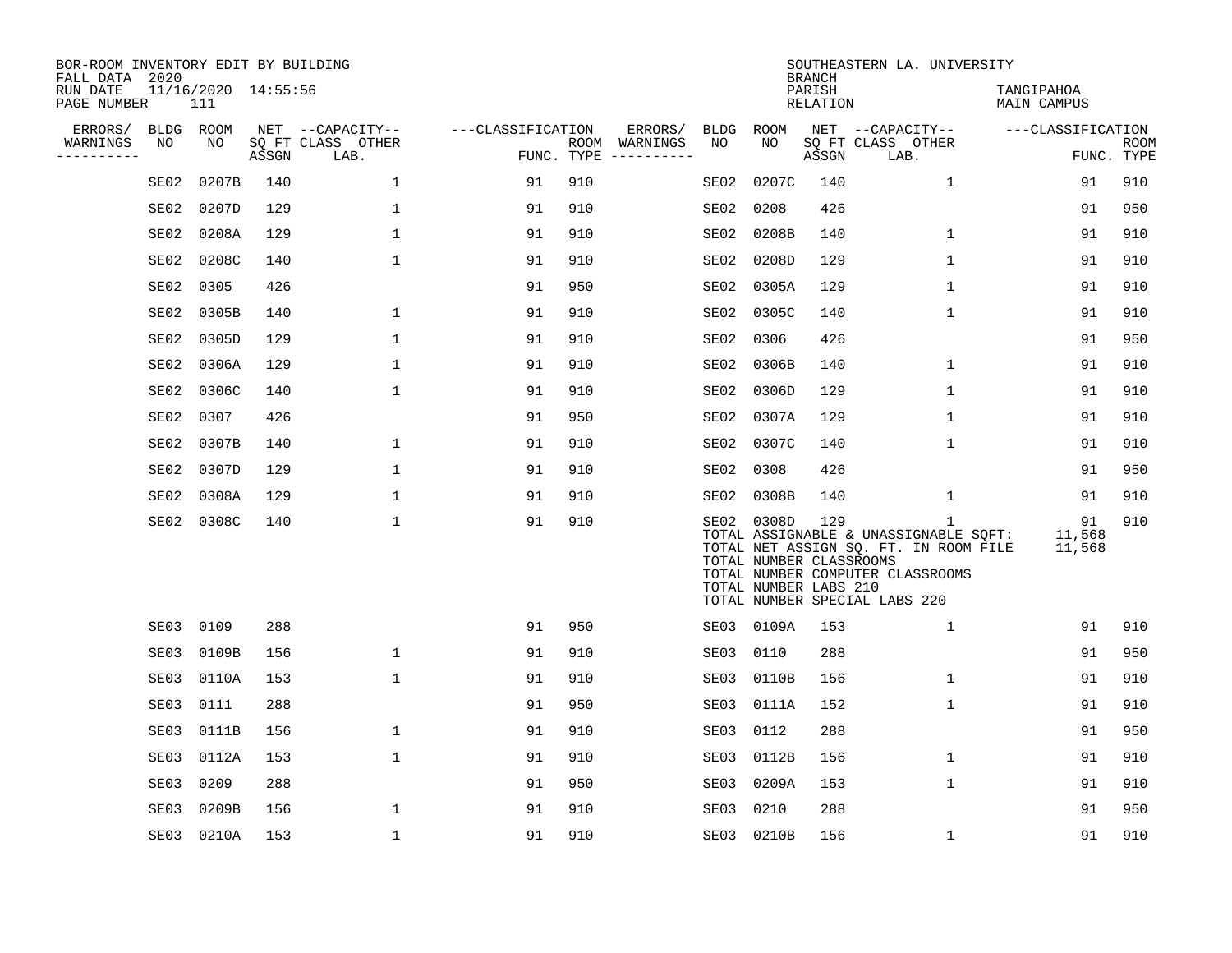BOR-ROOM INVENTORY EDIT BY BUILDING
FALL DATA 2020
RUN DATE 11/16/2020 14:55:56
PAGE NUMBER 111

SOUTHEASTERN LA. UNIVERSITY
BRANCH
PARISH TANGIPAHOA
RELATION MAIN CAMPUS

| ERRORS/ WARNINGS | BLDG NO | ROOM NO | NET SQ FT ASSGN | CAPACITY-- CLASS LAB. | OTHER | CLASSIFICATION FUNC. | ROOM TYPE | ERRORS/ WARNINGS | BLDG NO | ROOM NO | NET SQ FT ASSGN | CAPACITY-- CLASS LAB. | OTHER | CLASSIFICATION FUNC. | ROOM TYPE |
|---|---|---|---|---|---|---|---|---|---|---|---|---|---|---|---|
| | SE02 | 0207B | 140 | | 1 | 91 | 910 | | SE02 | 0207C | 140 | | 1 | 91 | 910 |
| | SE02 | 0207D | 129 | | 1 | 91 | 910 | | SE02 | 0208 | 426 | | | 91 | 950 |
| | SE02 | 0208A | 129 | | 1 | 91 | 910 | | SE02 | 0208B | 140 | | 1 | 91 | 910 |
| | SE02 | 0208C | 140 | | 1 | 91 | 910 | | SE02 | 0208D | 129 | | 1 | 91 | 910 |
| | SE02 | 0305 | 426 | | | 91 | 950 | | SE02 | 0305A | 129 | | 1 | 91 | 910 |
| | SE02 | 0305B | 140 | | 1 | 91 | 910 | | SE02 | 0305C | 140 | | 1 | 91 | 910 |
| | SE02 | 0305D | 129 | | 1 | 91 | 910 | | SE02 | 0306 | 426 | | | 91 | 950 |
| | SE02 | 0306A | 129 | | 1 | 91 | 910 | | SE02 | 0306B | 140 | | 1 | 91 | 910 |
| | SE02 | 0306C | 140 | | 1 | 91 | 910 | | SE02 | 0306D | 129 | | 1 | 91 | 910 |
| | SE02 | 0307 | 426 | | | 91 | 950 | | SE02 | 0307A | 129 | | 1 | 91 | 910 |
| | SE02 | 0307B | 140 | | 1 | 91 | 910 | | SE02 | 0307C | 140 | | 1 | 91 | 910 |
| | SE02 | 0307D | 129 | | 1 | 91 | 910 | | SE02 | 0308 | 426 | | | 91 | 950 |
| | SE02 | 0308A | 129 | | 1 | 91 | 910 | | SE02 | 0308B | 140 | | 1 | 91 | 910 |
| | SE02 | 0308C | 140 | | 1 | 91 | 910 | | SE02 | 0308D | 129 | | 1 | 91 | 910 |

TOTAL ASSIGNABLE & UNASSIGNABLE SQFT: 11,568
TOTAL NET ASSIGN SQ. FT. IN ROOM FILE 11,568
TOTAL NUMBER CLASSROOMS
TOTAL NUMBER COMPUTER CLASSROOMS
TOTAL NUMBER LABS 210
TOTAL NUMBER SPECIAL LABS 220

| ERRORS/ WARNINGS | BLDG NO | ROOM NO | NET SQ FT ASSGN | CAPACITY-- CLASS LAB. | OTHER | CLASSIFICATION FUNC. | ROOM TYPE | ERRORS/ WARNINGS | BLDG NO | ROOM NO | NET SQ FT ASSGN | CAPACITY-- CLASS LAB. | OTHER | CLASSIFICATION FUNC. | ROOM TYPE |
|---|---|---|---|---|---|---|---|---|---|---|---|---|---|---|---|
| | SE03 | 0109 | 288 | | | 91 | 950 | | SE03 | 0109A | 153 | | 1 | 91 | 910 |
| | SE03 | 0109B | 156 | | 1 | 91 | 910 | | SE03 | 0110 | 288 | | | 91 | 950 |
| | SE03 | 0110A | 153 | | 1 | 91 | 910 | | SE03 | 0110B | 156 | | 1 | 91 | 910 |
| | SE03 | 0111 | 288 | | | 91 | 950 | | SE03 | 0111A | 152 | | 1 | 91 | 910 |
| | SE03 | 0111B | 156 | | 1 | 91 | 910 | | SE03 | 0112 | 288 | | | 91 | 950 |
| | SE03 | 0112A | 153 | | 1 | 91 | 910 | | SE03 | 0112B | 156 | | 1 | 91 | 910 |
| | SE03 | 0209 | 288 | | | 91 | 950 | | SE03 | 0209A | 153 | | 1 | 91 | 910 |
| | SE03 | 0209B | 156 | | 1 | 91 | 910 | | SE03 | 0210 | 288 | | | 91 | 950 |
| | SE03 | 0210A | 153 | | 1 | 91 | 910 | | SE03 | 0210B | 156 | | 1 | 91 | 910 |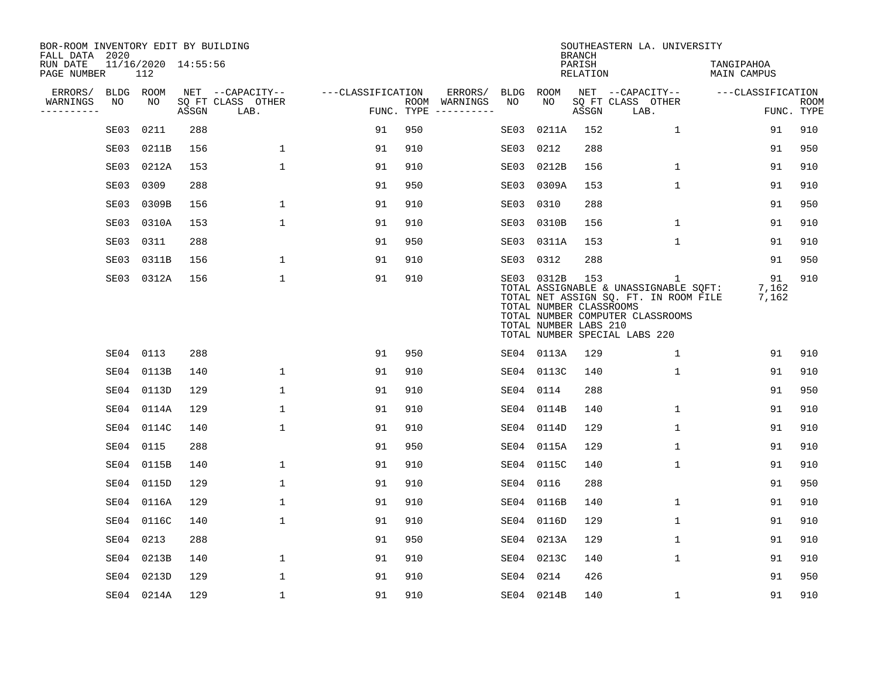BOR-ROOM INVENTORY EDIT BY BUILDING
FALL DATA 2020
RUN DATE 11/16/2020 14:55:56
PAGE NUMBER 112

SOUTHEASTERN LA. UNIVERSITY
BRANCH
PARISH TANGIPAHOA
RELATION MAIN CAMPUS

| ERRORS/ WARNINGS | BLDG NO | ROOM NO | NET SQ FT ASSGN | CAPACITY CLASS LAB. | CAPACITY OTHER | CLASSIFICATION FUNC. | ROOM TYPE | ERRORS/ WARNINGS | BLDG NO | ROOM NO | NET SQ FT ASSGN | CAPACITY CLASS LAB. | CAPACITY OTHER | CLASSIFICATION FUNC. | ROOM TYPE |
|---|---|---|---|---|---|---|---|---|---|---|---|---|---|---|---|
| | SE03 | 0211 | 288 | | | 91 | 950 | | SE03 | 0211A | 152 | | 1 | 91 | 910 |
| | SE03 | 0211B | 156 | | 1 | 91 | 910 | | SE03 | 0212 | 288 | | | 91 | 950 |
| | SE03 | 0212A | 153 | | 1 | 91 | 910 | | SE03 | 0212B | 156 | | 1 | 91 | 910 |
| | SE03 | 0309 | 288 | | | 91 | 950 | | SE03 | 0309A | 153 | | 1 | 91 | 910 |
| | SE03 | 0309B | 156 | | 1 | 91 | 910 | | SE03 | 0310 | 288 | | | 91 | 950 |
| | SE03 | 0310A | 153 | | 1 | 91 | 910 | | SE03 | 0310B | 156 | | 1 | 91 | 910 |
| | SE03 | 0311 | 288 | | | 91 | 950 | | SE03 | 0311A | 153 | | 1 | 91 | 910 |
| | SE03 | 0311B | 156 | | 1 | 91 | 910 | | SE03 | 0312 | 288 | | | 91 | 950 |
| | SE03 | 0312A | 156 | | 1 | 91 | 910 | | SE03 | 0312B | 153 | | 1 | 91 | 910 |

TOTAL ASSIGNABLE & UNASSIGNABLE SQFT: 7,162
TOTAL NET ASSIGN SQ. FT. IN ROOM FILE 7,162
TOTAL NUMBER CLASSROOMS
TOTAL NUMBER COMPUTER CLASSROOMS
TOTAL NUMBER LABS 210
TOTAL NUMBER SPECIAL LABS 220

| ERRORS/ WARNINGS | BLDG NO | ROOM NO | NET SQ FT ASSGN | CAPACITY CLASS LAB. | CAPACITY OTHER | CLASSIFICATION FUNC. | ROOM TYPE | ERRORS/ WARNINGS | BLDG NO | ROOM NO | NET SQ FT ASSGN | CAPACITY CLASS LAB. | CAPACITY OTHER | CLASSIFICATION FUNC. | ROOM TYPE |
|---|---|---|---|---|---|---|---|---|---|---|---|---|---|---|---|
| | SE04 | 0113 | 288 | | | 91 | 950 | | SE04 | 0113A | 129 | | 1 | 91 | 910 |
| | SE04 | 0113B | 140 | | 1 | 91 | 910 | | SE04 | 0113C | 140 | | 1 | 91 | 910 |
| | SE04 | 0113D | 129 | | 1 | 91 | 910 | | SE04 | 0114 | 288 | | | 91 | 950 |
| | SE04 | 0114A | 129 | | 1 | 91 | 910 | | SE04 | 0114B | 140 | | 1 | 91 | 910 |
| | SE04 | 0114C | 140 | | 1 | 91 | 910 | | SE04 | 0114D | 129 | | 1 | 91 | 910 |
| | SE04 | 0115 | 288 | | | 91 | 950 | | SE04 | 0115A | 129 | | 1 | 91 | 910 |
| | SE04 | 0115B | 140 | | 1 | 91 | 910 | | SE04 | 0115C | 140 | | 1 | 91 | 910 |
| | SE04 | 0115D | 129 | | 1 | 91 | 910 | | SE04 | 0116 | 288 | | | 91 | 950 |
| | SE04 | 0116A | 129 | | 1 | 91 | 910 | | SE04 | 0116B | 140 | | 1 | 91 | 910 |
| | SE04 | 0116C | 140 | | 1 | 91 | 910 | | SE04 | 0116D | 129 | | 1 | 91 | 910 |
| | SE04 | 0213 | 288 | | | 91 | 950 | | SE04 | 0213A | 129 | | 1 | 91 | 910 |
| | SE04 | 0213B | 140 | | 1 | 91 | 910 | | SE04 | 0213C | 140 | | 1 | 91 | 910 |
| | SE04 | 0213D | 129 | | 1 | 91 | 910 | | SE04 | 0214 | 426 | | | 91 | 950 |
| | SE04 | 0214A | 129 | | 1 | 91 | 910 | | SE04 | 0214B | 140 | | 1 | 91 | 910 |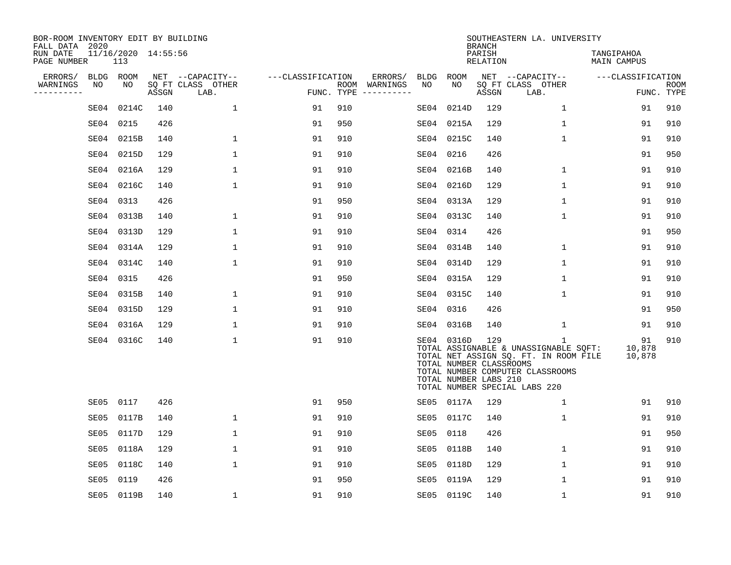BOR-ROOM INVENTORY EDIT BY BUILDING
FALL DATA 2020
RUN DATE 11/16/2020 14:55:56
PAGE NUMBER 113

SOUTHEASTERN LA. UNIVERSITY
BRANCH
PARISH TANGIPAHOA
RELATION MAIN CAMPUS

| ERRORS/ WARNINGS | BLDG NO | ROOM NO | NET SQ FT ASSGN | CAPACITY CLASS LAB. | CAPACITY OTHER | CLASSIFICATION FUNC. | ROOM TYPE | ERRORS/ WARNINGS | BLDG NO | ROOM NO | NET SQ FT ASSGN | CAPACITY CLASS LAB. | CAPACITY OTHER | CLASSIFICATION FUNC. | ROOM TYPE |
|---|---|---|---|---|---|---|---|---|---|---|---|---|---|---|---|
| | SE04 | 0214C | 140 | | 1 | 91 | 910 | | SE04 | 0214D | 129 | | 1 | 91 | 910 |
| | SE04 | 0215 | 426 | | | 91 | 950 | | SE04 | 0215A | 129 | | 1 | 91 | 910 |
| | SE04 | 0215B | 140 | | 1 | 91 | 910 | | SE04 | 0215C | 140 | | 1 | 91 | 910 |
| | SE04 | 0215D | 129 | | 1 | 91 | 910 | | SE04 | 0216 | 426 | | | 91 | 950 |
| | SE04 | 0216A | 129 | | 1 | 91 | 910 | | SE04 | 0216B | 140 | | 1 | 91 | 910 |
| | SE04 | 0216C | 140 | | 1 | 91 | 910 | | SE04 | 0216D | 129 | | 1 | 91 | 910 |
| | SE04 | 0313 | 426 | | | 91 | 950 | | SE04 | 0313A | 129 | | 1 | 91 | 910 |
| | SE04 | 0313B | 140 | | 1 | 91 | 910 | | SE04 | 0313C | 140 | | 1 | 91 | 910 |
| | SE04 | 0313D | 129 | | 1 | 91 | 910 | | SE04 | 0314 | 426 | | | 91 | 950 |
| | SE04 | 0314A | 129 | | 1 | 91 | 910 | | SE04 | 0314B | 140 | | 1 | 91 | 910 |
| | SE04 | 0314C | 140 | | 1 | 91 | 910 | | SE04 | 0314D | 129 | | 1 | 91 | 910 |
| | SE04 | 0315 | 426 | | | 91 | 950 | | SE04 | 0315A | 129 | | 1 | 91 | 910 |
| | SE04 | 0315B | 140 | | 1 | 91 | 910 | | SE04 | 0315C | 140 | | 1 | 91 | 910 |
| | SE04 | 0315D | 129 | | 1 | 91 | 910 | | SE04 | 0316 | 426 | | | 91 | 950 |
| | SE04 | 0316A | 129 | | 1 | 91 | 910 | | SE04 | 0316B | 140 | | 1 | 91 | 910 |
| | SE04 | 0316C | 140 | | 1 | 91 | 910 | | SE04 | 0316D | 129 | | 1 | 91 | 910 |

TOTAL ASSIGNABLE & UNASSIGNABLE SQFT: 10,878
TOTAL NET ASSIGN SQ. FT. IN ROOM FILE 10,878
TOTAL NUMBER CLASSROOMS
TOTAL NUMBER COMPUTER CLASSROOMS
TOTAL NUMBER LABS 210
TOTAL NUMBER SPECIAL LABS 220

| ERRORS/ WARNINGS | BLDG NO | ROOM NO | NET SQ FT ASSGN | CAPACITY CLASS LAB. | CAPACITY OTHER | CLASSIFICATION FUNC. | ROOM TYPE | ERRORS/ WARNINGS | BLDG NO | ROOM NO | NET SQ FT ASSGN | CAPACITY CLASS LAB. | CAPACITY OTHER | CLASSIFICATION FUNC. | ROOM TYPE |
|---|---|---|---|---|---|---|---|---|---|---|---|---|---|---|---|
| | SE05 | 0117 | 426 | | | 91 | 950 | | SE05 | 0117A | 129 | | 1 | 91 | 910 |
| | SE05 | 0117B | 140 | | 1 | 91 | 910 | | SE05 | 0117C | 140 | | 1 | 91 | 910 |
| | SE05 | 0117D | 129 | | 1 | 91 | 910 | | SE05 | 0118 | 426 | | | 91 | 950 |
| | SE05 | 0118A | 129 | | 1 | 91 | 910 | | SE05 | 0118B | 140 | | 1 | 91 | 910 |
| | SE05 | 0118C | 140 | | 1 | 91 | 910 | | SE05 | 0118D | 129 | | 1 | 91 | 910 |
| | SE05 | 0119 | 426 | | | 91 | 950 | | SE05 | 0119A | 129 | | 1 | 91 | 910 |
| | SE05 | 0119B | 140 | | 1 | 91 | 910 | | SE05 | 0119C | 140 | | 1 | 91 | 910 |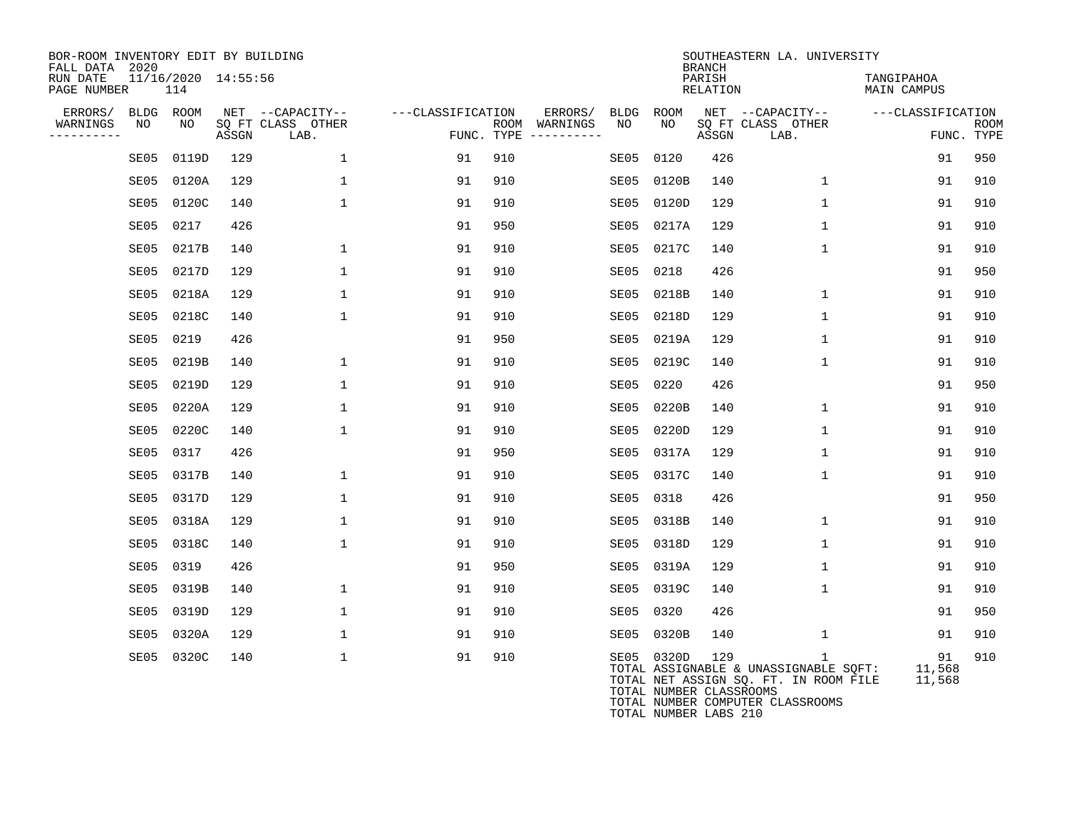BOR-ROOM INVENTORY EDIT BY BUILDING
FALL DATA 2020
RUN DATE 11/16/2020 14:55:56
PAGE NUMBER 114

SOUTHEASTERN LA. UNIVERSITY
BRANCH
PARISH TANGIPAHOA
RELATION MAIN CAMPUS

| ERRORS/ WARNINGS | BLDG NO | ROOM NO | NET SQ FT ASSGN | CAPACITY CLASS | CAPACITY OTHER LAB. | CLASSIFICATION FUNC. | ROOM TYPE | ERRORS/ WARNINGS | BLDG NO | ROOM NO | NET SQ FT ASSGN | CAPACITY CLASS | CAPACITY OTHER LAB. | CLASSIFICATION FUNC. | ROOM TYPE |
|---|---|---|---|---|---|---|---|---|---|---|---|---|---|---|---|
| | SE05 | 0119D | 129 | | 1 | 91 | 910 | | SE05 | 0120 | 426 | | | 91 | 950 |
| | SE05 | 0120A | 129 | | 1 | 91 | 910 | | SE05 | 0120B | 140 | | 1 | 91 | 910 |
| | SE05 | 0120C | 140 | | 1 | 91 | 910 | | SE05 | 0120D | 129 | | 1 | 91 | 910 |
| | SE05 | 0217 | 426 | | | 91 | 950 | | SE05 | 0217A | 129 | | 1 | 91 | 910 |
| | SE05 | 0217B | 140 | | 1 | 91 | 910 | | SE05 | 0217C | 140 | | 1 | 91 | 910 |
| | SE05 | 0217D | 129 | | 1 | 91 | 910 | | SE05 | 0218 | 426 | | | 91 | 950 |
| | SE05 | 0218A | 129 | | 1 | 91 | 910 | | SE05 | 0218B | 140 | | 1 | 91 | 910 |
| | SE05 | 0218C | 140 | | 1 | 91 | 910 | | SE05 | 0218D | 129 | | 1 | 91 | 910 |
| | SE05 | 0219 | 426 | | | 91 | 950 | | SE05 | 0219A | 129 | | 1 | 91 | 910 |
| | SE05 | 0219B | 140 | | 1 | 91 | 910 | | SE05 | 0219C | 140 | | 1 | 91 | 910 |
| | SE05 | 0219D | 129 | | 1 | 91 | 910 | | SE05 | 0220 | 426 | | | 91 | 950 |
| | SE05 | 0220A | 129 | | 1 | 91 | 910 | | SE05 | 0220B | 140 | | 1 | 91 | 910 |
| | SE05 | 0220C | 140 | | 1 | 91 | 910 | | SE05 | 0220D | 129 | | 1 | 91 | 910 |
| | SE05 | 0317 | 426 | | | 91 | 950 | | SE05 | 0317A | 129 | | 1 | 91 | 910 |
| | SE05 | 0317B | 140 | | 1 | 91 | 910 | | SE05 | 0317C | 140 | | 1 | 91 | 910 |
| | SE05 | 0317D | 129 | | 1 | 91 | 910 | | SE05 | 0318 | 426 | | | 91 | 950 |
| | SE05 | 0318A | 129 | | 1 | 91 | 910 | | SE05 | 0318B | 140 | | 1 | 91 | 910 |
| | SE05 | 0318C | 140 | | 1 | 91 | 910 | | SE05 | 0318D | 129 | | 1 | 91 | 910 |
| | SE05 | 0319 | 426 | | | 91 | 950 | | SE05 | 0319A | 129 | | 1 | 91 | 910 |
| | SE05 | 0319B | 140 | | 1 | 91 | 910 | | SE05 | 0319C | 140 | | 1 | 91 | 910 |
| | SE05 | 0319D | 129 | | 1 | 91 | 910 | | SE05 | 0320 | 426 | | | 91 | 950 |
| | SE05 | 0320A | 129 | | 1 | 91 | 910 | | SE05 | 0320B | 140 | | 1 | 91 | 910 |
| | SE05 | 0320C | 140 | | 1 | 91 | 910 | | SE05 | 0320D | 129 | | 1 | 91 | 910 |

TOTAL ASSIGNABLE & UNASSIGNABLE SQFT: 11,568
TOTAL NET ASSIGN SQ. FT. IN ROOM FILE 11,568
TOTAL NUMBER CLASSROOMS
TOTAL NUMBER COMPUTER CLASSROOMS
TOTAL NUMBER LABS 210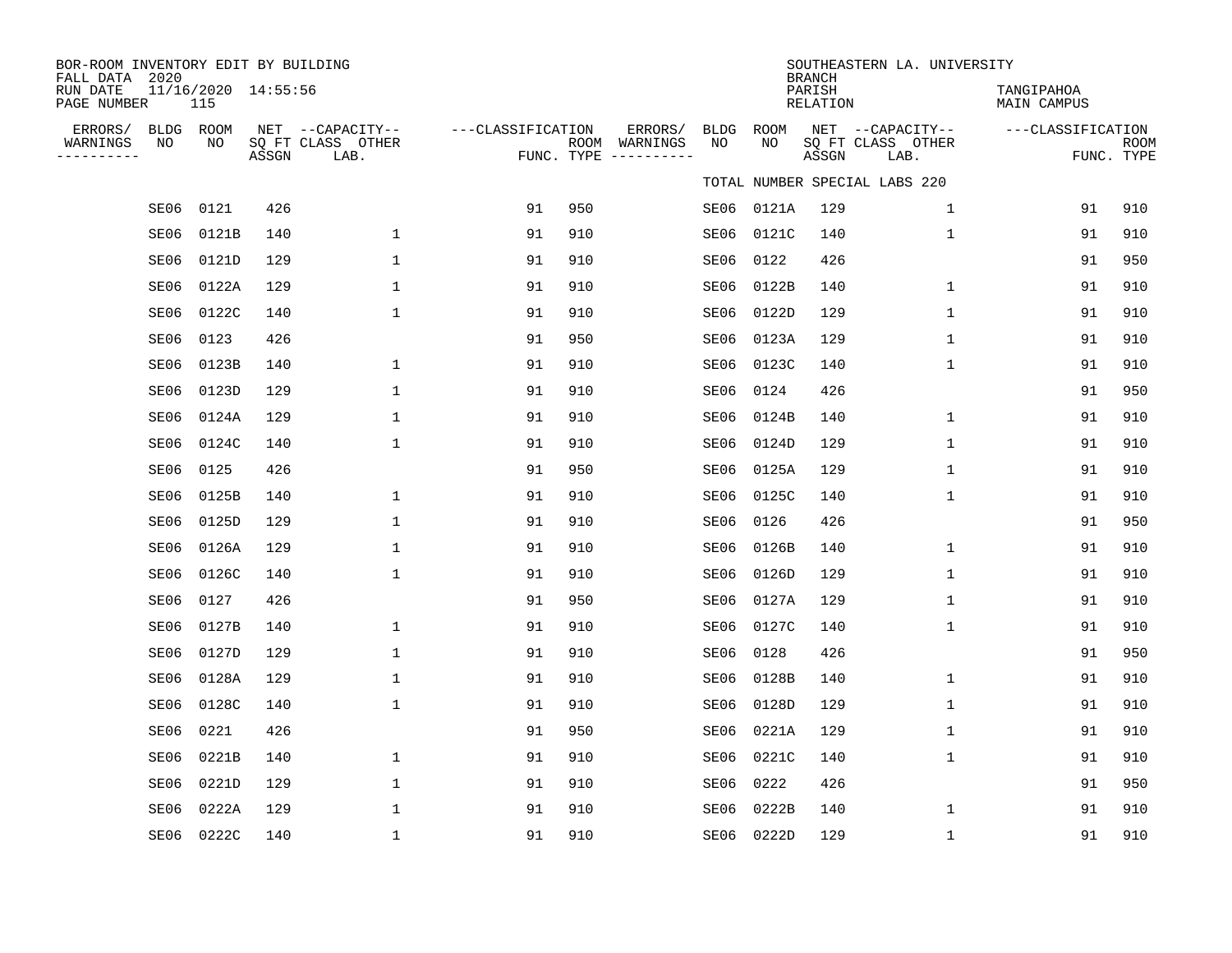BOR-ROOM INVENTORY EDIT BY BUILDING
FALL DATA 2020
RUN DATE 11/16/2020 14:55:56
PAGE NUMBER 115

SOUTHEASTERN LA. UNIVERSITY
BRANCH
PARISH TANGIPAHOA
RELATION MAIN CAMPUS

TOTAL NUMBER SPECIAL LABS 220

| ERRORS/ WARNINGS | BLDG NO | ROOM NO | NET SQ FT ASSGN | CAPACITY CLASS LAB. | CAPACITY OTHER | CLASSIFICATION FUNC. | ROOM TYPE | ERRORS/ WARNINGS | BLDG NO | ROOM NO | NET SQ FT ASSGN | CAPACITY CLASS LAB. | CAPACITY OTHER | CLASSIFICATION FUNC. | ROOM TYPE |
|---|---|---|---|---|---|---|---|---|---|---|---|---|---|---|---|
| | SE06 | 0121 | 426 | | | 91 | 950 | | SE06 | 0121A | 129 | | 1 | 91 | 910 |
| | SE06 | 0121B | 140 | | 1 | 91 | 910 | | SE06 | 0121C | 140 | | 1 | 91 | 910 |
| | SE06 | 0121D | 129 | | 1 | 91 | 910 | | SE06 | 0122 | 426 | | | 91 | 950 |
| | SE06 | 0122A | 129 | | 1 | 91 | 910 | | SE06 | 0122B | 140 | | 1 | 91 | 910 |
| | SE06 | 0122C | 140 | | 1 | 91 | 910 | | SE06 | 0122D | 129 | | 1 | 91 | 910 |
| | SE06 | 0123 | 426 | | | 91 | 950 | | SE06 | 0123A | 129 | | 1 | 91 | 910 |
| | SE06 | 0123B | 140 | | 1 | 91 | 910 | | SE06 | 0123C | 140 | | 1 | 91 | 910 |
| | SE06 | 0123D | 129 | | 1 | 91 | 910 | | SE06 | 0124 | 426 | | | 91 | 950 |
| | SE06 | 0124A | 129 | | 1 | 91 | 910 | | SE06 | 0124B | 140 | | 1 | 91 | 910 |
| | SE06 | 0124C | 140 | | 1 | 91 | 910 | | SE06 | 0124D | 129 | | 1 | 91 | 910 |
| | SE06 | 0125 | 426 | | | 91 | 950 | | SE06 | 0125A | 129 | | 1 | 91 | 910 |
| | SE06 | 0125B | 140 | | 1 | 91 | 910 | | SE06 | 0125C | 140 | | 1 | 91 | 910 |
| | SE06 | 0125D | 129 | | 1 | 91 | 910 | | SE06 | 0126 | 426 | | | 91 | 950 |
| | SE06 | 0126A | 129 | | 1 | 91 | 910 | | SE06 | 0126B | 140 | | 1 | 91 | 910 |
| | SE06 | 0126C | 140 | | 1 | 91 | 910 | | SE06 | 0126D | 129 | | 1 | 91 | 910 |
| | SE06 | 0127 | 426 | | | 91 | 950 | | SE06 | 0127A | 129 | | 1 | 91 | 910 |
| | SE06 | 0127B | 140 | | 1 | 91 | 910 | | SE06 | 0127C | 140 | | 1 | 91 | 910 |
| | SE06 | 0127D | 129 | | 1 | 91 | 910 | | SE06 | 0128 | 426 | | | 91 | 950 |
| | SE06 | 0128A | 129 | | 1 | 91 | 910 | | SE06 | 0128B | 140 | | 1 | 91 | 910 |
| | SE06 | 0128C | 140 | | 1 | 91 | 910 | | SE06 | 0128D | 129 | | 1 | 91 | 910 |
| | SE06 | 0221 | 426 | | | 91 | 950 | | SE06 | 0221A | 129 | | 1 | 91 | 910 |
| | SE06 | 0221B | 140 | | 1 | 91 | 910 | | SE06 | 0221C | 140 | | 1 | 91 | 910 |
| | SE06 | 0221D | 129 | | 1 | 91 | 910 | | SE06 | 0222 | 426 | | | 91 | 950 |
| | SE06 | 0222A | 129 | | 1 | 91 | 910 | | SE06 | 0222B | 140 | | 1 | 91 | 910 |
| | SE06 | 0222C | 140 | | 1 | 91 | 910 | | SE06 | 0222D | 129 | | 1 | 91 | 910 |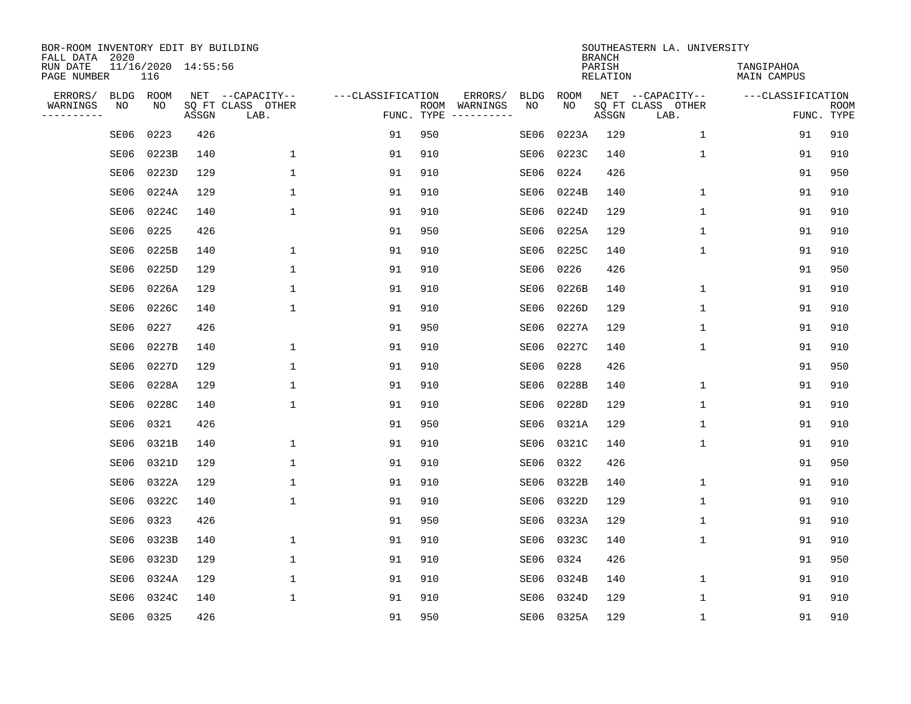BOR-ROOM INVENTORY EDIT BY BUILDING
FALL DATA 2020
RUN DATE 11/16/2020 14:55:56
PAGE NUMBER 116

SOUTHEASTERN LA. UNIVERSITY
BRANCH
PARISH TANGIPAHOA
RELATION MAIN CAMPUS

| ERRORS/ WARNINGS | BLDG NO | ROOM NO | NET SQ FT ASSGN | CAPACITY CLASS LAB. | CAPACITY OTHER | CLASSIFICATION FUNC. | ROOM TYPE | ERRORS/ WARNINGS | BLDG NO | ROOM NO | NET SQ FT ASSGN | CAPACITY CLASS LAB. | CAPACITY OTHER | CLASSIFICATION FUNC. | ROOM TYPE |
|---|---|---|---|---|---|---|---|---|---|---|---|---|---|---|---|
| | SE06 | 0223 | 426 | | | 91 | 950 | | SE06 | 0223A | 129 | | 1 | 91 | 910 |
| | SE06 | 0223B | 140 | | 1 | 91 | 910 | | SE06 | 0223C | 140 | | 1 | 91 | 910 |
| | SE06 | 0223D | 129 | | 1 | 91 | 910 | | SE06 | 0224 | 426 | | | 91 | 950 |
| | SE06 | 0224A | 129 | | 1 | 91 | 910 | | SE06 | 0224B | 140 | | 1 | 91 | 910 |
| | SE06 | 0224C | 140 | | 1 | 91 | 910 | | SE06 | 0224D | 129 | | 1 | 91 | 910 |
| | SE06 | 0225 | 426 | | | 91 | 950 | | SE06 | 0225A | 129 | | 1 | 91 | 910 |
| | SE06 | 0225B | 140 | | 1 | 91 | 910 | | SE06 | 0225C | 140 | | 1 | 91 | 910 |
| | SE06 | 0225D | 129 | | 1 | 91 | 910 | | SE06 | 0226 | 426 | | | 91 | 950 |
| | SE06 | 0226A | 129 | | 1 | 91 | 910 | | SE06 | 0226B | 140 | | 1 | 91 | 910 |
| | SE06 | 0226C | 140 | | 1 | 91 | 910 | | SE06 | 0226D | 129 | | 1 | 91 | 910 |
| | SE06 | 0227 | 426 | | | 91 | 950 | | SE06 | 0227A | 129 | | 1 | 91 | 910 |
| | SE06 | 0227B | 140 | | 1 | 91 | 910 | | SE06 | 0227C | 140 | | 1 | 91 | 910 |
| | SE06 | 0227D | 129 | | 1 | 91 | 910 | | SE06 | 0228 | 426 | | | 91 | 950 |
| | SE06 | 0228A | 129 | | 1 | 91 | 910 | | SE06 | 0228B | 140 | | 1 | 91 | 910 |
| | SE06 | 0228C | 140 | | 1 | 91 | 910 | | SE06 | 0228D | 129 | | 1 | 91 | 910 |
| | SE06 | 0321 | 426 | | | 91 | 950 | | SE06 | 0321A | 129 | | 1 | 91 | 910 |
| | SE06 | 0321B | 140 | | 1 | 91 | 910 | | SE06 | 0321C | 140 | | 1 | 91 | 910 |
| | SE06 | 0321D | 129 | | 1 | 91 | 910 | | SE06 | 0322 | 426 | | | 91 | 950 |
| | SE06 | 0322A | 129 | | 1 | 91 | 910 | | SE06 | 0322B | 140 | | 1 | 91 | 910 |
| | SE06 | 0322C | 140 | | 1 | 91 | 910 | | SE06 | 0322D | 129 | | 1 | 91 | 910 |
| | SE06 | 0323 | 426 | | | 91 | 950 | | SE06 | 0323A | 129 | | 1 | 91 | 910 |
| | SE06 | 0323B | 140 | | 1 | 91 | 910 | | SE06 | 0323C | 140 | | 1 | 91 | 910 |
| | SE06 | 0323D | 129 | | 1 | 91 | 910 | | SE06 | 0324 | 426 | | | 91 | 950 |
| | SE06 | 0324A | 129 | | 1 | 91 | 910 | | SE06 | 0324B | 140 | | 1 | 91 | 910 |
| | SE06 | 0324C | 140 | | 1 | 91 | 910 | | SE06 | 0324D | 129 | | 1 | 91 | 910 |
| | SE06 | 0325 | 426 | | | 91 | 950 | | SE06 | 0325A | 129 | | 1 | 91 | 910 |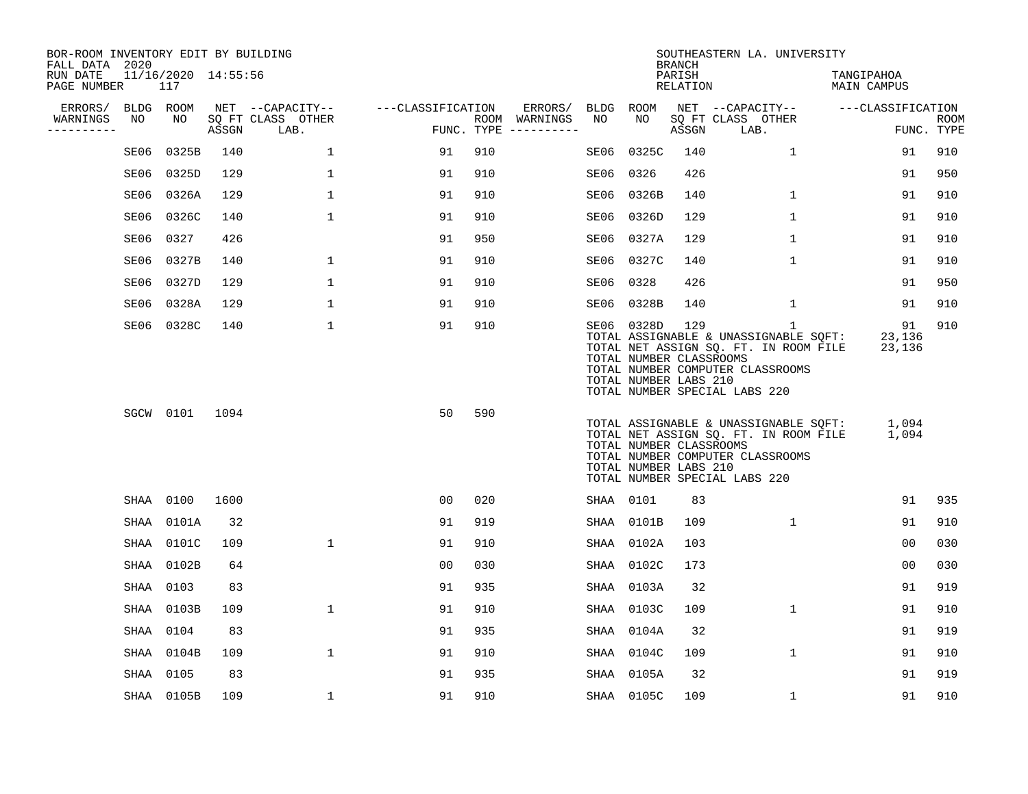BOR-ROOM INVENTORY EDIT BY BUILDING
FALL DATA 2020
RUN DATE 11/16/2020 14:55:56
PAGE NUMBER 117

SOUTHEASTERN LA. UNIVERSITY
BRANCH
PARISH TANGIPAHOA
RELATION MAIN CAMPUS

| ERRORS/ WARNINGS | BLDG NO | ROOM NO | NET SQ FT ASSGN | CAPACITY CLASS LAB. | CAPACITY OTHER | CLASSIFICATION FUNC. | ROOM TYPE | ERRORS/ WARNINGS | BLDG NO | ROOM NO | NET SQ FT ASSGN | CAPACITY CLASS LAB. | CAPACITY OTHER | CLASSIFICATION FUNC. | ROOM TYPE |
|---|---|---|---|---|---|---|---|---|---|---|---|---|---|---|---|
| | SE06 | 0325B | 140 | | 1 | 91 | 910 | | SE06 | 0325C | 140 | | 1 | 91 | 910 |
| | SE06 | 0325D | 129 | | 1 | 91 | 910 | | SE06 | 0326 | 426 | | | 91 | 950 |
| | SE06 | 0326A | 129 | | 1 | 91 | 910 | | SE06 | 0326B | 140 | | 1 | 91 | 910 |
| | SE06 | 0326C | 140 | | 1 | 91 | 910 | | SE06 | 0326D | 129 | | 1 | 91 | 910 |
| | SE06 | 0327 | 426 | | | 91 | 950 | | SE06 | 0327A | 129 | | 1 | 91 | 910 |
| | SE06 | 0327B | 140 | | 1 | 91 | 910 | | SE06 | 0327C | 140 | | 1 | 91 | 910 |
| | SE06 | 0327D | 129 | | 1 | 91 | 910 | | SE06 | 0328 | 426 | | | 91 | 950 |
| | SE06 | 0328A | 129 | | 1 | 91 | 910 | | SE06 | 0328B | 140 | | 1 | 91 | 910 |
| | SE06 | 0328C | 140 | | 1 | 91 | 910 | | SE06 | 0328D | 129 | | 1 | 91 | 910 |

TOTAL ASSIGNABLE & UNASSIGNABLE SQFT: 23,136
TOTAL NET ASSIGN SQ. FT. IN ROOM FILE 23,136
TOTAL NUMBER CLASSROOMS
TOTAL NUMBER COMPUTER CLASSROOMS
TOTAL NUMBER LABS 210
TOTAL NUMBER SPECIAL LABS 220

| ERRORS/ WARNINGS | BLDG NO | ROOM NO | NET SQ FT ASSGN | CAPACITY CLASS LAB. | CAPACITY OTHER | CLASSIFICATION FUNC. | ROOM TYPE |
|---|---|---|---|---|---|---|---|
| | SGCW | 0101 | 1094 | | | 50 | 590 |

TOTAL ASSIGNABLE & UNASSIGNABLE SQFT: 1,094
TOTAL NET ASSIGN SQ. FT. IN ROOM FILE 1,094
TOTAL NUMBER CLASSROOMS
TOTAL NUMBER COMPUTER CLASSROOMS
TOTAL NUMBER LABS 210
TOTAL NUMBER SPECIAL LABS 220

| ERRORS/ WARNINGS | BLDG NO | ROOM NO | NET SQ FT ASSGN | CAPACITY CLASS LAB. | CAPACITY OTHER | CLASSIFICATION FUNC. | ROOM TYPE | ERRORS/ WARNINGS | BLDG NO | ROOM NO | NET SQ FT ASSGN | CAPACITY CLASS LAB. | CAPACITY OTHER | CLASSIFICATION FUNC. | ROOM TYPE |
|---|---|---|---|---|---|---|---|---|---|---|---|---|---|---|---|
| | SHAA | 0100 | 1600 | | | 00 | 020 | | SHAA | 0101 | 83 | | | 91 | 935 |
| | SHAA | 0101A | 32 | | | 91 | 919 | | SHAA | 0101B | 109 | | 1 | 91 | 910 |
| | SHAA | 0101C | 109 | | 1 | 91 | 910 | | SHAA | 0102A | 103 | | | 00 | 030 |
| | SHAA | 0102B | 64 | | | 00 | 030 | | SHAA | 0102C | 173 | | | 00 | 030 |
| | SHAA | 0103 | 83 | | | 91 | 935 | | SHAA | 0103A | 32 | | | 91 | 919 |
| | SHAA | 0103B | 109 | | 1 | 91 | 910 | | SHAA | 0103C | 109 | | 1 | 91 | 910 |
| | SHAA | 0104 | 83 | | | 91 | 935 | | SHAA | 0104A | 32 | | | 91 | 919 |
| | SHAA | 0104B | 109 | | 1 | 91 | 910 | | SHAA | 0104C | 109 | | 1 | 91 | 910 |
| | SHAA | 0105 | 83 | | | 91 | 935 | | SHAA | 0105A | 32 | | | 91 | 919 |
| | SHAA | 0105B | 109 | | 1 | 91 | 910 | | SHAA | 0105C | 109 | | 1 | 91 | 910 |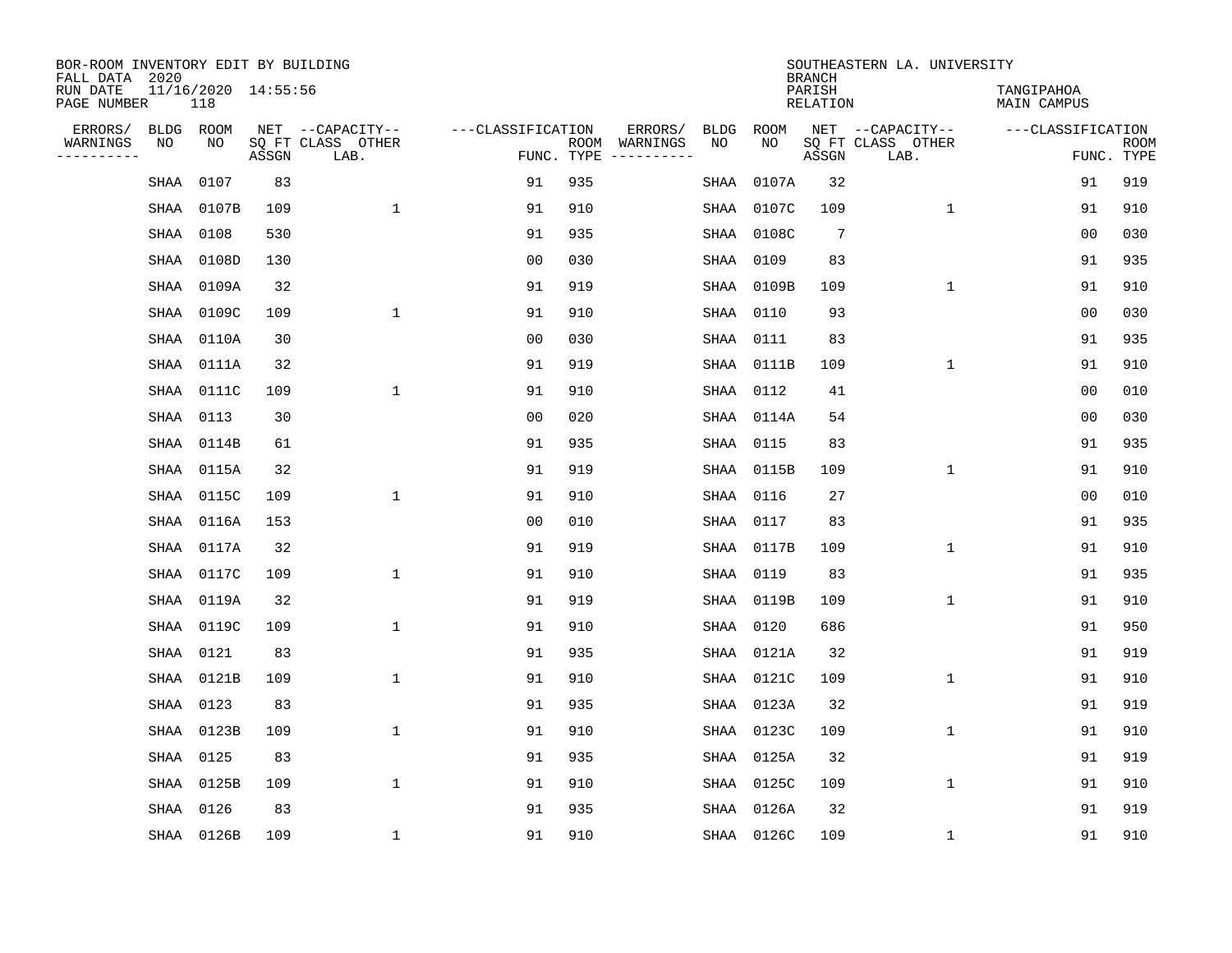BOR-ROOM INVENTORY EDIT BY BUILDING
FALL DATA 2020
RUN DATE 11/16/2020 14:55:56
PAGE NUMBER 118

SOUTHEASTERN LA. UNIVERSITY
BRANCH
PARISH TANGIPAHOA
RELATION MAIN CAMPUS

| ERRORS/ WARNINGS | BLDG NO | ROOM NO | NET SQ FT ASSGN | CAPACITY CLASS LAB. | CAPACITY OTHER | CLASSIFICATION FUNC. | ROOM TYPE | ERRORS/ WARNINGS | BLDG NO | ROOM NO | NET SQ FT ASSGN | CAPACITY CLASS LAB. | CAPACITY OTHER | CLASSIFICATION FUNC. | ROOM TYPE |
|---|---|---|---|---|---|---|---|---|---|---|---|---|---|---|---|
| | SHAA | 0107 | 83 | | | 91 | 935 | | SHAA | 0107A | 32 | | | 91 | 919 |
| | SHAA | 0107B | 109 | | 1 | 91 | 910 | | SHAA | 0107C | 109 | | 1 | 91 | 910 |
| | SHAA | 0108 | 530 | | | 91 | 935 | | SHAA | 0108C | 7 | | | 00 | 030 |
| | SHAA | 0108D | 130 | | | 00 | 030 | | SHAA | 0109 | 83 | | | 91 | 935 |
| | SHAA | 0109A | 32 | | | 91 | 919 | | SHAA | 0109B | 109 | | 1 | 91 | 910 |
| | SHAA | 0109C | 109 | | 1 | 91 | 910 | | SHAA | 0110 | 93 | | | 00 | 030 |
| | SHAA | 0110A | 30 | | | 00 | 030 | | SHAA | 0111 | 83 | | | 91 | 935 |
| | SHAA | 0111A | 32 | | | 91 | 919 | | SHAA | 0111B | 109 | | 1 | 91 | 910 |
| | SHAA | 0111C | 109 | | 1 | 91 | 910 | | SHAA | 0112 | 41 | | | 00 | 010 |
| | SHAA | 0113 | 30 | | | 00 | 020 | | SHAA | 0114A | 54 | | | 00 | 030 |
| | SHAA | 0114B | 61 | | | 91 | 935 | | SHAA | 0115 | 83 | | | 91 | 935 |
| | SHAA | 0115A | 32 | | | 91 | 919 | | SHAA | 0115B | 109 | | 1 | 91 | 910 |
| | SHAA | 0115C | 109 | | 1 | 91 | 910 | | SHAA | 0116 | 27 | | | 00 | 010 |
| | SHAA | 0116A | 153 | | | 00 | 010 | | SHAA | 0117 | 83 | | | 91 | 935 |
| | SHAA | 0117A | 32 | | | 91 | 919 | | SHAA | 0117B | 109 | | 1 | 91 | 910 |
| | SHAA | 0117C | 109 | | 1 | 91 | 910 | | SHAA | 0119 | 83 | | | 91 | 935 |
| | SHAA | 0119A | 32 | | | 91 | 919 | | SHAA | 0119B | 109 | | 1 | 91 | 910 |
| | SHAA | 0119C | 109 | | 1 | 91 | 910 | | SHAA | 0120 | 686 | | | 91 | 950 |
| | SHAA | 0121 | 83 | | | 91 | 935 | | SHAA | 0121A | 32 | | | 91 | 919 |
| | SHAA | 0121B | 109 | | 1 | 91 | 910 | | SHAA | 0121C | 109 | | 1 | 91 | 910 |
| | SHAA | 0123 | 83 | | | 91 | 935 | | SHAA | 0123A | 32 | | | 91 | 919 |
| | SHAA | 0123B | 109 | | 1 | 91 | 910 | | SHAA | 0123C | 109 | | 1 | 91 | 910 |
| | SHAA | 0125 | 83 | | | 91 | 935 | | SHAA | 0125A | 32 | | | 91 | 919 |
| | SHAA | 0125B | 109 | | 1 | 91 | 910 | | SHAA | 0125C | 109 | | 1 | 91 | 910 |
| | SHAA | 0126 | 83 | | | 91 | 935 | | SHAA | 0126A | 32 | | | 91 | 919 |
| | SHAA | 0126B | 109 | | 1 | 91 | 910 | | SHAA | 0126C | 109 | | 1 | 91 | 910 |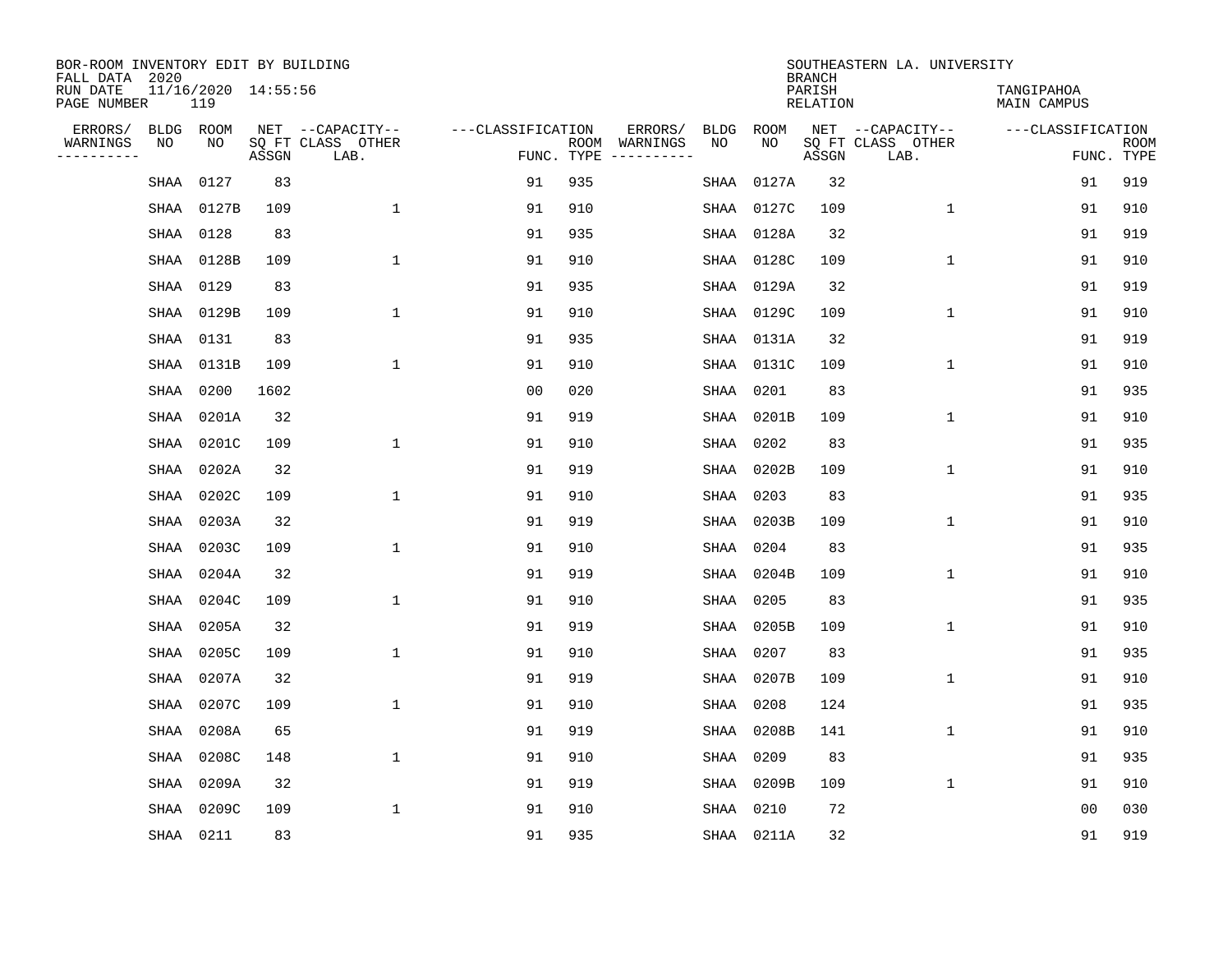BOR-ROOM INVENTORY EDIT BY BUILDING
FALL DATA 2020
RUN DATE 11/16/2020 14:55:56
PAGE NUMBER 119

SOUTHEASTERN LA. UNIVERSITY
BRANCH
PARISH TANGIPAHOA
RELATION MAIN CAMPUS

| ERRORS/ WARNINGS | BLDG NO | ROOM NO | NET SQ FT ASSGN | CAPACITY-- CLASS LAB. | OTHER | FUNC. | ROOM TYPE | ERRORS/ WARNINGS | BLDG NO | ROOM NO | NET SQ FT ASSGN | CAPACITY-- CLASS LAB. | OTHER | FUNC. | ROOM TYPE |
|---|---|---|---|---|---|---|---|---|---|---|---|---|---|---|---|
| | SHAA | 0127 | 83 | | | 91 | 935 | | SHAA | 0127A | 32 | | | 91 | 919 |
| | SHAA | 0127B | 109 | | 1 | 91 | 910 | | SHAA | 0127C | 109 | | 1 | 91 | 910 |
| | SHAA | 0128 | 83 | | | 91 | 935 | | SHAA | 0128A | 32 | | | 91 | 919 |
| | SHAA | 0128B | 109 | | 1 | 91 | 910 | | SHAA | 0128C | 109 | | 1 | 91 | 910 |
| | SHAA | 0129 | 83 | | | 91 | 935 | | SHAA | 0129A | 32 | | | 91 | 919 |
| | SHAA | 0129B | 109 | | 1 | 91 | 910 | | SHAA | 0129C | 109 | | 1 | 91 | 910 |
| | SHAA | 0131 | 83 | | | 91 | 935 | | SHAA | 0131A | 32 | | | 91 | 919 |
| | SHAA | 0131B | 109 | | 1 | 91 | 910 | | SHAA | 0131C | 109 | | 1 | 91 | 910 |
| | SHAA | 0200 | 1602 | | | 00 | 020 | | SHAA | 0201 | 83 | | | 91 | 935 |
| | SHAA | 0201A | 32 | | | 91 | 919 | | SHAA | 0201B | 109 | | 1 | 91 | 910 |
| | SHAA | 0201C | 109 | | 1 | 91 | 910 | | SHAA | 0202 | 83 | | | 91 | 935 |
| | SHAA | 0202A | 32 | | | 91 | 919 | | SHAA | 0202B | 109 | | 1 | 91 | 910 |
| | SHAA | 0202C | 109 | | 1 | 91 | 910 | | SHAA | 0203 | 83 | | | 91 | 935 |
| | SHAA | 0203A | 32 | | | 91 | 919 | | SHAA | 0203B | 109 | | 1 | 91 | 910 |
| | SHAA | 0203C | 109 | | 1 | 91 | 910 | | SHAA | 0204 | 83 | | | 91 | 935 |
| | SHAA | 0204A | 32 | | | 91 | 919 | | SHAA | 0204B | 109 | | 1 | 91 | 910 |
| | SHAA | 0204C | 109 | | 1 | 91 | 910 | | SHAA | 0205 | 83 | | | 91 | 935 |
| | SHAA | 0205A | 32 | | | 91 | 919 | | SHAA | 0205B | 109 | | 1 | 91 | 910 |
| | SHAA | 0205C | 109 | | 1 | 91 | 910 | | SHAA | 0207 | 83 | | | 91 | 935 |
| | SHAA | 0207A | 32 | | | 91 | 919 | | SHAA | 0207B | 109 | | 1 | 91 | 910 |
| | SHAA | 0207C | 109 | | 1 | 91 | 910 | | SHAA | 0208 | 124 | | | 91 | 935 |
| | SHAA | 0208A | 65 | | | 91 | 919 | | SHAA | 0208B | 141 | | 1 | 91 | 910 |
| | SHAA | 0208C | 148 | | 1 | 91 | 910 | | SHAA | 0209 | 83 | | | 91 | 935 |
| | SHAA | 0209A | 32 | | | 91 | 919 | | SHAA | 0209B | 109 | | 1 | 91 | 910 |
| | SHAA | 0209C | 109 | | 1 | 91 | 910 | | SHAA | 0210 | 72 | | | 00 | 030 |
| | SHAA | 0211 | 83 | | | 91 | 935 | | SHAA | 0211A | 32 | | | 91 | 919 |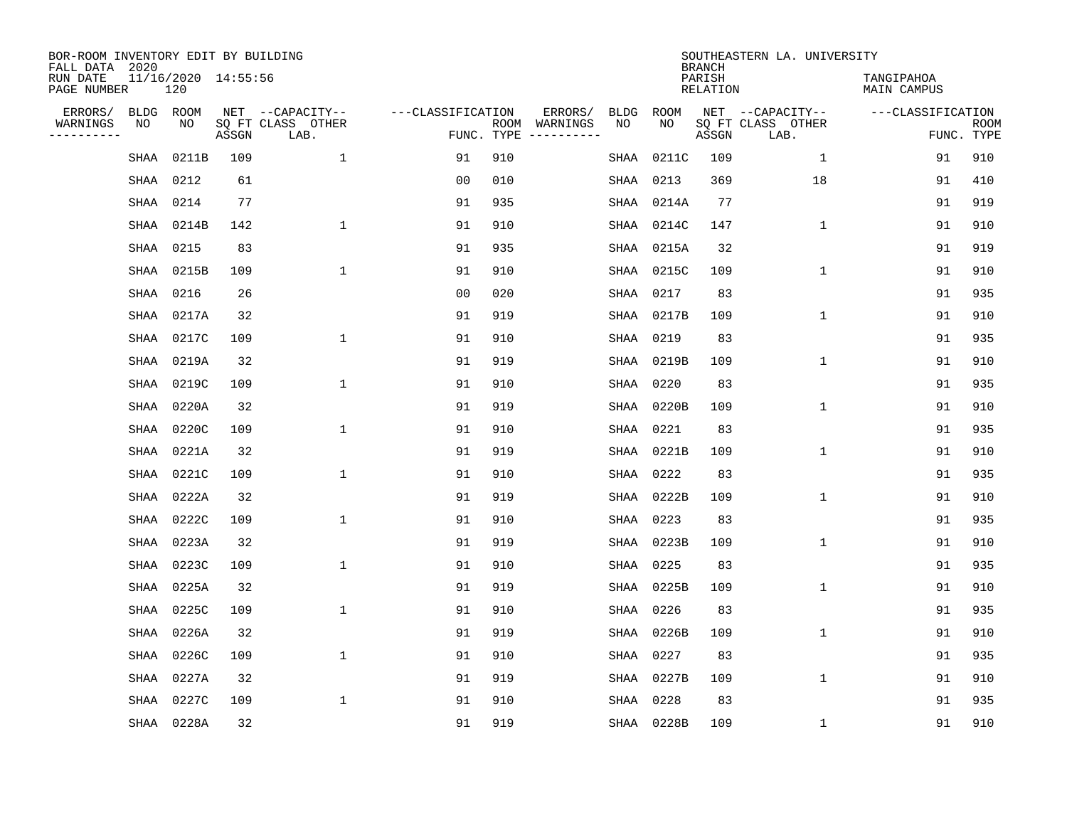BOR-ROOM INVENTORY EDIT BY BUILDING
FALL DATA 2020
RUN DATE 11/16/2020 14:55:56
PAGE NUMBER 120

SOUTHEASTERN LA. UNIVERSITY
BRANCH
PARISH TANGIPAHOA
RELATION MAIN CAMPUS

| ERRORS/ WARNINGS | BLDG NO | ROOM NO | NET SQ FT ASSGN | CAPACITY CLASS LAB. | CAPACITY OTHER | CLASSIFICATION FUNC. | ROOM TYPE | ERRORS/ WARNINGS | BLDG NO | ROOM NO | NET SQ FT ASSGN | CAPACITY CLASS LAB. | CAPACITY OTHER | CLASSIFICATION FUNC. | ROOM TYPE |
|---|---|---|---|---|---|---|---|---|---|---|---|---|---|---|---|
| | SHAA | 0211B | 109 | | 1 | 91 | 910 | | SHAA | 0211C | 109 | | 1 | 91 | 910 |
| | SHAA | 0212 | 61 | | | 00 | 010 | | SHAA | 0213 | 369 | | 18 | 91 | 410 |
| | SHAA | 0214 | 77 | | | 91 | 935 | | SHAA | 0214A | 77 | | | 91 | 919 |
| | SHAA | 0214B | 142 | | 1 | 91 | 910 | | SHAA | 0214C | 147 | | 1 | 91 | 910 |
| | SHAA | 0215 | 83 | | | 91 | 935 | | SHAA | 0215A | 32 | | | 91 | 919 |
| | SHAA | 0215B | 109 | | 1 | 91 | 910 | | SHAA | 0215C | 109 | | 1 | 91 | 910 |
| | SHAA | 0216 | 26 | | | 00 | 020 | | SHAA | 0217 | 83 | | | 91 | 935 |
| | SHAA | 0217A | 32 | | | 91 | 919 | | SHAA | 0217B | 109 | | 1 | 91 | 910 |
| | SHAA | 0217C | 109 | | 1 | 91 | 910 | | SHAA | 0219 | 83 | | | 91 | 935 |
| | SHAA | 0219A | 32 | | | 91 | 919 | | SHAA | 0219B | 109 | | 1 | 91 | 910 |
| | SHAA | 0219C | 109 | | 1 | 91 | 910 | | SHAA | 0220 | 83 | | | 91 | 935 |
| | SHAA | 0220A | 32 | | | 91 | 919 | | SHAA | 0220B | 109 | | 1 | 91 | 910 |
| | SHAA | 0220C | 109 | | 1 | 91 | 910 | | SHAA | 0221 | 83 | | | 91 | 935 |
| | SHAA | 0221A | 32 | | | 91 | 919 | | SHAA | 0221B | 109 | | 1 | 91 | 910 |
| | SHAA | 0221C | 109 | | 1 | 91 | 910 | | SHAA | 0222 | 83 | | | 91 | 935 |
| | SHAA | 0222A | 32 | | | 91 | 919 | | SHAA | 0222B | 109 | | 1 | 91 | 910 |
| | SHAA | 0222C | 109 | | 1 | 91 | 910 | | SHAA | 0223 | 83 | | | 91 | 935 |
| | SHAA | 0223A | 32 | | | 91 | 919 | | SHAA | 0223B | 109 | | 1 | 91 | 910 |
| | SHAA | 0223C | 109 | | 1 | 91 | 910 | | SHAA | 0225 | 83 | | | 91 | 935 |
| | SHAA | 0225A | 32 | | | 91 | 919 | | SHAA | 0225B | 109 | | 1 | 91 | 910 |
| | SHAA | 0225C | 109 | | 1 | 91 | 910 | | SHAA | 0226 | 83 | | | 91 | 935 |
| | SHAA | 0226A | 32 | | | 91 | 919 | | SHAA | 0226B | 109 | | 1 | 91 | 910 |
| | SHAA | 0226C | 109 | | 1 | 91 | 910 | | SHAA | 0227 | 83 | | | 91 | 935 |
| | SHAA | 0227A | 32 | | | 91 | 919 | | SHAA | 0227B | 109 | | 1 | 91 | 910 |
| | SHAA | 0227C | 109 | | 1 | 91 | 910 | | SHAA | 0228 | 83 | | | 91 | 935 |
| | SHAA | 0228A | 32 | | | 91 | 919 | | SHAA | 0228B | 109 | | 1 | 91 | 910 |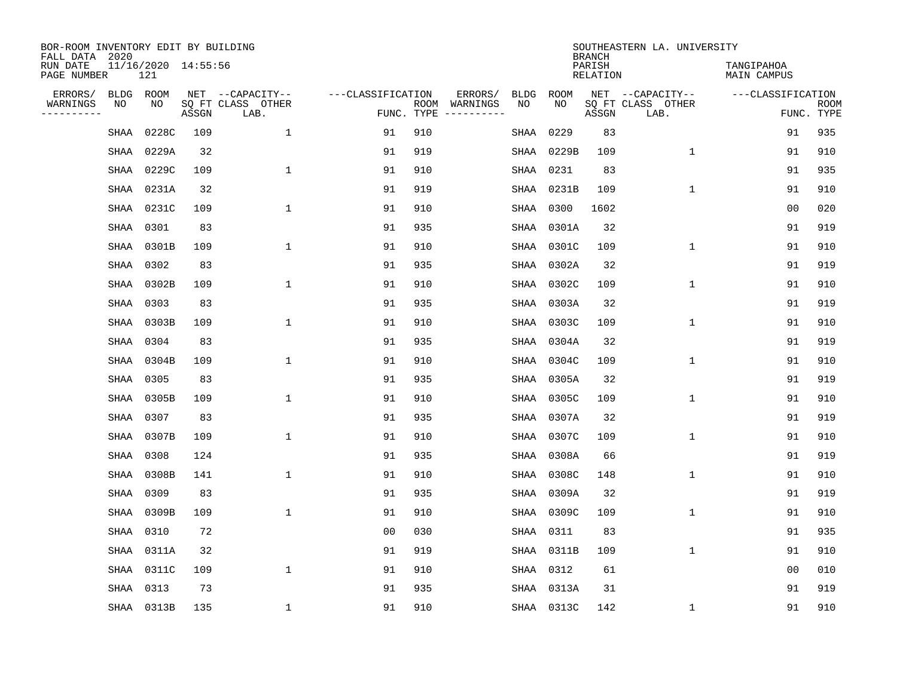BOR-ROOM INVENTORY EDIT BY BUILDING
FALL DATA 2020
RUN DATE 11/16/2020 14:55:56
PAGE NUMBER 121

SOUTHEASTERN LA. UNIVERSITY
BRANCH
PARISH TANGIPAHOA
RELATION MAIN CAMPUS

| ERRORS/ WARNINGS | BLDG NO | ROOM NO | NET SQ FT ASSGN | CAPACITY CLASS LAB. | CAPACITY OTHER | CLASSIFICATION FUNC. | ROOM TYPE | ERRORS/ WARNINGS | BLDG NO | ROOM NO | NET SQ FT ASSGN | CAPACITY CLASS LAB. | CAPACITY OTHER | CLASSIFICATION FUNC. | ROOM TYPE |
|---|---|---|---|---|---|---|---|---|---|---|---|---|---|---|---|
| | SHAA | 0228C | 109 | | 1 | 91 | 910 | | SHAA | 0229 | 83 | | | 91 | 935 |
| | SHAA | 0229A | 32 | | | 91 | 919 | | SHAA | 0229B | 109 | | 1 | 91 | 910 |
| | SHAA | 0229C | 109 | | 1 | 91 | 910 | | SHAA | 0231 | 83 | | | 91 | 935 |
| | SHAA | 0231A | 32 | | | 91 | 919 | | SHAA | 0231B | 109 | | 1 | 91 | 910 |
| | SHAA | 0231C | 109 | | 1 | 91 | 910 | | SHAA | 0300 | 1602 | | | 00 | 020 |
| | SHAA | 0301 | 83 | | | 91 | 935 | | SHAA | 0301A | 32 | | | 91 | 919 |
| | SHAA | 0301B | 109 | | 1 | 91 | 910 | | SHAA | 0301C | 109 | | 1 | 91 | 910 |
| | SHAA | 0302 | 83 | | | 91 | 935 | | SHAA | 0302A | 32 | | | 91 | 919 |
| | SHAA | 0302B | 109 | | 1 | 91 | 910 | | SHAA | 0302C | 109 | | 1 | 91 | 910 |
| | SHAA | 0303 | 83 | | | 91 | 935 | | SHAA | 0303A | 32 | | | 91 | 919 |
| | SHAA | 0303B | 109 | | 1 | 91 | 910 | | SHAA | 0303C | 109 | | 1 | 91 | 910 |
| | SHAA | 0304 | 83 | | | 91 | 935 | | SHAA | 0304A | 32 | | | 91 | 919 |
| | SHAA | 0304B | 109 | | 1 | 91 | 910 | | SHAA | 0304C | 109 | | 1 | 91 | 910 |
| | SHAA | 0305 | 83 | | | 91 | 935 | | SHAA | 0305A | 32 | | | 91 | 919 |
| | SHAA | 0305B | 109 | | 1 | 91 | 910 | | SHAA | 0305C | 109 | | 1 | 91 | 910 |
| | SHAA | 0307 | 83 | | | 91 | 935 | | SHAA | 0307A | 32 | | | 91 | 919 |
| | SHAA | 0307B | 109 | | 1 | 91 | 910 | | SHAA | 0307C | 109 | | 1 | 91 | 910 |
| | SHAA | 0308 | 124 | | | 91 | 935 | | SHAA | 0308A | 66 | | | 91 | 919 |
| | SHAA | 0308B | 141 | | 1 | 91 | 910 | | SHAA | 0308C | 148 | | 1 | 91 | 910 |
| | SHAA | 0309 | 83 | | | 91 | 935 | | SHAA | 0309A | 32 | | | 91 | 919 |
| | SHAA | 0309B | 109 | | 1 | 91 | 910 | | SHAA | 0309C | 109 | | 1 | 91 | 910 |
| | SHAA | 0310 | 72 | | | 00 | 030 | | SHAA | 0311 | 83 | | | 91 | 935 |
| | SHAA | 0311A | 32 | | | 91 | 919 | | SHAA | 0311B | 109 | | 1 | 91 | 910 |
| | SHAA | 0311C | 109 | | 1 | 91 | 910 | | SHAA | 0312 | 61 | | | 00 | 010 |
| | SHAA | 0313 | 73 | | | 91 | 935 | | SHAA | 0313A | 31 | | | 91 | 919 |
| | SHAA | 0313B | 135 | | 1 | 91 | 910 | | SHAA | 0313C | 142 | | 1 | 91 | 910 |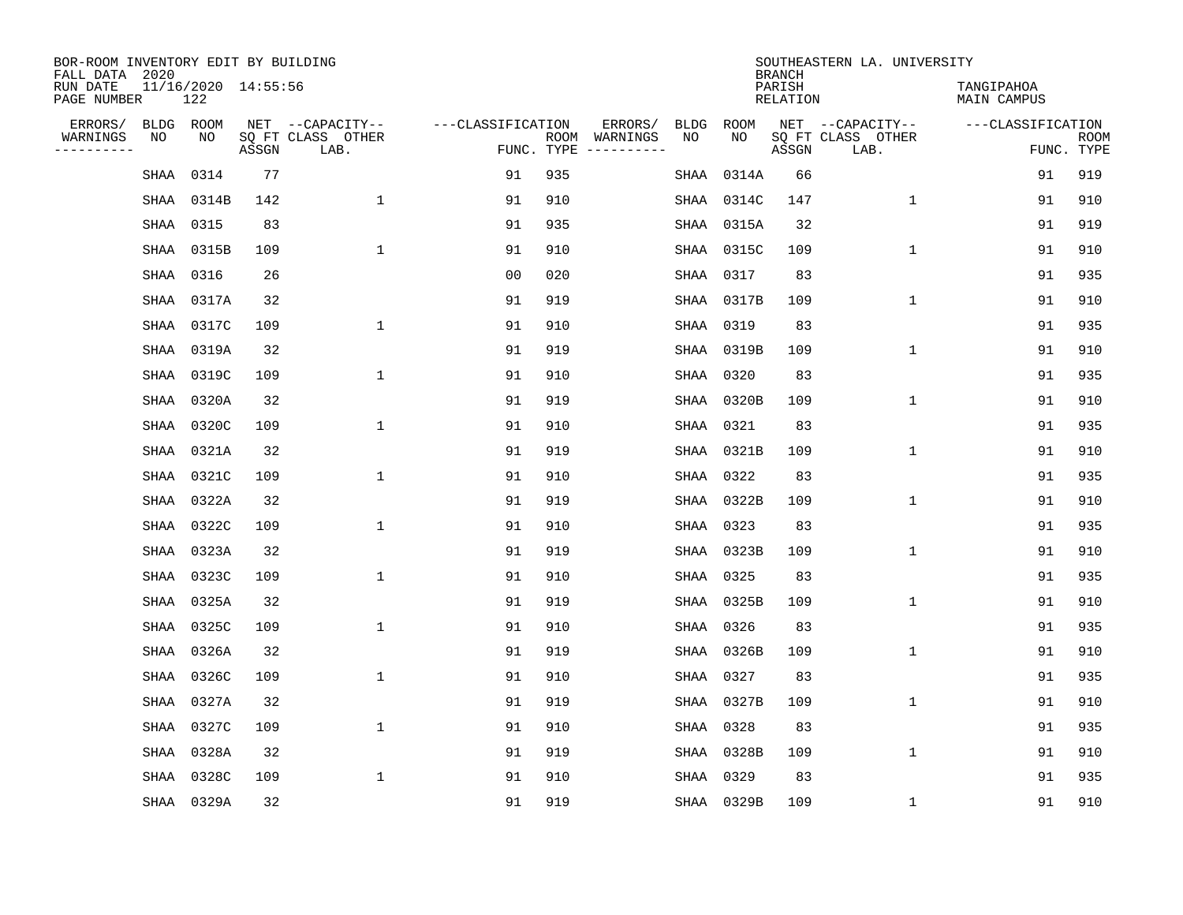BOR-ROOM INVENTORY EDIT BY BUILDING
FALL DATA 2020
RUN DATE 11/16/2020 14:55:56
PAGE NUMBER 122

SOUTHEASTERN LA. UNIVERSITY
BRANCH
PARISH TANGIPAHOA
RELATION MAIN CAMPUS

| ERRORS/ WARNINGS | BLDG NO | ROOM NO | NET SQ FT ASSGN | CAPACITY CLASS LAB. | CAPACITY OTHER | CLASSIFICATION FUNC. | ROOM TYPE | ERRORS/ WARNINGS | BLDG NO | ROOM NO | NET SQ FT ASSGN | CAPACITY CLASS LAB. | CAPACITY OTHER | CLASSIFICATION FUNC. | ROOM TYPE |
|---|---|---|---|---|---|---|---|---|---|---|---|---|---|---|---|
| | SHAA | 0314 | 77 | | | 91 | 935 | | SHAA | 0314A | 66 | | | 91 | 919 |
| | SHAA | 0314B | 142 | | 1 | 91 | 910 | | SHAA | 0314C | 147 | | 1 | 91 | 910 |
| | SHAA | 0315 | 83 | | | 91 | 935 | | SHAA | 0315A | 32 | | | 91 | 919 |
| | SHAA | 0315B | 109 | | 1 | 91 | 910 | | SHAA | 0315C | 109 | | 1 | 91 | 910 |
| | SHAA | 0316 | 26 | | | 00 | 020 | | SHAA | 0317 | 83 | | | 91 | 935 |
| | SHAA | 0317A | 32 | | | 91 | 919 | | SHAA | 0317B | 109 | | 1 | 91 | 910 |
| | SHAA | 0317C | 109 | | 1 | 91 | 910 | | SHAA | 0319 | 83 | | | 91 | 935 |
| | SHAA | 0319A | 32 | | | 91 | 919 | | SHAA | 0319B | 109 | | 1 | 91 | 910 |
| | SHAA | 0319C | 109 | | 1 | 91 | 910 | | SHAA | 0320 | 83 | | | 91 | 935 |
| | SHAA | 0320A | 32 | | | 91 | 919 | | SHAA | 0320B | 109 | | 1 | 91 | 910 |
| | SHAA | 0320C | 109 | | 1 | 91 | 910 | | SHAA | 0321 | 83 | | | 91 | 935 |
| | SHAA | 0321A | 32 | | | 91 | 919 | | SHAA | 0321B | 109 | | 1 | 91 | 910 |
| | SHAA | 0321C | 109 | | 1 | 91 | 910 | | SHAA | 0322 | 83 | | | 91 | 935 |
| | SHAA | 0322A | 32 | | | 91 | 919 | | SHAA | 0322B | 109 | | 1 | 91 | 910 |
| | SHAA | 0322C | 109 | | 1 | 91 | 910 | | SHAA | 0323 | 83 | | | 91 | 935 |
| | SHAA | 0323A | 32 | | | 91 | 919 | | SHAA | 0323B | 109 | | 1 | 91 | 910 |
| | SHAA | 0323C | 109 | | 1 | 91 | 910 | | SHAA | 0325 | 83 | | | 91 | 935 |
| | SHAA | 0325A | 32 | | | 91 | 919 | | SHAA | 0325B | 109 | | 1 | 91 | 910 |
| | SHAA | 0325C | 109 | | 1 | 91 | 910 | | SHAA | 0326 | 83 | | | 91 | 935 |
| | SHAA | 0326A | 32 | | | 91 | 919 | | SHAA | 0326B | 109 | | 1 | 91 | 910 |
| | SHAA | 0326C | 109 | | 1 | 91 | 910 | | SHAA | 0327 | 83 | | | 91 | 935 |
| | SHAA | 0327A | 32 | | | 91 | 919 | | SHAA | 0327B | 109 | | 1 | 91 | 910 |
| | SHAA | 0327C | 109 | | 1 | 91 | 910 | | SHAA | 0328 | 83 | | | 91 | 935 |
| | SHAA | 0328A | 32 | | | 91 | 919 | | SHAA | 0328B | 109 | | 1 | 91 | 910 |
| | SHAA | 0328C | 109 | | 1 | 91 | 910 | | SHAA | 0329 | 83 | | | 91 | 935 |
| | SHAA | 0329A | 32 | | | 91 | 919 | | SHAA | 0329B | 109 | | 1 | 91 | 910 |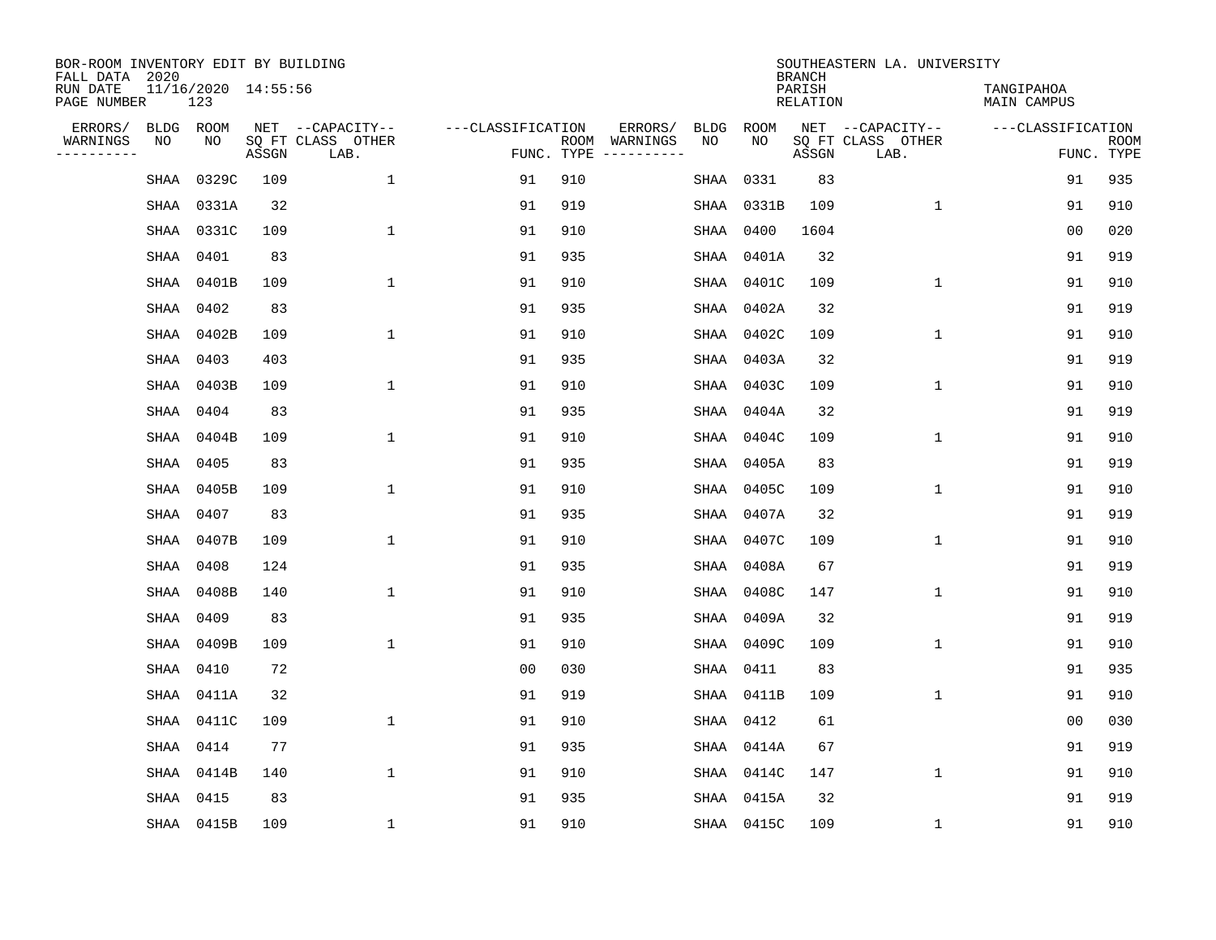BOR-ROOM INVENTORY EDIT BY BUILDING
FALL DATA 2020
RUN DATE 11/16/2020 14:55:56
PAGE NUMBER 123

SOUTHEASTERN LA. UNIVERSITY
BRANCH
PARISH TANGIPAHOA
RELATION MAIN CAMPUS

| ERRORS/ WARNINGS | BLDG NO | ROOM NO | NET SQ FT ASSGN | --CAPACITY-- CLASS LAB. | OTHER | ---CLASSIFICATION FUNC. | ROOM TYPE | ERRORS/ WARNINGS | BLDG NO | ROOM NO | NET SQ FT ASSGN | --CAPACITY-- CLASS LAB. | OTHER | ---CLASSIFICATION FUNC. | ROOM TYPE |
|---|---|---|---|---|---|---|---|---|---|---|---|---|---|---|---|
| | SHAA | 0329C | 109 | | 1 | 91 | 910 | | SHAA | 0331 | 83 | | | 91 | 935 |
| | SHAA | 0331A | 32 | | | 91 | 919 | | SHAA | 0331B | 109 | | 1 | 91 | 910 |
| | SHAA | 0331C | 109 | | 1 | 91 | 910 | | SHAA | 0400 | 1604 | | | 00 | 020 |
| | SHAA | 0401 | 83 | | | 91 | 935 | | SHAA | 0401A | 32 | | | 91 | 919 |
| | SHAA | 0401B | 109 | | 1 | 91 | 910 | | SHAA | 0401C | 109 | | 1 | 91 | 910 |
| | SHAA | 0402 | 83 | | | 91 | 935 | | SHAA | 0402A | 32 | | | 91 | 919 |
| | SHAA | 0402B | 109 | | 1 | 91 | 910 | | SHAA | 0402C | 109 | | 1 | 91 | 910 |
| | SHAA | 0403 | 403 | | | 91 | 935 | | SHAA | 0403A | 32 | | | 91 | 919 |
| | SHAA | 0403B | 109 | | 1 | 91 | 910 | | SHAA | 0403C | 109 | | 1 | 91 | 910 |
| | SHAA | 0404 | 83 | | | 91 | 935 | | SHAA | 0404A | 32 | | | 91 | 919 |
| | SHAA | 0404B | 109 | | 1 | 91 | 910 | | SHAA | 0404C | 109 | | 1 | 91 | 910 |
| | SHAA | 0405 | 83 | | | 91 | 935 | | SHAA | 0405A | 83 | | | 91 | 919 |
| | SHAA | 0405B | 109 | | 1 | 91 | 910 | | SHAA | 0405C | 109 | | 1 | 91 | 910 |
| | SHAA | 0407 | 83 | | | 91 | 935 | | SHAA | 0407A | 32 | | | 91 | 919 |
| | SHAA | 0407B | 109 | | 1 | 91 | 910 | | SHAA | 0407C | 109 | | 1 | 91 | 910 |
| | SHAA | 0408 | 124 | | | 91 | 935 | | SHAA | 0408A | 67 | | | 91 | 919 |
| | SHAA | 0408B | 140 | | 1 | 91 | 910 | | SHAA | 0408C | 147 | | 1 | 91 | 910 |
| | SHAA | 0409 | 83 | | | 91 | 935 | | SHAA | 0409A | 32 | | | 91 | 919 |
| | SHAA | 0409B | 109 | | 1 | 91 | 910 | | SHAA | 0409C | 109 | | 1 | 91 | 910 |
| | SHAA | 0410 | 72 | | | 00 | 030 | | SHAA | 0411 | 83 | | | 91 | 935 |
| | SHAA | 0411A | 32 | | | 91 | 919 | | SHAA | 0411B | 109 | | 1 | 91 | 910 |
| | SHAA | 0411C | 109 | | 1 | 91 | 910 | | SHAA | 0412 | 61 | | | 00 | 030 |
| | SHAA | 0414 | 77 | | | 91 | 935 | | SHAA | 0414A | 67 | | | 91 | 919 |
| | SHAA | 0414B | 140 | | 1 | 91 | 910 | | SHAA | 0414C | 147 | | 1 | 91 | 910 |
| | SHAA | 0415 | 83 | | | 91 | 935 | | SHAA | 0415A | 32 | | | 91 | 919 |
| | SHAA | 0415B | 109 | | 1 | 91 | 910 | | SHAA | 0415C | 109 | | 1 | 91 | 910 |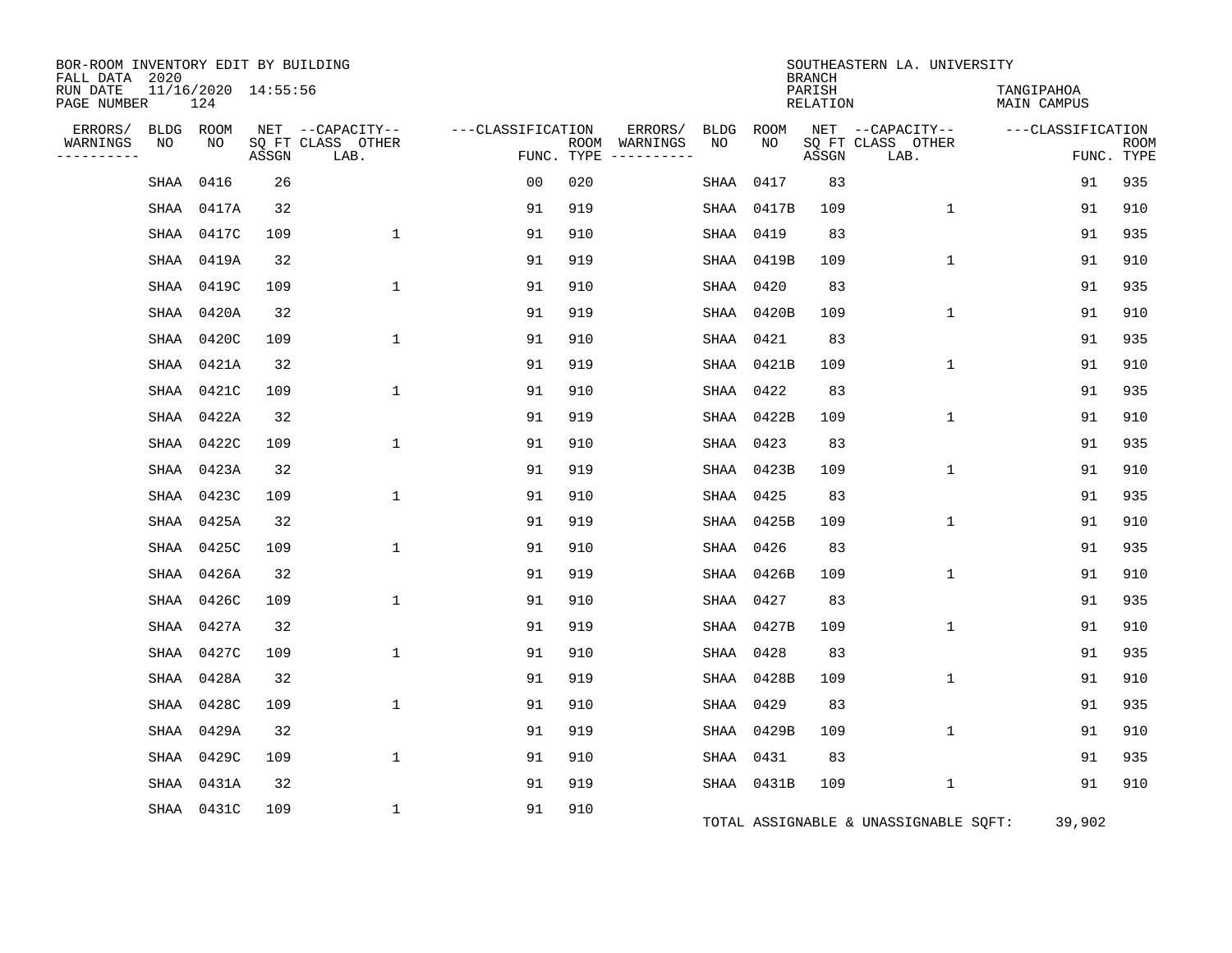BOR-ROOM INVENTORY EDIT BY BUILDING
FALL DATA 2020
RUN DATE 11/16/2020 14:55:56
PAGE NUMBER 124

SOUTHEASTERN LA. UNIVERSITY
BRANCH
PARISH TANGIPAHOA
RELATION MAIN CAMPUS

| ERRORS/ WARNINGS | BLDG NO | ROOM NO | NET SQ FT ASSGN | --CAPACITY-- CLASS LAB. | OTHER | ---CLASSIFICATION FUNC. | ROOM TYPE | ERRORS/ WARNINGS | BLDG NO | ROOM NO | NET SQ FT ASSGN | --CAPACITY-- CLASS LAB. | OTHER | ---CLASSIFICATION FUNC. | ROOM TYPE |
|---|---|---|---|---|---|---|---|---|---|---|---|---|---|---|---|
| | SHAA | 0416 | 26 | | | 00 | 020 | | SHAA | 0417 | 83 | | | 91 | 935 |
| | SHAA | 0417A | 32 | | | 91 | 919 | | SHAA | 0417B | 109 | | 1 | 91 | 910 |
| | SHAA | 0417C | 109 | | 1 | 91 | 910 | | SHAA | 0419 | 83 | | | 91 | 935 |
| | SHAA | 0419A | 32 | | | 91 | 919 | | SHAA | 0419B | 109 | | 1 | 91 | 910 |
| | SHAA | 0419C | 109 | | 1 | 91 | 910 | | SHAA | 0420 | 83 | | | 91 | 935 |
| | SHAA | 0420A | 32 | | | 91 | 919 | | SHAA | 0420B | 109 | | 1 | 91 | 910 |
| | SHAA | 0420C | 109 | | 1 | 91 | 910 | | SHAA | 0421 | 83 | | | 91 | 935 |
| | SHAA | 0421A | 32 | | | 91 | 919 | | SHAA | 0421B | 109 | | 1 | 91 | 910 |
| | SHAA | 0421C | 109 | | 1 | 91 | 910 | | SHAA | 0422 | 83 | | | 91 | 935 |
| | SHAA | 0422A | 32 | | | 91 | 919 | | SHAA | 0422B | 109 | | 1 | 91 | 910 |
| | SHAA | 0422C | 109 | | 1 | 91 | 910 | | SHAA | 0423 | 83 | | | 91 | 935 |
| | SHAA | 0423A | 32 | | | 91 | 919 | | SHAA | 0423B | 109 | | 1 | 91 | 910 |
| | SHAA | 0423C | 109 | | 1 | 91 | 910 | | SHAA | 0425 | 83 | | | 91 | 935 |
| | SHAA | 0425A | 32 | | | 91 | 919 | | SHAA | 0425B | 109 | | 1 | 91 | 910 |
| | SHAA | 0425C | 109 | | 1 | 91 | 910 | | SHAA | 0426 | 83 | | | 91 | 935 |
| | SHAA | 0426A | 32 | | | 91 | 919 | | SHAA | 0426B | 109 | | 1 | 91 | 910 |
| | SHAA | 0426C | 109 | | 1 | 91 | 910 | | SHAA | 0427 | 83 | | | 91 | 935 |
| | SHAA | 0427A | 32 | | | 91 | 919 | | SHAA | 0427B | 109 | | 1 | 91 | 910 |
| | SHAA | 0427C | 109 | | 1 | 91 | 910 | | SHAA | 0428 | 83 | | | 91 | 935 |
| | SHAA | 0428A | 32 | | | 91 | 919 | | SHAA | 0428B | 109 | | 1 | 91 | 910 |
| | SHAA | 0428C | 109 | | 1 | 91 | 910 | | SHAA | 0429 | 83 | | | 91 | 935 |
| | SHAA | 0429A | 32 | | | 91 | 919 | | SHAA | 0429B | 109 | | 1 | 91 | 910 |
| | SHAA | 0429C | 109 | | 1 | 91 | 910 | | SHAA | 0431 | 83 | | | 91 | 935 |
| | SHAA | 0431A | 32 | | | 91 | 919 | | SHAA | 0431B | 109 | | 1 | 91 | 910 |
| | SHAA | 0431C | 109 | | 1 | 91 | 910 | | | | | | | | |

TOTAL ASSIGNABLE & UNASSIGNABLE SQFT: 39,902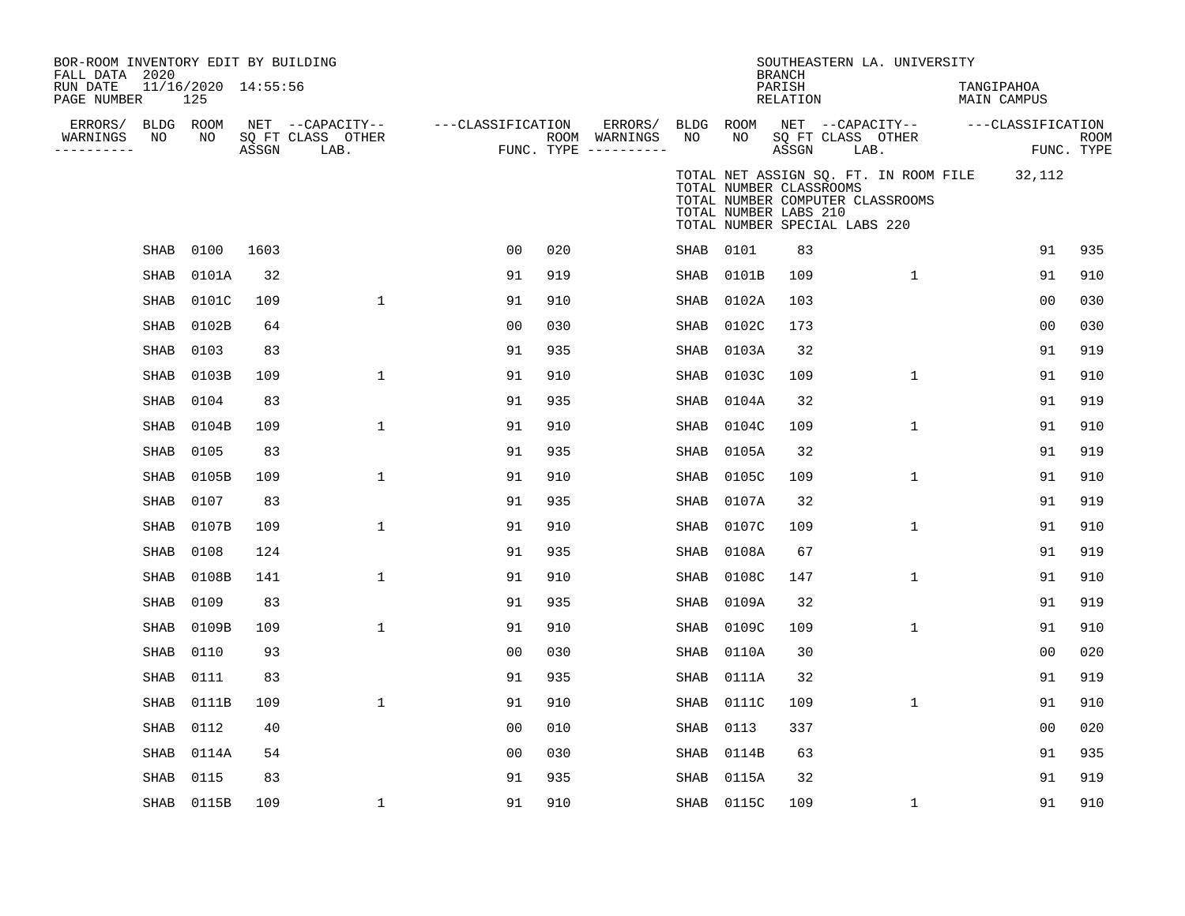BOR-ROOM INVENTORY EDIT BY BUILDING
FALL DATA 2020
RUN DATE 11/16/2020 14:55:56
PAGE NUMBER 125

SOUTHEASTERN LA. UNIVERSITY
BRANCH
PARISH TANGIPAHOA
RELATION MAIN CAMPUS

TOTAL NET ASSIGN SQ. FT. IN ROOM FILE 32,112
TOTAL NUMBER CLASSROOMS
TOTAL NUMBER COMPUTER CLASSROOMS
TOTAL NUMBER LABS 210
TOTAL NUMBER SPECIAL LABS 220

| ERRORS/ WARNINGS | BLDG NO | ROOM NO | NET SQ FT ASSGN | CAPACITY CLASS LAB. | CAPACITY OTHER | CLASSIFICATION FUNC. | ROOM TYPE | ERRORS/ WARNINGS | BLDG NO | ROOM NO | NET SQ FT ASSGN | CAPACITY CLASS LAB. | CAPACITY OTHER | CLASSIFICATION FUNC. | ROOM TYPE |
|---|---|---|---|---|---|---|---|---|---|---|---|---|---|---|---|
| | SHAB | 0100 | 1603 | | | 00 | 020 | | SHAB | 0101 | 83 | | | 91 | 935 |
| | SHAB | 0101A | 32 | | | 91 | 919 | | SHAB | 0101B | 109 | | 1 | 91 | 910 |
| | SHAB | 0101C | 109 | | 1 | 91 | 910 | | SHAB | 0102A | 103 | | | 00 | 030 |
| | SHAB | 0102B | 64 | | | 00 | 030 | | SHAB | 0102C | 173 | | | 00 | 030 |
| | SHAB | 0103 | 83 | | | 91 | 935 | | SHAB | 0103A | 32 | | | 91 | 919 |
| | SHAB | 0103B | 109 | | 1 | 91 | 910 | | SHAB | 0103C | 109 | | 1 | 91 | 910 |
| | SHAB | 0104 | 83 | | | 91 | 935 | | SHAB | 0104A | 32 | | | 91 | 919 |
| | SHAB | 0104B | 109 | | 1 | 91 | 910 | | SHAB | 0104C | 109 | | 1 | 91 | 910 |
| | SHAB | 0105 | 83 | | | 91 | 935 | | SHAB | 0105A | 32 | | | 91 | 919 |
| | SHAB | 0105B | 109 | | 1 | 91 | 910 | | SHAB | 0105C | 109 | | 1 | 91 | 910 |
| | SHAB | 0107 | 83 | | | 91 | 935 | | SHAB | 0107A | 32 | | | 91 | 919 |
| | SHAB | 0107B | 109 | | 1 | 91 | 910 | | SHAB | 0107C | 109 | | 1 | 91 | 910 |
| | SHAB | 0108 | 124 | | | 91 | 935 | | SHAB | 0108A | 67 | | | 91 | 919 |
| | SHAB | 0108B | 141 | | 1 | 91 | 910 | | SHAB | 0108C | 147 | | 1 | 91 | 910 |
| | SHAB | 0109 | 83 | | | 91 | 935 | | SHAB | 0109A | 32 | | | 91 | 919 |
| | SHAB | 0109B | 109 | | 1 | 91 | 910 | | SHAB | 0109C | 109 | | 1 | 91 | 910 |
| | SHAB | 0110 | 93 | | | 00 | 030 | | SHAB | 0110A | 30 | | | 00 | 020 |
| | SHAB | 0111 | 83 | | | 91 | 935 | | SHAB | 0111A | 32 | | | 91 | 919 |
| | SHAB | 0111B | 109 | | 1 | 91 | 910 | | SHAB | 0111C | 109 | | 1 | 91 | 910 |
| | SHAB | 0112 | 40 | | | 00 | 010 | | SHAB | 0113 | 337 | | | 00 | 020 |
| | SHAB | 0114A | 54 | | | 00 | 030 | | SHAB | 0114B | 63 | | | 91 | 935 |
| | SHAB | 0115 | 83 | | | 91 | 935 | | SHAB | 0115A | 32 | | | 91 | 919 |
| | SHAB | 0115B | 109 | | 1 | 91 | 910 | | SHAB | 0115C | 109 | | 1 | 91 | 910 |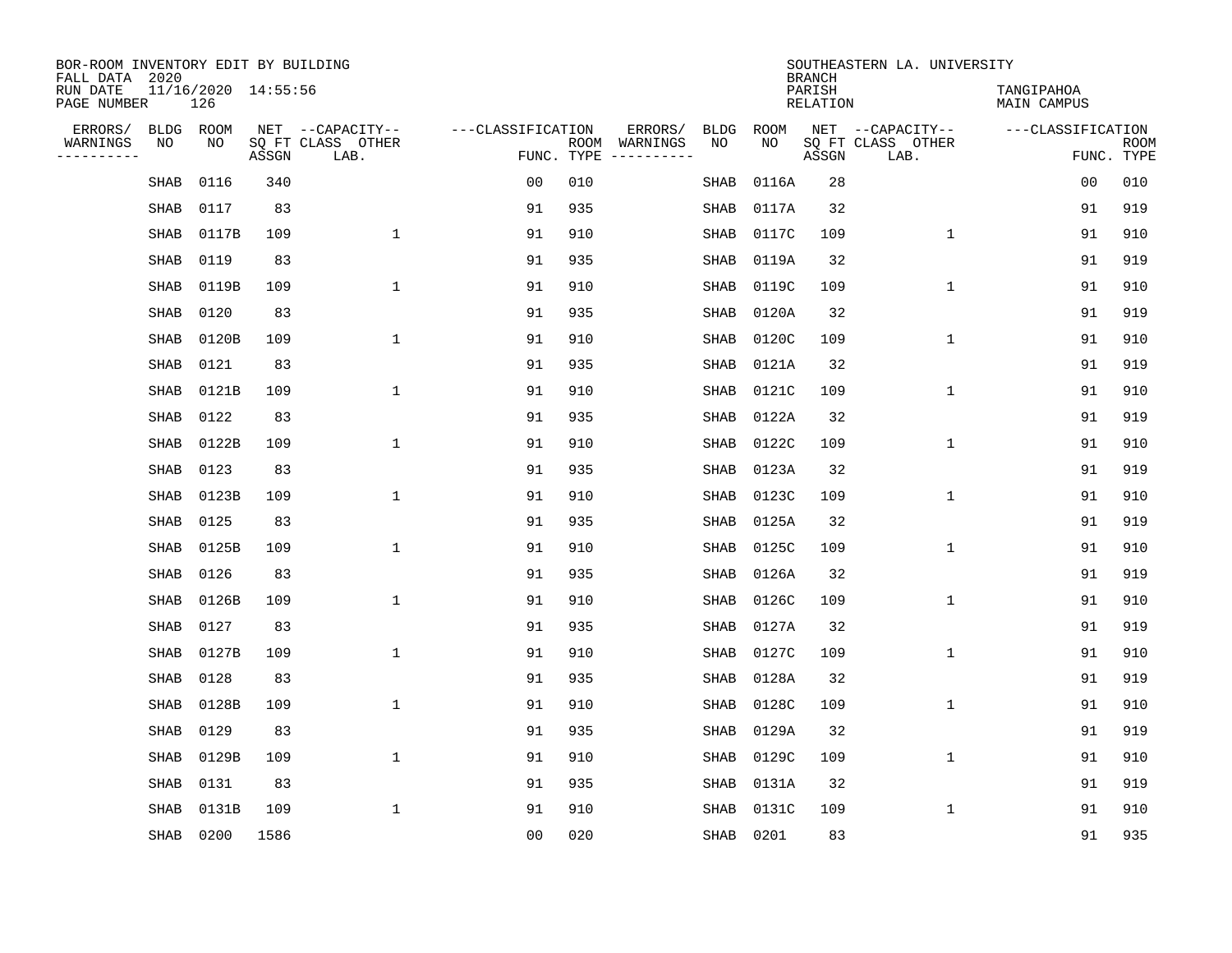BOR-ROOM INVENTORY EDIT BY BUILDING
FALL DATA 2020
RUN DATE 11/16/2020 14:55:56
PAGE NUMBER 126

SOUTHEASTERN LA. UNIVERSITY
BRANCH
PARISH TANGIPAHOA
RELATION MAIN CAMPUS

| ERRORS/ WARNINGS | BLDG NO | ROOM NO | NET SQ FT ASSGN | CAPACITY CLASS LAB. | CAPACITY OTHER | CLASSIFICATION FUNC. | ROOM TYPE | ERRORS/ WARNINGS | BLDG NO | ROOM NO | NET SQ FT ASSGN | CAPACITY CLASS LAB. | CAPACITY OTHER | CLASSIFICATION FUNC. | ROOM TYPE |
|---|---|---|---|---|---|---|---|---|---|---|---|---|---|---|---|
| | SHAB | 0116 | 340 | | | 00 | 010 | | SHAB | 0116A | 28 | | | 00 | 010 |
| | SHAB | 0117 | 83 | | | 91 | 935 | | SHAB | 0117A | 32 | | | 91 | 919 |
| | SHAB | 0117B | 109 | | 1 | 91 | 910 | | SHAB | 0117C | 109 | | 1 | 91 | 910 |
| | SHAB | 0119 | 83 | | | 91 | 935 | | SHAB | 0119A | 32 | | | 91 | 919 |
| | SHAB | 0119B | 109 | | 1 | 91 | 910 | | SHAB | 0119C | 109 | | 1 | 91 | 910 |
| | SHAB | 0120 | 83 | | | 91 | 935 | | SHAB | 0120A | 32 | | | 91 | 919 |
| | SHAB | 0120B | 109 | | 1 | 91 | 910 | | SHAB | 0120C | 109 | | 1 | 91 | 910 |
| | SHAB | 0121 | 83 | | | 91 | 935 | | SHAB | 0121A | 32 | | | 91 | 919 |
| | SHAB | 0121B | 109 | | 1 | 91 | 910 | | SHAB | 0121C | 109 | | 1 | 91 | 910 |
| | SHAB | 0122 | 83 | | | 91 | 935 | | SHAB | 0122A | 32 | | | 91 | 919 |
| | SHAB | 0122B | 109 | | 1 | 91 | 910 | | SHAB | 0122C | 109 | | 1 | 91 | 910 |
| | SHAB | 0123 | 83 | | | 91 | 935 | | SHAB | 0123A | 32 | | | 91 | 919 |
| | SHAB | 0123B | 109 | | 1 | 91 | 910 | | SHAB | 0123C | 109 | | 1 | 91 | 910 |
| | SHAB | 0125 | 83 | | | 91 | 935 | | SHAB | 0125A | 32 | | | 91 | 919 |
| | SHAB | 0125B | 109 | | 1 | 91 | 910 | | SHAB | 0125C | 109 | | 1 | 91 | 910 |
| | SHAB | 0126 | 83 | | | 91 | 935 | | SHAB | 0126A | 32 | | | 91 | 919 |
| | SHAB | 0126B | 109 | | 1 | 91 | 910 | | SHAB | 0126C | 109 | | 1 | 91 | 910 |
| | SHAB | 0127 | 83 | | | 91 | 935 | | SHAB | 0127A | 32 | | | 91 | 919 |
| | SHAB | 0127B | 109 | | 1 | 91 | 910 | | SHAB | 0127C | 109 | | 1 | 91 | 910 |
| | SHAB | 0128 | 83 | | | 91 | 935 | | SHAB | 0128A | 32 | | | 91 | 919 |
| | SHAB | 0128B | 109 | | 1 | 91 | 910 | | SHAB | 0128C | 109 | | 1 | 91 | 910 |
| | SHAB | 0129 | 83 | | | 91 | 935 | | SHAB | 0129A | 32 | | | 91 | 919 |
| | SHAB | 0129B | 109 | | 1 | 91 | 910 | | SHAB | 0129C | 109 | | 1 | 91 | 910 |
| | SHAB | 0131 | 83 | | | 91 | 935 | | SHAB | 0131A | 32 | | | 91 | 919 |
| | SHAB | 0131B | 109 | | 1 | 91 | 910 | | SHAB | 0131C | 109 | | 1 | 91 | 910 |
| | SHAB | 0200 | 1586 | | | 00 | 020 | | SHAB | 0201 | 83 | | | 91 | 935 |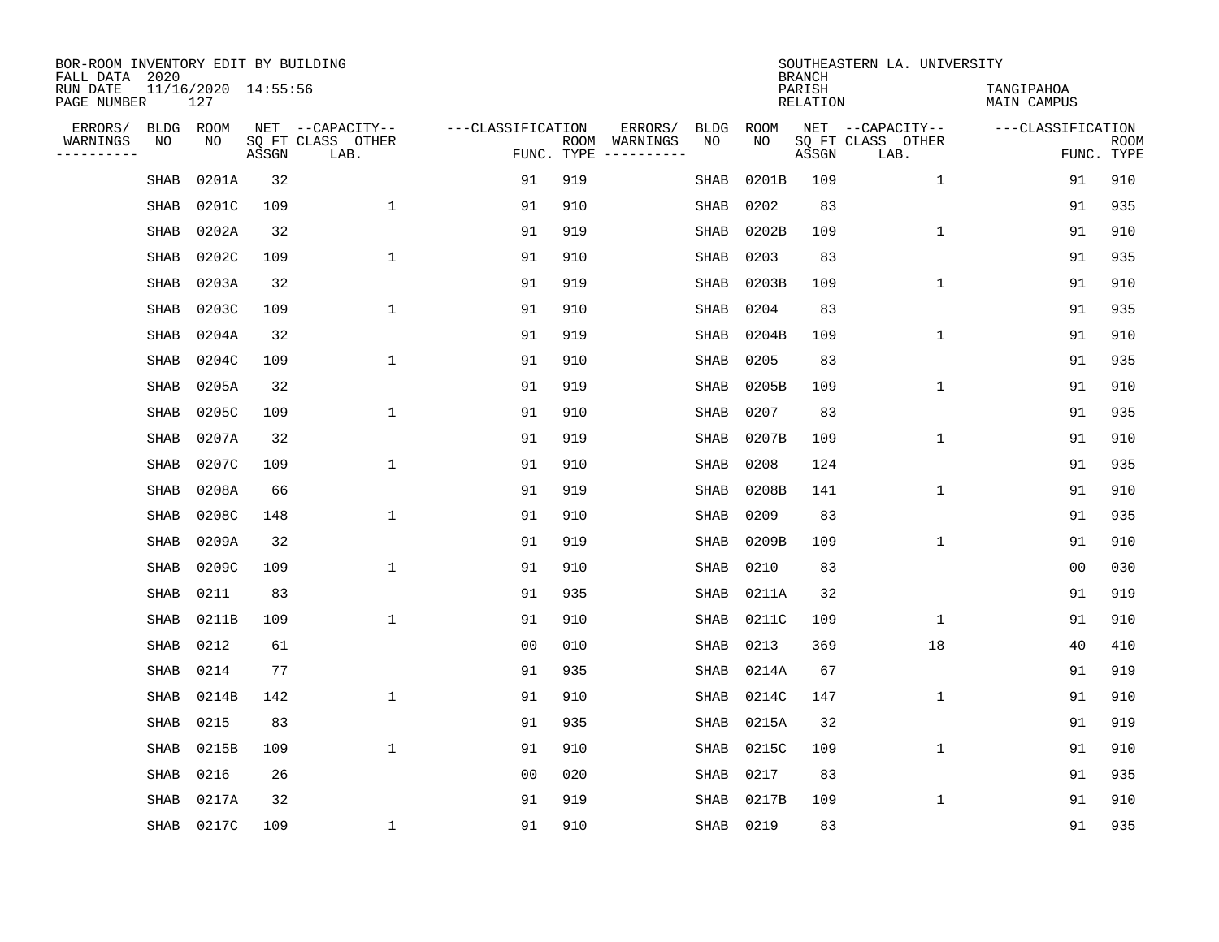BOR-ROOM INVENTORY EDIT BY BUILDING
FALL DATA 2020
RUN DATE 11/16/2020 14:55:56
PAGE NUMBER 127

SOUTHEASTERN LA. UNIVERSITY
BRANCH
PARISH TANGIPAHOA
RELATION MAIN CAMPUS

| ERRORS/ WARNINGS | BLDG NO | ROOM NO | NET SQ FT ASSGN | CAPACITY CLASS LAB. | CAPACITY OTHER | CLASSIFICATION FUNC. | ROOM TYPE | ERRORS/ WARNINGS | BLDG NO | ROOM NO | NET SQ FT ASSGN | CAPACITY CLASS LAB. | CAPACITY OTHER | CLASSIFICATION FUNC. | ROOM TYPE |
|---|---|---|---|---|---|---|---|---|---|---|---|---|---|---|---|
| | SHAB | 0201A | 32 | | | 91 | 919 | | SHAB | 0201B | 109 | | 1 | 91 | 910 |
| | SHAB | 0201C | 109 | | 1 | 91 | 910 | | SHAB | 0202 | 83 | | | 91 | 935 |
| | SHAB | 0202A | 32 | | | 91 | 919 | | SHAB | 0202B | 109 | | 1 | 91 | 910 |
| | SHAB | 0202C | 109 | | 1 | 91 | 910 | | SHAB | 0203 | 83 | | | 91 | 935 |
| | SHAB | 0203A | 32 | | | 91 | 919 | | SHAB | 0203B | 109 | | 1 | 91 | 910 |
| | SHAB | 0203C | 109 | | 1 | 91 | 910 | | SHAB | 0204 | 83 | | | 91 | 935 |
| | SHAB | 0204A | 32 | | | 91 | 919 | | SHAB | 0204B | 109 | | 1 | 91 | 910 |
| | SHAB | 0204C | 109 | | 1 | 91 | 910 | | SHAB | 0205 | 83 | | | 91 | 935 |
| | SHAB | 0205A | 32 | | | 91 | 919 | | SHAB | 0205B | 109 | | 1 | 91 | 910 |
| | SHAB | 0205C | 109 | | 1 | 91 | 910 | | SHAB | 0207 | 83 | | | 91 | 935 |
| | SHAB | 0207A | 32 | | | 91 | 919 | | SHAB | 0207B | 109 | | 1 | 91 | 910 |
| | SHAB | 0207C | 109 | | 1 | 91 | 910 | | SHAB | 0208 | 124 | | | 91 | 935 |
| | SHAB | 0208A | 66 | | | 91 | 919 | | SHAB | 0208B | 141 | | 1 | 91 | 910 |
| | SHAB | 0208C | 148 | | 1 | 91 | 910 | | SHAB | 0209 | 83 | | | 91 | 935 |
| | SHAB | 0209A | 32 | | | 91 | 919 | | SHAB | 0209B | 109 | | 1 | 91 | 910 |
| | SHAB | 0209C | 109 | | 1 | 91 | 910 | | SHAB | 0210 | 83 | | | 00 | 030 |
| | SHAB | 0211 | 83 | | | 91 | 935 | | SHAB | 0211A | 32 | | | 91 | 919 |
| | SHAB | 0211B | 109 | | 1 | 91 | 910 | | SHAB | 0211C | 109 | | 1 | 91 | 910 |
| | SHAB | 0212 | 61 | | | 00 | 010 | | SHAB | 0213 | 369 | | 18 | 40 | 410 |
| | SHAB | 0214 | 77 | | | 91 | 935 | | SHAB | 0214A | 67 | | | 91 | 919 |
| | SHAB | 0214B | 142 | | 1 | 91 | 910 | | SHAB | 0214C | 147 | | 1 | 91 | 910 |
| | SHAB | 0215 | 83 | | | 91 | 935 | | SHAB | 0215A | 32 | | | 91 | 919 |
| | SHAB | 0215B | 109 | | 1 | 91 | 910 | | SHAB | 0215C | 109 | | 1 | 91 | 910 |
| | SHAB | 0216 | 26 | | | 00 | 020 | | SHAB | 0217 | 83 | | | 91 | 935 |
| | SHAB | 0217A | 32 | | | 91 | 919 | | SHAB | 0217B | 109 | | 1 | 91 | 910 |
| | SHAB | 0217C | 109 | | 1 | 91 | 910 | | SHAB | 0219 | 83 | | | 91 | 935 |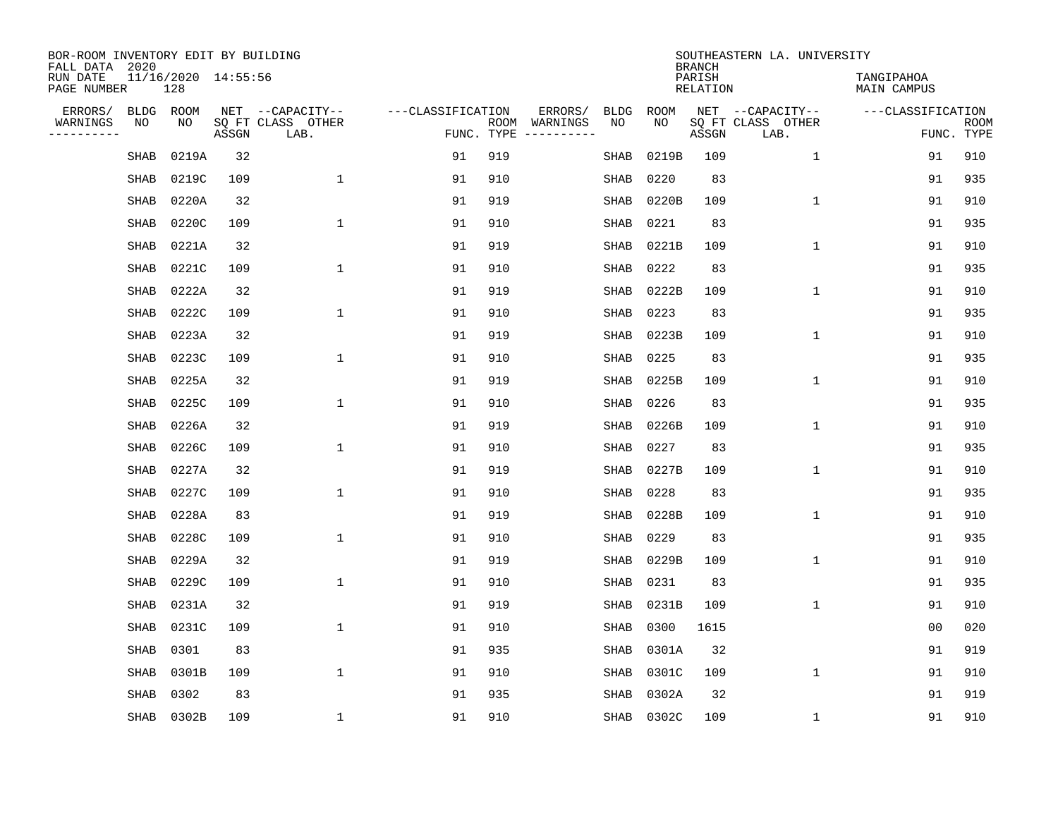BOR-ROOM INVENTORY EDIT BY BUILDING
FALL DATA 2020
RUN DATE 11/16/2020 14:55:56
PAGE NUMBER 128

SOUTHEASTERN LA. UNIVERSITY
BRANCH
PARISH TANGIPAHOA
RELATION MAIN CAMPUS

| ERRORS/ WARNINGS | BLDG NO | ROOM NO | NET SQ FT ASSGN | --CAPACITY-- CLASS LAB. | OTHER | ---CLASSIFICATION FUNC. | ROOM TYPE | ERRORS/ WARNINGS | BLDG NO | ROOM NO | NET SQ FT ASSGN | --CAPACITY-- CLASS LAB. | OTHER | ---CLASSIFICATION FUNC. | ROOM TYPE |
|---|---|---|---|---|---|---|---|---|---|---|---|---|---|---|---|
| | SHAB | 0219A | 32 | | | 91 | 919 | | SHAB | 0219B | 109 | | 1 | 91 | 910 |
| | SHAB | 0219C | 109 | | 1 | 91 | 910 | | SHAB | 0220 | 83 | | | 91 | 935 |
| | SHAB | 0220A | 32 | | | 91 | 919 | | SHAB | 0220B | 109 | | 1 | 91 | 910 |
| | SHAB | 0220C | 109 | | 1 | 91 | 910 | | SHAB | 0221 | 83 | | | 91 | 935 |
| | SHAB | 0221A | 32 | | | 91 | 919 | | SHAB | 0221B | 109 | | 1 | 91 | 910 |
| | SHAB | 0221C | 109 | | 1 | 91 | 910 | | SHAB | 0222 | 83 | | | 91 | 935 |
| | SHAB | 0222A | 32 | | | 91 | 919 | | SHAB | 0222B | 109 | | 1 | 91 | 910 |
| | SHAB | 0222C | 109 | | 1 | 91 | 910 | | SHAB | 0223 | 83 | | | 91 | 935 |
| | SHAB | 0223A | 32 | | | 91 | 919 | | SHAB | 0223B | 109 | | 1 | 91 | 910 |
| | SHAB | 0223C | 109 | | 1 | 91 | 910 | | SHAB | 0225 | 83 | | | 91 | 935 |
| | SHAB | 0225A | 32 | | | 91 | 919 | | SHAB | 0225B | 109 | | 1 | 91 | 910 |
| | SHAB | 0225C | 109 | | 1 | 91 | 910 | | SHAB | 0226 | 83 | | | 91 | 935 |
| | SHAB | 0226A | 32 | | | 91 | 919 | | SHAB | 0226B | 109 | | 1 | 91 | 910 |
| | SHAB | 0226C | 109 | | 1 | 91 | 910 | | SHAB | 0227 | 83 | | | 91 | 935 |
| | SHAB | 0227A | 32 | | | 91 | 919 | | SHAB | 0227B | 109 | | 1 | 91 | 910 |
| | SHAB | 0227C | 109 | | 1 | 91 | 910 | | SHAB | 0228 | 83 | | | 91 | 935 |
| | SHAB | 0228A | 83 | | | 91 | 919 | | SHAB | 0228B | 109 | | 1 | 91 | 910 |
| | SHAB | 0228C | 109 | | 1 | 91 | 910 | | SHAB | 0229 | 83 | | | 91 | 935 |
| | SHAB | 0229A | 32 | | | 91 | 919 | | SHAB | 0229B | 109 | | 1 | 91 | 910 |
| | SHAB | 0229C | 109 | | 1 | 91 | 910 | | SHAB | 0231 | 83 | | | 91 | 935 |
| | SHAB | 0231A | 32 | | | 91 | 919 | | SHAB | 0231B | 109 | | 1 | 91 | 910 |
| | SHAB | 0231C | 109 | | 1 | 91 | 910 | | SHAB | 0300 | 1615 | | | 00 | 020 |
| | SHAB | 0301 | 83 | | | 91 | 935 | | SHAB | 0301A | 32 | | | 91 | 919 |
| | SHAB | 0301B | 109 | | 1 | 91 | 910 | | SHAB | 0301C | 109 | | 1 | 91 | 910 |
| | SHAB | 0302 | 83 | | | 91 | 935 | | SHAB | 0302A | 32 | | | 91 | 919 |
| | SHAB | 0302B | 109 | | 1 | 91 | 910 | | SHAB | 0302C | 109 | | 1 | 91 | 910 |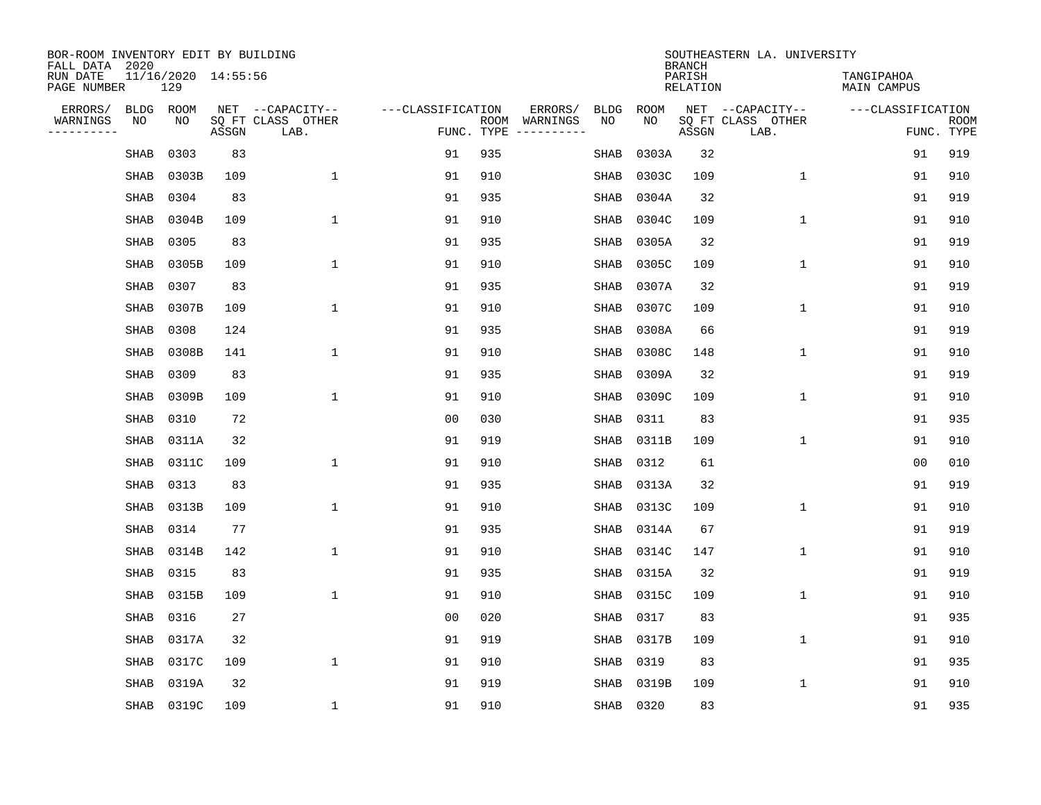BOR-ROOM INVENTORY EDIT BY BUILDING
FALL DATA 2020
RUN DATE 11/16/2020 14:55:56
PAGE NUMBER 129

SOUTHEASTERN LA. UNIVERSITY
BRANCH
PARISH TANGIPAHOA
RELATION MAIN CAMPUS

| ERRORS/ WARNINGS | BLDG NO | ROOM NO | NET SQ FT ASSGN | CAPACITY-- CLASS LAB. | OTHER | CLASSIFICATION FUNC. | ROOM TYPE | ERRORS/ WARNINGS | BLDG NO | ROOM NO | NET SQ FT ASSGN | CAPACITY-- CLASS LAB. | OTHER | CLASSIFICATION FUNC. | ROOM TYPE |
|---|---|---|---|---|---|---|---|---|---|---|---|---|---|---|---|
| | SHAB | 0303 | 83 | | | 91 | 935 | | SHAB | 0303A | 32 | | | 91 | 919 |
| | SHAB | 0303B | 109 | | 1 | 91 | 910 | | SHAB | 0303C | 109 | | 1 | 91 | 910 |
| | SHAB | 0304 | 83 | | | 91 | 935 | | SHAB | 0304A | 32 | | | 91 | 919 |
| | SHAB | 0304B | 109 | | 1 | 91 | 910 | | SHAB | 0304C | 109 | | 1 | 91 | 910 |
| | SHAB | 0305 | 83 | | | 91 | 935 | | SHAB | 0305A | 32 | | | 91 | 919 |
| | SHAB | 0305B | 109 | | 1 | 91 | 910 | | SHAB | 0305C | 109 | | 1 | 91 | 910 |
| | SHAB | 0307 | 83 | | | 91 | 935 | | SHAB | 0307A | 32 | | | 91 | 919 |
| | SHAB | 0307B | 109 | | 1 | 91 | 910 | | SHAB | 0307C | 109 | | 1 | 91 | 910 |
| | SHAB | 0308 | 124 | | | 91 | 935 | | SHAB | 0308A | 66 | | | 91 | 919 |
| | SHAB | 0308B | 141 | | 1 | 91 | 910 | | SHAB | 0308C | 148 | | 1 | 91 | 910 |
| | SHAB | 0309 | 83 | | | 91 | 935 | | SHAB | 0309A | 32 | | | 91 | 919 |
| | SHAB | 0309B | 109 | | 1 | 91 | 910 | | SHAB | 0309C | 109 | | 1 | 91 | 910 |
| | SHAB | 0310 | 72 | | | 00 | 030 | | SHAB | 0311 | 83 | | | 91 | 935 |
| | SHAB | 0311A | 32 | | | 91 | 919 | | SHAB | 0311B | 109 | | 1 | 91 | 910 |
| | SHAB | 0311C | 109 | | 1 | 91 | 910 | | SHAB | 0312 | 61 | | | 00 | 010 |
| | SHAB | 0313 | 83 | | | 91 | 935 | | SHAB | 0313A | 32 | | | 91 | 919 |
| | SHAB | 0313B | 109 | | 1 | 91 | 910 | | SHAB | 0313C | 109 | | 1 | 91 | 910 |
| | SHAB | 0314 | 77 | | | 91 | 935 | | SHAB | 0314A | 67 | | | 91 | 919 |
| | SHAB | 0314B | 142 | | 1 | 91 | 910 | | SHAB | 0314C | 147 | | 1 | 91 | 910 |
| | SHAB | 0315 | 83 | | | 91 | 935 | | SHAB | 0315A | 32 | | | 91 | 919 |
| | SHAB | 0315B | 109 | | 1 | 91 | 910 | | SHAB | 0315C | 109 | | 1 | 91 | 910 |
| | SHAB | 0316 | 27 | | | 00 | 020 | | SHAB | 0317 | 83 | | | 91 | 935 |
| | SHAB | 0317A | 32 | | | 91 | 919 | | SHAB | 0317B | 109 | | 1 | 91 | 910 |
| | SHAB | 0317C | 109 | | 1 | 91 | 910 | | SHAB | 0319 | 83 | | | 91 | 935 |
| | SHAB | 0319A | 32 | | | 91 | 919 | | SHAB | 0319B | 109 | | 1 | 91 | 910 |
| | SHAB | 0319C | 109 | | 1 | 91 | 910 | | SHAB | 0320 | 83 | | | 91 | 935 |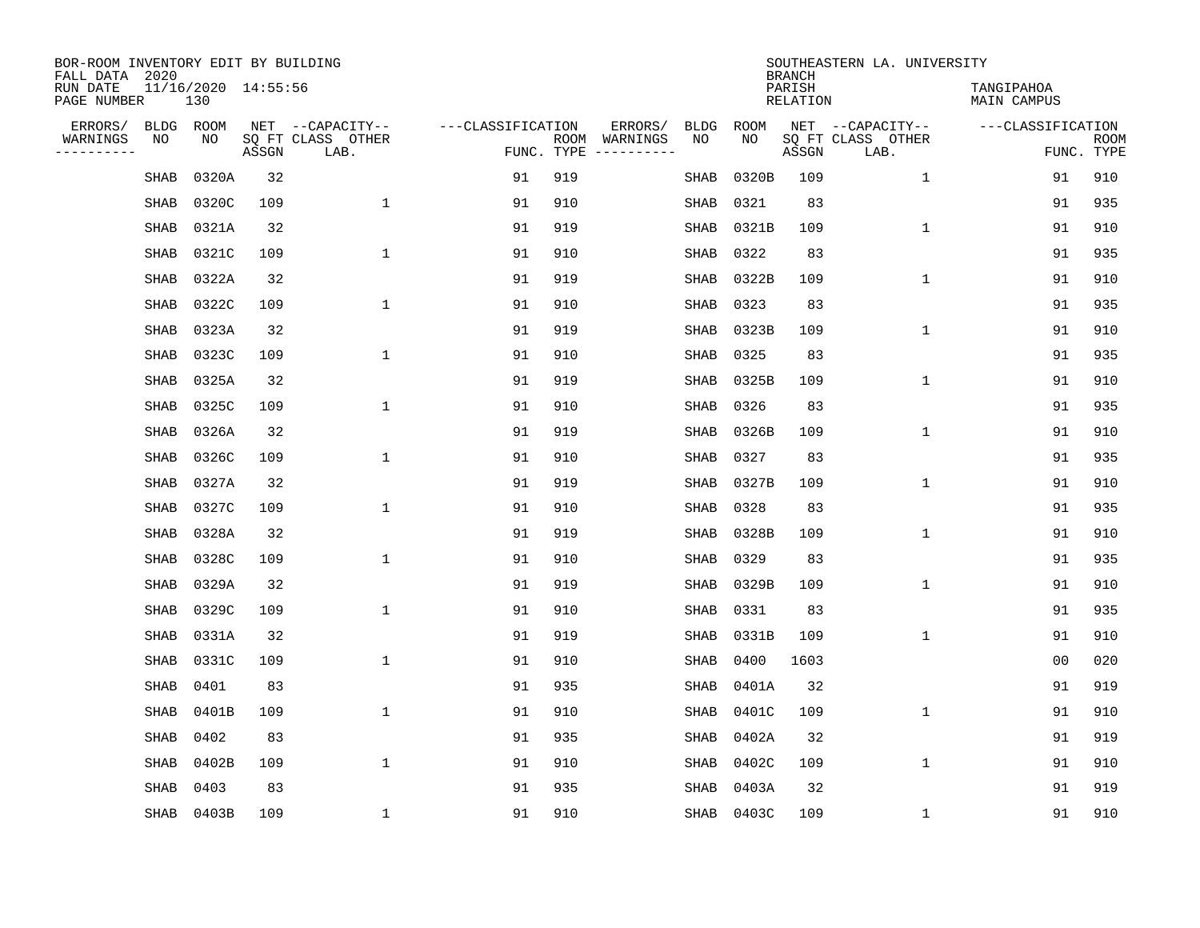BOR-ROOM INVENTORY EDIT BY BUILDING
FALL DATA 2020
RUN DATE 11/16/2020 14:55:56
PAGE NUMBER 130

SOUTHEASTERN LA. UNIVERSITY
BRANCH
PARISH TANGIPAHOA
RELATION MAIN CAMPUS

| ERRORS/ WARNINGS | BLDG NO | ROOM NO | NET SQ FT ASSGN | --CAPACITY-- CLASS LAB. | OTHER | ---CLASSIFICATION FUNC. | ROOM TYPE | ERRORS/ WARNINGS | BLDG NO | ROOM NO | NET SQ FT ASSGN | --CAPACITY-- CLASS LAB. | OTHER | ---CLASSIFICATION FUNC. | ROOM TYPE |
|---|---|---|---|---|---|---|---|---|---|---|---|---|---|---|---|
| | SHAB | 0320A | 32 | | | 91 | 919 | | SHAB | 0320B | 109 | | 1 | 91 | 910 |
| | SHAB | 0320C | 109 | | 1 | 91 | 910 | | SHAB | 0321 | 83 | | | 91 | 935 |
| | SHAB | 0321A | 32 | | | 91 | 919 | | SHAB | 0321B | 109 | | 1 | 91 | 910 |
| | SHAB | 0321C | 109 | | 1 | 91 | 910 | | SHAB | 0322 | 83 | | | 91 | 935 |
| | SHAB | 0322A | 32 | | | 91 | 919 | | SHAB | 0322B | 109 | | 1 | 91 | 910 |
| | SHAB | 0322C | 109 | | 1 | 91 | 910 | | SHAB | 0323 | 83 | | | 91 | 935 |
| | SHAB | 0323A | 32 | | | 91 | 919 | | SHAB | 0323B | 109 | | 1 | 91 | 910 |
| | SHAB | 0323C | 109 | | 1 | 91 | 910 | | SHAB | 0325 | 83 | | | 91 | 935 |
| | SHAB | 0325A | 32 | | | 91 | 919 | | SHAB | 0325B | 109 | | 1 | 91 | 910 |
| | SHAB | 0325C | 109 | | 1 | 91 | 910 | | SHAB | 0326 | 83 | | | 91 | 935 |
| | SHAB | 0326A | 32 | | | 91 | 919 | | SHAB | 0326B | 109 | | 1 | 91 | 910 |
| | SHAB | 0326C | 109 | | 1 | 91 | 910 | | SHAB | 0327 | 83 | | | 91 | 935 |
| | SHAB | 0327A | 32 | | | 91 | 919 | | SHAB | 0327B | 109 | | 1 | 91 | 910 |
| | SHAB | 0327C | 109 | | 1 | 91 | 910 | | SHAB | 0328 | 83 | | | 91 | 935 |
| | SHAB | 0328A | 32 | | | 91 | 919 | | SHAB | 0328B | 109 | | 1 | 91 | 910 |
| | SHAB | 0328C | 109 | | 1 | 91 | 910 | | SHAB | 0329 | 83 | | | 91 | 935 |
| | SHAB | 0329A | 32 | | | 91 | 919 | | SHAB | 0329B | 109 | | 1 | 91 | 910 |
| | SHAB | 0329C | 109 | | 1 | 91 | 910 | | SHAB | 0331 | 83 | | | 91 | 935 |
| | SHAB | 0331A | 32 | | | 91 | 919 | | SHAB | 0331B | 109 | | 1 | 91 | 910 |
| | SHAB | 0331C | 109 | | 1 | 91 | 910 | | SHAB | 0400 | 1603 | | | 00 | 020 |
| | SHAB | 0401 | 83 | | | 91 | 935 | | SHAB | 0401A | 32 | | | 91 | 919 |
| | SHAB | 0401B | 109 | | 1 | 91 | 910 | | SHAB | 0401C | 109 | | 1 | 91 | 910 |
| | SHAB | 0402 | 83 | | | 91 | 935 | | SHAB | 0402A | 32 | | | 91 | 919 |
| | SHAB | 0402B | 109 | | 1 | 91 | 910 | | SHAB | 0402C | 109 | | 1 | 91 | 910 |
| | SHAB | 0403 | 83 | | | 91 | 935 | | SHAB | 0403A | 32 | | | 91 | 919 |
| | SHAB | 0403B | 109 | | 1 | 91 | 910 | | SHAB | 0403C | 109 | | 1 | 91 | 910 |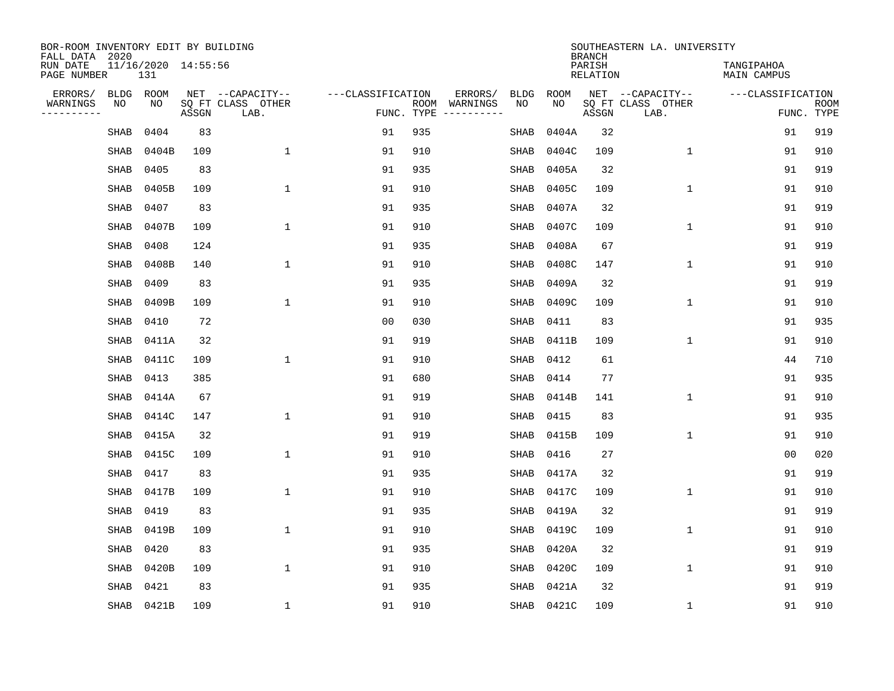BOR-ROOM INVENTORY EDIT BY BUILDING
FALL DATA 2020
RUN DATE 11/16/2020 14:55:56
PAGE NUMBER 131

SOUTHEASTERN LA. UNIVERSITY
BRANCH
PARISH TANGIPAHOA
RELATION MAIN CAMPUS

| ERRORS/ WARNINGS | BLDG NO | ROOM NO | NET SQ FT ASSGN | CAPACITY CLASS LAB. | CAPACITY OTHER | CLASSIFICATION FUNC. | ROOM TYPE | ERRORS/ WARNINGS | BLDG NO | ROOM NO | NET SQ FT ASSGN | CAPACITY CLASS LAB. | CAPACITY OTHER | CLASSIFICATION FUNC. | ROOM TYPE |
|---|---|---|---|---|---|---|---|---|---|---|---|---|---|---|---|
| | SHAB | 0404 | 83 | | | 91 | 935 | | SHAB | 0404A | 32 | | | 91 | 919 |
| | SHAB | 0404B | 109 | | 1 | 91 | 910 | | SHAB | 0404C | 109 | | 1 | 91 | 910 |
| | SHAB | 0405 | 83 | | | 91 | 935 | | SHAB | 0405A | 32 | | | 91 | 919 |
| | SHAB | 0405B | 109 | | 1 | 91 | 910 | | SHAB | 0405C | 109 | | 1 | 91 | 910 |
| | SHAB | 0407 | 83 | | | 91 | 935 | | SHAB | 0407A | 32 | | | 91 | 919 |
| | SHAB | 0407B | 109 | | 1 | 91 | 910 | | SHAB | 0407C | 109 | | 1 | 91 | 910 |
| | SHAB | 0408 | 124 | | | 91 | 935 | | SHAB | 0408A | 67 | | | 91 | 919 |
| | SHAB | 0408B | 140 | | 1 | 91 | 910 | | SHAB | 0408C | 147 | | 1 | 91 | 910 |
| | SHAB | 0409 | 83 | | | 91 | 935 | | SHAB | 0409A | 32 | | | 91 | 919 |
| | SHAB | 0409B | 109 | | 1 | 91 | 910 | | SHAB | 0409C | 109 | | 1 | 91 | 910 |
| | SHAB | 0410 | 72 | | | 00 | 030 | | SHAB | 0411 | 83 | | | 91 | 935 |
| | SHAB | 0411A | 32 | | | 91 | 919 | | SHAB | 0411B | 109 | | 1 | 91 | 910 |
| | SHAB | 0411C | 109 | | 1 | 91 | 910 | | SHAB | 0412 | 61 | | | 44 | 710 |
| | SHAB | 0413 | 385 | | | 91 | 680 | | SHAB | 0414 | 77 | | | 91 | 935 |
| | SHAB | 0414A | 67 | | | 91 | 919 | | SHAB | 0414B | 141 | | 1 | 91 | 910 |
| | SHAB | 0414C | 147 | | 1 | 91 | 910 | | SHAB | 0415 | 83 | | | 91 | 935 |
| | SHAB | 0415A | 32 | | | 91 | 919 | | SHAB | 0415B | 109 | | 1 | 91 | 910 |
| | SHAB | 0415C | 109 | | 1 | 91 | 910 | | SHAB | 0416 | 27 | | | 00 | 020 |
| | SHAB | 0417 | 83 | | | 91 | 935 | | SHAB | 0417A | 32 | | | 91 | 919 |
| | SHAB | 0417B | 109 | | 1 | 91 | 910 | | SHAB | 0417C | 109 | | 1 | 91 | 910 |
| | SHAB | 0419 | 83 | | | 91 | 935 | | SHAB | 0419A | 32 | | | 91 | 919 |
| | SHAB | 0419B | 109 | | 1 | 91 | 910 | | SHAB | 0419C | 109 | | 1 | 91 | 910 |
| | SHAB | 0420 | 83 | | | 91 | 935 | | SHAB | 0420A | 32 | | | 91 | 919 |
| | SHAB | 0420B | 109 | | 1 | 91 | 910 | | SHAB | 0420C | 109 | | 1 | 91 | 910 |
| | SHAB | 0421 | 83 | | | 91 | 935 | | SHAB | 0421A | 32 | | | 91 | 919 |
| | SHAB | 0421B | 109 | | 1 | 91 | 910 | | SHAB | 0421C | 109 | | 1 | 91 | 910 |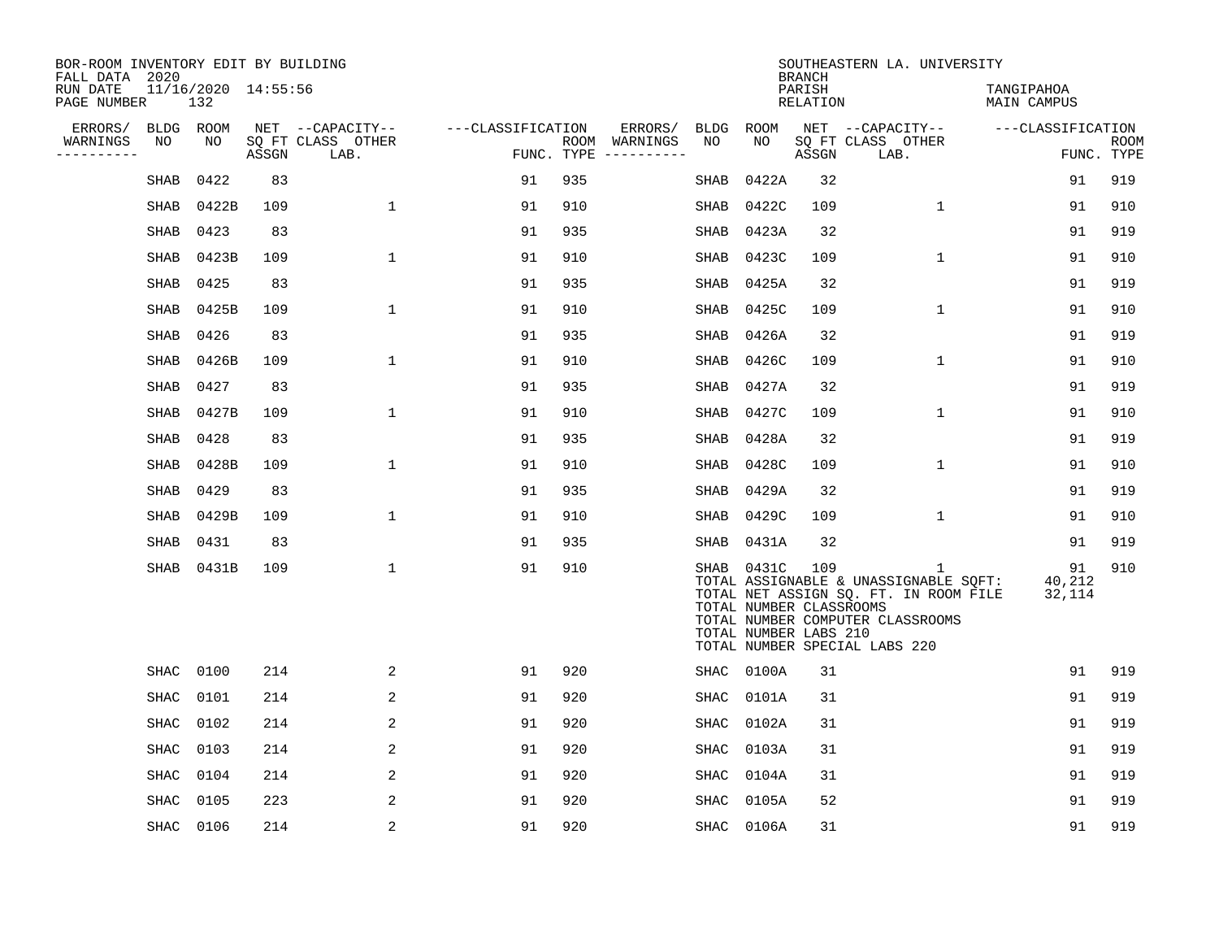BOR-ROOM INVENTORY EDIT BY BUILDING
FALL DATA 2020
RUN DATE 11/16/2020 14:55:56
PAGE NUMBER 132

SOUTHEASTERN LA. UNIVERSITY
BRANCH
PARISH TANGIPAHOA
RELATION MAIN CAMPUS

| ERRORS/ WARNINGS | BLDG NO | ROOM NO | NET SQ FT ASSGN | CAPACITY CLASS LAB. | CAPACITY OTHER | CLASSIFICATION FUNC. | ROOM TYPE | ERRORS/ WARNINGS | BLDG NO | ROOM NO | NET SQ FT ASSGN | CAPACITY CLASS LAB. | CAPACITY OTHER | CLASSIFICATION FUNC. | ROOM TYPE |
|---|---|---|---|---|---|---|---|---|---|---|---|---|---|---|---|
| | SHAB | 0422 | 83 | | | 91 | 935 | | SHAB | 0422A | 32 | | | 91 | 919 |
| | SHAB | 0422B | 109 | | 1 | 91 | 910 | | SHAB | 0422C | 109 | | 1 | 91 | 910 |
| | SHAB | 0423 | 83 | | | 91 | 935 | | SHAB | 0423A | 32 | | | 91 | 919 |
| | SHAB | 0423B | 109 | | 1 | 91 | 910 | | SHAB | 0423C | 109 | | 1 | 91 | 910 |
| | SHAB | 0425 | 83 | | | 91 | 935 | | SHAB | 0425A | 32 | | | 91 | 919 |
| | SHAB | 0425B | 109 | | 1 | 91 | 910 | | SHAB | 0425C | 109 | | 1 | 91 | 910 |
| | SHAB | 0426 | 83 | | | 91 | 935 | | SHAB | 0426A | 32 | | | 91 | 919 |
| | SHAB | 0426B | 109 | | 1 | 91 | 910 | | SHAB | 0426C | 109 | | 1 | 91 | 910 |
| | SHAB | 0427 | 83 | | | 91 | 935 | | SHAB | 0427A | 32 | | | 91 | 919 |
| | SHAB | 0427B | 109 | | 1 | 91 | 910 | | SHAB | 0427C | 109 | | 1 | 91 | 910 |
| | SHAB | 0428 | 83 | | | 91 | 935 | | SHAB | 0428A | 32 | | | 91 | 919 |
| | SHAB | 0428B | 109 | | 1 | 91 | 910 | | SHAB | 0428C | 109 | | 1 | 91 | 910 |
| | SHAB | 0429 | 83 | | | 91 | 935 | | SHAB | 0429A | 32 | | | 91 | 919 |
| | SHAB | 0429B | 109 | | 1 | 91 | 910 | | SHAB | 0429C | 109 | | 1 | 91 | 910 |
| | SHAB | 0431 | 83 | | | 91 | 935 | | SHAB | 0431A | 32 | | | 91 | 919 |
| | SHAB | 0431B | 109 | | 1 | 91 | 910 | | SHAB | 0431C | 109 | | 1 | 91 | 910 |

TOTAL ASSIGNABLE & UNASSIGNABLE SQFT: 40,212
TOTAL NET ASSIGN SQ. FT. IN ROOM FILE 32,114
TOTAL NUMBER CLASSROOMS
TOTAL NUMBER COMPUTER CLASSROOMS
TOTAL NUMBER LABS 210
TOTAL NUMBER SPECIAL LABS 220

| ERRORS/ WARNINGS | BLDG NO | ROOM NO | NET SQ FT ASSGN | CAPACITY CLASS LAB. | CAPACITY OTHER | CLASSIFICATION FUNC. | ROOM TYPE | ERRORS/ WARNINGS | BLDG NO | ROOM NO | NET SQ FT ASSGN | CAPACITY CLASS LAB. | CAPACITY OTHER | CLASSIFICATION FUNC. | ROOM TYPE |
|---|---|---|---|---|---|---|---|---|---|---|---|---|---|---|---|
| | SHAC | 0100 | 214 | | 2 | 91 | 920 | | SHAC | 0100A | 31 | | | 91 | 919 |
| | SHAC | 0101 | 214 | | 2 | 91 | 920 | | SHAC | 0101A | 31 | | | 91 | 919 |
| | SHAC | 0102 | 214 | | 2 | 91 | 920 | | SHAC | 0102A | 31 | | | 91 | 919 |
| | SHAC | 0103 | 214 | | 2 | 91 | 920 | | SHAC | 0103A | 31 | | | 91 | 919 |
| | SHAC | 0104 | 214 | | 2 | 91 | 920 | | SHAC | 0104A | 31 | | | 91 | 919 |
| | SHAC | 0105 | 223 | | 2 | 91 | 920 | | SHAC | 0105A | 52 | | | 91 | 919 |
| | SHAC | 0106 | 214 | | 2 | 91 | 920 | | SHAC | 0106A | 31 | | | 91 | 919 |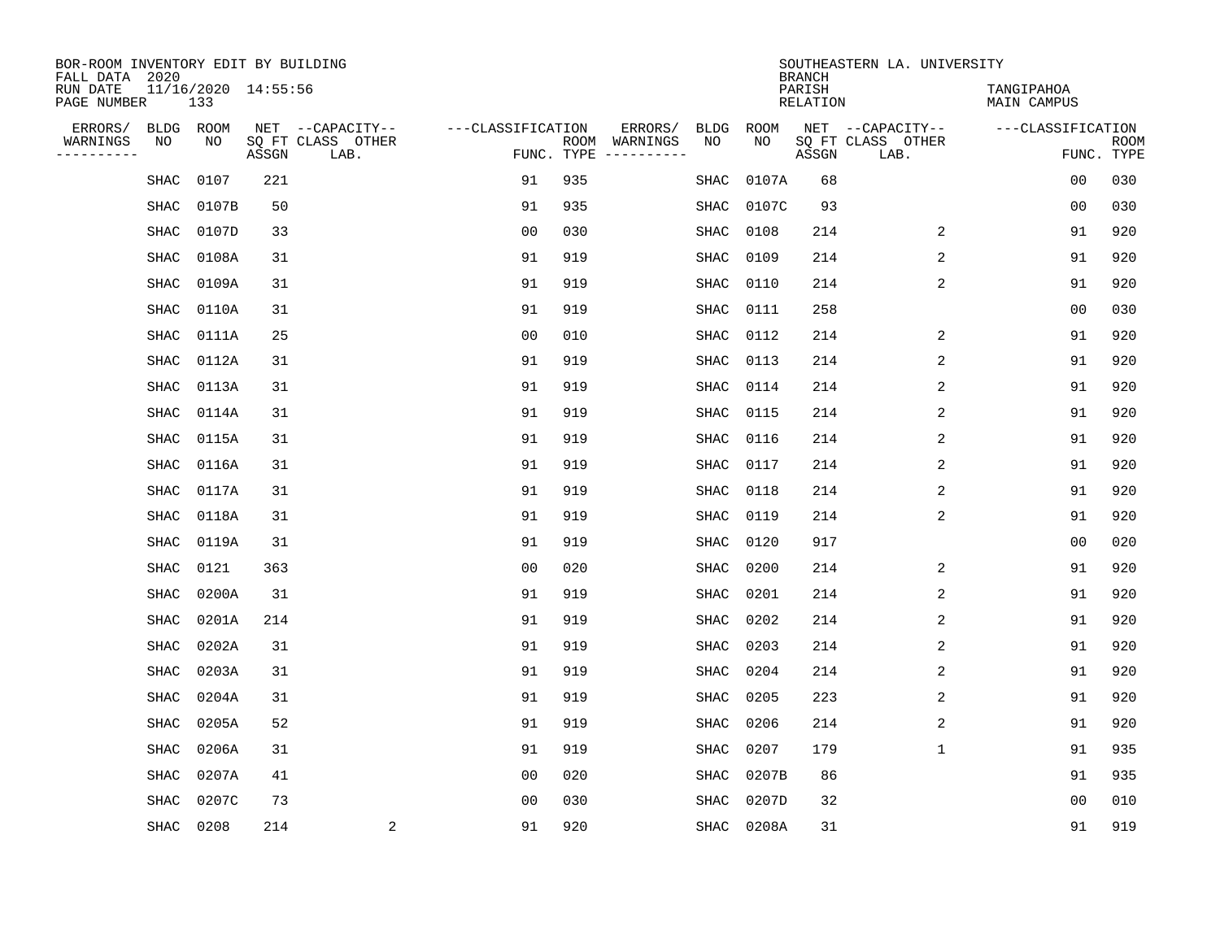BOR-ROOM INVENTORY EDIT BY BUILDING
FALL DATA 2020
RUN DATE 11/16/2020 14:55:56
PAGE NUMBER 133

SOUTHEASTERN LA. UNIVERSITY
BRANCH
PARISH TANGIPAHOA
RELATION MAIN CAMPUS

| ERRORS/ WARNINGS | BLDG NO | ROOM NO | NET SQ FT ASSGN | CAPACITY CLASS LAB. | CAPACITY OTHER | CLASSIFICATION FUNC. | ROOM TYPE | ERRORS/ WARNINGS | BLDG NO | ROOM NO | NET SQ FT ASSGN | CAPACITY CLASS LAB. | CAPACITY OTHER | CLASSIFICATION FUNC. | ROOM TYPE |
|---|---|---|---|---|---|---|---|---|---|---|---|---|---|---|---|
| | SHAC | 0107 | 221 | | | 91 | 935 | | SHAC | 0107A | 68 | | | 00 | 030 |
| | SHAC | 0107B | 50 | | | 91 | 935 | | SHAC | 0107C | 93 | | | 00 | 030 |
| | SHAC | 0107D | 33 | | | 00 | 030 | | SHAC | 0108 | 214 | | 2 | 91 | 920 |
| | SHAC | 0108A | 31 | | | 91 | 919 | | SHAC | 0109 | 214 | | 2 | 91 | 920 |
| | SHAC | 0109A | 31 | | | 91 | 919 | | SHAC | 0110 | 214 | | 2 | 91 | 920 |
| | SHAC | 0110A | 31 | | | 91 | 919 | | SHAC | 0111 | 258 | | | 00 | 030 |
| | SHAC | 0111A | 25 | | | 00 | 010 | | SHAC | 0112 | 214 | | 2 | 91 | 920 |
| | SHAC | 0112A | 31 | | | 91 | 919 | | SHAC | 0113 | 214 | | 2 | 91 | 920 |
| | SHAC | 0113A | 31 | | | 91 | 919 | | SHAC | 0114 | 214 | | 2 | 91 | 920 |
| | SHAC | 0114A | 31 | | | 91 | 919 | | SHAC | 0115 | 214 | | 2 | 91 | 920 |
| | SHAC | 0115A | 31 | | | 91 | 919 | | SHAC | 0116 | 214 | | 2 | 91 | 920 |
| | SHAC | 0116A | 31 | | | 91 | 919 | | SHAC | 0117 | 214 | | 2 | 91 | 920 |
| | SHAC | 0117A | 31 | | | 91 | 919 | | SHAC | 0118 | 214 | | 2 | 91 | 920 |
| | SHAC | 0118A | 31 | | | 91 | 919 | | SHAC | 0119 | 214 | | 2 | 91 | 920 |
| | SHAC | 0119A | 31 | | | 91 | 919 | | SHAC | 0120 | 917 | | | 00 | 020 |
| | SHAC | 0121 | 363 | | | 00 | 020 | | SHAC | 0200 | 214 | | 2 | 91 | 920 |
| | SHAC | 0200A | 31 | | | 91 | 919 | | SHAC | 0201 | 214 | | 2 | 91 | 920 |
| | SHAC | 0201A | 214 | | | 91 | 919 | | SHAC | 0202 | 214 | | 2 | 91 | 920 |
| | SHAC | 0202A | 31 | | | 91 | 919 | | SHAC | 0203 | 214 | | 2 | 91 | 920 |
| | SHAC | 0203A | 31 | | | 91 | 919 | | SHAC | 0204 | 214 | | 2 | 91 | 920 |
| | SHAC | 0204A | 31 | | | 91 | 919 | | SHAC | 0205 | 223 | | 2 | 91 | 920 |
| | SHAC | 0205A | 52 | | | 91 | 919 | | SHAC | 0206 | 214 | | 2 | 91 | 920 |
| | SHAC | 0206A | 31 | | | 91 | 919 | | SHAC | 0207 | 179 | | 1 | 91 | 935 |
| | SHAC | 0207A | 41 | | | 00 | 020 | | SHAC | 0207B | 86 | | | 91 | 935 |
| | SHAC | 0207C | 73 | | | 00 | 030 | | SHAC | 0207D | 32 | | | 00 | 010 |
| | SHAC | 0208 | 214 | | 2 | 91 | 920 | | SHAC | 0208A | 31 | | | 91 | 919 |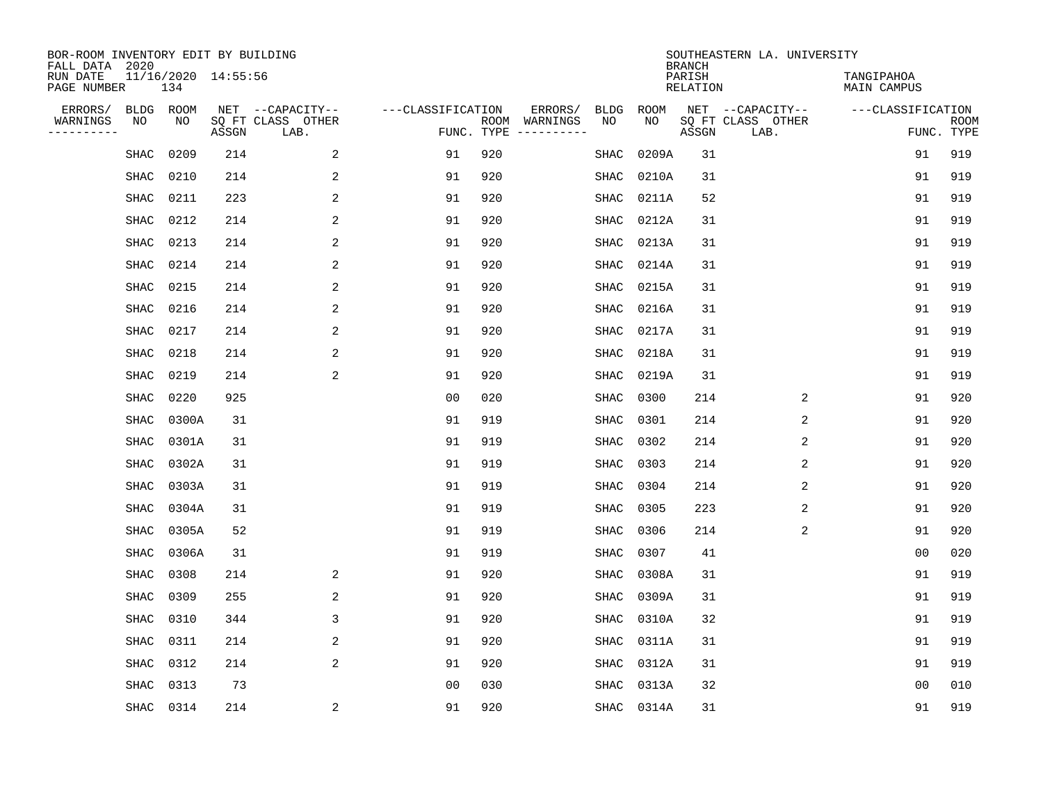BOR-ROOM INVENTORY EDIT BY BUILDING
FALL DATA 2020
RUN DATE 11/16/2020 14:55:56
PAGE NUMBER 134

SOUTHEASTERN LA. UNIVERSITY
BRANCH
PARISH TANGIPAHOA
RELATION MAIN CAMPUS

| ERRORS/ WARNINGS | BLDG NO | ROOM NO | NET SQ FT ASSGN | --CAPACITY-- CLASS LAB. | OTHER | ---CLASSIFICATION FUNC. | ROOM TYPE | ERRORS/ WARNINGS | BLDG NO | ROOM NO | NET SQ FT ASSGN | --CAPACITY-- CLASS LAB. | OTHER | ---CLASSIFICATION FUNC. | ROOM TYPE |
|---|---|---|---|---|---|---|---|---|---|---|---|---|---|---|---|
| | SHAC | 0209 | 214 | | 2 | 91 | 920 | | SHAC | 0209A | 31 | | | 91 | 919 |
| | SHAC | 0210 | 214 | | 2 | 91 | 920 | | SHAC | 0210A | 31 | | | 91 | 919 |
| | SHAC | 0211 | 223 | | 2 | 91 | 920 | | SHAC | 0211A | 52 | | | 91 | 919 |
| | SHAC | 0212 | 214 | | 2 | 91 | 920 | | SHAC | 0212A | 31 | | | 91 | 919 |
| | SHAC | 0213 | 214 | | 2 | 91 | 920 | | SHAC | 0213A | 31 | | | 91 | 919 |
| | SHAC | 0214 | 214 | | 2 | 91 | 920 | | SHAC | 0214A | 31 | | | 91 | 919 |
| | SHAC | 0215 | 214 | | 2 | 91 | 920 | | SHAC | 0215A | 31 | | | 91 | 919 |
| | SHAC | 0216 | 214 | | 2 | 91 | 920 | | SHAC | 0216A | 31 | | | 91 | 919 |
| | SHAC | 0217 | 214 | | 2 | 91 | 920 | | SHAC | 0217A | 31 | | | 91 | 919 |
| | SHAC | 0218 | 214 | | 2 | 91 | 920 | | SHAC | 0218A | 31 | | | 91 | 919 |
| | SHAC | 0219 | 214 | | 2 | 91 | 920 | | SHAC | 0219A | 31 | | | 91 | 919 |
| | SHAC | 0220 | 925 | | | 00 | 020 | | SHAC | 0300 | 214 | | 2 | 91 | 920 |
| | SHAC | 0300A | 31 | | | 91 | 919 | | SHAC | 0301 | 214 | | 2 | 91 | 920 |
| | SHAC | 0301A | 31 | | | 91 | 919 | | SHAC | 0302 | 214 | | 2 | 91 | 920 |
| | SHAC | 0302A | 31 | | | 91 | 919 | | SHAC | 0303 | 214 | | 2 | 91 | 920 |
| | SHAC | 0303A | 31 | | | 91 | 919 | | SHAC | 0304 | 214 | | 2 | 91 | 920 |
| | SHAC | 0304A | 31 | | | 91 | 919 | | SHAC | 0305 | 223 | | 2 | 91 | 920 |
| | SHAC | 0305A | 52 | | | 91 | 919 | | SHAC | 0306 | 214 | | 2 | 91 | 920 |
| | SHAC | 0306A | 31 | | | 91 | 919 | | SHAC | 0307 | 41 | | | 00 | 020 |
| | SHAC | 0308 | 214 | | 2 | 91 | 920 | | SHAC | 0308A | 31 | | | 91 | 919 |
| | SHAC | 0309 | 255 | | 2 | 91 | 920 | | SHAC | 0309A | 31 | | | 91 | 919 |
| | SHAC | 0310 | 344 | | 3 | 91 | 920 | | SHAC | 0310A | 32 | | | 91 | 919 |
| | SHAC | 0311 | 214 | | 2 | 91 | 920 | | SHAC | 0311A | 31 | | | 91 | 919 |
| | SHAC | 0312 | 214 | | 2 | 91 | 920 | | SHAC | 0312A | 31 | | | 91 | 919 |
| | SHAC | 0313 | 73 | | | 00 | 030 | | SHAC | 0313A | 32 | | | 00 | 010 |
| | SHAC | 0314 | 214 | | 2 | 91 | 920 | | SHAC | 0314A | 31 | | | 91 | 919 |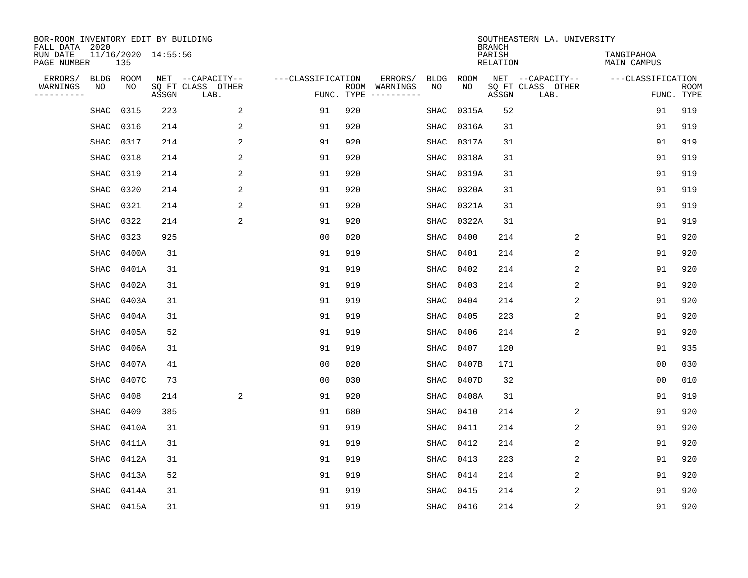BOR-ROOM INVENTORY EDIT BY BUILDING
FALL DATA 2020
RUN DATE 11/16/2020 14:55:56
PAGE NUMBER 135

SOUTHEASTERN LA. UNIVERSITY
BRANCH
PARISH TANGIPAHOA
RELATION MAIN CAMPUS

| ERRORS/ WARNINGS | BLDG NO | ROOM NO | NET SQ FT ASSGN | CAPACITY CLASS LAB. | CAPACITY OTHER | CLASSIFICATION FUNC. | ROOM TYPE | ERRORS/ WARNINGS | BLDG NO | ROOM NO | NET SQ FT ASSGN | CAPACITY CLASS LAB. | CAPACITY OTHER | CLASSIFICATION FUNC. | ROOM TYPE |
|---|---|---|---|---|---|---|---|---|---|---|---|---|---|---|---|
| | SHAC | 0315 | 223 | | 2 | 91 | 920 | | SHAC | 0315A | 52 | | | 91 | 919 |
| | SHAC | 0316 | 214 | | 2 | 91 | 920 | | SHAC | 0316A | 31 | | | 91 | 919 |
| | SHAC | 0317 | 214 | | 2 | 91 | 920 | | SHAC | 0317A | 31 | | | 91 | 919 |
| | SHAC | 0318 | 214 | | 2 | 91 | 920 | | SHAC | 0318A | 31 | | | 91 | 919 |
| | SHAC | 0319 | 214 | | 2 | 91 | 920 | | SHAC | 0319A | 31 | | | 91 | 919 |
| | SHAC | 0320 | 214 | | 2 | 91 | 920 | | SHAC | 0320A | 31 | | | 91 | 919 |
| | SHAC | 0321 | 214 | | 2 | 91 | 920 | | SHAC | 0321A | 31 | | | 91 | 919 |
| | SHAC | 0322 | 214 | | 2 | 91 | 920 | | SHAC | 0322A | 31 | | | 91 | 919 |
| | SHAC | 0323 | 925 | | | 00 | 020 | | SHAC | 0400 | 214 | | 2 | 91 | 920 |
| | SHAC | 0400A | 31 | | | 91 | 919 | | SHAC | 0401 | 214 | | 2 | 91 | 920 |
| | SHAC | 0401A | 31 | | | 91 | 919 | | SHAC | 0402 | 214 | | 2 | 91 | 920 |
| | SHAC | 0402A | 31 | | | 91 | 919 | | SHAC | 0403 | 214 | | 2 | 91 | 920 |
| | SHAC | 0403A | 31 | | | 91 | 919 | | SHAC | 0404 | 214 | | 2 | 91 | 920 |
| | SHAC | 0404A | 31 | | | 91 | 919 | | SHAC | 0405 | 223 | | 2 | 91 | 920 |
| | SHAC | 0405A | 52 | | | 91 | 919 | | SHAC | 0406 | 214 | | 2 | 91 | 920 |
| | SHAC | 0406A | 31 | | | 91 | 919 | | SHAC | 0407 | 120 | | | 91 | 935 |
| | SHAC | 0407A | 41 | | | 00 | 020 | | SHAC | 0407B | 171 | | | 00 | 030 |
| | SHAC | 0407C | 73 | | | 00 | 030 | | SHAC | 0407D | 32 | | | 00 | 010 |
| | SHAC | 0408 | 214 | | 2 | 91 | 920 | | SHAC | 0408A | 31 | | | 91 | 919 |
| | SHAC | 0409 | 385 | | | 91 | 680 | | SHAC | 0410 | 214 | | 2 | 91 | 920 |
| | SHAC | 0410A | 31 | | | 91 | 919 | | SHAC | 0411 | 214 | | 2 | 91 | 920 |
| | SHAC | 0411A | 31 | | | 91 | 919 | | SHAC | 0412 | 214 | | 2 | 91 | 920 |
| | SHAC | 0412A | 31 | | | 91 | 919 | | SHAC | 0413 | 223 | | 2 | 91 | 920 |
| | SHAC | 0413A | 52 | | | 91 | 919 | | SHAC | 0414 | 214 | | 2 | 91 | 920 |
| | SHAC | 0414A | 31 | | | 91 | 919 | | SHAC | 0415 | 214 | | 2 | 91 | 920 |
| | SHAC | 0415A | 31 | | | 91 | 919 | | SHAC | 0416 | 214 | | 2 | 91 | 920 |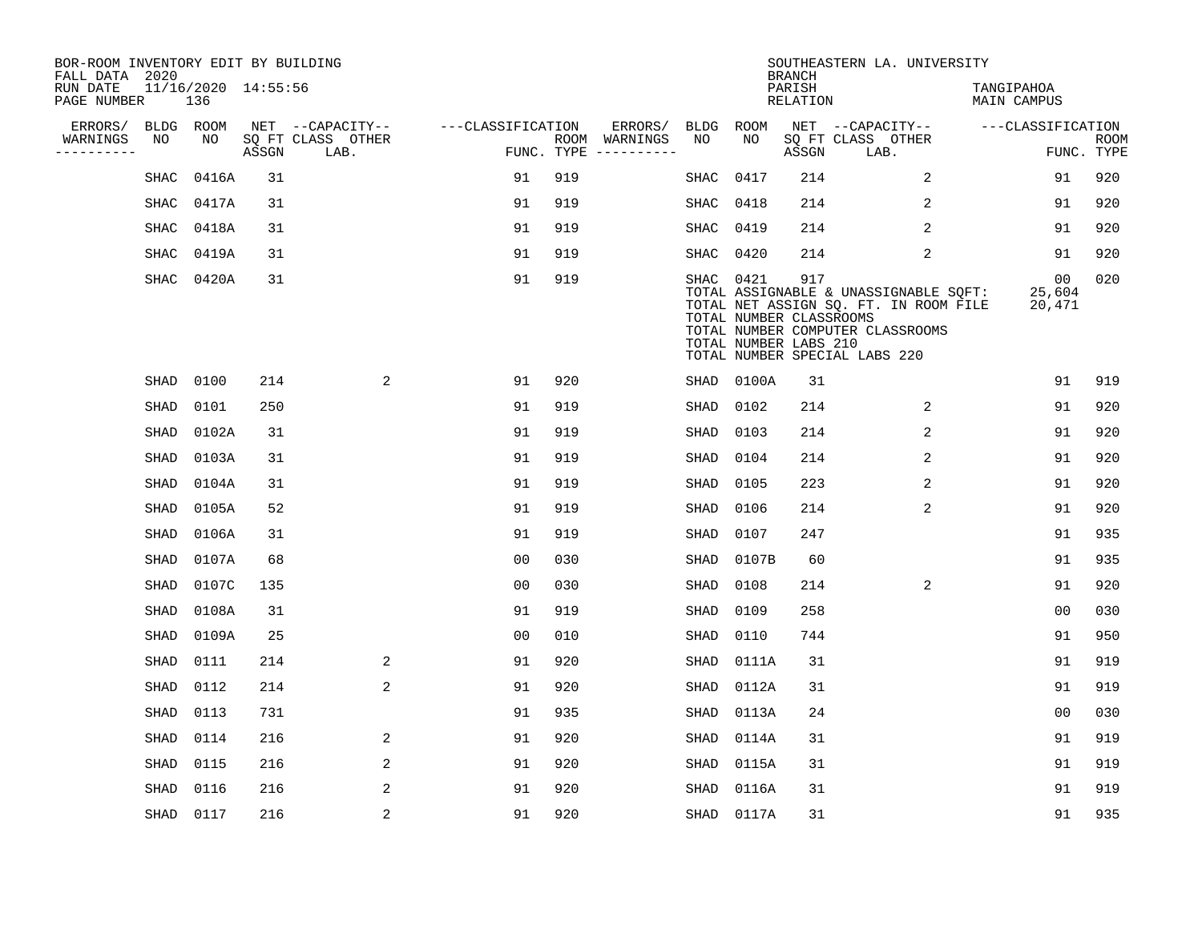BOR-ROOM INVENTORY EDIT BY BUILDING
FALL DATA 2020
RUN DATE 11/16/2020 14:55:56
PAGE NUMBER 136

SOUTHEASTERN LA. UNIVERSITY
BRANCH
PARISH TANGIPAHOA
RELATION MAIN CAMPUS

| ERRORS/ WARNINGS | BLDG NO | ROOM NO | NET SQ FT ASSGN | CAPACITY CLASS LAB. | CAPACITY OTHER | CLASSIFICATION FUNC. | ROOM TYPE | ERRORS/ WARNINGS | BLDG NO | ROOM NO | NET SQ FT ASSGN | CAPACITY CLASS LAB. | CAPACITY OTHER | CLASSIFICATION FUNC. | ROOM TYPE |
|---|---|---|---|---|---|---|---|---|---|---|---|---|---|---|---|
| | SHAC | 0416A | 31 | | | 91 | 919 | | SHAC | 0417 | 214 | | 2 | 91 | 920 |
| | SHAC | 0417A | 31 | | | 91 | 919 | | SHAC | 0418 | 214 | | 2 | 91 | 920 |
| | SHAC | 0418A | 31 | | | 91 | 919 | | SHAC | 0419 | 214 | | 2 | 91 | 920 |
| | SHAC | 0419A | 31 | | | 91 | 919 | | SHAC | 0420 | 214 | | 2 | 91 | 920 |
| | SHAC | 0420A | 31 | | | 91 | 919 | | SHAC | 0421 | 917 | | | 00 | 020 |

TOTAL ASSIGNABLE & UNASSIGNABLE SQFT: 25,604
TOTAL NET ASSIGN SQ. FT. IN ROOM FILE 20,471
TOTAL NUMBER CLASSROOMS
TOTAL NUMBER COMPUTER CLASSROOMS
TOTAL NUMBER LABS 210
TOTAL NUMBER SPECIAL LABS 220

| ERRORS/ WARNINGS | BLDG NO | ROOM NO | NET SQ FT ASSGN | CAPACITY CLASS LAB. | CAPACITY OTHER | CLASSIFICATION FUNC. | ROOM TYPE | ERRORS/ WARNINGS | BLDG NO | ROOM NO | NET SQ FT ASSGN | CAPACITY CLASS LAB. | CAPACITY OTHER | CLASSIFICATION FUNC. | ROOM TYPE |
|---|---|---|---|---|---|---|---|---|---|---|---|---|---|---|---|
| | SHAD | 0100 | 214 | | 2 | 91 | 920 | | SHAD | 0100A | 31 | | | 91 | 919 |
| | SHAD | 0101 | 250 | | | 91 | 919 | | SHAD | 0102 | 214 | | 2 | 91 | 920 |
| | SHAD | 0102A | 31 | | | 91 | 919 | | SHAD | 0103 | 214 | | 2 | 91 | 920 |
| | SHAD | 0103A | 31 | | | 91 | 919 | | SHAD | 0104 | 214 | | 2 | 91 | 920 |
| | SHAD | 0104A | 31 | | | 91 | 919 | | SHAD | 0105 | 223 | | 2 | 91 | 920 |
| | SHAD | 0105A | 52 | | | 91 | 919 | | SHAD | 0106 | 214 | | 2 | 91 | 920 |
| | SHAD | 0106A | 31 | | | 91 | 919 | | SHAD | 0107 | 247 | | | 91 | 935 |
| | SHAD | 0107A | 68 | | | 00 | 030 | | SHAD | 0107B | 60 | | | 91 | 935 |
| | SHAD | 0107C | 135 | | | 00 | 030 | | SHAD | 0108 | 214 | | 2 | 91 | 920 |
| | SHAD | 0108A | 31 | | | 91 | 919 | | SHAD | 0109 | 258 | | | 00 | 030 |
| | SHAD | 0109A | 25 | | | 00 | 010 | | SHAD | 0110 | 744 | | | 91 | 950 |
| | SHAD | 0111 | 214 | | 2 | 91 | 920 | | SHAD | 0111A | 31 | | | 91 | 919 |
| | SHAD | 0112 | 214 | | 2 | 91 | 920 | | SHAD | 0112A | 31 | | | 91 | 919 |
| | SHAD | 0113 | 731 | | | 91 | 935 | | SHAD | 0113A | 24 | | | 00 | 030 |
| | SHAD | 0114 | 216 | | 2 | 91 | 920 | | SHAD | 0114A | 31 | | | 91 | 919 |
| | SHAD | 0115 | 216 | | 2 | 91 | 920 | | SHAD | 0115A | 31 | | | 91 | 919 |
| | SHAD | 0116 | 216 | | 2 | 91 | 920 | | SHAD | 0116A | 31 | | | 91 | 919 |
| | SHAD | 0117 | 216 | | 2 | 91 | 920 | | SHAD | 0117A | 31 | | | 91 | 935 |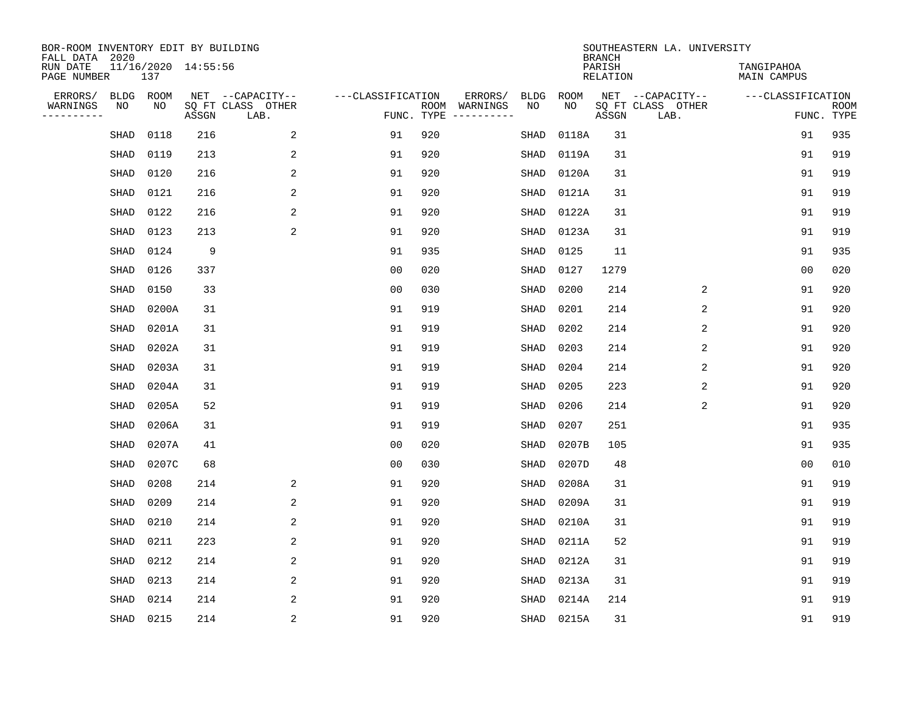BOR-ROOM INVENTORY EDIT BY BUILDING
FALL DATA 2020
RUN DATE 11/16/2020 14:55:56
PAGE NUMBER 137

SOUTHEASTERN LA. UNIVERSITY
BRANCH
PARISH TANGIPAHOA
RELATION MAIN CAMPUS

| ERRORS/ WARNINGS | BLDG NO | ROOM NO | NET SQ FT ASSGN | --CAPACITY-- CLASS LAB. | OTHER | ---CLASSIFICATION FUNC. | ROOM TYPE | ERRORS/ WARNINGS | BLDG NO | ROOM NO | NET SQ FT ASSGN | --CAPACITY-- CLASS LAB. | OTHER | ---CLASSIFICATION FUNC. | ROOM TYPE |
|---|---|---|---|---|---|---|---|---|---|---|---|---|---|---|---|
| | SHAD | 0118 | 216 | | 2 | 91 | 920 | | SHAD | 0118A | 31 | | | 91 | 935 |
| | SHAD | 0119 | 213 | | 2 | 91 | 920 | | SHAD | 0119A | 31 | | | 91 | 919 |
| | SHAD | 0120 | 216 | | 2 | 91 | 920 | | SHAD | 0120A | 31 | | | 91 | 919 |
| | SHAD | 0121 | 216 | | 2 | 91 | 920 | | SHAD | 0121A | 31 | | | 91 | 919 |
| | SHAD | 0122 | 216 | | 2 | 91 | 920 | | SHAD | 0122A | 31 | | | 91 | 919 |
| | SHAD | 0123 | 213 | | 2 | 91 | 920 | | SHAD | 0123A | 31 | | | 91 | 919 |
| | SHAD | 0124 | 9 | | | 91 | 935 | | SHAD | 0125 | 11 | | | 91 | 935 |
| | SHAD | 0126 | 337 | | | 00 | 020 | | SHAD | 0127 | 1279 | | | 00 | 020 |
| | SHAD | 0150 | 33 | | | 00 | 030 | | SHAD | 0200 | 214 | | 2 | 91 | 920 |
| | SHAD | 0200A | 31 | | | 91 | 919 | | SHAD | 0201 | 214 | | 2 | 91 | 920 |
| | SHAD | 0201A | 31 | | | 91 | 919 | | SHAD | 0202 | 214 | | 2 | 91 | 920 |
| | SHAD | 0202A | 31 | | | 91 | 919 | | SHAD | 0203 | 214 | | 2 | 91 | 920 |
| | SHAD | 0203A | 31 | | | 91 | 919 | | SHAD | 0204 | 214 | | 2 | 91 | 920 |
| | SHAD | 0204A | 31 | | | 91 | 919 | | SHAD | 0205 | 223 | | 2 | 91 | 920 |
| | SHAD | 0205A | 52 | | | 91 | 919 | | SHAD | 0206 | 214 | | 2 | 91 | 920 |
| | SHAD | 0206A | 31 | | | 91 | 919 | | SHAD | 0207 | 251 | | | 91 | 935 |
| | SHAD | 0207A | 41 | | | 00 | 020 | | SHAD | 0207B | 105 | | | 91 | 935 |
| | SHAD | 0207C | 68 | | | 00 | 030 | | SHAD | 0207D | 48 | | | 00 | 010 |
| | SHAD | 0208 | 214 | | 2 | 91 | 920 | | SHAD | 0208A | 31 | | | 91 | 919 |
| | SHAD | 0209 | 214 | | 2 | 91 | 920 | | SHAD | 0209A | 31 | | | 91 | 919 |
| | SHAD | 0210 | 214 | | 2 | 91 | 920 | | SHAD | 0210A | 31 | | | 91 | 919 |
| | SHAD | 0211 | 223 | | 2 | 91 | 920 | | SHAD | 0211A | 52 | | | 91 | 919 |
| | SHAD | 0212 | 214 | | 2 | 91 | 920 | | SHAD | 0212A | 31 | | | 91 | 919 |
| | SHAD | 0213 | 214 | | 2 | 91 | 920 | | SHAD | 0213A | 31 | | | 91 | 919 |
| | SHAD | 0214 | 214 | | 2 | 91 | 920 | | SHAD | 0214A | 214 | | | 91 | 919 |
| | SHAD | 0215 | 214 | | 2 | 91 | 920 | | SHAD | 0215A | 31 | | | 91 | 919 |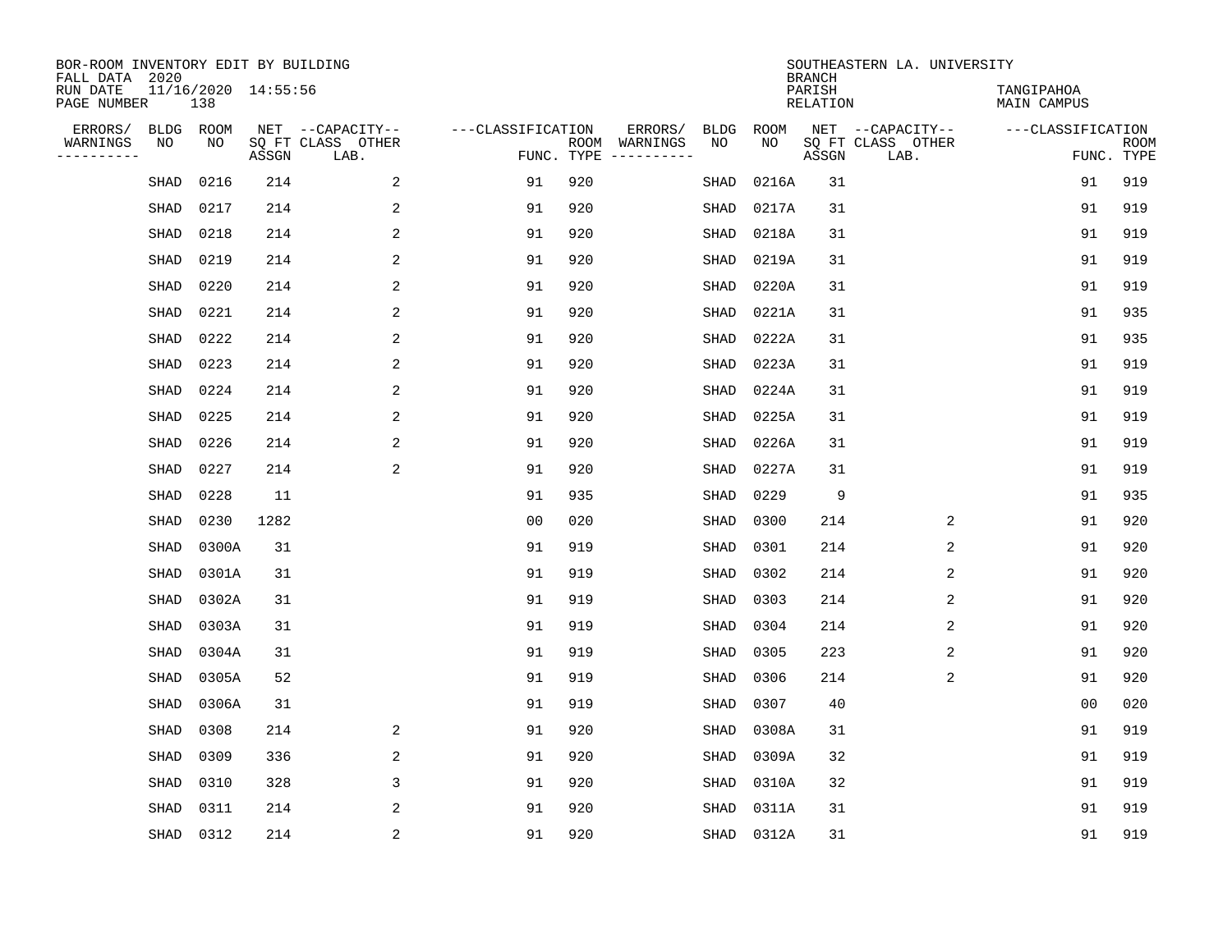BOR-ROOM INVENTORY EDIT BY BUILDING
FALL DATA 2020
RUN DATE 11/16/2020 14:55:56
PAGE NUMBER 138

SOUTHEASTERN LA. UNIVERSITY
BRANCH
PARISH TANGIPAHOA
RELATION MAIN CAMPUS

| ERRORS/ WARNINGS | BLDG NO | ROOM NO | NET SQ FT ASSGN | CAPACITY-- CLASS LAB. | OTHER | CLASSIFICATION FUNC. | ROOM TYPE | ERRORS/ WARNINGS | BLDG NO | ROOM NO | NET SQ FT ASSGN | CAPACITY-- CLASS LAB. | OTHER | CLASSIFICATION FUNC. | ROOM TYPE |
|---|---|---|---|---|---|---|---|---|---|---|---|---|---|---|---|
| | SHAD | 0216 | 214 | | 2 | 91 | 920 | | SHAD | 0216A | 31 | | | 91 | 919 |
| | SHAD | 0217 | 214 | | 2 | 91 | 920 | | SHAD | 0217A | 31 | | | 91 | 919 |
| | SHAD | 0218 | 214 | | 2 | 91 | 920 | | SHAD | 0218A | 31 | | | 91 | 919 |
| | SHAD | 0219 | 214 | | 2 | 91 | 920 | | SHAD | 0219A | 31 | | | 91 | 919 |
| | SHAD | 0220 | 214 | | 2 | 91 | 920 | | SHAD | 0220A | 31 | | | 91 | 919 |
| | SHAD | 0221 | 214 | | 2 | 91 | 920 | | SHAD | 0221A | 31 | | | 91 | 935 |
| | SHAD | 0222 | 214 | | 2 | 91 | 920 | | SHAD | 0222A | 31 | | | 91 | 935 |
| | SHAD | 0223 | 214 | | 2 | 91 | 920 | | SHAD | 0223A | 31 | | | 91 | 919 |
| | SHAD | 0224 | 214 | | 2 | 91 | 920 | | SHAD | 0224A | 31 | | | 91 | 919 |
| | SHAD | 0225 | 214 | | 2 | 91 | 920 | | SHAD | 0225A | 31 | | | 91 | 919 |
| | SHAD | 0226 | 214 | | 2 | 91 | 920 | | SHAD | 0226A | 31 | | | 91 | 919 |
| | SHAD | 0227 | 214 | | 2 | 91 | 920 | | SHAD | 0227A | 31 | | | 91 | 919 |
| | SHAD | 0228 | 11 | | | 91 | 935 | | SHAD | 0229 | 9 | | | 91 | 935 |
| | SHAD | 0230 | 1282 | | | 00 | 020 | | SHAD | 0300 | 214 | | 2 | 91 | 920 |
| | SHAD | 0300A | 31 | | | 91 | 919 | | SHAD | 0301 | 214 | | 2 | 91 | 920 |
| | SHAD | 0301A | 31 | | | 91 | 919 | | SHAD | 0302 | 214 | | 2 | 91 | 920 |
| | SHAD | 0302A | 31 | | | 91 | 919 | | SHAD | 0303 | 214 | | 2 | 91 | 920 |
| | SHAD | 0303A | 31 | | | 91 | 919 | | SHAD | 0304 | 214 | | 2 | 91 | 920 |
| | SHAD | 0304A | 31 | | | 91 | 919 | | SHAD | 0305 | 223 | | 2 | 91 | 920 |
| | SHAD | 0305A | 52 | | | 91 | 919 | | SHAD | 0306 | 214 | | 2 | 91 | 920 |
| | SHAD | 0306A | 31 | | | 91 | 919 | | SHAD | 0307 | 40 | | | 00 | 020 |
| | SHAD | 0308 | 214 | | 2 | 91 | 920 | | SHAD | 0308A | 31 | | | 91 | 919 |
| | SHAD | 0309 | 336 | | 2 | 91 | 920 | | SHAD | 0309A | 32 | | | 91 | 919 |
| | SHAD | 0310 | 328 | | 3 | 91 | 920 | | SHAD | 0310A | 32 | | | 91 | 919 |
| | SHAD | 0311 | 214 | | 2 | 91 | 920 | | SHAD | 0311A | 31 | | | 91 | 919 |
| | SHAD | 0312 | 214 | | 2 | 91 | 920 | | SHAD | 0312A | 31 | | | 91 | 919 |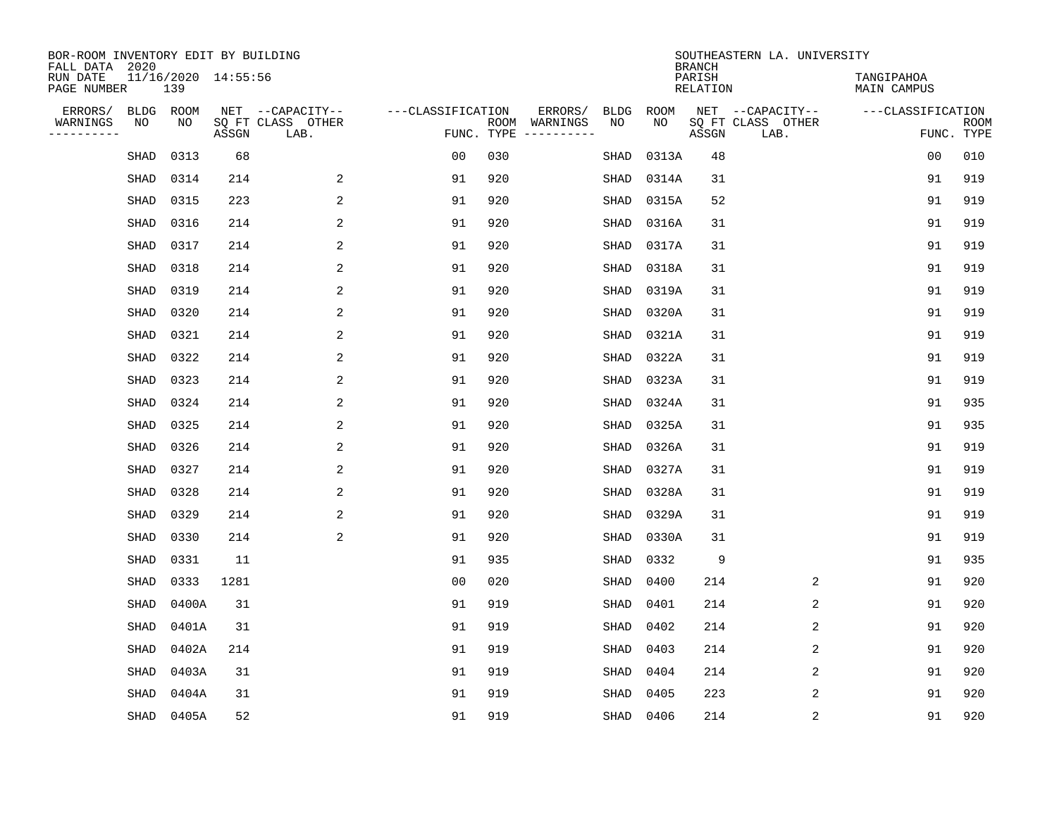BOR-ROOM INVENTORY EDIT BY BUILDING
FALL DATA 2020
RUN DATE 11/16/2020 14:55:56
PAGE NUMBER 139

SOUTHEASTERN LA. UNIVERSITY
BRANCH
PARISH TANGIPAHOA
RELATION MAIN CAMPUS

| ERRORS/ WARNINGS | BLDG NO | ROOM NO | NET SQ FT ASSGN | CAPACITY CLASS LAB. | CAPACITY OTHER | CLASSIFICATION FUNC. | ROOM TYPE | ERRORS/ WARNINGS | BLDG NO | ROOM NO | NET SQ FT ASSGN | CAPACITY CLASS LAB. | CAPACITY OTHER | CLASSIFICATION FUNC. | ROOM TYPE |
|---|---|---|---|---|---|---|---|---|---|---|---|---|---|---|---|
| | SHAD | 0313 | 68 | | | 00 | 030 | | SHAD | 0313A | 48 | | | 00 | 010 |
| | SHAD | 0314 | 214 | | 2 | 91 | 920 | | SHAD | 0314A | 31 | | | 91 | 919 |
| | SHAD | 0315 | 223 | | 2 | 91 | 920 | | SHAD | 0315A | 52 | | | 91 | 919 |
| | SHAD | 0316 | 214 | | 2 | 91 | 920 | | SHAD | 0316A | 31 | | | 91 | 919 |
| | SHAD | 0317 | 214 | | 2 | 91 | 920 | | SHAD | 0317A | 31 | | | 91 | 919 |
| | SHAD | 0318 | 214 | | 2 | 91 | 920 | | SHAD | 0318A | 31 | | | 91 | 919 |
| | SHAD | 0319 | 214 | | 2 | 91 | 920 | | SHAD | 0319A | 31 | | | 91 | 919 |
| | SHAD | 0320 | 214 | | 2 | 91 | 920 | | SHAD | 0320A | 31 | | | 91 | 919 |
| | SHAD | 0321 | 214 | | 2 | 91 | 920 | | SHAD | 0321A | 31 | | | 91 | 919 |
| | SHAD | 0322 | 214 | | 2 | 91 | 920 | | SHAD | 0322A | 31 | | | 91 | 919 |
| | SHAD | 0323 | 214 | | 2 | 91 | 920 | | SHAD | 0323A | 31 | | | 91 | 919 |
| | SHAD | 0324 | 214 | | 2 | 91 | 920 | | SHAD | 0324A | 31 | | | 91 | 935 |
| | SHAD | 0325 | 214 | | 2 | 91 | 920 | | SHAD | 0325A | 31 | | | 91 | 935 |
| | SHAD | 0326 | 214 | | 2 | 91 | 920 | | SHAD | 0326A | 31 | | | 91 | 919 |
| | SHAD | 0327 | 214 | | 2 | 91 | 920 | | SHAD | 0327A | 31 | | | 91 | 919 |
| | SHAD | 0328 | 214 | | 2 | 91 | 920 | | SHAD | 0328A | 31 | | | 91 | 919 |
| | SHAD | 0329 | 214 | | 2 | 91 | 920 | | SHAD | 0329A | 31 | | | 91 | 919 |
| | SHAD | 0330 | 214 | | 2 | 91 | 920 | | SHAD | 0330A | 31 | | | 91 | 919 |
| | SHAD | 0331 | 11 | | | 91 | 935 | | SHAD | 0332 | 9 | | | 91 | 935 |
| | SHAD | 0333 | 1281 | | | 00 | 020 | | SHAD | 0400 | 214 | | 2 | 91 | 920 |
| | SHAD | 0400A | 31 | | | 91 | 919 | | SHAD | 0401 | 214 | | 2 | 91 | 920 |
| | SHAD | 0401A | 31 | | | 91 | 919 | | SHAD | 0402 | 214 | | 2 | 91 | 920 |
| | SHAD | 0402A | 214 | | | 91 | 919 | | SHAD | 0403 | 214 | | 2 | 91 | 920 |
| | SHAD | 0403A | 31 | | | 91 | 919 | | SHAD | 0404 | 214 | | 2 | 91 | 920 |
| | SHAD | 0404A | 31 | | | 91 | 919 | | SHAD | 0405 | 223 | | 2 | 91 | 920 |
| | SHAD | 0405A | 52 | | | 91 | 919 | | SHAD | 0406 | 214 | | 2 | 91 | 920 |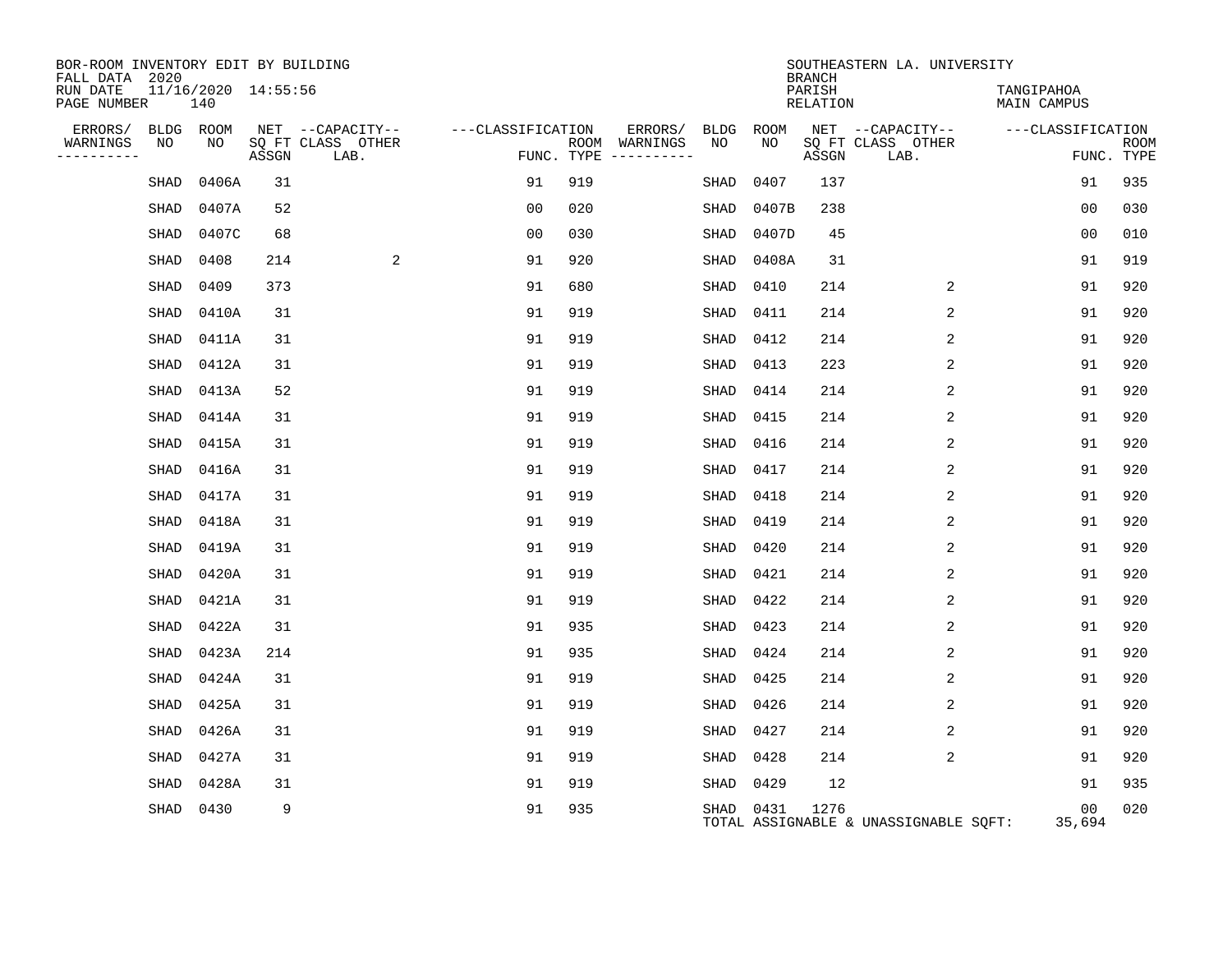BOR-ROOM INVENTORY EDIT BY BUILDING
FALL DATA 2020
RUN DATE 11/16/2020 14:55:56
PAGE NUMBER 140

SOUTHEASTERN LA. UNIVERSITY
BRANCH
PARISH TANGIPAHOA
RELATION MAIN CAMPUS

| ERRORS/ WARNINGS | BLDG NO | ROOM NO | NET SQ FT ASSGN | CAPACITY CLASS LAB. | CAPACITY OTHER | CLASSIFICATION FUNC. | ROOM TYPE | ERRORS/ WARNINGS | BLDG NO | ROOM NO | NET SQ FT ASSGN | CAPACITY CLASS LAB. | CAPACITY OTHER | CLASSIFICATION FUNC. | ROOM TYPE |
|---|---|---|---|---|---|---|---|---|---|---|---|---|---|---|---|
| | SHAD | 0406A | 31 | | | 91 | 919 | | SHAD | 0407 | 137 | | | 91 | 935 |
| | SHAD | 0407A | 52 | | | 00 | 020 | | SHAD | 0407B | 238 | | | 00 | 030 |
| | SHAD | 0407C | 68 | | | 00 | 030 | | SHAD | 0407D | 45 | | | 00 | 010 |
| | SHAD | 0408 | 214 | | 2 | 91 | 920 | | SHAD | 0408A | 31 | | | 91 | 919 |
| | SHAD | 0409 | 373 | | | 91 | 680 | | SHAD | 0410 | 214 | | 2 | 91 | 920 |
| | SHAD | 0410A | 31 | | | 91 | 919 | | SHAD | 0411 | 214 | | 2 | 91 | 920 |
| | SHAD | 0411A | 31 | | | 91 | 919 | | SHAD | 0412 | 214 | | 2 | 91 | 920 |
| | SHAD | 0412A | 31 | | | 91 | 919 | | SHAD | 0413 | 223 | | 2 | 91 | 920 |
| | SHAD | 0413A | 52 | | | 91 | 919 | | SHAD | 0414 | 214 | | 2 | 91 | 920 |
| | SHAD | 0414A | 31 | | | 91 | 919 | | SHAD | 0415 | 214 | | 2 | 91 | 920 |
| | SHAD | 0415A | 31 | | | 91 | 919 | | SHAD | 0416 | 214 | | 2 | 91 | 920 |
| | SHAD | 0416A | 31 | | | 91 | 919 | | SHAD | 0417 | 214 | | 2 | 91 | 920 |
| | SHAD | 0417A | 31 | | | 91 | 919 | | SHAD | 0418 | 214 | | 2 | 91 | 920 |
| | SHAD | 0418A | 31 | | | 91 | 919 | | SHAD | 0419 | 214 | | 2 | 91 | 920 |
| | SHAD | 0419A | 31 | | | 91 | 919 | | SHAD | 0420 | 214 | | 2 | 91 | 920 |
| | SHAD | 0420A | 31 | | | 91 | 919 | | SHAD | 0421 | 214 | | 2 | 91 | 920 |
| | SHAD | 0421A | 31 | | | 91 | 919 | | SHAD | 0422 | 214 | | 2 | 91 | 920 |
| | SHAD | 0422A | 31 | | | 91 | 935 | | SHAD | 0423 | 214 | | 2 | 91 | 920 |
| | SHAD | 0423A | 214 | | | 91 | 935 | | SHAD | 0424 | 214 | | 2 | 91 | 920 |
| | SHAD | 0424A | 31 | | | 91 | 919 | | SHAD | 0425 | 214 | | 2 | 91 | 920 |
| | SHAD | 0425A | 31 | | | 91 | 919 | | SHAD | 0426 | 214 | | 2 | 91 | 920 |
| | SHAD | 0426A | 31 | | | 91 | 919 | | SHAD | 0427 | 214 | | 2 | 91 | 920 |
| | SHAD | 0427A | 31 | | | 91 | 919 | | SHAD | 0428 | 214 | | 2 | 91 | 920 |
| | SHAD | 0428A | 31 | | | 91 | 919 | | SHAD | 0429 | 12 | | | 91 | 935 |
| | SHAD | 0430 | 9 | | | 91 | 935 | | SHAD | 0431 | 1276 | | | 00 | 020 |

TOTAL ASSIGNABLE & UNASSIGNABLE SQFT: 35,694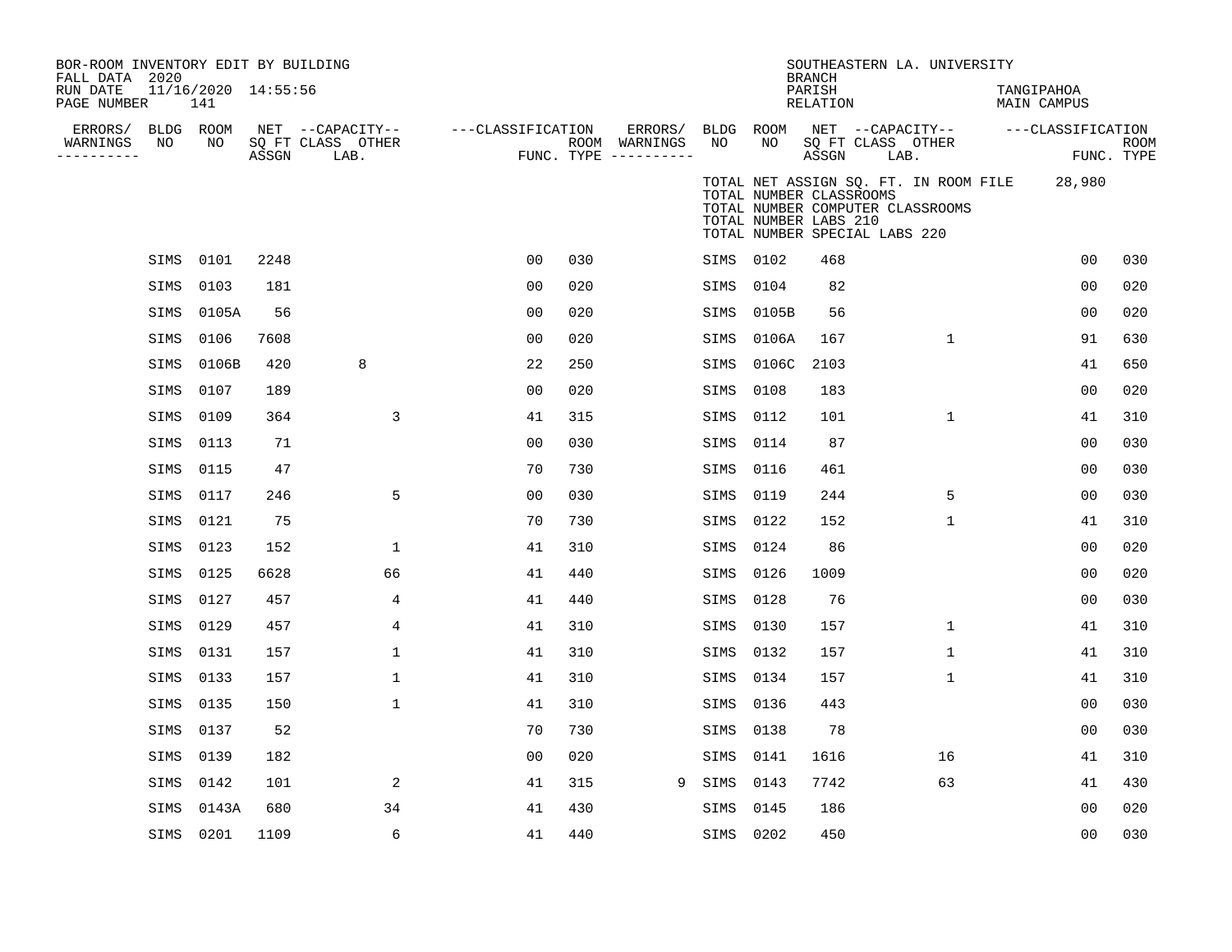BOR-ROOM INVENTORY EDIT BY BUILDING
FALL DATA 2020
RUN DATE 11/16/2020 14:55:56
PAGE NUMBER 141

SOUTHEASTERN LA. UNIVERSITY
BRANCH
PARISH TANGIPAHOA
RELATION MAIN CAMPUS

TOTAL NET ASSIGN SQ. FT. IN ROOM FILE 28,980
TOTAL NUMBER CLASSROOMS
TOTAL NUMBER COMPUTER CLASSROOMS
TOTAL NUMBER LABS 210
TOTAL NUMBER SPECIAL LABS 220

| ERRORS/ WARNINGS | BLDG NO | ROOM NO | NET SQ FT ASSGN | CAPACITY CLASS LAB. | CAPACITY OTHER | CLASSIFICATION FUNC. | ROOM TYPE | ERRORS/ WARNINGS | BLDG NO | ROOM NO | NET SQ FT ASSGN | CAPACITY CLASS LAB. | CAPACITY OTHER | CLASSIFICATION FUNC. | ROOM TYPE |
|---|---|---|---|---|---|---|---|---|---|---|---|---|---|---|---|
| | SIMS | 0101 | 2248 | | | 00 | 030 | | SIMS | 0102 | 468 | | | 00 | 030 |
| | SIMS | 0103 | 181 | | | 00 | 020 | | SIMS | 0104 | 82 | | | 00 | 020 |
| | SIMS | 0105A | 56 | | | 00 | 020 | | SIMS | 0105B | 56 | | | 00 | 020 |
| | SIMS | 0106 | 7608 | | | 00 | 020 | | SIMS | 0106A | 167 | | 1 | 91 | 630 |
| | SIMS | 0106B | 420 | 8 | | 22 | 250 | | SIMS | 0106C | 2103 | | | 41 | 650 |
| | SIMS | 0107 | 189 | | | 00 | 020 | | SIMS | 0108 | 183 | | | 00 | 020 |
| | SIMS | 0109 | 364 | | 3 | 41 | 315 | | SIMS | 0112 | 101 | | 1 | 41 | 310 |
| | SIMS | 0113 | 71 | | | 00 | 030 | | SIMS | 0114 | 87 | | | 00 | 030 |
| | SIMS | 0115 | 47 | | | 70 | 730 | | SIMS | 0116 | 461 | | | 00 | 030 |
| | SIMS | 0117 | 246 | | 5 | 00 | 030 | | SIMS | 0119 | 244 | | 5 | 00 | 030 |
| | SIMS | 0121 | 75 | | | 70 | 730 | | SIMS | 0122 | 152 | | 1 | 41 | 310 |
| | SIMS | 0123 | 152 | | 1 | 41 | 310 | | SIMS | 0124 | 86 | | | 00 | 020 |
| | SIMS | 0125 | 6628 | | 66 | 41 | 440 | | SIMS | 0126 | 1009 | | | 00 | 020 |
| | SIMS | 0127 | 457 | | 4 | 41 | 440 | | SIMS | 0128 | 76 | | | 00 | 030 |
| | SIMS | 0129 | 457 | | 4 | 41 | 310 | | SIMS | 0130 | 157 | | 1 | 41 | 310 |
| | SIMS | 0131 | 157 | | 1 | 41 | 310 | | SIMS | 0132 | 157 | | 1 | 41 | 310 |
| | SIMS | 0133 | 157 | | 1 | 41 | 310 | | SIMS | 0134 | 157 | | 1 | 41 | 310 |
| | SIMS | 0135 | 150 | | 1 | 41 | 310 | | SIMS | 0136 | 443 | | | 00 | 030 |
| | SIMS | 0137 | 52 | | | 70 | 730 | | SIMS | 0138 | 78 | | | 00 | 030 |
| | SIMS | 0139 | 182 | | | 00 | 020 | | SIMS | 0141 | 1616 | | 16 | 41 | 310 |
| | SIMS | 0142 | 101 | | 2 | 41 | 315 | 9 | SIMS | 0143 | 7742 | | 63 | 41 | 430 |
| | SIMS | 0143A | 680 | | 34 | 41 | 430 | | SIMS | 0145 | 186 | | | 00 | 020 |
| | SIMS | 0201 | 1109 | | 6 | 41 | 440 | | SIMS | 0202 | 450 | | | 00 | 030 |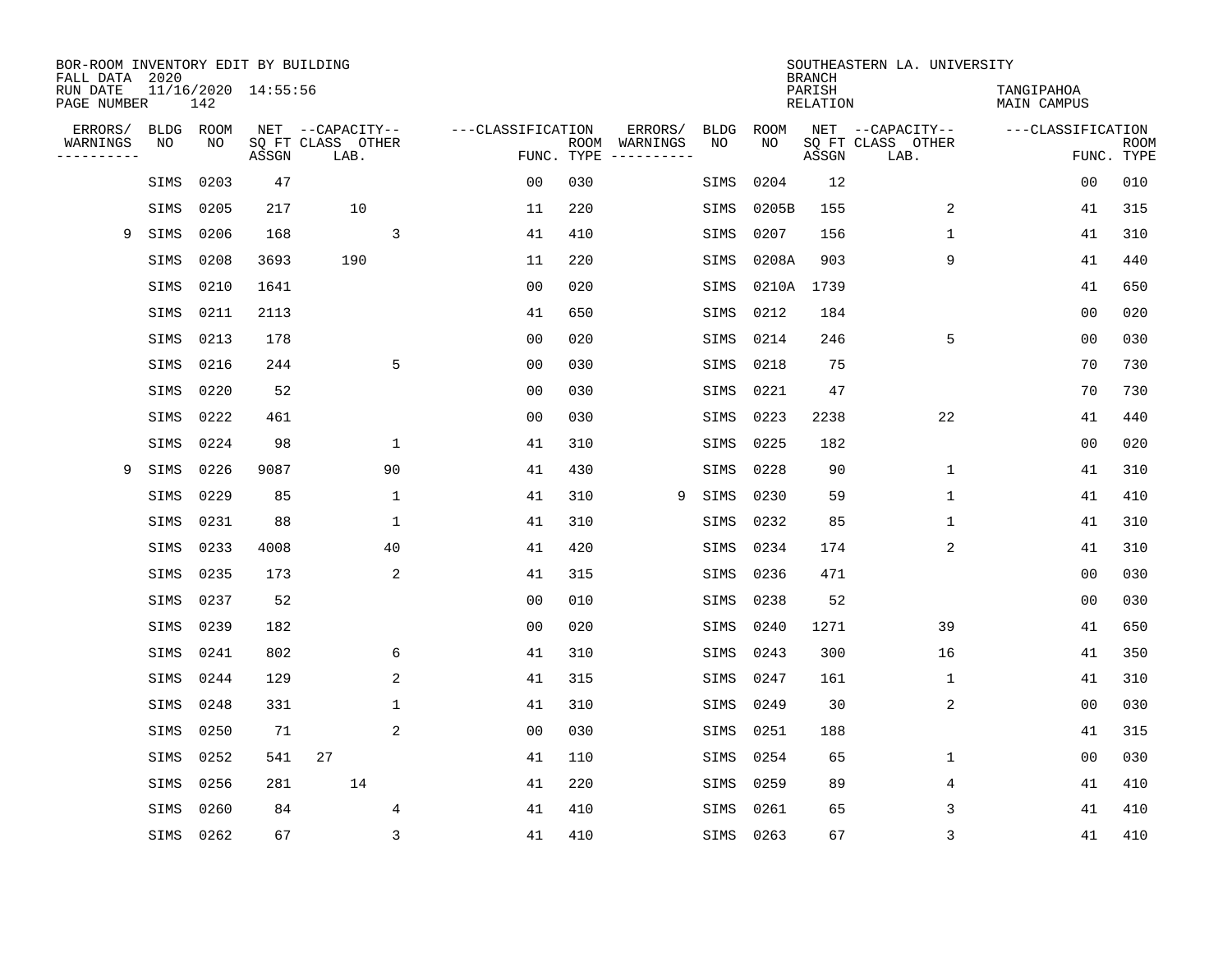BOR-ROOM INVENTORY EDIT BY BUILDING
FALL DATA 2020
RUN DATE 11/16/2020 14:55:56
PAGE NUMBER 142

SOUTHEASTERN LA. UNIVERSITY
BRANCH
PARISH TANGIPAHOA
RELATION MAIN CAMPUS

| ERRORS/ WARNINGS | BLDG NO | ROOM NO | NET SQ FT ASSGN | CAPACITY CLASS | CAPACITY LAB. | CAPACITY OTHER | CLASSIFICATION FUNC. | ROOM TYPE | ERRORS/ WARNINGS | BLDG NO | ROOM NO | NET SQ FT ASSGN | CAPACITY CLASS | CAPACITY LAB. | CAPACITY OTHER | CLASSIFICATION FUNC. | ROOM TYPE |
|---|---|---|---|---|---|---|---|---|---|---|---|---|---|---|---|---|---|
| | SIMS | 0203 | 47 | | | | 00 | 030 | | SIMS | 0204 | 12 | | | | 00 | 010 |
| | SIMS | 0205 | 217 | | 10 | | 11 | 220 | | SIMS | 0205B | 155 | | | 2 | 41 | 315 |
| 9 | SIMS | 0206 | 168 | | | 3 | 41 | 410 | | SIMS | 0207 | 156 | | | 1 | 41 | 310 |
| | SIMS | 0208 | 3693 | | 190 | | 11 | 220 | | SIMS | 0208A | 903 | | | 9 | 41 | 440 |
| | SIMS | 0210 | 1641 | | | | 00 | 020 | | SIMS | 0210A | 1739 | | | | 41 | 650 |
| | SIMS | 0211 | 2113 | | | | 41 | 650 | | SIMS | 0212 | 184 | | | | 00 | 020 |
| | SIMS | 0213 | 178 | | | | 00 | 020 | | SIMS | 0214 | 246 | | | 5 | 00 | 030 |
| | SIMS | 0216 | 244 | | | 5 | 00 | 030 | | SIMS | 0218 | 75 | | | | 70 | 730 |
| | SIMS | 0220 | 52 | | | | 00 | 030 | | SIMS | 0221 | 47 | | | | 70 | 730 |
| | SIMS | 0222 | 461 | | | | 00 | 030 | | SIMS | 0223 | 2238 | | | 22 | 41 | 440 |
| | SIMS | 0224 | 98 | | | 1 | 41 | 310 | | SIMS | 0225 | 182 | | | | 00 | 020 |
| 9 | SIMS | 0226 | 9087 | | | 90 | 41 | 430 | | SIMS | 0228 | 90 | | | 1 | 41 | 310 |
| | SIMS | 0229 | 85 | | | 1 | 41 | 310 | 9 | SIMS | 0230 | 59 | | | 1 | 41 | 410 |
| | SIMS | 0231 | 88 | | | 1 | 41 | 310 | | SIMS | 0232 | 85 | | | 1 | 41 | 310 |
| | SIMS | 0233 | 4008 | | | 40 | 41 | 420 | | SIMS | 0234 | 174 | | | 2 | 41 | 310 |
| | SIMS | 0235 | 173 | | | 2 | 41 | 315 | | SIMS | 0236 | 471 | | | | 00 | 030 |
| | SIMS | 0237 | 52 | | | | 00 | 010 | | SIMS | 0238 | 52 | | | | 00 | 030 |
| | SIMS | 0239 | 182 | | | | 00 | 020 | | SIMS | 0240 | 1271 | | | 39 | 41 | 650 |
| | SIMS | 0241 | 802 | | | 6 | 41 | 310 | | SIMS | 0243 | 300 | | | 16 | 41 | 350 |
| | SIMS | 0244 | 129 | | | 2 | 41 | 315 | | SIMS | 0247 | 161 | | | 1 | 41 | 310 |
| | SIMS | 0248 | 331 | | | 1 | 41 | 310 | | SIMS | 0249 | 30 | | | 2 | 00 | 030 |
| | SIMS | 0250 | 71 | | | 2 | 00 | 030 | | SIMS | 0251 | 188 | | | | 41 | 315 |
| | SIMS | 0252 | 541 | 27 | | | 41 | 110 | | SIMS | 0254 | 65 | | | 1 | 00 | 030 |
| | SIMS | 0256 | 281 | | 14 | | 41 | 220 | | SIMS | 0259 | 89 | | | 4 | 41 | 410 |
| | SIMS | 0260 | 84 | | | 4 | 41 | 410 | | SIMS | 0261 | 65 | | | 3 | 41 | 410 |
| | SIMS | 0262 | 67 | | | 3 | 41 | 410 | | SIMS | 0263 | 67 | | | 3 | 41 | 410 |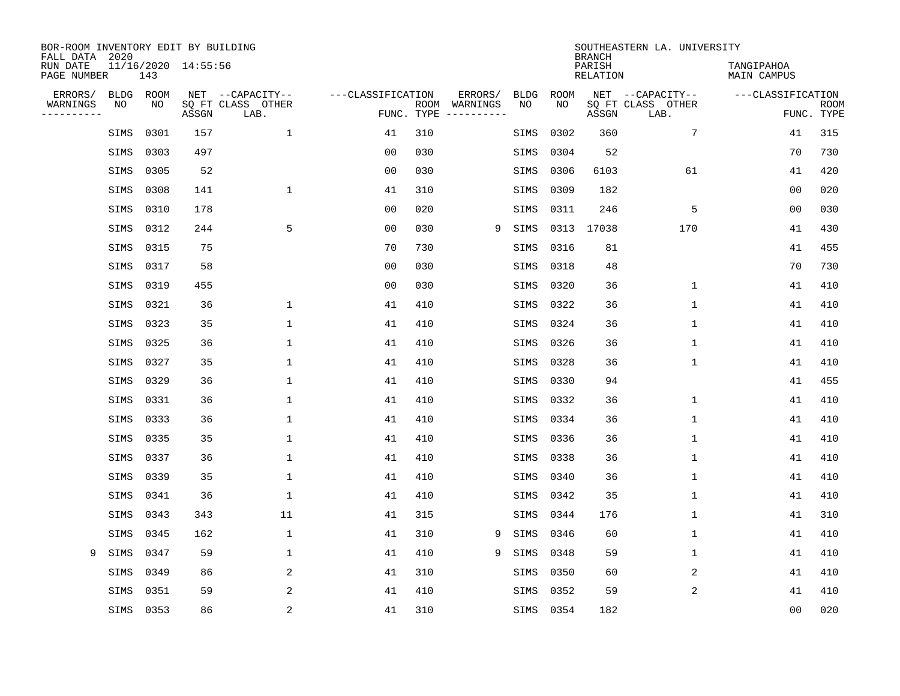BOR-ROOM INVENTORY EDIT BY BUILDING
FALL DATA 2020
RUN DATE 11/16/2020 14:55:56
PAGE NUMBER 143

SOUTHEASTERN LA. UNIVERSITY
BRANCH
PARISH TANGIPAHOA
RELATION MAIN CAMPUS

| ERRORS/ WARNINGS | BLDG NO | ROOM NO | NET SQ FT ASSGN | CAPACITY CLASS LAB. | CAPACITY OTHER | CLASSIFICATION FUNC. | ROOM TYPE | ERRORS/ WARNINGS | BLDG NO | ROOM NO | NET SQ FT ASSGN | CAPACITY CLASS LAB. | CAPACITY OTHER | CLASSIFICATION FUNC. | ROOM TYPE |
|---|---|---|---|---|---|---|---|---|---|---|---|---|---|---|---|
| | SIMS | 0301 | 157 | | 1 | 41 | 310 | | SIMS | 0302 | 360 | | 7 | 41 | 315 |
| | SIMS | 0303 | 497 | | | 00 | 030 | | SIMS | 0304 | 52 | | | 70 | 730 |
| | SIMS | 0305 | 52 | | | 00 | 030 | | SIMS | 0306 | 6103 | | 61 | 41 | 420 |
| | SIMS | 0308 | 141 | | 1 | 41 | 310 | | SIMS | 0309 | 182 | | | 00 | 020 |
| | SIMS | 0310 | 178 | | | 00 | 020 | | SIMS | 0311 | 246 | | 5 | 00 | 030 |
| | SIMS | 0312 | 244 | | 5 | 00 | 030 | 9 | SIMS | 0313 | 17038 | | 170 | 41 | 430 |
| | SIMS | 0315 | 75 | | | 70 | 730 | | SIMS | 0316 | 81 | | | 41 | 455 |
| | SIMS | 0317 | 58 | | | 00 | 030 | | SIMS | 0318 | 48 | | | 70 | 730 |
| | SIMS | 0319 | 455 | | | 00 | 030 | | SIMS | 0320 | 36 | | 1 | 41 | 410 |
| | SIMS | 0321 | 36 | | 1 | 41 | 410 | | SIMS | 0322 | 36 | | 1 | 41 | 410 |
| | SIMS | 0323 | 35 | | 1 | 41 | 410 | | SIMS | 0324 | 36 | | 1 | 41 | 410 |
| | SIMS | 0325 | 36 | | 1 | 41 | 410 | | SIMS | 0326 | 36 | | 1 | 41 | 410 |
| | SIMS | 0327 | 35 | | 1 | 41 | 410 | | SIMS | 0328 | 36 | | 1 | 41 | 410 |
| | SIMS | 0329 | 36 | | 1 | 41 | 410 | | SIMS | 0330 | 94 | | | 41 | 455 |
| | SIMS | 0331 | 36 | | 1 | 41 | 410 | | SIMS | 0332 | 36 | | 1 | 41 | 410 |
| | SIMS | 0333 | 36 | | 1 | 41 | 410 | | SIMS | 0334 | 36 | | 1 | 41 | 410 |
| | SIMS | 0335 | 35 | | 1 | 41 | 410 | | SIMS | 0336 | 36 | | 1 | 41 | 410 |
| | SIMS | 0337 | 36 | | 1 | 41 | 410 | | SIMS | 0338 | 36 | | 1 | 41 | 410 |
| | SIMS | 0339 | 35 | | 1 | 41 | 410 | | SIMS | 0340 | 36 | | 1 | 41 | 410 |
| | SIMS | 0341 | 36 | | 1 | 41 | 410 | | SIMS | 0342 | 35 | | 1 | 41 | 410 |
| | SIMS | 0343 | 343 | | 11 | 41 | 315 | | SIMS | 0344 | 176 | | 1 | 41 | 310 |
| | SIMS | 0345 | 162 | | 1 | 41 | 310 | 9 | SIMS | 0346 | 60 | | 1 | 41 | 410 |
| 9 | SIMS | 0347 | 59 | | 1 | 41 | 410 | 9 | SIMS | 0348 | 59 | | 1 | 41 | 410 |
| | SIMS | 0349 | 86 | | 2 | 41 | 310 | | SIMS | 0350 | 60 | | 2 | 41 | 410 |
| | SIMS | 0351 | 59 | | 2 | 41 | 410 | | SIMS | 0352 | 59 | | 2 | 41 | 410 |
| | SIMS | 0353 | 86 | | 2 | 41 | 310 | | SIMS | 0354 | 182 | | | 00 | 020 |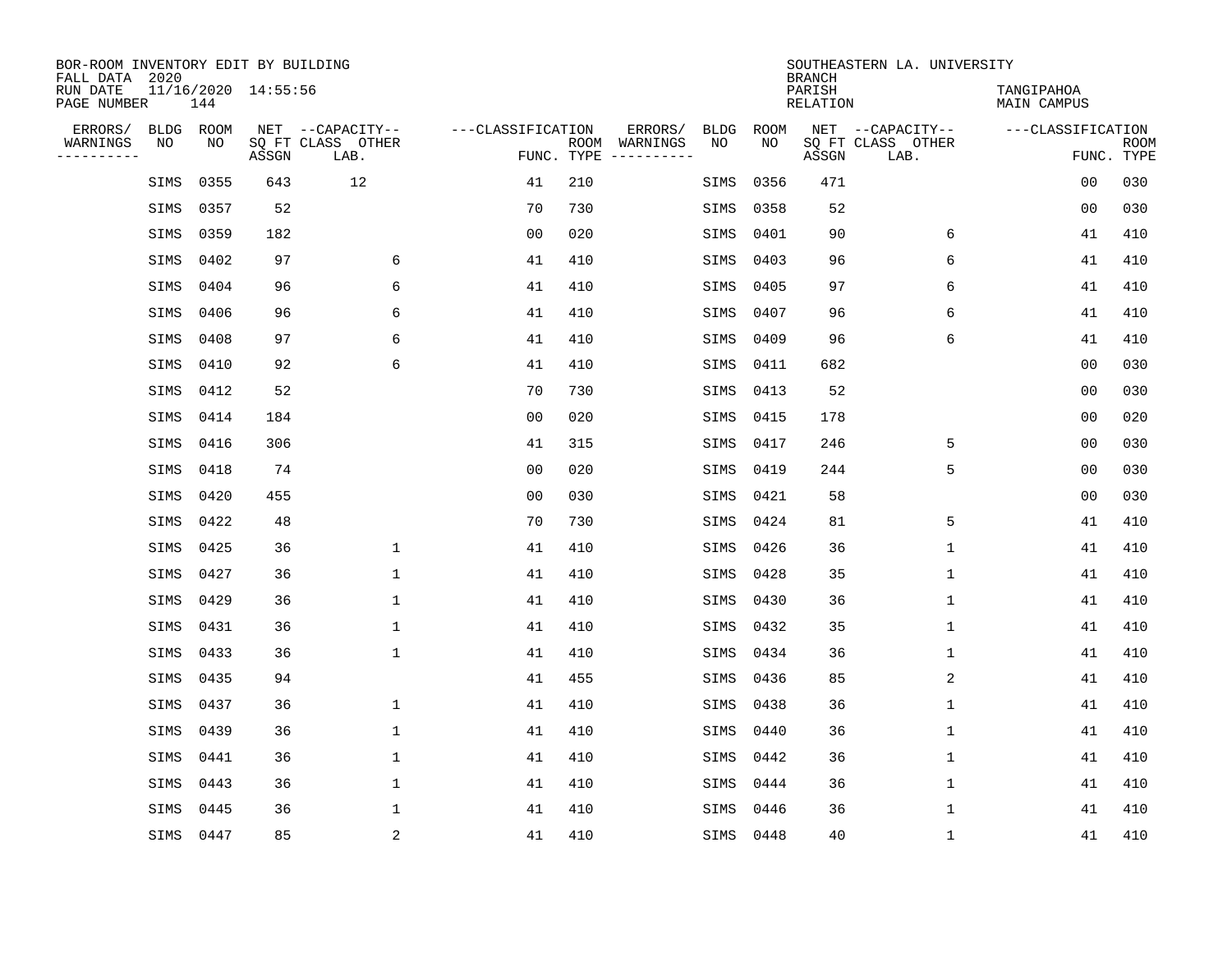BOR-ROOM INVENTORY EDIT BY BUILDING
FALL DATA 2020
RUN DATE 11/16/2020 14:55:56
PAGE NUMBER 144

SOUTHEASTERN LA. UNIVERSITY
BRANCH
PARISH TANGIPAHOA
RELATION MAIN CAMPUS

| ERRORS/ WARNINGS | BLDG NO | ROOM NO | NET SQ FT ASSGN | --CAPACITY-- CLASS LAB. | OTHER | ---CLASSIFICATION FUNC. | ROOM TYPE | ERRORS/ WARNINGS | BLDG NO | ROOM NO | NET SQ FT ASSGN | --CAPACITY-- CLASS LAB. | OTHER | ---CLASSIFICATION FUNC. | ROOM TYPE |
|---|---|---|---|---|---|---|---|---|---|---|---|---|---|---|---|
| | SIMS | 0355 | 643 | 12 | | 41 | 210 | | SIMS | 0356 | 471 | | | 00 | 030 |
| | SIMS | 0357 | 52 | | | 70 | 730 | | SIMS | 0358 | 52 | | | 00 | 030 |
| | SIMS | 0359 | 182 | | | 00 | 020 | | SIMS | 0401 | 90 | | 6 | 41 | 410 |
| | SIMS | 0402 | 97 | | 6 | 41 | 410 | | SIMS | 0403 | 96 | | 6 | 41 | 410 |
| | SIMS | 0404 | 96 | | 6 | 41 | 410 | | SIMS | 0405 | 97 | | 6 | 41 | 410 |
| | SIMS | 0406 | 96 | | 6 | 41 | 410 | | SIMS | 0407 | 96 | | 6 | 41 | 410 |
| | SIMS | 0408 | 97 | | 6 | 41 | 410 | | SIMS | 0409 | 96 | | 6 | 41 | 410 |
| | SIMS | 0410 | 92 | | 6 | 41 | 410 | | SIMS | 0411 | 682 | | | 00 | 030 |
| | SIMS | 0412 | 52 | | | 70 | 730 | | SIMS | 0413 | 52 | | | 00 | 030 |
| | SIMS | 0414 | 184 | | | 00 | 020 | | SIMS | 0415 | 178 | | | 00 | 020 |
| | SIMS | 0416 | 306 | | | 41 | 315 | | SIMS | 0417 | 246 | | 5 | 00 | 030 |
| | SIMS | 0418 | 74 | | | 00 | 020 | | SIMS | 0419 | 244 | | 5 | 00 | 030 |
| | SIMS | 0420 | 455 | | | 00 | 030 | | SIMS | 0421 | 58 | | | 00 | 030 |
| | SIMS | 0422 | 48 | | | 70 | 730 | | SIMS | 0424 | 81 | | 5 | 41 | 410 |
| | SIMS | 0425 | 36 | | 1 | 41 | 410 | | SIMS | 0426 | 36 | | 1 | 41 | 410 |
| | SIMS | 0427 | 36 | | 1 | 41 | 410 | | SIMS | 0428 | 35 | | 1 | 41 | 410 |
| | SIMS | 0429 | 36 | | 1 | 41 | 410 | | SIMS | 0430 | 36 | | 1 | 41 | 410 |
| | SIMS | 0431 | 36 | | 1 | 41 | 410 | | SIMS | 0432 | 35 | | 1 | 41 | 410 |
| | SIMS | 0433 | 36 | | 1 | 41 | 410 | | SIMS | 0434 | 36 | | 1 | 41 | 410 |
| | SIMS | 0435 | 94 | | | 41 | 455 | | SIMS | 0436 | 85 | | 2 | 41 | 410 |
| | SIMS | 0437 | 36 | | 1 | 41 | 410 | | SIMS | 0438 | 36 | | 1 | 41 | 410 |
| | SIMS | 0439 | 36 | | 1 | 41 | 410 | | SIMS | 0440 | 36 | | 1 | 41 | 410 |
| | SIMS | 0441 | 36 | | 1 | 41 | 410 | | SIMS | 0442 | 36 | | 1 | 41 | 410 |
| | SIMS | 0443 | 36 | | 1 | 41 | 410 | | SIMS | 0444 | 36 | | 1 | 41 | 410 |
| | SIMS | 0445 | 36 | | 1 | 41 | 410 | | SIMS | 0446 | 36 | | 1 | 41 | 410 |
| | SIMS | 0447 | 85 | | 2 | 41 | 410 | | SIMS | 0448 | 40 | | 1 | 41 | 410 |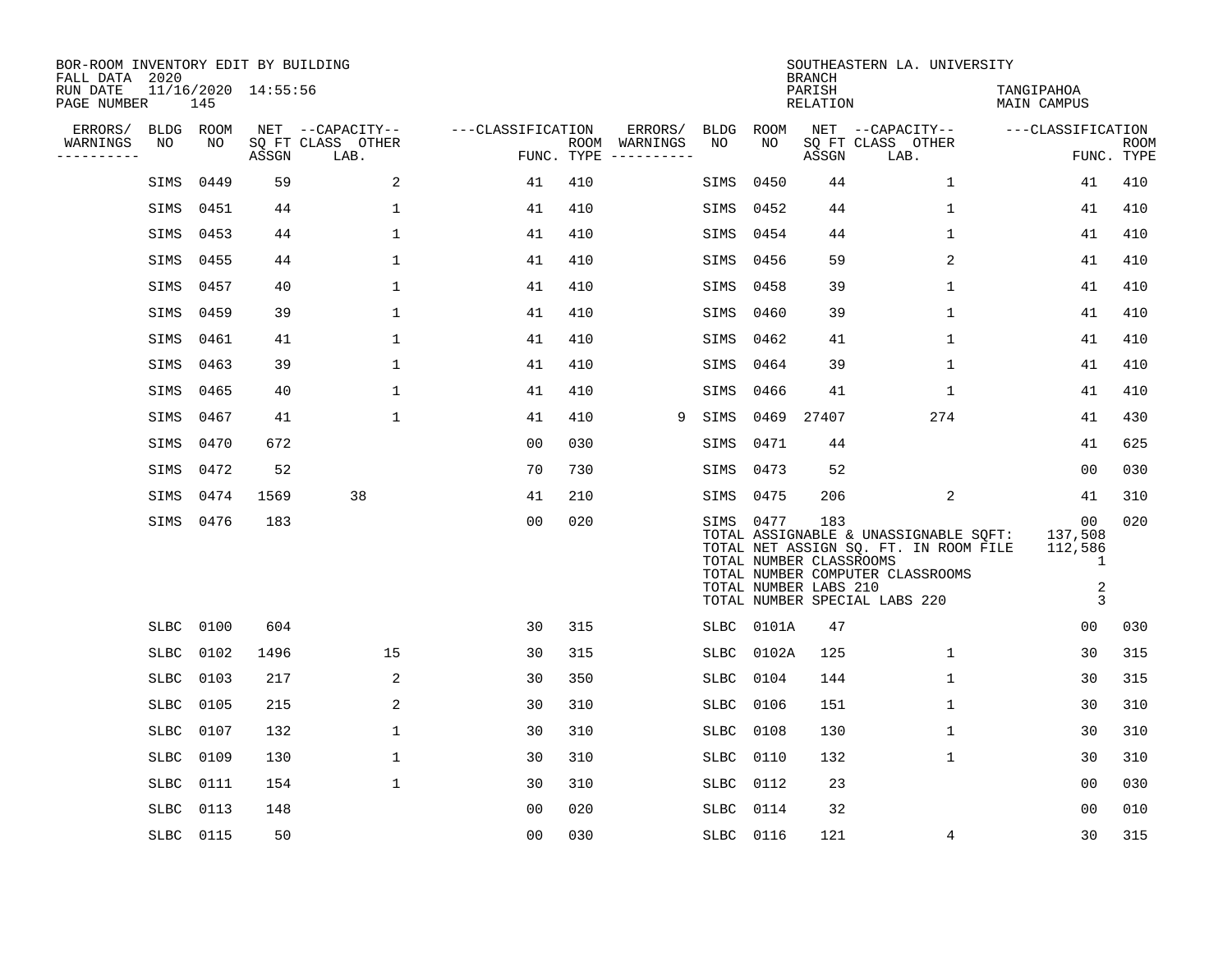BOR-ROOM INVENTORY EDIT BY BUILDING
FALL DATA 2020
RUN DATE 11/16/2020 14:55:56
PAGE NUMBER 145

SOUTHEASTERN LA. UNIVERSITY
BRANCH
PARISH TANGIPAHOA
RELATION MAIN CAMPUS

| ERRORS/ WARNINGS | BLDG NO | ROOM NO | NET SQ FT ASSGN | --CAPACITY-- CLASS LAB. | OTHER | ---CLASSIFICATION FUNC. | ROOM TYPE | ERRORS/ WARNINGS | BLDG NO | ROOM NO | NET SQ FT ASSGN | --CAPACITY-- CLASS LAB. | OTHER | ---CLASSIFICATION FUNC. | ROOM TYPE |
|---|---|---|---|---|---|---|---|---|---|---|---|---|---|---|---|
| | SIMS | 0449 | 59 | | 2 | 41 | 410 | | SIMS | 0450 | 44 | | 1 | 41 | 410 |
| | SIMS | 0451 | 44 | | 1 | 41 | 410 | | SIMS | 0452 | 44 | | 1 | 41 | 410 |
| | SIMS | 0453 | 44 | | 1 | 41 | 410 | | SIMS | 0454 | 44 | | 1 | 41 | 410 |
| | SIMS | 0455 | 44 | | 1 | 41 | 410 | | SIMS | 0456 | 59 | | 2 | 41 | 410 |
| | SIMS | 0457 | 40 | | 1 | 41 | 410 | | SIMS | 0458 | 39 | | 1 | 41 | 410 |
| | SIMS | 0459 | 39 | | 1 | 41 | 410 | | SIMS | 0460 | 39 | | 1 | 41 | 410 |
| | SIMS | 0461 | 41 | | 1 | 41 | 410 | | SIMS | 0462 | 41 | | 1 | 41 | 410 |
| | SIMS | 0463 | 39 | | 1 | 41 | 410 | | SIMS | 0464 | 39 | | 1 | 41 | 410 |
| | SIMS | 0465 | 40 | | 1 | 41 | 410 | | SIMS | 0466 | 41 | | 1 | 41 | 410 |
| | SIMS | 0467 | 41 | | 1 | 41 | 410 | 9 | SIMS | 0469 | 27407 | | 274 | 41 | 430 |
| | SIMS | 0470 | 672 | | | 00 | 030 | | SIMS | 0471 | 44 | | | 41 | 625 |
| | SIMS | 0472 | 52 | | | 70 | 730 | | SIMS | 0473 | 52 | | | 00 | 030 |
| | SIMS | 0474 | 1569 | 38 | | 41 | 210 | | SIMS | 0475 | 206 | | 2 | 41 | 310 |
| | SIMS | 0476 | 183 | | | 00 | 020 | | SIMS | 0477 | 183 | | | 00 | 020 |
| | SLBC | 0100 | 604 | | | 30 | 315 | | SLBC | 0101A | 47 | | | 00 | 030 |
| | SLBC | 0102 | 1496 | | 15 | 30 | 315 | | SLBC | 0102A | 125 | | 1 | 30 | 315 |
| | SLBC | 0103 | 217 | | 2 | 30 | 350 | | SLBC | 0104 | 144 | | 1 | 30 | 315 |
| | SLBC | 0105 | 215 | | 2 | 30 | 310 | | SLBC | 0106 | 151 | | 1 | 30 | 310 |
| | SLBC | 0107 | 132 | | 1 | 30 | 310 | | SLBC | 0108 | 130 | | 1 | 30 | 310 |
| | SLBC | 0109 | 130 | | 1 | 30 | 310 | | SLBC | 0110 | 132 | | 1 | 30 | 310 |
| | SLBC | 0111 | 154 | | 1 | 30 | 310 | | SLBC | 0112 | 23 | | | 00 | 030 |
| | SLBC | 0113 | 148 | | | 00 | 020 | | SLBC | 0114 | 32 | | | 00 | 010 |
| | SLBC | 0115 | 50 | | | 00 | 030 | | SLBC | 0116 | 121 | | 4 | 30 | 315 |

SIMS building totals:

- TOTAL ASSIGNABLE & UNASSIGNABLE SQFT: 137,508
- TOTAL NET ASSIGN SQ. FT. IN ROOM FILE: 112,586
- TOTAL NUMBER CLASSROOMS: 1
- TOTAL NUMBER COMPUTER CLASSROOMS:
- TOTAL NUMBER LABS 210: 2
- TOTAL NUMBER SPECIAL LABS 220: 3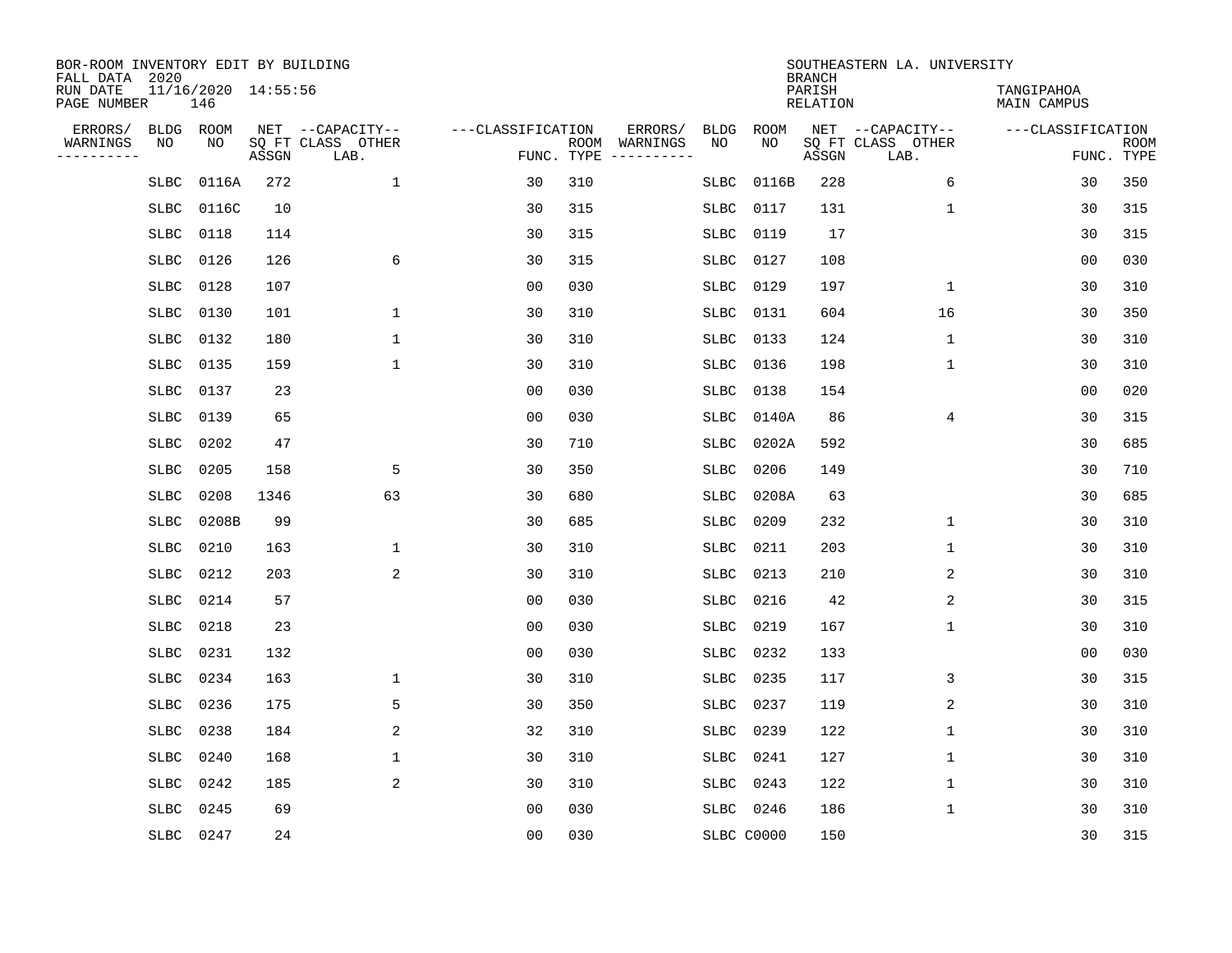BOR-ROOM INVENTORY EDIT BY BUILDING
FALL DATA 2020
RUN DATE 11/16/2020 14:55:56
PAGE NUMBER 146

SOUTHEASTERN LA. UNIVERSITY
BRANCH
PARISH TANGIPAHOA
RELATION MAIN CAMPUS

| ERRORS/ WARNINGS | BLDG NO | ROOM NO | NET SQ FT ASSGN | CAPACITY CLASS LAB. | CAPACITY OTHER | CLASSIFICATION FUNC. | ROOM TYPE | ERRORS/ WARNINGS | BLDG NO | ROOM NO | NET SQ FT ASSGN | CAPACITY CLASS LAB. | CAPACITY OTHER | CLASSIFICATION FUNC. | ROOM TYPE |
|---|---|---|---|---|---|---|---|---|---|---|---|---|---|---|---|
| | SLBC | 0116A | 272 | | 1 | 30 | 310 | | SLBC | 0116B | 228 | | 6 | 30 | 350 |
| | SLBC | 0116C | 10 | | | 30 | 315 | | SLBC | 0117 | 131 | | 1 | 30 | 315 |
| | SLBC | 0118 | 114 | | | 30 | 315 | | SLBC | 0119 | 17 | | | 30 | 315 |
| | SLBC | 0126 | 126 | | 6 | 30 | 315 | | SLBC | 0127 | 108 | | | 00 | 030 |
| | SLBC | 0128 | 107 | | | 00 | 030 | | SLBC | 0129 | 197 | | 1 | 30 | 310 |
| | SLBC | 0130 | 101 | | 1 | 30 | 310 | | SLBC | 0131 | 604 | | 16 | 30 | 350 |
| | SLBC | 0132 | 180 | | 1 | 30 | 310 | | SLBC | 0133 | 124 | | 1 | 30 | 310 |
| | SLBC | 0135 | 159 | | 1 | 30 | 310 | | SLBC | 0136 | 198 | | 1 | 30 | 310 |
| | SLBC | 0137 | 23 | | | 00 | 030 | | SLBC | 0138 | 154 | | | 00 | 020 |
| | SLBC | 0139 | 65 | | | 00 | 030 | | SLBC | 0140A | 86 | | 4 | 30 | 315 |
| | SLBC | 0202 | 47 | | | 30 | 710 | | SLBC | 0202A | 592 | | | 30 | 685 |
| | SLBC | 0205 | 158 | | 5 | 30 | 350 | | SLBC | 0206 | 149 | | | 30 | 710 |
| | SLBC | 0208 | 1346 | | 63 | 30 | 680 | | SLBC | 0208A | 63 | | | 30 | 685 |
| | SLBC | 0208B | 99 | | | 30 | 685 | | SLBC | 0209 | 232 | | 1 | 30 | 310 |
| | SLBC | 0210 | 163 | | 1 | 30 | 310 | | SLBC | 0211 | 203 | | 1 | 30 | 310 |
| | SLBC | 0212 | 203 | | 2 | 30 | 310 | | SLBC | 0213 | 210 | | 2 | 30 | 310 |
| | SLBC | 0214 | 57 | | | 00 | 030 | | SLBC | 0216 | 42 | | 2 | 30 | 315 |
| | SLBC | 0218 | 23 | | | 00 | 030 | | SLBC | 0219 | 167 | | 1 | 30 | 310 |
| | SLBC | 0231 | 132 | | | 00 | 030 | | SLBC | 0232 | 133 | | | 00 | 030 |
| | SLBC | 0234 | 163 | | 1 | 30 | 310 | | SLBC | 0235 | 117 | | 3 | 30 | 315 |
| | SLBC | 0236 | 175 | | 5 | 30 | 350 | | SLBC | 0237 | 119 | | 2 | 30 | 310 |
| | SLBC | 0238 | 184 | | 2 | 32 | 310 | | SLBC | 0239 | 122 | | 1 | 30 | 310 |
| | SLBC | 0240 | 168 | | 1 | 30 | 310 | | SLBC | 0241 | 127 | | 1 | 30 | 310 |
| | SLBC | 0242 | 185 | | 2 | 30 | 310 | | SLBC | 0243 | 122 | | 1 | 30 | 310 |
| | SLBC | 0245 | 69 | | | 00 | 030 | | SLBC | 0246 | 186 | | 1 | 30 | 310 |
| | SLBC | 0247 | 24 | | | 00 | 030 | | SLBC | C0000 | 150 | | | 30 | 315 |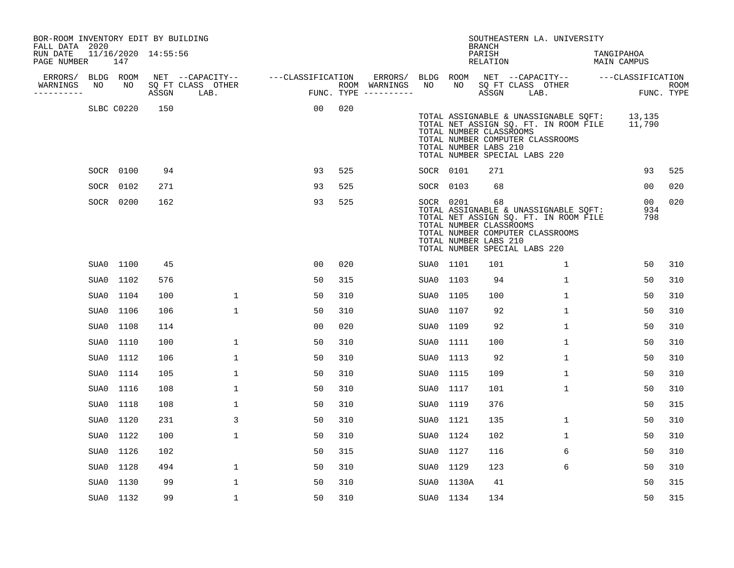BOR-ROOM INVENTORY EDIT BY BUILDING
FALL DATA 2020
RUN DATE 11/16/2020 14:55:56
PAGE NUMBER 147

SOUTHEASTERN LA. UNIVERSITY
BRANCH
PARISH TANGIPAHOA
RELATION MAIN CAMPUS

| ERRORS/ WARNINGS | BLDG NO | ROOM NO | NET SQ FT ASSGN | CAPACITY CLASS LAB. | CAPACITY OTHER | CLASSIFICATION FUNC. | ROOM TYPE | ERRORS/ WARNINGS | BLDG NO | ROOM NO | NET SQ FT ASSGN | CAPACITY CLASS LAB. | CAPACITY OTHER | CLASSIFICATION FUNC. | ROOM TYPE |
|---|---|---|---|---|---|---|---|---|---|---|---|---|---|---|---|
| | SLBC | C0220 | 150 | | | 00 | 020 | | | | | | | | |

TOTAL ASSIGNABLE & UNASSIGNABLE SQFT: 13,135
TOTAL NET ASSIGN SQ. FT. IN ROOM FILE 11,790
TOTAL NUMBER CLASSROOMS
TOTAL NUMBER COMPUTER CLASSROOMS
TOTAL NUMBER LABS 210
TOTAL NUMBER SPECIAL LABS 220

| ERRORS/ WARNINGS | BLDG NO | ROOM NO | NET SQ FT ASSGN | CAPACITY CLASS LAB. | CAPACITY OTHER | CLASSIFICATION FUNC. | ROOM TYPE | ERRORS/ WARNINGS | BLDG NO | ROOM NO | NET SQ FT ASSGN | CAPACITY CLASS LAB. | CAPACITY OTHER | CLASSIFICATION FUNC. | ROOM TYPE |
|---|---|---|---|---|---|---|---|---|---|---|---|---|---|---|---|
| | SOCR | 0100 | 94 | | | 93 | 525 | | SOCR | 0101 | 271 | | | 93 | 525 |
| | SOCR | 0102 | 271 | | | 93 | 525 | | SOCR | 0103 | 68 | | | 00 | 020 |
| | SOCR | 0200 | 162 | | | 93 | 525 | | SOCR | 0201 | 68 | | | 00 | 020 |

TOTAL ASSIGNABLE & UNASSIGNABLE SQFT: 934
TOTAL NET ASSIGN SQ. FT. IN ROOM FILE 798
TOTAL NUMBER CLASSROOMS
TOTAL NUMBER COMPUTER CLASSROOMS
TOTAL NUMBER LABS 210
TOTAL NUMBER SPECIAL LABS 220

| ERRORS/ WARNINGS | BLDG NO | ROOM NO | NET SQ FT ASSGN | CAPACITY CLASS LAB. | CAPACITY OTHER | CLASSIFICATION FUNC. | ROOM TYPE | ERRORS/ WARNINGS | BLDG NO | ROOM NO | NET SQ FT ASSGN | CAPACITY CLASS LAB. | CAPACITY OTHER | CLASSIFICATION FUNC. | ROOM TYPE |
|---|---|---|---|---|---|---|---|---|---|---|---|---|---|---|---|
| | SUA0 | 1100 | 45 | | | 00 | 020 | | SUA0 | 1101 | 101 | | 1 | 50 | 310 |
| | SUA0 | 1102 | 576 | | | 50 | 315 | | SUA0 | 1103 | 94 | | 1 | 50 | 310 |
| | SUA0 | 1104 | 100 | | 1 | 50 | 310 | | SUA0 | 1105 | 100 | | 1 | 50 | 310 |
| | SUA0 | 1106 | 106 | | 1 | 50 | 310 | | SUA0 | 1107 | 92 | | 1 | 50 | 310 |
| | SUA0 | 1108 | 114 | | | 00 | 020 | | SUA0 | 1109 | 92 | | 1 | 50 | 310 |
| | SUA0 | 1110 | 100 | | 1 | 50 | 310 | | SUA0 | 1111 | 100 | | 1 | 50 | 310 |
| | SUA0 | 1112 | 106 | | 1 | 50 | 310 | | SUA0 | 1113 | 92 | | 1 | 50 | 310 |
| | SUA0 | 1114 | 105 | | 1 | 50 | 310 | | SUA0 | 1115 | 109 | | 1 | 50 | 310 |
| | SUA0 | 1116 | 108 | | 1 | 50 | 310 | | SUA0 | 1117 | 101 | | 1 | 50 | 310 |
| | SUA0 | 1118 | 108 | | 1 | 50 | 310 | | SUA0 | 1119 | 376 | | | 50 | 315 |
| | SUA0 | 1120 | 231 | | 3 | 50 | 310 | | SUA0 | 1121 | 135 | | 1 | 50 | 310 |
| | SUA0 | 1122 | 100 | | 1 | 50 | 310 | | SUA0 | 1124 | 102 | | 1 | 50 | 310 |
| | SUA0 | 1126 | 102 | | | 50 | 315 | | SUA0 | 1127 | 116 | | 6 | 50 | 310 |
| | SUA0 | 1128 | 494 | | 1 | 50 | 310 | | SUA0 | 1129 | 123 | | 6 | 50 | 310 |
| | SUA0 | 1130 | 99 | | 1 | 50 | 310 | | SUA0 | 1130A | 41 | | | 50 | 315 |
| | SUA0 | 1132 | 99 | | 1 | 50 | 310 | | SUA0 | 1134 | 134 | | | 50 | 315 |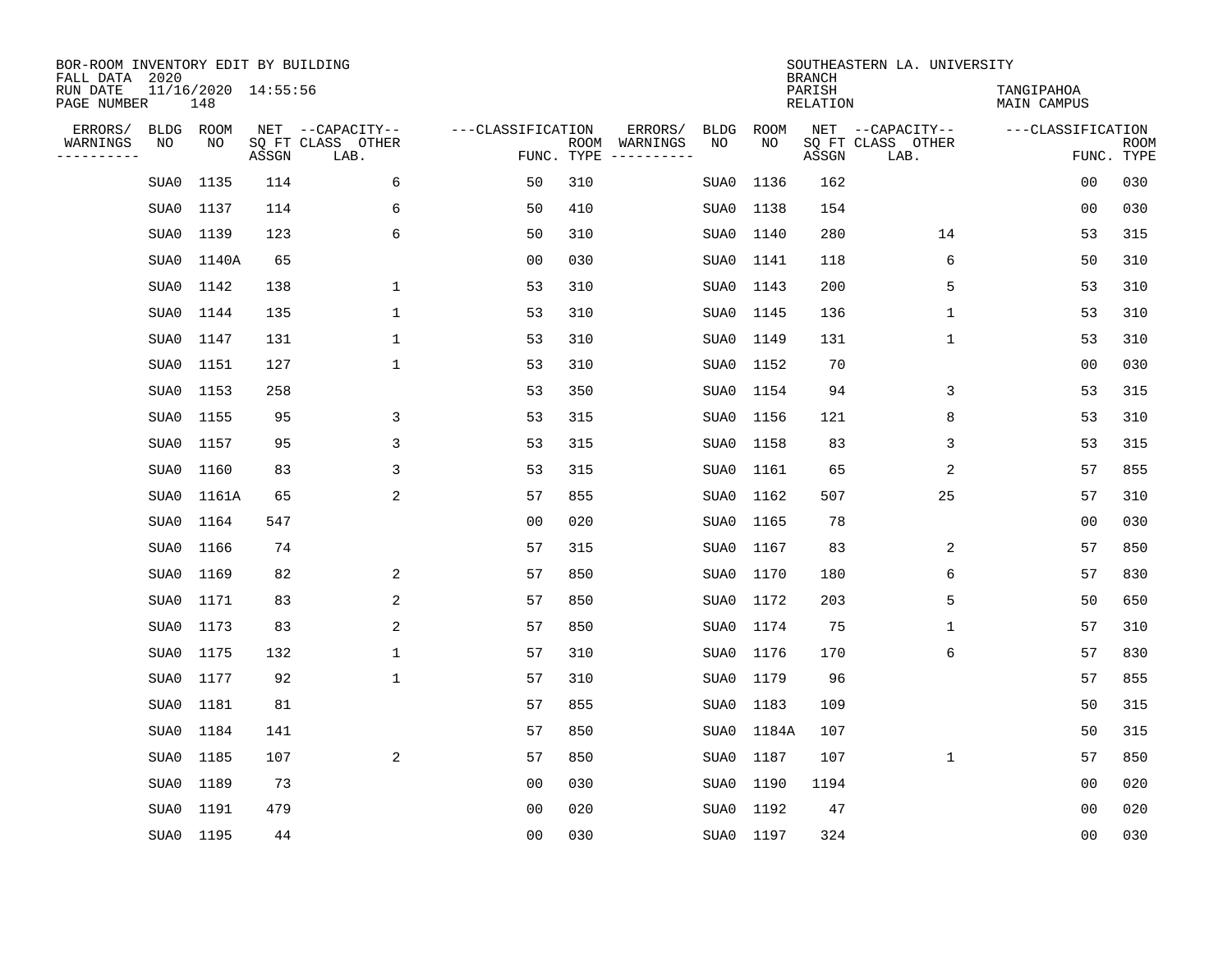BOR-ROOM INVENTORY EDIT BY BUILDING
FALL DATA 2020
RUN DATE 11/16/2020 14:55:56
PAGE NUMBER 148

SOUTHEASTERN LA. UNIVERSITY
BRANCH
PARISH TANGIPAHOA
RELATION MAIN CAMPUS

| ERRORS/ WARNINGS | BLDG NO | ROOM NO | NET SQ FT ASSGN | CAPACITY CLASS LAB. | CAPACITY OTHER | CLASSIFICATION FUNC. | ROOM TYPE | ERRORS/ WARNINGS | BLDG NO | ROOM NO | NET SQ FT ASSGN | CAPACITY CLASS LAB. | CAPACITY OTHER | CLASSIFICATION FUNC. | ROOM TYPE |
|---|---|---|---|---|---|---|---|---|---|---|---|---|---|---|---|
| | SUA0 | 1135 | 114 | | 6 | 50 | 310 | | SUA0 | 1136 | 162 | | | 00 | 030 |
| | SUA0 | 1137 | 114 | | 6 | 50 | 410 | | SUA0 | 1138 | 154 | | | 00 | 030 |
| | SUA0 | 1139 | 123 | | 6 | 50 | 310 | | SUA0 | 1140 | 280 | | 14 | 53 | 315 |
| | SUA0 | 1140A | 65 | | | 00 | 030 | | SUA0 | 1141 | 118 | | 6 | 50 | 310 |
| | SUA0 | 1142 | 138 | | 1 | 53 | 310 | | SUA0 | 1143 | 200 | | 5 | 53 | 310 |
| | SUA0 | 1144 | 135 | | 1 | 53 | 310 | | SUA0 | 1145 | 136 | | 1 | 53 | 310 |
| | SUA0 | 1147 | 131 | | 1 | 53 | 310 | | SUA0 | 1149 | 131 | | 1 | 53 | 310 |
| | SUA0 | 1151 | 127 | | 1 | 53 | 310 | | SUA0 | 1152 | 70 | | | 00 | 030 |
| | SUA0 | 1153 | 258 | | | 53 | 350 | | SUA0 | 1154 | 94 | | 3 | 53 | 315 |
| | SUA0 | 1155 | 95 | | 3 | 53 | 315 | | SUA0 | 1156 | 121 | | 8 | 53 | 310 |
| | SUA0 | 1157 | 95 | | 3 | 53 | 315 | | SUA0 | 1158 | 83 | | 3 | 53 | 315 |
| | SUA0 | 1160 | 83 | | 3 | 53 | 315 | | SUA0 | 1161 | 65 | | 2 | 57 | 855 |
| | SUA0 | 1161A | 65 | | 2 | 57 | 855 | | SUA0 | 1162 | 507 | | 25 | 57 | 310 |
| | SUA0 | 1164 | 547 | | | 00 | 020 | | SUA0 | 1165 | 78 | | | 00 | 030 |
| | SUA0 | 1166 | 74 | | | 57 | 315 | | SUA0 | 1167 | 83 | | 2 | 57 | 850 |
| | SUA0 | 1169 | 82 | | 2 | 57 | 850 | | SUA0 | 1170 | 180 | | 6 | 57 | 830 |
| | SUA0 | 1171 | 83 | | 2 | 57 | 850 | | SUA0 | 1172 | 203 | | 5 | 50 | 650 |
| | SUA0 | 1173 | 83 | | 2 | 57 | 850 | | SUA0 | 1174 | 75 | | 1 | 57 | 310 |
| | SUA0 | 1175 | 132 | | 1 | 57 | 310 | | SUA0 | 1176 | 170 | | 6 | 57 | 830 |
| | SUA0 | 1177 | 92 | | 1 | 57 | 310 | | SUA0 | 1179 | 96 | | | 57 | 855 |
| | SUA0 | 1181 | 81 | | | 57 | 855 | | SUA0 | 1183 | 109 | | | 50 | 315 |
| | SUA0 | 1184 | 141 | | | 57 | 850 | | SUA0 | 1184A | 107 | | | 50 | 315 |
| | SUA0 | 1185 | 107 | | 2 | 57 | 850 | | SUA0 | 1187 | 107 | | 1 | 57 | 850 |
| | SUA0 | 1189 | 73 | | | 00 | 030 | | SUA0 | 1190 | 1194 | | | 00 | 020 |
| | SUA0 | 1191 | 479 | | | 00 | 020 | | SUA0 | 1192 | 47 | | | 00 | 020 |
| | SUA0 | 1195 | 44 | | | 00 | 030 | | SUA0 | 1197 | 324 | | | 00 | 030 |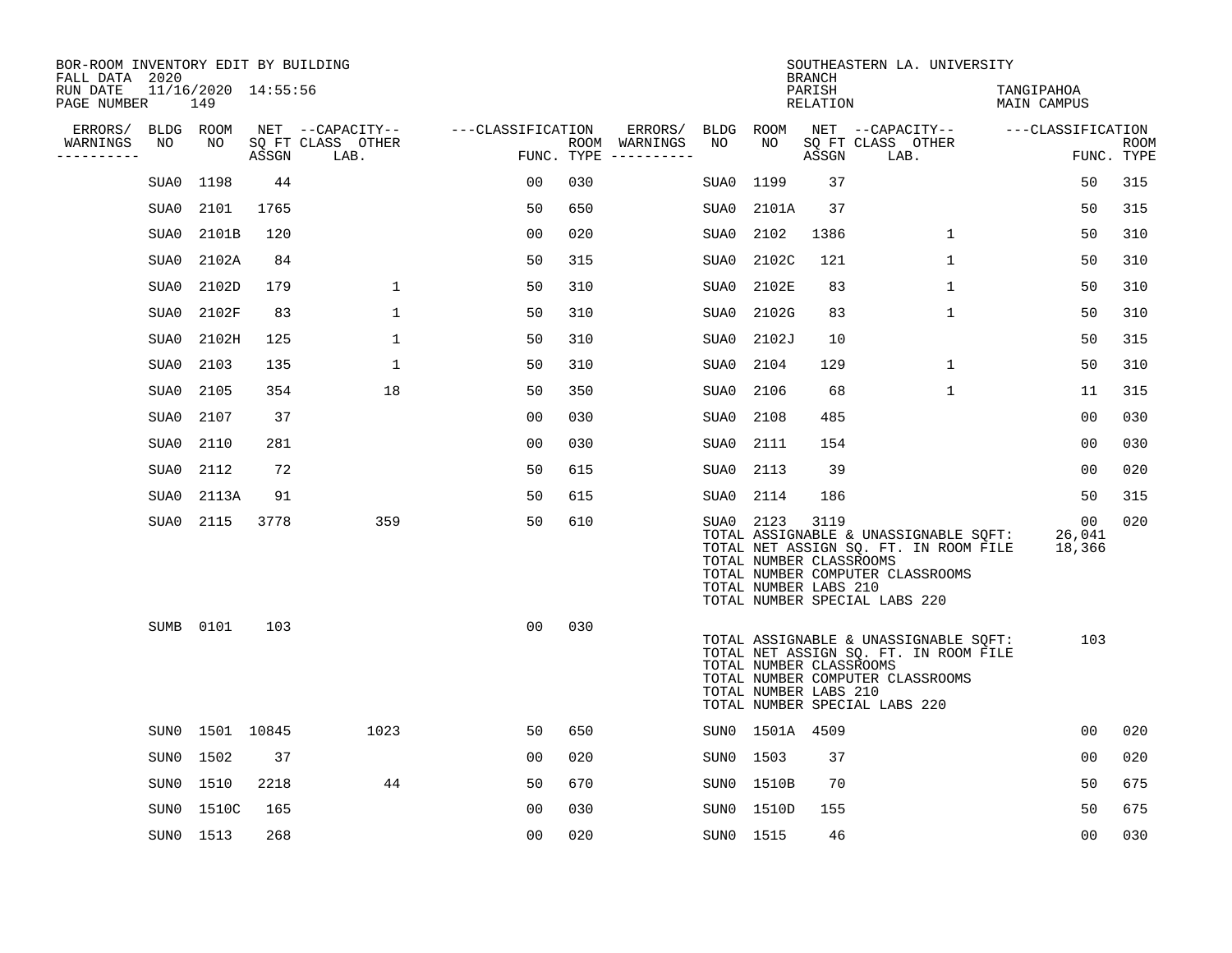BOR-ROOM INVENTORY EDIT BY BUILDING
FALL DATA 2020
RUN DATE 11/16/2020 14:55:56
PAGE NUMBER 149

SOUTHEASTERN LA. UNIVERSITY
BRANCH
PARISH TANGIPAHOA
RELATION MAIN CAMPUS

| ERRORS/ WARNINGS | BLDG NO | ROOM NO | NET SQ FT ASSGN | CAPACITY CLASS LAB. | CAPACITY OTHER | CLASSIFICATION FUNC. | ROOM TYPE | ERRORS/ WARNINGS | BLDG NO | ROOM NO | NET SQ FT ASSGN | CAPACITY CLASS LAB. | CAPACITY OTHER | CLASSIFICATION FUNC. | ROOM TYPE |
|---|---|---|---|---|---|---|---|---|---|---|---|---|---|---|---|
| | SUA0 | 1198 | 44 | | | 00 | 030 | | SUA0 | 1199 | 37 | | | 50 | 315 |
| | SUA0 | 2101 | 1765 | | | 50 | 650 | | SUA0 | 2101A | 37 | | | 50 | 315 |
| | SUA0 | 2101B | 120 | | | 00 | 020 | | SUA0 | 2102 | 1386 | | 1 | 50 | 310 |
| | SUA0 | 2102A | 84 | | | 50 | 315 | | SUA0 | 2102C | 121 | | 1 | 50 | 310 |
| | SUA0 | 2102D | 179 | | 1 | 50 | 310 | | SUA0 | 2102E | 83 | | 1 | 50 | 310 |
| | SUA0 | 2102F | 83 | | 1 | 50 | 310 | | SUA0 | 2102G | 83 | | 1 | 50 | 310 |
| | SUA0 | 2102H | 125 | | 1 | 50 | 310 | | SUA0 | 2102J | 10 | | | 50 | 315 |
| | SUA0 | 2103 | 135 | | 1 | 50 | 310 | | SUA0 | 2104 | 129 | | 1 | 50 | 310 |
| | SUA0 | 2105 | 354 | | 18 | 50 | 350 | | SUA0 | 2106 | 68 | | 1 | 11 | 315 |
| | SUA0 | 2107 | 37 | | | 00 | 030 | | SUA0 | 2108 | 485 | | | 00 | 030 |
| | SUA0 | 2110 | 281 | | | 00 | 030 | | SUA0 | 2111 | 154 | | | 00 | 030 |
| | SUA0 | 2112 | 72 | | | 50 | 615 | | SUA0 | 2113 | 39 | | | 00 | 020 |
| | SUA0 | 2113A | 91 | | | 50 | 615 | | SUA0 | 2114 | 186 | | | 50 | 315 |
| | SUA0 | 2115 | 3778 | | 359 | 50 | 610 | | SUA0 | 2123 | 3119 | | | 00 | 020 |

TOTAL ASSIGNABLE & UNASSIGNABLE SQFT: 26,041
TOTAL NET ASSIGN SQ. FT. IN ROOM FILE 18,366
TOTAL NUMBER CLASSROOMS
TOTAL NUMBER COMPUTER CLASSROOMS
TOTAL NUMBER LABS 210
TOTAL NUMBER SPECIAL LABS 220

| ERRORS/ WARNINGS | BLDG NO | ROOM NO | NET SQ FT ASSGN | CAPACITY CLASS LAB. | CAPACITY OTHER | CLASSIFICATION FUNC. | ROOM TYPE |
|---|---|---|---|---|---|---|---|
| | SUMB | 0101 | 103 | | | 00 | 030 |

TOTAL ASSIGNABLE & UNASSIGNABLE SQFT: 103
TOTAL NET ASSIGN SQ. FT. IN ROOM FILE
TOTAL NUMBER CLASSROOMS
TOTAL NUMBER COMPUTER CLASSROOMS
TOTAL NUMBER LABS 210
TOTAL NUMBER SPECIAL LABS 220

| ERRORS/ WARNINGS | BLDG NO | ROOM NO | NET SQ FT ASSGN | CAPACITY CLASS LAB. | CAPACITY OTHER | CLASSIFICATION FUNC. | ROOM TYPE | ERRORS/ WARNINGS | BLDG NO | ROOM NO | NET SQ FT ASSGN | CAPACITY CLASS LAB. | CAPACITY OTHER | CLASSIFICATION FUNC. | ROOM TYPE |
|---|---|---|---|---|---|---|---|---|---|---|---|---|---|---|---|
| | SUN0 | 1501 | 10845 | | 1023 | 50 | 650 | | SUN0 | 1501A | 4509 | | | 00 | 020 |
| | SUN0 | 1502 | 37 | | | 00 | 020 | | SUN0 | 1503 | 37 | | | 00 | 020 |
| | SUN0 | 1510 | 2218 | | 44 | 50 | 670 | | SUN0 | 1510B | 70 | | | 50 | 675 |
| | SUN0 | 1510C | 165 | | | 00 | 030 | | SUN0 | 1510D | 155 | | | 50 | 675 |
| | SUN0 | 1513 | 268 | | | 00 | 020 | | SUN0 | 1515 | 46 | | | 00 | 030 |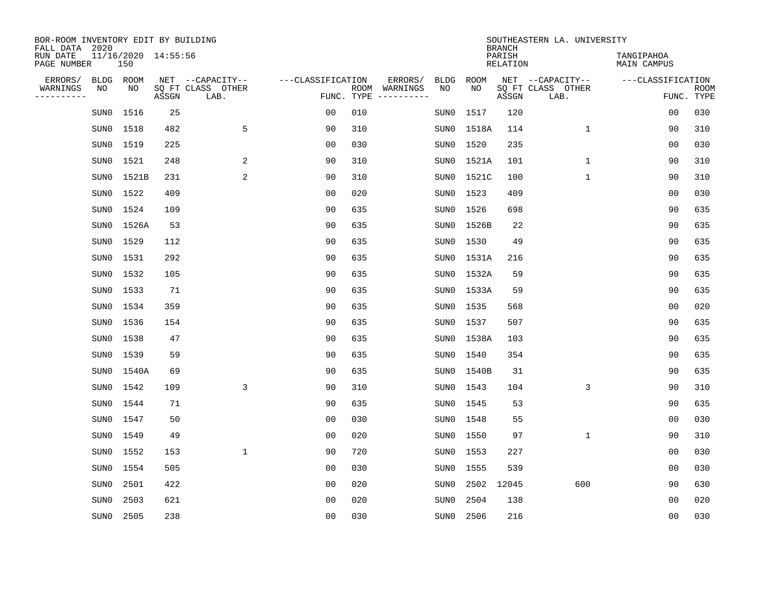BOR-ROOM INVENTORY EDIT BY BUILDING
FALL DATA 2020
RUN DATE 11/16/2020 14:55:56
PAGE NUMBER 150

SOUTHEASTERN LA. UNIVERSITY
BRANCH
PARISH TANGIPAHOA
RELATION MAIN CAMPUS

| ERRORS/ WARNINGS | BLDG NO | ROOM NO | NET SQ FT ASSGN | CAPACITY CLASS LAB. | CAPACITY OTHER | CLASSIFICATION FUNC. | ROOM TYPE | ERRORS/ WARNINGS | BLDG NO | ROOM NO | NET SQ FT ASSGN | CAPACITY CLASS LAB. | CAPACITY OTHER | CLASSIFICATION FUNC. | ROOM TYPE |
|---|---|---|---|---|---|---|---|---|---|---|---|---|---|---|---|
| | SUN0 | 1516 | 25 | | | 00 | 010 | | SUN0 | 1517 | 120 | | | 00 | 030 |
| | SUN0 | 1518 | 482 | | 5 | 90 | 310 | | SUN0 | 1518A | 114 | | 1 | 90 | 310 |
| | SUN0 | 1519 | 225 | | | 00 | 030 | | SUN0 | 1520 | 235 | | | 00 | 030 |
| | SUN0 | 1521 | 248 | | 2 | 90 | 310 | | SUN0 | 1521A | 101 | | 1 | 90 | 310 |
| | SUN0 | 1521B | 231 | | 2 | 90 | 310 | | SUN0 | 1521C | 100 | | 1 | 90 | 310 |
| | SUN0 | 1522 | 409 | | | 00 | 020 | | SUN0 | 1523 | 409 | | | 00 | 030 |
| | SUN0 | 1524 | 109 | | | 90 | 635 | | SUN0 | 1526 | 698 | | | 90 | 635 |
| | SUN0 | 1526A | 53 | | | 90 | 635 | | SUN0 | 1526B | 22 | | | 90 | 635 |
| | SUN0 | 1529 | 112 | | | 90 | 635 | | SUN0 | 1530 | 49 | | | 90 | 635 |
| | SUN0 | 1531 | 292 | | | 90 | 635 | | SUN0 | 1531A | 216 | | | 90 | 635 |
| | SUN0 | 1532 | 105 | | | 90 | 635 | | SUN0 | 1532A | 59 | | | 90 | 635 |
| | SUN0 | 1533 | 71 | | | 90 | 635 | | SUN0 | 1533A | 59 | | | 90 | 635 |
| | SUN0 | 1534 | 359 | | | 90 | 635 | | SUN0 | 1535 | 568 | | | 00 | 020 |
| | SUN0 | 1536 | 154 | | | 90 | 635 | | SUN0 | 1537 | 507 | | | 90 | 635 |
| | SUN0 | 1538 | 47 | | | 90 | 635 | | SUN0 | 1538A | 103 | | | 90 | 635 |
| | SUN0 | 1539 | 59 | | | 90 | 635 | | SUN0 | 1540 | 354 | | | 90 | 635 |
| | SUN0 | 1540A | 69 | | | 90 | 635 | | SUN0 | 1540B | 31 | | | 90 | 635 |
| | SUN0 | 1542 | 109 | | 3 | 90 | 310 | | SUN0 | 1543 | 104 | | 3 | 90 | 310 |
| | SUN0 | 1544 | 71 | | | 90 | 635 | | SUN0 | 1545 | 53 | | | 90 | 635 |
| | SUN0 | 1547 | 50 | | | 00 | 030 | | SUN0 | 1548 | 55 | | | 00 | 030 |
| | SUN0 | 1549 | 49 | | | 00 | 020 | | SUN0 | 1550 | 97 | | 1 | 90 | 310 |
| | SUN0 | 1552 | 153 | | 1 | 90 | 720 | | SUN0 | 1553 | 227 | | | 00 | 030 |
| | SUN0 | 1554 | 505 | | | 00 | 030 | | SUN0 | 1555 | 539 | | | 00 | 030 |
| | SUN0 | 2501 | 422 | | | 00 | 020 | | SUN0 | 2502 | 12045 | | 600 | 90 | 630 |
| | SUN0 | 2503 | 621 | | | 00 | 020 | | SUN0 | 2504 | 138 | | | 00 | 020 |
| | SUN0 | 2505 | 238 | | | 00 | 030 | | SUN0 | 2506 | 216 | | | 00 | 030 |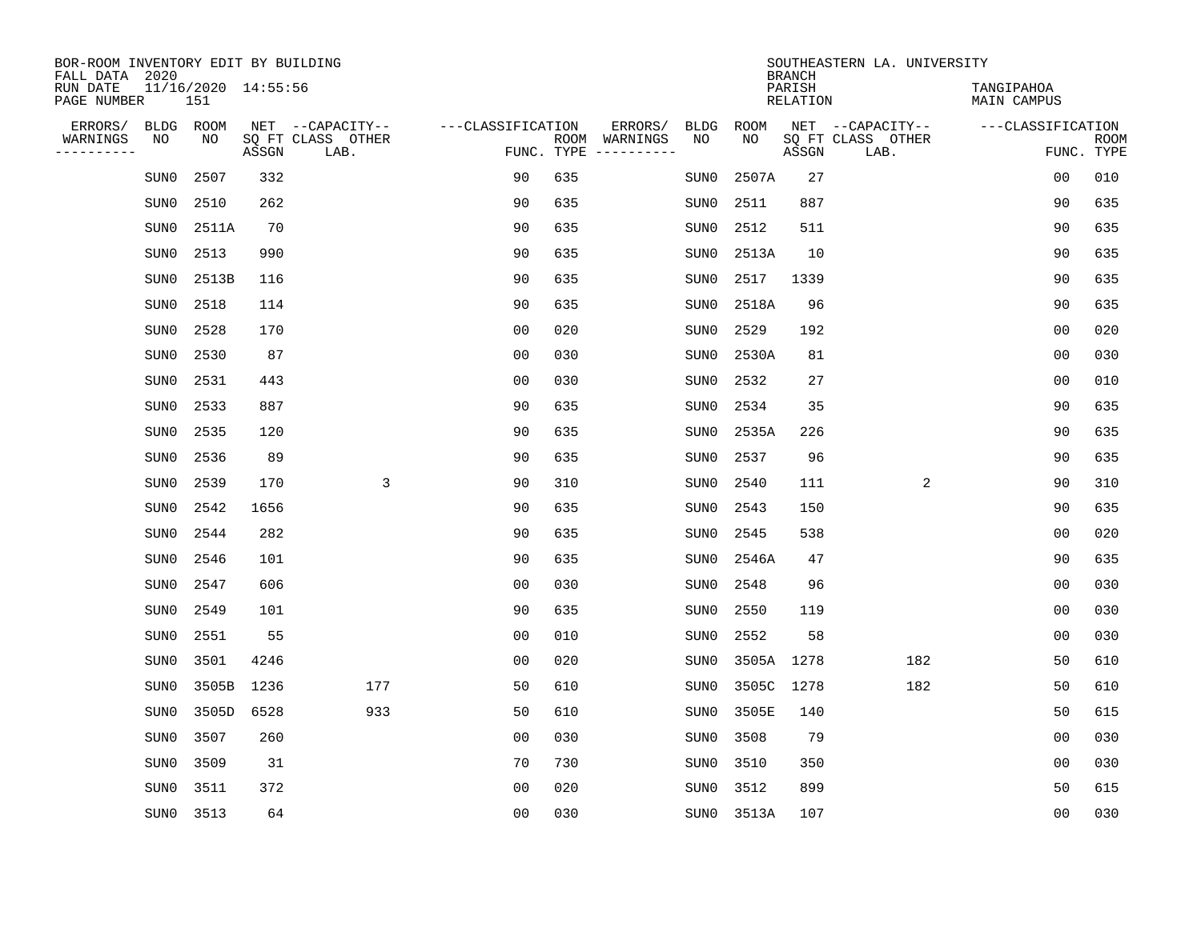BOR-ROOM INVENTORY EDIT BY BUILDING
FALL DATA 2020
RUN DATE 11/16/2020 14:55:56
PAGE NUMBER 151

SOUTHEASTERN LA. UNIVERSITY
BRANCH
PARISH TANGIPAHOA
RELATION MAIN CAMPUS

| ERRORS/ WARNINGS | BLDG NO | ROOM NO | NET SQ FT ASSGN | CAPACITY CLASS LAB. | CAPACITY OTHER | CLASSIFICATION FUNC. | ROOM TYPE | ERRORS/ WARNINGS | BLDG NO | ROOM NO | NET SQ FT ASSGN | CAPACITY CLASS LAB. | CAPACITY OTHER | CLASSIFICATION FUNC. | ROOM TYPE |
|---|---|---|---|---|---|---|---|---|---|---|---|---|---|---|---|
| | SUN0 | 2507 | 332 | | | 90 | 635 | | SUN0 | 2507A | 27 | | | 00 | 010 |
| | SUN0 | 2510 | 262 | | | 90 | 635 | | SUN0 | 2511 | 887 | | | 90 | 635 |
| | SUN0 | 2511A | 70 | | | 90 | 635 | | SUN0 | 2512 | 511 | | | 90 | 635 |
| | SUN0 | 2513 | 990 | | | 90 | 635 | | SUN0 | 2513A | 10 | | | 90 | 635 |
| | SUN0 | 2513B | 116 | | | 90 | 635 | | SUN0 | 2517 | 1339 | | | 90 | 635 |
| | SUN0 | 2518 | 114 | | | 90 | 635 | | SUN0 | 2518A | 96 | | | 90 | 635 |
| | SUN0 | 2528 | 170 | | | 00 | 020 | | SUN0 | 2529 | 192 | | | 00 | 020 |
| | SUN0 | 2530 | 87 | | | 00 | 030 | | SUN0 | 2530A | 81 | | | 00 | 030 |
| | SUN0 | 2531 | 443 | | | 00 | 030 | | SUN0 | 2532 | 27 | | | 00 | 010 |
| | SUN0 | 2533 | 887 | | | 90 | 635 | | SUN0 | 2534 | 35 | | | 90 | 635 |
| | SUN0 | 2535 | 120 | | | 90 | 635 | | SUN0 | 2535A | 226 | | | 90 | 635 |
| | SUN0 | 2536 | 89 | | | 90 | 635 | | SUN0 | 2537 | 96 | | | 90 | 635 |
| | SUN0 | 2539 | 170 | | 3 | 90 | 310 | | SUN0 | 2540 | 111 | | 2 | 90 | 310 |
| | SUN0 | 2542 | 1656 | | | 90 | 635 | | SUN0 | 2543 | 150 | | | 90 | 635 |
| | SUN0 | 2544 | 282 | | | 90 | 635 | | SUN0 | 2545 | 538 | | | 00 | 020 |
| | SUN0 | 2546 | 101 | | | 90 | 635 | | SUN0 | 2546A | 47 | | | 90 | 635 |
| | SUN0 | 2547 | 606 | | | 00 | 030 | | SUN0 | 2548 | 96 | | | 00 | 030 |
| | SUN0 | 2549 | 101 | | | 90 | 635 | | SUN0 | 2550 | 119 | | | 00 | 030 |
| | SUN0 | 2551 | 55 | | | 00 | 010 | | SUN0 | 2552 | 58 | | | 00 | 030 |
| | SUN0 | 3501 | 4246 | | | 00 | 020 | | SUN0 | 3505A | 1278 | | 182 | 50 | 610 |
| | SUN0 | 3505B | 1236 | | 177 | 50 | 610 | | SUN0 | 3505C | 1278 | | 182 | 50 | 610 |
| | SUN0 | 3505D | 6528 | | 933 | 50 | 610 | | SUN0 | 3505E | 140 | | | 50 | 615 |
| | SUN0 | 3507 | 260 | | | 00 | 030 | | SUN0 | 3508 | 79 | | | 00 | 030 |
| | SUN0 | 3509 | 31 | | | 70 | 730 | | SUN0 | 3510 | 350 | | | 00 | 030 |
| | SUN0 | 3511 | 372 | | | 00 | 020 | | SUN0 | 3512 | 899 | | | 50 | 615 |
| | SUN0 | 3513 | 64 | | | 00 | 030 | | SUN0 | 3513A | 107 | | | 00 | 030 |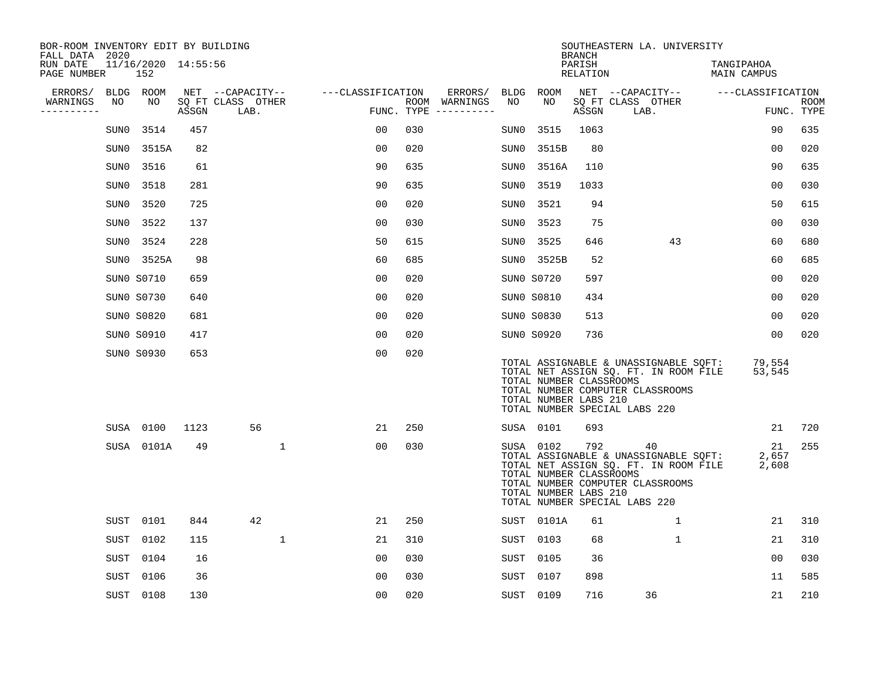BOR-ROOM INVENTORY EDIT BY BUILDING
FALL DATA 2020
RUN DATE 11/16/2020 14:55:56
PAGE NUMBER 152

SOUTHEASTERN LA. UNIVERSITY
BRANCH
PARISH TANGIPAHOA
RELATION MAIN CAMPUS

| ERRORS/ WARNINGS | BLDG NO | ROOM NO | NET ASSGN SQ FT | CAPACITY CLASS LAB. | CAPACITY OTHER | CLASSIFICATION FUNC. | ROOM TYPE | ERRORS/ WARNINGS | BLDG NO | ROOM NO | NET ASSGN SQ FT | CAPACITY CLASS LAB. | CAPACITY OTHER | CLASSIFICATION FUNC. | ROOM TYPE |
|---|---|---|---|---|---|---|---|---|---|---|---|---|---|---|---|
| | SUN0 | 3514 | 457 | | | 00 | 030 | | SUN0 | 3515 | 1063 | | | 90 | 635 |
| | SUN0 | 3515A | 82 | | | 00 | 020 | | SUN0 | 3515B | 80 | | | 00 | 020 |
| | SUN0 | 3516 | 61 | | | 90 | 635 | | SUN0 | 3516A | 110 | | | 90 | 635 |
| | SUN0 | 3518 | 281 | | | 90 | 635 | | SUN0 | 3519 | 1033 | | | 00 | 030 |
| | SUN0 | 3520 | 725 | | | 00 | 020 | | SUN0 | 3521 | 94 | | | 50 | 615 |
| | SUN0 | 3522 | 137 | | | 00 | 030 | | SUN0 | 3523 | 75 | | | 00 | 030 |
| | SUN0 | 3524 | 228 | | | 50 | 615 | | SUN0 | 3525 | 646 | | 43 | 60 | 680 |
| | SUN0 | 3525A | 98 | | | 60 | 685 | | SUN0 | 3525B | 52 | | | 60 | 685 |
| | SUN0 | S0710 | 659 | | | 00 | 020 | | SUN0 | S0720 | 597 | | | 00 | 020 |
| | SUN0 | S0730 | 640 | | | 00 | 020 | | SUN0 | S0810 | 434 | | | 00 | 020 |
| | SUN0 | S0820 | 681 | | | 00 | 020 | | SUN0 | S0830 | 513 | | | 00 | 020 |
| | SUN0 | S0910 | 417 | | | 00 | 020 | | SUN0 | S0920 | 736 | | | 00 | 020 |
| | SUN0 | S0930 | 653 | | | 00 | 020 | | | | | | | | |

TOTAL ASSIGNABLE & UNASSIGNABLE SQFT: 79,554
TOTAL NET ASSIGN SQ. FT. IN ROOM FILE 53,545
TOTAL NUMBER CLASSROOMS
TOTAL NUMBER COMPUTER CLASSROOMS
TOTAL NUMBER LABS 210
TOTAL NUMBER SPECIAL LABS 220

| ERRORS/ WARNINGS | BLDG NO | ROOM NO | NET ASSGN SQ FT | CAPACITY CLASS LAB. | CAPACITY OTHER | CLASSIFICATION FUNC. | ROOM TYPE | ERRORS/ WARNINGS | BLDG NO | ROOM NO | NET ASSGN SQ FT | CAPACITY CLASS LAB. | CAPACITY OTHER | CLASSIFICATION FUNC. | ROOM TYPE |
|---|---|---|---|---|---|---|---|---|---|---|---|---|---|---|---|
| | SUSA | 0100 | 1123 | 56 | | 21 | 250 | | SUSA | 0101 | 693 | | | 21 | 720 |
| | SUSA | 0101A | 49 | | 1 | 00 | 030 | | SUSA | 0102 | 792 | 40 | | 21 | 255 |

TOTAL ASSIGNABLE & UNASSIGNABLE SQFT: 2,657
TOTAL NET ASSIGN SQ. FT. IN ROOM FILE 2,608
TOTAL NUMBER CLASSROOMS
TOTAL NUMBER COMPUTER CLASSROOMS
TOTAL NUMBER LABS 210
TOTAL NUMBER SPECIAL LABS 220

| ERRORS/ WARNINGS | BLDG NO | ROOM NO | NET ASSGN SQ FT | CAPACITY CLASS LAB. | CAPACITY OTHER | CLASSIFICATION FUNC. | ROOM TYPE | ERRORS/ WARNINGS | BLDG NO | ROOM NO | NET ASSGN SQ FT | CAPACITY CLASS LAB. | CAPACITY OTHER | CLASSIFICATION FUNC. | ROOM TYPE |
|---|---|---|---|---|---|---|---|---|---|---|---|---|---|---|---|
| | SUST | 0101 | 844 | 42 | | 21 | 250 | | SUST | 0101A | 61 | | 1 | 21 | 310 |
| | SUST | 0102 | 115 | | 1 | 21 | 310 | | SUST | 0103 | 68 | | 1 | 21 | 310 |
| | SUST | 0104 | 16 | | | 00 | 030 | | SUST | 0105 | 36 | | | 00 | 030 |
| | SUST | 0106 | 36 | | | 00 | 030 | | SUST | 0107 | 898 | | | 11 | 585 |
| | SUST | 0108 | 130 | | | 00 | 020 | | SUST | 0109 | 716 | 36 | | 21 | 210 |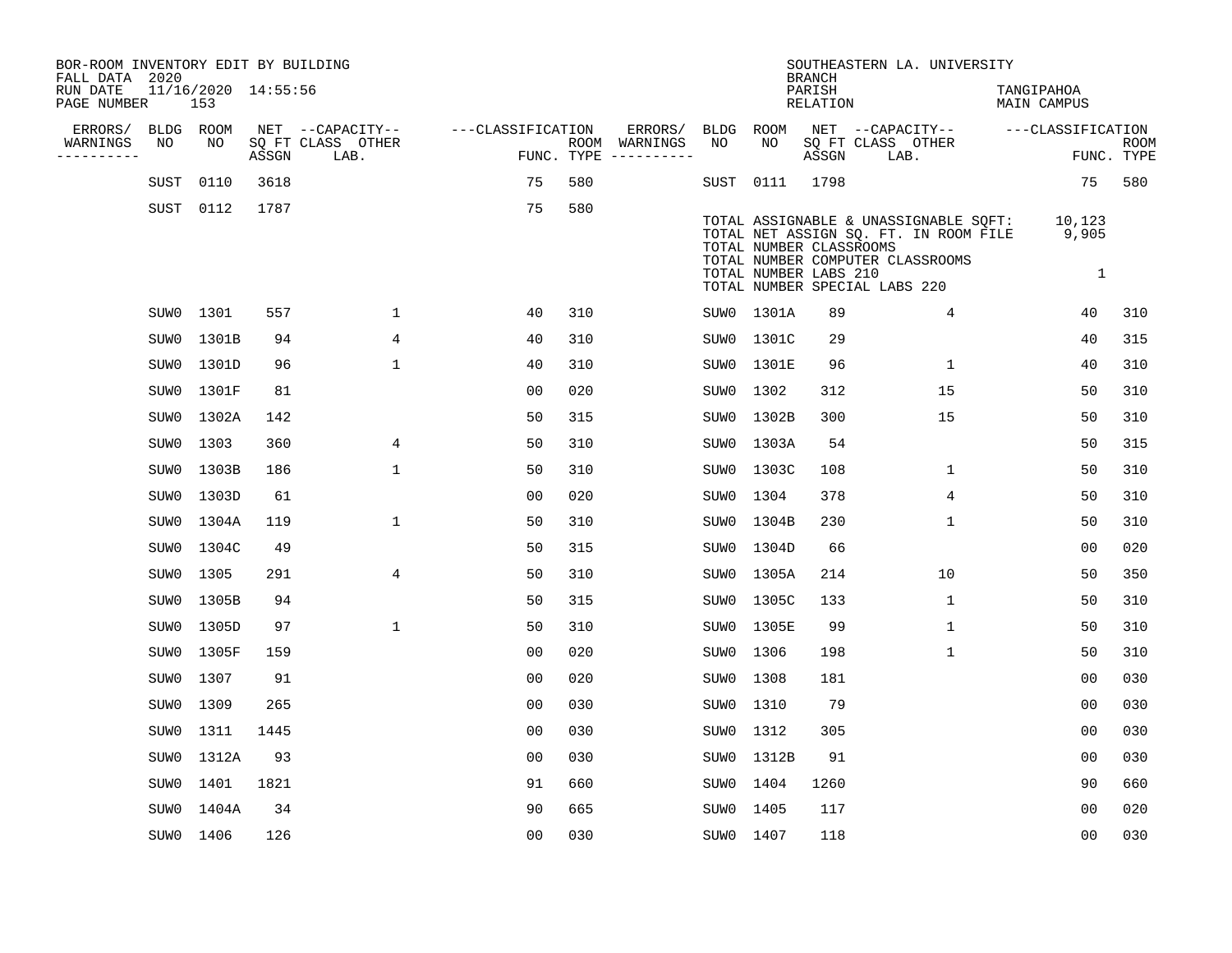BOR-ROOM INVENTORY EDIT BY BUILDING
FALL DATA 2020
RUN DATE 11/16/2020 14:55:56

SOUTHEASTERN LA. UNIVERSITY
BRANCH
PARISH TANGIPAHOA
RELATION MAIN CAMPUS

| ERRORS/ WARNINGS | BLDG NO | ROOM NO | NET SQ FT ASSGN | CAPACITY CLASS LAB. | CAPACITY OTHER | CLASSIFICATION FUNC. | ROOM TYPE | ERRORS/ WARNINGS | BLDG NO | ROOM NO | NET SQ FT ASSGN | CAPACITY CLASS LAB. | CAPACITY OTHER | CLASSIFICATION FUNC. | ROOM TYPE |
|---|---|---|---|---|---|---|---|---|---|---|---|---|---|---|---|
| | SUST | 0110 | 3618 | | | 75 | 580 | | SUST | 0111 | 1798 | | | 75 | 580 |
| | SUST | 0112 | 1787 | | | 75 | 580 | | | | | | | | |

TOTAL ASSIGNABLE & UNASSIGNABLE SQFT: 10,123
TOTAL NET ASSIGN SQ. FT. IN ROOM FILE 9,905
TOTAL NUMBER CLASSROOMS
TOTAL NUMBER COMPUTER CLASSROOMS
TOTAL NUMBER LABS 210 1
TOTAL NUMBER SPECIAL LABS 220

| ERRORS/ WARNINGS | BLDG NO | ROOM NO | NET SQ FT ASSGN | CAPACITY CLASS LAB. | CAPACITY OTHER | CLASSIFICATION FUNC. | ROOM TYPE | ERRORS/ WARNINGS | BLDG NO | ROOM NO | NET SQ FT ASSGN | CAPACITY CLASS LAB. | CAPACITY OTHER | CLASSIFICATION FUNC. | ROOM TYPE |
|---|---|---|---|---|---|---|---|---|---|---|---|---|---|---|---|
| | SUW0 | 1301 | 557 | | 1 | 40 | 310 | | SUW0 | 1301A | 89 | | 4 | 40 | 310 |
| | SUW0 | 1301B | 94 | | 4 | 40 | 310 | | SUW0 | 1301C | 29 | | | 40 | 315 |
| | SUW0 | 1301D | 96 | | 1 | 40 | 310 | | SUW0 | 1301E | 96 | | 1 | 40 | 310 |
| | SUW0 | 1301F | 81 | | | 00 | 020 | | SUW0 | 1302 | 312 | | 15 | 50 | 310 |
| | SUW0 | 1302A | 142 | | | 50 | 315 | | SUW0 | 1302B | 300 | | 15 | 50 | 310 |
| | SUW0 | 1303 | 360 | | 4 | 50 | 310 | | SUW0 | 1303A | 54 | | | 50 | 315 |
| | SUW0 | 1303B | 186 | | 1 | 50 | 310 | | SUW0 | 1303C | 108 | | 1 | 50 | 310 |
| | SUW0 | 1303D | 61 | | | 00 | 020 | | SUW0 | 1304 | 378 | | 4 | 50 | 310 |
| | SUW0 | 1304A | 119 | | 1 | 50 | 310 | | SUW0 | 1304B | 230 | | 1 | 50 | 310 |
| | SUW0 | 1304C | 49 | | | 50 | 315 | | SUW0 | 1304D | 66 | | | 00 | 020 |
| | SUW0 | 1305 | 291 | | 4 | 50 | 310 | | SUW0 | 1305A | 214 | | 10 | 50 | 350 |
| | SUW0 | 1305B | 94 | | | 50 | 315 | | SUW0 | 1305C | 133 | | 1 | 50 | 310 |
| | SUW0 | 1305D | 97 | | 1 | 50 | 310 | | SUW0 | 1305E | 99 | | 1 | 50 | 310 |
| | SUW0 | 1305F | 159 | | | 00 | 020 | | SUW0 | 1306 | 198 | | 1 | 50 | 310 |
| | SUW0 | 1307 | 91 | | | 00 | 020 | | SUW0 | 1308 | 181 | | | 00 | 030 |
| | SUW0 | 1309 | 265 | | | 00 | 030 | | SUW0 | 1310 | 79 | | | 00 | 030 |
| | SUW0 | 1311 | 1445 | | | 00 | 030 | | SUW0 | 1312 | 305 | | | 00 | 030 |
| | SUW0 | 1312A | 93 | | | 00 | 030 | | SUW0 | 1312B | 91 | | | 00 | 030 |
| | SUW0 | 1401 | 1821 | | | 91 | 660 | | SUW0 | 1404 | 1260 | | | 90 | 660 |
| | SUW0 | 1404A | 34 | | | 90 | 665 | | SUW0 | 1405 | 117 | | | 00 | 020 |
| | SUW0 | 1406 | 126 | | | 00 | 030 | | SUW0 | 1407 | 118 | | | 00 | 030 |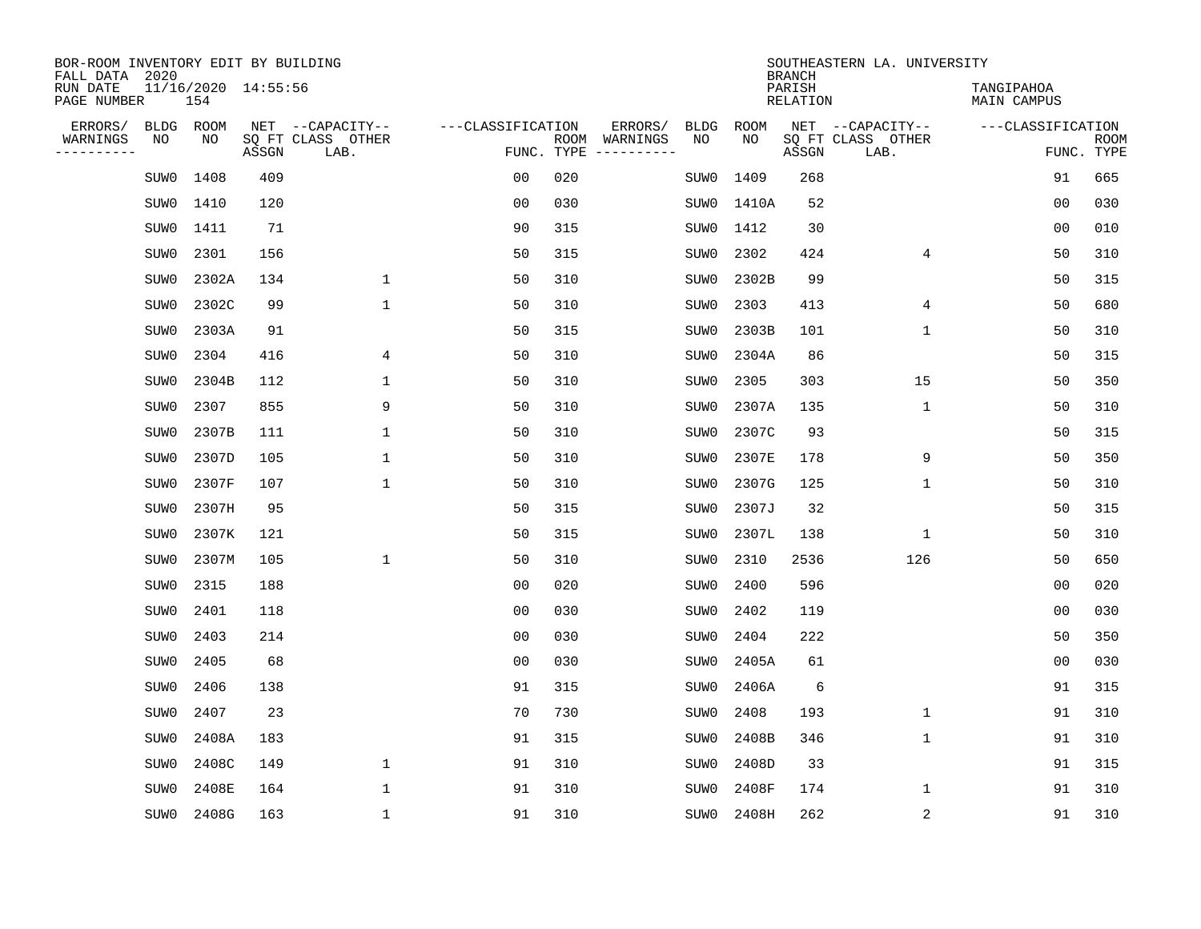BOR-ROOM INVENTORY EDIT BY BUILDING
FALL DATA 2020
RUN DATE 11/16/2020 14:55:56
PAGE NUMBER 154

SOUTHEASTERN LA. UNIVERSITY
BRANCH
PARISH TANGIPAHOA
RELATION MAIN CAMPUS

| ERRORS/ WARNINGS | BLDG NO | ROOM NO | NET SQ FT ASSGN | CAPACITY CLASS LAB. | CAPACITY OTHER | CLASSIFICATION FUNC. | ROOM TYPE | ERRORS/ WARNINGS | BLDG NO | ROOM NO | NET SQ FT ASSGN | CAPACITY CLASS LAB. | CAPACITY OTHER | CLASSIFICATION FUNC. | ROOM TYPE |
|---|---|---|---|---|---|---|---|---|---|---|---|---|---|---|---|
| | SUW0 | 1408 | 409 | | | 00 | 020 | | SUW0 | 1409 | 268 | | | 91 | 665 |
| | SUW0 | 1410 | 120 | | | 00 | 030 | | SUW0 | 1410A | 52 | | | 00 | 030 |
| | SUW0 | 1411 | 71 | | | 90 | 315 | | SUW0 | 1412 | 30 | | | 00 | 010 |
| | SUW0 | 2301 | 156 | | | 50 | 315 | | SUW0 | 2302 | 424 | | 4 | 50 | 310 |
| | SUW0 | 2302A | 134 | | 1 | 50 | 310 | | SUW0 | 2302B | 99 | | | 50 | 315 |
| | SUW0 | 2302C | 99 | | 1 | 50 | 310 | | SUW0 | 2303 | 413 | | 4 | 50 | 680 |
| | SUW0 | 2303A | 91 | | | 50 | 315 | | SUW0 | 2303B | 101 | | 1 | 50 | 310 |
| | SUW0 | 2304 | 416 | | 4 | 50 | 310 | | SUW0 | 2304A | 86 | | | 50 | 315 |
| | SUW0 | 2304B | 112 | | 1 | 50 | 310 | | SUW0 | 2305 | 303 | | 15 | 50 | 350 |
| | SUW0 | 2307 | 855 | | 9 | 50 | 310 | | SUW0 | 2307A | 135 | | 1 | 50 | 310 |
| | SUW0 | 2307B | 111 | | 1 | 50 | 310 | | SUW0 | 2307C | 93 | | | 50 | 315 |
| | SUW0 | 2307D | 105 | | 1 | 50 | 310 | | SUW0 | 2307E | 178 | | 9 | 50 | 350 |
| | SUW0 | 2307F | 107 | | 1 | 50 | 310 | | SUW0 | 2307G | 125 | | 1 | 50 | 310 |
| | SUW0 | 2307H | 95 | | | 50 | 315 | | SUW0 | 2307J | 32 | | | 50 | 315 |
| | SUW0 | 2307K | 121 | | | 50 | 315 | | SUW0 | 2307L | 138 | | 1 | 50 | 310 |
| | SUW0 | 2307M | 105 | | 1 | 50 | 310 | | SUW0 | 2310 | 2536 | | 126 | 50 | 650 |
| | SUW0 | 2315 | 188 | | | 00 | 020 | | SUW0 | 2400 | 596 | | | 00 | 020 |
| | SUW0 | 2401 | 118 | | | 00 | 030 | | SUW0 | 2402 | 119 | | | 00 | 030 |
| | SUW0 | 2403 | 214 | | | 00 | 030 | | SUW0 | 2404 | 222 | | | 50 | 350 |
| | SUW0 | 2405 | 68 | | | 00 | 030 | | SUW0 | 2405A | 61 | | | 00 | 030 |
| | SUW0 | 2406 | 138 | | | 91 | 315 | | SUW0 | 2406A | 6 | | | 91 | 315 |
| | SUW0 | 2407 | 23 | | | 70 | 730 | | SUW0 | 2408 | 193 | | 1 | 91 | 310 |
| | SUW0 | 2408A | 183 | | | 91 | 315 | | SUW0 | 2408B | 346 | | 1 | 91 | 310 |
| | SUW0 | 2408C | 149 | | 1 | 91 | 310 | | SUW0 | 2408D | 33 | | | 91 | 315 |
| | SUW0 | 2408E | 164 | | 1 | 91 | 310 | | SUW0 | 2408F | 174 | | 1 | 91 | 310 |
| | SUW0 | 2408G | 163 | | 1 | 91 | 310 | | SUW0 | 2408H | 262 | | 2 | 91 | 310 |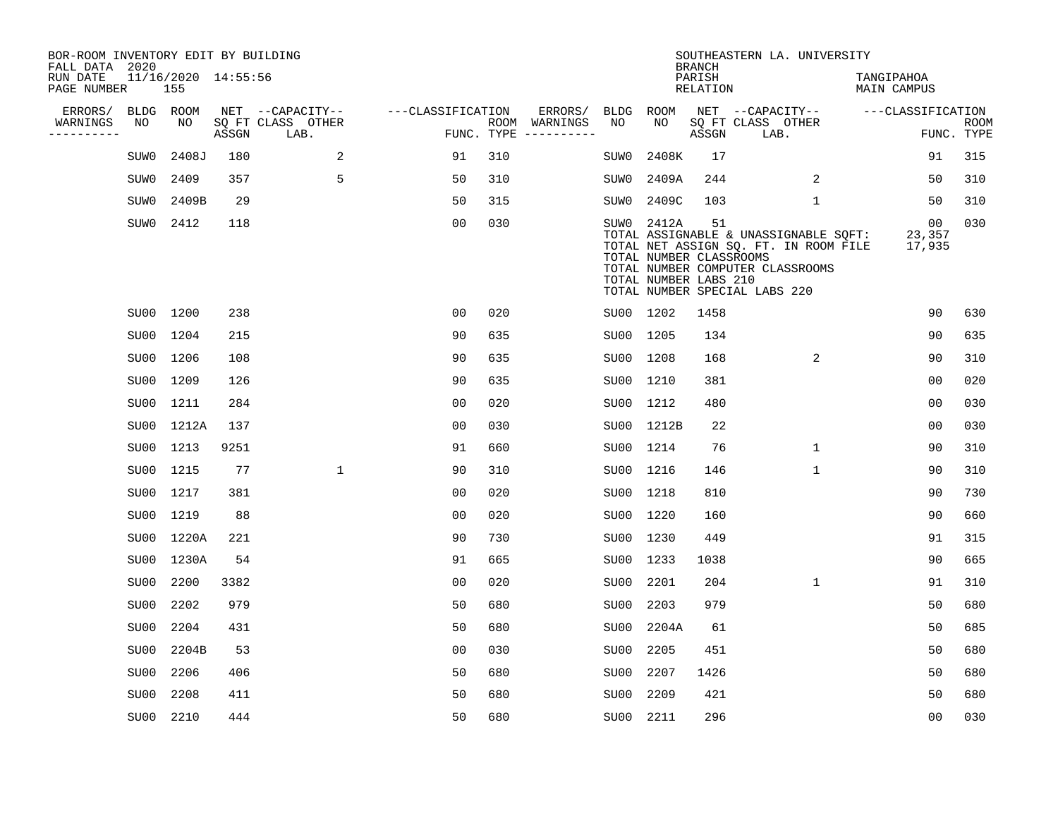BOR-ROOM INVENTORY EDIT BY BUILDING
FALL DATA 2020
RUN DATE 11/16/2020 14:55:56
PAGE NUMBER 155

SOUTHEASTERN LA. UNIVERSITY
BRANCH
PARISH TANGIPAHOA
RELATION MAIN CAMPUS

| ERRORS/ WARNINGS | BLDG NO | ROOM NO | NET SQ FT ASSGN | CAPACITY CLASS LAB. | CAPACITY OTHER | CLASSIFICATION FUNC. | ROOM TYPE | ERRORS/ WARNINGS | BLDG NO | ROOM NO | NET SQ FT ASSGN | CAPACITY CLASS LAB. | CAPACITY OTHER | CLASSIFICATION FUNC. | ROOM TYPE |
|---|---|---|---|---|---|---|---|---|---|---|---|---|---|---|---|
| | SUW0 | 2408J | 180 | | 2 | 91 | 310 | | SUW0 | 2408K | 17 | | | 91 | 315 |
| | SUW0 | 2409 | 357 | | 5 | 50 | 310 | | SUW0 | 2409A | 244 | | 2 | 50 | 310 |
| | SUW0 | 2409B | 29 | | | 50 | 315 | | SUW0 | 2409C | 103 | | 1 | 50 | 310 |
| | SUW0 | 2412 | 118 | | | 00 | 030 | | SUW0 | 2412A | 51 | | | 00 | 030 |

TOTAL ASSIGNABLE & UNASSIGNABLE SQFT: 23,357
TOTAL NET ASSIGN SQ. FT. IN ROOM FILE 17,935
TOTAL NUMBER CLASSROOMS
TOTAL NUMBER COMPUTER CLASSROOMS
TOTAL NUMBER LABS 210
TOTAL NUMBER SPECIAL LABS 220

| ERRORS/ WARNINGS | BLDG NO | ROOM NO | NET SQ FT ASSGN | CAPACITY CLASS LAB. | CAPACITY OTHER | CLASSIFICATION FUNC. | ROOM TYPE | ERRORS/ WARNINGS | BLDG NO | ROOM NO | NET SQ FT ASSGN | CAPACITY CLASS LAB. | CAPACITY OTHER | CLASSIFICATION FUNC. | ROOM TYPE |
|---|---|---|---|---|---|---|---|---|---|---|---|---|---|---|---|
| | SU00 | 1200 | 238 | | | 00 | 020 | | SU00 | 1202 | 1458 | | | 90 | 630 |
| | SU00 | 1204 | 215 | | | 90 | 635 | | SU00 | 1205 | 134 | | | 90 | 635 |
| | SU00 | 1206 | 108 | | | 90 | 635 | | SU00 | 1208 | 168 | | 2 | 90 | 310 |
| | SU00 | 1209 | 126 | | | 90 | 635 | | SU00 | 1210 | 381 | | | 00 | 020 |
| | SU00 | 1211 | 284 | | | 00 | 020 | | SU00 | 1212 | 480 | | | 00 | 030 |
| | SU00 | 1212A | 137 | | | 00 | 030 | | SU00 | 1212B | 22 | | | 00 | 030 |
| | SU00 | 1213 | 9251 | | | 91 | 660 | | SU00 | 1214 | 76 | | 1 | 90 | 310 |
| | SU00 | 1215 | 77 | | 1 | 90 | 310 | | SU00 | 1216 | 146 | | 1 | 90 | 310 |
| | SU00 | 1217 | 381 | | | 00 | 020 | | SU00 | 1218 | 810 | | | 90 | 730 |
| | SU00 | 1219 | 88 | | | 00 | 020 | | SU00 | 1220 | 160 | | | 90 | 660 |
| | SU00 | 1220A | 221 | | | 90 | 730 | | SU00 | 1230 | 449 | | | 91 | 315 |
| | SU00 | 1230A | 54 | | | 91 | 665 | | SU00 | 1233 | 1038 | | | 90 | 665 |
| | SU00 | 2200 | 3382 | | | 00 | 020 | | SU00 | 2201 | 204 | | 1 | 91 | 310 |
| | SU00 | 2202 | 979 | | | 50 | 680 | | SU00 | 2203 | 979 | | | 50 | 680 |
| | SU00 | 2204 | 431 | | | 50 | 680 | | SU00 | 2204A | 61 | | | 50 | 685 |
| | SU00 | 2204B | 53 | | | 00 | 030 | | SU00 | 2205 | 451 | | | 50 | 680 |
| | SU00 | 2206 | 406 | | | 50 | 680 | | SU00 | 2207 | 1426 | | | 50 | 680 |
| | SU00 | 2208 | 411 | | | 50 | 680 | | SU00 | 2209 | 421 | | | 50 | 680 |
| | SU00 | 2210 | 444 | | | 50 | 680 | | SU00 | 2211 | 296 | | | 00 | 030 |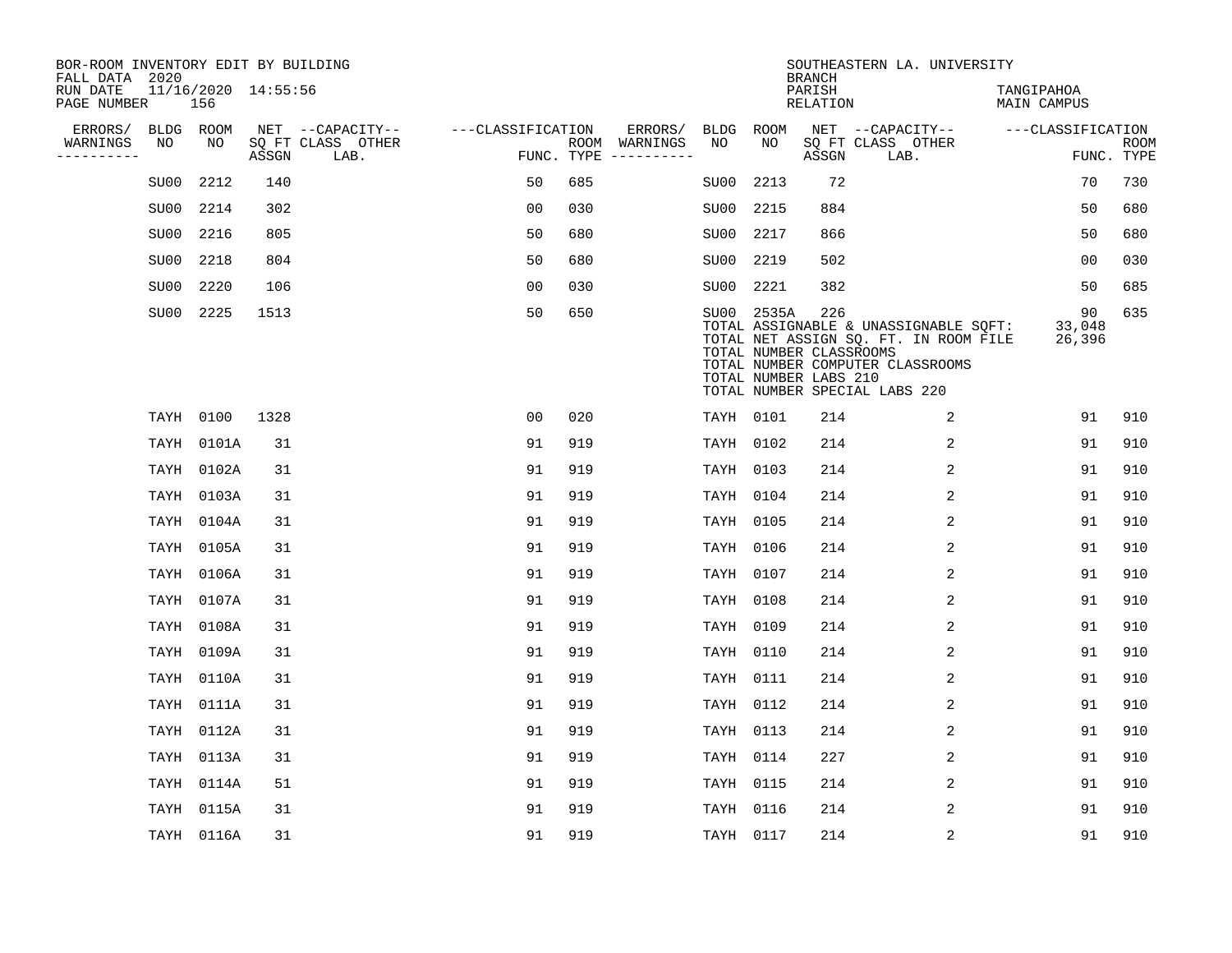BOR-ROOM INVENTORY EDIT BY BUILDING
FALL DATA 2020
RUN DATE 11/16/2020 14:55:56
PAGE NUMBER 156

SOUTHEASTERN LA. UNIVERSITY
BRANCH
PARISH TANGIPAHOA
RELATION MAIN CAMPUS

| ERRORS/ WARNINGS | BLDG NO | ROOM NO | NET SQ FT ASSGN | CAPACITY CLASS LAB. | CAPACITY OTHER | CLASSIFICATION FUNC. | ROOM TYPE | ERRORS/ WARNINGS | BLDG NO | ROOM NO | NET SQ FT ASSGN | CAPACITY CLASS LAB. | CAPACITY OTHER | CLASSIFICATION FUNC. | ROOM TYPE |
|---|---|---|---|---|---|---|---|---|---|---|---|---|---|---|---|
| | SU00 | 2212 | 140 | | | 50 | 685 | | SU00 | 2213 | 72 | | | 70 | 730 |
| | SU00 | 2214 | 302 | | | 00 | 030 | | SU00 | 2215 | 884 | | | 50 | 680 |
| | SU00 | 2216 | 805 | | | 50 | 680 | | SU00 | 2217 | 866 | | | 50 | 680 |
| | SU00 | 2218 | 804 | | | 50 | 680 | | SU00 | 2219 | 502 | | | 00 | 030 |
| | SU00 | 2220 | 106 | | | 00 | 030 | | SU00 | 2221 | 382 | | | 50 | 685 |
| | SU00 | 2225 | 1513 | | | 50 | 650 | | SU00 | 2535A | 226 | | | 90 | 635 |

TOTAL ASSIGNABLE & UNASSIGNABLE SQFT: 33,048
TOTAL NET ASSIGN SQ. FT. IN ROOM FILE 26,396
TOTAL NUMBER CLASSROOMS
TOTAL NUMBER COMPUTER CLASSROOMS
TOTAL NUMBER LABS 210
TOTAL NUMBER SPECIAL LABS 220

| ERRORS/ WARNINGS | BLDG NO | ROOM NO | NET SQ FT ASSGN | CAPACITY CLASS LAB. | CAPACITY OTHER | CLASSIFICATION FUNC. | ROOM TYPE | ERRORS/ WARNINGS | BLDG NO | ROOM NO | NET SQ FT ASSGN | CAPACITY CLASS LAB. | CAPACITY OTHER | CLASSIFICATION FUNC. | ROOM TYPE |
|---|---|---|---|---|---|---|---|---|---|---|---|---|---|---|---|
| | TAYH | 0100 | 1328 | | | 00 | 020 | | TAYH | 0101 | 214 | | 2 | 91 | 910 |
| | TAYH | 0101A | 31 | | | 91 | 919 | | TAYH | 0102 | 214 | | 2 | 91 | 910 |
| | TAYH | 0102A | 31 | | | 91 | 919 | | TAYH | 0103 | 214 | | 2 | 91 | 910 |
| | TAYH | 0103A | 31 | | | 91 | 919 | | TAYH | 0104 | 214 | | 2 | 91 | 910 |
| | TAYH | 0104A | 31 | | | 91 | 919 | | TAYH | 0105 | 214 | | 2 | 91 | 910 |
| | TAYH | 0105A | 31 | | | 91 | 919 | | TAYH | 0106 | 214 | | 2 | 91 | 910 |
| | TAYH | 0106A | 31 | | | 91 | 919 | | TAYH | 0107 | 214 | | 2 | 91 | 910 |
| | TAYH | 0107A | 31 | | | 91 | 919 | | TAYH | 0108 | 214 | | 2 | 91 | 910 |
| | TAYH | 0108A | 31 | | | 91 | 919 | | TAYH | 0109 | 214 | | 2 | 91 | 910 |
| | TAYH | 0109A | 31 | | | 91 | 919 | | TAYH | 0110 | 214 | | 2 | 91 | 910 |
| | TAYH | 0110A | 31 | | | 91 | 919 | | TAYH | 0111 | 214 | | 2 | 91 | 910 |
| | TAYH | 0111A | 31 | | | 91 | 919 | | TAYH | 0112 | 214 | | 2 | 91 | 910 |
| | TAYH | 0112A | 31 | | | 91 | 919 | | TAYH | 0113 | 214 | | 2 | 91 | 910 |
| | TAYH | 0113A | 31 | | | 91 | 919 | | TAYH | 0114 | 227 | | 2 | 91 | 910 |
| | TAYH | 0114A | 51 | | | 91 | 919 | | TAYH | 0115 | 214 | | 2 | 91 | 910 |
| | TAYH | 0115A | 31 | | | 91 | 919 | | TAYH | 0116 | 214 | | 2 | 91 | 910 |
| | TAYH | 0116A | 31 | | | 91 | 919 | | TAYH | 0117 | 214 | | 2 | 91 | 910 |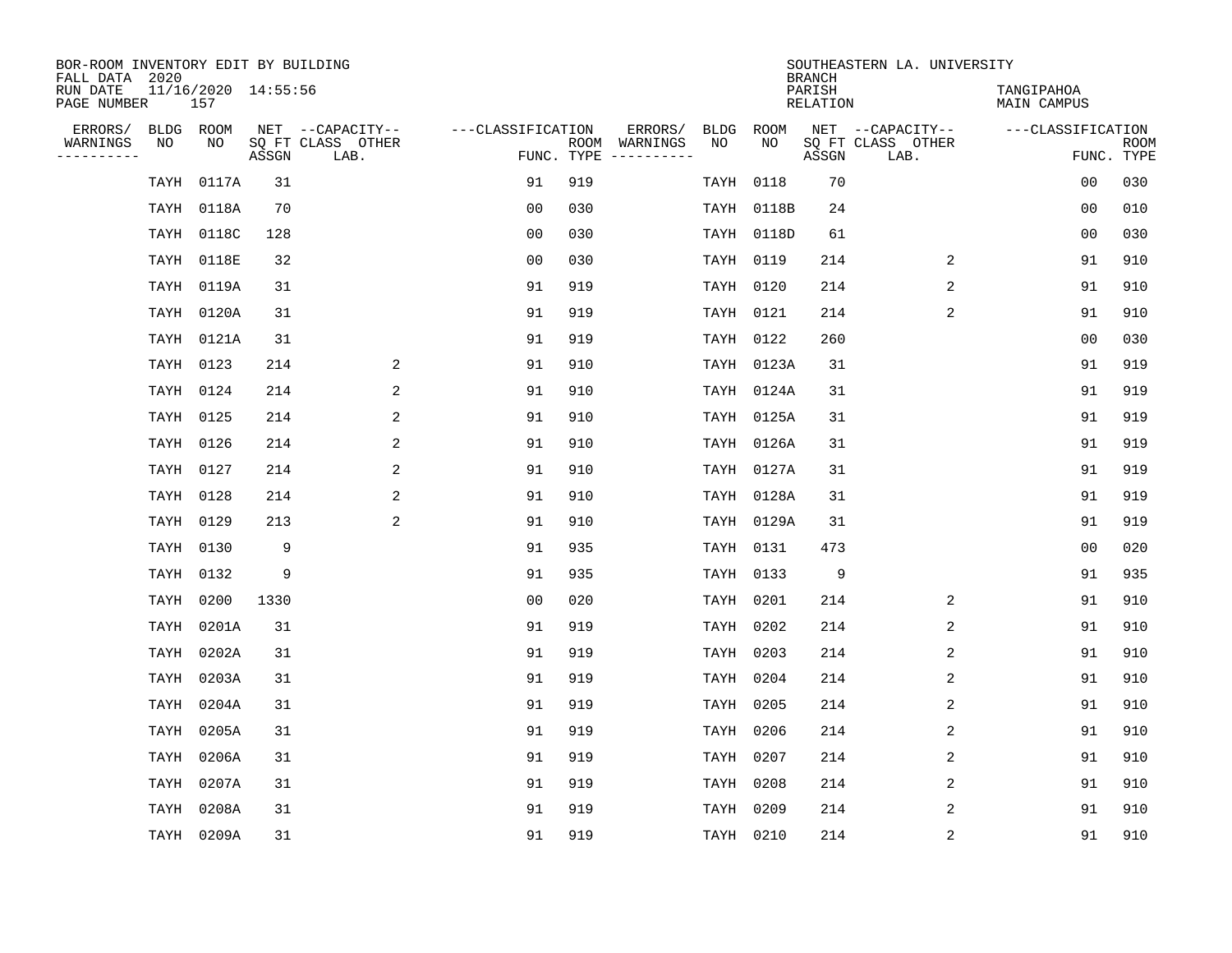BOR-ROOM INVENTORY EDIT BY BUILDING
FALL DATA 2020
RUN DATE 11/16/2020 14:55:56
PAGE NUMBER 157

SOUTHEASTERN LA. UNIVERSITY
BRANCH
PARISH TANGIPAHOA
RELATION MAIN CAMPUS

| ERRORS/ WARNINGS | BLDG NO | ROOM NO | NET SQ FT ASSGN | CAPACITY CLASS LAB. | CAPACITY OTHER | CLASSIFICATION FUNC. | ROOM TYPE | ERRORS/ WARNINGS | BLDG NO | ROOM NO | NET SQ FT ASSGN | CAPACITY CLASS LAB. | CAPACITY OTHER | CLASSIFICATION FUNC. | ROOM TYPE |
|---|---|---|---|---|---|---|---|---|---|---|---|---|---|---|---|
| | TAYH | 0117A | 31 | | | 91 | 919 | | TAYH | 0118 | 70 | | | 00 | 030 |
| | TAYH | 0118A | 70 | | | 00 | 030 | | TAYH | 0118B | 24 | | | 00 | 010 |
| | TAYH | 0118C | 128 | | | 00 | 030 | | TAYH | 0118D | 61 | | | 00 | 030 |
| | TAYH | 0118E | 32 | | | 00 | 030 | | TAYH | 0119 | 214 | | 2 | 91 | 910 |
| | TAYH | 0119A | 31 | | | 91 | 919 | | TAYH | 0120 | 214 | | 2 | 91 | 910 |
| | TAYH | 0120A | 31 | | | 91 | 919 | | TAYH | 0121 | 214 | | 2 | 91 | 910 |
| | TAYH | 0121A | 31 | | | 91 | 919 | | TAYH | 0122 | 260 | | | 00 | 030 |
| | TAYH | 0123 | 214 | | 2 | 91 | 910 | | TAYH | 0123A | 31 | | | 91 | 919 |
| | TAYH | 0124 | 214 | | 2 | 91 | 910 | | TAYH | 0124A | 31 | | | 91 | 919 |
| | TAYH | 0125 | 214 | | 2 | 91 | 910 | | TAYH | 0125A | 31 | | | 91 | 919 |
| | TAYH | 0126 | 214 | | 2 | 91 | 910 | | TAYH | 0126A | 31 | | | 91 | 919 |
| | TAYH | 0127 | 214 | | 2 | 91 | 910 | | TAYH | 0127A | 31 | | | 91 | 919 |
| | TAYH | 0128 | 214 | | 2 | 91 | 910 | | TAYH | 0128A | 31 | | | 91 | 919 |
| | TAYH | 0129 | 213 | | 2 | 91 | 910 | | TAYH | 0129A | 31 | | | 91 | 919 |
| | TAYH | 0130 | 9 | | | 91 | 935 | | TAYH | 0131 | 473 | | | 00 | 020 |
| | TAYH | 0132 | 9 | | | 91 | 935 | | TAYH | 0133 | 9 | | | 91 | 935 |
| | TAYH | 0200 | 1330 | | | 00 | 020 | | TAYH | 0201 | 214 | | 2 | 91 | 910 |
| | TAYH | 0201A | 31 | | | 91 | 919 | | TAYH | 0202 | 214 | | 2 | 91 | 910 |
| | TAYH | 0202A | 31 | | | 91 | 919 | | TAYH | 0203 | 214 | | 2 | 91 | 910 |
| | TAYH | 0203A | 31 | | | 91 | 919 | | TAYH | 0204 | 214 | | 2 | 91 | 910 |
| | TAYH | 0204A | 31 | | | 91 | 919 | | TAYH | 0205 | 214 | | 2 | 91 | 910 |
| | TAYH | 0205A | 31 | | | 91 | 919 | | TAYH | 0206 | 214 | | 2 | 91 | 910 |
| | TAYH | 0206A | 31 | | | 91 | 919 | | TAYH | 0207 | 214 | | 2 | 91 | 910 |
| | TAYH | 0207A | 31 | | | 91 | 919 | | TAYH | 0208 | 214 | | 2 | 91 | 910 |
| | TAYH | 0208A | 31 | | | 91 | 919 | | TAYH | 0209 | 214 | | 2 | 91 | 910 |
| | TAYH | 0209A | 31 | | | 91 | 919 | | TAYH | 0210 | 214 | | 2 | 91 | 910 |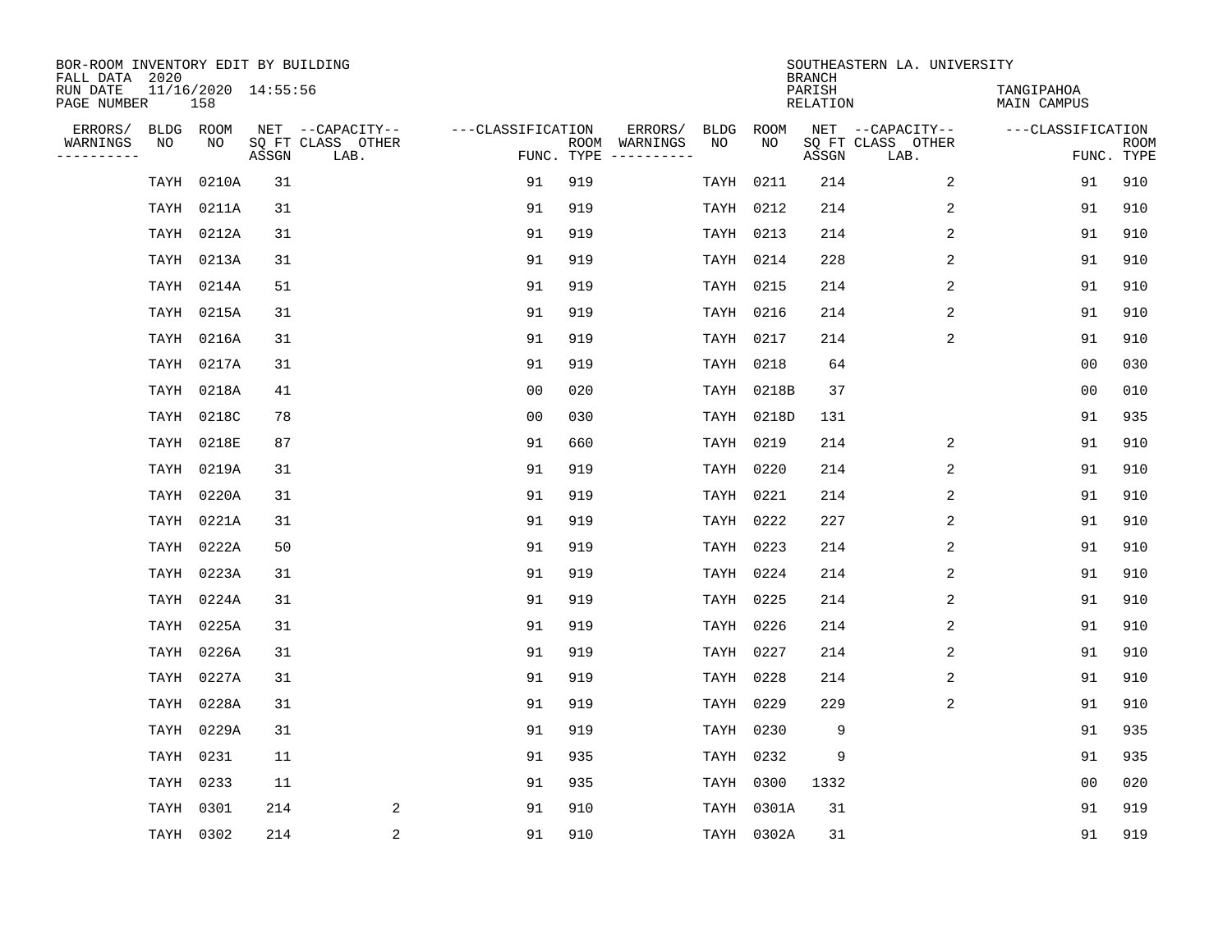BOR-ROOM INVENTORY EDIT BY BUILDING
FALL DATA 2020
RUN DATE 11/16/2020 14:55:56
PAGE NUMBER 158

SOUTHEASTERN LA. UNIVERSITY
BRANCH
PARISH TANGIPAHOA
RELATION MAIN CAMPUS

| ERRORS/ WARNINGS | BLDG NO | ROOM NO | NET SQ FT ASSGN | CAPACITY CLASS LAB. | CAPACITY OTHER | CLASSIFICATION FUNC. | ROOM TYPE | ERRORS/ WARNINGS | BLDG NO | ROOM NO | NET SQ FT ASSGN | CAPACITY CLASS LAB. | CAPACITY OTHER | CLASSIFICATION FUNC. | ROOM TYPE |
|---|---|---|---|---|---|---|---|---|---|---|---|---|---|---|---|
| | TAYH | 0210A | 31 | | | 91 | 919 | | TAYH | 0211 | 214 | | 2 | 91 | 910 |
| | TAYH | 0211A | 31 | | | 91 | 919 | | TAYH | 0212 | 214 | | 2 | 91 | 910 |
| | TAYH | 0212A | 31 | | | 91 | 919 | | TAYH | 0213 | 214 | | 2 | 91 | 910 |
| | TAYH | 0213A | 31 | | | 91 | 919 | | TAYH | 0214 | 228 | | 2 | 91 | 910 |
| | TAYH | 0214A | 51 | | | 91 | 919 | | TAYH | 0215 | 214 | | 2 | 91 | 910 |
| | TAYH | 0215A | 31 | | | 91 | 919 | | TAYH | 0216 | 214 | | 2 | 91 | 910 |
| | TAYH | 0216A | 31 | | | 91 | 919 | | TAYH | 0217 | 214 | | 2 | 91 | 910 |
| | TAYH | 0217A | 31 | | | 91 | 919 | | TAYH | 0218 | 64 | | | 00 | 030 |
| | TAYH | 0218A | 41 | | | 00 | 020 | | TAYH | 0218B | 37 | | | 00 | 010 |
| | TAYH | 0218C | 78 | | | 00 | 030 | | TAYH | 0218D | 131 | | | 91 | 935 |
| | TAYH | 0218E | 87 | | | 91 | 660 | | TAYH | 0219 | 214 | | 2 | 91 | 910 |
| | TAYH | 0219A | 31 | | | 91 | 919 | | TAYH | 0220 | 214 | | 2 | 91 | 910 |
| | TAYH | 0220A | 31 | | | 91 | 919 | | TAYH | 0221 | 214 | | 2 | 91 | 910 |
| | TAYH | 0221A | 31 | | | 91 | 919 | | TAYH | 0222 | 227 | | 2 | 91 | 910 |
| | TAYH | 0222A | 50 | | | 91 | 919 | | TAYH | 0223 | 214 | | 2 | 91 | 910 |
| | TAYH | 0223A | 31 | | | 91 | 919 | | TAYH | 0224 | 214 | | 2 | 91 | 910 |
| | TAYH | 0224A | 31 | | | 91 | 919 | | TAYH | 0225 | 214 | | 2 | 91 | 910 |
| | TAYH | 0225A | 31 | | | 91 | 919 | | TAYH | 0226 | 214 | | 2 | 91 | 910 |
| | TAYH | 0226A | 31 | | | 91 | 919 | | TAYH | 0227 | 214 | | 2 | 91 | 910 |
| | TAYH | 0227A | 31 | | | 91 | 919 | | TAYH | 0228 | 214 | | 2 | 91 | 910 |
| | TAYH | 0228A | 31 | | | 91 | 919 | | TAYH | 0229 | 229 | | 2 | 91 | 910 |
| | TAYH | 0229A | 31 | | | 91 | 919 | | TAYH | 0230 | 9 | | | 91 | 935 |
| | TAYH | 0231 | 11 | | | 91 | 935 | | TAYH | 0232 | 9 | | | 91 | 935 |
| | TAYH | 0233 | 11 | | | 91 | 935 | | TAYH | 0300 | 1332 | | | 00 | 020 |
| | TAYH | 0301 | 214 | | 2 | 91 | 910 | | TAYH | 0301A | 31 | | | 91 | 919 |
| | TAYH | 0302 | 214 | | 2 | 91 | 910 | | TAYH | 0302A | 31 | | | 91 | 919 |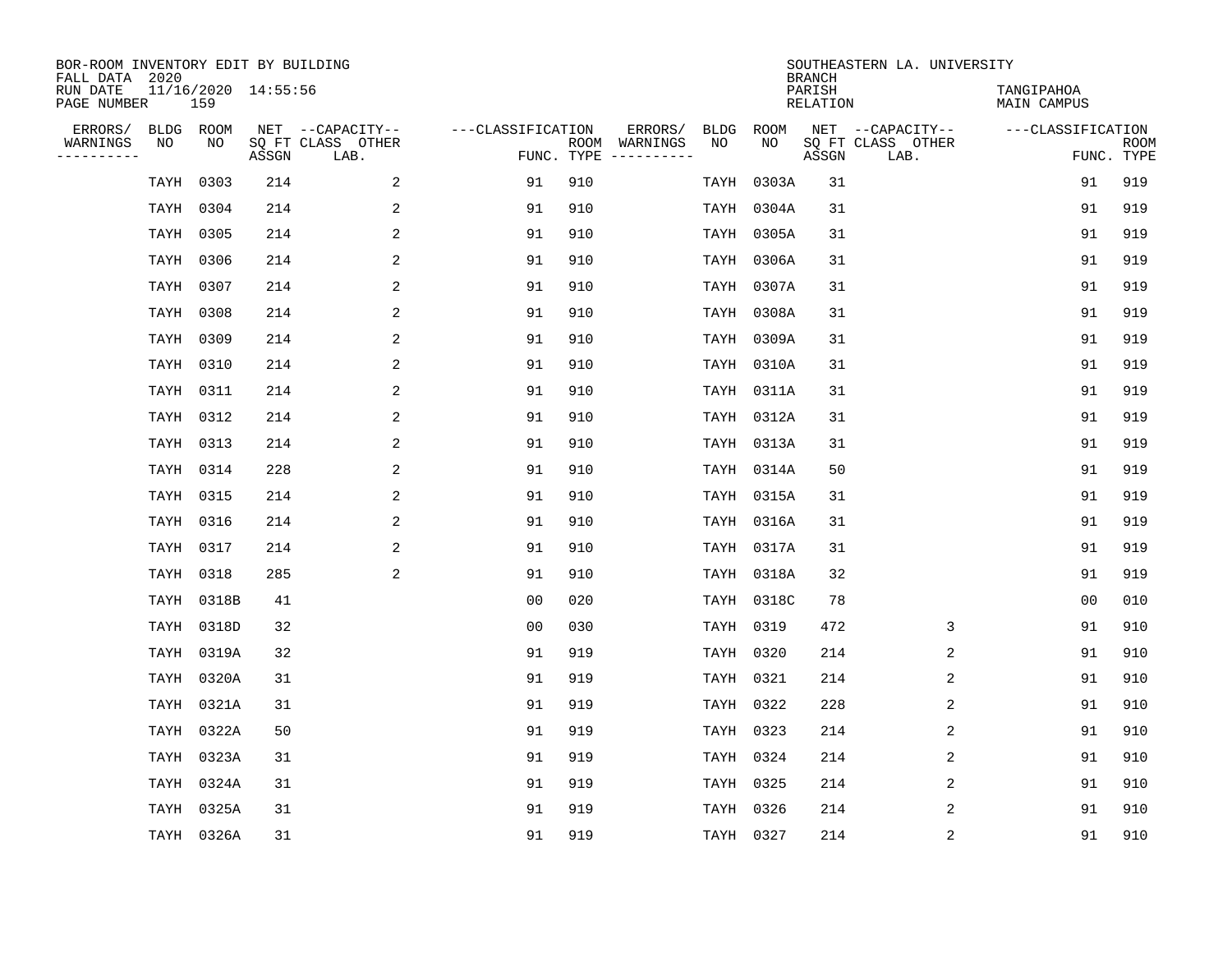BOR-ROOM INVENTORY EDIT BY BUILDING
FALL DATA 2020
RUN DATE 11/16/2020 14:55:56
PAGE NUMBER 159

SOUTHEASTERN LA. UNIVERSITY
BRANCH
PARISH TANGIPAHOA
RELATION MAIN CAMPUS

| ERRORS/ WARNINGS | BLDG NO | ROOM NO | NET SQ FT ASSGN | CAPACITY-- CLASS LAB. | OTHER | ---CLASSIFICATION FUNC. | ROOM TYPE | ERRORS/ WARNINGS | BLDG NO | ROOM NO | NET SQ FT ASSGN | CAPACITY-- CLASS LAB. | OTHER | ---CLASSIFICATION FUNC. | ROOM TYPE |
|---|---|---|---|---|---|---|---|---|---|---|---|---|---|---|---|
| | TAYH | 0303 | 214 | | 2 | 91 | 910 | | TAYH | 0303A | 31 | | | 91 | 919 |
| | TAYH | 0304 | 214 | | 2 | 91 | 910 | | TAYH | 0304A | 31 | | | 91 | 919 |
| | TAYH | 0305 | 214 | | 2 | 91 | 910 | | TAYH | 0305A | 31 | | | 91 | 919 |
| | TAYH | 0306 | 214 | | 2 | 91 | 910 | | TAYH | 0306A | 31 | | | 91 | 919 |
| | TAYH | 0307 | 214 | | 2 | 91 | 910 | | TAYH | 0307A | 31 | | | 91 | 919 |
| | TAYH | 0308 | 214 | | 2 | 91 | 910 | | TAYH | 0308A | 31 | | | 91 | 919 |
| | TAYH | 0309 | 214 | | 2 | 91 | 910 | | TAYH | 0309A | 31 | | | 91 | 919 |
| | TAYH | 0310 | 214 | | 2 | 91 | 910 | | TAYH | 0310A | 31 | | | 91 | 919 |
| | TAYH | 0311 | 214 | | 2 | 91 | 910 | | TAYH | 0311A | 31 | | | 91 | 919 |
| | TAYH | 0312 | 214 | | 2 | 91 | 910 | | TAYH | 0312A | 31 | | | 91 | 919 |
| | TAYH | 0313 | 214 | | 2 | 91 | 910 | | TAYH | 0313A | 31 | | | 91 | 919 |
| | TAYH | 0314 | 228 | | 2 | 91 | 910 | | TAYH | 0314A | 50 | | | 91 | 919 |
| | TAYH | 0315 | 214 | | 2 | 91 | 910 | | TAYH | 0315A | 31 | | | 91 | 919 |
| | TAYH | 0316 | 214 | | 2 | 91 | 910 | | TAYH | 0316A | 31 | | | 91 | 919 |
| | TAYH | 0317 | 214 | | 2 | 91 | 910 | | TAYH | 0317A | 31 | | | 91 | 919 |
| | TAYH | 0318 | 285 | | 2 | 91 | 910 | | TAYH | 0318A | 32 | | | 91 | 919 |
| | TAYH | 0318B | 41 | | | 00 | 020 | | TAYH | 0318C | 78 | | | 00 | 010 |
| | TAYH | 0318D | 32 | | | 00 | 030 | | TAYH | 0319 | 472 | | 3 | 91 | 910 |
| | TAYH | 0319A | 32 | | | 91 | 919 | | TAYH | 0320 | 214 | | 2 | 91 | 910 |
| | TAYH | 0320A | 31 | | | 91 | 919 | | TAYH | 0321 | 214 | | 2 | 91 | 910 |
| | TAYH | 0321A | 31 | | | 91 | 919 | | TAYH | 0322 | 228 | | 2 | 91 | 910 |
| | TAYH | 0322A | 50 | | | 91 | 919 | | TAYH | 0323 | 214 | | 2 | 91 | 910 |
| | TAYH | 0323A | 31 | | | 91 | 919 | | TAYH | 0324 | 214 | | 2 | 91 | 910 |
| | TAYH | 0324A | 31 | | | 91 | 919 | | TAYH | 0325 | 214 | | 2 | 91 | 910 |
| | TAYH | 0325A | 31 | | | 91 | 919 | | TAYH | 0326 | 214 | | 2 | 91 | 910 |
| | TAYH | 0326A | 31 | | | 91 | 919 | | TAYH | 0327 | 214 | | 2 | 91 | 910 |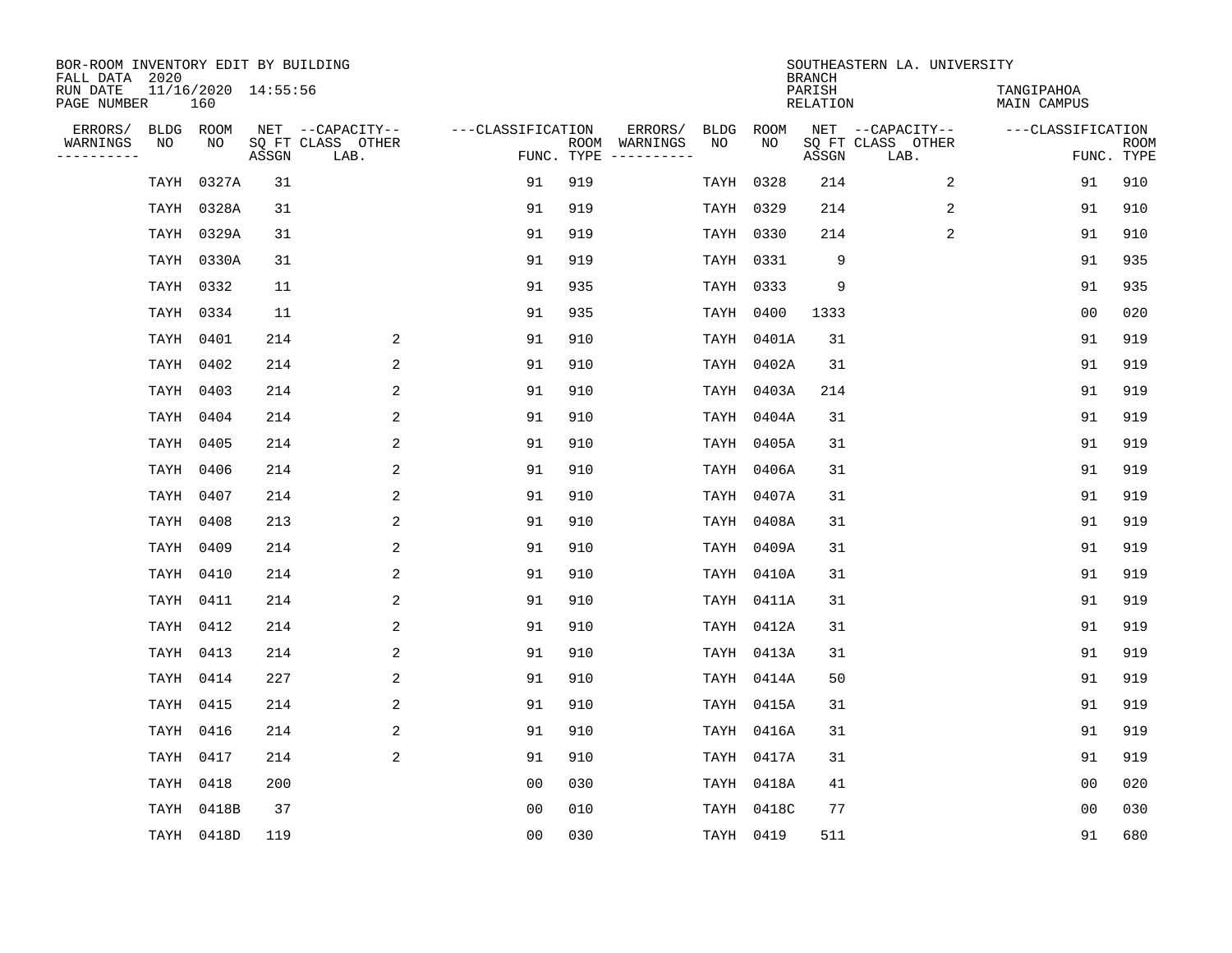BOR-ROOM INVENTORY EDIT BY BUILDING
FALL DATA 2020
RUN DATE 11/16/2020 14:55:56
PAGE NUMBER 160

SOUTHEASTERN LA. UNIVERSITY
BRANCH
PARISH TANGIPAHOA
RELATION MAIN CAMPUS

| ERRORS/ WARNINGS | BLDG NO | ROOM NO | NET SQ FT ASSGN | CAPACITY CLASS LAB. | CAPACITY OTHER | CLASSIFICATION FUNC. | ROOM TYPE | ERRORS/ WARNINGS | BLDG NO | ROOM NO | NET SQ FT ASSGN | CAPACITY CLASS LAB. | CAPACITY OTHER | CLASSIFICATION FUNC. | ROOM TYPE |
|---|---|---|---|---|---|---|---|---|---|---|---|---|---|---|---|
| | TAYH | 0327A | 31 | | | 91 | 919 | | TAYH | 0328 | 214 | | 2 | 91 | 910 |
| | TAYH | 0328A | 31 | | | 91 | 919 | | TAYH | 0329 | 214 | | 2 | 91 | 910 |
| | TAYH | 0329A | 31 | | | 91 | 919 | | TAYH | 0330 | 214 | | 2 | 91 | 910 |
| | TAYH | 0330A | 31 | | | 91 | 919 | | TAYH | 0331 | 9 | | | 91 | 935 |
| | TAYH | 0332 | 11 | | | 91 | 935 | | TAYH | 0333 | 9 | | | 91 | 935 |
| | TAYH | 0334 | 11 | | | 91 | 935 | | TAYH | 0400 | 1333 | | | 00 | 020 |
| | TAYH | 0401 | 214 | | 2 | 91 | 910 | | TAYH | 0401A | 31 | | | 91 | 919 |
| | TAYH | 0402 | 214 | | 2 | 91 | 910 | | TAYH | 0402A | 31 | | | 91 | 919 |
| | TAYH | 0403 | 214 | | 2 | 91 | 910 | | TAYH | 0403A | 214 | | | 91 | 919 |
| | TAYH | 0404 | 214 | | 2 | 91 | 910 | | TAYH | 0404A | 31 | | | 91 | 919 |
| | TAYH | 0405 | 214 | | 2 | 91 | 910 | | TAYH | 0405A | 31 | | | 91 | 919 |
| | TAYH | 0406 | 214 | | 2 | 91 | 910 | | TAYH | 0406A | 31 | | | 91 | 919 |
| | TAYH | 0407 | 214 | | 2 | 91 | 910 | | TAYH | 0407A | 31 | | | 91 | 919 |
| | TAYH | 0408 | 213 | | 2 | 91 | 910 | | TAYH | 0408A | 31 | | | 91 | 919 |
| | TAYH | 0409 | 214 | | 2 | 91 | 910 | | TAYH | 0409A | 31 | | | 91 | 919 |
| | TAYH | 0410 | 214 | | 2 | 91 | 910 | | TAYH | 0410A | 31 | | | 91 | 919 |
| | TAYH | 0411 | 214 | | 2 | 91 | 910 | | TAYH | 0411A | 31 | | | 91 | 919 |
| | TAYH | 0412 | 214 | | 2 | 91 | 910 | | TAYH | 0412A | 31 | | | 91 | 919 |
| | TAYH | 0413 | 214 | | 2 | 91 | 910 | | TAYH | 0413A | 31 | | | 91 | 919 |
| | TAYH | 0414 | 227 | | 2 | 91 | 910 | | TAYH | 0414A | 50 | | | 91 | 919 |
| | TAYH | 0415 | 214 | | 2 | 91 | 910 | | TAYH | 0415A | 31 | | | 91 | 919 |
| | TAYH | 0416 | 214 | | 2 | 91 | 910 | | TAYH | 0416A | 31 | | | 91 | 919 |
| | TAYH | 0417 | 214 | | 2 | 91 | 910 | | TAYH | 0417A | 31 | | | 91 | 919 |
| | TAYH | 0418 | 200 | | | 00 | 030 | | TAYH | 0418A | 41 | | | 00 | 020 |
| | TAYH | 0418B | 37 | | | 00 | 010 | | TAYH | 0418C | 77 | | | 00 | 030 |
| | TAYH | 0418D | 119 | | | 00 | 030 | | TAYH | 0419 | 511 | | | 91 | 680 |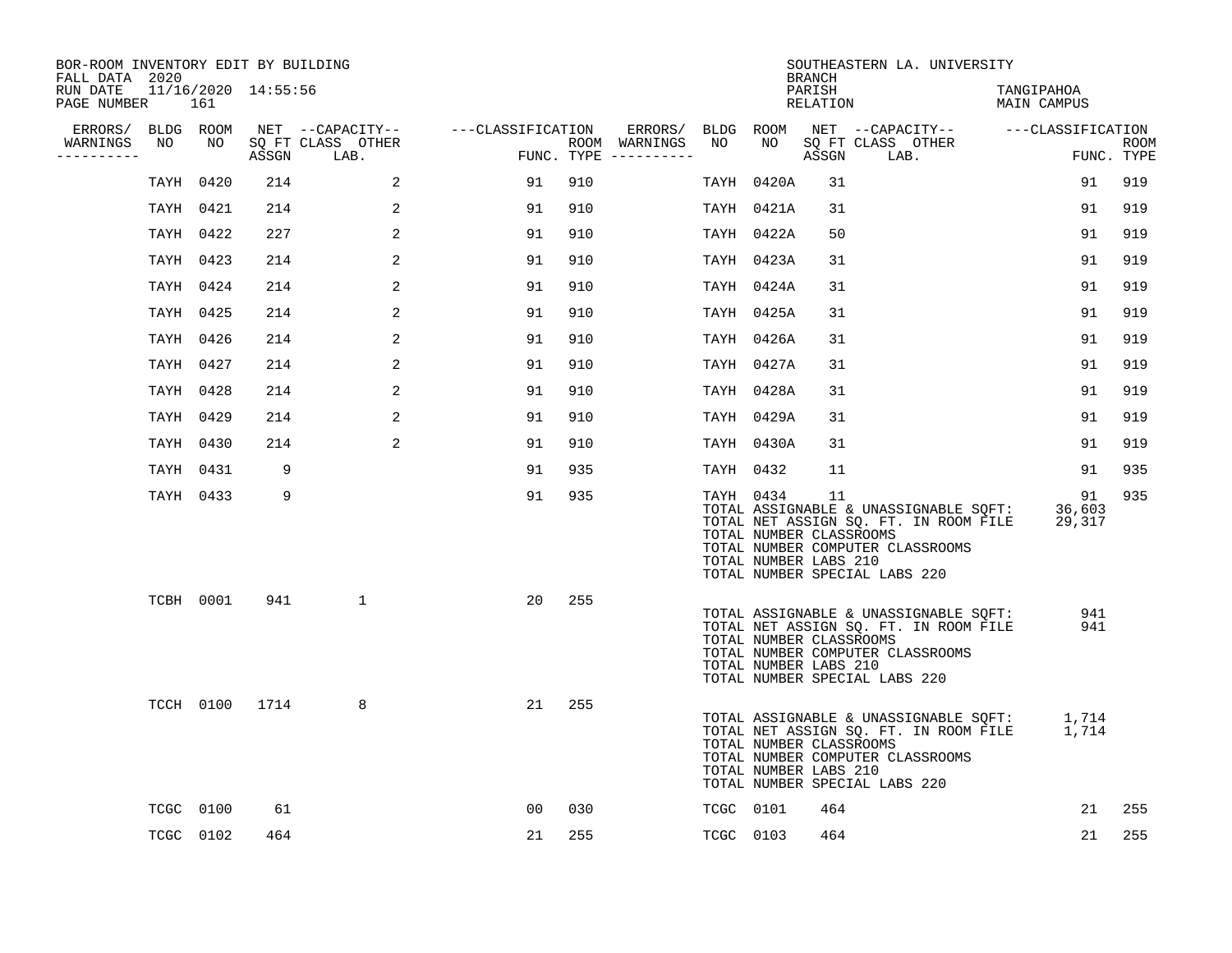BOR-ROOM INVENTORY EDIT BY BUILDING
FALL DATA 2020
RUN DATE 11/16/2020 14:55:56
PAGE NUMBER 161

SOUTHEASTERN LA. UNIVERSITY
BRANCH
PARISH TANGIPAHOA
RELATION MAIN CAMPUS

| ERRORS/ WARNINGS | BLDG NO | ROOM NO | NET SQ FT ASSGN | CAPACITY CLASS LAB. | CAPACITY OTHER | CLASSIFICATION FUNC. | ROOM TYPE | ERRORS/ WARNINGS | BLDG NO | ROOM NO | NET SQ FT ASSGN | CAPACITY CLASS LAB. | CAPACITY OTHER | CLASSIFICATION FUNC. | ROOM TYPE |
|---|---|---|---|---|---|---|---|---|---|---|---|---|---|---|---|
| | TAYH | 0420 | 214 | | 2 | 91 | 910 | | TAYH | 0420A | 31 | | | 91 | 919 |
| | TAYH | 0421 | 214 | | 2 | 91 | 910 | | TAYH | 0421A | 31 | | | 91 | 919 |
| | TAYH | 0422 | 227 | | 2 | 91 | 910 | | TAYH | 0422A | 50 | | | 91 | 919 |
| | TAYH | 0423 | 214 | | 2 | 91 | 910 | | TAYH | 0423A | 31 | | | 91 | 919 |
| | TAYH | 0424 | 214 | | 2 | 91 | 910 | | TAYH | 0424A | 31 | | | 91 | 919 |
| | TAYH | 0425 | 214 | | 2 | 91 | 910 | | TAYH | 0425A | 31 | | | 91 | 919 |
| | TAYH | 0426 | 214 | | 2 | 91 | 910 | | TAYH | 0426A | 31 | | | 91 | 919 |
| | TAYH | 0427 | 214 | | 2 | 91 | 910 | | TAYH | 0427A | 31 | | | 91 | 919 |
| | TAYH | 0428 | 214 | | 2 | 91 | 910 | | TAYH | 0428A | 31 | | | 91 | 919 |
| | TAYH | 0429 | 214 | | 2 | 91 | 910 | | TAYH | 0429A | 31 | | | 91 | 919 |
| | TAYH | 0430 | 214 | | 2 | 91 | 910 | | TAYH | 0430A | 31 | | | 91 | 919 |
| | TAYH | 0431 | 9 | | | 91 | 935 | | TAYH | 0432 | 11 | | | 91 | 935 |
| | TAYH | 0433 | 9 | | | 91 | 935 | | TAYH | 0434 | 11 | | | 91 | 935 |

TOTAL ASSIGNABLE & UNASSIGNABLE SQFT: 36,603
TOTAL NET ASSIGN SQ. FT. IN ROOM FILE 29,317
TOTAL NUMBER CLASSROOMS
TOTAL NUMBER COMPUTER CLASSROOMS
TOTAL NUMBER LABS 210
TOTAL NUMBER SPECIAL LABS 220

| ERRORS/ WARNINGS | BLDG NO | ROOM NO | NET SQ FT ASSGN | CAPACITY CLASS LAB. | CAPACITY OTHER | CLASSIFICATION FUNC. | ROOM TYPE |
|---|---|---|---|---|---|---|---|
| | TCBH | 0001 | 941 | 1 | | 20 | 255 |

TOTAL ASSIGNABLE & UNASSIGNABLE SQFT: 941
TOTAL NET ASSIGN SQ. FT. IN ROOM FILE 941
TOTAL NUMBER CLASSROOMS
TOTAL NUMBER COMPUTER CLASSROOMS
TOTAL NUMBER LABS 210
TOTAL NUMBER SPECIAL LABS 220

| ERRORS/ WARNINGS | BLDG NO | ROOM NO | NET SQ FT ASSGN | CAPACITY CLASS LAB. | CAPACITY OTHER | CLASSIFICATION FUNC. | ROOM TYPE |
|---|---|---|---|---|---|---|---|
| | TCCH | 0100 | 1714 | 8 | | 21 | 255 |

TOTAL ASSIGNABLE & UNASSIGNABLE SQFT: 1,714
TOTAL NET ASSIGN SQ. FT. IN ROOM FILE 1,714
TOTAL NUMBER CLASSROOMS
TOTAL NUMBER COMPUTER CLASSROOMS
TOTAL NUMBER LABS 210
TOTAL NUMBER SPECIAL LABS 220

| ERRORS/ WARNINGS | BLDG NO | ROOM NO | NET SQ FT ASSGN | CAPACITY CLASS LAB. | CAPACITY OTHER | CLASSIFICATION FUNC. | ROOM TYPE | ERRORS/ WARNINGS | BLDG NO | ROOM NO | NET SQ FT ASSGN | CAPACITY CLASS LAB. | CAPACITY OTHER | CLASSIFICATION FUNC. | ROOM TYPE |
|---|---|---|---|---|---|---|---|---|---|---|---|---|---|---|---|
| | TCGC | 0100 | 61 | | | 00 | 030 | | TCGC | 0101 | 464 | | | 21 | 255 |
| | TCGC | 0102 | 464 | | | 21 | 255 | | TCGC | 0103 | 464 | | | 21 | 255 |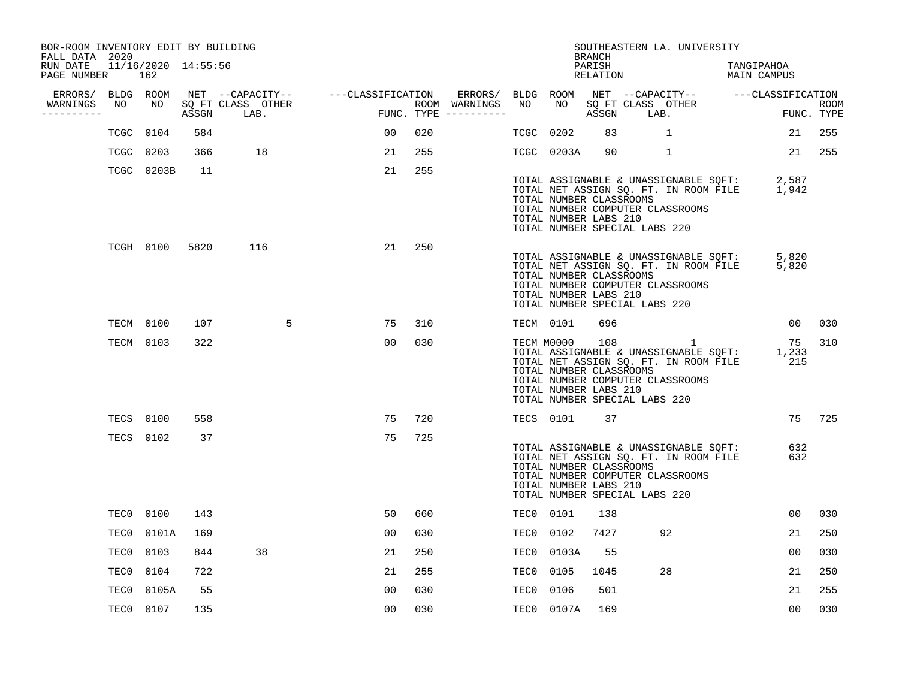BOR-ROOM INVENTORY EDIT BY BUILDING
FALL DATA 2020
RUN DATE 11/16/2020 14:55:56
PAGE NUMBER 162

SOUTHEASTERN LA. UNIVERSITY
BRANCH
PARISH TANGIPAHOA
RELATION MAIN CAMPUS

| ERRORS/ WARNINGS | BLDG NO | ROOM NO | NET SQ FT ASSGN | CAPACITY CLASS LAB. | CAPACITY OTHER | CLASSIFICATION FUNC. | ROOM TYPE | ERRORS/ WARNINGS | BLDG NO | ROOM NO | NET SQ FT ASSGN | CAPACITY CLASS LAB. | CAPACITY OTHER | CLASSIFICATION FUNC. | ROOM TYPE |
|---|---|---|---|---|---|---|---|---|---|---|---|---|---|---|---|
| | TCGC | 0104 | 584 | | | 00 | 020 | | TCGC | 0202 | 83 | 1 | | 21 | 255 |
| | TCGC | 0203 | 366 | 18 | | 21 | 255 | | TCGC | 0203A | 90 | 1 | | 21 | 255 |
| | TCGC | 0203B | 11 | | | 21 | 255 | | | | | | | | |

TOTAL ASSIGNABLE & UNASSIGNABLE SQFT: 2,587
TOTAL NET ASSIGN SQ. FT. IN ROOM FILE 1,942
TOTAL NUMBER CLASSROOMS
TOTAL NUMBER COMPUTER CLASSROOMS
TOTAL NUMBER LABS 210
TOTAL NUMBER SPECIAL LABS 220

| ERRORS/ WARNINGS | BLDG NO | ROOM NO | NET SQ FT ASSGN | CAPACITY CLASS LAB. | CAPACITY OTHER | CLASSIFICATION FUNC. | ROOM TYPE |
|---|---|---|---|---|---|---|---|
| | TCGH | 0100 | 5820 | 116 | | 21 | 250 |

TOTAL ASSIGNABLE & UNASSIGNABLE SQFT: 5,820
TOTAL NET ASSIGN SQ. FT. IN ROOM FILE 5,820
TOTAL NUMBER CLASSROOMS
TOTAL NUMBER COMPUTER CLASSROOMS
TOTAL NUMBER LABS 210
TOTAL NUMBER SPECIAL LABS 220

| ERRORS/ WARNINGS | BLDG NO | ROOM NO | NET SQ FT ASSGN | CAPACITY CLASS LAB. | CAPACITY OTHER | CLASSIFICATION FUNC. | ROOM TYPE | ERRORS/ WARNINGS | BLDG NO | ROOM NO | NET SQ FT ASSGN | CAPACITY CLASS LAB. | CAPACITY OTHER | CLASSIFICATION FUNC. | ROOM TYPE |
|---|---|---|---|---|---|---|---|---|---|---|---|---|---|---|---|
| | TECM | 0100 | 107 | | 5 | 75 | 310 | | TECM | 0101 | 696 | | | 00 | 030 |
| | TECM | 0103 | 322 | | | 00 | 030 | | TECM | M0000 | 108 | | 1 | 75 | 310 |

TOTAL ASSIGNABLE & UNASSIGNABLE SQFT: 1,233
TOTAL NET ASSIGN SQ. FT. IN ROOM FILE 215
TOTAL NUMBER CLASSROOMS
TOTAL NUMBER COMPUTER CLASSROOMS
TOTAL NUMBER LABS 210
TOTAL NUMBER SPECIAL LABS 220

| ERRORS/ WARNINGS | BLDG NO | ROOM NO | NET SQ FT ASSGN | CAPACITY CLASS LAB. | CAPACITY OTHER | CLASSIFICATION FUNC. | ROOM TYPE | ERRORS/ WARNINGS | BLDG NO | ROOM NO | NET SQ FT ASSGN | CAPACITY CLASS LAB. | CAPACITY OTHER | CLASSIFICATION FUNC. | ROOM TYPE |
|---|---|---|---|---|---|---|---|---|---|---|---|---|---|---|---|
| | TECS | 0100 | 558 | | | 75 | 720 | | TECS | 0101 | 37 | | | 75 | 725 |
| | TECS | 0102 | 37 | | | 75 | 725 | | | | | | | | |

TOTAL ASSIGNABLE & UNASSIGNABLE SQFT: 632
TOTAL NET ASSIGN SQ. FT. IN ROOM FILE 632
TOTAL NUMBER CLASSROOMS
TOTAL NUMBER COMPUTER CLASSROOMS
TOTAL NUMBER LABS 210
TOTAL NUMBER SPECIAL LABS 220

| ERRORS/ WARNINGS | BLDG NO | ROOM NO | NET SQ FT ASSGN | CAPACITY CLASS LAB. | CAPACITY OTHER | CLASSIFICATION FUNC. | ROOM TYPE | ERRORS/ WARNINGS | BLDG NO | ROOM NO | NET SQ FT ASSGN | CAPACITY CLASS LAB. | CAPACITY OTHER | CLASSIFICATION FUNC. | ROOM TYPE |
|---|---|---|---|---|---|---|---|---|---|---|---|---|---|---|---|
| | TEC0 | 0100 | 143 | | | 50 | 660 | | TEC0 | 0101 | 138 | | | 00 | 030 |
| | TEC0 | 0101A | 169 | | | 00 | 030 | | TEC0 | 0102 | 7427 | 92 | | 21 | 250 |
| | TEC0 | 0103 | 844 | 38 | | 21 | 250 | | TEC0 | 0103A | 55 | | | 00 | 030 |
| | TEC0 | 0104 | 722 | | | 21 | 255 | | TEC0 | 0105 | 1045 | 28 | | 21 | 250 |
| | TEC0 | 0105A | 55 | | | 00 | 030 | | TEC0 | 0106 | 501 | | | 21 | 255 |
| | TEC0 | 0107 | 135 | | | 00 | 030 | | TEC0 | 0107A | 169 | | | 00 | 030 |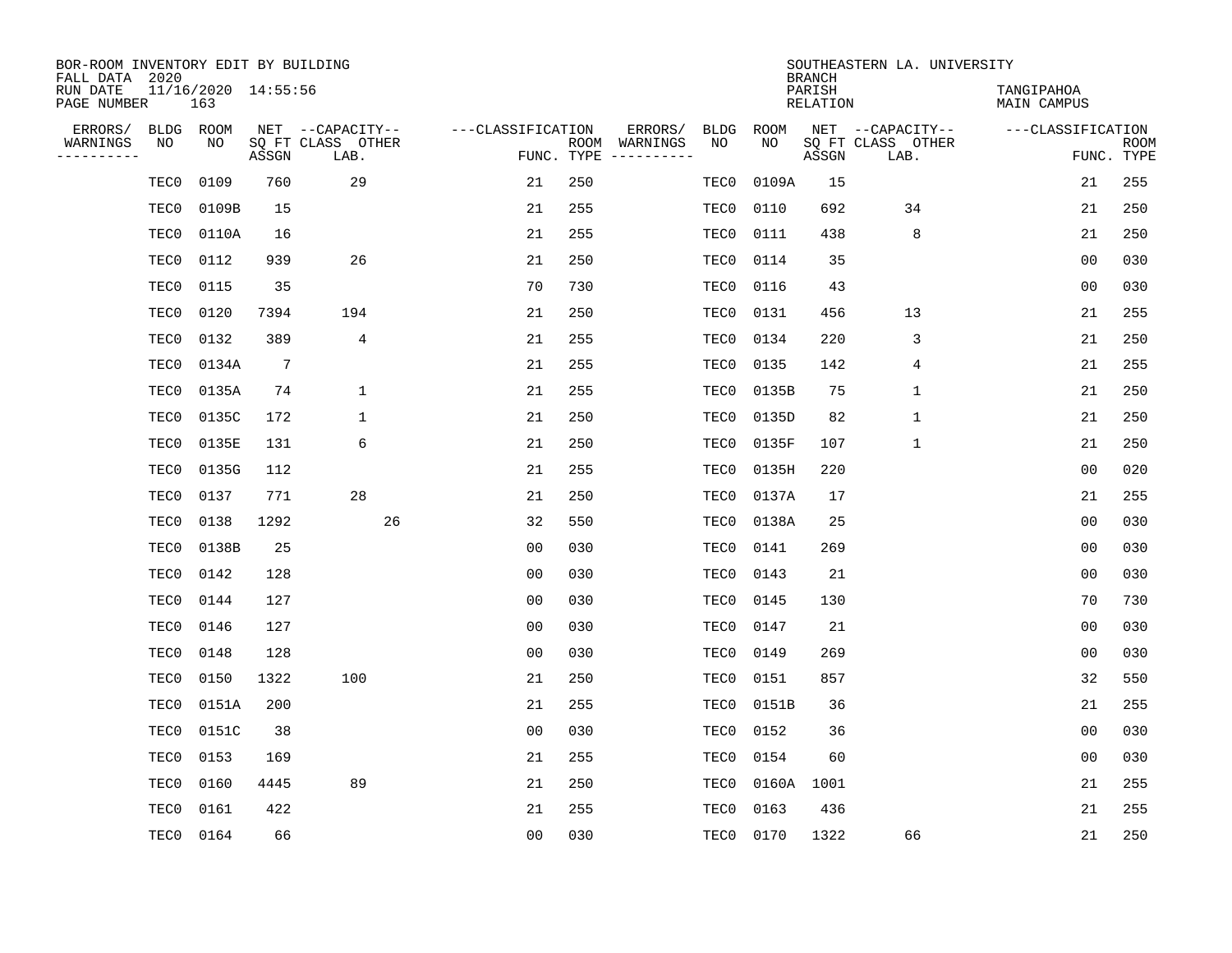BOR-ROOM INVENTORY EDIT BY BUILDING
FALL DATA 2020
RUN DATE 11/16/2020 14:55:56
PAGE NUMBER 163

SOUTHEASTERN LA. UNIVERSITY
BRANCH
PARISH TANGIPAHOA
RELATION MAIN CAMPUS

| ERRORS/ WARNINGS | BLDG NO | ROOM NO | NET SQ FT ASSGN | CAPACITY CLASS LAB. | CAPACITY OTHER | CLASSIFICATION FUNC. | ROOM TYPE | ERRORS/ WARNINGS | BLDG NO | ROOM NO | NET SQ FT ASSGN | CAPACITY CLASS LAB. | CAPACITY OTHER | CLASSIFICATION FUNC. | ROOM TYPE |
|---|---|---|---|---|---|---|---|---|---|---|---|---|---|---|---|
| | TEC0 | 0109 | 760 | 29 | | 21 | 250 | | TEC0 | 0109A | 15 | | | 21 | 255 |
| | TEC0 | 0109B | 15 | | | 21 | 255 | | TEC0 | 0110 | 692 | 34 | | 21 | 250 |
| | TEC0 | 0110A | 16 | | | 21 | 255 | | TEC0 | 0111 | 438 | 8 | | 21 | 250 |
| | TEC0 | 0112 | 939 | 26 | | 21 | 250 | | TEC0 | 0114 | 35 | | | 00 | 030 |
| | TEC0 | 0115 | 35 | | | 70 | 730 | | TEC0 | 0116 | 43 | | | 00 | 030 |
| | TEC0 | 0120 | 7394 | 194 | | 21 | 250 | | TEC0 | 0131 | 456 | 13 | | 21 | 255 |
| | TEC0 | 0132 | 389 | 4 | | 21 | 255 | | TEC0 | 0134 | 220 | 3 | | 21 | 250 |
| | TEC0 | 0134A | 7 | | | 21 | 255 | | TEC0 | 0135 | 142 | 4 | | 21 | 255 |
| | TEC0 | 0135A | 74 | 1 | | 21 | 255 | | TEC0 | 0135B | 75 | 1 | | 21 | 250 |
| | TEC0 | 0135C | 172 | 1 | | 21 | 250 | | TEC0 | 0135D | 82 | 1 | | 21 | 250 |
| | TEC0 | 0135E | 131 | 6 | | 21 | 250 | | TEC0 | 0135F | 107 | 1 | | 21 | 250 |
| | TEC0 | 0135G | 112 | | | 21 | 255 | | TEC0 | 0135H | 220 | | | 00 | 020 |
| | TEC0 | 0137 | 771 | 28 | | 21 | 250 | | TEC0 | 0137A | 17 | | | 21 | 255 |
| | TEC0 | 0138 | 1292 | | 26 | 32 | 550 | | TEC0 | 0138A | 25 | | | 00 | 030 |
| | TEC0 | 0138B | 25 | | | 00 | 030 | | TEC0 | 0141 | 269 | | | 00 | 030 |
| | TEC0 | 0142 | 128 | | | 00 | 030 | | TEC0 | 0143 | 21 | | | 00 | 030 |
| | TEC0 | 0144 | 127 | | | 00 | 030 | | TEC0 | 0145 | 130 | | | 70 | 730 |
| | TEC0 | 0146 | 127 | | | 00 | 030 | | TEC0 | 0147 | 21 | | | 00 | 030 |
| | TEC0 | 0148 | 128 | | | 00 | 030 | | TEC0 | 0149 | 269 | | | 00 | 030 |
| | TEC0 | 0150 | 1322 | 100 | | 21 | 250 | | TEC0 | 0151 | 857 | | | 32 | 550 |
| | TEC0 | 0151A | 200 | | | 21 | 255 | | TEC0 | 0151B | 36 | | | 21 | 255 |
| | TEC0 | 0151C | 38 | | | 00 | 030 | | TEC0 | 0152 | 36 | | | 00 | 030 |
| | TEC0 | 0153 | 169 | | | 21 | 255 | | TEC0 | 0154 | 60 | | | 00 | 030 |
| | TEC0 | 0160 | 4445 | 89 | | 21 | 250 | | TEC0 | 0160A | 1001 | | | 21 | 255 |
| | TEC0 | 0161 | 422 | | | 21 | 255 | | TEC0 | 0163 | 436 | | | 21 | 255 |
| | TEC0 | 0164 | 66 | | | 00 | 030 | | TEC0 | 0170 | 1322 | 66 | | 21 | 250 |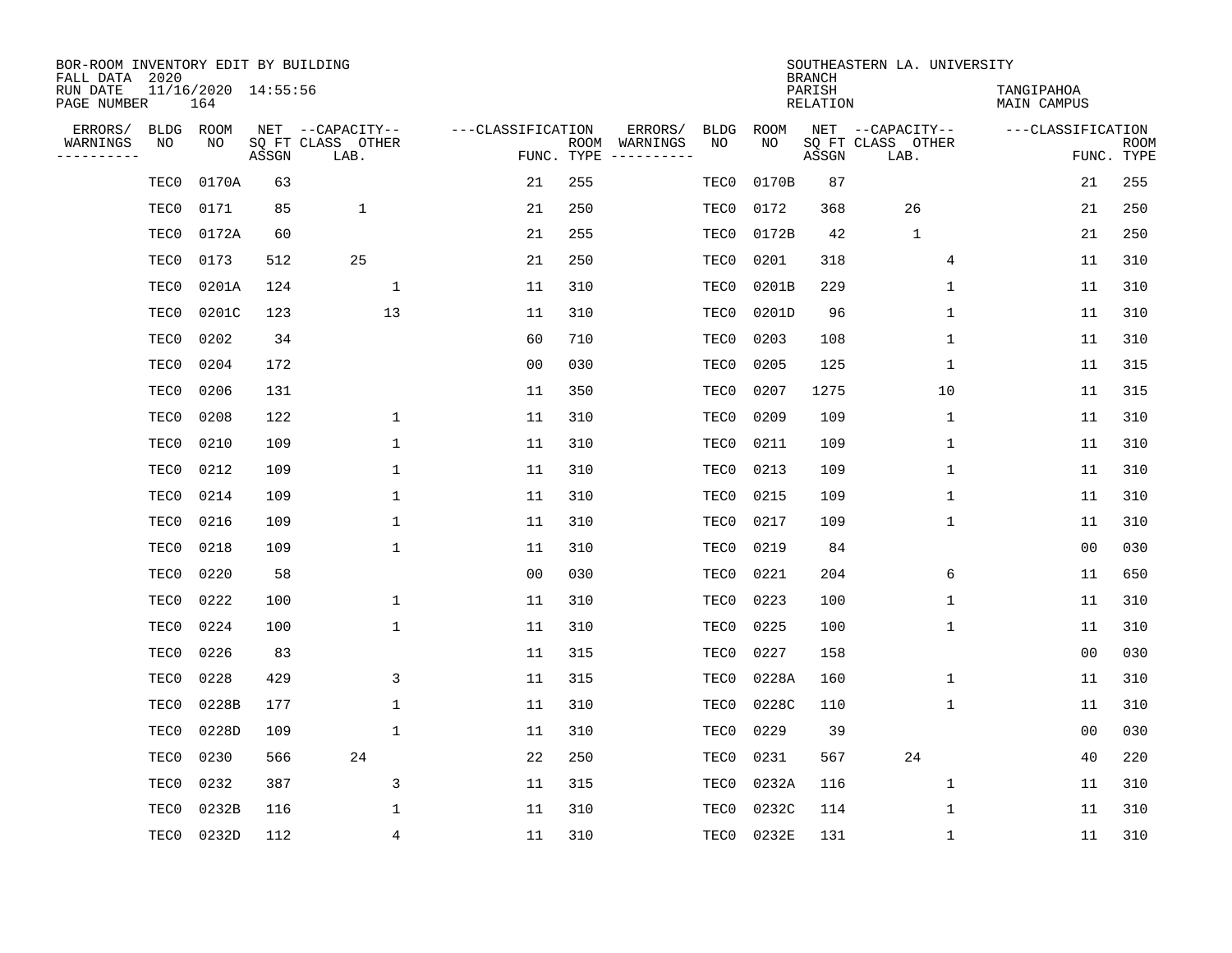BOR-ROOM INVENTORY EDIT BY BUILDING
FALL DATA 2020
RUN DATE 11/16/2020 14:55:56
PAGE NUMBER 164

SOUTHEASTERN LA. UNIVERSITY
BRANCH
PARISH TANGIPAHOA
RELATION MAIN CAMPUS

| ERRORS/ WARNINGS | BLDG NO | ROOM NO | NET SQ FT ASSGN | CAPACITY CLASS LAB. | CAPACITY OTHER | CLASSIFICATION FUNC. | ROOM TYPE | ERRORS/ WARNINGS | BLDG NO | ROOM NO | NET SQ FT ASSGN | CAPACITY CLASS LAB. | CAPACITY OTHER | CLASSIFICATION FUNC. | ROOM TYPE |
|---|---|---|---|---|---|---|---|---|---|---|---|---|---|---|---|
| | TEC0 | 0170A | 63 | | | 21 | 255 | | TEC0 | 0170B | 87 | | | 21 | 255 |
| | TEC0 | 0171 | 85 | 1 | | 21 | 250 | | TEC0 | 0172 | 368 | 26 | | 21 | 250 |
| | TEC0 | 0172A | 60 | | | 21 | 255 | | TEC0 | 0172B | 42 | 1 | | 21 | 250 |
| | TEC0 | 0173 | 512 | 25 | | 21 | 250 | | TEC0 | 0201 | 318 | | 4 | 11 | 310 |
| | TEC0 | 0201A | 124 | | 1 | 11 | 310 | | TEC0 | 0201B | 229 | | 1 | 11 | 310 |
| | TEC0 | 0201C | 123 | | 13 | 11 | 310 | | TEC0 | 0201D | 96 | | 1 | 11 | 310 |
| | TEC0 | 0202 | 34 | | | 60 | 710 | | TEC0 | 0203 | 108 | | 1 | 11 | 310 |
| | TEC0 | 0204 | 172 | | | 00 | 030 | | TEC0 | 0205 | 125 | | 1 | 11 | 315 |
| | TEC0 | 0206 | 131 | | | 11 | 350 | | TEC0 | 0207 | 1275 | | 10 | 11 | 315 |
| | TEC0 | 0208 | 122 | | 1 | 11 | 310 | | TEC0 | 0209 | 109 | | 1 | 11 | 310 |
| | TEC0 | 0210 | 109 | | 1 | 11 | 310 | | TEC0 | 0211 | 109 | | 1 | 11 | 310 |
| | TEC0 | 0212 | 109 | | 1 | 11 | 310 | | TEC0 | 0213 | 109 | | 1 | 11 | 310 |
| | TEC0 | 0214 | 109 | | 1 | 11 | 310 | | TEC0 | 0215 | 109 | | 1 | 11 | 310 |
| | TEC0 | 0216 | 109 | | 1 | 11 | 310 | | TEC0 | 0217 | 109 | | 1 | 11 | 310 |
| | TEC0 | 0218 | 109 | | 1 | 11 | 310 | | TEC0 | 0219 | 84 | | | 00 | 030 |
| | TEC0 | 0220 | 58 | | | 00 | 030 | | TEC0 | 0221 | 204 | | 6 | 11 | 650 |
| | TEC0 | 0222 | 100 | | 1 | 11 | 310 | | TEC0 | 0223 | 100 | | 1 | 11 | 310 |
| | TEC0 | 0224 | 100 | | 1 | 11 | 310 | | TEC0 | 0225 | 100 | | 1 | 11 | 310 |
| | TEC0 | 0226 | 83 | | | 11 | 315 | | TEC0 | 0227 | 158 | | | 00 | 030 |
| | TEC0 | 0228 | 429 | | 3 | 11 | 315 | | TEC0 | 0228A | 160 | | 1 | 11 | 310 |
| | TEC0 | 0228B | 177 | | 1 | 11 | 310 | | TEC0 | 0228C | 110 | | 1 | 11 | 310 |
| | TEC0 | 0228D | 109 | | 1 | 11 | 310 | | TEC0 | 0229 | 39 | | | 00 | 030 |
| | TEC0 | 0230 | 566 | 24 | | 22 | 250 | | TEC0 | 0231 | 567 | 24 | | 40 | 220 |
| | TEC0 | 0232 | 387 | | 3 | 11 | 315 | | TEC0 | 0232A | 116 | | 1 | 11 | 310 |
| | TEC0 | 0232B | 116 | | 1 | 11 | 310 | | TEC0 | 0232C | 114 | | 1 | 11 | 310 |
| | TEC0 | 0232D | 112 | | 4 | 11 | 310 | | TEC0 | 0232E | 131 | | 1 | 11 | 310 |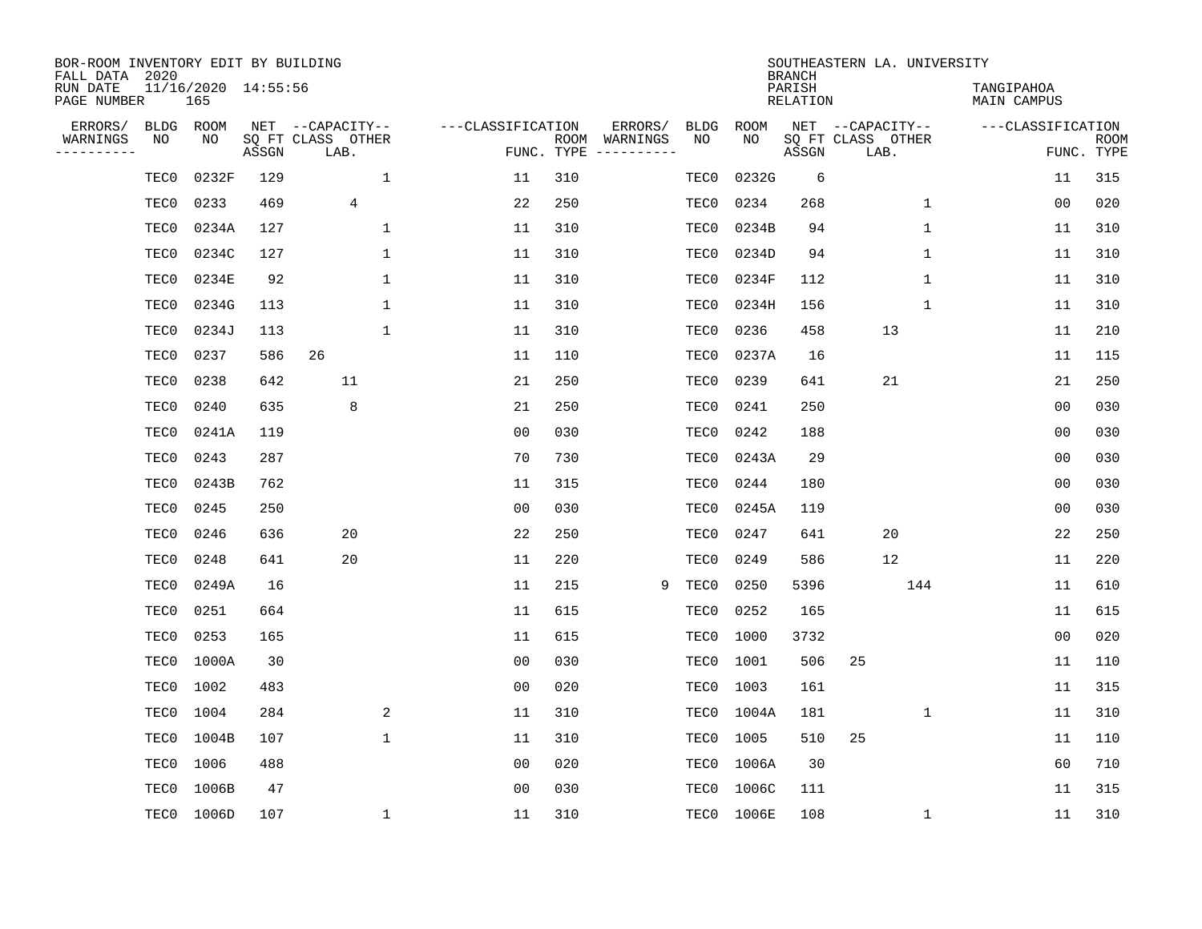BOR-ROOM INVENTORY EDIT BY BUILDING
FALL DATA 2020
RUN DATE 11/16/2020 14:55:56
PAGE NUMBER 165

SOUTHEASTERN LA. UNIVERSITY
BRANCH
PARISH TANGIPAHOA
RELATION MAIN CAMPUS

| ERRORS/ WARNINGS | BLDG NO | ROOM NO | NET SQ FT ASSGN | CAPACITY CLASS | CAPACITY LAB. | CAPACITY OTHER | FUNC. | ROOM TYPE | ERRORS/ WARNINGS | BLDG NO | ROOM NO | NET SQ FT ASSGN | CAPACITY CLASS | CAPACITY LAB. | CAPACITY OTHER | FUNC. | ROOM TYPE |
|---|---|---|---|---|---|---|---|---|---|---|---|---|---|---|---|---|---|
| | TEC0 | 0232F | 129 | | | 1 | 11 | 310 | | TEC0 | 0232G | 6 | | | | 11 | 315 |
| | TEC0 | 0233 | 469 | | 4 | | 22 | 250 | | TEC0 | 0234 | 268 | | | 1 | 00 | 020 |
| | TEC0 | 0234A | 127 | | | 1 | 11 | 310 | | TEC0 | 0234B | 94 | | | 1 | 11 | 310 |
| | TEC0 | 0234C | 127 | | | 1 | 11 | 310 | | TEC0 | 0234D | 94 | | | 1 | 11 | 310 |
| | TEC0 | 0234E | 92 | | | 1 | 11 | 310 | | TEC0 | 0234F | 112 | | | 1 | 11 | 310 |
| | TEC0 | 0234G | 113 | | | 1 | 11 | 310 | | TEC0 | 0234H | 156 | | | 1 | 11 | 310 |
| | TEC0 | 0234J | 113 | | | 1 | 11 | 310 | | TEC0 | 0236 | 458 | | 13 | | 11 | 210 |
| | TEC0 | 0237 | 586 | 26 | | | 11 | 110 | | TEC0 | 0237A | 16 | | | | 11 | 115 |
| | TEC0 | 0238 | 642 | | 11 | | 21 | 250 | | TEC0 | 0239 | 641 | | 21 | | 21 | 250 |
| | TEC0 | 0240 | 635 | | 8 | | 21 | 250 | | TEC0 | 0241 | 250 | | | | 00 | 030 |
| | TEC0 | 0241A | 119 | | | | 00 | 030 | | TEC0 | 0242 | 188 | | | | 00 | 030 |
| | TEC0 | 0243 | 287 | | | | 70 | 730 | | TEC0 | 0243A | 29 | | | | 00 | 030 |
| | TEC0 | 0243B | 762 | | | | 11 | 315 | | TEC0 | 0244 | 180 | | | | 00 | 030 |
| | TEC0 | 0245 | 250 | | | | 00 | 030 | | TEC0 | 0245A | 119 | | | | 00 | 030 |
| | TEC0 | 0246 | 636 | | 20 | | 22 | 250 | | TEC0 | 0247 | 641 | | 20 | | 22 | 250 |
| | TEC0 | 0248 | 641 | | 20 | | 11 | 220 | | TEC0 | 0249 | 586 | | 12 | | 11 | 220 |
| | TEC0 | 0249A | 16 | | | | 11 | 215 | 9 | TEC0 | 0250 | 5396 | | | 144 | 11 | 610 |
| | TEC0 | 0251 | 664 | | | | 11 | 615 | | TEC0 | 0252 | 165 | | | | 11 | 615 |
| | TEC0 | 0253 | 165 | | | | 11 | 615 | | TEC0 | 1000 | 3732 | | | | 00 | 020 |
| | TEC0 | 1000A | 30 | | | | 00 | 030 | | TEC0 | 1001 | 506 | 25 | | | 11 | 110 |
| | TEC0 | 1002 | 483 | | | | 00 | 020 | | TEC0 | 1003 | 161 | | | | 11 | 315 |
| | TEC0 | 1004 | 284 | | | 2 | 11 | 310 | | TEC0 | 1004A | 181 | | | 1 | 11 | 310 |
| | TEC0 | 1004B | 107 | | | 1 | 11 | 310 | | TEC0 | 1005 | 510 | 25 | | | 11 | 110 |
| | TEC0 | 1006 | 488 | | | | 00 | 020 | | TEC0 | 1006A | 30 | | | | 60 | 710 |
| | TEC0 | 1006B | 47 | | | | 00 | 030 | | TEC0 | 1006C | 111 | | | | 11 | 315 |
| | TEC0 | 1006D | 107 | | | 1 | 11 | 310 | | TEC0 | 1006E | 108 | | | 1 | 11 | 310 |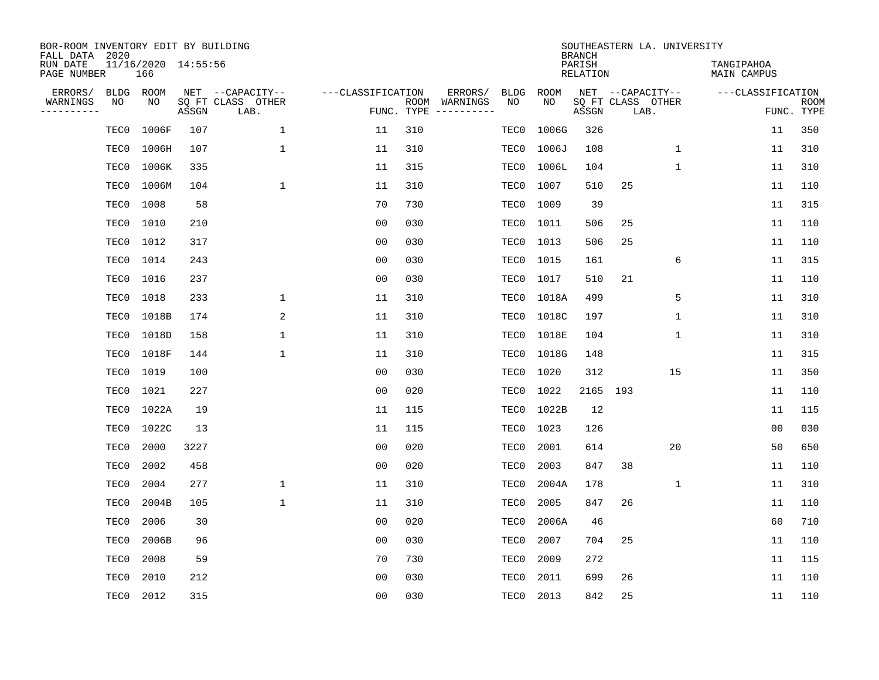BOR-ROOM INVENTORY EDIT BY BUILDING
FALL DATA 2020
RUN DATE 11/16/2020 14:55:56
PAGE NUMBER 166

SOUTHEASTERN LA. UNIVERSITY
BRANCH
PARISH TANGIPAHOA
RELATION MAIN CAMPUS

| ERRORS/ WARNINGS | BLDG NO | ROOM NO | NET SQ FT ASSGN | CAPACITY CLASS LAB. | CAPACITY OTHER | CLASSIFICATION FUNC. | ROOM TYPE | ERRORS/ WARNINGS | BLDG NO | ROOM NO | NET SQ FT ASSGN | CAPACITY CLASS LAB. | CAPACITY OTHER | CLASSIFICATION FUNC. | ROOM TYPE |
|---|---|---|---|---|---|---|---|---|---|---|---|---|---|---|---|
| | TEC0 | 1006F | 107 | | 1 | 11 | 310 | | TEC0 | 1006G | 326 | | | 11 | 350 |
| | TEC0 | 1006H | 107 | | 1 | 11 | 310 | | TEC0 | 1006J | 108 | | 1 | 11 | 310 |
| | TEC0 | 1006K | 335 | | | 11 | 315 | | TEC0 | 1006L | 104 | | 1 | 11 | 310 |
| | TEC0 | 1006M | 104 | | 1 | 11 | 310 | | TEC0 | 1007 | 510 | 25 | | 11 | 110 |
| | TEC0 | 1008 | 58 | | | 70 | 730 | | TEC0 | 1009 | 39 | | | 11 | 315 |
| | TEC0 | 1010 | 210 | | | 00 | 030 | | TEC0 | 1011 | 506 | 25 | | 11 | 110 |
| | TEC0 | 1012 | 317 | | | 00 | 030 | | TEC0 | 1013 | 506 | 25 | | 11 | 110 |
| | TEC0 | 1014 | 243 | | | 00 | 030 | | TEC0 | 1015 | 161 | | 6 | 11 | 315 |
| | TEC0 | 1016 | 237 | | | 00 | 030 | | TEC0 | 1017 | 510 | 21 | | 11 | 110 |
| | TEC0 | 1018 | 233 | | 1 | 11 | 310 | | TEC0 | 1018A | 499 | | 5 | 11 | 310 |
| | TEC0 | 1018B | 174 | | 2 | 11 | 310 | | TEC0 | 1018C | 197 | | 1 | 11 | 310 |
| | TEC0 | 1018D | 158 | | 1 | 11 | 310 | | TEC0 | 1018E | 104 | | 1 | 11 | 310 |
| | TEC0 | 1018F | 144 | | 1 | 11 | 310 | | TEC0 | 1018G | 148 | | | 11 | 315 |
| | TEC0 | 1019 | 100 | | | 00 | 030 | | TEC0 | 1020 | 312 | | 15 | 11 | 350 |
| | TEC0 | 1021 | 227 | | | 00 | 020 | | TEC0 | 1022 | 2165 | 193 | | 11 | 110 |
| | TEC0 | 1022A | 19 | | | 11 | 115 | | TEC0 | 1022B | 12 | | | 11 | 115 |
| | TEC0 | 1022C | 13 | | | 11 | 115 | | TEC0 | 1023 | 126 | | | 00 | 030 |
| | TEC0 | 2000 | 3227 | | | 00 | 020 | | TEC0 | 2001 | 614 | | 20 | 50 | 650 |
| | TEC0 | 2002 | 458 | | | 00 | 020 | | TEC0 | 2003 | 847 | 38 | | 11 | 110 |
| | TEC0 | 2004 | 277 | | 1 | 11 | 310 | | TEC0 | 2004A | 178 | | 1 | 11 | 310 |
| | TEC0 | 2004B | 105 | | 1 | 11 | 310 | | TEC0 | 2005 | 847 | 26 | | 11 | 110 |
| | TEC0 | 2006 | 30 | | | 00 | 020 | | TEC0 | 2006A | 46 | | | 60 | 710 |
| | TEC0 | 2006B | 96 | | | 00 | 030 | | TEC0 | 2007 | 704 | 25 | | 11 | 110 |
| | TEC0 | 2008 | 59 | | | 70 | 730 | | TEC0 | 2009 | 272 | | | 11 | 115 |
| | TEC0 | 2010 | 212 | | | 00 | 030 | | TEC0 | 2011 | 699 | 26 | | 11 | 110 |
| | TEC0 | 2012 | 315 | | | 00 | 030 | | TEC0 | 2013 | 842 | 25 | | 11 | 110 |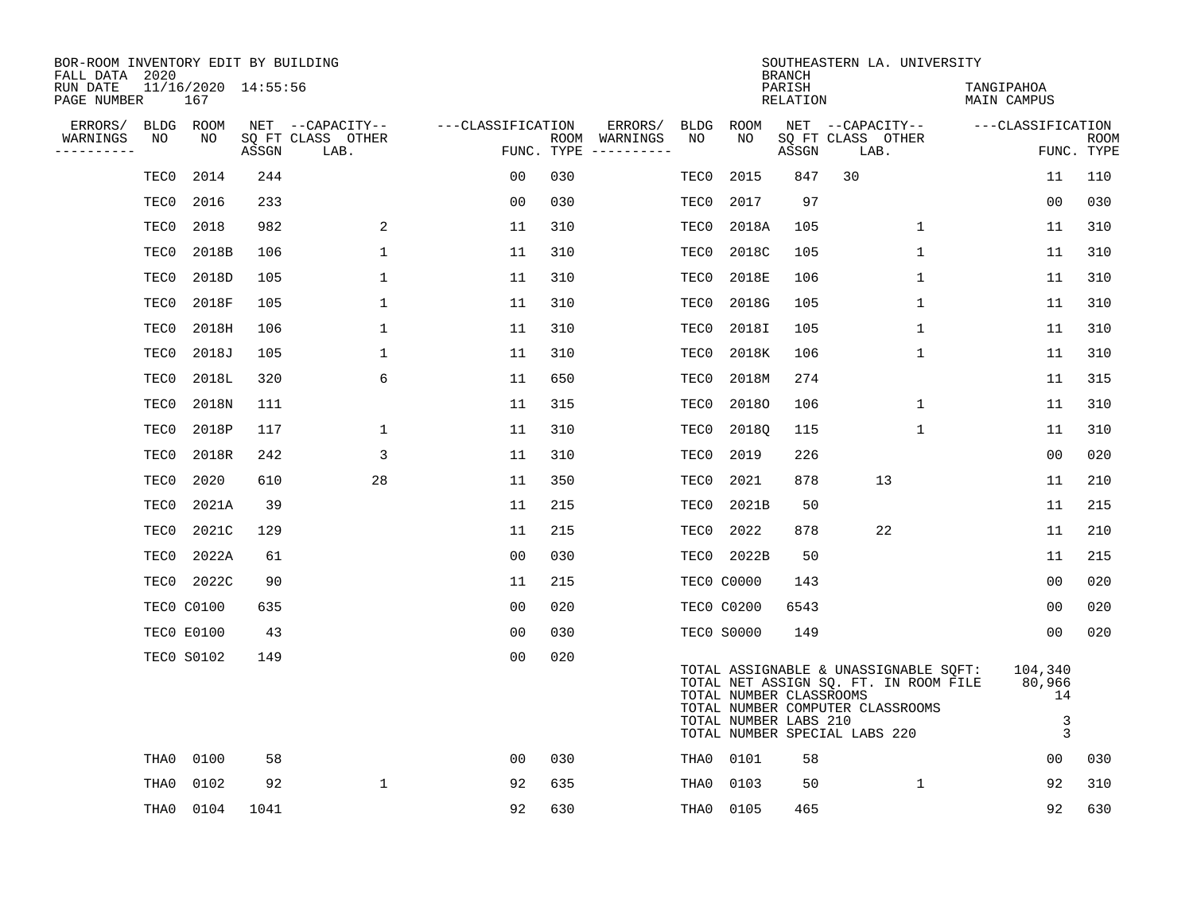BOR-ROOM INVENTORY EDIT BY BUILDING
FALL DATA 2020
RUN DATE 11/16/2020 14:55:56
PAGE NUMBER 167

SOUTHEASTERN LA. UNIVERSITY
BRANCH
PARISH TANGIPAHOA
RELATION MAIN CAMPUS

| ERRORS/ WARNINGS | BLDG NO | ROOM NO | NET ASSGN SQ FT | CAPACITY CLASS | CAPACITY LAB. | CAPACITY OTHER | FUNC. | ROOM TYPE | ERRORS/ WARNINGS | BLDG NO | ROOM NO | NET ASSGN SQ FT | CAPACITY CLASS | CAPACITY LAB. | CAPACITY OTHER | FUNC. | ROOM TYPE |
|---|---|---|---|---|---|---|---|---|---|---|---|---|---|---|---|---|---|
| | TEC0 | 2014 | 244 | | | | 00 | 030 | | TEC0 | 2015 | 847 | 30 | | | 11 | 110 |
| | TEC0 | 2016 | 233 | | | | 00 | 030 | | TEC0 | 2017 | 97 | | | | 00 | 030 |
| | TEC0 | 2018 | 982 | | | 2 | 11 | 310 | | TEC0 | 2018A | 105 | | | 1 | 11 | 310 |
| | TEC0 | 2018B | 106 | | | 1 | 11 | 310 | | TEC0 | 2018C | 105 | | | 1 | 11 | 310 |
| | TEC0 | 2018D | 105 | | | 1 | 11 | 310 | | TEC0 | 2018E | 106 | | | 1 | 11 | 310 |
| | TEC0 | 2018F | 105 | | | 1 | 11 | 310 | | TEC0 | 2018G | 105 | | | 1 | 11 | 310 |
| | TEC0 | 2018H | 106 | | | 1 | 11 | 310 | | TEC0 | 2018I | 105 | | | 1 | 11 | 310 |
| | TEC0 | 2018J | 105 | | | 1 | 11 | 310 | | TEC0 | 2018K | 106 | | | 1 | 11 | 310 |
| | TEC0 | 2018L | 320 | | | 6 | 11 | 650 | | TEC0 | 2018M | 274 | | | | 11 | 315 |
| | TEC0 | 2018N | 111 | | | | 11 | 315 | | TEC0 | 2018O | 106 | | | 1 | 11 | 310 |
| | TEC0 | 2018P | 117 | | | 1 | 11 | 310 | | TEC0 | 2018Q | 115 | | | 1 | 11 | 310 |
| | TEC0 | 2018R | 242 | | | 3 | 11 | 310 | | TEC0 | 2019 | 226 | | | | 00 | 020 |
| | TEC0 | 2020 | 610 | | | 28 | 11 | 350 | | TEC0 | 2021 | 878 | | 13 | | 11 | 210 |
| | TEC0 | 2021A | 39 | | | | 11 | 215 | | TEC0 | 2021B | 50 | | | | 11 | 215 |
| | TEC0 | 2021C | 129 | | | | 11 | 215 | | TEC0 | 2022 | 878 | | 22 | | 11 | 210 |
| | TEC0 | 2022A | 61 | | | | 00 | 030 | | TEC0 | 2022B | 50 | | | | 11 | 215 |
| | TEC0 | 2022C | 90 | | | | 11 | 215 | | TEC0 | C0000 | 143 | | | | 00 | 020 |
| | TEC0 | C0100 | 635 | | | | 00 | 020 | | TEC0 | C0200 | 6543 | | | | 00 | 020 |
| | TEC0 | E0100 | 43 | | | | 00 | 030 | | TEC0 | S0000 | 149 | | | | 00 | 020 |
| | TEC0 | S0102 | 149 | | | | 00 | 020 | | | | | | | | | |

TOTAL ASSIGNABLE & UNASSIGNABLE SQFT: 104,340
TOTAL NET ASSIGN SQ. FT. IN ROOM FILE 80,966
TOTAL NUMBER CLASSROOMS 14
TOTAL NUMBER COMPUTER CLASSROOMS
TOTAL NUMBER LABS 210 3
TOTAL NUMBER SPECIAL LABS 220 3

| ERRORS/ WARNINGS | BLDG NO | ROOM NO | NET ASSGN SQ FT | CAPACITY CLASS | CAPACITY LAB. | CAPACITY OTHER | FUNC. | ROOM TYPE | ERRORS/ WARNINGS | BLDG NO | ROOM NO | NET ASSGN SQ FT | CAPACITY CLASS | CAPACITY LAB. | CAPACITY OTHER | FUNC. | ROOM TYPE |
|---|---|---|---|---|---|---|---|---|---|---|---|---|---|---|---|---|---|
| | THA0 | 0100 | 58 | | | | 00 | 030 | | THA0 | 0101 | 58 | | | | 00 | 030 |
| | THA0 | 0102 | 92 | | | 1 | 92 | 635 | | THA0 | 0103 | 50 | | | 1 | 92 | 310 |
| | THA0 | 0104 | 1041 | | | | 92 | 630 | | THA0 | 0105 | 465 | | | | 92 | 630 |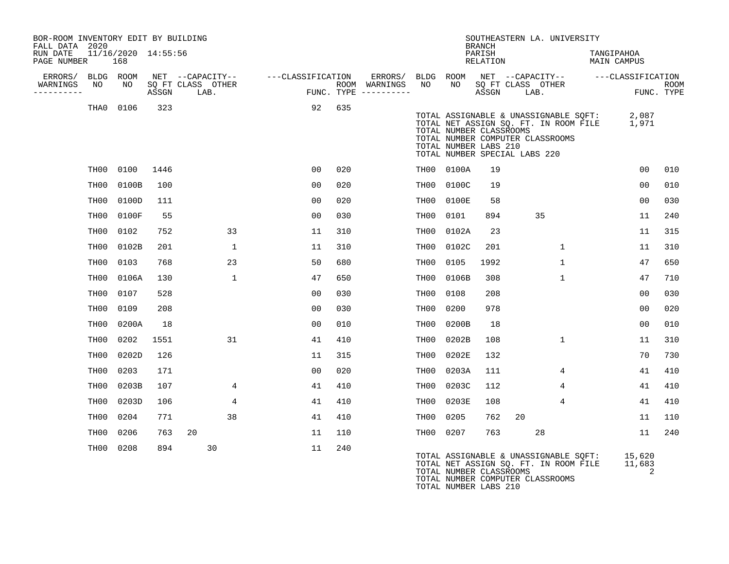BOR-ROOM INVENTORY EDIT BY BUILDING
FALL DATA 2020
RUN DATE 11/16/2020 14:55:56
PAGE NUMBER 168

SOUTHEASTERN LA. UNIVERSITY
BRANCH
PARISH TANGIPAHOA
RELATION MAIN CAMPUS

| ERRORS/ WARNINGS | BLDG NO | ROOM NO | NET SQ FT ASSGN | CAPACITY CLASS | CAPACITY OTHER LAB. | CLASSIFICATION FUNC. | ROOM TYPE | ERRORS/ WARNINGS | BLDG NO | ROOM NO | NET SQ FT ASSGN | CAPACITY CLASS | CAPACITY OTHER LAB. | CLASSIFICATION FUNC. | ROOM TYPE |
|---|---|---|---|---|---|---|---|---|---|---|---|---|---|---|---|
| | THA0 | 0106 | 323 | | | 92 | 635 | | | | | | | | |

TOTAL ASSIGNABLE & UNASSIGNABLE SQFT: 2,087
TOTAL NET ASSIGN SQ. FT. IN ROOM FILE 1,971
TOTAL NUMBER CLASSROOMS
TOTAL NUMBER COMPUTER CLASSROOMS
TOTAL NUMBER LABS 210
TOTAL NUMBER SPECIAL LABS 220

| ERRORS/ WARNINGS | BLDG NO | ROOM NO | NET SQ FT ASSGN | CAPACITY CLASS | CAPACITY OTHER LAB. | CLASSIFICATION FUNC. | ROOM TYPE | ERRORS/ WARNINGS | BLDG NO | ROOM NO | NET SQ FT ASSGN | CAPACITY CLASS | CAPACITY OTHER LAB. | CLASSIFICATION FUNC. | ROOM TYPE |
|---|---|---|---|---|---|---|---|---|---|---|---|---|---|---|---|
| | TH00 | 0100 | 1446 | | | 00 | 020 | | TH00 | 0100A | 19 | | | 00 | 010 |
| | TH00 | 0100B | 100 | | | 00 | 020 | | TH00 | 0100C | 19 | | | 00 | 010 |
| | TH00 | 0100D | 111 | | | 00 | 020 | | TH00 | 0100E | 58 | | | 00 | 030 |
| | TH00 | 0100F | 55 | | | 00 | 030 | | TH00 | 0101 | 894 | 35 | | 11 | 240 |
| | TH00 | 0102 | 752 | | 33 | 11 | 310 | | TH00 | 0102A | 23 | | | 11 | 315 |
| | TH00 | 0102B | 201 | | 1 | 11 | 310 | | TH00 | 0102C | 201 | | 1 | 11 | 310 |
| | TH00 | 0103 | 768 | | 23 | 50 | 680 | | TH00 | 0105 | 1992 | | 1 | 47 | 650 |
| | TH00 | 0106A | 130 | | 1 | 47 | 650 | | TH00 | 0106B | 308 | | 1 | 47 | 710 |
| | TH00 | 0107 | 528 | | | 00 | 030 | | TH00 | 0108 | 208 | | | 00 | 030 |
| | TH00 | 0109 | 208 | | | 00 | 030 | | TH00 | 0200 | 978 | | | 00 | 020 |
| | TH00 | 0200A | 18 | | | 00 | 010 | | TH00 | 0200B | 18 | | | 00 | 010 |
| | TH00 | 0202 | 1551 | | 31 | 41 | 410 | | TH00 | 0202B | 108 | | 1 | 11 | 310 |
| | TH00 | 0202D | 126 | | | 11 | 315 | | TH00 | 0202E | 132 | | | 70 | 730 |
| | TH00 | 0203 | 171 | | | 00 | 020 | | TH00 | 0203A | 111 | | 4 | 41 | 410 |
| | TH00 | 0203B | 107 | | 4 | 41 | 410 | | TH00 | 0203C | 112 | | 4 | 41 | 410 |
| | TH00 | 0203D | 106 | | 4 | 41 | 410 | | TH00 | 0203E | 108 | | 4 | 41 | 410 |
| | TH00 | 0204 | 771 | | 38 | 41 | 410 | | TH00 | 0205 | 762 | 20 | | 11 | 110 |
| | TH00 | 0206 | 763 | 20 | | 11 | 110 | | TH00 | 0207 | 763 | 28 | | 11 | 240 |
| | TH00 | 0208 | 894 | 30 | | 11 | 240 | | | | | | | | |

TOTAL ASSIGNABLE & UNASSIGNABLE SQFT: 15,620
TOTAL NET ASSIGN SQ. FT. IN ROOM FILE 11,683
TOTAL NUMBER CLASSROOMS 2
TOTAL NUMBER COMPUTER CLASSROOMS
TOTAL NUMBER LABS 210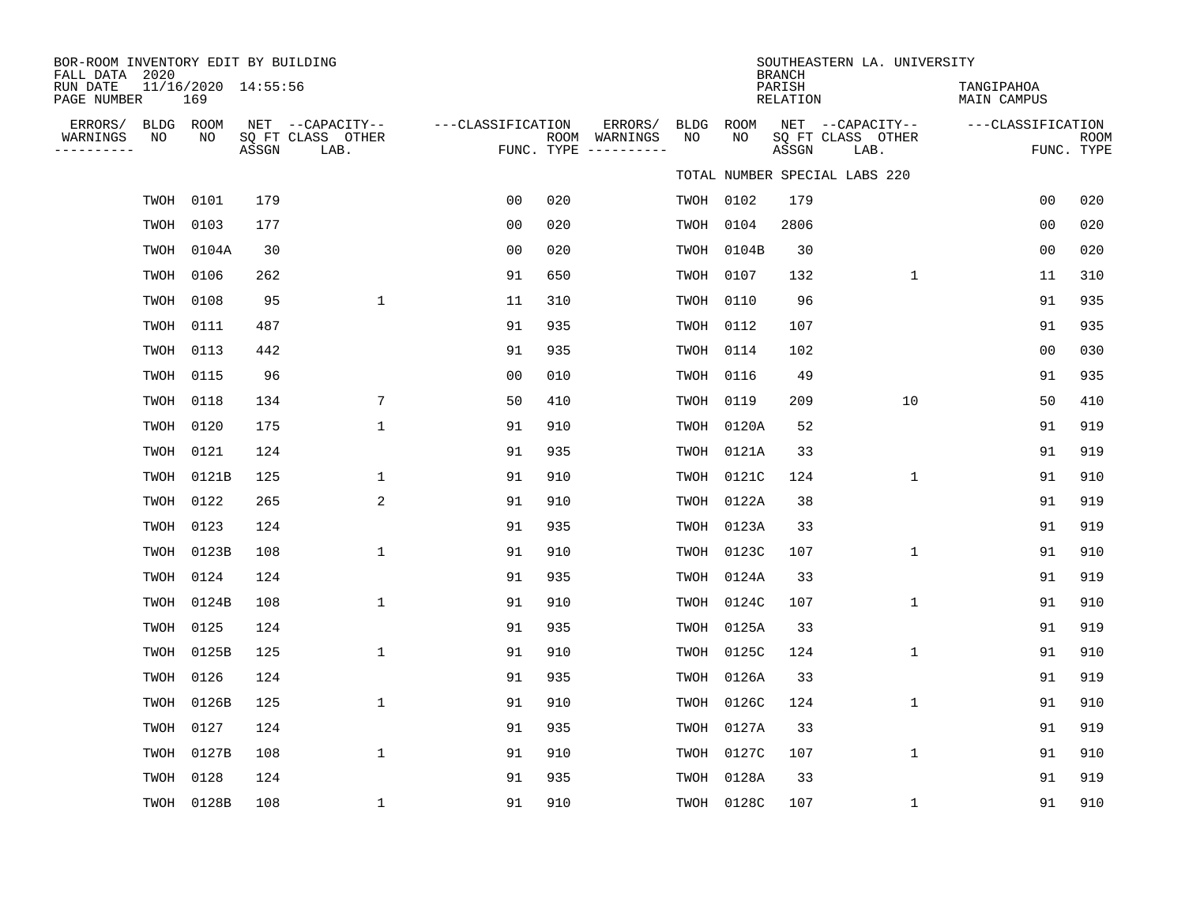BOR-ROOM INVENTORY EDIT BY BUILDING
FALL DATA 2020
RUN DATE 11/16/2020 14:55:56
PAGE NUMBER 169

SOUTHEASTERN LA. UNIVERSITY
BRANCH
PARISH TANGIPAHOA
RELATION MAIN CAMPUS

TOTAL NUMBER SPECIAL LABS 220

| ERRORS/ WARNINGS | BLDG NO | ROOM NO | NET SQ FT ASSGN | CAPACITY CLASS LAB. | CAPACITY OTHER | CLASSIFICATION FUNC. | ROOM TYPE | ERRORS/ WARNINGS | BLDG NO | ROOM NO | NET SQ FT ASSGN | CAPACITY CLASS LAB. | CAPACITY OTHER | CLASSIFICATION FUNC. | ROOM TYPE |
|---|---|---|---|---|---|---|---|---|---|---|---|---|---|---|---|
| | TWOH | 0101 | 179 | | | 00 | 020 | | TWOH | 0102 | 179 | | | 00 | 020 |
| | TWOH | 0103 | 177 | | | 00 | 020 | | TWOH | 0104 | 2806 | | | 00 | 020 |
| | TWOH | 0104A | 30 | | | 00 | 020 | | TWOH | 0104B | 30 | | | 00 | 020 |
| | TWOH | 0106 | 262 | | | 91 | 650 | | TWOH | 0107 | 132 | | 1 | 11 | 310 |
| | TWOH | 0108 | 95 | | 1 | 11 | 310 | | TWOH | 0110 | 96 | | | 91 | 935 |
| | TWOH | 0111 | 487 | | | 91 | 935 | | TWOH | 0112 | 107 | | | 91 | 935 |
| | TWOH | 0113 | 442 | | | 91 | 935 | | TWOH | 0114 | 102 | | | 00 | 030 |
| | TWOH | 0115 | 96 | | | 00 | 010 | | TWOH | 0116 | 49 | | | 91 | 935 |
| | TWOH | 0118 | 134 | | 7 | 50 | 410 | | TWOH | 0119 | 209 | | 10 | 50 | 410 |
| | TWOH | 0120 | 175 | | 1 | 91 | 910 | | TWOH | 0120A | 52 | | | 91 | 919 |
| | TWOH | 0121 | 124 | | | 91 | 935 | | TWOH | 0121A | 33 | | | 91 | 919 |
| | TWOH | 0121B | 125 | | 1 | 91 | 910 | | TWOH | 0121C | 124 | | 1 | 91 | 910 |
| | TWOH | 0122 | 265 | | 2 | 91 | 910 | | TWOH | 0122A | 38 | | | 91 | 919 |
| | TWOH | 0123 | 124 | | | 91 | 935 | | TWOH | 0123A | 33 | | | 91 | 919 |
| | TWOH | 0123B | 108 | | 1 | 91 | 910 | | TWOH | 0123C | 107 | | 1 | 91 | 910 |
| | TWOH | 0124 | 124 | | | 91 | 935 | | TWOH | 0124A | 33 | | | 91 | 919 |
| | TWOH | 0124B | 108 | | 1 | 91 | 910 | | TWOH | 0124C | 107 | | 1 | 91 | 910 |
| | TWOH | 0125 | 124 | | | 91 | 935 | | TWOH | 0125A | 33 | | | 91 | 919 |
| | TWOH | 0125B | 125 | | 1 | 91 | 910 | | TWOH | 0125C | 124 | | 1 | 91 | 910 |
| | TWOH | 0126 | 124 | | | 91 | 935 | | TWOH | 0126A | 33 | | | 91 | 919 |
| | TWOH | 0126B | 125 | | 1 | 91 | 910 | | TWOH | 0126C | 124 | | 1 | 91 | 910 |
| | TWOH | 0127 | 124 | | | 91 | 935 | | TWOH | 0127A | 33 | | | 91 | 919 |
| | TWOH | 0127B | 108 | | 1 | 91 | 910 | | TWOH | 0127C | 107 | | 1 | 91 | 910 |
| | TWOH | 0128 | 124 | | | 91 | 935 | | TWOH | 0128A | 33 | | | 91 | 919 |
| | TWOH | 0128B | 108 | | 1 | 91 | 910 | | TWOH | 0128C | 107 | | 1 | 91 | 910 |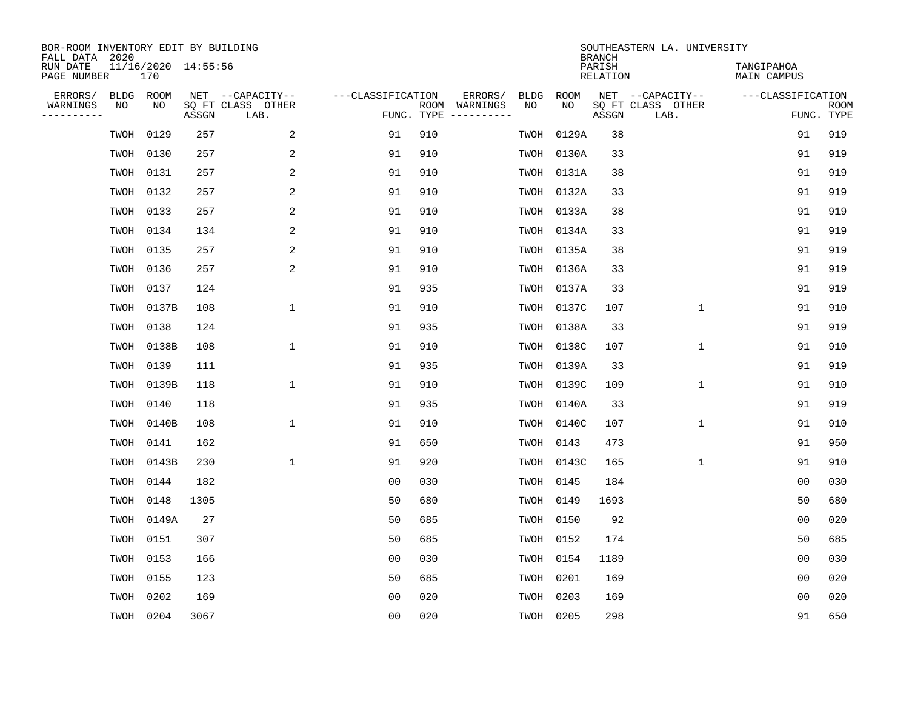BOR-ROOM INVENTORY EDIT BY BUILDING
FALL DATA 2020
RUN DATE 11/16/2020 14:55:56
PAGE NUMBER 170

SOUTHEASTERN LA. UNIVERSITY
BRANCH
PARISH TANGIPAHOA
RELATION MAIN CAMPUS

| ERRORS/ WARNINGS | BLDG NO | ROOM NO | NET SQ FT ASSGN | CAPACITY CLASS LAB. | CAPACITY OTHER | CLASSIFICATION FUNC. | ROOM TYPE | ERRORS/ WARNINGS | BLDG NO | ROOM NO | NET SQ FT ASSGN | CAPACITY CLASS LAB. | CAPACITY OTHER | CLASSIFICATION FUNC. | ROOM TYPE |
|---|---|---|---|---|---|---|---|---|---|---|---|---|---|---|---|
| | TWOH | 0129 | 257 | | 2 | 91 | 910 | | TWOH | 0129A | 38 | | | 91 | 919 |
| | TWOH | 0130 | 257 | | 2 | 91 | 910 | | TWOH | 0130A | 33 | | | 91 | 919 |
| | TWOH | 0131 | 257 | | 2 | 91 | 910 | | TWOH | 0131A | 38 | | | 91 | 919 |
| | TWOH | 0132 | 257 | | 2 | 91 | 910 | | TWOH | 0132A | 33 | | | 91 | 919 |
| | TWOH | 0133 | 257 | | 2 | 91 | 910 | | TWOH | 0133A | 38 | | | 91 | 919 |
| | TWOH | 0134 | 134 | | 2 | 91 | 910 | | TWOH | 0134A | 33 | | | 91 | 919 |
| | TWOH | 0135 | 257 | | 2 | 91 | 910 | | TWOH | 0135A | 38 | | | 91 | 919 |
| | TWOH | 0136 | 257 | | 2 | 91 | 910 | | TWOH | 0136A | 33 | | | 91 | 919 |
| | TWOH | 0137 | 124 | | | 91 | 935 | | TWOH | 0137A | 33 | | | 91 | 919 |
| | TWOH | 0137B | 108 | | 1 | 91 | 910 | | TWOH | 0137C | 107 | | 1 | 91 | 910 |
| | TWOH | 0138 | 124 | | | 91 | 935 | | TWOH | 0138A | 33 | | | 91 | 919 |
| | TWOH | 0138B | 108 | | 1 | 91 | 910 | | TWOH | 0138C | 107 | | 1 | 91 | 910 |
| | TWOH | 0139 | 111 | | | 91 | 935 | | TWOH | 0139A | 33 | | | 91 | 919 |
| | TWOH | 0139B | 118 | | 1 | 91 | 910 | | TWOH | 0139C | 109 | | 1 | 91 | 910 |
| | TWOH | 0140 | 118 | | | 91 | 935 | | TWOH | 0140A | 33 | | | 91 | 919 |
| | TWOH | 0140B | 108 | | 1 | 91 | 910 | | TWOH | 0140C | 107 | | 1 | 91 | 910 |
| | TWOH | 0141 | 162 | | | 91 | 650 | | TWOH | 0143 | 473 | | | 91 | 950 |
| | TWOH | 0143B | 230 | | 1 | 91 | 920 | | TWOH | 0143C | 165 | | 1 | 91 | 910 |
| | TWOH | 0144 | 182 | | | 00 | 030 | | TWOH | 0145 | 184 | | | 00 | 030 |
| | TWOH | 0148 | 1305 | | | 50 | 680 | | TWOH | 0149 | 1693 | | | 50 | 680 |
| | TWOH | 0149A | 27 | | | 50 | 685 | | TWOH | 0150 | 92 | | | 00 | 020 |
| | TWOH | 0151 | 307 | | | 50 | 685 | | TWOH | 0152 | 174 | | | 50 | 685 |
| | TWOH | 0153 | 166 | | | 00 | 030 | | TWOH | 0154 | 1189 | | | 00 | 030 |
| | TWOH | 0155 | 123 | | | 50 | 685 | | TWOH | 0201 | 169 | | | 00 | 020 |
| | TWOH | 0202 | 169 | | | 00 | 020 | | TWOH | 0203 | 169 | | | 00 | 020 |
| | TWOH | 0204 | 3067 | | | 00 | 020 | | TWOH | 0205 | 298 | | | 91 | 650 |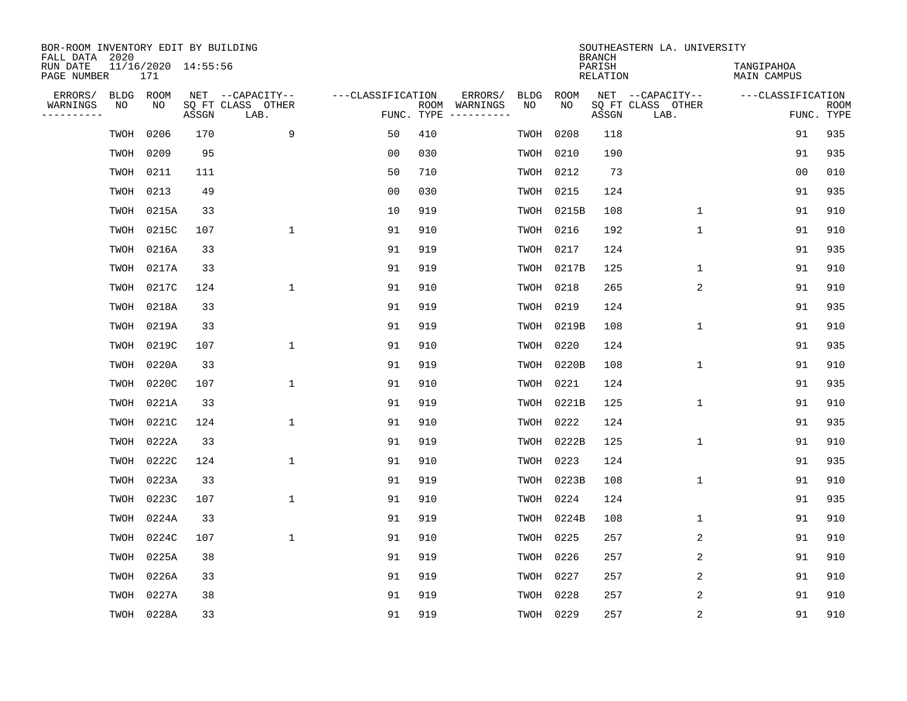BOR-ROOM INVENTORY EDIT BY BUILDING
FALL DATA 2020
RUN DATE 11/16/2020 14:55:56
PAGE NUMBER 171

SOUTHEASTERN LA. UNIVERSITY
BRANCH
PARISH TANGIPAHOA
RELATION MAIN CAMPUS

| ERRORS/ WARNINGS | BLDG NO | ROOM NO | NET SQ FT ASSGN | CAPACITY CLASS LAB. | CAPACITY OTHER | CLASSIFICATION FUNC. | ROOM TYPE | ERRORS/ WARNINGS | BLDG NO | ROOM NO | NET SQ FT ASSGN | CAPACITY CLASS LAB. | CAPACITY OTHER | CLASSIFICATION FUNC. | ROOM TYPE |
|---|---|---|---|---|---|---|---|---|---|---|---|---|---|---|---|
| | TWOH | 0206 | 170 | | 9 | 50 | 410 | | TWOH | 0208 | 118 | | | 91 | 935 |
| | TWOH | 0209 | 95 | | | 00 | 030 | | TWOH | 0210 | 190 | | | 91 | 935 |
| | TWOH | 0211 | 111 | | | 50 | 710 | | TWOH | 0212 | 73 | | | 00 | 010 |
| | TWOH | 0213 | 49 | | | 00 | 030 | | TWOH | 0215 | 124 | | | 91 | 935 |
| | TWOH | 0215A | 33 | | | 10 | 919 | | TWOH | 0215B | 108 | | 1 | 91 | 910 |
| | TWOH | 0215C | 107 | | 1 | 91 | 910 | | TWOH | 0216 | 192 | | 1 | 91 | 910 |
| | TWOH | 0216A | 33 | | | 91 | 919 | | TWOH | 0217 | 124 | | | 91 | 935 |
| | TWOH | 0217A | 33 | | | 91 | 919 | | TWOH | 0217B | 125 | | 1 | 91 | 910 |
| | TWOH | 0217C | 124 | | 1 | 91 | 910 | | TWOH | 0218 | 265 | | 2 | 91 | 910 |
| | TWOH | 0218A | 33 | | | 91 | 919 | | TWOH | 0219 | 124 | | | 91 | 935 |
| | TWOH | 0219A | 33 | | | 91 | 919 | | TWOH | 0219B | 108 | | 1 | 91 | 910 |
| | TWOH | 0219C | 107 | | 1 | 91 | 910 | | TWOH | 0220 | 124 | | | 91 | 935 |
| | TWOH | 0220A | 33 | | | 91 | 919 | | TWOH | 0220B | 108 | | 1 | 91 | 910 |
| | TWOH | 0220C | 107 | | 1 | 91 | 910 | | TWOH | 0221 | 124 | | | 91 | 935 |
| | TWOH | 0221A | 33 | | | 91 | 919 | | TWOH | 0221B | 125 | | 1 | 91 | 910 |
| | TWOH | 0221C | 124 | | 1 | 91 | 910 | | TWOH | 0222 | 124 | | | 91 | 935 |
| | TWOH | 0222A | 33 | | | 91 | 919 | | TWOH | 0222B | 125 | | 1 | 91 | 910 |
| | TWOH | 0222C | 124 | | 1 | 91 | 910 | | TWOH | 0223 | 124 | | | 91 | 935 |
| | TWOH | 0223A | 33 | | | 91 | 919 | | TWOH | 0223B | 108 | | 1 | 91 | 910 |
| | TWOH | 0223C | 107 | | 1 | 91 | 910 | | TWOH | 0224 | 124 | | | 91 | 935 |
| | TWOH | 0224A | 33 | | | 91 | 919 | | TWOH | 0224B | 108 | | 1 | 91 | 910 |
| | TWOH | 0224C | 107 | | 1 | 91 | 910 | | TWOH | 0225 | 257 | | 2 | 91 | 910 |
| | TWOH | 0225A | 38 | | | 91 | 919 | | TWOH | 0226 | 257 | | 2 | 91 | 910 |
| | TWOH | 0226A | 33 | | | 91 | 919 | | TWOH | 0227 | 257 | | 2 | 91 | 910 |
| | TWOH | 0227A | 38 | | | 91 | 919 | | TWOH | 0228 | 257 | | 2 | 91 | 910 |
| | TWOH | 0228A | 33 | | | 91 | 919 | | TWOH | 0229 | 257 | | 2 | 91 | 910 |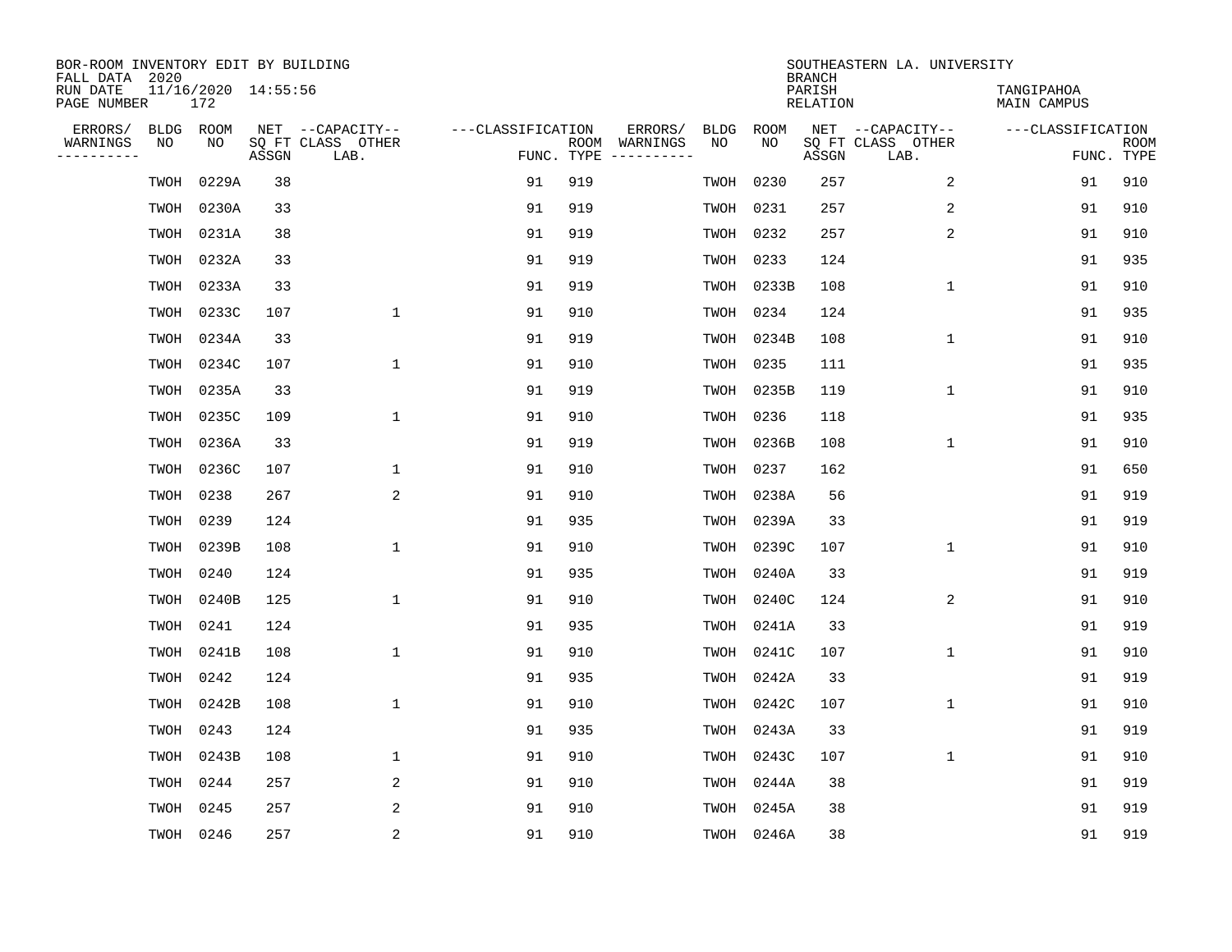BOR-ROOM INVENTORY EDIT BY BUILDING
FALL DATA 2020
RUN DATE 11/16/2020 14:55:56
PAGE NUMBER 172

SOUTHEASTERN LA. UNIVERSITY
BRANCH
PARISH TANGIPAHOA
RELATION MAIN CAMPUS

| ERRORS/ WARNINGS | BLDG NO | ROOM NO | NET SQ FT ASSGN | CAPACITY-- CLASS LAB. | OTHER | CLASSIFICATION FUNC. | ROOM TYPE | ERRORS/ WARNINGS | BLDG NO | ROOM NO | NET SQ FT ASSGN | CAPACITY-- CLASS LAB. | OTHER | CLASSIFICATION FUNC. | ROOM TYPE |
|---|---|---|---|---|---|---|---|---|---|---|---|---|---|---|---|
| | TWOH | 0229A | 38 | | | 91 | 919 | | TWOH | 0230 | 257 | | 2 | 91 | 910 |
| | TWOH | 0230A | 33 | | | 91 | 919 | | TWOH | 0231 | 257 | | 2 | 91 | 910 |
| | TWOH | 0231A | 38 | | | 91 | 919 | | TWOH | 0232 | 257 | | 2 | 91 | 910 |
| | TWOH | 0232A | 33 | | | 91 | 919 | | TWOH | 0233 | 124 | | | 91 | 935 |
| | TWOH | 0233A | 33 | | | 91 | 919 | | TWOH | 0233B | 108 | | 1 | 91 | 910 |
| | TWOH | 0233C | 107 | | 1 | 91 | 910 | | TWOH | 0234 | 124 | | | 91 | 935 |
| | TWOH | 0234A | 33 | | | 91 | 919 | | TWOH | 0234B | 108 | | 1 | 91 | 910 |
| | TWOH | 0234C | 107 | | 1 | 91 | 910 | | TWOH | 0235 | 111 | | | 91 | 935 |
| | TWOH | 0235A | 33 | | | 91 | 919 | | TWOH | 0235B | 119 | | 1 | 91 | 910 |
| | TWOH | 0235C | 109 | | 1 | 91 | 910 | | TWOH | 0236 | 118 | | | 91 | 935 |
| | TWOH | 0236A | 33 | | | 91 | 919 | | TWOH | 0236B | 108 | | 1 | 91 | 910 |
| | TWOH | 0236C | 107 | | 1 | 91 | 910 | | TWOH | 0237 | 162 | | | 91 | 650 |
| | TWOH | 0238 | 267 | | 2 | 91 | 910 | | TWOH | 0238A | 56 | | | 91 | 919 |
| | TWOH | 0239 | 124 | | | 91 | 935 | | TWOH | 0239A | 33 | | | 91 | 919 |
| | TWOH | 0239B | 108 | | 1 | 91 | 910 | | TWOH | 0239C | 107 | | 1 | 91 | 910 |
| | TWOH | 0240 | 124 | | | 91 | 935 | | TWOH | 0240A | 33 | | | 91 | 919 |
| | TWOH | 0240B | 125 | | 1 | 91 | 910 | | TWOH | 0240C | 124 | | 2 | 91 | 910 |
| | TWOH | 0241 | 124 | | | 91 | 935 | | TWOH | 0241A | 33 | | | 91 | 919 |
| | TWOH | 0241B | 108 | | 1 | 91 | 910 | | TWOH | 0241C | 107 | | 1 | 91 | 910 |
| | TWOH | 0242 | 124 | | | 91 | 935 | | TWOH | 0242A | 33 | | | 91 | 919 |
| | TWOH | 0242B | 108 | | 1 | 91 | 910 | | TWOH | 0242C | 107 | | 1 | 91 | 910 |
| | TWOH | 0243 | 124 | | | 91 | 935 | | TWOH | 0243A | 33 | | | 91 | 919 |
| | TWOH | 0243B | 108 | | 1 | 91 | 910 | | TWOH | 0243C | 107 | | 1 | 91 | 910 |
| | TWOH | 0244 | 257 | | 2 | 91 | 910 | | TWOH | 0244A | 38 | | | 91 | 919 |
| | TWOH | 0245 | 257 | | 2 | 91 | 910 | | TWOH | 0245A | 38 | | | 91 | 919 |
| | TWOH | 0246 | 257 | | 2 | 91 | 910 | | TWOH | 0246A | 38 | | | 91 | 919 |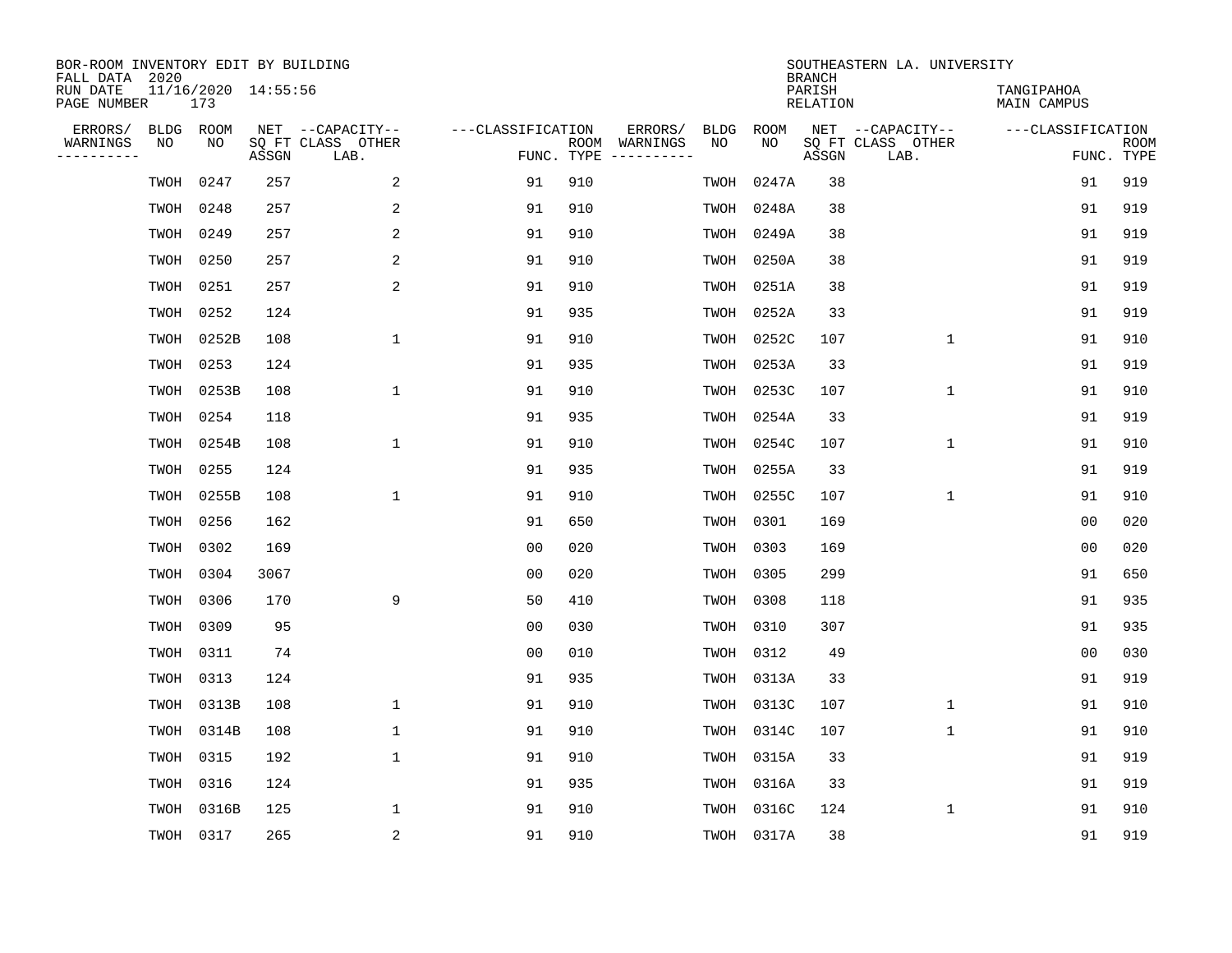BOR-ROOM INVENTORY EDIT BY BUILDING
FALL DATA 2020
RUN DATE 11/16/2020 14:55:56
PAGE NUMBER 173

SOUTHEASTERN LA. UNIVERSITY
BRANCH
PARISH TANGIPAHOA
RELATION MAIN CAMPUS

| ERRORS/ WARNINGS | BLDG NO | ROOM NO | NET SQ FT ASSGN | CAPACITY CLASS LAB. | CAPACITY OTHER | CLASSIFICATION FUNC. | ROOM TYPE | ERRORS/ WARNINGS | BLDG NO | ROOM NO | NET SQ FT ASSGN | CAPACITY CLASS LAB. | CAPACITY OTHER | CLASSIFICATION FUNC. | ROOM TYPE |
|---|---|---|---|---|---|---|---|---|---|---|---|---|---|---|---|
| | TWOH | 0247 | 257 | | 2 | 91 | 910 | | TWOH | 0247A | 38 | | | 91 | 919 |
| | TWOH | 0248 | 257 | | 2 | 91 | 910 | | TWOH | 0248A | 38 | | | 91 | 919 |
| | TWOH | 0249 | 257 | | 2 | 91 | 910 | | TWOH | 0249A | 38 | | | 91 | 919 |
| | TWOH | 0250 | 257 | | 2 | 91 | 910 | | TWOH | 0250A | 38 | | | 91 | 919 |
| | TWOH | 0251 | 257 | | 2 | 91 | 910 | | TWOH | 0251A | 38 | | | 91 | 919 |
| | TWOH | 0252 | 124 | | | 91 | 935 | | TWOH | 0252A | 33 | | | 91 | 919 |
| | TWOH | 0252B | 108 | | 1 | 91 | 910 | | TWOH | 0252C | 107 | | 1 | 91 | 910 |
| | TWOH | 0253 | 124 | | | 91 | 935 | | TWOH | 0253A | 33 | | | 91 | 919 |
| | TWOH | 0253B | 108 | | 1 | 91 | 910 | | TWOH | 0253C | 107 | | 1 | 91 | 910 |
| | TWOH | 0254 | 118 | | | 91 | 935 | | TWOH | 0254A | 33 | | | 91 | 919 |
| | TWOH | 0254B | 108 | | 1 | 91 | 910 | | TWOH | 0254C | 107 | | 1 | 91 | 910 |
| | TWOH | 0255 | 124 | | | 91 | 935 | | TWOH | 0255A | 33 | | | 91 | 919 |
| | TWOH | 0255B | 108 | | 1 | 91 | 910 | | TWOH | 0255C | 107 | | 1 | 91 | 910 |
| | TWOH | 0256 | 162 | | | 91 | 650 | | TWOH | 0301 | 169 | | | 00 | 020 |
| | TWOH | 0302 | 169 | | | 00 | 020 | | TWOH | 0303 | 169 | | | 00 | 020 |
| | TWOH | 0304 | 3067 | | | 00 | 020 | | TWOH | 0305 | 299 | | | 91 | 650 |
| | TWOH | 0306 | 170 | | 9 | 50 | 410 | | TWOH | 0308 | 118 | | | 91 | 935 |
| | TWOH | 0309 | 95 | | | 00 | 030 | | TWOH | 0310 | 307 | | | 91 | 935 |
| | TWOH | 0311 | 74 | | | 00 | 010 | | TWOH | 0312 | 49 | | | 00 | 030 |
| | TWOH | 0313 | 124 | | | 91 | 935 | | TWOH | 0313A | 33 | | | 91 | 919 |
| | TWOH | 0313B | 108 | | 1 | 91 | 910 | | TWOH | 0313C | 107 | | 1 | 91 | 910 |
| | TWOH | 0314B | 108 | | 1 | 91 | 910 | | TWOH | 0314C | 107 | | 1 | 91 | 910 |
| | TWOH | 0315 | 192 | | 1 | 91 | 910 | | TWOH | 0315A | 33 | | | 91 | 919 |
| | TWOH | 0316 | 124 | | | 91 | 935 | | TWOH | 0316A | 33 | | | 91 | 919 |
| | TWOH | 0316B | 125 | | 1 | 91 | 910 | | TWOH | 0316C | 124 | | 1 | 91 | 910 |
| | TWOH | 0317 | 265 | | 2 | 91 | 910 | | TWOH | 0317A | 38 | | | 91 | 919 |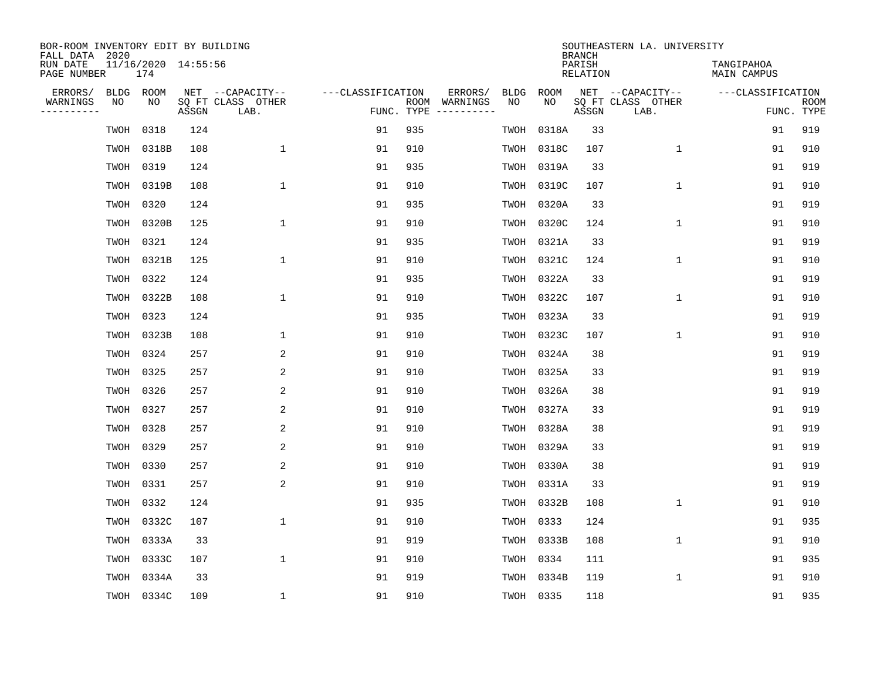BOR-ROOM INVENTORY EDIT BY BUILDING
FALL DATA 2020
RUN DATE 11/16/2020 14:55:56
PAGE NUMBER 174

SOUTHEASTERN LA. UNIVERSITY
BRANCH
PARISH TANGIPAHOA
RELATION MAIN CAMPUS

| ERRORS/ WARNINGS | BLDG NO | ROOM NO | NET SQ FT ASSGN | CAPACITY CLASS LAB. | CAPACITY OTHER | CLASSIFICATION FUNC. | ROOM TYPE | ERRORS/ WARNINGS | BLDG NO | ROOM NO | NET SQ FT ASSGN | CAPACITY CLASS LAB. | CAPACITY OTHER | CLASSIFICATION FUNC. | ROOM TYPE |
|---|---|---|---|---|---|---|---|---|---|---|---|---|---|---|---|
| | TWOH | 0318 | 124 | | | 91 | 935 | | TWOH | 0318A | 33 | | | 91 | 919 |
| | TWOH | 0318B | 108 | | 1 | 91 | 910 | | TWOH | 0318C | 107 | | 1 | 91 | 910 |
| | TWOH | 0319 | 124 | | | 91 | 935 | | TWOH | 0319A | 33 | | | 91 | 919 |
| | TWOH | 0319B | 108 | | 1 | 91 | 910 | | TWOH | 0319C | 107 | | 1 | 91 | 910 |
| | TWOH | 0320 | 124 | | | 91 | 935 | | TWOH | 0320A | 33 | | | 91 | 919 |
| | TWOH | 0320B | 125 | | 1 | 91 | 910 | | TWOH | 0320C | 124 | | 1 | 91 | 910 |
| | TWOH | 0321 | 124 | | | 91 | 935 | | TWOH | 0321A | 33 | | | 91 | 919 |
| | TWOH | 0321B | 125 | | 1 | 91 | 910 | | TWOH | 0321C | 124 | | 1 | 91 | 910 |
| | TWOH | 0322 | 124 | | | 91 | 935 | | TWOH | 0322A | 33 | | | 91 | 919 |
| | TWOH | 0322B | 108 | | 1 | 91 | 910 | | TWOH | 0322C | 107 | | 1 | 91 | 910 |
| | TWOH | 0323 | 124 | | | 91 | 935 | | TWOH | 0323A | 33 | | | 91 | 919 |
| | TWOH | 0323B | 108 | | 1 | 91 | 910 | | TWOH | 0323C | 107 | | 1 | 91 | 910 |
| | TWOH | 0324 | 257 | | 2 | 91 | 910 | | TWOH | 0324A | 38 | | | 91 | 919 |
| | TWOH | 0325 | 257 | | 2 | 91 | 910 | | TWOH | 0325A | 33 | | | 91 | 919 |
| | TWOH | 0326 | 257 | | 2 | 91 | 910 | | TWOH | 0326A | 38 | | | 91 | 919 |
| | TWOH | 0327 | 257 | | 2 | 91 | 910 | | TWOH | 0327A | 33 | | | 91 | 919 |
| | TWOH | 0328 | 257 | | 2 | 91 | 910 | | TWOH | 0328A | 38 | | | 91 | 919 |
| | TWOH | 0329 | 257 | | 2 | 91 | 910 | | TWOH | 0329A | 33 | | | 91 | 919 |
| | TWOH | 0330 | 257 | | 2 | 91 | 910 | | TWOH | 0330A | 38 | | | 91 | 919 |
| | TWOH | 0331 | 257 | | 2 | 91 | 910 | | TWOH | 0331A | 33 | | | 91 | 919 |
| | TWOH | 0332 | 124 | | | 91 | 935 | | TWOH | 0332B | 108 | | 1 | 91 | 910 |
| | TWOH | 0332C | 107 | | 1 | 91 | 910 | | TWOH | 0333 | 124 | | | 91 | 935 |
| | TWOH | 0333A | 33 | | | 91 | 919 | | TWOH | 0333B | 108 | | 1 | 91 | 910 |
| | TWOH | 0333C | 107 | | 1 | 91 | 910 | | TWOH | 0334 | 111 | | | 91 | 935 |
| | TWOH | 0334A | 33 | | | 91 | 919 | | TWOH | 0334B | 119 | | 1 | 91 | 910 |
| | TWOH | 0334C | 109 | | 1 | 91 | 910 | | TWOH | 0335 | 118 | | | 91 | 935 |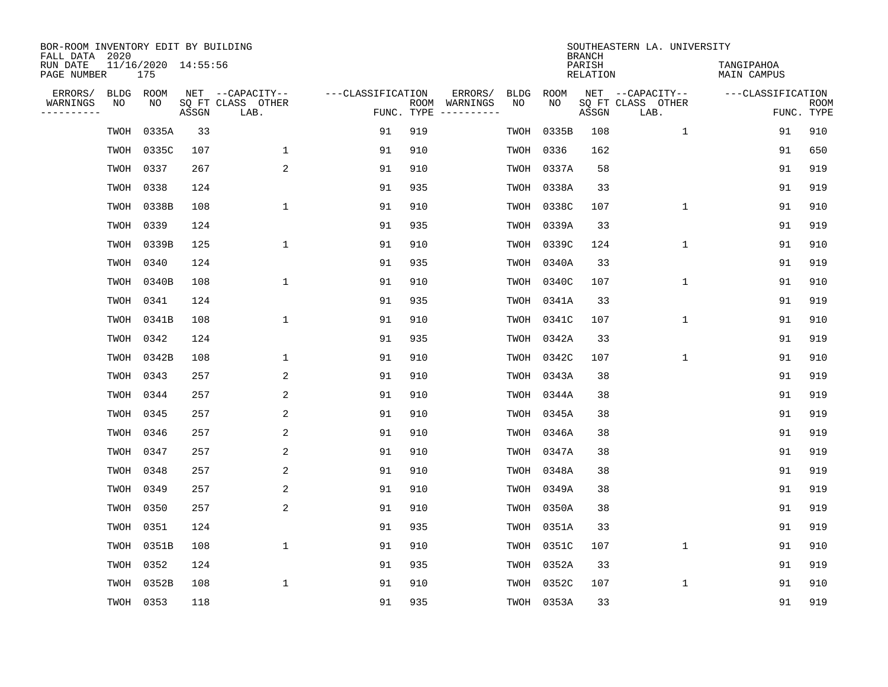BOR-ROOM INVENTORY EDIT BY BUILDING
FALL DATA 2020
RUN DATE 11/16/2020 14:55:56
PAGE NUMBER 175

SOUTHEASTERN LA. UNIVERSITY
BRANCH
PARISH TANGIPAHOA
RELATION MAIN CAMPUS

| ERRORS/ WARNINGS | BLDG NO | ROOM NO | NET SQ FT ASSGN | CAPACITY CLASS LAB. | CAPACITY OTHER | CLASSIFICATION FUNC. | ROOM TYPE | ERRORS/ WARNINGS | BLDG NO | ROOM NO | NET SQ FT ASSGN | CAPACITY CLASS LAB. | CAPACITY OTHER | CLASSIFICATION FUNC. | ROOM TYPE |
|---|---|---|---|---|---|---|---|---|---|---|---|---|---|---|---|
| | TWOH | 0335A | 33 | | | 91 | 919 | | TWOH | 0335B | 108 | | 1 | 91 | 910 |
| | TWOH | 0335C | 107 | | 1 | 91 | 910 | | TWOH | 0336 | 162 | | | 91 | 650 |
| | TWOH | 0337 | 267 | | 2 | 91 | 910 | | TWOH | 0337A | 58 | | | 91 | 919 |
| | TWOH | 0338 | 124 | | | 91 | 935 | | TWOH | 0338A | 33 | | | 91 | 919 |
| | TWOH | 0338B | 108 | | 1 | 91 | 910 | | TWOH | 0338C | 107 | | 1 | 91 | 910 |
| | TWOH | 0339 | 124 | | | 91 | 935 | | TWOH | 0339A | 33 | | | 91 | 919 |
| | TWOH | 0339B | 125 | | 1 | 91 | 910 | | TWOH | 0339C | 124 | | 1 | 91 | 910 |
| | TWOH | 0340 | 124 | | | 91 | 935 | | TWOH | 0340A | 33 | | | 91 | 919 |
| | TWOH | 0340B | 108 | | 1 | 91 | 910 | | TWOH | 0340C | 107 | | 1 | 91 | 910 |
| | TWOH | 0341 | 124 | | | 91 | 935 | | TWOH | 0341A | 33 | | | 91 | 919 |
| | TWOH | 0341B | 108 | | 1 | 91 | 910 | | TWOH | 0341C | 107 | | 1 | 91 | 910 |
| | TWOH | 0342 | 124 | | | 91 | 935 | | TWOH | 0342A | 33 | | | 91 | 919 |
| | TWOH | 0342B | 108 | | 1 | 91 | 910 | | TWOH | 0342C | 107 | | 1 | 91 | 910 |
| | TWOH | 0343 | 257 | | 2 | 91 | 910 | | TWOH | 0343A | 38 | | | 91 | 919 |
| | TWOH | 0344 | 257 | | 2 | 91 | 910 | | TWOH | 0344A | 38 | | | 91 | 919 |
| | TWOH | 0345 | 257 | | 2 | 91 | 910 | | TWOH | 0345A | 38 | | | 91 | 919 |
| | TWOH | 0346 | 257 | | 2 | 91 | 910 | | TWOH | 0346A | 38 | | | 91 | 919 |
| | TWOH | 0347 | 257 | | 2 | 91 | 910 | | TWOH | 0347A | 38 | | | 91 | 919 |
| | TWOH | 0348 | 257 | | 2 | 91 | 910 | | TWOH | 0348A | 38 | | | 91 | 919 |
| | TWOH | 0349 | 257 | | 2 | 91 | 910 | | TWOH | 0349A | 38 | | | 91 | 919 |
| | TWOH | 0350 | 257 | | 2 | 91 | 910 | | TWOH | 0350A | 38 | | | 91 | 919 |
| | TWOH | 0351 | 124 | | | 91 | 935 | | TWOH | 0351A | 33 | | | 91 | 919 |
| | TWOH | 0351B | 108 | | 1 | 91 | 910 | | TWOH | 0351C | 107 | | 1 | 91 | 910 |
| | TWOH | 0352 | 124 | | | 91 | 935 | | TWOH | 0352A | 33 | | | 91 | 919 |
| | TWOH | 0352B | 108 | | 1 | 91 | 910 | | TWOH | 0352C | 107 | | 1 | 91 | 910 |
| | TWOH | 0353 | 118 | | | 91 | 935 | | TWOH | 0353A | 33 | | | 91 | 919 |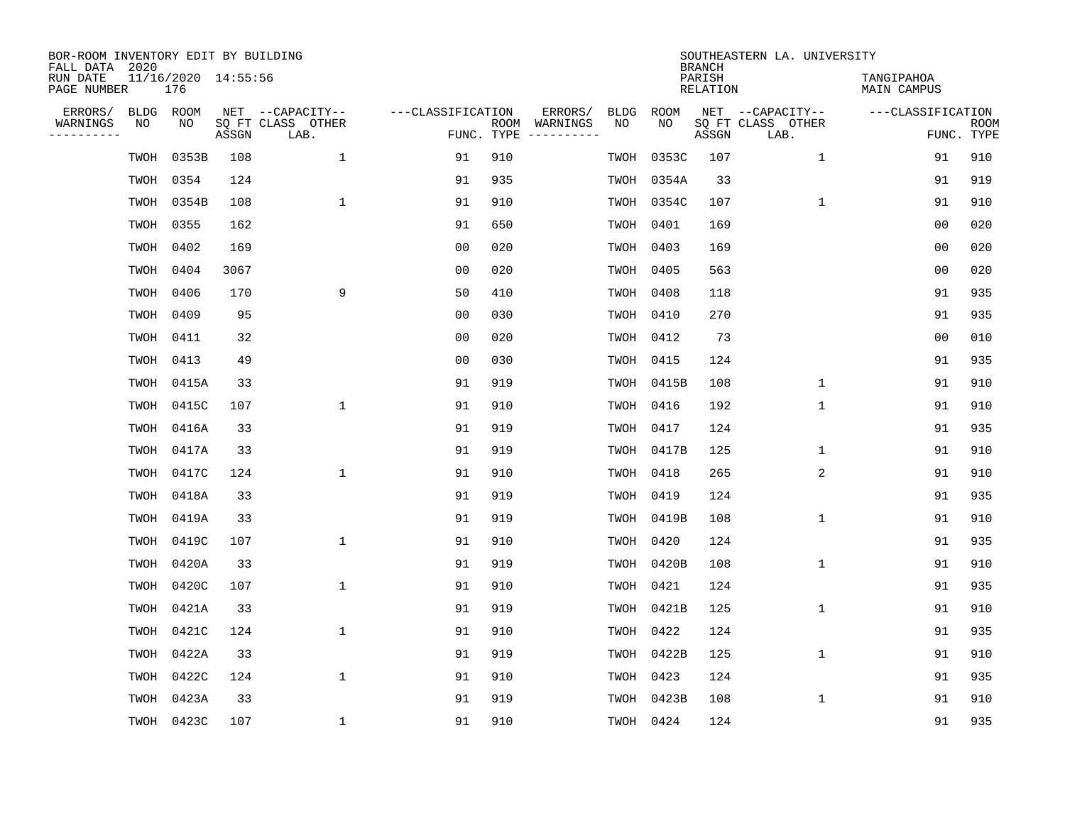BOR-ROOM INVENTORY EDIT BY BUILDING
FALL DATA 2020
RUN DATE 11/16/2020 14:55:56
PAGE NUMBER 176

SOUTHEASTERN LA. UNIVERSITY
BRANCH
PARISH TANGIPAHOA
RELATION MAIN CAMPUS

| ERRORS/ WARNINGS | BLDG NO | ROOM NO | NET SQ FT ASSGN | CAPACITY CLASS LAB. | CAPACITY OTHER | CLASSIFICATION FUNC. | ROOM TYPE | ERRORS/ WARNINGS | BLDG NO | ROOM NO | NET SQ FT ASSGN | CAPACITY CLASS LAB. | CAPACITY OTHER | CLASSIFICATION FUNC. | ROOM TYPE |
|---|---|---|---|---|---|---|---|---|---|---|---|---|---|---|---|
| | TWOH | 0353B | 108 | | 1 | 91 | 910 | | TWOH | 0353C | 107 | | 1 | 91 | 910 |
| | TWOH | 0354 | 124 | | | 91 | 935 | | TWOH | 0354A | 33 | | | 91 | 919 |
| | TWOH | 0354B | 108 | | 1 | 91 | 910 | | TWOH | 0354C | 107 | | 1 | 91 | 910 |
| | TWOH | 0355 | 162 | | | 91 | 650 | | TWOH | 0401 | 169 | | | 00 | 020 |
| | TWOH | 0402 | 169 | | | 00 | 020 | | TWOH | 0403 | 169 | | | 00 | 020 |
| | TWOH | 0404 | 3067 | | | 00 | 020 | | TWOH | 0405 | 563 | | | 00 | 020 |
| | TWOH | 0406 | 170 | | 9 | 50 | 410 | | TWOH | 0408 | 118 | | | 91 | 935 |
| | TWOH | 0409 | 95 | | | 00 | 030 | | TWOH | 0410 | 270 | | | 91 | 935 |
| | TWOH | 0411 | 32 | | | 00 | 020 | | TWOH | 0412 | 73 | | | 00 | 010 |
| | TWOH | 0413 | 49 | | | 00 | 030 | | TWOH | 0415 | 124 | | | 91 | 935 |
| | TWOH | 0415A | 33 | | | 91 | 919 | | TWOH | 0415B | 108 | | 1 | 91 | 910 |
| | TWOH | 0415C | 107 | | 1 | 91 | 910 | | TWOH | 0416 | 192 | | 1 | 91 | 910 |
| | TWOH | 0416A | 33 | | | 91 | 919 | | TWOH | 0417 | 124 | | | 91 | 935 |
| | TWOH | 0417A | 33 | | | 91 | 919 | | TWOH | 0417B | 125 | | 1 | 91 | 910 |
| | TWOH | 0417C | 124 | | 1 | 91 | 910 | | TWOH | 0418 | 265 | | 2 | 91 | 910 |
| | TWOH | 0418A | 33 | | | 91 | 919 | | TWOH | 0419 | 124 | | | 91 | 935 |
| | TWOH | 0419A | 33 | | | 91 | 919 | | TWOH | 0419B | 108 | | 1 | 91 | 910 |
| | TWOH | 0419C | 107 | | 1 | 91 | 910 | | TWOH | 0420 | 124 | | | 91 | 935 |
| | TWOH | 0420A | 33 | | | 91 | 919 | | TWOH | 0420B | 108 | | 1 | 91 | 910 |
| | TWOH | 0420C | 107 | | 1 | 91 | 910 | | TWOH | 0421 | 124 | | | 91 | 935 |
| | TWOH | 0421A | 33 | | | 91 | 919 | | TWOH | 0421B | 125 | | 1 | 91 | 910 |
| | TWOH | 0421C | 124 | | 1 | 91 | 910 | | TWOH | 0422 | 124 | | | 91 | 935 |
| | TWOH | 0422A | 33 | | | 91 | 919 | | TWOH | 0422B | 125 | | 1 | 91 | 910 |
| | TWOH | 0422C | 124 | | 1 | 91 | 910 | | TWOH | 0423 | 124 | | | 91 | 935 |
| | TWOH | 0423A | 33 | | | 91 | 919 | | TWOH | 0423B | 108 | | 1 | 91 | 910 |
| | TWOH | 0423C | 107 | | 1 | 91 | 910 | | TWOH | 0424 | 124 | | | 91 | 935 |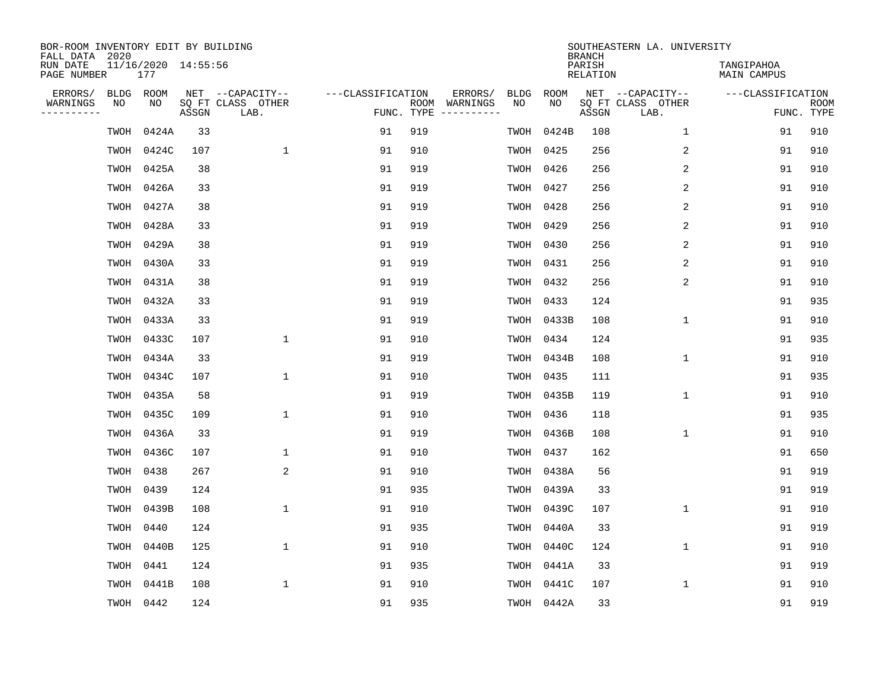BOR-ROOM INVENTORY EDIT BY BUILDING
FALL DATA 2020
RUN DATE 11/16/2020 14:55:56
PAGE NUMBER 177

SOUTHEASTERN LA. UNIVERSITY
BRANCH
PARISH TANGIPAHOA
RELATION MAIN CAMPUS

| ERRORS/ WARNINGS | BLDG NO | ROOM NO | NET SQ FT ASSGN | CAPACITY CLASS LAB. | CAPACITY OTHER | CLASSIFICATION FUNC. | ROOM TYPE | ERRORS/ WARNINGS | BLDG NO | ROOM NO | NET SQ FT ASSGN | CAPACITY CLASS LAB. | CAPACITY OTHER | CLASSIFICATION FUNC. | ROOM TYPE |
|---|---|---|---|---|---|---|---|---|---|---|---|---|---|---|---|
| | TWOH | 0424A | 33 | | | 91 | 919 | | TWOH | 0424B | 108 | | 1 | 91 | 910 |
| | TWOH | 0424C | 107 | | 1 | 91 | 910 | | TWOH | 0425 | 256 | | 2 | 91 | 910 |
| | TWOH | 0425A | 38 | | | 91 | 919 | | TWOH | 0426 | 256 | | 2 | 91 | 910 |
| | TWOH | 0426A | 33 | | | 91 | 919 | | TWOH | 0427 | 256 | | 2 | 91 | 910 |
| | TWOH | 0427A | 38 | | | 91 | 919 | | TWOH | 0428 | 256 | | 2 | 91 | 910 |
| | TWOH | 0428A | 33 | | | 91 | 919 | | TWOH | 0429 | 256 | | 2 | 91 | 910 |
| | TWOH | 0429A | 38 | | | 91 | 919 | | TWOH | 0430 | 256 | | 2 | 91 | 910 |
| | TWOH | 0430A | 33 | | | 91 | 919 | | TWOH | 0431 | 256 | | 2 | 91 | 910 |
| | TWOH | 0431A | 38 | | | 91 | 919 | | TWOH | 0432 | 256 | | 2 | 91 | 910 |
| | TWOH | 0432A | 33 | | | 91 | 919 | | TWOH | 0433 | 124 | | | 91 | 935 |
| | TWOH | 0433A | 33 | | | 91 | 919 | | TWOH | 0433B | 108 | | 1 | 91 | 910 |
| | TWOH | 0433C | 107 | | 1 | 91 | 910 | | TWOH | 0434 | 124 | | | 91 | 935 |
| | TWOH | 0434A | 33 | | | 91 | 919 | | TWOH | 0434B | 108 | | 1 | 91 | 910 |
| | TWOH | 0434C | 107 | | 1 | 91 | 910 | | TWOH | 0435 | 111 | | | 91 | 935 |
| | TWOH | 0435A | 58 | | | 91 | 919 | | TWOH | 0435B | 119 | | 1 | 91 | 910 |
| | TWOH | 0435C | 109 | | 1 | 91 | 910 | | TWOH | 0436 | 118 | | | 91 | 935 |
| | TWOH | 0436A | 33 | | | 91 | 919 | | TWOH | 0436B | 108 | | 1 | 91 | 910 |
| | TWOH | 0436C | 107 | | 1 | 91 | 910 | | TWOH | 0437 | 162 | | | 91 | 650 |
| | TWOH | 0438 | 267 | | 2 | 91 | 910 | | TWOH | 0438A | 56 | | | 91 | 919 |
| | TWOH | 0439 | 124 | | | 91 | 935 | | TWOH | 0439A | 33 | | | 91 | 919 |
| | TWOH | 0439B | 108 | | 1 | 91 | 910 | | TWOH | 0439C | 107 | | 1 | 91 | 910 |
| | TWOH | 0440 | 124 | | | 91 | 935 | | TWOH | 0440A | 33 | | | 91 | 919 |
| | TWOH | 0440B | 125 | | 1 | 91 | 910 | | TWOH | 0440C | 124 | | 1 | 91 | 910 |
| | TWOH | 0441 | 124 | | | 91 | 935 | | TWOH | 0441A | 33 | | | 91 | 919 |
| | TWOH | 0441B | 108 | | 1 | 91 | 910 | | TWOH | 0441C | 107 | | 1 | 91 | 910 |
| | TWOH | 0442 | 124 | | | 91 | 935 | | TWOH | 0442A | 33 | | | 91 | 919 |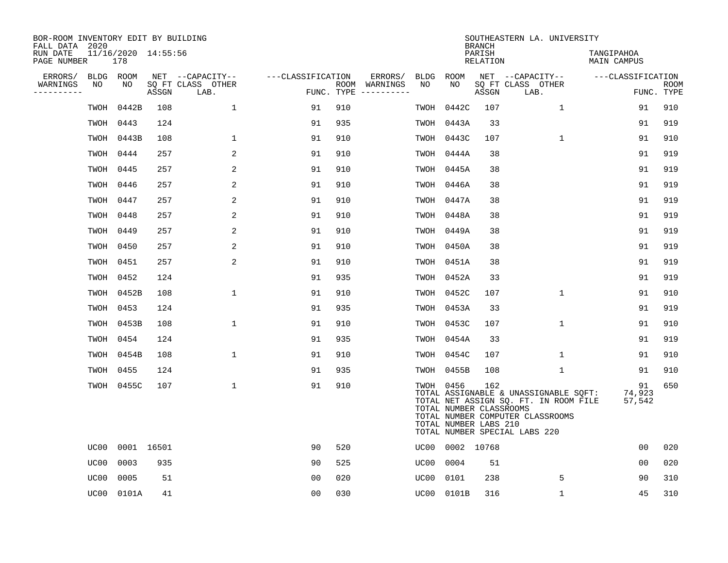BOR-ROOM INVENTORY EDIT BY BUILDING
FALL DATA 2020
RUN DATE 11/16/2020 14:55:56
PAGE NUMBER 178

SOUTHEASTERN LA. UNIVERSITY
BRANCH
PARISH TANGIPAHOA
RELATION MAIN CAMPUS

| ERRORS/ WARNINGS | BLDG NO | ROOM NO | NET SQ FT ASSGN | CAPACITY CLASS LAB. | CAPACITY OTHER | CLASSIFICATION FUNC. | ROOM TYPE | ERRORS/ WARNINGS | BLDG NO | ROOM NO | NET SQ FT ASSGN | CAPACITY CLASS LAB. | CAPACITY OTHER | CLASSIFICATION FUNC. | ROOM TYPE |
|---|---|---|---|---|---|---|---|---|---|---|---|---|---|---|---|
| | TWOH | 0442B | 108 | | 1 | 91 | 910 | | TWOH | 0442C | 107 | | 1 | 91 | 910 |
| | TWOH | 0443 | 124 | | | 91 | 935 | | TWOH | 0443A | 33 | | | 91 | 919 |
| | TWOH | 0443B | 108 | | 1 | 91 | 910 | | TWOH | 0443C | 107 | | 1 | 91 | 910 |
| | TWOH | 0444 | 257 | | 2 | 91 | 910 | | TWOH | 0444A | 38 | | | 91 | 919 |
| | TWOH | 0445 | 257 | | 2 | 91 | 910 | | TWOH | 0445A | 38 | | | 91 | 919 |
| | TWOH | 0446 | 257 | | 2 | 91 | 910 | | TWOH | 0446A | 38 | | | 91 | 919 |
| | TWOH | 0447 | 257 | | 2 | 91 | 910 | | TWOH | 0447A | 38 | | | 91 | 919 |
| | TWOH | 0448 | 257 | | 2 | 91 | 910 | | TWOH | 0448A | 38 | | | 91 | 919 |
| | TWOH | 0449 | 257 | | 2 | 91 | 910 | | TWOH | 0449A | 38 | | | 91 | 919 |
| | TWOH | 0450 | 257 | | 2 | 91 | 910 | | TWOH | 0450A | 38 | | | 91 | 919 |
| | TWOH | 0451 | 257 | | 2 | 91 | 910 | | TWOH | 0451A | 38 | | | 91 | 919 |
| | TWOH | 0452 | 124 | | | 91 | 935 | | TWOH | 0452A | 33 | | | 91 | 919 |
| | TWOH | 0452B | 108 | | 1 | 91 | 910 | | TWOH | 0452C | 107 | | 1 | 91 | 910 |
| | TWOH | 0453 | 124 | | | 91 | 935 | | TWOH | 0453A | 33 | | | 91 | 919 |
| | TWOH | 0453B | 108 | | 1 | 91 | 910 | | TWOH | 0453C | 107 | | 1 | 91 | 910 |
| | TWOH | 0454 | 124 | | | 91 | 935 | | TWOH | 0454A | 33 | | | 91 | 919 |
| | TWOH | 0454B | 108 | | 1 | 91 | 910 | | TWOH | 0454C | 107 | | 1 | 91 | 910 |
| | TWOH | 0455 | 124 | | | 91 | 935 | | TWOH | 0455B | 108 | | 1 | 91 | 910 |
| | TWOH | 0455C | 107 | | 1 | 91 | 910 | | TWOH | 0456 | 162 | | | 91 | 650 |
| | UC00 | 0001 | 16501 | | | 90 | 520 | | UC00 | 0002 | 10768 | | | 00 | 020 |
| | UC00 | 0003 | 935 | | | 90 | 525 | | UC00 | 0004 | 51 | | | 00 | 020 |
| | UC00 | 0005 | 51 | | | 00 | 020 | | UC00 | 0101 | 238 | | 5 | 90 | 310 |
| | UC00 | 0101A | 41 | | | 00 | 030 | | UC00 | 0101B | 316 | | 1 | 45 | 310 |

TOTAL ASSIGNABLE & UNASSIGNABLE SQFT: 74,923
TOTAL NET ASSIGN SQ. FT. IN ROOM FILE 57,542
TOTAL NUMBER CLASSROOMS
TOTAL NUMBER COMPUTER CLASSROOMS
TOTAL NUMBER LABS 210
TOTAL NUMBER SPECIAL LABS 220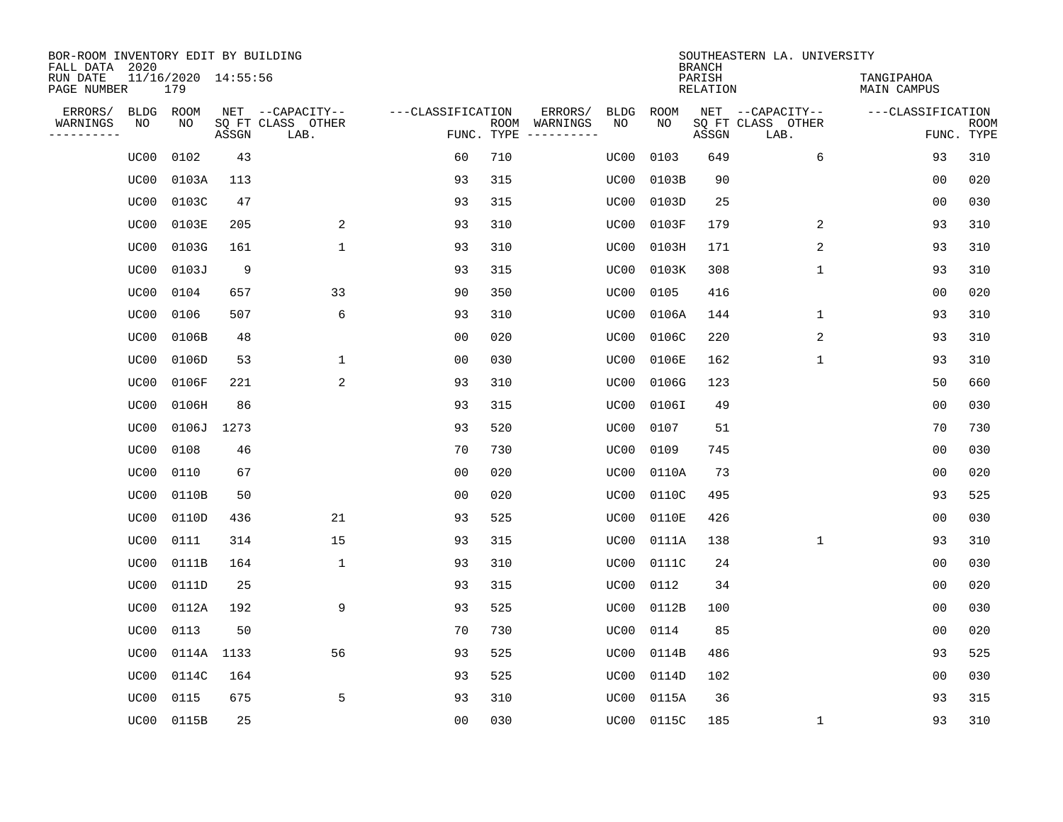BOR-ROOM INVENTORY EDIT BY BUILDING
FALL DATA 2020
RUN DATE 11/16/2020 14:55:56
PAGE NUMBER 179

SOUTHEASTERN LA. UNIVERSITY
BRANCH
PARISH TANGIPAHOA
RELATION MAIN CAMPUS

| ERRORS/ WARNINGS | BLDG NO | ROOM NO | NET SQ FT ASSGN | --CAPACITY-- CLASS LAB. | OTHER | ---CLASSIFICATION FUNC. | ROOM TYPE | ERRORS/ WARNINGS | BLDG NO | ROOM NO | NET SQ FT ASSGN | --CAPACITY-- CLASS LAB. | OTHER | ---CLASSIFICATION FUNC. | ROOM TYPE |
|---|---|---|---|---|---|---|---|---|---|---|---|---|---|---|---|
| | UC00 | 0102 | 43 | | | 60 | 710 | | UC00 | 0103 | 649 | | 6 | 93 | 310 |
| | UC00 | 0103A | 113 | | | 93 | 315 | | UC00 | 0103B | 90 | | | 00 | 020 |
| | UC00 | 0103C | 47 | | | 93 | 315 | | UC00 | 0103D | 25 | | | 00 | 030 |
| | UC00 | 0103E | 205 | | 2 | 93 | 310 | | UC00 | 0103F | 179 | | 2 | 93 | 310 |
| | UC00 | 0103G | 161 | | 1 | 93 | 310 | | UC00 | 0103H | 171 | | 2 | 93 | 310 |
| | UC00 | 0103J | 9 | | | 93 | 315 | | UC00 | 0103K | 308 | | 1 | 93 | 310 |
| | UC00 | 0104 | 657 | | 33 | 90 | 350 | | UC00 | 0105 | 416 | | | 00 | 020 |
| | UC00 | 0106 | 507 | | 6 | 93 | 310 | | UC00 | 0106A | 144 | | 1 | 93 | 310 |
| | UC00 | 0106B | 48 | | | 00 | 020 | | UC00 | 0106C | 220 | | 2 | 93 | 310 |
| | UC00 | 0106D | 53 | | 1 | 00 | 030 | | UC00 | 0106E | 162 | | 1 | 93 | 310 |
| | UC00 | 0106F | 221 | | 2 | 93 | 310 | | UC00 | 0106G | 123 | | | 50 | 660 |
| | UC00 | 0106H | 86 | | | 93 | 315 | | UC00 | 0106I | 49 | | | 00 | 030 |
| | UC00 | 0106J | 1273 | | | 93 | 520 | | UC00 | 0107 | 51 | | | 70 | 730 |
| | UC00 | 0108 | 46 | | | 70 | 730 | | UC00 | 0109 | 745 | | | 00 | 030 |
| | UC00 | 0110 | 67 | | | 00 | 020 | | UC00 | 0110A | 73 | | | 00 | 020 |
| | UC00 | 0110B | 50 | | | 00 | 020 | | UC00 | 0110C | 495 | | | 93 | 525 |
| | UC00 | 0110D | 436 | | 21 | 93 | 525 | | UC00 | 0110E | 426 | | | 00 | 030 |
| | UC00 | 0111 | 314 | | 15 | 93 | 315 | | UC00 | 0111A | 138 | | 1 | 93 | 310 |
| | UC00 | 0111B | 164 | | 1 | 93 | 310 | | UC00 | 0111C | 24 | | | 00 | 030 |
| | UC00 | 0111D | 25 | | | 93 | 315 | | UC00 | 0112 | 34 | | | 00 | 020 |
| | UC00 | 0112A | 192 | | 9 | 93 | 525 | | UC00 | 0112B | 100 | | | 00 | 030 |
| | UC00 | 0113 | 50 | | | 70 | 730 | | UC00 | 0114 | 85 | | | 00 | 020 |
| | UC00 | 0114A | 1133 | | 56 | 93 | 525 | | UC00 | 0114B | 486 | | | 93 | 525 |
| | UC00 | 0114C | 164 | | | 93 | 525 | | UC00 | 0114D | 102 | | | 00 | 030 |
| | UC00 | 0115 | 675 | | 5 | 93 | 310 | | UC00 | 0115A | 36 | | | 93 | 315 |
| | UC00 | 0115B | 25 | | | 00 | 030 | | UC00 | 0115C | 185 | | 1 | 93 | 310 |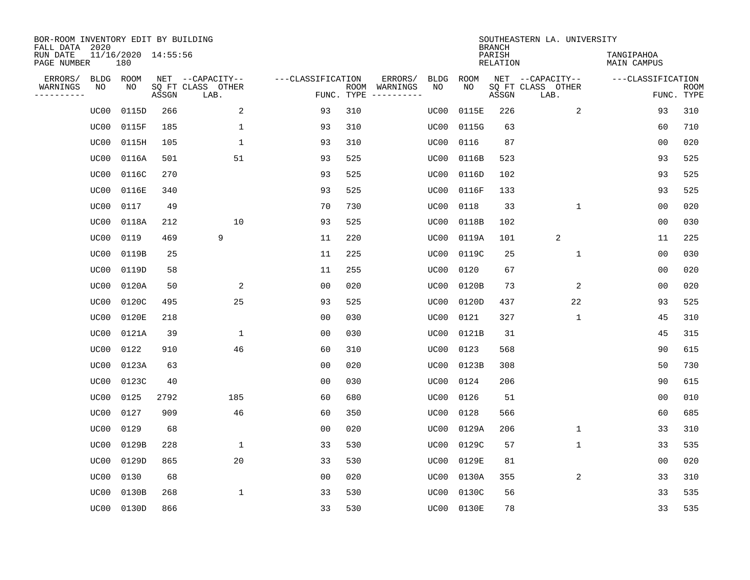BOR-ROOM INVENTORY EDIT BY BUILDING
FALL DATA 2020
RUN DATE 11/16/2020 14:55:56
PAGE NUMBER 180

SOUTHEASTERN LA. UNIVERSITY
BRANCH
PARISH TANGIPAHOA
RELATION MAIN CAMPUS

| ERRORS/ WARNINGS | BLDG NO | ROOM NO | NET SQ FT ASSGN | CAPACITY CLASS LAB. | CAPACITY OTHER | CLASSIFICATION FUNC. | ROOM TYPE | ERRORS/ WARNINGS | BLDG NO | ROOM NO | NET SQ FT ASSGN | CAPACITY CLASS LAB. | CAPACITY OTHER | CLASSIFICATION FUNC. | ROOM TYPE |
|---|---|---|---|---|---|---|---|---|---|---|---|---|---|---|---|
| | UC00 | 0115D | 266 | | 2 | 93 | 310 | | UC00 | 0115E | 226 | | 2 | 93 | 310 |
| | UC00 | 0115F | 185 | | 1 | 93 | 310 | | UC00 | 0115G | 63 | | | 60 | 710 |
| | UC00 | 0115H | 105 | | 1 | 93 | 310 | | UC00 | 0116 | 87 | | | 00 | 020 |
| | UC00 | 0116A | 501 | | 51 | 93 | 525 | | UC00 | 0116B | 523 | | | 93 | 525 |
| | UC00 | 0116C | 270 | | | 93 | 525 | | UC00 | 0116D | 102 | | | 93 | 525 |
| | UC00 | 0116E | 340 | | | 93 | 525 | | UC00 | 0116F | 133 | | | 93 | 525 |
| | UC00 | 0117 | 49 | | | 70 | 730 | | UC00 | 0118 | 33 | | 1 | 00 | 020 |
| | UC00 | 0118A | 212 | | 10 | 93 | 525 | | UC00 | 0118B | 102 | | | 00 | 030 |
| | UC00 | 0119 | 469 | 9 | | 11 | 220 | | UC00 | 0119A | 101 | 2 | | 11 | 225 |
| | UC00 | 0119B | 25 | | | 11 | 225 | | UC00 | 0119C | 25 | | 1 | 00 | 030 |
| | UC00 | 0119D | 58 | | | 11 | 255 | | UC00 | 0120 | 67 | | | 00 | 020 |
| | UC00 | 0120A | 50 | | 2 | 00 | 020 | | UC00 | 0120B | 73 | | 2 | 00 | 020 |
| | UC00 | 0120C | 495 | | 25 | 93 | 525 | | UC00 | 0120D | 437 | | 22 | 93 | 525 |
| | UC00 | 0120E | 218 | | | 00 | 030 | | UC00 | 0121 | 327 | | 1 | 45 | 310 |
| | UC00 | 0121A | 39 | | 1 | 00 | 030 | | UC00 | 0121B | 31 | | | 45 | 315 |
| | UC00 | 0122 | 910 | | 46 | 60 | 310 | | UC00 | 0123 | 568 | | | 90 | 615 |
| | UC00 | 0123A | 63 | | | 00 | 020 | | UC00 | 0123B | 308 | | | 50 | 730 |
| | UC00 | 0123C | 40 | | | 00 | 030 | | UC00 | 0124 | 206 | | | 90 | 615 |
| | UC00 | 0125 | 2792 | | 185 | 60 | 680 | | UC00 | 0126 | 51 | | | 00 | 010 |
| | UC00 | 0127 | 909 | | 46 | 60 | 350 | | UC00 | 0128 | 566 | | | 60 | 685 |
| | UC00 | 0129 | 68 | | | 00 | 020 | | UC00 | 0129A | 206 | | 1 | 33 | 310 |
| | UC00 | 0129B | 228 | | 1 | 33 | 530 | | UC00 | 0129C | 57 | | 1 | 33 | 535 |
| | UC00 | 0129D | 865 | | 20 | 33 | 530 | | UC00 | 0129E | 81 | | | 00 | 020 |
| | UC00 | 0130 | 68 | | | 00 | 020 | | UC00 | 0130A | 355 | | 2 | 33 | 310 |
| | UC00 | 0130B | 268 | | 1 | 33 | 530 | | UC00 | 0130C | 56 | | | 33 | 535 |
| | UC00 | 0130D | 866 | | | 33 | 530 | | UC00 | 0130E | 78 | | | 33 | 535 |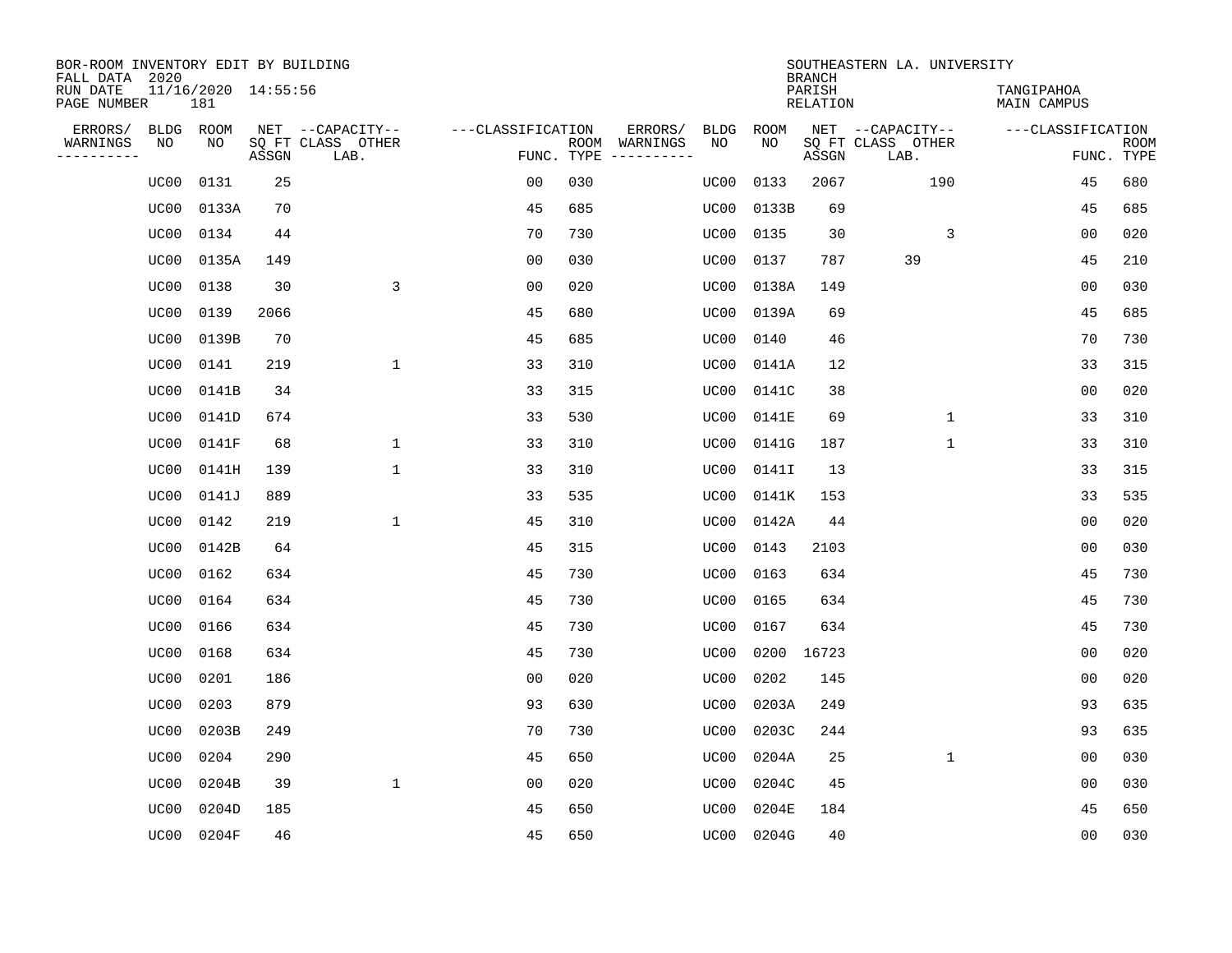BOR-ROOM INVENTORY EDIT BY BUILDING
FALL DATA 2020
RUN DATE 11/16/2020 14:55:56
PAGE NUMBER 181

SOUTHEASTERN LA. UNIVERSITY
BRANCH
PARISH TANGIPAHOA
RELATION MAIN CAMPUS

| ERRORS/ WARNINGS | BLDG NO | ROOM NO | NET SQ FT ASSGN | CAPACITY CLASS LAB. | CAPACITY OTHER | CLASSIFICATION FUNC. | ROOM TYPE | ERRORS/ WARNINGS | BLDG NO | ROOM NO | NET SQ FT ASSGN | CAPACITY CLASS LAB. | CAPACITY OTHER | CLASSIFICATION FUNC. | ROOM TYPE |
|---|---|---|---|---|---|---|---|---|---|---|---|---|---|---|---|
| | UC00 | 0131 | 25 | | | 00 | 030 | | UC00 | 0133 | 2067 | | 190 | 45 | 680 |
| | UC00 | 0133A | 70 | | | 45 | 685 | | UC00 | 0133B | 69 | | | 45 | 685 |
| | UC00 | 0134 | 44 | | | 70 | 730 | | UC00 | 0135 | 30 | | 3 | 00 | 020 |
| | UC00 | 0135A | 149 | | | 00 | 030 | | UC00 | 0137 | 787 | 39 | | 45 | 210 |
| | UC00 | 0138 | 30 | | 3 | 00 | 020 | | UC00 | 0138A | 149 | | | 00 | 030 |
| | UC00 | 0139 | 2066 | | | 45 | 680 | | UC00 | 0139A | 69 | | | 45 | 685 |
| | UC00 | 0139B | 70 | | | 45 | 685 | | UC00 | 0140 | 46 | | | 70 | 730 |
| | UC00 | 0141 | 219 | | 1 | 33 | 310 | | UC00 | 0141A | 12 | | | 33 | 315 |
| | UC00 | 0141B | 34 | | | 33 | 315 | | UC00 | 0141C | 38 | | | 00 | 020 |
| | UC00 | 0141D | 674 | | | 33 | 530 | | UC00 | 0141E | 69 | | 1 | 33 | 310 |
| | UC00 | 0141F | 68 | | 1 | 33 | 310 | | UC00 | 0141G | 187 | | 1 | 33 | 310 |
| | UC00 | 0141H | 139 | | 1 | 33 | 310 | | UC00 | 0141I | 13 | | | 33 | 315 |
| | UC00 | 0141J | 889 | | | 33 | 535 | | UC00 | 0141K | 153 | | | 33 | 535 |
| | UC00 | 0142 | 219 | | 1 | 45 | 310 | | UC00 | 0142A | 44 | | | 00 | 020 |
| | UC00 | 0142B | 64 | | | 45 | 315 | | UC00 | 0143 | 2103 | | | 00 | 030 |
| | UC00 | 0162 | 634 | | | 45 | 730 | | UC00 | 0163 | 634 | | | 45 | 730 |
| | UC00 | 0164 | 634 | | | 45 | 730 | | UC00 | 0165 | 634 | | | 45 | 730 |
| | UC00 | 0166 | 634 | | | 45 | 730 | | UC00 | 0167 | 634 | | | 45 | 730 |
| | UC00 | 0168 | 634 | | | 45 | 730 | | UC00 | 0200 | 16723 | | | 00 | 020 |
| | UC00 | 0201 | 186 | | | 00 | 020 | | UC00 | 0202 | 145 | | | 00 | 020 |
| | UC00 | 0203 | 879 | | | 93 | 630 | | UC00 | 0203A | 249 | | | 93 | 635 |
| | UC00 | 0203B | 249 | | | 70 | 730 | | UC00 | 0203C | 244 | | | 93 | 635 |
| | UC00 | 0204 | 290 | | | 45 | 650 | | UC00 | 0204A | 25 | | 1 | 00 | 030 |
| | UC00 | 0204B | 39 | | 1 | 00 | 020 | | UC00 | 0204C | 45 | | | 00 | 030 |
| | UC00 | 0204D | 185 | | | 45 | 650 | | UC00 | 0204E | 184 | | | 45 | 650 |
| | UC00 | 0204F | 46 | | | 45 | 650 | | UC00 | 0204G | 40 | | | 00 | 030 |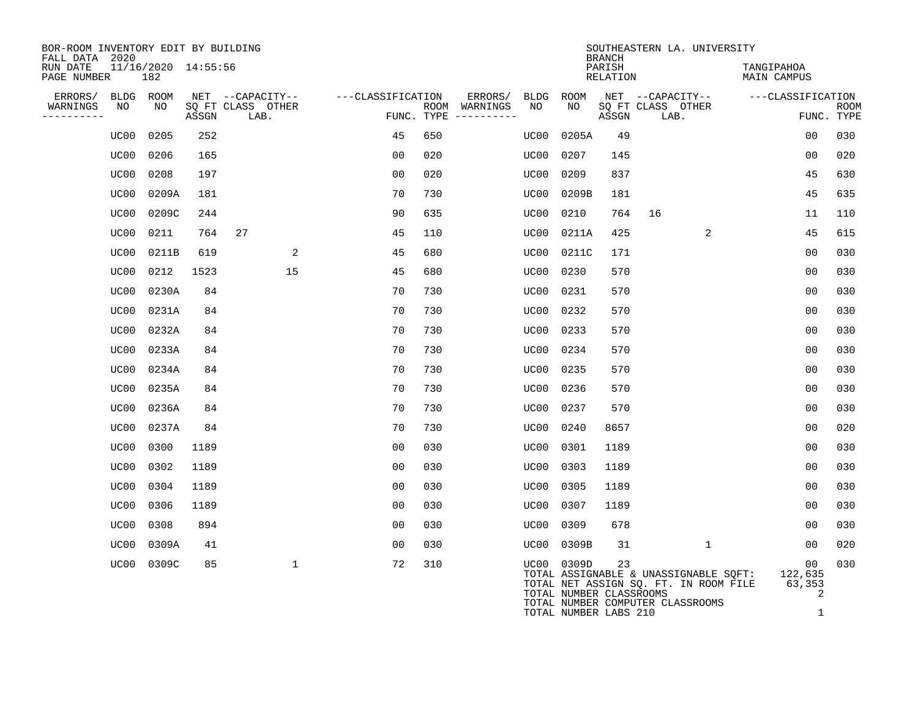BOR-ROOM INVENTORY EDIT BY BUILDING
FALL DATA 2020
RUN DATE 11/16/2020 14:55:56
PAGE NUMBER 182

SOUTHEASTERN LA. UNIVERSITY
BRANCH
PARISH TANGIPAHOA
RELATION MAIN CAMPUS

| ERRORS/ WARNINGS | BLDG NO | ROOM NO | NET SQ FT ASSGN | CAPACITY CLASS | CAPACITY LAB. | CAPACITY OTHER | CLASSIFICATION FUNC. | ROOM TYPE | ERRORS/ WARNINGS | BLDG NO | ROOM NO | NET SQ FT ASSGN | CAPACITY CLASS | CAPACITY LAB. | CAPACITY OTHER | CLASSIFICATION FUNC. | ROOM TYPE |
|---|---|---|---|---|---|---|---|---|---|---|---|---|---|---|---|---|---|
| | UC00 | 0205 | 252 | | | | 45 | 650 | | UC00 | 0205A | 49 | | | | 00 | 030 |
| | UC00 | 0206 | 165 | | | | 00 | 020 | | UC00 | 0207 | 145 | | | | 00 | 020 |
| | UC00 | 0208 | 197 | | | | 00 | 020 | | UC00 | 0209 | 837 | | | | 45 | 630 |
| | UC00 | 0209A | 181 | | | | 70 | 730 | | UC00 | 0209B | 181 | | | | 45 | 635 |
| | UC00 | 0209C | 244 | | | | 90 | 635 | | UC00 | 0210 | 764 | 16 | | | 11 | 110 |
| | UC00 | 0211 | 764 | 27 | | | 45 | 110 | | UC00 | 0211A | 425 | | | 2 | 45 | 615 |
| | UC00 | 0211B | 619 | | | 2 | 45 | 680 | | UC00 | 0211C | 171 | | | | 00 | 030 |
| | UC00 | 0212 | 1523 | | | 15 | 45 | 680 | | UC00 | 0230 | 570 | | | | 00 | 030 |
| | UC00 | 0230A | 84 | | | | 70 | 730 | | UC00 | 0231 | 570 | | | | 00 | 030 |
| | UC00 | 0231A | 84 | | | | 70 | 730 | | UC00 | 0232 | 570 | | | | 00 | 030 |
| | UC00 | 0232A | 84 | | | | 70 | 730 | | UC00 | 0233 | 570 | | | | 00 | 030 |
| | UC00 | 0233A | 84 | | | | 70 | 730 | | UC00 | 0234 | 570 | | | | 00 | 030 |
| | UC00 | 0234A | 84 | | | | 70 | 730 | | UC00 | 0235 | 570 | | | | 00 | 030 |
| | UC00 | 0235A | 84 | | | | 70 | 730 | | UC00 | 0236 | 570 | | | | 00 | 030 |
| | UC00 | 0236A | 84 | | | | 70 | 730 | | UC00 | 0237 | 570 | | | | 00 | 030 |
| | UC00 | 0237A | 84 | | | | 70 | 730 | | UC00 | 0240 | 8657 | | | | 00 | 020 |
| | UC00 | 0300 | 1189 | | | | 00 | 030 | | UC00 | 0301 | 1189 | | | | 00 | 030 |
| | UC00 | 0302 | 1189 | | | | 00 | 030 | | UC00 | 0303 | 1189 | | | | 00 | 030 |
| | UC00 | 0304 | 1189 | | | | 00 | 030 | | UC00 | 0305 | 1189 | | | | 00 | 030 |
| | UC00 | 0306 | 1189 | | | | 00 | 030 | | UC00 | 0307 | 1189 | | | | 00 | 030 |
| | UC00 | 0308 | 894 | | | | 00 | 030 | | UC00 | 0309 | 678 | | | | 00 | 030 |
| | UC00 | 0309A | 41 | | | | 00 | 030 | | UC00 | 0309B | 31 | | | 1 | 00 | 020 |
| | UC00 | 0309C | 85 | | | 1 | 72 | 310 | | UC00 | 0309D | 23 | | | | 00 | 030 |

TOTAL ASSIGNABLE & UNASSIGNABLE SQFT: 122,635
TOTAL NET ASSIGN SQ. FT. IN ROOM FILE 63,353
TOTAL NUMBER CLASSROOMS 2
TOTAL NUMBER COMPUTER CLASSROOMS
TOTAL NUMBER LABS 210 1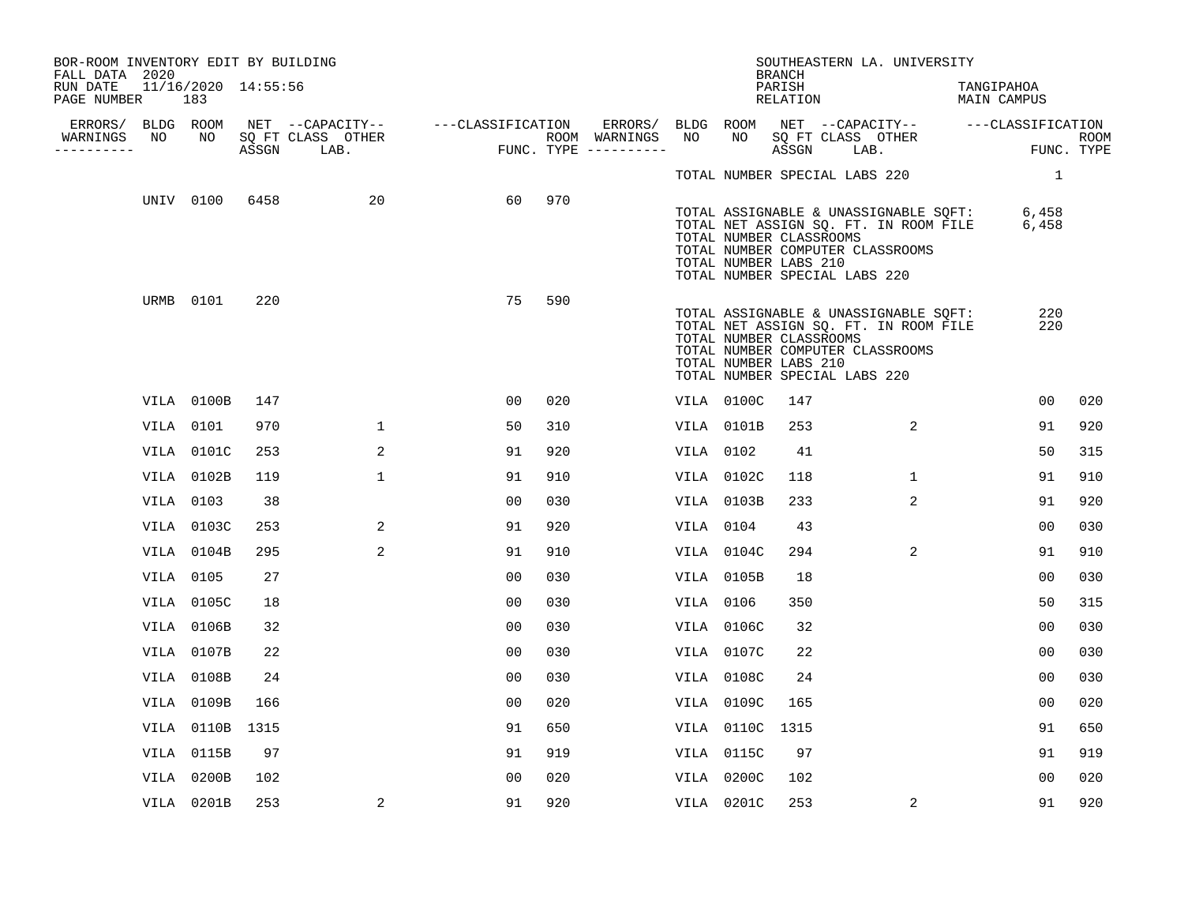BOR-ROOM INVENTORY EDIT BY BUILDING
FALL DATA 2020
RUN DATE 11/16/2020 14:55:56
PAGE NUMBER 183

SOUTHEASTERN LA. UNIVERSITY
BRANCH
PARISH TANGIPAHOA
RELATION MAIN CAMPUS

| ERRORS/ WARNINGS | BLDG NO | ROOM NO | NET SQ FT ASSGN | CAPACITY CLASS LAB. | CAPACITY OTHER | CLASSIFICATION FUNC. | ROOM TYPE | ERRORS/ WARNINGS | BLDG NO | ROOM NO | NET SQ FT ASSGN | CAPACITY CLASS LAB. | CAPACITY OTHER | CLASSIFICATION FUNC. | ROOM TYPE |
|---|---|---|---|---|---|---|---|---|---|---|---|---|---|---|---|
| | | | | | | | | | TOTAL NUMBER SPECIAL LABS 220 | | | | | 1 | |
| | UNIV | 0100 | 6458 | | 20 | 60 | 970 | | | | | | | | |
| | | | | | | | | | TOTAL ASSIGNABLE & UNASSIGNABLE SQFT: | | | | | 6,458 | |
| | | | | | | | | | TOTAL NET ASSIGN SQ. FT. IN ROOM FILE | | | | | 6,458 | |
| | | | | | | | | | TOTAL NUMBER CLASSROOMS | | | | | | |
| | | | | | | | | | TOTAL NUMBER COMPUTER CLASSROOMS | | | | | | |
| | | | | | | | | | TOTAL NUMBER LABS 210 | | | | | | |
| | | | | | | | | | TOTAL NUMBER SPECIAL LABS 220 | | | | | | |
| | URMB | 0101 | 220 | | | 75 | 590 | | | | | | | | |
| | | | | | | | | | TOTAL ASSIGNABLE & UNASSIGNABLE SQFT: | | | | | 220 | |
| | | | | | | | | | TOTAL NET ASSIGN SQ. FT. IN ROOM FILE | | | | | 220 | |
| | | | | | | | | | TOTAL NUMBER CLASSROOMS | | | | | | |
| | | | | | | | | | TOTAL NUMBER COMPUTER CLASSROOMS | | | | | | |
| | | | | | | | | | TOTAL NUMBER LABS 210 | | | | | | |
| | | | | | | | | | TOTAL NUMBER SPECIAL LABS 220 | | | | | | |
| | VILA | 0100B | 147 | | | 00 | 020 | | VILA | 0100C | 147 | | | 00 | 020 |
| | VILA | 0101 | 970 | | 1 | 50 | 310 | | VILA | 0101B | 253 | | 2 | 91 | 920 |
| | VILA | 0101C | 253 | | 2 | 91 | 920 | | VILA | 0102 | 41 | | | 50 | 315 |
| | VILA | 0102B | 119 | | 1 | 91 | 910 | | VILA | 0102C | 118 | | 1 | 91 | 910 |
| | VILA | 0103 | 38 | | | 00 | 030 | | VILA | 0103B | 233 | | 2 | 91 | 920 |
| | VILA | 0103C | 253 | | 2 | 91 | 920 | | VILA | 0104 | 43 | | | 00 | 030 |
| | VILA | 0104B | 295 | | 2 | 91 | 910 | | VILA | 0104C | 294 | | 2 | 91 | 910 |
| | VILA | 0105 | 27 | | | 00 | 030 | | VILA | 0105B | 18 | | | 00 | 030 |
| | VILA | 0105C | 18 | | | 00 | 030 | | VILA | 0106 | 350 | | | 50 | 315 |
| | VILA | 0106B | 32 | | | 00 | 030 | | VILA | 0106C | 32 | | | 00 | 030 |
| | VILA | 0107B | 22 | | | 00 | 030 | | VILA | 0107C | 22 | | | 00 | 030 |
| | VILA | 0108B | 24 | | | 00 | 030 | | VILA | 0108C | 24 | | | 00 | 030 |
| | VILA | 0109B | 166 | | | 00 | 020 | | VILA | 0109C | 165 | | | 00 | 020 |
| | VILA | 0110B | 1315 | | | 91 | 650 | | VILA | 0110C | 1315 | | | 91 | 650 |
| | VILA | 0115B | 97 | | | 91 | 919 | | VILA | 0115C | 97 | | | 91 | 919 |
| | VILA | 0200B | 102 | | | 00 | 020 | | VILA | 0200C | 102 | | | 00 | 020 |
| | VILA | 0201B | 253 | | 2 | 91 | 920 | | VILA | 0201C | 253 | | 2 | 91 | 920 |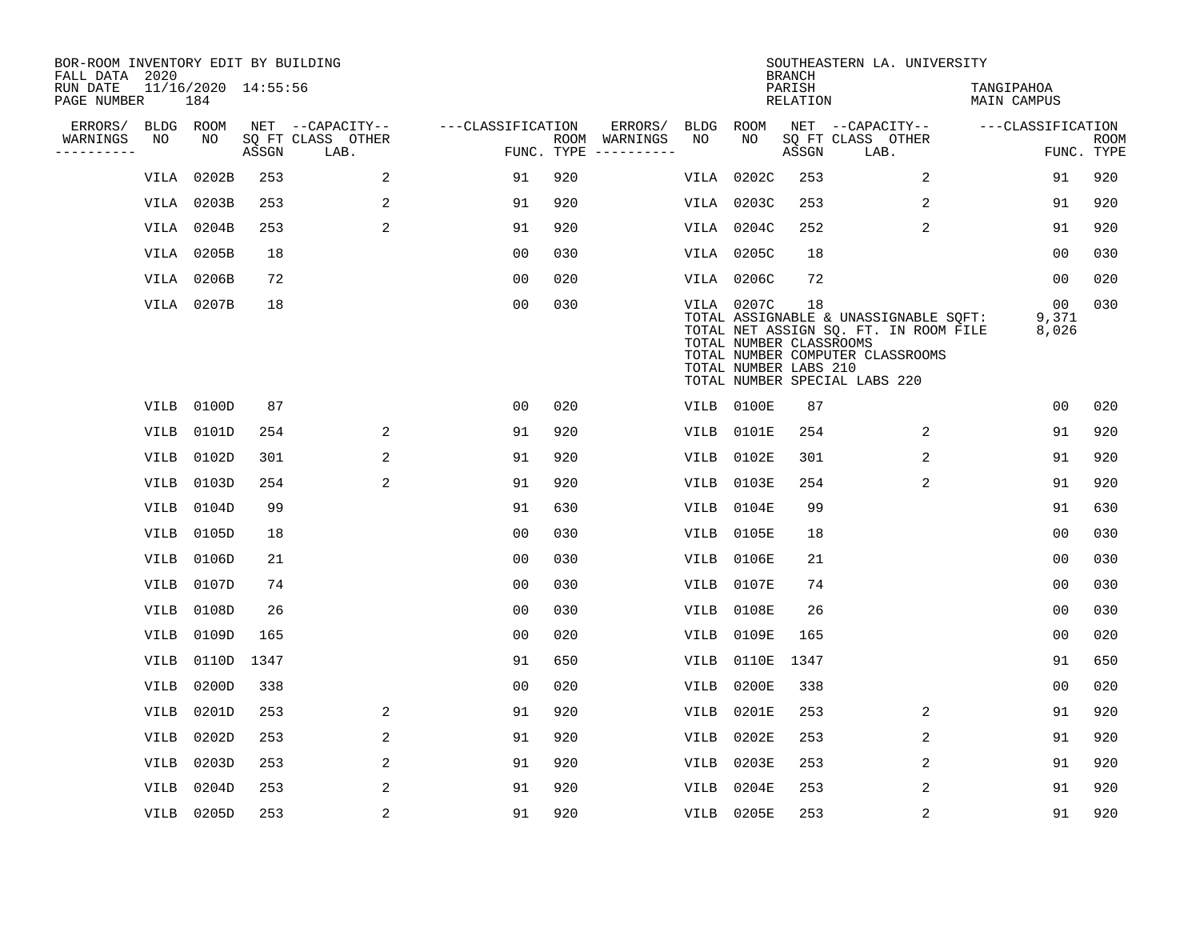BOR-ROOM INVENTORY EDIT BY BUILDING
FALL DATA 2020
RUN DATE 11/16/2020 14:55:56
PAGE NUMBER 184

SOUTHEASTERN LA. UNIVERSITY
BRANCH
PARISH TANGIPAHOA
RELATION MAIN CAMPUS

| ERRORS/ WARNINGS | BLDG NO | ROOM NO | NET SQ FT ASSGN | CAPACITY CLASS LAB. | CAPACITY OTHER | CLASSIFICATION FUNC. | ROOM TYPE | ERRORS/ WARNINGS | BLDG NO | ROOM NO | NET SQ FT ASSGN | CAPACITY CLASS LAB. | CAPACITY OTHER | CLASSIFICATION FUNC. | ROOM TYPE |
|---|---|---|---|---|---|---|---|---|---|---|---|---|---|---|---|
| | VILA | 0202B | 253 | | 2 | 91 | 920 | | VILA | 0202C | 253 | | 2 | 91 | 920 |
| | VILA | 0203B | 253 | | 2 | 91 | 920 | | VILA | 0203C | 253 | | 2 | 91 | 920 |
| | VILA | 0204B | 253 | | 2 | 91 | 920 | | VILA | 0204C | 252 | | 2 | 91 | 920 |
| | VILA | 0205B | 18 | | | 00 | 030 | | VILA | 0205C | 18 | | | 00 | 030 |
| | VILA | 0206B | 72 | | | 00 | 020 | | VILA | 0206C | 72 | | | 00 | 020 |
| | VILA | 0207B | 18 | | | 00 | 030 | | VILA | 0207C | 18 | | | 00 | 030 |

TOTAL ASSIGNABLE & UNASSIGNABLE SQFT: 9,371
TOTAL NET ASSIGN SQ. FT. IN ROOM FILE 8,026
TOTAL NUMBER CLASSROOMS
TOTAL NUMBER COMPUTER CLASSROOMS
TOTAL NUMBER LABS 210
TOTAL NUMBER SPECIAL LABS 220

| ERRORS/ WARNINGS | BLDG NO | ROOM NO | NET SQ FT ASSGN | CAPACITY CLASS LAB. | CAPACITY OTHER | CLASSIFICATION FUNC. | ROOM TYPE | ERRORS/ WARNINGS | BLDG NO | ROOM NO | NET SQ FT ASSGN | CAPACITY CLASS LAB. | CAPACITY OTHER | CLASSIFICATION FUNC. | ROOM TYPE |
|---|---|---|---|---|---|---|---|---|---|---|---|---|---|---|---|
| | VILB | 0100D | 87 | | | 00 | 020 | | VILB | 0100E | 87 | | | 00 | 020 |
| | VILB | 0101D | 254 | | 2 | 91 | 920 | | VILB | 0101E | 254 | | 2 | 91 | 920 |
| | VILB | 0102D | 301 | | 2 | 91 | 920 | | VILB | 0102E | 301 | | 2 | 91 | 920 |
| | VILB | 0103D | 254 | | 2 | 91 | 920 | | VILB | 0103E | 254 | | 2 | 91 | 920 |
| | VILB | 0104D | 99 | | | 91 | 630 | | VILB | 0104E | 99 | | | 91 | 630 |
| | VILB | 0105D | 18 | | | 00 | 030 | | VILB | 0105E | 18 | | | 00 | 030 |
| | VILB | 0106D | 21 | | | 00 | 030 | | VILB | 0106E | 21 | | | 00 | 030 |
| | VILB | 0107D | 74 | | | 00 | 030 | | VILB | 0107E | 74 | | | 00 | 030 |
| | VILB | 0108D | 26 | | | 00 | 030 | | VILB | 0108E | 26 | | | 00 | 030 |
| | VILB | 0109D | 165 | | | 00 | 020 | | VILB | 0109E | 165 | | | 00 | 020 |
| | VILB | 0110D | 1347 | | | 91 | 650 | | VILB | 0110E | 1347 | | | 91 | 650 |
| | VILB | 0200D | 338 | | | 00 | 020 | | VILB | 0200E | 338 | | | 00 | 020 |
| | VILB | 0201D | 253 | | 2 | 91 | 920 | | VILB | 0201E | 253 | | 2 | 91 | 920 |
| | VILB | 0202D | 253 | | 2 | 91 | 920 | | VILB | 0202E | 253 | | 2 | 91 | 920 |
| | VILB | 0203D | 253 | | 2 | 91 | 920 | | VILB | 0203E | 253 | | 2 | 91 | 920 |
| | VILB | 0204D | 253 | | 2 | 91 | 920 | | VILB | 0204E | 253 | | 2 | 91 | 920 |
| | VILB | 0205D | 253 | | 2 | 91 | 920 | | VILB | 0205E | 253 | | 2 | 91 | 920 |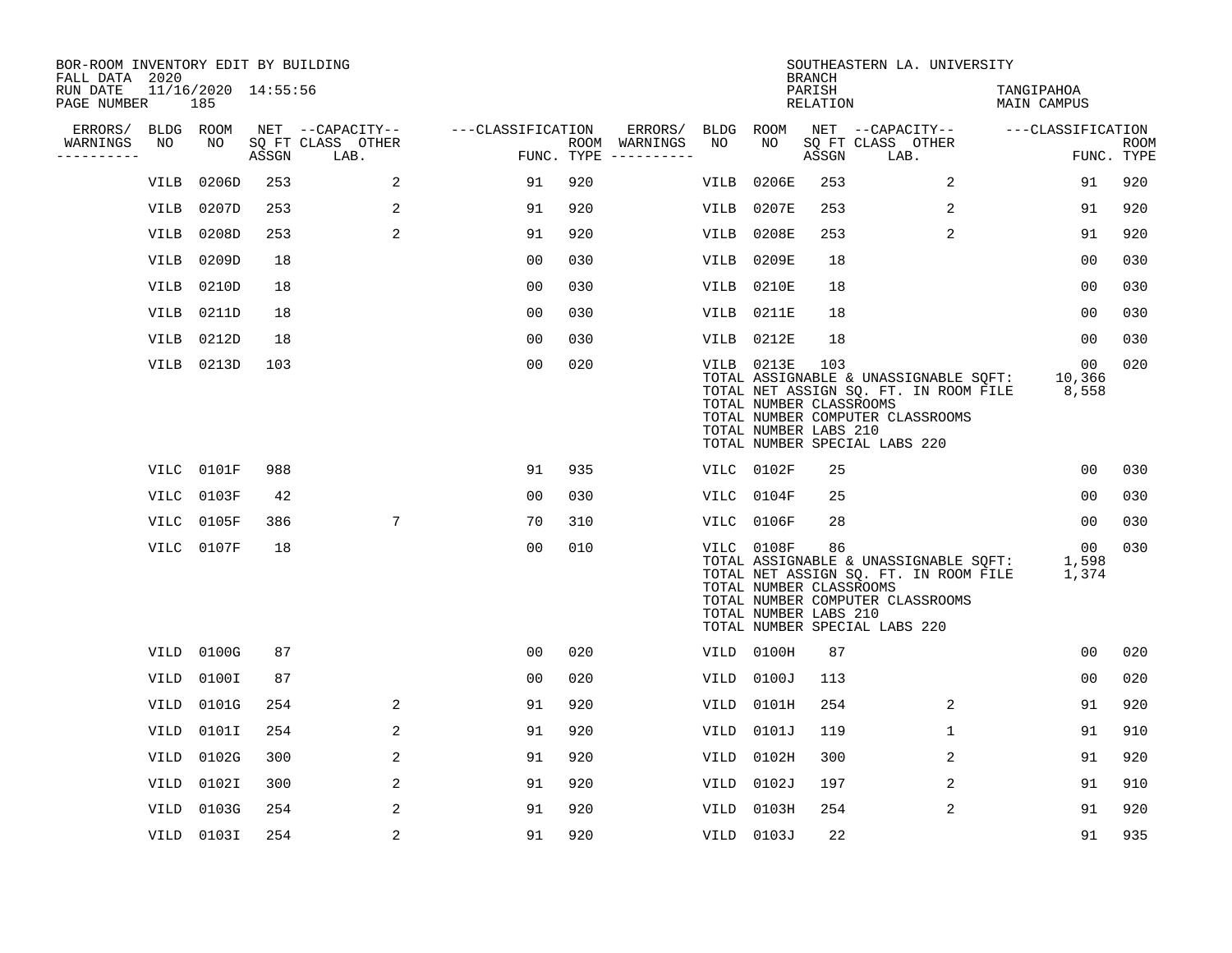BOR-ROOM INVENTORY EDIT BY BUILDING
FALL DATA 2020
RUN DATE 11/16/2020 14:55:56
PAGE NUMBER 185

SOUTHEASTERN LA. UNIVERSITY
BRANCH
PARISH TANGIPAHOA
RELATION MAIN CAMPUS

| ERRORS/ WARNINGS | BLDG NO | ROOM NO | NET SQ FT ASSGN | CAPACITY CLASS LAB. | CAPACITY OTHER | CLASSIFICATION FUNC. | ROOM TYPE | ERRORS/ WARNINGS | BLDG NO | ROOM NO | NET SQ FT ASSGN | CAPACITY CLASS LAB. | CAPACITY OTHER | CLASSIFICATION FUNC. | ROOM TYPE |
|---|---|---|---|---|---|---|---|---|---|---|---|---|---|---|---|
| | VILB | 0206D | 253 | | 2 | 91 | 920 | | VILB | 0206E | 253 | | 2 | 91 | 920 |
| | VILB | 0207D | 253 | | 2 | 91 | 920 | | VILB | 0207E | 253 | | 2 | 91 | 920 |
| | VILB | 0208D | 253 | | 2 | 91 | 920 | | VILB | 0208E | 253 | | 2 | 91 | 920 |
| | VILB | 0209D | 18 | | | 00 | 030 | | VILB | 0209E | 18 | | | 00 | 030 |
| | VILB | 0210D | 18 | | | 00 | 030 | | VILB | 0210E | 18 | | | 00 | 030 |
| | VILB | 0211D | 18 | | | 00 | 030 | | VILB | 0211E | 18 | | | 00 | 030 |
| | VILB | 0212D | 18 | | | 00 | 030 | | VILB | 0212E | 18 | | | 00 | 030 |
| | VILB | 0213D | 103 | | | 00 | 020 | | VILB | 0213E | 103 | | | 00 | 020 |

TOTAL ASSIGNABLE & UNASSIGNABLE SQFT: 10,366
TOTAL NET ASSIGN SQ. FT. IN ROOM FILE 8,558
TOTAL NUMBER CLASSROOMS
TOTAL NUMBER COMPUTER CLASSROOMS
TOTAL NUMBER LABS 210
TOTAL NUMBER SPECIAL LABS 220

| ERRORS/ WARNINGS | BLDG NO | ROOM NO | NET SQ FT ASSGN | CAPACITY CLASS LAB. | CAPACITY OTHER | CLASSIFICATION FUNC. | ROOM TYPE | ERRORS/ WARNINGS | BLDG NO | ROOM NO | NET SQ FT ASSGN | CAPACITY CLASS LAB. | CAPACITY OTHER | CLASSIFICATION FUNC. | ROOM TYPE |
|---|---|---|---|---|---|---|---|---|---|---|---|---|---|---|---|
| | VILC | 0101F | 988 | | | 91 | 935 | | VILC | 0102F | 25 | | | 00 | 030 |
| | VILC | 0103F | 42 | | | 00 | 030 | | VILC | 0104F | 25 | | | 00 | 030 |
| | VILC | 0105F | 386 | | 7 | 70 | 310 | | VILC | 0106F | 28 | | | 00 | 030 |
| | VILC | 0107F | 18 | | | 00 | 010 | | VILC | 0108F | 86 | | | 00 | 030 |

TOTAL ASSIGNABLE & UNASSIGNABLE SQFT: 1,598
TOTAL NET ASSIGN SQ. FT. IN ROOM FILE 1,374
TOTAL NUMBER CLASSROOMS
TOTAL NUMBER COMPUTER CLASSROOMS
TOTAL NUMBER LABS 210
TOTAL NUMBER SPECIAL LABS 220

| ERRORS/ WARNINGS | BLDG NO | ROOM NO | NET SQ FT ASSGN | CAPACITY CLASS LAB. | CAPACITY OTHER | CLASSIFICATION FUNC. | ROOM TYPE | ERRORS/ WARNINGS | BLDG NO | ROOM NO | NET SQ FT ASSGN | CAPACITY CLASS LAB. | CAPACITY OTHER | CLASSIFICATION FUNC. | ROOM TYPE |
|---|---|---|---|---|---|---|---|---|---|---|---|---|---|---|---|
| | VILD | 0100G | 87 | | | 00 | 020 | | VILD | 0100H | 87 | | | 00 | 020 |
| | VILD | 0100I | 87 | | | 00 | 020 | | VILD | 0100J | 113 | | | 00 | 020 |
| | VILD | 0101G | 254 | | 2 | 91 | 920 | | VILD | 0101H | 254 | | 2 | 91 | 920 |
| | VILD | 0101I | 254 | | 2 | 91 | 920 | | VILD | 0101J | 119 | | 1 | 91 | 910 |
| | VILD | 0102G | 300 | | 2 | 91 | 920 | | VILD | 0102H | 300 | | 2 | 91 | 920 |
| | VILD | 0102I | 300 | | 2 | 91 | 920 | | VILD | 0102J | 197 | | 2 | 91 | 910 |
| | VILD | 0103G | 254 | | 2 | 91 | 920 | | VILD | 0103H | 254 | | 2 | 91 | 920 |
| | VILD | 0103I | 254 | | 2 | 91 | 920 | | VILD | 0103J | 22 | | | 91 | 935 |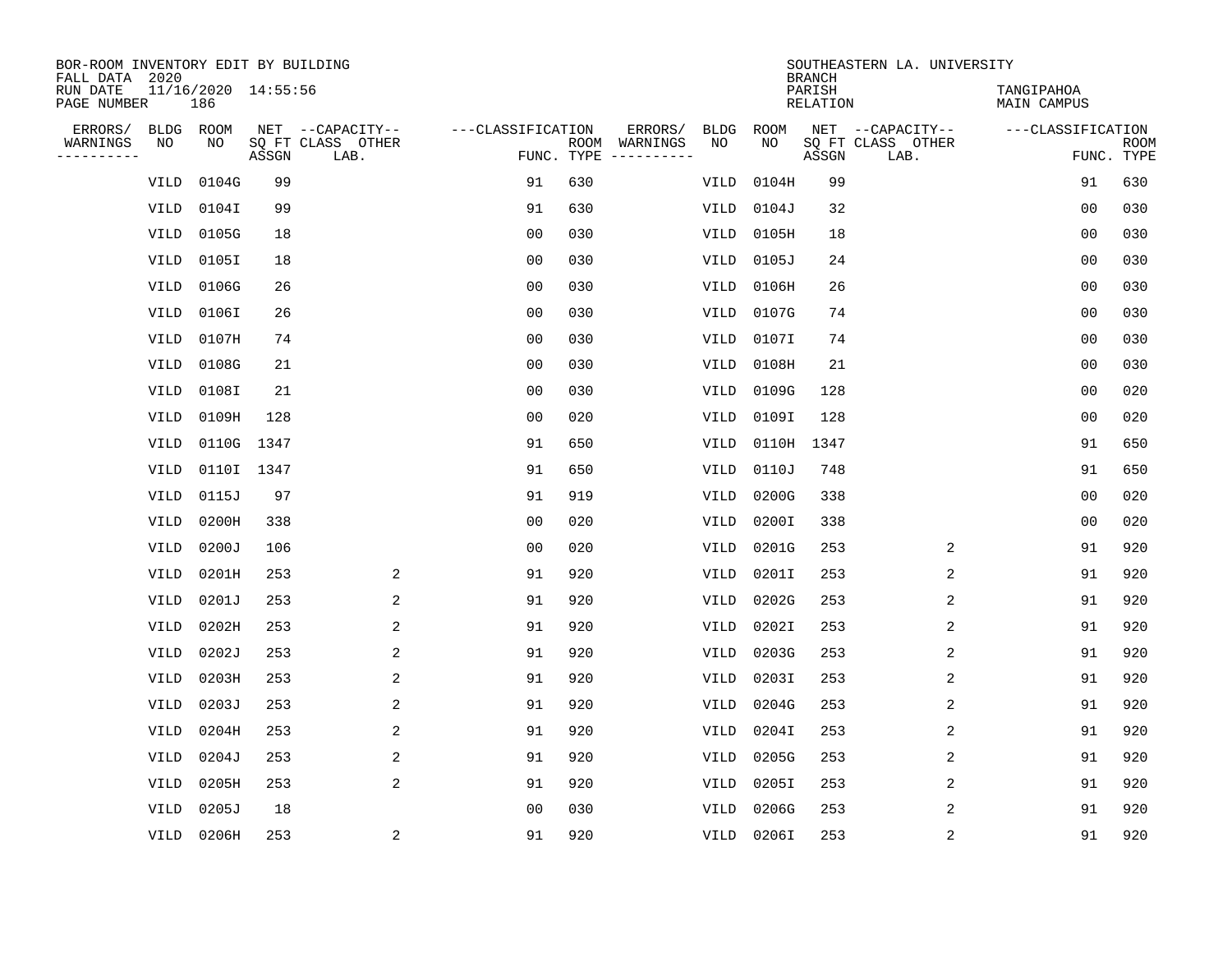BOR-ROOM INVENTORY EDIT BY BUILDING
FALL DATA 2020
RUN DATE 11/16/2020 14:55:56
PAGE NUMBER 186

SOUTHEASTERN LA. UNIVERSITY
BRANCH
PARISH TANGIPAHOA
RELATION MAIN CAMPUS

| ERRORS/ WARNINGS | BLDG NO | ROOM NO | NET SQ FT ASSGN | --CAPACITY-- CLASS LAB. | OTHER | ---CLASSIFICATION FUNC. | ROOM TYPE | ERRORS/ WARNINGS | BLDG NO | ROOM NO | NET SQ FT ASSGN | --CAPACITY-- CLASS LAB. | OTHER | ---CLASSIFICATION FUNC. | ROOM TYPE |
|---|---|---|---|---|---|---|---|---|---|---|---|---|---|---|---|
| | VILD | 0104G | 99 | | | 91 | 630 | | VILD | 0104H | 99 | | | 91 | 630 |
| | VILD | 0104I | 99 | | | 91 | 630 | | VILD | 0104J | 32 | | | 00 | 030 |
| | VILD | 0105G | 18 | | | 00 | 030 | | VILD | 0105H | 18 | | | 00 | 030 |
| | VILD | 0105I | 18 | | | 00 | 030 | | VILD | 0105J | 24 | | | 00 | 030 |
| | VILD | 0106G | 26 | | | 00 | 030 | | VILD | 0106H | 26 | | | 00 | 030 |
| | VILD | 0106I | 26 | | | 00 | 030 | | VILD | 0107G | 74 | | | 00 | 030 |
| | VILD | 0107H | 74 | | | 00 | 030 | | VILD | 0107I | 74 | | | 00 | 030 |
| | VILD | 0108G | 21 | | | 00 | 030 | | VILD | 0108H | 21 | | | 00 | 030 |
| | VILD | 0108I | 21 | | | 00 | 030 | | VILD | 0109G | 128 | | | 00 | 020 |
| | VILD | 0109H | 128 | | | 00 | 020 | | VILD | 0109I | 128 | | | 00 | 020 |
| | VILD | 0110G | 1347 | | | 91 | 650 | | VILD | 0110H | 1347 | | | 91 | 650 |
| | VILD | 0110I | 1347 | | | 91 | 650 | | VILD | 0110J | 748 | | | 91 | 650 |
| | VILD | 0115J | 97 | | | 91 | 919 | | VILD | 0200G | 338 | | | 00 | 020 |
| | VILD | 0200H | 338 | | | 00 | 020 | | VILD | 0200I | 338 | | | 00 | 020 |
| | VILD | 0200J | 106 | | | 00 | 020 | | VILD | 0201G | 253 | | 2 | 91 | 920 |
| | VILD | 0201H | 253 | | 2 | 91 | 920 | | VILD | 0201I | 253 | | 2 | 91 | 920 |
| | VILD | 0201J | 253 | | 2 | 91 | 920 | | VILD | 0202G | 253 | | 2 | 91 | 920 |
| | VILD | 0202H | 253 | | 2 | 91 | 920 | | VILD | 0202I | 253 | | 2 | 91 | 920 |
| | VILD | 0202J | 253 | | 2 | 91 | 920 | | VILD | 0203G | 253 | | 2 | 91 | 920 |
| | VILD | 0203H | 253 | | 2 | 91 | 920 | | VILD | 0203I | 253 | | 2 | 91 | 920 |
| | VILD | 0203J | 253 | | 2 | 91 | 920 | | VILD | 0204G | 253 | | 2 | 91 | 920 |
| | VILD | 0204H | 253 | | 2 | 91 | 920 | | VILD | 0204I | 253 | | 2 | 91 | 920 |
| | VILD | 0204J | 253 | | 2 | 91 | 920 | | VILD | 0205G | 253 | | 2 | 91 | 920 |
| | VILD | 0205H | 253 | | 2 | 91 | 920 | | VILD | 0205I | 253 | | 2 | 91 | 920 |
| | VILD | 0205J | 18 | | | 00 | 030 | | VILD | 0206G | 253 | | 2 | 91 | 920 |
| | VILD | 0206H | 253 | | 2 | 91 | 920 | | VILD | 0206I | 253 | | 2 | 91 | 920 |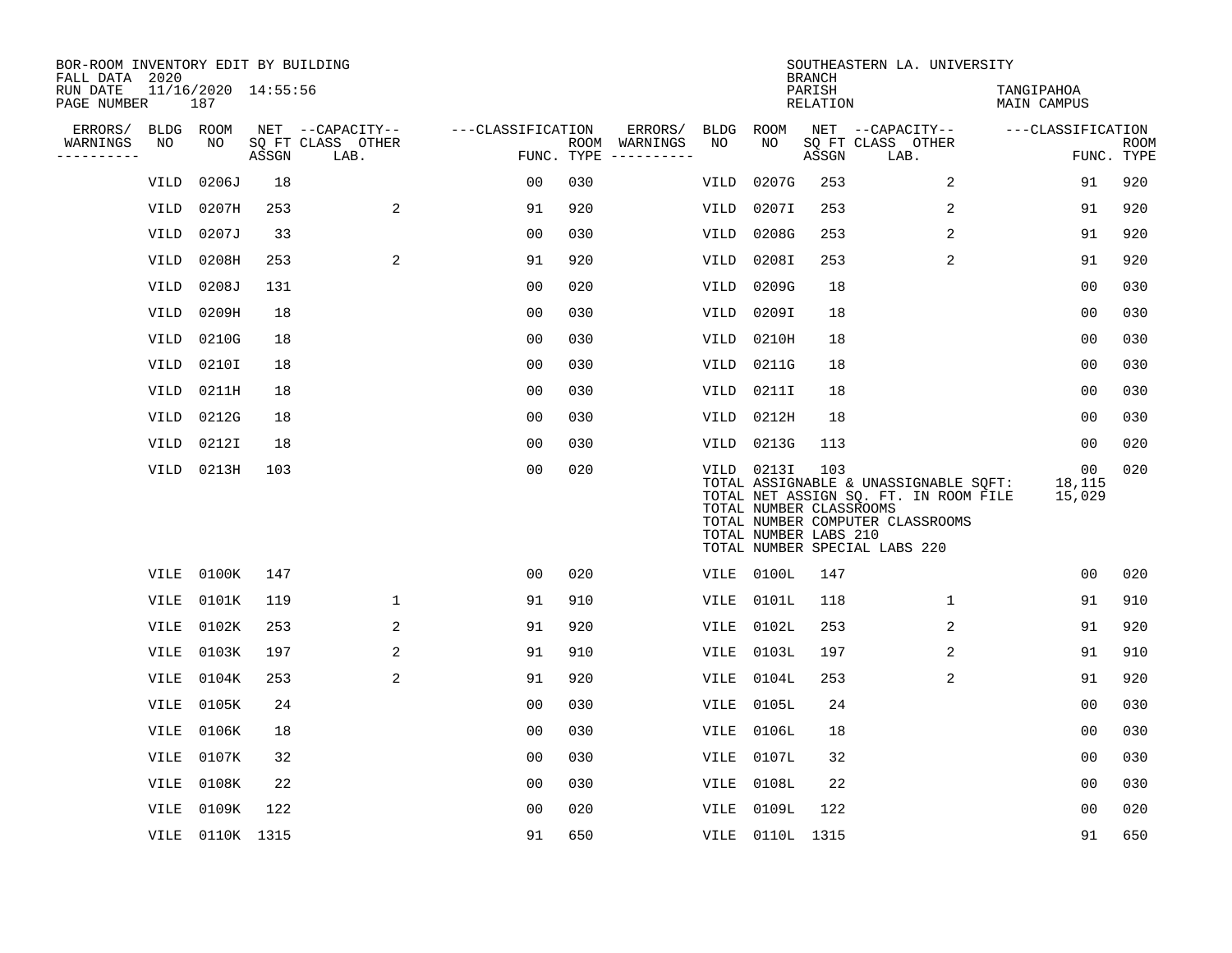BOR-ROOM INVENTORY EDIT BY BUILDING
FALL DATA 2020
RUN DATE 11/16/2020 14:55:56
PAGE NUMBER 187

SOUTHEASTERN LA. UNIVERSITY
BRANCH
PARISH TANGIPAHOA
RELATION MAIN CAMPUS

| ERRORS/ WARNINGS | BLDG NO | ROOM NO | NET SQ FT ASSGN | CAPACITY CLASS LAB. | CAPACITY OTHER | FUNC. | ROOM TYPE | ERRORS/ WARNINGS | BLDG NO | ROOM NO | NET SQ FT ASSGN | CAPACITY CLASS LAB. | CAPACITY OTHER | FUNC. | ROOM TYPE |
|---|---|---|---|---|---|---|---|---|---|---|---|---|---|---|---|
| | VILD | 0206J | 18 | | | 00 | 030 | | VILD | 0207G | 253 | | 2 | 91 | 920 |
| | VILD | 0207H | 253 | | 2 | 91 | 920 | | VILD | 0207I | 253 | | 2 | 91 | 920 |
| | VILD | 0207J | 33 | | | 00 | 030 | | VILD | 0208G | 253 | | 2 | 91 | 920 |
| | VILD | 0208H | 253 | | 2 | 91 | 920 | | VILD | 0208I | 253 | | 2 | 91 | 920 |
| | VILD | 0208J | 131 | | | 00 | 020 | | VILD | 0209G | 18 | | | 00 | 030 |
| | VILD | 0209H | 18 | | | 00 | 030 | | VILD | 0209I | 18 | | | 00 | 030 |
| | VILD | 0210G | 18 | | | 00 | 030 | | VILD | 0210H | 18 | | | 00 | 030 |
| | VILD | 0210I | 18 | | | 00 | 030 | | VILD | 0211G | 18 | | | 00 | 030 |
| | VILD | 0211H | 18 | | | 00 | 030 | | VILD | 0211I | 18 | | | 00 | 030 |
| | VILD | 0212G | 18 | | | 00 | 030 | | VILD | 0212H | 18 | | | 00 | 030 |
| | VILD | 0212I | 18 | | | 00 | 030 | | VILD | 0213G | 113 | | | 00 | 020 |
| | VILD | 0213H | 103 | | | 00 | 020 | | VILD | 0213I | 103 | | | 00 | 020 |

TOTAL ASSIGNABLE & UNASSIGNABLE SQFT: 18,115
TOTAL NET ASSIGN SQ. FT. IN ROOM FILE 15,029
TOTAL NUMBER CLASSROOMS
TOTAL NUMBER COMPUTER CLASSROOMS
TOTAL NUMBER LABS 210
TOTAL NUMBER SPECIAL LABS 220

| ERRORS/ WARNINGS | BLDG NO | ROOM NO | NET SQ FT ASSGN | CAPACITY CLASS LAB. | CAPACITY OTHER | FUNC. | ROOM TYPE | ERRORS/ WARNINGS | BLDG NO | ROOM NO | NET SQ FT ASSGN | CAPACITY CLASS LAB. | CAPACITY OTHER | FUNC. | ROOM TYPE |
|---|---|---|---|---|---|---|---|---|---|---|---|---|---|---|---|
| | VILE | 0100K | 147 | | | 00 | 020 | | VILE | 0100L | 147 | | | 00 | 020 |
| | VILE | 0101K | 119 | | 1 | 91 | 910 | | VILE | 0101L | 118 | | 1 | 91 | 910 |
| | VILE | 0102K | 253 | | 2 | 91 | 920 | | VILE | 0102L | 253 | | 2 | 91 | 920 |
| | VILE | 0103K | 197 | | 2 | 91 | 910 | | VILE | 0103L | 197 | | 2 | 91 | 910 |
| | VILE | 0104K | 253 | | 2 | 91 | 920 | | VILE | 0104L | 253 | | 2 | 91 | 920 |
| | VILE | 0105K | 24 | | | 00 | 030 | | VILE | 0105L | 24 | | | 00 | 030 |
| | VILE | 0106K | 18 | | | 00 | 030 | | VILE | 0106L | 18 | | | 00 | 030 |
| | VILE | 0107K | 32 | | | 00 | 030 | | VILE | 0107L | 32 | | | 00 | 030 |
| | VILE | 0108K | 22 | | | 00 | 030 | | VILE | 0108L | 22 | | | 00 | 030 |
| | VILE | 0109K | 122 | | | 00 | 020 | | VILE | 0109L | 122 | | | 00 | 020 |
| | VILE | 0110K | 1315 | | | 91 | 650 | | VILE | 0110L | 1315 | | | 91 | 650 |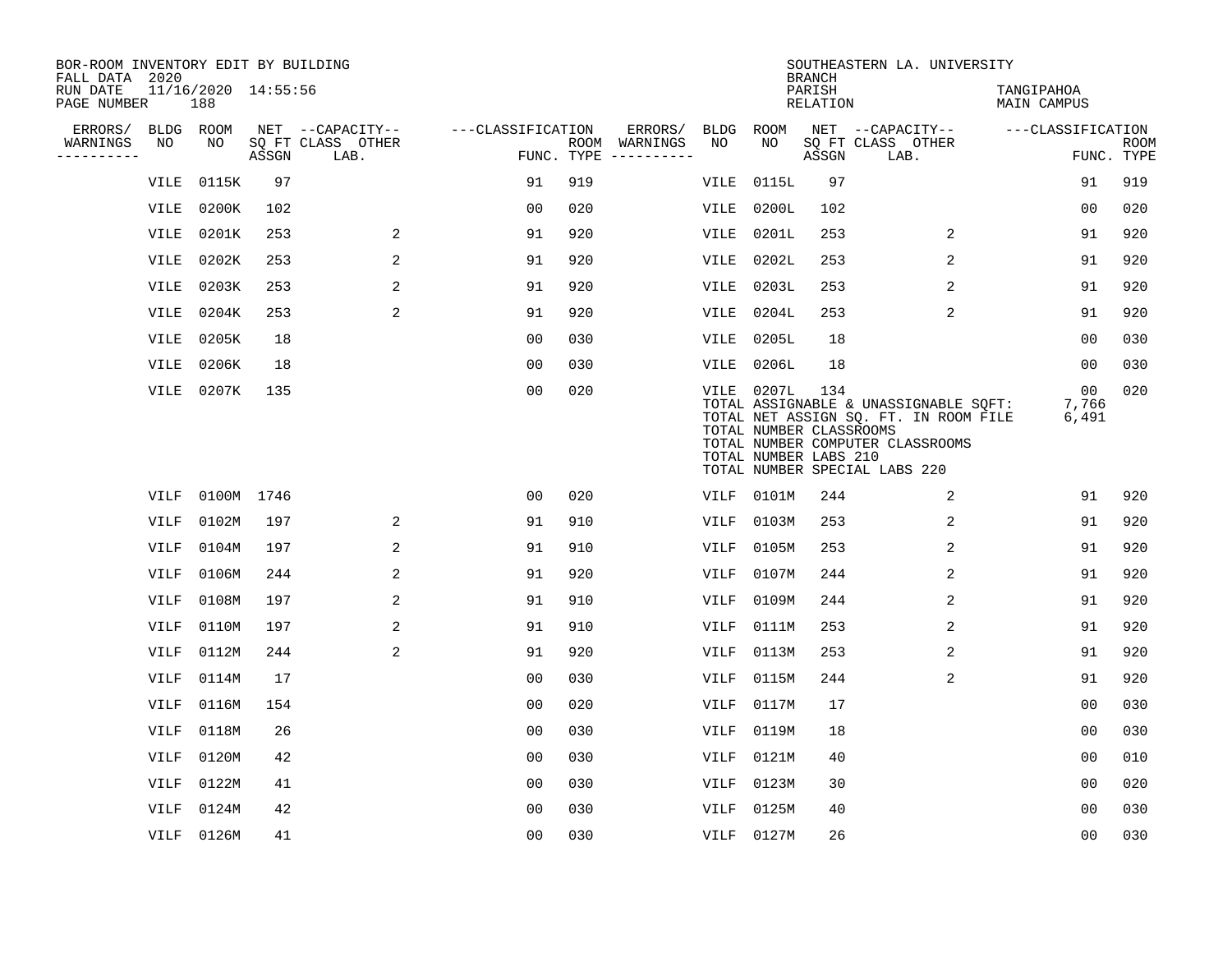BOR-ROOM INVENTORY EDIT BY BUILDING
FALL DATA 2020
RUN DATE 11/16/2020 14:55:56
PAGE NUMBER 188

SOUTHEASTERN LA. UNIVERSITY
BRANCH
PARISH TANGIPAHOA
RELATION MAIN CAMPUS

| ERRORS/ WARNINGS | BLDG NO | ROOM NO | NET SQ FT ASSGN | CAPACITY CLASS LAB. | CAPACITY OTHER | CLASSIFICATION FUNC. | ROOM TYPE | ERRORS/ WARNINGS | BLDG NO | ROOM NO | NET SQ FT ASSGN | CAPACITY CLASS LAB. | CAPACITY OTHER | CLASSIFICATION FUNC. | ROOM TYPE |
|---|---|---|---|---|---|---|---|---|---|---|---|---|---|---|---|
| | VILE | 0115K | 97 | | | 91 | 919 | | VILE | 0115L | 97 | | | 91 | 919 |
| | VILE | 0200K | 102 | | | 00 | 020 | | VILE | 0200L | 102 | | | 00 | 020 |
| | VILE | 0201K | 253 | | 2 | 91 | 920 | | VILE | 0201L | 253 | | 2 | 91 | 920 |
| | VILE | 0202K | 253 | | 2 | 91 | 920 | | VILE | 0202L | 253 | | 2 | 91 | 920 |
| | VILE | 0203K | 253 | | 2 | 91 | 920 | | VILE | 0203L | 253 | | 2 | 91 | 920 |
| | VILE | 0204K | 253 | | 2 | 91 | 920 | | VILE | 0204L | 253 | | 2 | 91 | 920 |
| | VILE | 0205K | 18 | | | 00 | 030 | | VILE | 0205L | 18 | | | 00 | 030 |
| | VILE | 0206K | 18 | | | 00 | 030 | | VILE | 0206L | 18 | | | 00 | 030 |
| | VILE | 0207K | 135 | | | 00 | 020 | | VILE | 0207L | 134 | | | 00 | 020 |

TOTAL ASSIGNABLE & UNASSIGNABLE SQFT: 7,766
TOTAL NET ASSIGN SQ. FT. IN ROOM FILE 6,491
TOTAL NUMBER CLASSROOMS
TOTAL NUMBER COMPUTER CLASSROOMS
TOTAL NUMBER LABS 210
TOTAL NUMBER SPECIAL LABS 220

| ERRORS/ WARNINGS | BLDG NO | ROOM NO | NET SQ FT ASSGN | CAPACITY CLASS LAB. | CAPACITY OTHER | CLASSIFICATION FUNC. | ROOM TYPE | ERRORS/ WARNINGS | BLDG NO | ROOM NO | NET SQ FT ASSGN | CAPACITY CLASS LAB. | CAPACITY OTHER | CLASSIFICATION FUNC. | ROOM TYPE |
|---|---|---|---|---|---|---|---|---|---|---|---|---|---|---|---|
| | VILF | 0100M | 1746 | | | 00 | 020 | | VILF | 0101M | 244 | | 2 | 91 | 920 |
| | VILF | 0102M | 197 | | 2 | 91 | 910 | | VILF | 0103M | 253 | | 2 | 91 | 920 |
| | VILF | 0104M | 197 | | 2 | 91 | 910 | | VILF | 0105M | 253 | | 2 | 91 | 920 |
| | VILF | 0106M | 244 | | 2 | 91 | 920 | | VILF | 0107M | 244 | | 2 | 91 | 920 |
| | VILF | 0108M | 197 | | 2 | 91 | 910 | | VILF | 0109M | 244 | | 2 | 91 | 920 |
| | VILF | 0110M | 197 | | 2 | 91 | 910 | | VILF | 0111M | 253 | | 2 | 91 | 920 |
| | VILF | 0112M | 244 | | 2 | 91 | 920 | | VILF | 0113M | 253 | | 2 | 91 | 920 |
| | VILF | 0114M | 17 | | | 00 | 030 | | VILF | 0115M | 244 | | 2 | 91 | 920 |
| | VILF | 0116M | 154 | | | 00 | 020 | | VILF | 0117M | 17 | | | 00 | 030 |
| | VILF | 0118M | 26 | | | 00 | 030 | | VILF | 0119M | 18 | | | 00 | 030 |
| | VILF | 0120M | 42 | | | 00 | 030 | | VILF | 0121M | 40 | | | 00 | 010 |
| | VILF | 0122M | 41 | | | 00 | 030 | | VILF | 0123M | 30 | | | 00 | 020 |
| | VILF | 0124M | 42 | | | 00 | 030 | | VILF | 0125M | 40 | | | 00 | 030 |
| | VILF | 0126M | 41 | | | 00 | 030 | | VILF | 0127M | 26 | | | 00 | 030 |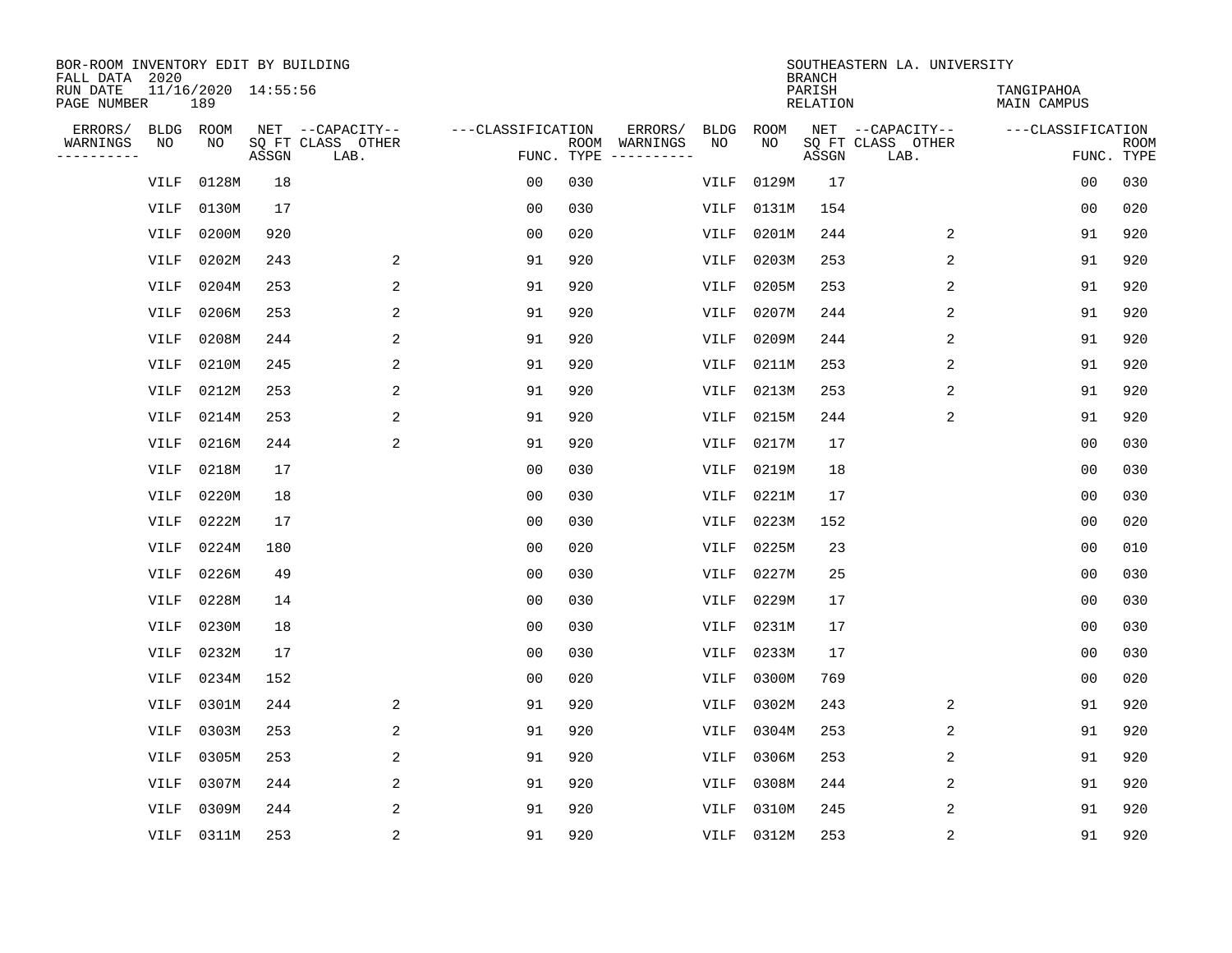BOR-ROOM INVENTORY EDIT BY BUILDING
FALL DATA 2020
RUN DATE 11/16/2020 14:55:56
PAGE NUMBER 189

SOUTHEASTERN LA. UNIVERSITY
BRANCH
PARISH TANGIPAHOA
RELATION MAIN CAMPUS

| ERRORS/ WARNINGS | BLDG NO | ROOM NO | NET SQ FT ASSGN | CAPACITY CLASS LAB. | CAPACITY OTHER | CLASSIFICATION FUNC. | ROOM TYPE | ERRORS/ WARNINGS | BLDG NO | ROOM NO | NET SQ FT ASSGN | CAPACITY CLASS LAB. | CAPACITY OTHER | CLASSIFICATION FUNC. | ROOM TYPE |
|---|---|---|---|---|---|---|---|---|---|---|---|---|---|---|---|
| | VILF | 0128M | 18 | | | 00 | 030 | | VILF | 0129M | 17 | | | 00 | 030 |
| | VILF | 0130M | 17 | | | 00 | 030 | | VILF | 0131M | 154 | | | 00 | 020 |
| | VILF | 0200M | 920 | | | 00 | 020 | | VILF | 0201M | 244 | | 2 | 91 | 920 |
| | VILF | 0202M | 243 | | 2 | 91 | 920 | | VILF | 0203M | 253 | | 2 | 91 | 920 |
| | VILF | 0204M | 253 | | 2 | 91 | 920 | | VILF | 0205M | 253 | | 2 | 91 | 920 |
| | VILF | 0206M | 253 | | 2 | 91 | 920 | | VILF | 0207M | 244 | | 2 | 91 | 920 |
| | VILF | 0208M | 244 | | 2 | 91 | 920 | | VILF | 0209M | 244 | | 2 | 91 | 920 |
| | VILF | 0210M | 245 | | 2 | 91 | 920 | | VILF | 0211M | 253 | | 2 | 91 | 920 |
| | VILF | 0212M | 253 | | 2 | 91 | 920 | | VILF | 0213M | 253 | | 2 | 91 | 920 |
| | VILF | 0214M | 253 | | 2 | 91 | 920 | | VILF | 0215M | 244 | | 2 | 91 | 920 |
| | VILF | 0216M | 244 | | 2 | 91 | 920 | | VILF | 0217M | 17 | | | 00 | 030 |
| | VILF | 0218M | 17 | | | 00 | 030 | | VILF | 0219M | 18 | | | 00 | 030 |
| | VILF | 0220M | 18 | | | 00 | 030 | | VILF | 0221M | 17 | | | 00 | 030 |
| | VILF | 0222M | 17 | | | 00 | 030 | | VILF | 0223M | 152 | | | 00 | 020 |
| | VILF | 0224M | 180 | | | 00 | 020 | | VILF | 0225M | 23 | | | 00 | 010 |
| | VILF | 0226M | 49 | | | 00 | 030 | | VILF | 0227M | 25 | | | 00 | 030 |
| | VILF | 0228M | 14 | | | 00 | 030 | | VILF | 0229M | 17 | | | 00 | 030 |
| | VILF | 0230M | 18 | | | 00 | 030 | | VILF | 0231M | 17 | | | 00 | 030 |
| | VILF | 0232M | 17 | | | 00 | 030 | | VILF | 0233M | 17 | | | 00 | 030 |
| | VILF | 0234M | 152 | | | 00 | 020 | | VILF | 0300M | 769 | | | 00 | 020 |
| | VILF | 0301M | 244 | | 2 | 91 | 920 | | VILF | 0302M | 243 | | 2 | 91 | 920 |
| | VILF | 0303M | 253 | | 2 | 91 | 920 | | VILF | 0304M | 253 | | 2 | 91 | 920 |
| | VILF | 0305M | 253 | | 2 | 91 | 920 | | VILF | 0306M | 253 | | 2 | 91 | 920 |
| | VILF | 0307M | 244 | | 2 | 91 | 920 | | VILF | 0308M | 244 | | 2 | 91 | 920 |
| | VILF | 0309M | 244 | | 2 | 91 | 920 | | VILF | 0310M | 245 | | 2 | 91 | 920 |
| | VILF | 0311M | 253 | | 2 | 91 | 920 | | VILF | 0312M | 253 | | 2 | 91 | 920 |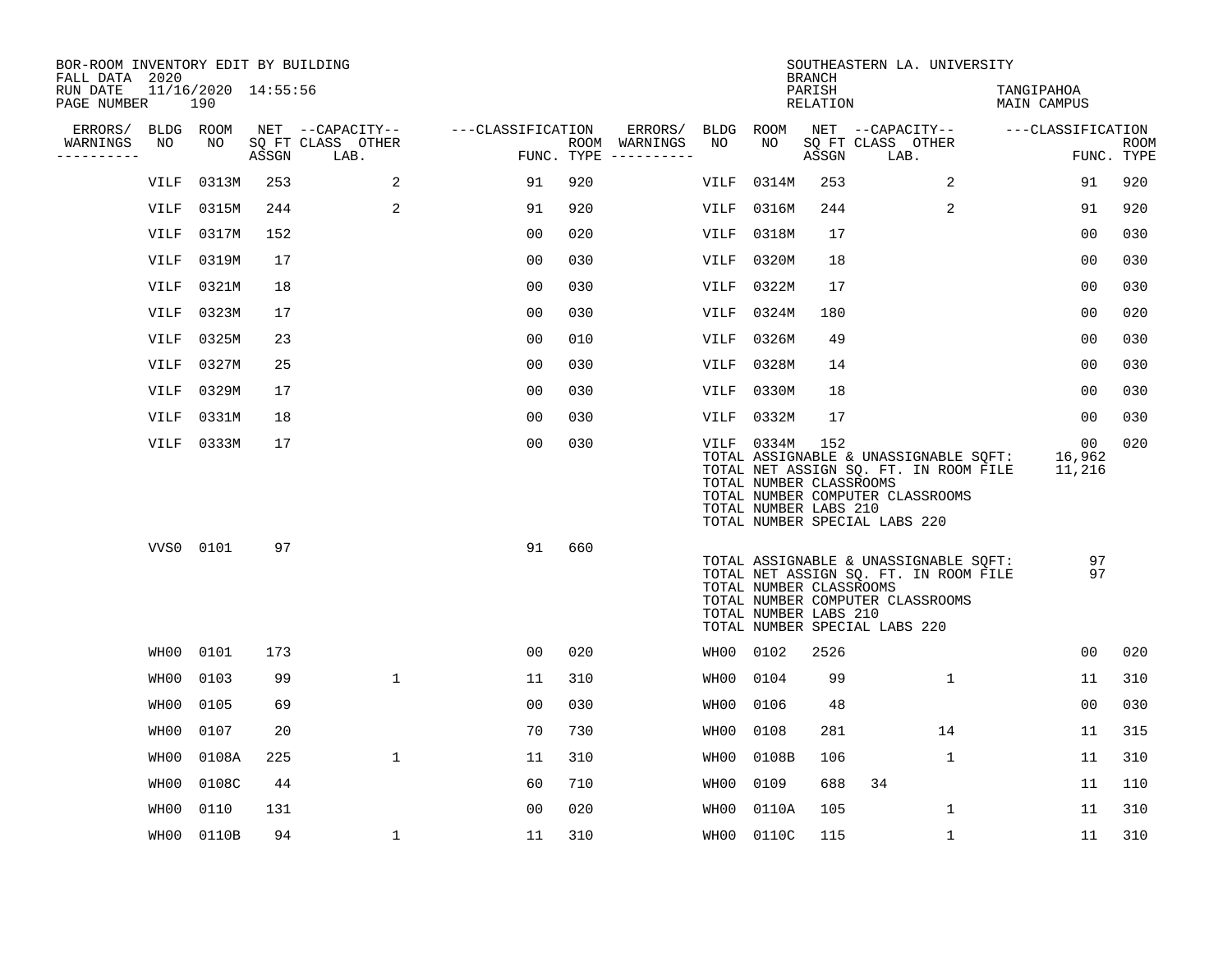BOR-ROOM INVENTORY EDIT BY BUILDING
FALL DATA 2020
RUN DATE 11/16/2020 14:55:56
PAGE NUMBER 190

SOUTHEASTERN LA. UNIVERSITY
BRANCH
PARISH TANGIPAHOA
RELATION MAIN CAMPUS

| ERRORS/ WARNINGS | BLDG NO | ROOM NO | NET SQ FT ASSGN | CAPACITY CLASS LAB. | CAPACITY OTHER | CLASSIFICATION FUNC. | ROOM TYPE | ERRORS/ WARNINGS | BLDG NO | ROOM NO | NET SQ FT ASSGN | CAPACITY CLASS LAB. | CAPACITY OTHER | CLASSIFICATION FUNC. | ROOM TYPE |
|---|---|---|---|---|---|---|---|---|---|---|---|---|---|---|---|
| | VILF | 0313M | 253 | | 2 | 91 | 920 | | VILF | 0314M | 253 | | 2 | 91 | 920 |
| | VILF | 0315M | 244 | | 2 | 91 | 920 | | VILF | 0316M | 244 | | 2 | 91 | 920 |
| | VILF | 0317M | 152 | | | 00 | 020 | | VILF | 0318M | 17 | | | 00 | 030 |
| | VILF | 0319M | 17 | | | 00 | 030 | | VILF | 0320M | 18 | | | 00 | 030 |
| | VILF | 0321M | 18 | | | 00 | 030 | | VILF | 0322M | 17 | | | 00 | 030 |
| | VILF | 0323M | 17 | | | 00 | 030 | | VILF | 0324M | 180 | | | 00 | 020 |
| | VILF | 0325M | 23 | | | 00 | 010 | | VILF | 0326M | 49 | | | 00 | 030 |
| | VILF | 0327M | 25 | | | 00 | 030 | | VILF | 0328M | 14 | | | 00 | 030 |
| | VILF | 0329M | 17 | | | 00 | 030 | | VILF | 0330M | 18 | | | 00 | 030 |
| | VILF | 0331M | 18 | | | 00 | 030 | | VILF | 0332M | 17 | | | 00 | 030 |
| | VILF | 0333M | 17 | | | 00 | 030 | | VILF | 0334M | 152 | | | 00 | 020 |

TOTAL ASSIGNABLE & UNASSIGNABLE SQFT: 16,962
TOTAL NET ASSIGN SQ. FT. IN ROOM FILE 11,216
TOTAL NUMBER CLASSROOMS
TOTAL NUMBER COMPUTER CLASSROOMS
TOTAL NUMBER LABS 210
TOTAL NUMBER SPECIAL LABS 220

| ERRORS/ WARNINGS | BLDG NO | ROOM NO | NET SQ FT ASSGN | CAPACITY CLASS LAB. | CAPACITY OTHER | CLASSIFICATION FUNC. | ROOM TYPE |
|---|---|---|---|---|---|---|---|
| | VVS0 | 0101 | 97 | | | 91 | 660 |

TOTAL ASSIGNABLE & UNASSIGNABLE SQFT: 97
TOTAL NET ASSIGN SQ. FT. IN ROOM FILE 97
TOTAL NUMBER CLASSROOMS
TOTAL NUMBER COMPUTER CLASSROOMS
TOTAL NUMBER LABS 210
TOTAL NUMBER SPECIAL LABS 220

| ERRORS/ WARNINGS | BLDG NO | ROOM NO | NET SQ FT ASSGN | CAPACITY CLASS LAB. | CAPACITY OTHER | CLASSIFICATION FUNC. | ROOM TYPE | ERRORS/ WARNINGS | BLDG NO | ROOM NO | NET SQ FT ASSGN | CAPACITY CLASS LAB. | CAPACITY OTHER | CLASSIFICATION FUNC. | ROOM TYPE |
|---|---|---|---|---|---|---|---|---|---|---|---|---|---|---|---|
| | WH00 | 0101 | 173 | | | 00 | 020 | | WH00 | 0102 | 2526 | | | 00 | 020 |
| | WH00 | 0103 | 99 | | 1 | 11 | 310 | | WH00 | 0104 | 99 | | 1 | 11 | 310 |
| | WH00 | 0105 | 69 | | | 00 | 030 | | WH00 | 0106 | 48 | | | 00 | 030 |
| | WH00 | 0107 | 20 | | | 70 | 730 | | WH00 | 0108 | 281 | | 14 | 11 | 315 |
| | WH00 | 0108A | 225 | | 1 | 11 | 310 | | WH00 | 0108B | 106 | | 1 | 11 | 310 |
| | WH00 | 0108C | 44 | | | 60 | 710 | | WH00 | 0109 | 688 | 34 | | 11 | 110 |
| | WH00 | 0110 | 131 | | | 00 | 020 | | WH00 | 0110A | 105 | | 1 | 11 | 310 |
| | WH00 | 0110B | 94 | | 1 | 11 | 310 | | WH00 | 0110C | 115 | | 1 | 11 | 310 |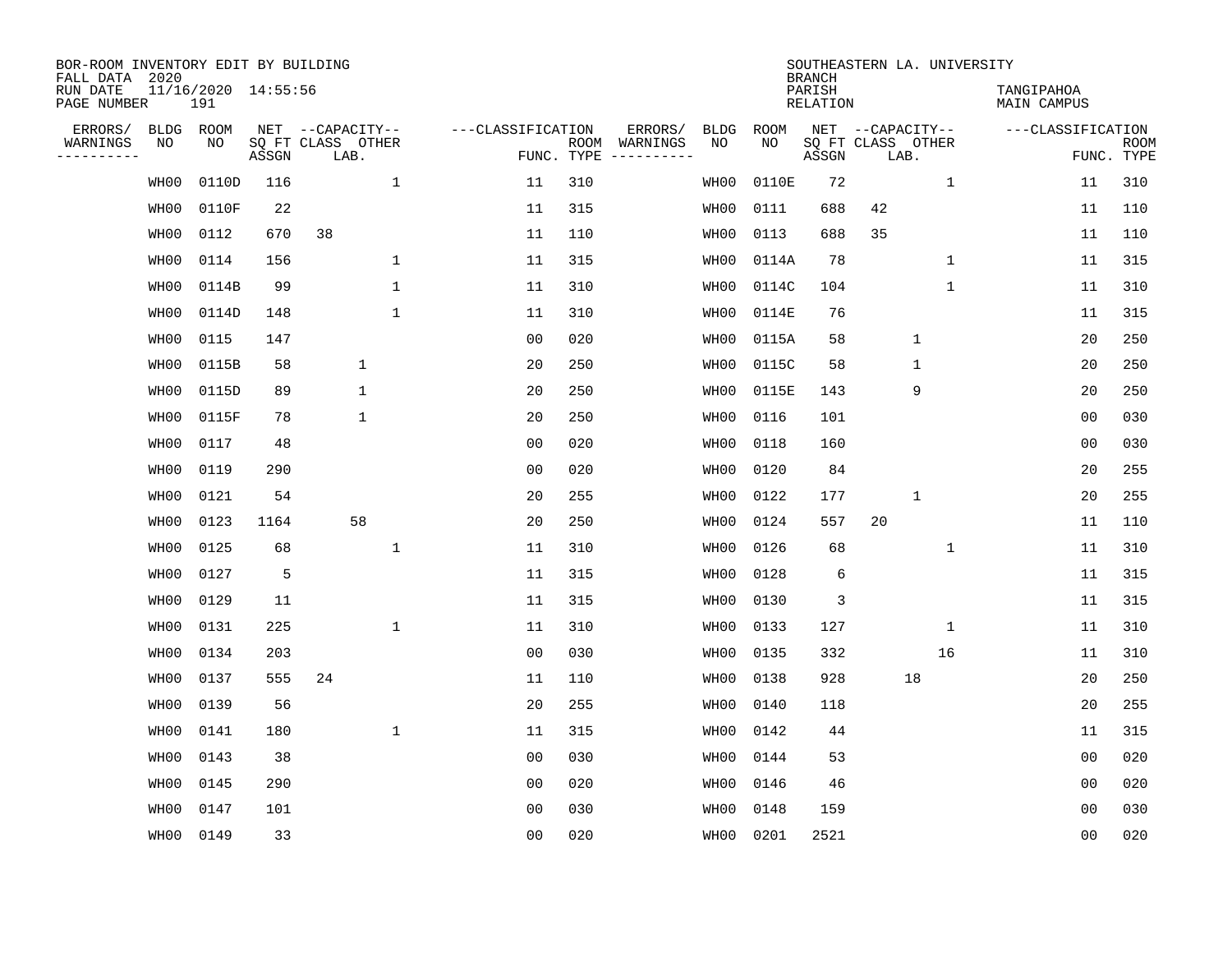BOR-ROOM INVENTORY EDIT BY BUILDING
FALL DATA 2020
RUN DATE 11/16/2020 14:55:56
PAGE NUMBER 191

SOUTHEASTERN LA. UNIVERSITY
BRANCH
PARISH TANGIPAHOA
RELATION MAIN CAMPUS

| ERRORS/ WARNINGS | BLDG NO | ROOM NO | NET SQ FT ASSGN | CAPACITY CLASS | CAPACITY LAB. | CAPACITY OTHER | FUNC. | ROOM TYPE | ERRORS/ WARNINGS | BLDG NO | ROOM NO | NET SQ FT ASSGN | CAPACITY CLASS | CAPACITY LAB. | CAPACITY OTHER | FUNC. | ROOM TYPE |
|---|---|---|---|---|---|---|---|---|---|---|---|---|---|---|---|---|---|
| | WH00 | 0110D | 116 | | | 1 | 11 | 310 | | WH00 | 0110E | 72 | | | 1 | 11 | 310 |
| | WH00 | 0110F | 22 | | | | 11 | 315 | | WH00 | 0111 | 688 | 42 | | | 11 | 110 |
| | WH00 | 0112 | 670 | 38 | | | 11 | 110 | | WH00 | 0113 | 688 | 35 | | | 11 | 110 |
| | WH00 | 0114 | 156 | | | 1 | 11 | 315 | | WH00 | 0114A | 78 | | | 1 | 11 | 315 |
| | WH00 | 0114B | 99 | | | 1 | 11 | 310 | | WH00 | 0114C | 104 | | | 1 | 11 | 310 |
| | WH00 | 0114D | 148 | | | 1 | 11 | 310 | | WH00 | 0114E | 76 | | | | 11 | 315 |
| | WH00 | 0115 | 147 | | | | 00 | 020 | | WH00 | 0115A | 58 | | 1 | | 20 | 250 |
| | WH00 | 0115B | 58 | | 1 | | 20 | 250 | | WH00 | 0115C | 58 | | 1 | | 20 | 250 |
| | WH00 | 0115D | 89 | | 1 | | 20 | 250 | | WH00 | 0115E | 143 | | 9 | | 20 | 250 |
| | WH00 | 0115F | 78 | | 1 | | 20 | 250 | | WH00 | 0116 | 101 | | | | 00 | 030 |
| | WH00 | 0117 | 48 | | | | 00 | 020 | | WH00 | 0118 | 160 | | | | 00 | 030 |
| | WH00 | 0119 | 290 | | | | 00 | 020 | | WH00 | 0120 | 84 | | | | 20 | 255 |
| | WH00 | 0121 | 54 | | | | 20 | 255 | | WH00 | 0122 | 177 | | 1 | | 20 | 255 |
| | WH00 | 0123 | 1164 | | 58 | | 20 | 250 | | WH00 | 0124 | 557 | 20 | | | 11 | 110 |
| | WH00 | 0125 | 68 | | | 1 | 11 | 310 | | WH00 | 0126 | 68 | | | 1 | 11 | 310 |
| | WH00 | 0127 | 5 | | | | 11 | 315 | | WH00 | 0128 | 6 | | | | 11 | 315 |
| | WH00 | 0129 | 11 | | | | 11 | 315 | | WH00 | 0130 | 3 | | | | 11 | 315 |
| | WH00 | 0131 | 225 | | | 1 | 11 | 310 | | WH00 | 0133 | 127 | | | 1 | 11 | 310 |
| | WH00 | 0134 | 203 | | | | 00 | 030 | | WH00 | 0135 | 332 | | | 16 | 11 | 310 |
| | WH00 | 0137 | 555 | 24 | | | 11 | 110 | | WH00 | 0138 | 928 | | 18 | | 20 | 250 |
| | WH00 | 0139 | 56 | | | | 20 | 255 | | WH00 | 0140 | 118 | | | | 20 | 255 |
| | WH00 | 0141 | 180 | | | 1 | 11 | 315 | | WH00 | 0142 | 44 | | | | 11 | 315 |
| | WH00 | 0143 | 38 | | | | 00 | 030 | | WH00 | 0144 | 53 | | | | 00 | 020 |
| | WH00 | 0145 | 290 | | | | 00 | 020 | | WH00 | 0146 | 46 | | | | 00 | 020 |
| | WH00 | 0147 | 101 | | | | 00 | 030 | | WH00 | 0148 | 159 | | | | 00 | 030 |
| | WH00 | 0149 | 33 | | | | 00 | 020 | | WH00 | 0201 | 2521 | | | | 00 | 020 |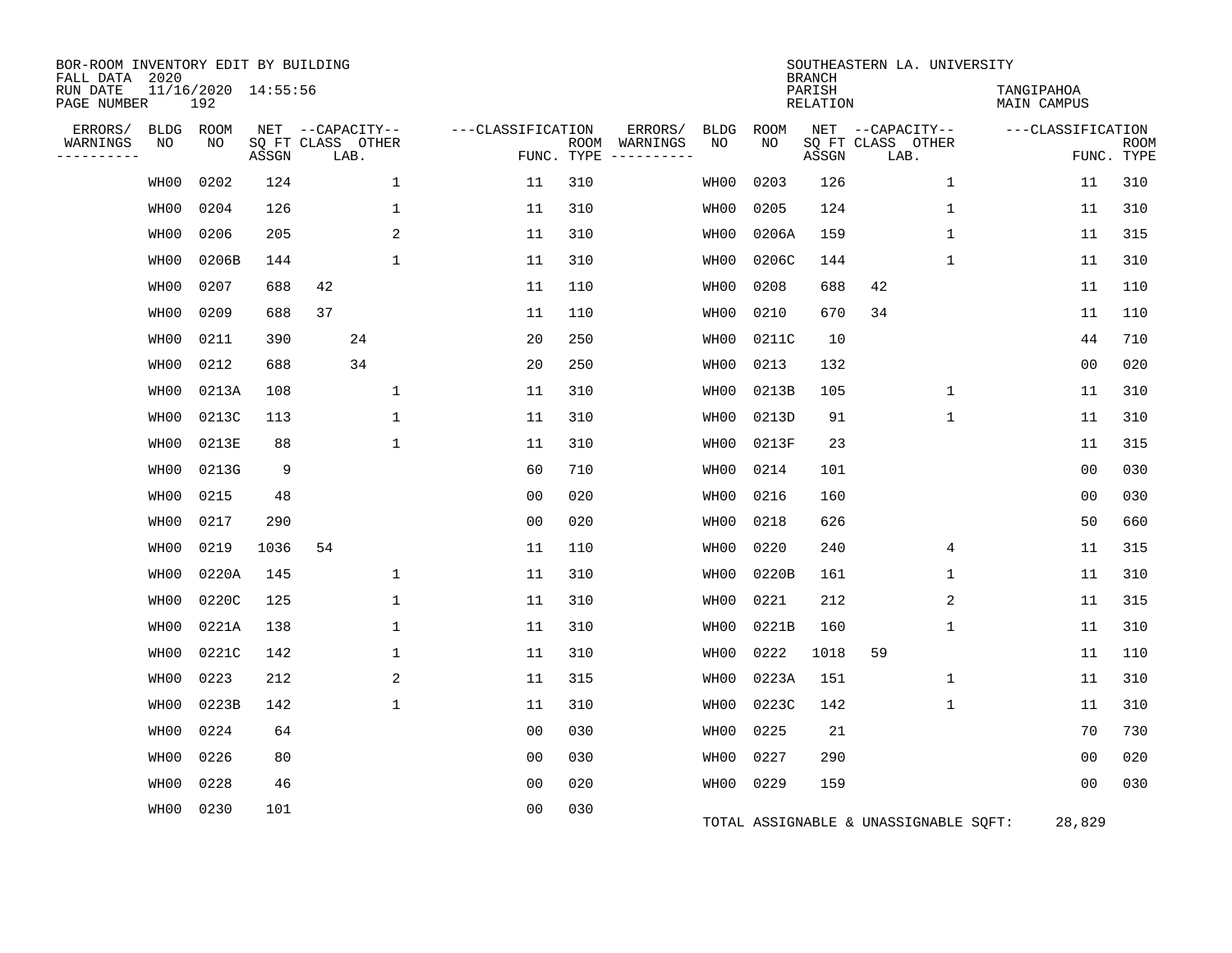BOR-ROOM INVENTORY EDIT BY BUILDING
FALL DATA 2020
RUN DATE 11/16/2020 14:55:56
PAGE NUMBER 192

SOUTHEASTERN LA. UNIVERSITY
BRANCH
PARISH TANGIPAHOA
RELATION MAIN CAMPUS

| ERRORS/ WARNINGS | BLDG NO | ROOM NO | NET SQ FT ASSGN | CAPACITY CLASS | CAPACITY LAB. | CAPACITY OTHER | CLASSIFICATION FUNC. | ROOM TYPE | ERRORS/ WARNINGS | BLDG NO | ROOM NO | NET SQ FT ASSGN | CAPACITY CLASS | CAPACITY LAB. | CAPACITY OTHER | CLASSIFICATION FUNC. | ROOM TYPE |
|---|---|---|---|---|---|---|---|---|---|---|---|---|---|---|---|---|---|
| | WH00 | 0202 | 124 | | | 1 | 11 | 310 | | WH00 | 0203 | 126 | | | 1 | 11 | 310 |
| | WH00 | 0204 | 126 | | | 1 | 11 | 310 | | WH00 | 0205 | 124 | | | 1 | 11 | 310 |
| | WH00 | 0206 | 205 | | | 2 | 11 | 310 | | WH00 | 0206A | 159 | | | 1 | 11 | 315 |
| | WH00 | 0206B | 144 | | | 1 | 11 | 310 | | WH00 | 0206C | 144 | | | 1 | 11 | 310 |
| | WH00 | 0207 | 688 | 42 | | | 11 | 110 | | WH00 | 0208 | 688 | 42 | | | 11 | 110 |
| | WH00 | 0209 | 688 | 37 | | | 11 | 110 | | WH00 | 0210 | 670 | 34 | | | 11 | 110 |
| | WH00 | 0211 | 390 | | 24 | | 20 | 250 | | WH00 | 0211C | 10 | | | | 44 | 710 |
| | WH00 | 0212 | 688 | | 34 | | 20 | 250 | | WH00 | 0213 | 132 | | | | 00 | 020 |
| | WH00 | 0213A | 108 | | | 1 | 11 | 310 | | WH00 | 0213B | 105 | | | 1 | 11 | 310 |
| | WH00 | 0213C | 113 | | | 1 | 11 | 310 | | WH00 | 0213D | 91 | | | 1 | 11 | 310 |
| | WH00 | 0213E | 88 | | | 1 | 11 | 310 | | WH00 | 0213F | 23 | | | | 11 | 315 |
| | WH00 | 0213G | 9 | | | | 60 | 710 | | WH00 | 0214 | 101 | | | | 00 | 030 |
| | WH00 | 0215 | 48 | | | | 00 | 020 | | WH00 | 0216 | 160 | | | | 00 | 030 |
| | WH00 | 0217 | 290 | | | | 00 | 020 | | WH00 | 0218 | 626 | | | | 50 | 660 |
| | WH00 | 0219 | 1036 | 54 | | | 11 | 110 | | WH00 | 0220 | 240 | | | 4 | 11 | 315 |
| | WH00 | 0220A | 145 | | | 1 | 11 | 310 | | WH00 | 0220B | 161 | | | 1 | 11 | 310 |
| | WH00 | 0220C | 125 | | | 1 | 11 | 310 | | WH00 | 0221 | 212 | | | 2 | 11 | 315 |
| | WH00 | 0221A | 138 | | | 1 | 11 | 310 | | WH00 | 0221B | 160 | | | 1 | 11 | 310 |
| | WH00 | 0221C | 142 | | | 1 | 11 | 310 | | WH00 | 0222 | 1018 | 59 | | | 11 | 110 |
| | WH00 | 0223 | 212 | | | 2 | 11 | 315 | | WH00 | 0223A | 151 | | | 1 | 11 | 310 |
| | WH00 | 0223B | 142 | | | 1 | 11 | 310 | | WH00 | 0223C | 142 | | | 1 | 11 | 310 |
| | WH00 | 0224 | 64 | | | | 00 | 030 | | WH00 | 0225 | 21 | | | | 70 | 730 |
| | WH00 | 0226 | 80 | | | | 00 | 030 | | WH00 | 0227 | 290 | | | | 00 | 020 |
| | WH00 | 0228 | 46 | | | | 00 | 020 | | WH00 | 0229 | 159 | | | | 00 | 030 |
| | WH00 | 0230 | 101 | | | | 00 | 030 | | | | | | | | | |

TOTAL ASSIGNABLE & UNASSIGNABLE SQFT: 28,829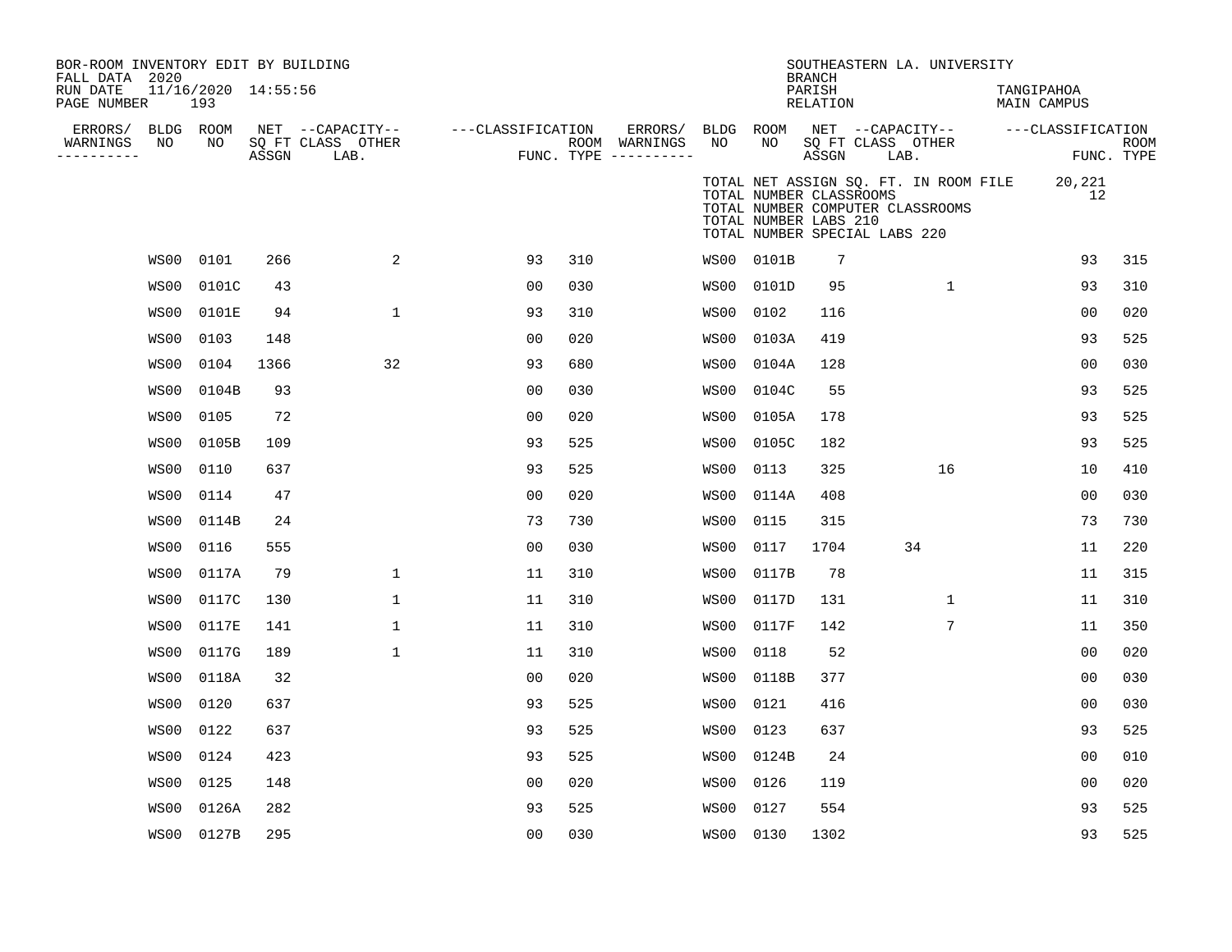BOR-ROOM INVENTORY EDIT BY BUILDING
FALL DATA 2020
RUN DATE 11/16/2020 14:55:56
PAGE NUMBER 193

SOUTHEASTERN LA. UNIVERSITY
BRANCH
PARISH TANGIPAHOA
RELATION MAIN CAMPUS

| TOTAL NET ASSIGN SQ. FT. IN ROOM FILE | 20,221 |
|---|---|
| TOTAL NUMBER CLASSROOMS | 12 |
| TOTAL NUMBER COMPUTER CLASSROOMS | |
| TOTAL NUMBER LABS 210 | |
| TOTAL NUMBER SPECIAL LABS 220 | |

| ERRORS/ WARNINGS | BLDG NO | ROOM NO | NET SQ FT ASSGN | CAPACITY CLASS | CAPACITY OTHER LAB. | CLASSIFICATION FUNC. | ROOM TYPE | ERRORS/ WARNINGS | BLDG NO | ROOM NO | NET SQ FT ASSGN | CAPACITY CLASS | CAPACITY OTHER LAB. | CLASSIFICATION FUNC. | ROOM TYPE |
|---|---|---|---|---|---|---|---|---|---|---|---|---|---|---|---|
| | WS00 | 0101 | 266 | | 2 | 93 | 310 | | WS00 | 0101B | 7 | | | 93 | 315 |
| | WS00 | 0101C | 43 | | | 00 | 030 | | WS00 | 0101D | 95 | | 1 | 93 | 310 |
| | WS00 | 0101E | 94 | | 1 | 93 | 310 | | WS00 | 0102 | 116 | | | 00 | 020 |
| | WS00 | 0103 | 148 | | | 00 | 020 | | WS00 | 0103A | 419 | | | 93 | 525 |
| | WS00 | 0104 | 1366 | | 32 | 93 | 680 | | WS00 | 0104A | 128 | | | 00 | 030 |
| | WS00 | 0104B | 93 | | | 00 | 030 | | WS00 | 0104C | 55 | | | 93 | 525 |
| | WS00 | 0105 | 72 | | | 00 | 020 | | WS00 | 0105A | 178 | | | 93 | 525 |
| | WS00 | 0105B | 109 | | | 93 | 525 | | WS00 | 0105C | 182 | | | 93 | 525 |
| | WS00 | 0110 | 637 | | | 93 | 525 | | WS00 | 0113 | 325 | | 16 | 10 | 410 |
| | WS00 | 0114 | 47 | | | 00 | 020 | | WS00 | 0114A | 408 | | | 00 | 030 |
| | WS00 | 0114B | 24 | | | 73 | 730 | | WS00 | 0115 | 315 | | | 73 | 730 |
| | WS00 | 0116 | 555 | | | 00 | 030 | | WS00 | 0117 | 1704 | 34 | | 11 | 220 |
| | WS00 | 0117A | 79 | | 1 | 11 | 310 | | WS00 | 0117B | 78 | | | 11 | 315 |
| | WS00 | 0117C | 130 | | 1 | 11 | 310 | | WS00 | 0117D | 131 | | 1 | 11 | 310 |
| | WS00 | 0117E | 141 | | 1 | 11 | 310 | | WS00 | 0117F | 142 | | 7 | 11 | 350 |
| | WS00 | 0117G | 189 | | 1 | 11 | 310 | | WS00 | 0118 | 52 | | | 00 | 020 |
| | WS00 | 0118A | 32 | | | 00 | 020 | | WS00 | 0118B | 377 | | | 00 | 030 |
| | WS00 | 0120 | 637 | | | 93 | 525 | | WS00 | 0121 | 416 | | | 00 | 030 |
| | WS00 | 0122 | 637 | | | 93 | 525 | | WS00 | 0123 | 637 | | | 93 | 525 |
| | WS00 | 0124 | 423 | | | 93 | 525 | | WS00 | 0124B | 24 | | | 00 | 010 |
| | WS00 | 0125 | 148 | | | 00 | 020 | | WS00 | 0126 | 119 | | | 00 | 020 |
| | WS00 | 0126A | 282 | | | 93 | 525 | | WS00 | 0127 | 554 | | | 93 | 525 |
| | WS00 | 0127B | 295 | | | 00 | 030 | | WS00 | 0130 | 1302 | | | 93 | 525 |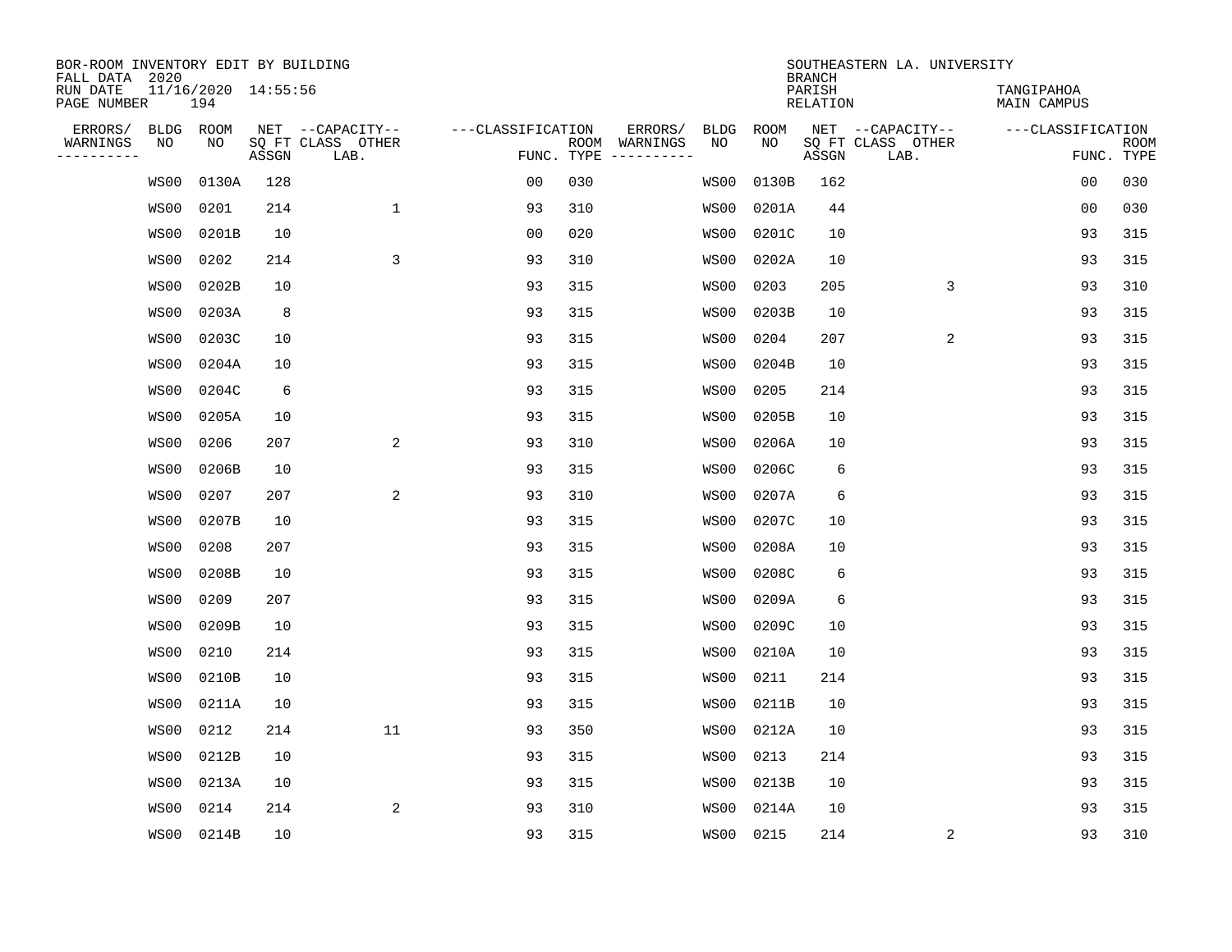BOR-ROOM INVENTORY EDIT BY BUILDING
FALL DATA 2020
RUN DATE 11/16/2020 14:55:56
PAGE NUMBER 194

SOUTHEASTERN LA. UNIVERSITY
BRANCH
PARISH TANGIPAHOA
RELATION MAIN CAMPUS

| ERRORS/ WARNINGS | BLDG NO | ROOM NO | NET SQ FT ASSGN | CAPACITY-- CLASS LAB. | OTHER | CLASSIFICATION FUNC. | ROOM TYPE | ERRORS/ WARNINGS | BLDG NO | ROOM NO | NET SQ FT ASSGN | CAPACITY-- CLASS LAB. | OTHER | CLASSIFICATION FUNC. | ROOM TYPE |
|---|---|---|---|---|---|---|---|---|---|---|---|---|---|---|---|
| | WS00 | 0130A | 128 | | | 00 | 030 | | WS00 | 0130B | 162 | | | 00 | 030 |
| | WS00 | 0201 | 214 | | 1 | 93 | 310 | | WS00 | 0201A | 44 | | | 00 | 030 |
| | WS00 | 0201B | 10 | | | 00 | 020 | | WS00 | 0201C | 10 | | | 93 | 315 |
| | WS00 | 0202 | 214 | | 3 | 93 | 310 | | WS00 | 0202A | 10 | | | 93 | 315 |
| | WS00 | 0202B | 10 | | | 93 | 315 | | WS00 | 0203 | 205 | | 3 | 93 | 310 |
| | WS00 | 0203A | 8 | | | 93 | 315 | | WS00 | 0203B | 10 | | | 93 | 315 |
| | WS00 | 0203C | 10 | | | 93 | 315 | | WS00 | 0204 | 207 | | 2 | 93 | 315 |
| | WS00 | 0204A | 10 | | | 93 | 315 | | WS00 | 0204B | 10 | | | 93 | 315 |
| | WS00 | 0204C | 6 | | | 93 | 315 | | WS00 | 0205 | 214 | | | 93 | 315 |
| | WS00 | 0205A | 10 | | | 93 | 315 | | WS00 | 0205B | 10 | | | 93 | 315 |
| | WS00 | 0206 | 207 | | 2 | 93 | 310 | | WS00 | 0206A | 10 | | | 93 | 315 |
| | WS00 | 0206B | 10 | | | 93 | 315 | | WS00 | 0206C | 6 | | | 93 | 315 |
| | WS00 | 0207 | 207 | | 2 | 93 | 310 | | WS00 | 0207A | 6 | | | 93 | 315 |
| | WS00 | 0207B | 10 | | | 93 | 315 | | WS00 | 0207C | 10 | | | 93 | 315 |
| | WS00 | 0208 | 207 | | | 93 | 315 | | WS00 | 0208A | 10 | | | 93 | 315 |
| | WS00 | 0208B | 10 | | | 93 | 315 | | WS00 | 0208C | 6 | | | 93 | 315 |
| | WS00 | 0209 | 207 | | | 93 | 315 | | WS00 | 0209A | 6 | | | 93 | 315 |
| | WS00 | 0209B | 10 | | | 93 | 315 | | WS00 | 0209C | 10 | | | 93 | 315 |
| | WS00 | 0210 | 214 | | | 93 | 315 | | WS00 | 0210A | 10 | | | 93 | 315 |
| | WS00 | 0210B | 10 | | | 93 | 315 | | WS00 | 0211 | 214 | | | 93 | 315 |
| | WS00 | 0211A | 10 | | | 93 | 315 | | WS00 | 0211B | 10 | | | 93 | 315 |
| | WS00 | 0212 | 214 | | 11 | 93 | 350 | | WS00 | 0212A | 10 | | | 93 | 315 |
| | WS00 | 0212B | 10 | | | 93 | 315 | | WS00 | 0213 | 214 | | | 93 | 315 |
| | WS00 | 0213A | 10 | | | 93 | 315 | | WS00 | 0213B | 10 | | | 93 | 315 |
| | WS00 | 0214 | 214 | | 2 | 93 | 310 | | WS00 | 0214A | 10 | | | 93 | 315 |
| | WS00 | 0214B | 10 | | | 93 | 315 | | WS00 | 0215 | 214 | | 2 | 93 | 310 |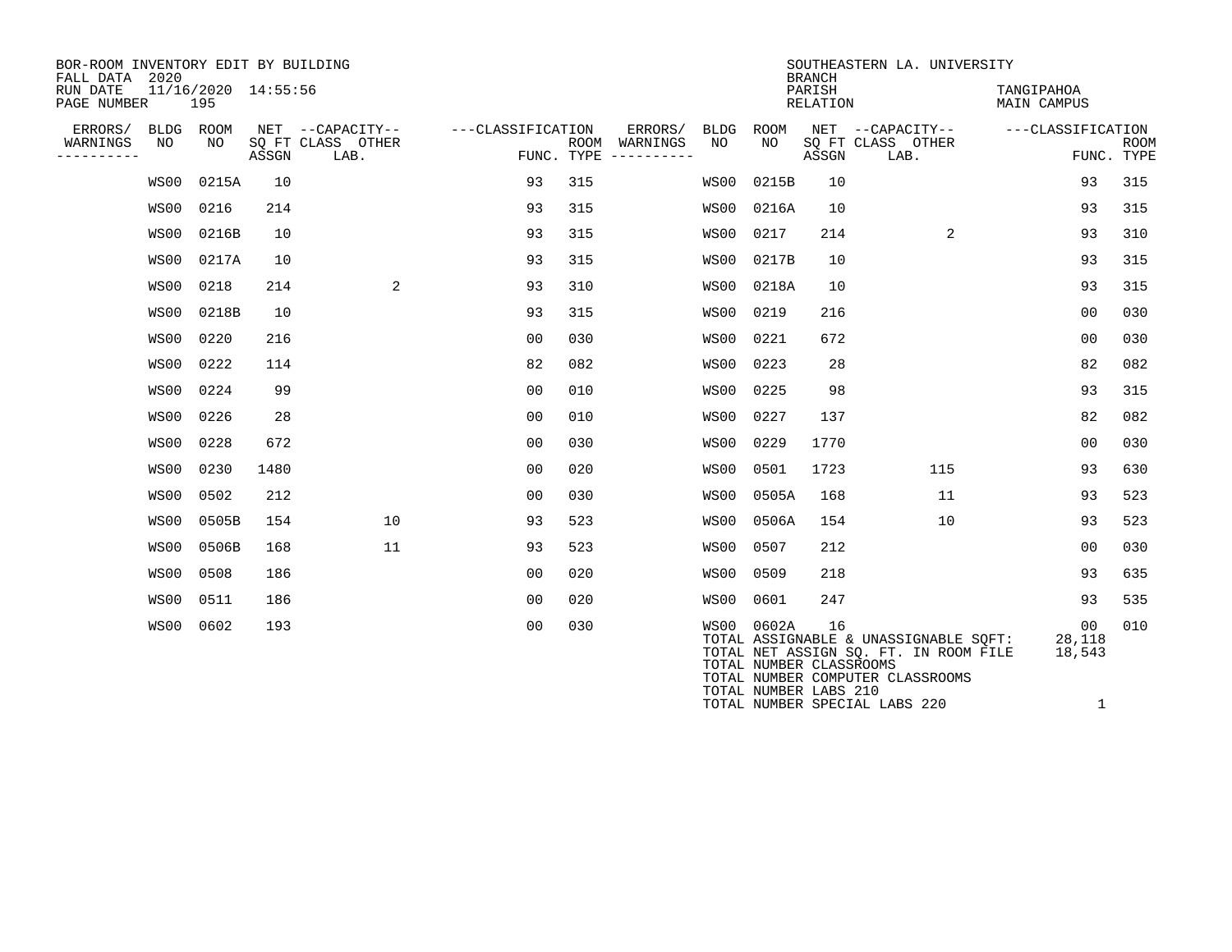BOR-ROOM INVENTORY EDIT BY BUILDING
FALL DATA 2020
RUN DATE 11/16/2020 14:55:56
PAGE NUMBER 195

SOUTHEASTERN LA. UNIVERSITY
BRANCH
PARISH TANGIPAHOA
RELATION MAIN CAMPUS

| ERRORS/ WARNINGS | BLDG NO | ROOM NO | NET SQ FT ASSGN | CAPACITY CLASS | CAPACITY OTHER LAB. | CLASSIFICATION FUNC. | ROOM TYPE | ERRORS/ WARNINGS | BLDG NO | ROOM NO | NET SQ FT ASSGN | CAPACITY CLASS | CAPACITY OTHER LAB. | CLASSIFICATION FUNC. | ROOM TYPE |
|---|---|---|---|---|---|---|---|---|---|---|---|---|---|---|---|
| | WS00 | 0215A | 10 | | | 93 | 315 | | WS00 | 0215B | 10 | | | 93 | 315 |
| | WS00 | 0216 | 214 | | | 93 | 315 | | WS00 | 0216A | 10 | | | 93 | 315 |
| | WS00 | 0216B | 10 | | | 93 | 315 | | WS00 | 0217 | 214 | | 2 | 93 | 310 |
| | WS00 | 0217A | 10 | | | 93 | 315 | | WS00 | 0217B | 10 | | | 93 | 315 |
| | WS00 | 0218 | 214 | | 2 | 93 | 310 | | WS00 | 0218A | 10 | | | 93 | 315 |
| | WS00 | 0218B | 10 | | | 93 | 315 | | WS00 | 0219 | 216 | | | 00 | 030 |
| | WS00 | 0220 | 216 | | | 00 | 030 | | WS00 | 0221 | 672 | | | 00 | 030 |
| | WS00 | 0222 | 114 | | | 82 | 082 | | WS00 | 0223 | 28 | | | 82 | 082 |
| | WS00 | 0224 | 99 | | | 00 | 010 | | WS00 | 0225 | 98 | | | 93 | 315 |
| | WS00 | 0226 | 28 | | | 00 | 010 | | WS00 | 0227 | 137 | | | 82 | 082 |
| | WS00 | 0228 | 672 | | | 00 | 030 | | WS00 | 0229 | 1770 | | | 00 | 030 |
| | WS00 | 0230 | 1480 | | | 00 | 020 | | WS00 | 0501 | 1723 | | 115 | 93 | 630 |
| | WS00 | 0502 | 212 | | | 00 | 030 | | WS00 | 0505A | 168 | | 11 | 93 | 523 |
| | WS00 | 0505B | 154 | | 10 | 93 | 523 | | WS00 | 0506A | 154 | | 10 | 93 | 523 |
| | WS00 | 0506B | 168 | | 11 | 93 | 523 | | WS00 | 0507 | 212 | | | 00 | 030 |
| | WS00 | 0508 | 186 | | | 00 | 020 | | WS00 | 0509 | 218 | | | 93 | 635 |
| | WS00 | 0511 | 186 | | | 00 | 020 | | WS00 | 0601 | 247 | | | 93 | 535 |
| | WS00 | 0602 | 193 | | | 00 | 030 | | WS00 | 0602A | 16 | | | 00 | 010 |

TOTAL ASSIGNABLE & UNASSIGNABLE SQFT: 28,118
TOTAL NET ASSIGN SQ. FT. IN ROOM FILE 18,543
TOTAL NUMBER CLASSROOMS
TOTAL NUMBER COMPUTER CLASSROOMS
TOTAL NUMBER LABS 210
TOTAL NUMBER SPECIAL LABS 220 1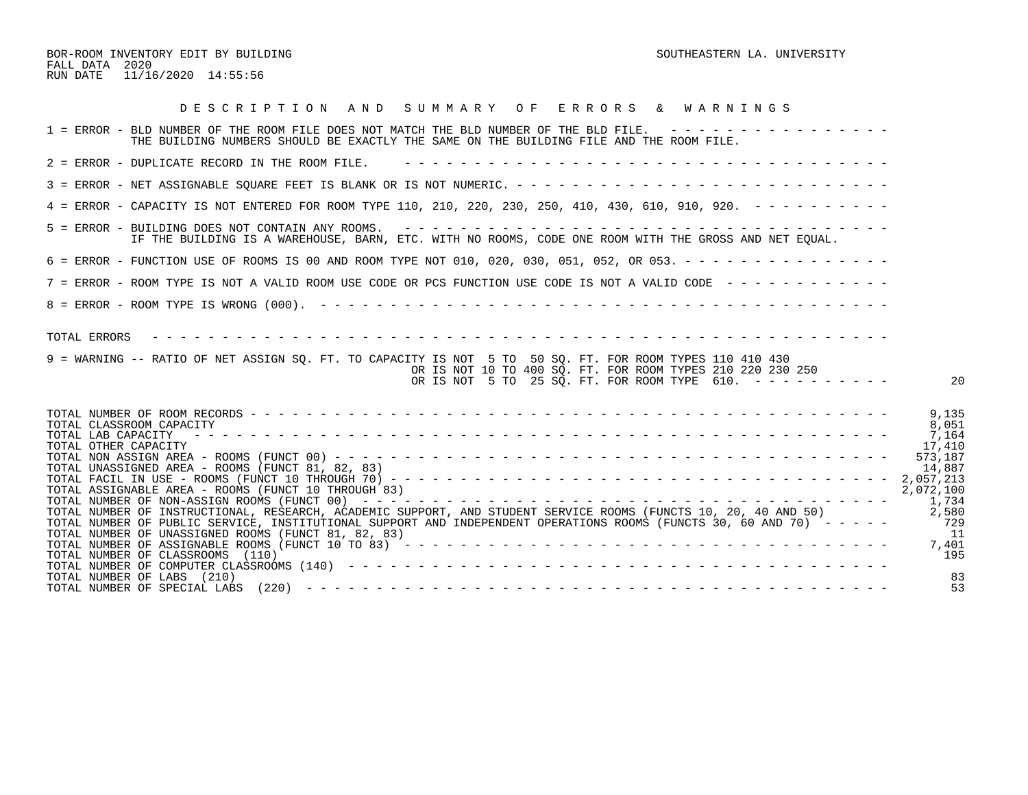BOR-ROOM INVENTORY EDIT BY BUILDING
FALL DATA 2020
RUN DATE 11/16/2020 14:55:56

SOUTHEASTERN LA. UNIVERSITY

## D E S C R I P T I O N   A N D   S U M M A R Y   O F   E R R O R S   &   W A R N I N G S

| Description | Count |
|---|---|
| 1 = ERROR - BLD NUMBER OF THE ROOM FILE DOES NOT MATCH THE BLD NUMBER OF THE BLD FILE. THE BUILDING NUMBERS SHOULD BE EXACTLY THE SAME ON THE BUILDING FILE AND THE ROOM FILE. | |
| 2 = ERROR - DUPLICATE RECORD IN THE ROOM FILE. | |
| 3 = ERROR - NET ASSIGNABLE SQUARE FEET IS BLANK OR IS NOT NUMERIC. | |
| 4 = ERROR - CAPACITY IS NOT ENTERED FOR ROOM TYPE 110, 210, 220, 230, 250, 410, 430, 610, 910, 920. | |
| 5 = ERROR - BUILDING DOES NOT CONTAIN ANY ROOMS. IF THE BUILDING IS A WAREHOUSE, BARN, ETC. WITH NO ROOMS, CODE ONE ROOM WITH THE GROSS AND NET EQUAL. | |
| 6 = ERROR - FUNCTION USE OF ROOMS IS 00 AND ROOM TYPE NOT 010, 020, 030, 051, 052, OR 053. | |
| 7 = ERROR - ROOM TYPE IS NOT A VALID ROOM USE CODE OR PCS FUNCTION USE CODE IS NOT A VALID CODE | |
| 8 = ERROR - ROOM TYPE IS WRONG (000). | |
| TOTAL ERRORS | |
| 9 = WARNING -- RATIO OF NET ASSIGN SQ. FT. TO CAPACITY IS NOT 5 TO 50 SQ. FT. FOR ROOM TYPES 110 410 430 OR IS NOT 10 TO 400 SQ. FT. FOR ROOM TYPES 210 220 230 250 OR IS NOT 5 TO 25 SQ. FT. FOR ROOM TYPE 610. | 20 |

| Summary | Value |
|---|---|
| TOTAL NUMBER OF ROOM RECORDS | 9,135 |
| TOTAL CLASSROOM CAPACITY | 8,051 |
| TOTAL LAB CAPACITY | 7,164 |
| TOTAL OTHER CAPACITY | 17,410 |
| TOTAL NON ASSIGN AREA - ROOMS (FUNCT 00) | 573,187 |
| TOTAL UNASSIGNED AREA - ROOMS (FUNCT 81, 82, 83) | 14,887 |
| TOTAL FACIL IN USE - ROOMS (FUNCT 10 THROUGH 70) | 2,057,213 |
| TOTAL ASSIGNABLE AREA - ROOMS (FUNCT 10 THROUGH 83) | 2,072,100 |
| TOTAL NUMBER OF NON-ASSIGN ROOMS (FUNCT 00) | 1,734 |
| TOTAL NUMBER OF INSTRUCTIONAL, RESEARCH, ACADEMIC SUPPORT, AND STUDENT SERVICE ROOMS (FUNCTS 10, 20, 40 AND 50) | 2,580 |
| TOTAL NUMBER OF PUBLIC SERVICE, INSTITUTIONAL SUPPORT AND INDEPENDENT OPERATIONS ROOMS (FUNCTS 30, 60 AND 70) | 729 |
| TOTAL NUMBER OF UNASSIGNED ROOMS (FUNCT 81, 82, 83) | 11 |
| TOTAL NUMBER OF ASSIGNABLE ROOMS (FUNCT 10 TO 83) | 7,401 |
| TOTAL NUMBER OF CLASSROOMS (110) | 195 |
| TOTAL NUMBER OF COMPUTER CLASSROOMS (140) | |
| TOTAL NUMBER OF LABS (210) | 83 |
| TOTAL NUMBER OF SPECIAL LABS (220) | 53 |